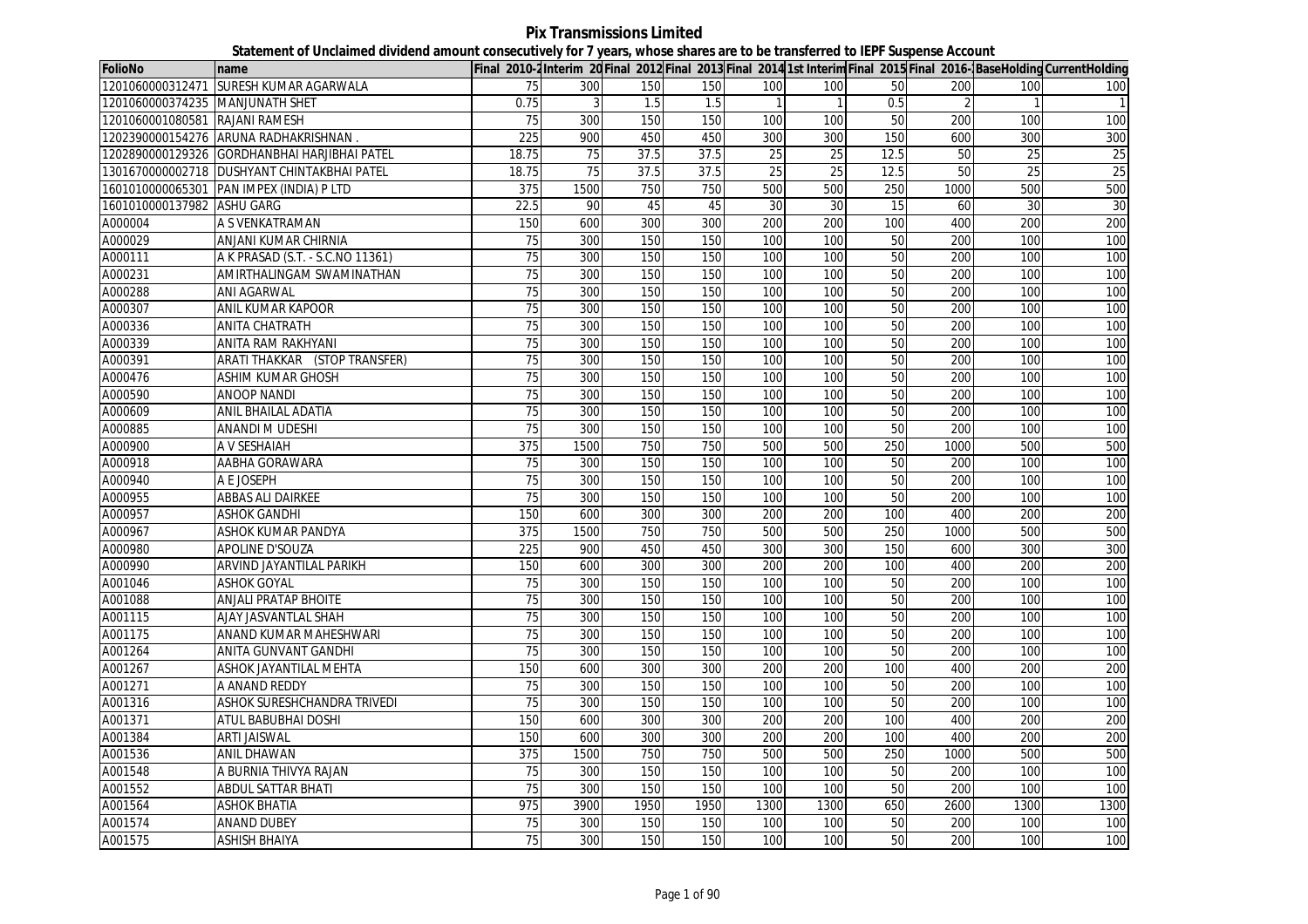# Pix Transmissions Limited

## Statement of Unclaimed dividend amount consecutively for 7 years, whose shares are to be transferred to IEPF Suspense Account

| FolioNo | name | Final 2010-2 | Interim 20 | Final 2012 | Final 2013 | Final 2014 | 1st Interim | Final 2015 | Final 2016- | BaseHolding | CurrentHolding |
|---|---|---|---|---|---|---|---|---|---|---|---|
| 1201060000312471 | SURESH KUMAR AGARWALA | 75 | 300 | 150 | 150 | 100 | 100 | 50 | 200 | 100 | 100 |
| 1201060000374235 | MANJUNATH SHET | 0.75 | 3 | 1.5 | 1.5 | 1 | 1 | 0.5 | 2 | 1 | 1 |
| 1201060001080581 | RAJANI RAMESH | 75 | 300 | 150 | 150 | 100 | 100 | 50 | 200 | 100 | 100 |
| 1202390000154276 | ARUNA RADHAKRISHNAN . | 225 | 900 | 450 | 450 | 300 | 300 | 150 | 600 | 300 | 300 |
| 1202890000129326 | GORDHANBHAI HARJIBHAI PATEL | 18.75 | 75 | 37.5 | 37.5 | 25 | 25 | 12.5 | 50 | 25 | 25 |
| 1301670000002718 | DUSHYANT CHINTAKBHAI PATEL | 18.75 | 75 | 37.5 | 37.5 | 25 | 25 | 12.5 | 50 | 25 | 25 |
| 1601010000065301 | PAN IMPEX (INDIA) P LTD | 375 | 1500 | 750 | 750 | 500 | 500 | 250 | 1000 | 500 | 500 |
| 1601010000137982 | ASHU GARG | 22.5 | 90 | 45 | 45 | 30 | 30 | 15 | 60 | 30 | 30 |
| A000004 | A S VENKATRAMAN | 150 | 600 | 300 | 300 | 200 | 200 | 100 | 400 | 200 | 200 |
| A000029 | ANJANI KUMAR CHIRNIA | 75 | 300 | 150 | 150 | 100 | 100 | 50 | 200 | 100 | 100 |
| A000111 | A K PRASAD (S.T. - S.C.NO 11361) | 75 | 300 | 150 | 150 | 100 | 100 | 50 | 200 | 100 | 100 |
| A000231 | AMIRTHALINGAM SWAMINATHAN | 75 | 300 | 150 | 150 | 100 | 100 | 50 | 200 | 100 | 100 |
| A000288 | ANI AGARWAL | 75 | 300 | 150 | 150 | 100 | 100 | 50 | 200 | 100 | 100 |
| A000307 | ANIL KUMAR KAPOOR | 75 | 300 | 150 | 150 | 100 | 100 | 50 | 200 | 100 | 100 |
| A000336 | ANITA CHATRATH | 75 | 300 | 150 | 150 | 100 | 100 | 50 | 200 | 100 | 100 |
| A000339 | ANITA RAM RAKHYANI | 75 | 300 | 150 | 150 | 100 | 100 | 50 | 200 | 100 | 100 |
| A000391 | ARATI THAKKAR (STOP TRANSFER) | 75 | 300 | 150 | 150 | 100 | 100 | 50 | 200 | 100 | 100 |
| A000476 | ASHIM KUMAR GHOSH | 75 | 300 | 150 | 150 | 100 | 100 | 50 | 200 | 100 | 100 |
| A000590 | ANOOP NANDI | 75 | 300 | 150 | 150 | 100 | 100 | 50 | 200 | 100 | 100 |
| A000609 | ANIL BHAILAL ADATIA | 75 | 300 | 150 | 150 | 100 | 100 | 50 | 200 | 100 | 100 |
| A000885 | ANANDI M UDESHI | 75 | 300 | 150 | 150 | 100 | 100 | 50 | 200 | 100 | 100 |
| A000900 | A V SESHAIAH | 375 | 1500 | 750 | 750 | 500 | 500 | 250 | 1000 | 500 | 500 |
| A000918 | AABHA GORAWARA | 75 | 300 | 150 | 150 | 100 | 100 | 50 | 200 | 100 | 100 |
| A000940 | A E JOSEPH | 75 | 300 | 150 | 150 | 100 | 100 | 50 | 200 | 100 | 100 |
| A000955 | ABBAS ALI DAIRKEE | 75 | 300 | 150 | 150 | 100 | 100 | 50 | 200 | 100 | 100 |
| A000957 | ASHOK GANDHI | 150 | 600 | 300 | 300 | 200 | 200 | 100 | 400 | 200 | 200 |
| A000967 | ASHOK KUMAR PANDYA | 375 | 1500 | 750 | 750 | 500 | 500 | 250 | 1000 | 500 | 500 |
| A000980 | APOLINE D'SOUZA | 225 | 900 | 450 | 450 | 300 | 300 | 150 | 600 | 300 | 300 |
| A000990 | ARVIND JAYANTILAL PARIKH | 150 | 600 | 300 | 300 | 200 | 200 | 100 | 400 | 200 | 200 |
| A001046 | ASHOK GOYAL | 75 | 300 | 150 | 150 | 100 | 100 | 50 | 200 | 100 | 100 |
| A001088 | ANJALI PRATAP BHOITE | 75 | 300 | 150 | 150 | 100 | 100 | 50 | 200 | 100 | 100 |
| A001115 | AJAY JASVANTLAL SHAH | 75 | 300 | 150 | 150 | 100 | 100 | 50 | 200 | 100 | 100 |
| A001175 | ANAND KUMAR MAHESHWARI | 75 | 300 | 150 | 150 | 100 | 100 | 50 | 200 | 100 | 100 |
| A001264 | ANITA GUNVANT GANDHI | 75 | 300 | 150 | 150 | 100 | 100 | 50 | 200 | 100 | 100 |
| A001267 | ASHOK JAYANTILAL MEHTA | 150 | 600 | 300 | 300 | 200 | 200 | 100 | 400 | 200 | 200 |
| A001271 | A ANAND REDDY | 75 | 300 | 150 | 150 | 100 | 100 | 50 | 200 | 100 | 100 |
| A001316 | ASHOK SURESHCHANDRA TRIVEDI | 75 | 300 | 150 | 150 | 100 | 100 | 50 | 200 | 100 | 100 |
| A001371 | ATUL BABUBHAI DOSHI | 150 | 600 | 300 | 300 | 200 | 200 | 100 | 400 | 200 | 200 |
| A001384 | ARTI JAISWAL | 150 | 600 | 300 | 300 | 200 | 200 | 100 | 400 | 200 | 200 |
| A001536 | ANIL DHAWAN | 375 | 1500 | 750 | 750 | 500 | 500 | 250 | 1000 | 500 | 500 |
| A001548 | A BURNIA THIVYA RAJAN | 75 | 300 | 150 | 150 | 100 | 100 | 50 | 200 | 100 | 100 |
| A001552 | ABDUL SATTAR BHATI | 75 | 300 | 150 | 150 | 100 | 100 | 50 | 200 | 100 | 100 |
| A001564 | ASHOK BHATIA | 975 | 3900 | 1950 | 1950 | 1300 | 1300 | 650 | 2600 | 1300 | 1300 |
| A001574 | ANAND DUBEY | 75 | 300 | 150 | 150 | 100 | 100 | 50 | 200 | 100 | 100 |
| A001575 | ASHISH BHAIYA | 75 | 300 | 150 | 150 | 100 | 100 | 50 | 200 | 100 | 100 |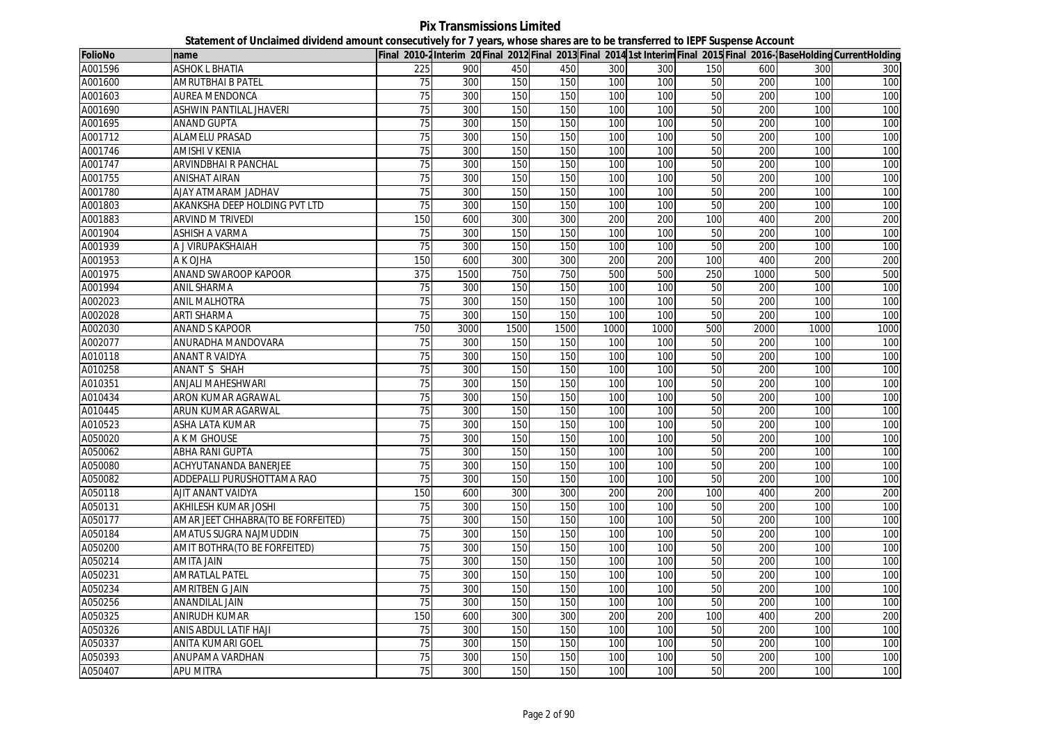# Pix Transmissions Limited

**Statement of Unclaimed dividend amount consecutively for 7 years, whose shares are to be transferred to IEPF Suspense Account**

| FolioNo | name | Final 2010-2 | Interim 20 | Final 2012 | Final 2013 | Final 2014 | 1st Interim | Final 2015 | Final 2016-1 | BaseHolding | CurrentHolding |
|---|---|---|---|---|---|---|---|---|---|---|---|
| A001596 | ASHOK L BHATIA | 225 | 900 | 450 | 450 | 300 | 300 | 150 | 600 | 300 | 300 |
| A001600 | AMRUTBHAI B PATEL | 75 | 300 | 150 | 150 | 100 | 100 | 50 | 200 | 100 | 100 |
| A001603 | AUREA MENDONCA | 75 | 300 | 150 | 150 | 100 | 100 | 50 | 200 | 100 | 100 |
| A001690 | ASHWIN PANTILAL JHAVERI | 75 | 300 | 150 | 150 | 100 | 100 | 50 | 200 | 100 | 100 |
| A001695 | ANAND GUPTA | 75 | 300 | 150 | 150 | 100 | 100 | 50 | 200 | 100 | 100 |
| A001712 | ALAMELU PRASAD | 75 | 300 | 150 | 150 | 100 | 100 | 50 | 200 | 100 | 100 |
| A001746 | AMISHI V KENIA | 75 | 300 | 150 | 150 | 100 | 100 | 50 | 200 | 100 | 100 |
| A001747 | ARVINDBHAI R PANCHAL | 75 | 300 | 150 | 150 | 100 | 100 | 50 | 200 | 100 | 100 |
| A001755 | ANISHAT AIRAN | 75 | 300 | 150 | 150 | 100 | 100 | 50 | 200 | 100 | 100 |
| A001780 | AJAY ATMARAM JADHAV | 75 | 300 | 150 | 150 | 100 | 100 | 50 | 200 | 100 | 100 |
| A001803 | AKANKSHA DEEP HOLDING PVT LTD | 75 | 300 | 150 | 150 | 100 | 100 | 50 | 200 | 100 | 100 |
| A001883 | ARVIND M TRIVEDI | 150 | 600 | 300 | 300 | 200 | 200 | 100 | 400 | 200 | 200 |
| A001904 | ASHISH A VARMA | 75 | 300 | 150 | 150 | 100 | 100 | 50 | 200 | 100 | 100 |
| A001939 | A J VIRUPAKSHAIAH | 75 | 300 | 150 | 150 | 100 | 100 | 50 | 200 | 100 | 100 |
| A001953 | A K OJHA | 150 | 600 | 300 | 300 | 200 | 200 | 100 | 400 | 200 | 200 |
| A001975 | ANAND SWAROOP KAPOOR | 375 | 1500 | 750 | 750 | 500 | 500 | 250 | 1000 | 500 | 500 |
| A001994 | ANIL SHARMA | 75 | 300 | 150 | 150 | 100 | 100 | 50 | 200 | 100 | 100 |
| A002023 | ANIL MALHOTRA | 75 | 300 | 150 | 150 | 100 | 100 | 50 | 200 | 100 | 100 |
| A002028 | ARTI SHARMA | 75 | 300 | 150 | 150 | 100 | 100 | 50 | 200 | 100 | 100 |
| A002030 | ANAND S KAPOOR | 750 | 3000 | 1500 | 1500 | 1000 | 1000 | 500 | 2000 | 1000 | 1000 |
| A002077 | ANURADHA MANDOVARA | 75 | 300 | 150 | 150 | 100 | 100 | 50 | 200 | 100 | 100 |
| A010118 | ANANT R VAIDYA | 75 | 300 | 150 | 150 | 100 | 100 | 50 | 200 | 100 | 100 |
| A010258 | ANANT S SHAH | 75 | 300 | 150 | 150 | 100 | 100 | 50 | 200 | 100 | 100 |
| A010351 | ANJALI MAHESHWARI | 75 | 300 | 150 | 150 | 100 | 100 | 50 | 200 | 100 | 100 |
| A010434 | ARON KUMAR AGRAWAL | 75 | 300 | 150 | 150 | 100 | 100 | 50 | 200 | 100 | 100 |
| A010445 | ARUN KUMAR AGARWAL | 75 | 300 | 150 | 150 | 100 | 100 | 50 | 200 | 100 | 100 |
| A010523 | ASHA LATA KUMAR | 75 | 300 | 150 | 150 | 100 | 100 | 50 | 200 | 100 | 100 |
| A050020 | A K M GHOUSE | 75 | 300 | 150 | 150 | 100 | 100 | 50 | 200 | 100 | 100 |
| A050062 | ABHA RANI GUPTA | 75 | 300 | 150 | 150 | 100 | 100 | 50 | 200 | 100 | 100 |
| A050080 | ACHYUTANANDA BANERJEE | 75 | 300 | 150 | 150 | 100 | 100 | 50 | 200 | 100 | 100 |
| A050082 | ADDEPALLI PURUSHOTTAMA RAO | 75 | 300 | 150 | 150 | 100 | 100 | 50 | 200 | 100 | 100 |
| A050118 | AJIT ANANT VAIDYA | 150 | 600 | 300 | 300 | 200 | 200 | 100 | 400 | 200 | 200 |
| A050131 | AKHILESH KUMAR JOSHI | 75 | 300 | 150 | 150 | 100 | 100 | 50 | 200 | 100 | 100 |
| A050177 | AMAR JEET CHHABRA(TO BE FORFEITED) | 75 | 300 | 150 | 150 | 100 | 100 | 50 | 200 | 100 | 100 |
| A050184 | AMATUS SUGRA NAJMUDDIN | 75 | 300 | 150 | 150 | 100 | 100 | 50 | 200 | 100 | 100 |
| A050200 | AMIT BOTHRA(TO BE FORFEITED) | 75 | 300 | 150 | 150 | 100 | 100 | 50 | 200 | 100 | 100 |
| A050214 | AMITA JAIN | 75 | 300 | 150 | 150 | 100 | 100 | 50 | 200 | 100 | 100 |
| A050231 | AMRATLAL PATEL | 75 | 300 | 150 | 150 | 100 | 100 | 50 | 200 | 100 | 100 |
| A050234 | AMRITBEN G JAIN | 75 | 300 | 150 | 150 | 100 | 100 | 50 | 200 | 100 | 100 |
| A050256 | ANANDILAL JAIN | 75 | 300 | 150 | 150 | 100 | 100 | 50 | 200 | 100 | 100 |
| A050325 | ANIRUDH KUMAR | 150 | 600 | 300 | 300 | 200 | 200 | 100 | 400 | 200 | 200 |
| A050326 | ANIS ABDUL LATIF HAJI | 75 | 300 | 150 | 150 | 100 | 100 | 50 | 200 | 100 | 100 |
| A050337 | ANITA KUMARI GOEL | 75 | 300 | 150 | 150 | 100 | 100 | 50 | 200 | 100 | 100 |
| A050393 | ANUPAMA VARDHAN | 75 | 300 | 150 | 150 | 100 | 100 | 50 | 200 | 100 | 100 |
| A050407 | APU MITRA | 75 | 300 | 150 | 150 | 100 | 100 | 50 | 200 | 100 | 100 |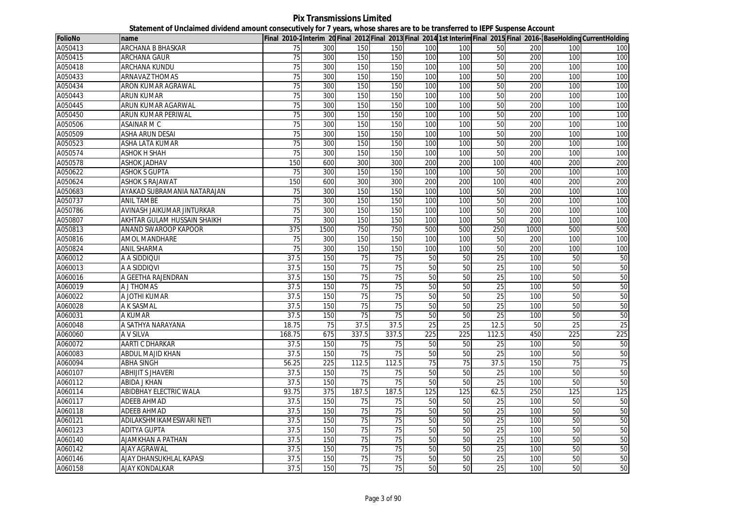**Pix Transmissions Limited**

**Statement of Unclaimed dividend amount consecutively for 7 years, whose shares are to be transferred to IEPF Suspense Account**

| FolioNo | name | Final 2010-2 | Interim 20 | Final 2012 | Final 2013 | Final 2014 | 1st Interim | Final 2015 | Final 2016-1 | BaseHolding | CurrentHolding |
|---|---|---|---|---|---|---|---|---|---|---|---|
| A050413 | ARCHANA B BHASKAR | 75 | 300 | 150 | 150 | 100 | 100 | 50 | 200 | 100 | 100 |
| A050415 | ARCHANA GAUR | 75 | 300 | 150 | 150 | 100 | 100 | 50 | 200 | 100 | 100 |
| A050418 | ARCHANA KUNDU | 75 | 300 | 150 | 150 | 100 | 100 | 50 | 200 | 100 | 100 |
| A050433 | ARNAVAZ THOMAS | 75 | 300 | 150 | 150 | 100 | 100 | 50 | 200 | 100 | 100 |
| A050434 | ARON KUMAR AGRAWAL | 75 | 300 | 150 | 150 | 100 | 100 | 50 | 200 | 100 | 100 |
| A050443 | ARUN KUMAR | 75 | 300 | 150 | 150 | 100 | 100 | 50 | 200 | 100 | 100 |
| A050445 | ARUN KUMAR AGARWAL | 75 | 300 | 150 | 150 | 100 | 100 | 50 | 200 | 100 | 100 |
| A050450 | ARUN KUMAR PERIWAL | 75 | 300 | 150 | 150 | 100 | 100 | 50 | 200 | 100 | 100 |
| A050506 | ASAINAR M C | 75 | 300 | 150 | 150 | 100 | 100 | 50 | 200 | 100 | 100 |
| A050509 | ASHA ARUN DESAI | 75 | 300 | 150 | 150 | 100 | 100 | 50 | 200 | 100 | 100 |
| A050523 | ASHA LATA KUMAR | 75 | 300 | 150 | 150 | 100 | 100 | 50 | 200 | 100 | 100 |
| A050574 | ASHOK H SHAH | 75 | 300 | 150 | 150 | 100 | 100 | 50 | 200 | 100 | 100 |
| A050578 | ASHOK JADHAV | 150 | 600 | 300 | 300 | 200 | 200 | 100 | 400 | 200 | 200 |
| A050622 | ASHOK S GUPTA | 75 | 300 | 150 | 150 | 100 | 100 | 50 | 200 | 100 | 100 |
| A050624 | ASHOK S RAJAWAT | 150 | 600 | 300 | 300 | 200 | 200 | 100 | 400 | 200 | 200 |
| A050683 | AYAKAD SUBRAMANIA NATARAJAN | 75 | 300 | 150 | 150 | 100 | 100 | 50 | 200 | 100 | 100 |
| A050737 | ANIL TAMBE | 75 | 300 | 150 | 150 | 100 | 100 | 50 | 200 | 100 | 100 |
| A050786 | AVINASH JAIKUMAR JINTURKAR | 75 | 300 | 150 | 150 | 100 | 100 | 50 | 200 | 100 | 100 |
| A050807 | AKHTAR GULAM HUSSAIN SHAIKH | 75 | 300 | 150 | 150 | 100 | 100 | 50 | 200 | 100 | 100 |
| A050813 | ANAND SWAROOP KAPOOR | 375 | 1500 | 750 | 750 | 500 | 500 | 250 | 1000 | 500 | 500 |
| A050816 | AMOL MANDHARE | 75 | 300 | 150 | 150 | 100 | 100 | 50 | 200 | 100 | 100 |
| A050824 | ANIL SHARMA | 75 | 300 | 150 | 150 | 100 | 100 | 50 | 200 | 100 | 100 |
| A060012 | A A SIDDIQUI | 37.5 | 150 | 75 | 75 | 50 | 50 | 25 | 100 | 50 | 50 |
| A060013 | A A SIDDIQVI | 37.5 | 150 | 75 | 75 | 50 | 50 | 25 | 100 | 50 | 50 |
| A060016 | A GEETHA RAJENDRAN | 37.5 | 150 | 75 | 75 | 50 | 50 | 25 | 100 | 50 | 50 |
| A060019 | A J THOMAS | 37.5 | 150 | 75 | 75 | 50 | 50 | 25 | 100 | 50 | 50 |
| A060022 | A JOTHI KUMAR | 37.5 | 150 | 75 | 75 | 50 | 50 | 25 | 100 | 50 | 50 |
| A060028 | A K SASMAL | 37.5 | 150 | 75 | 75 | 50 | 50 | 25 | 100 | 50 | 50 |
| A060031 | A KUMAR | 37.5 | 150 | 75 | 75 | 50 | 50 | 25 | 100 | 50 | 50 |
| A060048 | A SATHYA NARAYANA | 18.75 | 75 | 37.5 | 37.5 | 25 | 25 | 12.5 | 50 | 25 | 25 |
| A060060 | A V SILVA | 168.75 | 675 | 337.5 | 337.5 | 225 | 225 | 112.5 | 450 | 225 | 225 |
| A060072 | AARTI C DHARKAR | 37.5 | 150 | 75 | 75 | 50 | 50 | 25 | 100 | 50 | 50 |
| A060083 | ABDUL MAJID KHAN | 37.5 | 150 | 75 | 75 | 50 | 50 | 25 | 100 | 50 | 50 |
| A060094 | ABHA SINGH | 56.25 | 225 | 112.5 | 112.5 | 75 | 75 | 37.5 | 150 | 75 | 75 |
| A060107 | ABHIJIT S JHAVERI | 37.5 | 150 | 75 | 75 | 50 | 50 | 25 | 100 | 50 | 50 |
| A060112 | ABIDA J KHAN | 37.5 | 150 | 75 | 75 | 50 | 50 | 25 | 100 | 50 | 50 |
| A060114 | ABIDBHAY ELECTRIC WALA | 93.75 | 375 | 187.5 | 187.5 | 125 | 125 | 62.5 | 250 | 125 | 125 |
| A060117 | ADEEB AHMAD | 37.5 | 150 | 75 | 75 | 50 | 50 | 25 | 100 | 50 | 50 |
| A060118 | ADEEB AHMAD | 37.5 | 150 | 75 | 75 | 50 | 50 | 25 | 100 | 50 | 50 |
| A060121 | ADILAKSHMIKAMESWARI NETI | 37.5 | 150 | 75 | 75 | 50 | 50 | 25 | 100 | 50 | 50 |
| A060123 | ADITYA GUPTA | 37.5 | 150 | 75 | 75 | 50 | 50 | 25 | 100 | 50 | 50 |
| A060140 | AJAMKHAN A PATHAN | 37.5 | 150 | 75 | 75 | 50 | 50 | 25 | 100 | 50 | 50 |
| A060142 | AJAY AGRAWAL | 37.5 | 150 | 75 | 75 | 50 | 50 | 25 | 100 | 50 | 50 |
| A060146 | AJAY DHANSUKHLAL KAPASI | 37.5 | 150 | 75 | 75 | 50 | 50 | 25 | 100 | 50 | 50 |
| A060158 | AJAY KONDALKAR | 37.5 | 150 | 75 | 75 | 50 | 50 | 25 | 100 | 50 | 50 |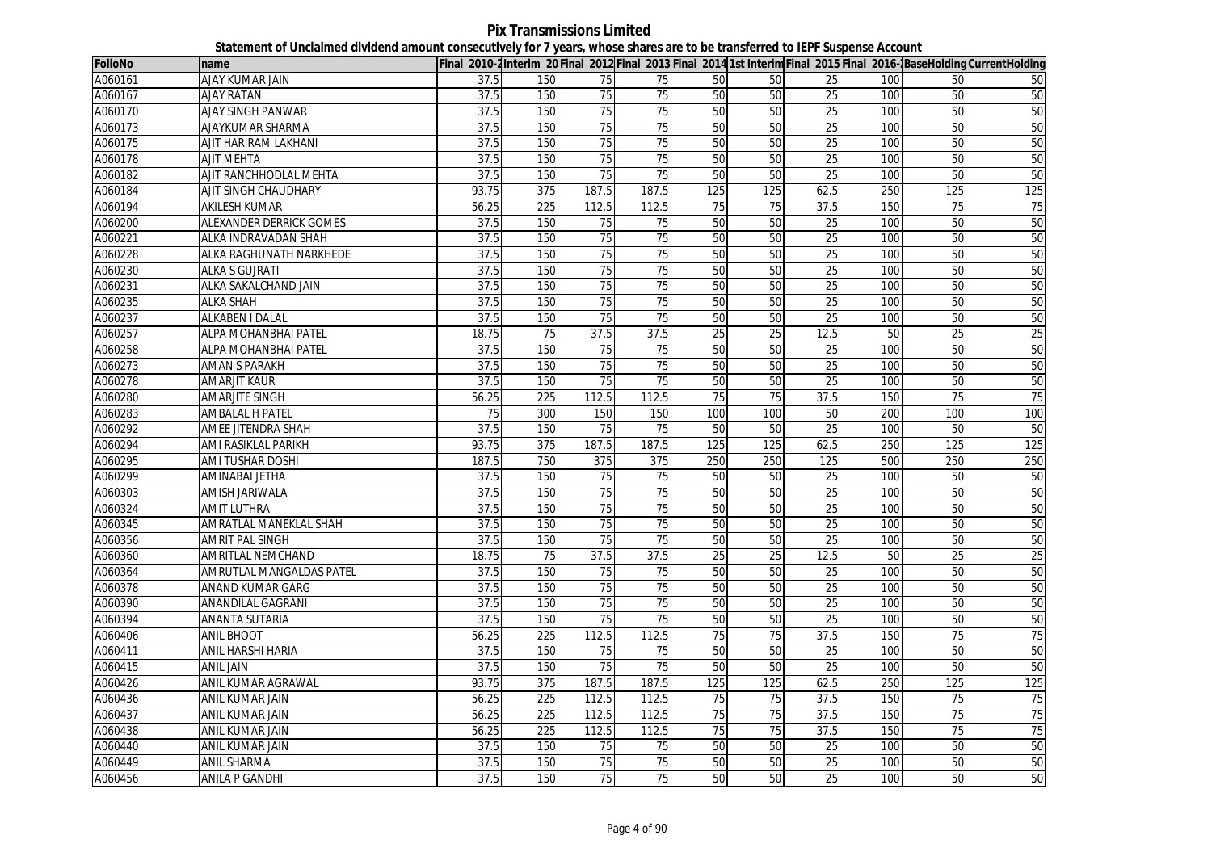**Pix Transmissions Limited**

**Statement of Unclaimed dividend amount consecutively for 7 years, whose shares are to be transferred to IEPF Suspense Account**

| FolioNo | name | Final 2010-2 | Interim 20 | Final 2012 | Final 2013 | Final 2014 | 1st Interim | Final 2015 | Final 2016- | BaseHolding | CurrentHolding |
|---|---|---|---|---|---|---|---|---|---|---|---|
| A060161 | AJAY KUMAR JAIN | 37.5 | 150 | 75 | 75 | 50 | 50 | 25 | 100 | 50 | 50 |
| A060167 | AJAY RATAN | 37.5 | 150 | 75 | 75 | 50 | 50 | 25 | 100 | 50 | 50 |
| A060170 | AJAY SINGH PANWAR | 37.5 | 150 | 75 | 75 | 50 | 50 | 25 | 100 | 50 | 50 |
| A060173 | AJAYKUMAR SHARMA | 37.5 | 150 | 75 | 75 | 50 | 50 | 25 | 100 | 50 | 50 |
| A060175 | AJIT HARIRAM LAKHANI | 37.5 | 150 | 75 | 75 | 50 | 50 | 25 | 100 | 50 | 50 |
| A060178 | AJIT MEHTA | 37.5 | 150 | 75 | 75 | 50 | 50 | 25 | 100 | 50 | 50 |
| A060182 | AJIT RANCHHODLAL MEHTA | 37.5 | 150 | 75 | 75 | 50 | 50 | 25 | 100 | 50 | 50 |
| A060184 | AJIT SINGH CHAUDHARY | 93.75 | 375 | 187.5 | 187.5 | 125 | 125 | 62.5 | 250 | 125 | 125 |
| A060194 | AKILESH KUMAR | 56.25 | 225 | 112.5 | 112.5 | 75 | 75 | 37.5 | 150 | 75 | 75 |
| A060200 | ALEXANDER DERRICK GOMES | 37.5 | 150 | 75 | 75 | 50 | 50 | 25 | 100 | 50 | 50 |
| A060221 | ALKA INDRAVADAN SHAH | 37.5 | 150 | 75 | 75 | 50 | 50 | 25 | 100 | 50 | 50 |
| A060228 | ALKA RAGHUNATH NARKHEDE | 37.5 | 150 | 75 | 75 | 50 | 50 | 25 | 100 | 50 | 50 |
| A060230 | ALKA S GUJRATI | 37.5 | 150 | 75 | 75 | 50 | 50 | 25 | 100 | 50 | 50 |
| A060231 | ALKA SAKALCHAND JAIN | 37.5 | 150 | 75 | 75 | 50 | 50 | 25 | 100 | 50 | 50 |
| A060235 | ALKA SHAH | 37.5 | 150 | 75 | 75 | 50 | 50 | 25 | 100 | 50 | 50 |
| A060237 | ALKABEN I DALAL | 37.5 | 150 | 75 | 75 | 50 | 50 | 25 | 100 | 50 | 50 |
| A060257 | ALPA MOHANBHAI PATEL | 18.75 | 75 | 37.5 | 37.5 | 25 | 25 | 12.5 | 50 | 25 | 25 |
| A060258 | ALPA MOHANBHAI PATEL | 37.5 | 150 | 75 | 75 | 50 | 50 | 25 | 100 | 50 | 50 |
| A060273 | AMAN S PARAKH | 37.5 | 150 | 75 | 75 | 50 | 50 | 25 | 100 | 50 | 50 |
| A060278 | AMARJIT KAUR | 37.5 | 150 | 75 | 75 | 50 | 50 | 25 | 100 | 50 | 50 |
| A060280 | AMARJITE SINGH | 56.25 | 225 | 112.5 | 112.5 | 75 | 75 | 37.5 | 150 | 75 | 75 |
| A060283 | AMBALAL H PATEL | 75 | 300 | 150 | 150 | 100 | 100 | 50 | 200 | 100 | 100 |
| A060292 | AMEE JITENDRA SHAH | 37.5 | 150 | 75 | 75 | 50 | 50 | 25 | 100 | 50 | 50 |
| A060294 | AMI RASIKLAL PARIKH | 93.75 | 375 | 187.5 | 187.5 | 125 | 125 | 62.5 | 250 | 125 | 125 |
| A060295 | AMI TUSHAR DOSHI | 187.5 | 750 | 375 | 375 | 250 | 250 | 125 | 500 | 250 | 250 |
| A060299 | AMINABAI JETHA | 37.5 | 150 | 75 | 75 | 50 | 50 | 25 | 100 | 50 | 50 |
| A060303 | AMISH JARIWALA | 37.5 | 150 | 75 | 75 | 50 | 50 | 25 | 100 | 50 | 50 |
| A060324 | AMIT LUTHRA | 37.5 | 150 | 75 | 75 | 50 | 50 | 25 | 100 | 50 | 50 |
| A060345 | AMRATLAL MANEKLAL SHAH | 37.5 | 150 | 75 | 75 | 50 | 50 | 25 | 100 | 50 | 50 |
| A060356 | AMRIT PAL SINGH | 37.5 | 150 | 75 | 75 | 50 | 50 | 25 | 100 | 50 | 50 |
| A060360 | AMRITLAL NEMCHAND | 18.75 | 75 | 37.5 | 37.5 | 25 | 25 | 12.5 | 50 | 25 | 25 |
| A060364 | AMRUTLAL MANGALDAS PATEL | 37.5 | 150 | 75 | 75 | 50 | 50 | 25 | 100 | 50 | 50 |
| A060378 | ANAND KUMAR GARG | 37.5 | 150 | 75 | 75 | 50 | 50 | 25 | 100 | 50 | 50 |
| A060390 | ANANDILAL GAGRANI | 37.5 | 150 | 75 | 75 | 50 | 50 | 25 | 100 | 50 | 50 |
| A060394 | ANANTA SUTARIA | 37.5 | 150 | 75 | 75 | 50 | 50 | 25 | 100 | 50 | 50 |
| A060406 | ANIL BHOOT | 56.25 | 225 | 112.5 | 112.5 | 75 | 75 | 37.5 | 150 | 75 | 75 |
| A060411 | ANIL HARSHI HARIA | 37.5 | 150 | 75 | 75 | 50 | 50 | 25 | 100 | 50 | 50 |
| A060415 | ANIL JAIN | 37.5 | 150 | 75 | 75 | 50 | 50 | 25 | 100 | 50 | 50 |
| A060426 | ANIL KUMAR AGRAWAL | 93.75 | 375 | 187.5 | 187.5 | 125 | 125 | 62.5 | 250 | 125 | 125 |
| A060436 | ANIL KUMAR JAIN | 56.25 | 225 | 112.5 | 112.5 | 75 | 75 | 37.5 | 150 | 75 | 75 |
| A060437 | ANIL KUMAR JAIN | 56.25 | 225 | 112.5 | 112.5 | 75 | 75 | 37.5 | 150 | 75 | 75 |
| A060438 | ANIL KUMAR JAIN | 56.25 | 225 | 112.5 | 112.5 | 75 | 75 | 37.5 | 150 | 75 | 75 |
| A060440 | ANIL KUMAR JAIN | 37.5 | 150 | 75 | 75 | 50 | 50 | 25 | 100 | 50 | 50 |
| A060449 | ANIL SHARMA | 37.5 | 150 | 75 | 75 | 50 | 50 | 25 | 100 | 50 | 50 |
| A060456 | ANILA P GANDHI | 37.5 | 150 | 75 | 75 | 50 | 50 | 25 | 100 | 50 | 50 |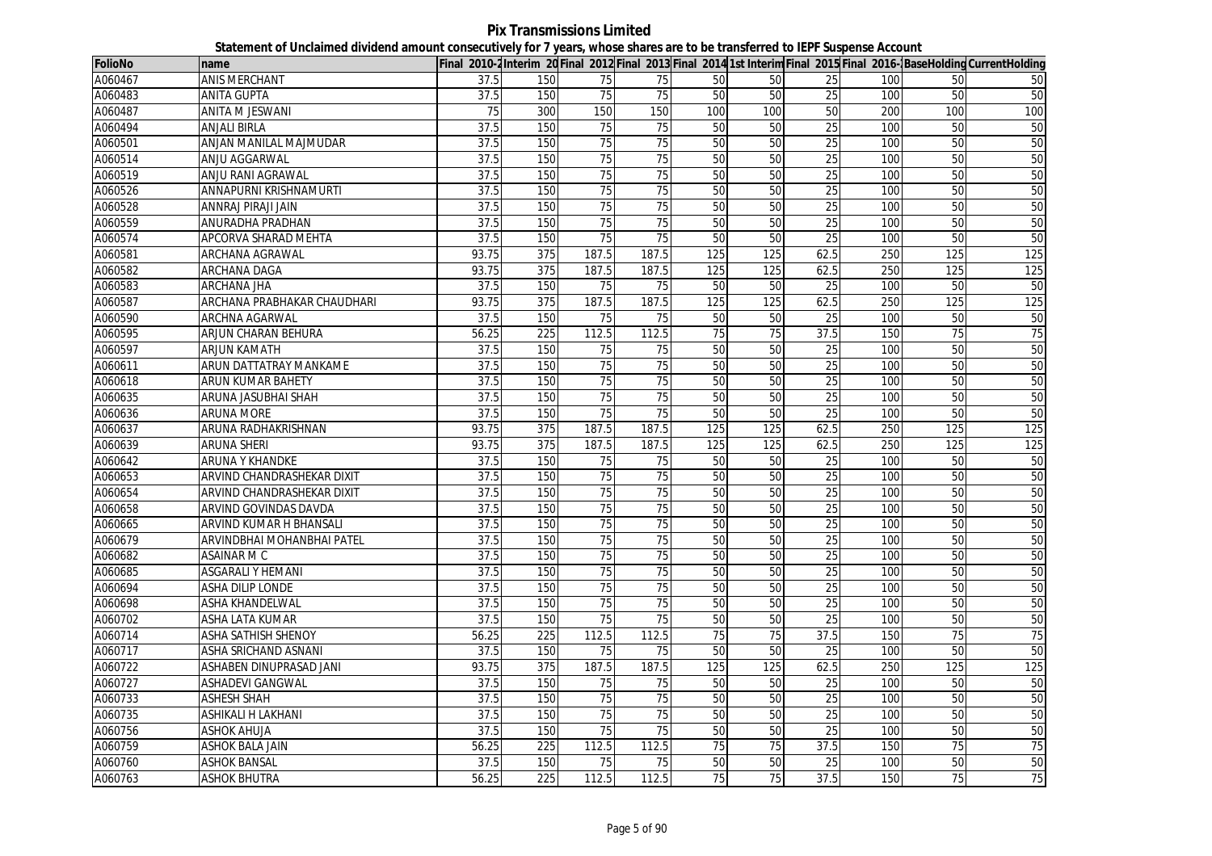# Pix Transmissions Limited

## Statement of Unclaimed dividend amount consecutively for 7 years, whose shares are to be transferred to IEPF Suspense Account

| FolioNo | name | Final 2010-2 | Interim 20 | Final 2012 | Final 2013 | Final 2014 | 1st Interim | Final 2015 | Final 2016- | BaseHolding | CurrentHolding |
|---|---|---|---|---|---|---|---|---|---|---|---|
| A060467 | ANIS MERCHANT | 37.5 | 150 | 75 | 75 | 50 | 50 | 25 | 100 | 50 | 50 |
| A060483 | ANITA GUPTA | 37.5 | 150 | 75 | 75 | 50 | 50 | 25 | 100 | 50 | 50 |
| A060487 | ANITA M JESWANI | 75 | 300 | 150 | 150 | 100 | 100 | 50 | 200 | 100 | 100 |
| A060494 | ANJALI BIRLA | 37.5 | 150 | 75 | 75 | 50 | 50 | 25 | 100 | 50 | 50 |
| A060501 | ANJAN MANILAL MAJMUDAR | 37.5 | 150 | 75 | 75 | 50 | 50 | 25 | 100 | 50 | 50 |
| A060514 | ANJU AGGARWAL | 37.5 | 150 | 75 | 75 | 50 | 50 | 25 | 100 | 50 | 50 |
| A060519 | ANJU RANI AGRAWAL | 37.5 | 150 | 75 | 75 | 50 | 50 | 25 | 100 | 50 | 50 |
| A060526 | ANNAPURNI KRISHNAMURTI | 37.5 | 150 | 75 | 75 | 50 | 50 | 25 | 100 | 50 | 50 |
| A060528 | ANNRAJ PIRAJI JAIN | 37.5 | 150 | 75 | 75 | 50 | 50 | 25 | 100 | 50 | 50 |
| A060559 | ANURADHA PRADHAN | 37.5 | 150 | 75 | 75 | 50 | 50 | 25 | 100 | 50 | 50 |
| A060574 | APCORVA SHARAD MEHTA | 37.5 | 150 | 75 | 75 | 50 | 50 | 25 | 100 | 50 | 50 |
| A060581 | ARCHANA AGRAWAL | 93.75 | 375 | 187.5 | 187.5 | 125 | 125 | 62.5 | 250 | 125 | 125 |
| A060582 | ARCHANA DAGA | 93.75 | 375 | 187.5 | 187.5 | 125 | 125 | 62.5 | 250 | 125 | 125 |
| A060583 | ARCHANA JHA | 37.5 | 150 | 75 | 75 | 50 | 50 | 25 | 100 | 50 | 50 |
| A060587 | ARCHANA PRABHAKAR CHAUDHARI | 93.75 | 375 | 187.5 | 187.5 | 125 | 125 | 62.5 | 250 | 125 | 125 |
| A060590 | ARCHNA AGARWAL | 37.5 | 150 | 75 | 75 | 50 | 50 | 25 | 100 | 50 | 50 |
| A060595 | ARJUN CHARAN BEHURA | 56.25 | 225 | 112.5 | 112.5 | 75 | 75 | 37.5 | 150 | 75 | 75 |
| A060597 | ARJUN KAMATH | 37.5 | 150 | 75 | 75 | 50 | 50 | 25 | 100 | 50 | 50 |
| A060611 | ARUN DATTATRAY MANKAME | 37.5 | 150 | 75 | 75 | 50 | 50 | 25 | 100 | 50 | 50 |
| A060618 | ARUN KUMAR BAHETY | 37.5 | 150 | 75 | 75 | 50 | 50 | 25 | 100 | 50 | 50 |
| A060635 | ARUNA JASUBHAI SHAH | 37.5 | 150 | 75 | 75 | 50 | 50 | 25 | 100 | 50 | 50 |
| A060636 | ARUNA MORE | 37.5 | 150 | 75 | 75 | 50 | 50 | 25 | 100 | 50 | 50 |
| A060637 | ARUNA RADHAKRISHNAN | 93.75 | 375 | 187.5 | 187.5 | 125 | 125 | 62.5 | 250 | 125 | 125 |
| A060639 | ARUNA SHERI | 93.75 | 375 | 187.5 | 187.5 | 125 | 125 | 62.5 | 250 | 125 | 125 |
| A060642 | ARUNA Y KHANDKE | 37.5 | 150 | 75 | 75 | 50 | 50 | 25 | 100 | 50 | 50 |
| A060653 | ARVIND CHANDRASHEKAR DIXIT | 37.5 | 150 | 75 | 75 | 50 | 50 | 25 | 100 | 50 | 50 |
| A060654 | ARVIND CHANDRASHEKAR DIXIT | 37.5 | 150 | 75 | 75 | 50 | 50 | 25 | 100 | 50 | 50 |
| A060658 | ARVIND GOVINDAS DAVDA | 37.5 | 150 | 75 | 75 | 50 | 50 | 25 | 100 | 50 | 50 |
| A060665 | ARVIND KUMAR H BHANSALI | 37.5 | 150 | 75 | 75 | 50 | 50 | 25 | 100 | 50 | 50 |
| A060679 | ARVINDBHAI MOHANBHAI PATEL | 37.5 | 150 | 75 | 75 | 50 | 50 | 25 | 100 | 50 | 50 |
| A060682 | ASAINAR M C | 37.5 | 150 | 75 | 75 | 50 | 50 | 25 | 100 | 50 | 50 |
| A060685 | ASGARALI Y HEMANI | 37.5 | 150 | 75 | 75 | 50 | 50 | 25 | 100 | 50 | 50 |
| A060694 | ASHA DILIP LONDE | 37.5 | 150 | 75 | 75 | 50 | 50 | 25 | 100 | 50 | 50 |
| A060698 | ASHA KHANDELWAL | 37.5 | 150 | 75 | 75 | 50 | 50 | 25 | 100 | 50 | 50 |
| A060702 | ASHA LATA KUMAR | 37.5 | 150 | 75 | 75 | 50 | 50 | 25 | 100 | 50 | 50 |
| A060714 | ASHA SATHISH SHENOY | 56.25 | 225 | 112.5 | 112.5 | 75 | 75 | 37.5 | 150 | 75 | 75 |
| A060717 | ASHA SRICHAND ASNANI | 37.5 | 150 | 75 | 75 | 50 | 50 | 25 | 100 | 50 | 50 |
| A060722 | ASHABEN DINUPRASAD JANI | 93.75 | 375 | 187.5 | 187.5 | 125 | 125 | 62.5 | 250 | 125 | 125 |
| A060727 | ASHADEVI GANGWAL | 37.5 | 150 | 75 | 75 | 50 | 50 | 25 | 100 | 50 | 50 |
| A060733 | ASHESH SHAH | 37.5 | 150 | 75 | 75 | 50 | 50 | 25 | 100 | 50 | 50 |
| A060735 | ASHIKALI H LAKHANI | 37.5 | 150 | 75 | 75 | 50 | 50 | 25 | 100 | 50 | 50 |
| A060756 | ASHOK AHUJA | 37.5 | 150 | 75 | 75 | 50 | 50 | 25 | 100 | 50 | 50 |
| A060759 | ASHOK BALA JAIN | 56.25 | 225 | 112.5 | 112.5 | 75 | 75 | 37.5 | 150 | 75 | 75 |
| A060760 | ASHOK BANSAL | 37.5 | 150 | 75 | 75 | 50 | 50 | 25 | 100 | 50 | 50 |
| A060763 | ASHOK BHUTRA | 56.25 | 225 | 112.5 | 112.5 | 75 | 75 | 37.5 | 150 | 75 | 75 |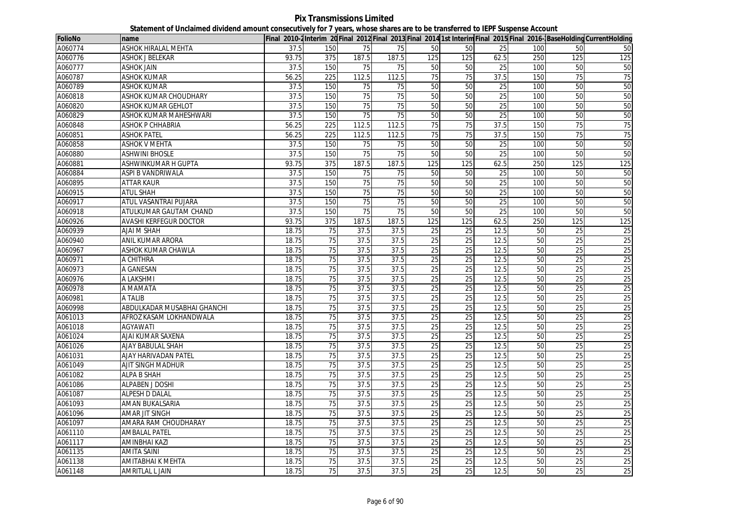**Pix Transmissions Limited**

**Statement of Unclaimed dividend amount consecutively for 7 years, whose shares are to be transferred to IEPF Suspense Account**

| FolioNo | name | Final 2010-2 | Interim 20 | Final 2012 | Final 2013 | Final 2014 | 1st Interim | Final 2015 | Final 2016- | BaseHolding | CurrentHolding |
|---|---|---|---|---|---|---|---|---|---|---|---|
| A060774 | ASHOK HIRALAL MEHTA | 37.5 | 150 | 75 | 75 | 50 | 50 | 25 | 100 | 50 | 50 |
| A060776 | ASHOK J BELEKAR | 93.75 | 375 | 187.5 | 187.5 | 125 | 125 | 62.5 | 250 | 125 | 125 |
| A060777 | ASHOK JAIN | 37.5 | 150 | 75 | 75 | 50 | 50 | 25 | 100 | 50 | 50 |
| A060787 | ASHOK KUMAR | 56.25 | 225 | 112.5 | 112.5 | 75 | 75 | 37.5 | 150 | 75 | 75 |
| A060789 | ASHOK KUMAR | 37.5 | 150 | 75 | 75 | 50 | 50 | 25 | 100 | 50 | 50 |
| A060818 | ASHOK KUMAR CHOUDHARY | 37.5 | 150 | 75 | 75 | 50 | 50 | 25 | 100 | 50 | 50 |
| A060820 | ASHOK KUMAR GEHLOT | 37.5 | 150 | 75 | 75 | 50 | 50 | 25 | 100 | 50 | 50 |
| A060829 | ASHOK KUMAR MAHESHWARI | 37.5 | 150 | 75 | 75 | 50 | 50 | 25 | 100 | 50 | 50 |
| A060848 | ASHOK P CHHABRIA | 56.25 | 225 | 112.5 | 112.5 | 75 | 75 | 37.5 | 150 | 75 | 75 |
| A060851 | ASHOK PATEL | 56.25 | 225 | 112.5 | 112.5 | 75 | 75 | 37.5 | 150 | 75 | 75 |
| A060858 | ASHOK V MEHTA | 37.5 | 150 | 75 | 75 | 50 | 50 | 25 | 100 | 50 | 50 |
| A060880 | ASHWINI BHOSLE | 37.5 | 150 | 75 | 75 | 50 | 50 | 25 | 100 | 50 | 50 |
| A060881 | ASHWINKUMAR H GUPTA | 93.75 | 375 | 187.5 | 187.5 | 125 | 125 | 62.5 | 250 | 125 | 125 |
| A060884 | ASPI B VANDRIWALA | 37.5 | 150 | 75 | 75 | 50 | 50 | 25 | 100 | 50 | 50 |
| A060895 | ATTAR KAUR | 37.5 | 150 | 75 | 75 | 50 | 50 | 25 | 100 | 50 | 50 |
| A060915 | ATUL SHAH | 37.5 | 150 | 75 | 75 | 50 | 50 | 25 | 100 | 50 | 50 |
| A060917 | ATUL VASANTRAI PUJARA | 37.5 | 150 | 75 | 75 | 50 | 50 | 25 | 100 | 50 | 50 |
| A060918 | ATULKUMAR GAUTAM CHAND | 37.5 | 150 | 75 | 75 | 50 | 50 | 25 | 100 | 50 | 50 |
| A060926 | AVASHI KERFEGUR DOCTOR | 93.75 | 375 | 187.5 | 187.5 | 125 | 125 | 62.5 | 250 | 125 | 125 |
| A060939 | AJAI M SHAH | 18.75 | 75 | 37.5 | 37.5 | 25 | 25 | 12.5 | 50 | 25 | 25 |
| A060940 | ANIL KUMAR ARORA | 18.75 | 75 | 37.5 | 37.5 | 25 | 25 | 12.5 | 50 | 25 | 25 |
| A060967 | ASHOK KUMAR CHAWLA | 18.75 | 75 | 37.5 | 37.5 | 25 | 25 | 12.5 | 50 | 25 | 25 |
| A060971 | A CHITHRA | 18.75 | 75 | 37.5 | 37.5 | 25 | 25 | 12.5 | 50 | 25 | 25 |
| A060973 | A GANESAN | 18.75 | 75 | 37.5 | 37.5 | 25 | 25 | 12.5 | 50 | 25 | 25 |
| A060976 | A LAKSHMI | 18.75 | 75 | 37.5 | 37.5 | 25 | 25 | 12.5 | 50 | 25 | 25 |
| A060978 | A MAMATA | 18.75 | 75 | 37.5 | 37.5 | 25 | 25 | 12.5 | 50 | 25 | 25 |
| A060981 | A TALIB | 18.75 | 75 | 37.5 | 37.5 | 25 | 25 | 12.5 | 50 | 25 | 25 |
| A060998 | ABDULKADAR MUSABHAI GHANCHI | 18.75 | 75 | 37.5 | 37.5 | 25 | 25 | 12.5 | 50 | 25 | 25 |
| A061013 | AFROZ KASAM LOKHANDWALA | 18.75 | 75 | 37.5 | 37.5 | 25 | 25 | 12.5 | 50 | 25 | 25 |
| A061018 | AGYAWATI | 18.75 | 75 | 37.5 | 37.5 | 25 | 25 | 12.5 | 50 | 25 | 25 |
| A061024 | AJAI KUMAR SAXENA | 18.75 | 75 | 37.5 | 37.5 | 25 | 25 | 12.5 | 50 | 25 | 25 |
| A061026 | AJAY BABULAL SHAH | 18.75 | 75 | 37.5 | 37.5 | 25 | 25 | 12.5 | 50 | 25 | 25 |
| A061031 | AJAY HARIVADAN PATEL | 18.75 | 75 | 37.5 | 37.5 | 25 | 25 | 12.5 | 50 | 25 | 25 |
| A061049 | AJIT SINGH MADHUR | 18.75 | 75 | 37.5 | 37.5 | 25 | 25 | 12.5 | 50 | 25 | 25 |
| A061082 | ALPA B SHAH | 18.75 | 75 | 37.5 | 37.5 | 25 | 25 | 12.5 | 50 | 25 | 25 |
| A061086 | ALPABEN J DOSHI | 18.75 | 75 | 37.5 | 37.5 | 25 | 25 | 12.5 | 50 | 25 | 25 |
| A061087 | ALPESH D DALAL | 18.75 | 75 | 37.5 | 37.5 | 25 | 25 | 12.5 | 50 | 25 | 25 |
| A061093 | AMAN BUKALSARIA | 18.75 | 75 | 37.5 | 37.5 | 25 | 25 | 12.5 | 50 | 25 | 25 |
| A061096 | AMAR JIT SINGH | 18.75 | 75 | 37.5 | 37.5 | 25 | 25 | 12.5 | 50 | 25 | 25 |
| A061097 | AMARA RAM CHOUDHARAY | 18.75 | 75 | 37.5 | 37.5 | 25 | 25 | 12.5 | 50 | 25 | 25 |
| A061110 | AMBALAL PATEL | 18.75 | 75 | 37.5 | 37.5 | 25 | 25 | 12.5 | 50 | 25 | 25 |
| A061117 | AMINBHAI KAZI | 18.75 | 75 | 37.5 | 37.5 | 25 | 25 | 12.5 | 50 | 25 | 25 |
| A061135 | AMITA SAINI | 18.75 | 75 | 37.5 | 37.5 | 25 | 25 | 12.5 | 50 | 25 | 25 |
| A061138 | AMITABHAI K MEHTA | 18.75 | 75 | 37.5 | 37.5 | 25 | 25 | 12.5 | 50 | 25 | 25 |
| A061148 | AMRITLAL L JAIN | 18.75 | 75 | 37.5 | 37.5 | 25 | 25 | 12.5 | 50 | 25 | 25 |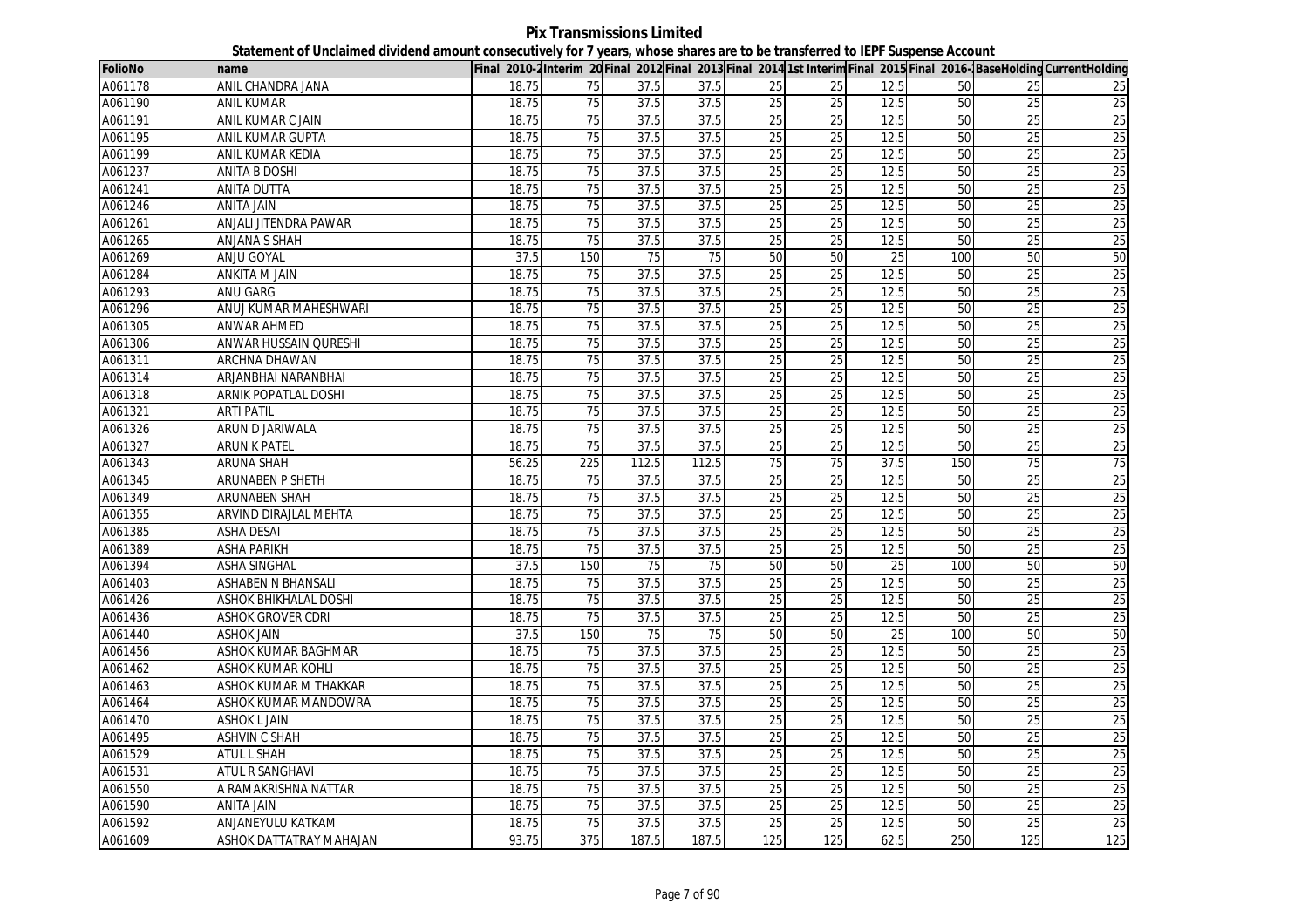# Pix Transmissions Limited

## Statement of Unclaimed dividend amount consecutively for 7 years, whose shares are to be transferred to IEPF Suspense Account

| FolioNo | name | Final 2010-2 | Interim 20 | Final 2012 | Final 2013 | Final 2014 | 1st Interim | Final 2015 | Final 2016-1 | BaseHolding | CurrentHolding |
|---|---|---|---|---|---|---|---|---|---|---|---|
| A061178 | ANIL CHANDRA JANA | 18.75 | 75 | 37.5 | 37.5 | 25 | 25 | 12.5 | 50 | 25 | 25 |
| A061190 | ANIL KUMAR | 18.75 | 75 | 37.5 | 37.5 | 25 | 25 | 12.5 | 50 | 25 | 25 |
| A061191 | ANIL KUMAR C JAIN | 18.75 | 75 | 37.5 | 37.5 | 25 | 25 | 12.5 | 50 | 25 | 25 |
| A061195 | ANIL KUMAR GUPTA | 18.75 | 75 | 37.5 | 37.5 | 25 | 25 | 12.5 | 50 | 25 | 25 |
| A061199 | ANIL KUMAR KEDIA | 18.75 | 75 | 37.5 | 37.5 | 25 | 25 | 12.5 | 50 | 25 | 25 |
| A061237 | ANITA B DOSHI | 18.75 | 75 | 37.5 | 37.5 | 25 | 25 | 12.5 | 50 | 25 | 25 |
| A061241 | ANITA DUTTA | 18.75 | 75 | 37.5 | 37.5 | 25 | 25 | 12.5 | 50 | 25 | 25 |
| A061246 | ANITA JAIN | 18.75 | 75 | 37.5 | 37.5 | 25 | 25 | 12.5 | 50 | 25 | 25 |
| A061261 | ANJALI JITENDRA PAWAR | 18.75 | 75 | 37.5 | 37.5 | 25 | 25 | 12.5 | 50 | 25 | 25 |
| A061265 | ANJANA S SHAH | 18.75 | 75 | 37.5 | 37.5 | 25 | 25 | 12.5 | 50 | 25 | 25 |
| A061269 | ANJU GOYAL | 37.5 | 150 | 75 | 75 | 50 | 50 | 25 | 100 | 50 | 50 |
| A061284 | ANKITA M JAIN | 18.75 | 75 | 37.5 | 37.5 | 25 | 25 | 12.5 | 50 | 25 | 25 |
| A061293 | ANU GARG | 18.75 | 75 | 37.5 | 37.5 | 25 | 25 | 12.5 | 50 | 25 | 25 |
| A061296 | ANUJ KUMAR MAHESHWARI | 18.75 | 75 | 37.5 | 37.5 | 25 | 25 | 12.5 | 50 | 25 | 25 |
| A061305 | ANWAR AHMED | 18.75 | 75 | 37.5 | 37.5 | 25 | 25 | 12.5 | 50 | 25 | 25 |
| A061306 | ANWAR HUSSAIN QURESHI | 18.75 | 75 | 37.5 | 37.5 | 25 | 25 | 12.5 | 50 | 25 | 25 |
| A061311 | ARCHNA DHAWAN | 18.75 | 75 | 37.5 | 37.5 | 25 | 25 | 12.5 | 50 | 25 | 25 |
| A061314 | ARJANBHAI NARANBHAI | 18.75 | 75 | 37.5 | 37.5 | 25 | 25 | 12.5 | 50 | 25 | 25 |
| A061318 | ARNIK POPATLAL DOSHI | 18.75 | 75 | 37.5 | 37.5 | 25 | 25 | 12.5 | 50 | 25 | 25 |
| A061321 | ARTI PATIL | 18.75 | 75 | 37.5 | 37.5 | 25 | 25 | 12.5 | 50 | 25 | 25 |
| A061326 | ARUN D JARIWALA | 18.75 | 75 | 37.5 | 37.5 | 25 | 25 | 12.5 | 50 | 25 | 25 |
| A061327 | ARUN K PATEL | 18.75 | 75 | 37.5 | 37.5 | 25 | 25 | 12.5 | 50 | 25 | 25 |
| A061343 | ARUNA SHAH | 56.25 | 225 | 112.5 | 112.5 | 75 | 75 | 37.5 | 150 | 75 | 75 |
| A061345 | ARUNABEN P SHETH | 18.75 | 75 | 37.5 | 37.5 | 25 | 25 | 12.5 | 50 | 25 | 25 |
| A061349 | ARUNABEN SHAH | 18.75 | 75 | 37.5 | 37.5 | 25 | 25 | 12.5 | 50 | 25 | 25 |
| A061355 | ARVIND DIRAJLAL MEHTA | 18.75 | 75 | 37.5 | 37.5 | 25 | 25 | 12.5 | 50 | 25 | 25 |
| A061385 | ASHA DESAI | 18.75 | 75 | 37.5 | 37.5 | 25 | 25 | 12.5 | 50 | 25 | 25 |
| A061389 | ASHA PARIKH | 18.75 | 75 | 37.5 | 37.5 | 25 | 25 | 12.5 | 50 | 25 | 25 |
| A061394 | ASHA SINGHAL | 37.5 | 150 | 75 | 75 | 50 | 50 | 25 | 100 | 50 | 50 |
| A061403 | ASHABEN N BHANSALI | 18.75 | 75 | 37.5 | 37.5 | 25 | 25 | 12.5 | 50 | 25 | 25 |
| A061426 | ASHOK BHIKHALAL DOSHI | 18.75 | 75 | 37.5 | 37.5 | 25 | 25 | 12.5 | 50 | 25 | 25 |
| A061436 | ASHOK GROVER CDRI | 18.75 | 75 | 37.5 | 37.5 | 25 | 25 | 12.5 | 50 | 25 | 25 |
| A061440 | ASHOK JAIN | 37.5 | 150 | 75 | 75 | 50 | 50 | 25 | 100 | 50 | 50 |
| A061456 | ASHOK KUMAR BAGHMAR | 18.75 | 75 | 37.5 | 37.5 | 25 | 25 | 12.5 | 50 | 25 | 25 |
| A061462 | ASHOK KUMAR KOHLI | 18.75 | 75 | 37.5 | 37.5 | 25 | 25 | 12.5 | 50 | 25 | 25 |
| A061463 | ASHOK KUMAR M THAKKAR | 18.75 | 75 | 37.5 | 37.5 | 25 | 25 | 12.5 | 50 | 25 | 25 |
| A061464 | ASHOK KUMAR MANDOWRA | 18.75 | 75 | 37.5 | 37.5 | 25 | 25 | 12.5 | 50 | 25 | 25 |
| A061470 | ASHOK L JAIN | 18.75 | 75 | 37.5 | 37.5 | 25 | 25 | 12.5 | 50 | 25 | 25 |
| A061495 | ASHVIN C SHAH | 18.75 | 75 | 37.5 | 37.5 | 25 | 25 | 12.5 | 50 | 25 | 25 |
| A061529 | ATUL L SHAH | 18.75 | 75 | 37.5 | 37.5 | 25 | 25 | 12.5 | 50 | 25 | 25 |
| A061531 | ATUL R SANGHAVI | 18.75 | 75 | 37.5 | 37.5 | 25 | 25 | 12.5 | 50 | 25 | 25 |
| A061550 | A RAMAKRISHNA NATTAR | 18.75 | 75 | 37.5 | 37.5 | 25 | 25 | 12.5 | 50 | 25 | 25 |
| A061590 | ANITA JAIN | 18.75 | 75 | 37.5 | 37.5 | 25 | 25 | 12.5 | 50 | 25 | 25 |
| A061592 | ANJANEYULU KATKAM | 18.75 | 75 | 37.5 | 37.5 | 25 | 25 | 12.5 | 50 | 25 | 25 |
| A061609 | ASHOK DATTATRAY MAHAJAN | 93.75 | 375 | 187.5 | 187.5 | 125 | 125 | 62.5 | 250 | 125 | 125 |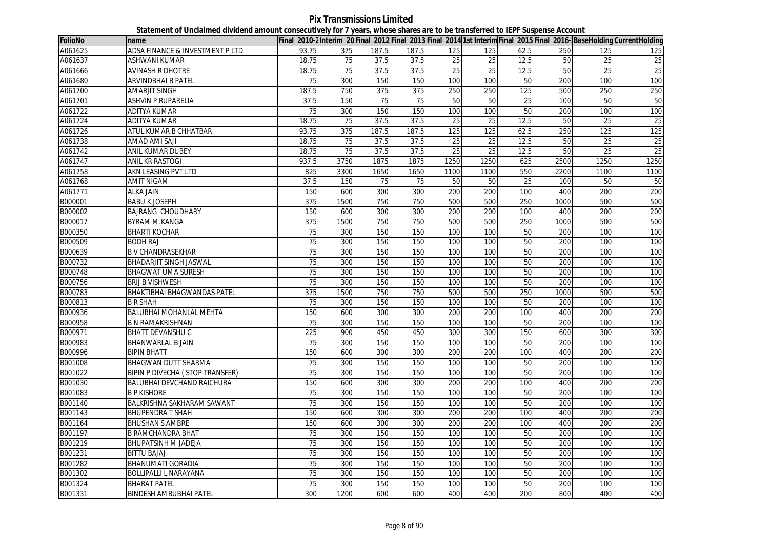# Pix Transmissions Limited

**Statement of Unclaimed dividend amount consecutively for 7 years, whose shares are to be transferred to IEPF Suspense Account**

| FolioNo | name | Final 2010-2 | Interim 20 | Final 2012 | Final 2013 | Final 2014 | 1st Interim | Final 2015 | Final 2016- | BaseHolding | CurrentHolding |
|---|---|---|---|---|---|---|---|---|---|---|---|
| A061625 | ADSA FINANCE & INVESTMENT P LTD | 93.75 | 375 | 187.5 | 187.5 | 125 | 125 | 62.5 | 250 | 125 | 125 |
| A061637 | ASHWANI KUMAR | 18.75 | 75 | 37.5 | 37.5 | 25 | 25 | 12.5 | 50 | 25 | 25 |
| A061666 | AVINASH R DHOTRE | 18.75 | 75 | 37.5 | 37.5 | 25 | 25 | 12.5 | 50 | 25 | 25 |
| A061680 | ARVINDBHAI B PATEL | 75 | 300 | 150 | 150 | 100 | 100 | 50 | 200 | 100 | 100 |
| A061700 | AMARJIT SINGH | 187.5 | 750 | 375 | 375 | 250 | 250 | 125 | 500 | 250 | 250 |
| A061701 | ASHVIN P RUPARELIA | 37.5 | 150 | 75 | 75 | 50 | 50 | 25 | 100 | 50 | 50 |
| A061722 | ADITYA KUMAR | 75 | 300 | 150 | 150 | 100 | 100 | 50 | 200 | 100 | 100 |
| A061724 | ADITYA KUMAR | 18.75 | 75 | 37.5 | 37.5 | 25 | 25 | 12.5 | 50 | 25 | 25 |
| A061726 | ATUL KUMAR B CHHATBAR | 93.75 | 375 | 187.5 | 187.5 | 125 | 125 | 62.5 | 250 | 125 | 125 |
| A061738 | AMAD AMI SAJI | 18.75 | 75 | 37.5 | 37.5 | 25 | 25 | 12.5 | 50 | 25 | 25 |
| A061742 | ANIL KUMAR DUBEY | 18.75 | 75 | 37.5 | 37.5 | 25 | 25 | 12.5 | 50 | 25 | 25 |
| A061747 | ANIL KR RASTOGI | 937.5 | 3750 | 1875 | 1875 | 1250 | 1250 | 625 | 2500 | 1250 | 1250 |
| A061758 | AKN LEASING PVT LTD | 825 | 3300 | 1650 | 1650 | 1100 | 1100 | 550 | 2200 | 1100 | 1100 |
| A061768 | AMIT NIGAM | 37.5 | 150 | 75 | 75 | 50 | 50 | 25 | 100 | 50 | 50 |
| A061771 | ALKA JAIN | 150 | 600 | 300 | 300 | 200 | 200 | 100 | 400 | 200 | 200 |
| B000001 | BABU K.JOSEPH | 375 | 1500 | 750 | 750 | 500 | 500 | 250 | 1000 | 500 | 500 |
| B000002 | BAJRANG CHOUDHARY | 150 | 600 | 300 | 300 | 200 | 200 | 100 | 400 | 200 | 200 |
| B000017 | BYRAM M.KANGA | 375 | 1500 | 750 | 750 | 500 | 500 | 250 | 1000 | 500 | 500 |
| B000350 | BHARTI KOCHAR | 75 | 300 | 150 | 150 | 100 | 100 | 50 | 200 | 100 | 100 |
| B000509 | BODH RAJ | 75 | 300 | 150 | 150 | 100 | 100 | 50 | 200 | 100 | 100 |
| B000639 | B V CHANDRASEKHAR | 75 | 300 | 150 | 150 | 100 | 100 | 50 | 200 | 100 | 100 |
| B000732 | BHADARJIT SINGH JASWAL | 75 | 300 | 150 | 150 | 100 | 100 | 50 | 200 | 100 | 100 |
| B000748 | BHAGWAT UMA SURESH | 75 | 300 | 150 | 150 | 100 | 100 | 50 | 200 | 100 | 100 |
| B000756 | BRIJ B VISHWESH | 75 | 300 | 150 | 150 | 100 | 100 | 50 | 200 | 100 | 100 |
| B000783 | BHAKTIBHAI BHAGWANDAS PATEL | 375 | 1500 | 750 | 750 | 500 | 500 | 250 | 1000 | 500 | 500 |
| B000813 | B R SHAH | 75 | 300 | 150 | 150 | 100 | 100 | 50 | 200 | 100 | 100 |
| B000936 | BALUBHAI MOHANLAL MEHTA | 150 | 600 | 300 | 300 | 200 | 200 | 100 | 400 | 200 | 200 |
| B000958 | B N RAMAKRISHNAN | 75 | 300 | 150 | 150 | 100 | 100 | 50 | 200 | 100 | 100 |
| B000971 | BHATT DEVANSHU C | 225 | 900 | 450 | 450 | 300 | 300 | 150 | 600 | 300 | 300 |
| B000983 | BHANWARLAL B JAIN | 75 | 300 | 150 | 150 | 100 | 100 | 50 | 200 | 100 | 100 |
| B000996 | BIPIN BHATT | 150 | 600 | 300 | 300 | 200 | 200 | 100 | 400 | 200 | 200 |
| B001008 | BHAGWAN DUTT SHARMA | 75 | 300 | 150 | 150 | 100 | 100 | 50 | 200 | 100 | 100 |
| B001022 | BIPIN P DIVECHA ( STOP TRANSFER) | 75 | 300 | 150 | 150 | 100 | 100 | 50 | 200 | 100 | 100 |
| B001030 | BALUBHAI DEVCHAND RAICHURA | 150 | 600 | 300 | 300 | 200 | 200 | 100 | 400 | 200 | 200 |
| B001083 | B P KISHORE | 75 | 300 | 150 | 150 | 100 | 100 | 50 | 200 | 100 | 100 |
| B001140 | BALKRISHNA SAKHARAM SAWANT | 75 | 300 | 150 | 150 | 100 | 100 | 50 | 200 | 100 | 100 |
| B001143 | BHUPENDRA T SHAH | 150 | 600 | 300 | 300 | 200 | 200 | 100 | 400 | 200 | 200 |
| B001164 | BHUSHAN S AMBRE | 150 | 600 | 300 | 300 | 200 | 200 | 100 | 400 | 200 | 200 |
| B001197 | B RAMCHANDRA BHAT | 75 | 300 | 150 | 150 | 100 | 100 | 50 | 200 | 100 | 100 |
| B001219 | BHUPATSINH M JADEJA | 75 | 300 | 150 | 150 | 100 | 100 | 50 | 200 | 100 | 100 |
| B001231 | BITTU BAJAJ | 75 | 300 | 150 | 150 | 100 | 100 | 50 | 200 | 100 | 100 |
| B001282 | BHANUMATI GORADIA | 75 | 300 | 150 | 150 | 100 | 100 | 50 | 200 | 100 | 100 |
| B001302 | BOLLIPALLI L NARAYANA | 75 | 300 | 150 | 150 | 100 | 100 | 50 | 200 | 100 | 100 |
| B001324 | BHARAT PATEL | 75 | 300 | 150 | 150 | 100 | 100 | 50 | 200 | 100 | 100 |
| B001331 | BINDESH AMBUBHAI PATEL | 300 | 1200 | 600 | 600 | 400 | 400 | 200 | 800 | 400 | 400 |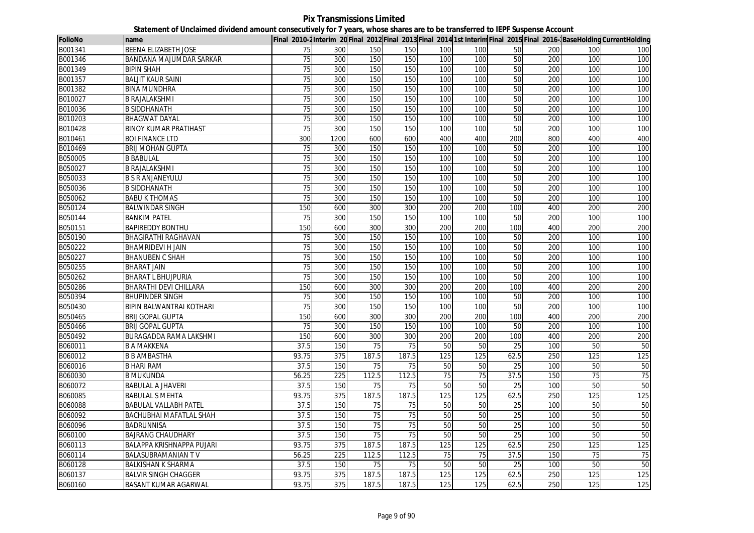# Pix Transmissions Limited

**Statement of Unclaimed dividend amount consecutively for 7 years, whose shares are to be transferred to IEPF Suspense Account**

| FolioNo | name | Final 2010-2 | Interim 20 | Final 2012 | Final 2013 | Final 2014 | 1st Interim | Final 2015 | Final 2016- | BaseHolding | CurrentHolding |
|---|---|---|---|---|---|---|---|---|---|---|---|
| B001341 | BEENA ELIZABETH JOSE | 75 | 300 | 150 | 150 | 100 | 100 | 50 | 200 | 100 | 100 |
| B001346 | BANDANA MAJUMDAR SARKAR | 75 | 300 | 150 | 150 | 100 | 100 | 50 | 200 | 100 | 100 |
| B001349 | BIPIN SHAH | 75 | 300 | 150 | 150 | 100 | 100 | 50 | 200 | 100 | 100 |
| B001357 | BALJIT KAUR SAINI | 75 | 300 | 150 | 150 | 100 | 100 | 50 | 200 | 100 | 100 |
| B001382 | BINA MUNDHRA | 75 | 300 | 150 | 150 | 100 | 100 | 50 | 200 | 100 | 100 |
| B010027 | B RAJALAKSHMI | 75 | 300 | 150 | 150 | 100 | 100 | 50 | 200 | 100 | 100 |
| B010036 | B SIDDHANATH | 75 | 300 | 150 | 150 | 100 | 100 | 50 | 200 | 100 | 100 |
| B010203 | BHAGWAT DAYAL | 75 | 300 | 150 | 150 | 100 | 100 | 50 | 200 | 100 | 100 |
| B010428 | BINOY KUMAR PRATIHAST | 75 | 300 | 150 | 150 | 100 | 100 | 50 | 200 | 100 | 100 |
| B010461 | BOI FINANCE LTD | 300 | 1200 | 600 | 600 | 400 | 400 | 200 | 800 | 400 | 400 |
| B010469 | BRIJ MOHAN GUPTA | 75 | 300 | 150 | 150 | 100 | 100 | 50 | 200 | 100 | 100 |
| B050005 | B BABULAL | 75 | 300 | 150 | 150 | 100 | 100 | 50 | 200 | 100 | 100 |
| B050027 | B RAJALAKSHMI | 75 | 300 | 150 | 150 | 100 | 100 | 50 | 200 | 100 | 100 |
| B050033 | B S R ANJANEYULU | 75 | 300 | 150 | 150 | 100 | 100 | 50 | 200 | 100 | 100 |
| B050036 | B SIDDHANATH | 75 | 300 | 150 | 150 | 100 | 100 | 50 | 200 | 100 | 100 |
| B050062 | BABU K THOMAS | 75 | 300 | 150 | 150 | 100 | 100 | 50 | 200 | 100 | 100 |
| B050124 | BALWINDAR SINGH | 150 | 600 | 300 | 300 | 200 | 200 | 100 | 400 | 200 | 200 |
| B050144 | BANKIM PATEL | 75 | 300 | 150 | 150 | 100 | 100 | 50 | 200 | 100 | 100 |
| B050151 | BAPIREDDY BONTHU | 150 | 600 | 300 | 300 | 200 | 200 | 100 | 400 | 200 | 200 |
| B050190 | BHAGIRATHI RAGHAVAN | 75 | 300 | 150 | 150 | 100 | 100 | 50 | 200 | 100 | 100 |
| B050222 | BHAMRIDEVI H JAIN | 75 | 300 | 150 | 150 | 100 | 100 | 50 | 200 | 100 | 100 |
| B050227 | BHANUBEN C SHAH | 75 | 300 | 150 | 150 | 100 | 100 | 50 | 200 | 100 | 100 |
| B050255 | BHARAT JAIN | 75 | 300 | 150 | 150 | 100 | 100 | 50 | 200 | 100 | 100 |
| B050262 | BHARAT L BHUJPURIA | 75 | 300 | 150 | 150 | 100 | 100 | 50 | 200 | 100 | 100 |
| B050286 | BHARATHI DEVI CHILLARA | 150 | 600 | 300 | 300 | 200 | 200 | 100 | 400 | 200 | 200 |
| B050394 | BHUPINDER SINGH | 75 | 300 | 150 | 150 | 100 | 100 | 50 | 200 | 100 | 100 |
| B050430 | BIPIN BALWANTRAI KOTHARI | 75 | 300 | 150 | 150 | 100 | 100 | 50 | 200 | 100 | 100 |
| B050465 | BRIJ GOPAL GUPTA | 150 | 600 | 300 | 300 | 200 | 200 | 100 | 400 | 200 | 200 |
| B050466 | BRIJ GOPAL GUPTA | 75 | 300 | 150 | 150 | 100 | 100 | 50 | 200 | 100 | 100 |
| B050492 | BURAGADDA RAMA LAKSHMI | 150 | 600 | 300 | 300 | 200 | 200 | 100 | 400 | 200 | 200 |
| B060011 | B A MAKKENA | 37.5 | 150 | 75 | 75 | 50 | 50 | 25 | 100 | 50 | 50 |
| B060012 | B B AMBASTHA | 93.75 | 375 | 187.5 | 187.5 | 125 | 125 | 62.5 | 250 | 125 | 125 |
| B060016 | B HARI RAM | 37.5 | 150 | 75 | 75 | 50 | 50 | 25 | 100 | 50 | 50 |
| B060030 | B MUKUNDA | 56.25 | 225 | 112.5 | 112.5 | 75 | 75 | 37.5 | 150 | 75 | 75 |
| B060072 | BABULAL A JHAVERI | 37.5 | 150 | 75 | 75 | 50 | 50 | 25 | 100 | 50 | 50 |
| B060085 | BABULAL S MEHTA | 93.75 | 375 | 187.5 | 187.5 | 125 | 125 | 62.5 | 250 | 125 | 125 |
| B060088 | BABULAL VALLABH PATEL | 37.5 | 150 | 75 | 75 | 50 | 50 | 25 | 100 | 50 | 50 |
| B060092 | BACHUBHAI MAFATLAL SHAH | 37.5 | 150 | 75 | 75 | 50 | 50 | 25 | 100 | 50 | 50 |
| B060096 | BADRUNNISA | 37.5 | 150 | 75 | 75 | 50 | 50 | 25 | 100 | 50 | 50 |
| B060100 | BAJRANG CHAUDHARY | 37.5 | 150 | 75 | 75 | 50 | 50 | 25 | 100 | 50 | 50 |
| B060113 | BALAPPA KRISHNAPPA PUJARI | 93.75 | 375 | 187.5 | 187.5 | 125 | 125 | 62.5 | 250 | 125 | 125 |
| B060114 | BALASUBRAMANIAN T V | 56.25 | 225 | 112.5 | 112.5 | 75 | 75 | 37.5 | 150 | 75 | 75 |
| B060128 | BALKISHAN K SHARMA | 37.5 | 150 | 75 | 75 | 50 | 50 | 25 | 100 | 50 | 50 |
| B060137 | BALVIR SINGH CHAGGER | 93.75 | 375 | 187.5 | 187.5 | 125 | 125 | 62.5 | 250 | 125 | 125 |
| B060160 | BASANT KUMAR AGARWAL | 93.75 | 375 | 187.5 | 187.5 | 125 | 125 | 62.5 | 250 | 125 | 125 |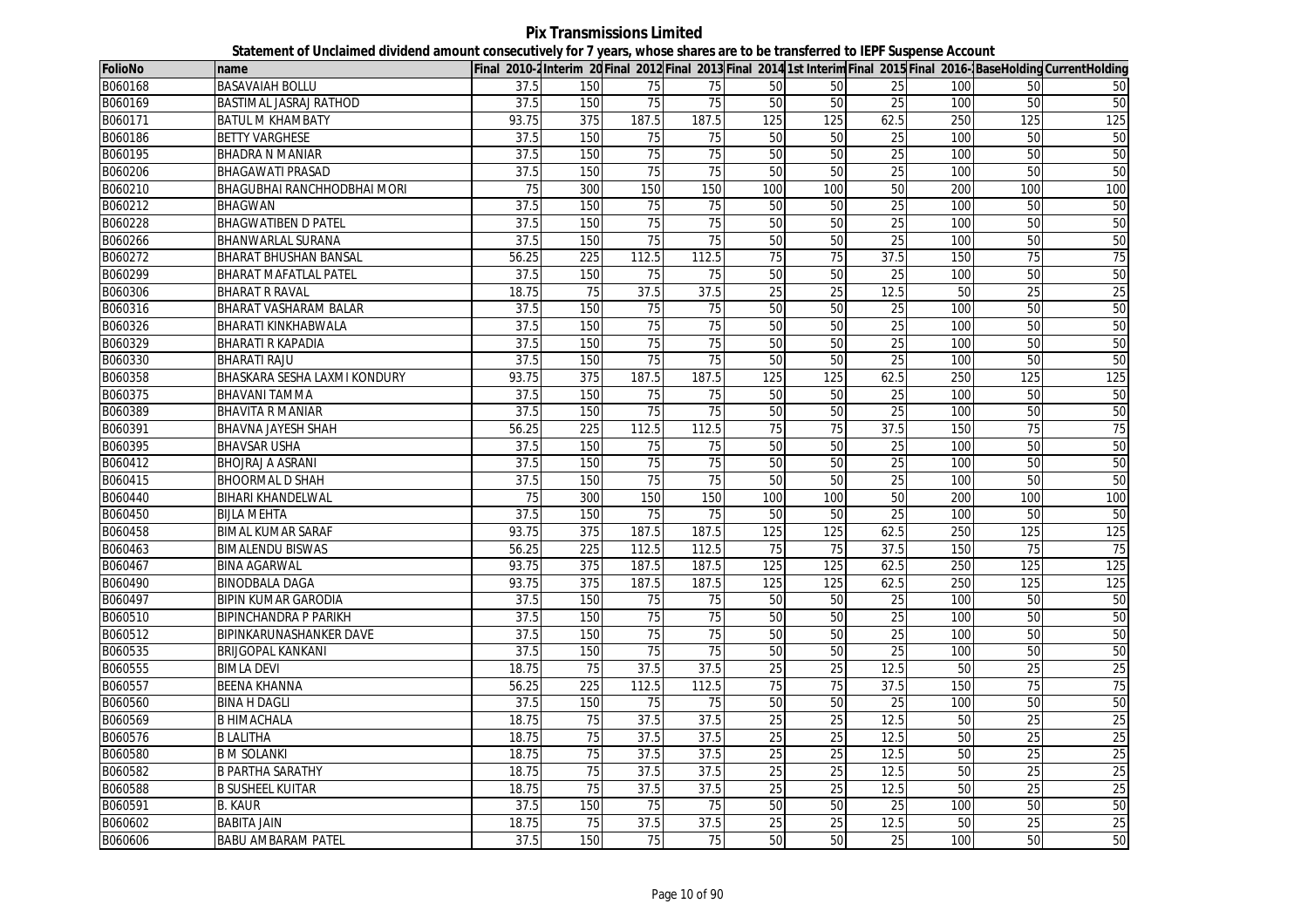# Pix Transmissions Limited

## Statement of Unclaimed dividend amount consecutively for 7 years, whose shares are to be transferred to IEPF Suspense Account

| FolioNo | name | Final 2010-2 | Interim 20 | Final 2012 | Final 2013 | Final 2014 | 1st Interim | Final 2015 | Final 2016- | BaseHolding | CurrentHolding |
|---|---|---|---|---|---|---|---|---|---|---|---|
| B060168 | BASAVAIAH BOLLU | 37.5 | 150 | 75 | 75 | 50 | 50 | 25 | 100 | 50 | 50 |
| B060169 | BASTIMAL JASRAJ RATHOD | 37.5 | 150 | 75 | 75 | 50 | 50 | 25 | 100 | 50 | 50 |
| B060171 | BATUL M KHAMBATY | 93.75 | 375 | 187.5 | 187.5 | 125 | 125 | 62.5 | 250 | 125 | 125 |
| B060186 | BETTY VARGHESE | 37.5 | 150 | 75 | 75 | 50 | 50 | 25 | 100 | 50 | 50 |
| B060195 | BHADRA N MANIAR | 37.5 | 150 | 75 | 75 | 50 | 50 | 25 | 100 | 50 | 50 |
| B060206 | BHAGAWATI PRASAD | 37.5 | 150 | 75 | 75 | 50 | 50 | 25 | 100 | 50 | 50 |
| B060210 | BHAGUBHAI RANCHHODBHAI MORI | 75 | 300 | 150 | 150 | 100 | 100 | 50 | 200 | 100 | 100 |
| B060212 | BHAGWAN | 37.5 | 150 | 75 | 75 | 50 | 50 | 25 | 100 | 50 | 50 |
| B060228 | BHAGWATIBEN D PATEL | 37.5 | 150 | 75 | 75 | 50 | 50 | 25 | 100 | 50 | 50 |
| B060266 | BHANWARLAL SURANA | 37.5 | 150 | 75 | 75 | 50 | 50 | 25 | 100 | 50 | 50 |
| B060272 | BHARAT BHUSHAN BANSAL | 56.25 | 225 | 112.5 | 112.5 | 75 | 75 | 37.5 | 150 | 75 | 75 |
| B060299 | BHARAT MAFATLAL PATEL | 37.5 | 150 | 75 | 75 | 50 | 50 | 25 | 100 | 50 | 50 |
| B060306 | BHARAT R RAVAL | 18.75 | 75 | 37.5 | 37.5 | 25 | 25 | 12.5 | 50 | 25 | 25 |
| B060316 | BHARAT VASHARAM BALAR | 37.5 | 150 | 75 | 75 | 50 | 50 | 25 | 100 | 50 | 50 |
| B060326 | BHARATI KINKHABWALA | 37.5 | 150 | 75 | 75 | 50 | 50 | 25 | 100 | 50 | 50 |
| B060329 | BHARATI R KAPADIA | 37.5 | 150 | 75 | 75 | 50 | 50 | 25 | 100 | 50 | 50 |
| B060330 | BHARATI RAJU | 37.5 | 150 | 75 | 75 | 50 | 50 | 25 | 100 | 50 | 50 |
| B060358 | BHASKARA SESHA LAXMI KONDURY | 93.75 | 375 | 187.5 | 187.5 | 125 | 125 | 62.5 | 250 | 125 | 125 |
| B060375 | BHAVANI TAMMA | 37.5 | 150 | 75 | 75 | 50 | 50 | 25 | 100 | 50 | 50 |
| B060389 | BHAVITA R MANIAR | 37.5 | 150 | 75 | 75 | 50 | 50 | 25 | 100 | 50 | 50 |
| B060391 | BHAVNA JAYESH SHAH | 56.25 | 225 | 112.5 | 112.5 | 75 | 75 | 37.5 | 150 | 75 | 75 |
| B060395 | BHAVSAR USHA | 37.5 | 150 | 75 | 75 | 50 | 50 | 25 | 100 | 50 | 50 |
| B060412 | BHOJRAJ A ASRANI | 37.5 | 150 | 75 | 75 | 50 | 50 | 25 | 100 | 50 | 50 |
| B060415 | BHOORMAL D SHAH | 37.5 | 150 | 75 | 75 | 50 | 50 | 25 | 100 | 50 | 50 |
| B060440 | BIHARI KHANDELWAL | 75 | 300 | 150 | 150 | 100 | 100 | 50 | 200 | 100 | 100 |
| B060450 | BIJLA MEHTA | 37.5 | 150 | 75 | 75 | 50 | 50 | 25 | 100 | 50 | 50 |
| B060458 | BIMAL KUMAR SARAF | 93.75 | 375 | 187.5 | 187.5 | 125 | 125 | 62.5 | 250 | 125 | 125 |
| B060463 | BIMALENDU BISWAS | 56.25 | 225 | 112.5 | 112.5 | 75 | 75 | 37.5 | 150 | 75 | 75 |
| B060467 | BINA AGARWAL | 93.75 | 375 | 187.5 | 187.5 | 125 | 125 | 62.5 | 250 | 125 | 125 |
| B060490 | BINODBALA DAGA | 93.75 | 375 | 187.5 | 187.5 | 125 | 125 | 62.5 | 250 | 125 | 125 |
| B060497 | BIPIN KUMAR GARODIA | 37.5 | 150 | 75 | 75 | 50 | 50 | 25 | 100 | 50 | 50 |
| B060510 | BIPINCHANDRA P PARIKH | 37.5 | 150 | 75 | 75 | 50 | 50 | 25 | 100 | 50 | 50 |
| B060512 | BIPINKARUNASHANKER DAVE | 37.5 | 150 | 75 | 75 | 50 | 50 | 25 | 100 | 50 | 50 |
| B060535 | BRIJGOPAL KANKANI | 37.5 | 150 | 75 | 75 | 50 | 50 | 25 | 100 | 50 | 50 |
| B060555 | BIMLA DEVI | 18.75 | 75 | 37.5 | 37.5 | 25 | 25 | 12.5 | 50 | 25 | 25 |
| B060557 | BEENA KHANNA | 56.25 | 225 | 112.5 | 112.5 | 75 | 75 | 37.5 | 150 | 75 | 75 |
| B060560 | BINA H DAGLI | 37.5 | 150 | 75 | 75 | 50 | 50 | 25 | 100 | 50 | 50 |
| B060569 | B HIMACHALA | 18.75 | 75 | 37.5 | 37.5 | 25 | 25 | 12.5 | 50 | 25 | 25 |
| B060576 | B LALITHA | 18.75 | 75 | 37.5 | 37.5 | 25 | 25 | 12.5 | 50 | 25 | 25 |
| B060580 | B M SOLANKI | 18.75 | 75 | 37.5 | 37.5 | 25 | 25 | 12.5 | 50 | 25 | 25 |
| B060582 | B PARTHA SARATHY | 18.75 | 75 | 37.5 | 37.5 | 25 | 25 | 12.5 | 50 | 25 | 25 |
| B060588 | B SUSHEEL KUITAR | 18.75 | 75 | 37.5 | 37.5 | 25 | 25 | 12.5 | 50 | 25 | 25 |
| B060591 | B. KAUR | 37.5 | 150 | 75 | 75 | 50 | 50 | 25 | 100 | 50 | 50 |
| B060602 | BABITA JAIN | 18.75 | 75 | 37.5 | 37.5 | 25 | 25 | 12.5 | 50 | 25 | 25 |
| B060606 | BABU AMBARAM PATEL | 37.5 | 150 | 75 | 75 | 50 | 50 | 25 | 100 | 50 | 50 |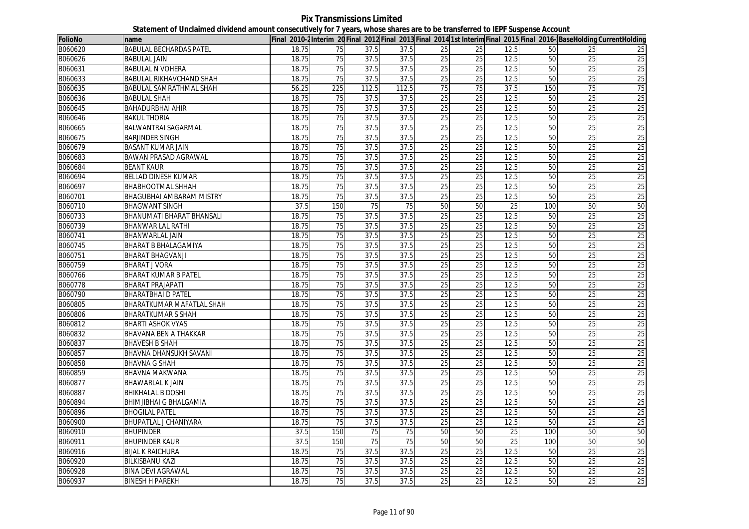# Pix Transmissions Limited

## Statement of Unclaimed dividend amount consecutively for 7 years, whose shares are to be transferred to IEPF Suspense Account

| FolioNo | name | Final 2010-2 | Interim 20 | Final 2012 | Final 2013 | Final 2014 | 1st Interim | Final 2015 | Final 2016- | BaseHolding | CurrentHolding |
|---|---|---|---|---|---|---|---|---|---|---|---|
| B060620 | BABULAL BECHARDAS PATEL | 18.75 | 75 | 37.5 | 37.5 | 25 | 25 | 12.5 | 50 | 25 | 25 |
| B060626 | BABULAL JAIN | 18.75 | 75 | 37.5 | 37.5 | 25 | 25 | 12.5 | 50 | 25 | 25 |
| B060631 | BABULAL N VOHERA | 18.75 | 75 | 37.5 | 37.5 | 25 | 25 | 12.5 | 50 | 25 | 25 |
| B060633 | BABULAL RIKHAVCHAND SHAH | 18.75 | 75 | 37.5 | 37.5 | 25 | 25 | 12.5 | 50 | 25 | 25 |
| B060635 | BABULAL SAMRATHMAL SHAH | 56.25 | 225 | 112.5 | 112.5 | 75 | 75 | 37.5 | 150 | 75 | 75 |
| B060636 | BABULAL SHAH | 18.75 | 75 | 37.5 | 37.5 | 25 | 25 | 12.5 | 50 | 25 | 25 |
| B060645 | BAHADURBHAI AHIR | 18.75 | 75 | 37.5 | 37.5 | 25 | 25 | 12.5 | 50 | 25 | 25 |
| B060646 | BAKUL THORIA | 18.75 | 75 | 37.5 | 37.5 | 25 | 25 | 12.5 | 50 | 25 | 25 |
| B060665 | BALWANTRAI SAGARMAL | 18.75 | 75 | 37.5 | 37.5 | 25 | 25 | 12.5 | 50 | 25 | 25 |
| B060675 | BARJINDER SINGH | 18.75 | 75 | 37.5 | 37.5 | 25 | 25 | 12.5 | 50 | 25 | 25 |
| B060679 | BASANT KUMAR JAIN | 18.75 | 75 | 37.5 | 37.5 | 25 | 25 | 12.5 | 50 | 25 | 25 |
| B060683 | BAWAN PRASAD AGRAWAL | 18.75 | 75 | 37.5 | 37.5 | 25 | 25 | 12.5 | 50 | 25 | 25 |
| B060684 | BEANT KAUR | 18.75 | 75 | 37.5 | 37.5 | 25 | 25 | 12.5 | 50 | 25 | 25 |
| B060694 | BELLAD DINESH KUMAR | 18.75 | 75 | 37.5 | 37.5 | 25 | 25 | 12.5 | 50 | 25 | 25 |
| B060697 | BHABHOOTMAL SHHAH | 18.75 | 75 | 37.5 | 37.5 | 25 | 25 | 12.5 | 50 | 25 | 25 |
| B060701 | BHAGUBHAI AMBARAM MISTRY | 18.75 | 75 | 37.5 | 37.5 | 25 | 25 | 12.5 | 50 | 25 | 25 |
| B060710 | BHAGWANT SINGH | 37.5 | 150 | 75 | 75 | 50 | 50 | 25 | 100 | 50 | 50 |
| B060733 | BHANUMATI BHARAT BHANSALI | 18.75 | 75 | 37.5 | 37.5 | 25 | 25 | 12.5 | 50 | 25 | 25 |
| B060739 | BHANWAR LAL RATHI | 18.75 | 75 | 37.5 | 37.5 | 25 | 25 | 12.5 | 50 | 25 | 25 |
| B060741 | BHANWARLAL JAIN | 18.75 | 75 | 37.5 | 37.5 | 25 | 25 | 12.5 | 50 | 25 | 25 |
| B060745 | BHARAT B BHALAGAMIYA | 18.75 | 75 | 37.5 | 37.5 | 25 | 25 | 12.5 | 50 | 25 | 25 |
| B060751 | BHARAT BHAGVANJI | 18.75 | 75 | 37.5 | 37.5 | 25 | 25 | 12.5 | 50 | 25 | 25 |
| B060759 | BHARAT J VORA | 18.75 | 75 | 37.5 | 37.5 | 25 | 25 | 12.5 | 50 | 25 | 25 |
| B060766 | BHARAT KUMAR B PATEL | 18.75 | 75 | 37.5 | 37.5 | 25 | 25 | 12.5 | 50 | 25 | 25 |
| B060778 | BHARAT PRAJAPATI | 18.75 | 75 | 37.5 | 37.5 | 25 | 25 | 12.5 | 50 | 25 | 25 |
| B060790 | BHARATBHAI D PATEL | 18.75 | 75 | 37.5 | 37.5 | 25 | 25 | 12.5 | 50 | 25 | 25 |
| B060805 | BHARATKUMAR MAFATLAL SHAH | 18.75 | 75 | 37.5 | 37.5 | 25 | 25 | 12.5 | 50 | 25 | 25 |
| B060806 | BHARATKUMAR S SHAH | 18.75 | 75 | 37.5 | 37.5 | 25 | 25 | 12.5 | 50 | 25 | 25 |
| B060812 | BHARTI ASHOK VYAS | 18.75 | 75 | 37.5 | 37.5 | 25 | 25 | 12.5 | 50 | 25 | 25 |
| B060832 | BHAVANA BEN A THAKKAR | 18.75 | 75 | 37.5 | 37.5 | 25 | 25 | 12.5 | 50 | 25 | 25 |
| B060837 | BHAVESH B SHAH | 18.75 | 75 | 37.5 | 37.5 | 25 | 25 | 12.5 | 50 | 25 | 25 |
| B060857 | BHAVNA DHANSUKH SAVANI | 18.75 | 75 | 37.5 | 37.5 | 25 | 25 | 12.5 | 50 | 25 | 25 |
| B060858 | BHAVNA G SHAH | 18.75 | 75 | 37.5 | 37.5 | 25 | 25 | 12.5 | 50 | 25 | 25 |
| B060859 | BHAVNA MAKWANA | 18.75 | 75 | 37.5 | 37.5 | 25 | 25 | 12.5 | 50 | 25 | 25 |
| B060877 | BHAWARLAL K JAIN | 18.75 | 75 | 37.5 | 37.5 | 25 | 25 | 12.5 | 50 | 25 | 25 |
| B060887 | BHIKHALAL B DOSHI | 18.75 | 75 | 37.5 | 37.5 | 25 | 25 | 12.5 | 50 | 25 | 25 |
| B060894 | BHIMJIBHAI G BHALGAMIA | 18.75 | 75 | 37.5 | 37.5 | 25 | 25 | 12.5 | 50 | 25 | 25 |
| B060896 | BHOGILAL PATEL | 18.75 | 75 | 37.5 | 37.5 | 25 | 25 | 12.5 | 50 | 25 | 25 |
| B060900 | BHUPATLAL J CHANIYARA | 18.75 | 75 | 37.5 | 37.5 | 25 | 25 | 12.5 | 50 | 25 | 25 |
| B060910 | BHUPINDER | 37.5 | 150 | 75 | 75 | 50 | 50 | 25 | 100 | 50 | 50 |
| B060911 | BHUPINDER KAUR | 37.5 | 150 | 75 | 75 | 50 | 50 | 25 | 100 | 50 | 50 |
| B060916 | BIJAL K RAICHURA | 18.75 | 75 | 37.5 | 37.5 | 25 | 25 | 12.5 | 50 | 25 | 25 |
| B060920 | BILKISBANU KAZI | 18.75 | 75 | 37.5 | 37.5 | 25 | 25 | 12.5 | 50 | 25 | 25 |
| B060928 | BINA DEVI AGRAWAL | 18.75 | 75 | 37.5 | 37.5 | 25 | 25 | 12.5 | 50 | 25 | 25 |
| B060937 | BINESH H PAREKH | 18.75 | 75 | 37.5 | 37.5 | 25 | 25 | 12.5 | 50 | 25 | 25 |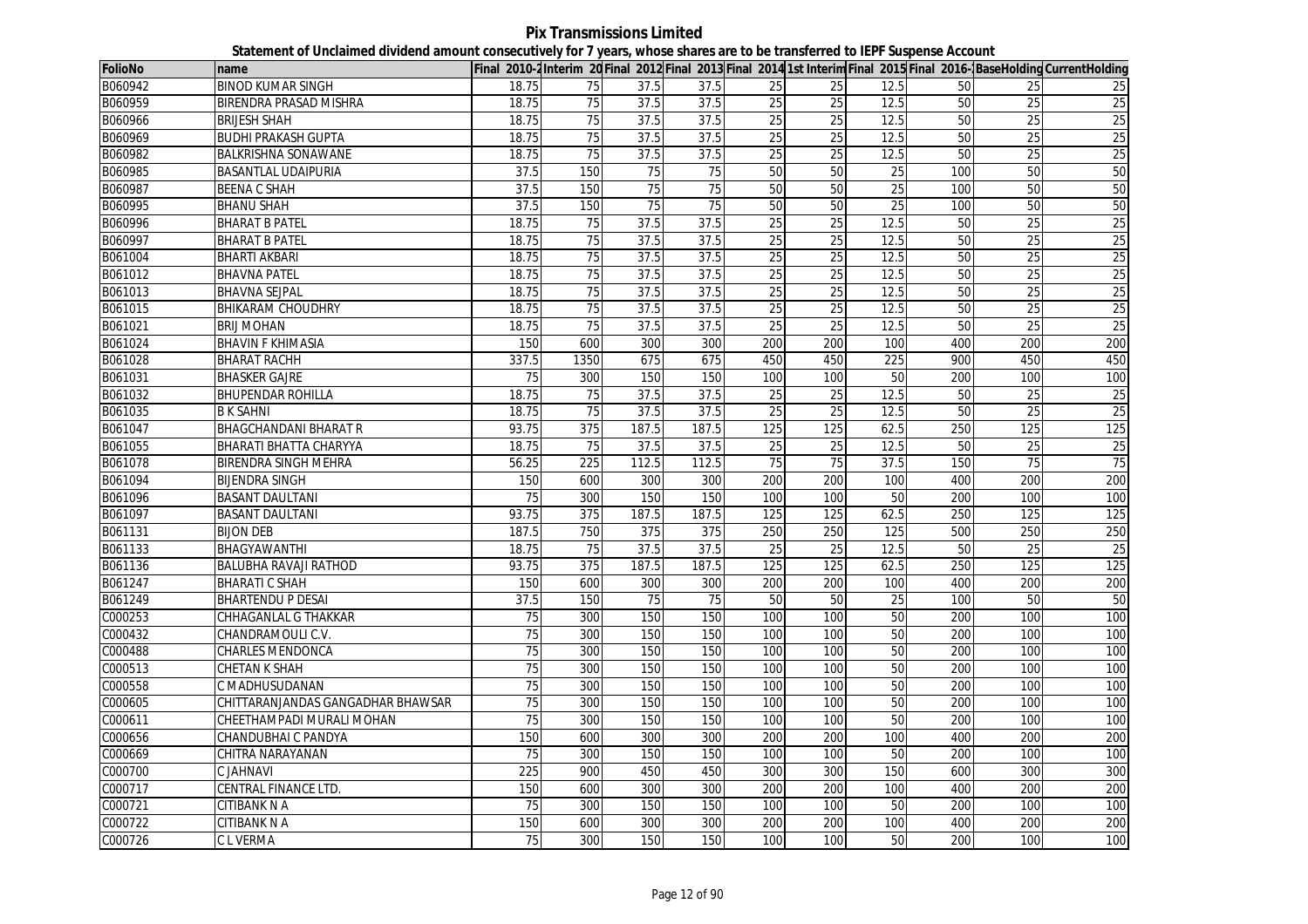**Pix Transmissions Limited**

**Statement of Unclaimed dividend amount consecutively for 7 years, whose shares are to be transferred to IEPF Suspense Account**

| FolioNo | name | Final 2010-2 | Interim 20 | Final 2012 | Final 2013 | Final 2014 | 1st Interim | Final 2015 | Final 2016- | BaseHolding | CurrentHolding |
|---|---|---|---|---|---|---|---|---|---|---|---|
| B060942 | BINOD KUMAR SINGH | 18.75 | 75 | 37.5 | 37.5 | 25 | 25 | 12.5 | 50 | 25 | 25 |
| B060959 | BIRENDRA PRASAD MISHRA | 18.75 | 75 | 37.5 | 37.5 | 25 | 25 | 12.5 | 50 | 25 | 25 |
| B060966 | BRIJESH SHAH | 18.75 | 75 | 37.5 | 37.5 | 25 | 25 | 12.5 | 50 | 25 | 25 |
| B060969 | BUDHI PRAKASH GUPTA | 18.75 | 75 | 37.5 | 37.5 | 25 | 25 | 12.5 | 50 | 25 | 25 |
| B060982 | BALKRISHNA SONAWANE | 18.75 | 75 | 37.5 | 37.5 | 25 | 25 | 12.5 | 50 | 25 | 25 |
| B060985 | BASANTLAL UDAIPURIA | 37.5 | 150 | 75 | 75 | 50 | 50 | 25 | 100 | 50 | 50 |
| B060987 | BEENA C SHAH | 37.5 | 150 | 75 | 75 | 50 | 50 | 25 | 100 | 50 | 50 |
| B060995 | BHANU SHAH | 37.5 | 150 | 75 | 75 | 50 | 50 | 25 | 100 | 50 | 50 |
| B060996 | BHARAT B PATEL | 18.75 | 75 | 37.5 | 37.5 | 25 | 25 | 12.5 | 50 | 25 | 25 |
| B060997 | BHARAT B PATEL | 18.75 | 75 | 37.5 | 37.5 | 25 | 25 | 12.5 | 50 | 25 | 25 |
| B061004 | BHARTI AKBARI | 18.75 | 75 | 37.5 | 37.5 | 25 | 25 | 12.5 | 50 | 25 | 25 |
| B061012 | BHAVNA PATEL | 18.75 | 75 | 37.5 | 37.5 | 25 | 25 | 12.5 | 50 | 25 | 25 |
| B061013 | BHAVNA SEJPAL | 18.75 | 75 | 37.5 | 37.5 | 25 | 25 | 12.5 | 50 | 25 | 25 |
| B061015 | BHIKARAM CHOUDHRY | 18.75 | 75 | 37.5 | 37.5 | 25 | 25 | 12.5 | 50 | 25 | 25 |
| B061021 | BRIJ MOHAN | 18.75 | 75 | 37.5 | 37.5 | 25 | 25 | 12.5 | 50 | 25 | 25 |
| B061024 | BHAVIN F KHIMASIA | 150 | 600 | 300 | 300 | 200 | 200 | 100 | 400 | 200 | 200 |
| B061028 | BHARAT RACHH | 337.5 | 1350 | 675 | 675 | 450 | 450 | 225 | 900 | 450 | 450 |
| B061031 | BHASKER GAJRE | 75 | 300 | 150 | 150 | 100 | 100 | 50 | 200 | 100 | 100 |
| B061032 | BHUPENDAR ROHILLA | 18.75 | 75 | 37.5 | 37.5 | 25 | 25 | 12.5 | 50 | 25 | 25 |
| B061035 | B K SAHNI | 18.75 | 75 | 37.5 | 37.5 | 25 | 25 | 12.5 | 50 | 25 | 25 |
| B061047 | BHAGCHANDANI BHARAT R | 93.75 | 375 | 187.5 | 187.5 | 125 | 125 | 62.5 | 250 | 125 | 125 |
| B061055 | BHARATI BHATTA CHARYYA | 18.75 | 75 | 37.5 | 37.5 | 25 | 25 | 12.5 | 50 | 25 | 25 |
| B061078 | BIRENDRA SINGH MEHRA | 56.25 | 225 | 112.5 | 112.5 | 75 | 75 | 37.5 | 150 | 75 | 75 |
| B061094 | BIJENDRA SINGH | 150 | 600 | 300 | 300 | 200 | 200 | 100 | 400 | 200 | 200 |
| B061096 | BASANT DAULTANI | 75 | 300 | 150 | 150 | 100 | 100 | 50 | 200 | 100 | 100 |
| B061097 | BASANT DAULTANI | 93.75 | 375 | 187.5 | 187.5 | 125 | 125 | 62.5 | 250 | 125 | 125 |
| B061131 | BIJON DEB | 187.5 | 750 | 375 | 375 | 250 | 250 | 125 | 500 | 250 | 250 |
| B061133 | BHAGYAWANTHI | 18.75 | 75 | 37.5 | 37.5 | 25 | 25 | 12.5 | 50 | 25 | 25 |
| B061136 | BALUBHA RAVAJI RATHOD | 93.75 | 375 | 187.5 | 187.5 | 125 | 125 | 62.5 | 250 | 125 | 125 |
| B061247 | BHARATI C SHAH | 150 | 600 | 300 | 300 | 200 | 200 | 100 | 400 | 200 | 200 |
| B061249 | BHARTENDU P DESAI | 37.5 | 150 | 75 | 75 | 50 | 50 | 25 | 100 | 50 | 50 |
| C000253 | CHHAGANLAL G THAKKAR | 75 | 300 | 150 | 150 | 100 | 100 | 50 | 200 | 100 | 100 |
| C000432 | CHANDRAMOULI C.V. | 75 | 300 | 150 | 150 | 100 | 100 | 50 | 200 | 100 | 100 |
| C000488 | CHARLES MENDONCA | 75 | 300 | 150 | 150 | 100 | 100 | 50 | 200 | 100 | 100 |
| C000513 | CHETAN K SHAH | 75 | 300 | 150 | 150 | 100 | 100 | 50 | 200 | 100 | 100 |
| C000558 | C MADHUSUDANAN | 75 | 300 | 150 | 150 | 100 | 100 | 50 | 200 | 100 | 100 |
| C000605 | CHITTARANJANDAS GANGADHAR BHAWSAR | 75 | 300 | 150 | 150 | 100 | 100 | 50 | 200 | 100 | 100 |
| C000611 | CHEETHAMPADI MURALI MOHAN | 75 | 300 | 150 | 150 | 100 | 100 | 50 | 200 | 100 | 100 |
| C000656 | CHANDUBHAI C PANDYA | 150 | 600 | 300 | 300 | 200 | 200 | 100 | 400 | 200 | 200 |
| C000669 | CHITRA NARAYANAN | 75 | 300 | 150 | 150 | 100 | 100 | 50 | 200 | 100 | 100 |
| C000700 | C JAHNAVI | 225 | 900 | 450 | 450 | 300 | 300 | 150 | 600 | 300 | 300 |
| C000717 | CENTRAL FINANCE LTD. | 150 | 600 | 300 | 300 | 200 | 200 | 100 | 400 | 200 | 200 |
| C000721 | CITIBANK N A | 75 | 300 | 150 | 150 | 100 | 100 | 50 | 200 | 100 | 100 |
| C000722 | CITIBANK N A | 150 | 600 | 300 | 300 | 200 | 200 | 100 | 400 | 200 | 200 |
| C000726 | C L VERMA | 75 | 300 | 150 | 150 | 100 | 100 | 50 | 200 | 100 | 100 |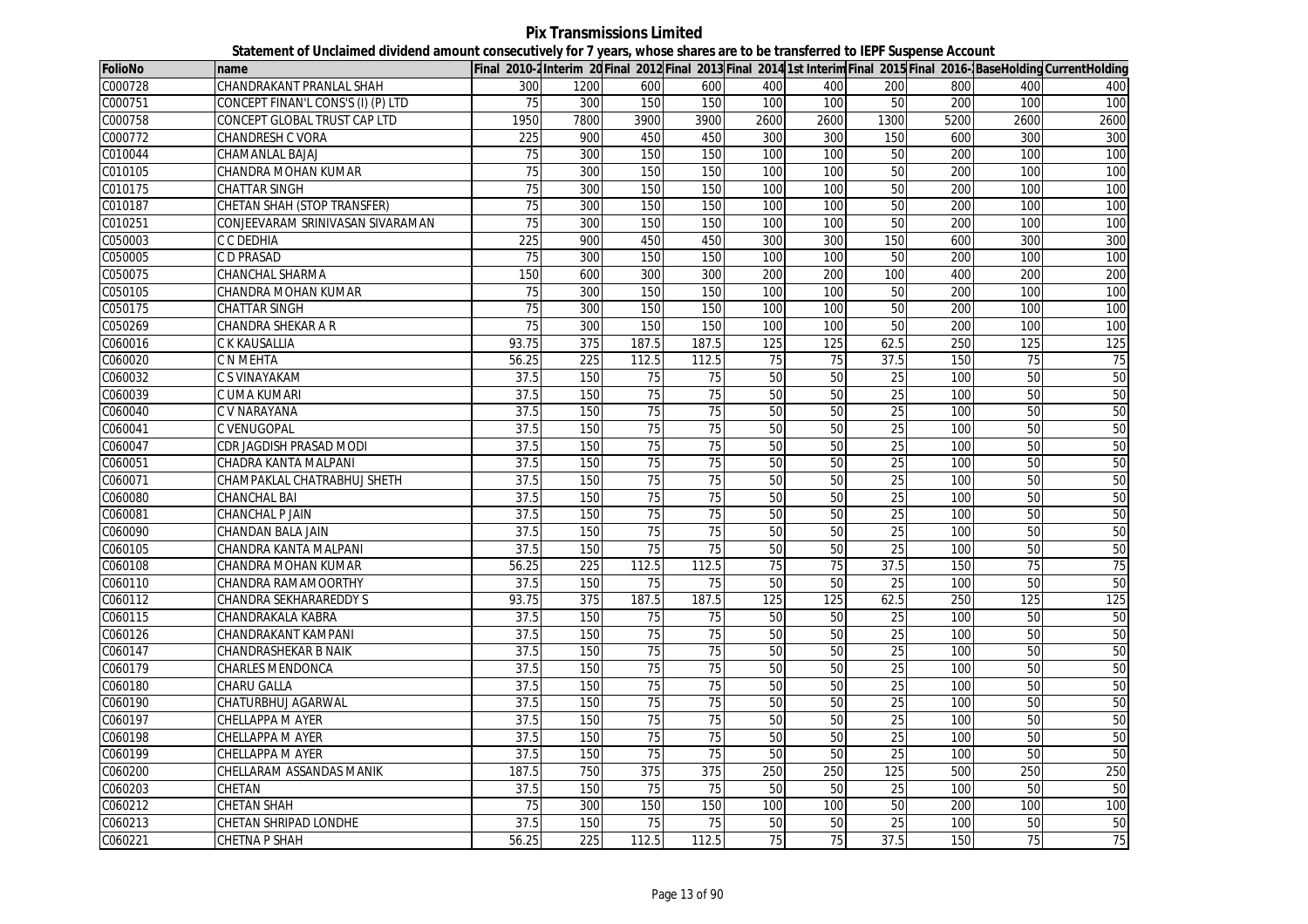# Pix Transmissions Limited

## Statement of Unclaimed dividend amount consecutively for 7 years, whose shares are to be transferred to IEPF Suspense Account

| FolioNo | name | Final 2010-2 | Interim 20 | Final 2012 | Final 2013 | Final 2014 | 1st Interim | Final 2015 | Final 2016- | BaseHolding | CurrentHolding |
|---|---|---|---|---|---|---|---|---|---|---|---|
| C000728 | CHANDRAKANT PRANLAL SHAH | 300 | 1200 | 600 | 600 | 400 | 400 | 200 | 800 | 400 | 400 |
| C000751 | CONCEPT FINAN'L CONS'S (I) (P) LTD | 75 | 300 | 150 | 150 | 100 | 100 | 50 | 200 | 100 | 100 |
| C000758 | CONCEPT GLOBAL TRUST CAP LTD | 1950 | 7800 | 3900 | 3900 | 2600 | 2600 | 1300 | 5200 | 2600 | 2600 |
| C000772 | CHANDRESH C VORA | 225 | 900 | 450 | 450 | 300 | 300 | 150 | 600 | 300 | 300 |
| C010044 | CHAMANLAL BAJAJ | 75 | 300 | 150 | 150 | 100 | 100 | 50 | 200 | 100 | 100 |
| C010105 | CHANDRA MOHAN KUMAR | 75 | 300 | 150 | 150 | 100 | 100 | 50 | 200 | 100 | 100 |
| C010175 | CHATTAR SINGH | 75 | 300 | 150 | 150 | 100 | 100 | 50 | 200 | 100 | 100 |
| C010187 | CHETAN SHAH (STOP TRANSFER) | 75 | 300 | 150 | 150 | 100 | 100 | 50 | 200 | 100 | 100 |
| C010251 | CONJEEVARAM SRINIVASAN SIVARAMAN | 75 | 300 | 150 | 150 | 100 | 100 | 50 | 200 | 100 | 100 |
| C050003 | C C DEDHIA | 225 | 900 | 450 | 450 | 300 | 300 | 150 | 600 | 300 | 300 |
| C050005 | C D PRASAD | 75 | 300 | 150 | 150 | 100 | 100 | 50 | 200 | 100 | 100 |
| C050075 | CHANCHAL SHARMA | 150 | 600 | 300 | 300 | 200 | 200 | 100 | 400 | 200 | 200 |
| C050105 | CHANDRA MOHAN KUMAR | 75 | 300 | 150 | 150 | 100 | 100 | 50 | 200 | 100 | 100 |
| C050175 | CHATTAR SINGH | 75 | 300 | 150 | 150 | 100 | 100 | 50 | 200 | 100 | 100 |
| C050269 | CHANDRA SHEKAR A R | 75 | 300 | 150 | 150 | 100 | 100 | 50 | 200 | 100 | 100 |
| C060016 | C K KAUSALLIA | 93.75 | 375 | 187.5 | 187.5 | 125 | 125 | 62.5 | 250 | 125 | 125 |
| C060020 | C N MEHTA | 56.25 | 225 | 112.5 | 112.5 | 75 | 75 | 37.5 | 150 | 75 | 75 |
| C060032 | C S VINAYAKAM | 37.5 | 150 | 75 | 75 | 50 | 50 | 25 | 100 | 50 | 50 |
| C060039 | C UMA KUMARI | 37.5 | 150 | 75 | 75 | 50 | 50 | 25 | 100 | 50 | 50 |
| C060040 | C V NARAYANA | 37.5 | 150 | 75 | 75 | 50 | 50 | 25 | 100 | 50 | 50 |
| C060041 | C VENUGOPAL | 37.5 | 150 | 75 | 75 | 50 | 50 | 25 | 100 | 50 | 50 |
| C060047 | CDR JAGDISH PRASAD MODI | 37.5 | 150 | 75 | 75 | 50 | 50 | 25 | 100 | 50 | 50 |
| C060051 | CHADRA KANTA MALPANI | 37.5 | 150 | 75 | 75 | 50 | 50 | 25 | 100 | 50 | 50 |
| C060071 | CHAMPAKLAL CHATRABHUJ SHETH | 37.5 | 150 | 75 | 75 | 50 | 50 | 25 | 100 | 50 | 50 |
| C060080 | CHANCHAL BAI | 37.5 | 150 | 75 | 75 | 50 | 50 | 25 | 100 | 50 | 50 |
| C060081 | CHANCHAL P JAIN | 37.5 | 150 | 75 | 75 | 50 | 50 | 25 | 100 | 50 | 50 |
| C060090 | CHANDAN BALA JAIN | 37.5 | 150 | 75 | 75 | 50 | 50 | 25 | 100 | 50 | 50 |
| C060105 | CHANDRA KANTA MALPANI | 37.5 | 150 | 75 | 75 | 50 | 50 | 25 | 100 | 50 | 50 |
| C060108 | CHANDRA MOHAN KUMAR | 56.25 | 225 | 112.5 | 112.5 | 75 | 75 | 37.5 | 150 | 75 | 75 |
| C060110 | CHANDRA RAMAMOORTHY | 37.5 | 150 | 75 | 75 | 50 | 50 | 25 | 100 | 50 | 50 |
| C060112 | CHANDRA SEKHARAREDDY S | 93.75 | 375 | 187.5 | 187.5 | 125 | 125 | 62.5 | 250 | 125 | 125 |
| C060115 | CHANDRAKALA KABRA | 37.5 | 150 | 75 | 75 | 50 | 50 | 25 | 100 | 50 | 50 |
| C060126 | CHANDRAKANT KAMPANI | 37.5 | 150 | 75 | 75 | 50 | 50 | 25 | 100 | 50 | 50 |
| C060147 | CHANDRASHEKAR B NAIK | 37.5 | 150 | 75 | 75 | 50 | 50 | 25 | 100 | 50 | 50 |
| C060179 | CHARLES MENDONCA | 37.5 | 150 | 75 | 75 | 50 | 50 | 25 | 100 | 50 | 50 |
| C060180 | CHARU GALLA | 37.5 | 150 | 75 | 75 | 50 | 50 | 25 | 100 | 50 | 50 |
| C060190 | CHATURBHUJ AGARWAL | 37.5 | 150 | 75 | 75 | 50 | 50 | 25 | 100 | 50 | 50 |
| C060197 | CHELLAPPA M AYER | 37.5 | 150 | 75 | 75 | 50 | 50 | 25 | 100 | 50 | 50 |
| C060198 | CHELLAPPA M AYER | 37.5 | 150 | 75 | 75 | 50 | 50 | 25 | 100 | 50 | 50 |
| C060199 | CHELLAPPA M AYER | 37.5 | 150 | 75 | 75 | 50 | 50 | 25 | 100 | 50 | 50 |
| C060200 | CHELLARAM ASSANDAS MANIK | 187.5 | 750 | 375 | 375 | 250 | 250 | 125 | 500 | 250 | 250 |
| C060203 | CHETAN | 37.5 | 150 | 75 | 75 | 50 | 50 | 25 | 100 | 50 | 50 |
| C060212 | CHETAN SHAH | 75 | 300 | 150 | 150 | 100 | 100 | 50 | 200 | 100 | 100 |
| C060213 | CHETAN SHRIPAD LONDHE | 37.5 | 150 | 75 | 75 | 50 | 50 | 25 | 100 | 50 | 50 |
| C060221 | CHETNA P SHAH | 56.25 | 225 | 112.5 | 112.5 | 75 | 75 | 37.5 | 150 | 75 | 75 |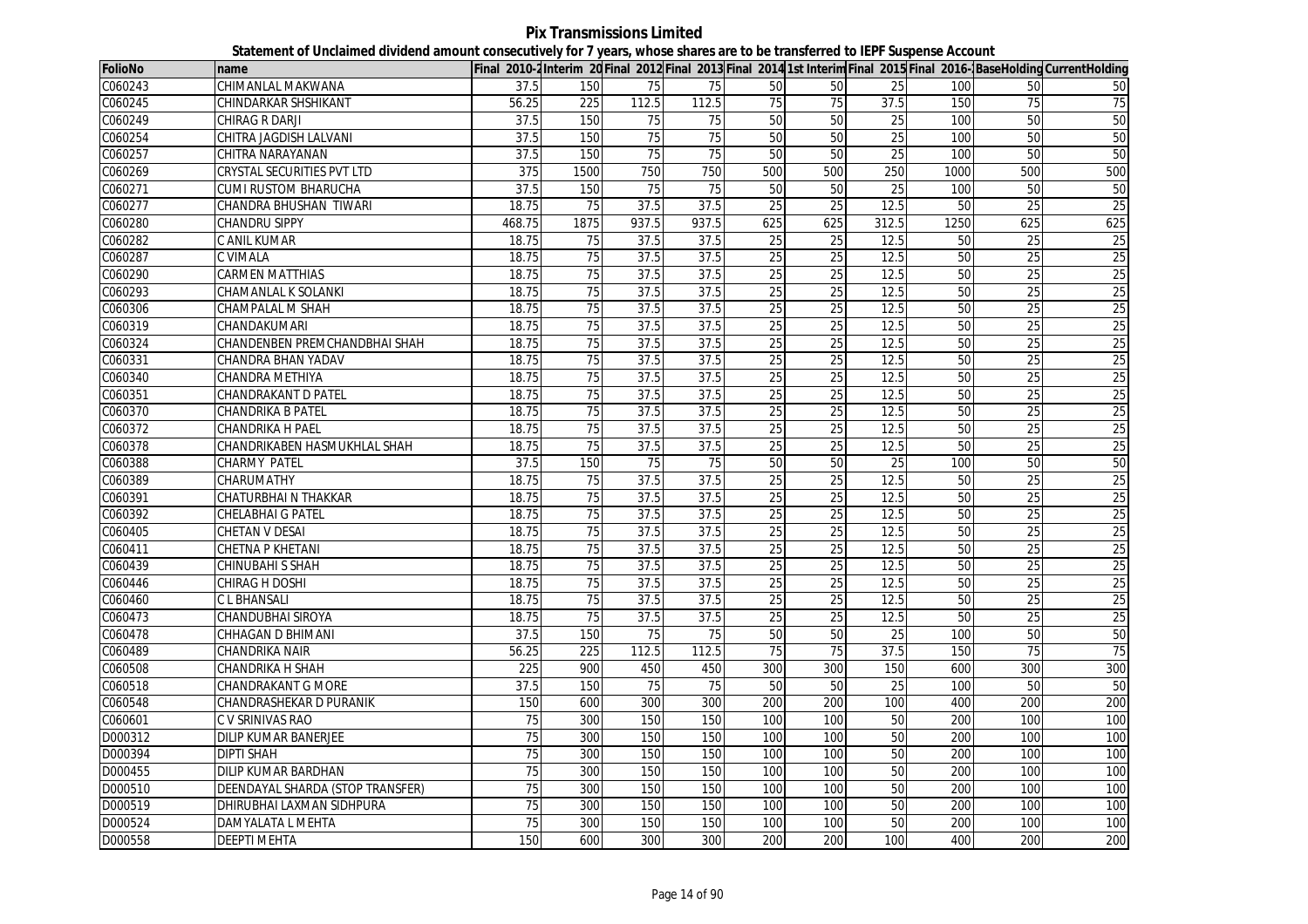**Pix Transmissions Limited**

**Statement of Unclaimed dividend amount consecutively for 7 years, whose shares are to be transferred to IEPF Suspense Account**

| FolioNo | name | Final 2010-2 | Interim 20 | Final 2012 | Final 2013 | Final 2014 | 1st Interim | Final 2015 | Final 2016- | BaseHolding | CurrentHolding |
|---|---|---|---|---|---|---|---|---|---|---|---|
| C060243 | CHIMANLAL MAKWANA | 37.5 | 150 | 75 | 75 | 50 | 50 | 25 | 100 | 50 | 50 |
| C060245 | CHINDARKAR SHSHIKANT | 56.25 | 225 | 112.5 | 112.5 | 75 | 75 | 37.5 | 150 | 75 | 75 |
| C060249 | CHIRAG R DARJI | 37.5 | 150 | 75 | 75 | 50 | 50 | 25 | 100 | 50 | 50 |
| C060254 | CHITRA JAGDISH LALVANI | 37.5 | 150 | 75 | 75 | 50 | 50 | 25 | 100 | 50 | 50 |
| C060257 | CHITRA NARAYANAN | 37.5 | 150 | 75 | 75 | 50 | 50 | 25 | 100 | 50 | 50 |
| C060269 | CRYSTAL SECURITIES PVT LTD | 375 | 1500 | 750 | 750 | 500 | 500 | 250 | 1000 | 500 | 500 |
| C060271 | CUMI RUSTOM BHARUCHA | 37.5 | 150 | 75 | 75 | 50 | 50 | 25 | 100 | 50 | 50 |
| C060277 | CHANDRA BHUSHAN TIWARI | 18.75 | 75 | 37.5 | 37.5 | 25 | 25 | 12.5 | 50 | 25 | 25 |
| C060280 | CHANDRU SIPPY | 468.75 | 1875 | 937.5 | 937.5 | 625 | 625 | 312.5 | 1250 | 625 | 625 |
| C060282 | C ANIL KUMAR | 18.75 | 75 | 37.5 | 37.5 | 25 | 25 | 12.5 | 50 | 25 | 25 |
| C060287 | C VIMALA | 18.75 | 75 | 37.5 | 37.5 | 25 | 25 | 12.5 | 50 | 25 | 25 |
| C060290 | CARMEN MATTHIAS | 18.75 | 75 | 37.5 | 37.5 | 25 | 25 | 12.5 | 50 | 25 | 25 |
| C060293 | CHAMANLAL K SOLANKI | 18.75 | 75 | 37.5 | 37.5 | 25 | 25 | 12.5 | 50 | 25 | 25 |
| C060306 | CHAMPALAL M SHAH | 18.75 | 75 | 37.5 | 37.5 | 25 | 25 | 12.5 | 50 | 25 | 25 |
| C060319 | CHANDAKUMARI | 18.75 | 75 | 37.5 | 37.5 | 25 | 25 | 12.5 | 50 | 25 | 25 |
| C060324 | CHANDENBEN PREMCHANDBHAI SHAH | 18.75 | 75 | 37.5 | 37.5 | 25 | 25 | 12.5 | 50 | 25 | 25 |
| C060331 | CHANDRA BHAN YADAV | 18.75 | 75 | 37.5 | 37.5 | 25 | 25 | 12.5 | 50 | 25 | 25 |
| C060340 | CHANDRA METHIYA | 18.75 | 75 | 37.5 | 37.5 | 25 | 25 | 12.5 | 50 | 25 | 25 |
| C060351 | CHANDRAKANT D PATEL | 18.75 | 75 | 37.5 | 37.5 | 25 | 25 | 12.5 | 50 | 25 | 25 |
| C060370 | CHANDRIKA B PATEL | 18.75 | 75 | 37.5 | 37.5 | 25 | 25 | 12.5 | 50 | 25 | 25 |
| C060372 | CHANDRIKA H PAEL | 18.75 | 75 | 37.5 | 37.5 | 25 | 25 | 12.5 | 50 | 25 | 25 |
| C060378 | CHANDRIKABEN HASMUKHLAL SHAH | 18.75 | 75 | 37.5 | 37.5 | 25 | 25 | 12.5 | 50 | 25 | 25 |
| C060388 | CHARMY PATEL | 37.5 | 150 | 75 | 75 | 50 | 50 | 25 | 100 | 50 | 50 |
| C060389 | CHARUMATHY | 18.75 | 75 | 37.5 | 37.5 | 25 | 25 | 12.5 | 50 | 25 | 25 |
| C060391 | CHATURBHAI N THAKKAR | 18.75 | 75 | 37.5 | 37.5 | 25 | 25 | 12.5 | 50 | 25 | 25 |
| C060392 | CHELABHAI G PATEL | 18.75 | 75 | 37.5 | 37.5 | 25 | 25 | 12.5 | 50 | 25 | 25 |
| C060405 | CHETAN V DESAI | 18.75 | 75 | 37.5 | 37.5 | 25 | 25 | 12.5 | 50 | 25 | 25 |
| C060411 | CHETNA P KHETANI | 18.75 | 75 | 37.5 | 37.5 | 25 | 25 | 12.5 | 50 | 25 | 25 |
| C060439 | CHINUBAHI S SHAH | 18.75 | 75 | 37.5 | 37.5 | 25 | 25 | 12.5 | 50 | 25 | 25 |
| C060446 | CHIRAG H DOSHI | 18.75 | 75 | 37.5 | 37.5 | 25 | 25 | 12.5 | 50 | 25 | 25 |
| C060460 | C L BHANSALI | 18.75 | 75 | 37.5 | 37.5 | 25 | 25 | 12.5 | 50 | 25 | 25 |
| C060473 | CHANDUBHAI SIROYA | 18.75 | 75 | 37.5 | 37.5 | 25 | 25 | 12.5 | 50 | 25 | 25 |
| C060478 | CHHAGAN D BHIMANI | 37.5 | 150 | 75 | 75 | 50 | 50 | 25 | 100 | 50 | 50 |
| C060489 | CHANDRIKA NAIR | 56.25 | 225 | 112.5 | 112.5 | 75 | 75 | 37.5 | 150 | 75 | 75 |
| C060508 | CHANDRIKA H SHAH | 225 | 900 | 450 | 450 | 300 | 300 | 150 | 600 | 300 | 300 |
| C060518 | CHANDRAKANT G MORE | 37.5 | 150 | 75 | 75 | 50 | 50 | 25 | 100 | 50 | 50 |
| C060548 | CHANDRASHEKAR D PURANIK | 150 | 600 | 300 | 300 | 200 | 200 | 100 | 400 | 200 | 200 |
| C060601 | C V SRINIVAS RAO | 75 | 300 | 150 | 150 | 100 | 100 | 50 | 200 | 100 | 100 |
| D000312 | DILIP KUMAR BANERJEE | 75 | 300 | 150 | 150 | 100 | 100 | 50 | 200 | 100 | 100 |
| D000394 | DIPTI SHAH | 75 | 300 | 150 | 150 | 100 | 100 | 50 | 200 | 100 | 100 |
| D000455 | DILIP KUMAR BARDHAN | 75 | 300 | 150 | 150 | 100 | 100 | 50 | 200 | 100 | 100 |
| D000510 | DEENDAYAL SHARDA (STOP TRANSFER) | 75 | 300 | 150 | 150 | 100 | 100 | 50 | 200 | 100 | 100 |
| D000519 | DHIRUBHAI LAXMAN SIDHPURA | 75 | 300 | 150 | 150 | 100 | 100 | 50 | 200 | 100 | 100 |
| D000524 | DAMYALATA L MEHTA | 75 | 300 | 150 | 150 | 100 | 100 | 50 | 200 | 100 | 100 |
| D000558 | DEEPTI MEHTA | 150 | 600 | 300 | 300 | 200 | 200 | 100 | 400 | 200 | 200 |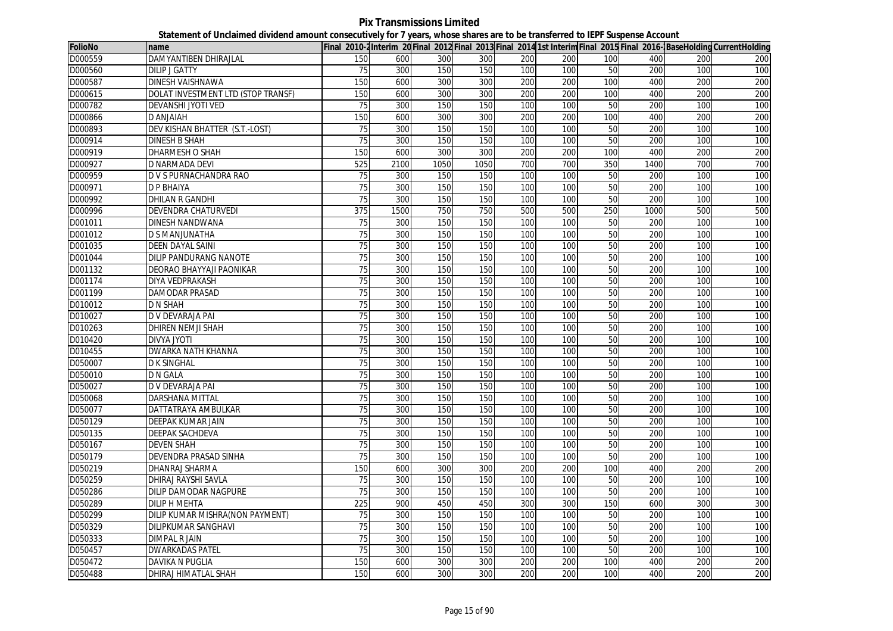# Pix Transmissions Limited

## Statement of Unclaimed dividend amount consecutively for 7 years, whose shares are to be transferred to IEPF Suspense Account

| FolioNo | name | Final 2010-2 | Interim 20 | Final 2012 | Final 2013 | Final 2014 | 1st Interim | Final 2015 | Final 2016- | BaseHolding | CurrentHolding |
|---|---|---|---|---|---|---|---|---|---|---|---|
| D000559 | DAMYANTIBEN DHIRAJLAL | 150 | 600 | 300 | 300 | 200 | 200 | 100 | 400 | 200 | 200 |
| D000560 | DILIP J GATTY | 75 | 300 | 150 | 150 | 100 | 100 | 50 | 200 | 100 | 100 |
| D000587 | DINESH VAISHNAWA | 150 | 600 | 300 | 300 | 200 | 200 | 100 | 400 | 200 | 200 |
| D000615 | DOLAT INVESTMENT LTD (STOP TRANSF) | 150 | 600 | 300 | 300 | 200 | 200 | 100 | 400 | 200 | 200 |
| D000782 | DEVANSHI JYOTI VED | 75 | 300 | 150 | 150 | 100 | 100 | 50 | 200 | 100 | 100 |
| D000866 | D ANJAIAH | 150 | 600 | 300 | 300 | 200 | 200 | 100 | 400 | 200 | 200 |
| D000893 | DEV KISHAN BHATTER (S.T.-LOST) | 75 | 300 | 150 | 150 | 100 | 100 | 50 | 200 | 100 | 100 |
| D000914 | DINESH B SHAH | 75 | 300 | 150 | 150 | 100 | 100 | 50 | 200 | 100 | 100 |
| D000919 | DHARMESH O SHAH | 150 | 600 | 300 | 300 | 200 | 200 | 100 | 400 | 200 | 200 |
| D000927 | D NARMADA DEVI | 525 | 2100 | 1050 | 1050 | 700 | 700 | 350 | 1400 | 700 | 700 |
| D000959 | D V S PURNACHANDRA RAO | 75 | 300 | 150 | 150 | 100 | 100 | 50 | 200 | 100 | 100 |
| D000971 | D P BHAIYA | 75 | 300 | 150 | 150 | 100 | 100 | 50 | 200 | 100 | 100 |
| D000992 | DHILAN R GANDHI | 75 | 300 | 150 | 150 | 100 | 100 | 50 | 200 | 100 | 100 |
| D000996 | DEVENDRA CHATURVEDI | 375 | 1500 | 750 | 750 | 500 | 500 | 250 | 1000 | 500 | 500 |
| D001011 | DINESH NANDWANA | 75 | 300 | 150 | 150 | 100 | 100 | 50 | 200 | 100 | 100 |
| D001012 | D S MANJUNATHA | 75 | 300 | 150 | 150 | 100 | 100 | 50 | 200 | 100 | 100 |
| D001035 | DEEN DAYAL SAINI | 75 | 300 | 150 | 150 | 100 | 100 | 50 | 200 | 100 | 100 |
| D001044 | DILIP PANDURANG NANOTE | 75 | 300 | 150 | 150 | 100 | 100 | 50 | 200 | 100 | 100 |
| D001132 | DEORAO BHAYYAJI PAONIKAR | 75 | 300 | 150 | 150 | 100 | 100 | 50 | 200 | 100 | 100 |
| D001174 | DIYA VEDPRAKASH | 75 | 300 | 150 | 150 | 100 | 100 | 50 | 200 | 100 | 100 |
| D001199 | DAMODAR PRASAD | 75 | 300 | 150 | 150 | 100 | 100 | 50 | 200 | 100 | 100 |
| D010012 | D N SHAH | 75 | 300 | 150 | 150 | 100 | 100 | 50 | 200 | 100 | 100 |
| D010027 | D V DEVARAJA PAI | 75 | 300 | 150 | 150 | 100 | 100 | 50 | 200 | 100 | 100 |
| D010263 | DHIREN NEMJI SHAH | 75 | 300 | 150 | 150 | 100 | 100 | 50 | 200 | 100 | 100 |
| D010420 | DIVYA JYOTI | 75 | 300 | 150 | 150 | 100 | 100 | 50 | 200 | 100 | 100 |
| D010455 | DWARKA NATH KHANNA | 75 | 300 | 150 | 150 | 100 | 100 | 50 | 200 | 100 | 100 |
| D050007 | D K SINGHAL | 75 | 300 | 150 | 150 | 100 | 100 | 50 | 200 | 100 | 100 |
| D050010 | D N GALA | 75 | 300 | 150 | 150 | 100 | 100 | 50 | 200 | 100 | 100 |
| D050027 | D V DEVARAJA PAI | 75 | 300 | 150 | 150 | 100 | 100 | 50 | 200 | 100 | 100 |
| D050068 | DARSHANA MITTAL | 75 | 300 | 150 | 150 | 100 | 100 | 50 | 200 | 100 | 100 |
| D050077 | DATTATRAYA AMBULKAR | 75 | 300 | 150 | 150 | 100 | 100 | 50 | 200 | 100 | 100 |
| D050129 | DEEPAK KUMAR JAIN | 75 | 300 | 150 | 150 | 100 | 100 | 50 | 200 | 100 | 100 |
| D050135 | DEEPAK SACHDEVA | 75 | 300 | 150 | 150 | 100 | 100 | 50 | 200 | 100 | 100 |
| D050167 | DEVEN SHAH | 75 | 300 | 150 | 150 | 100 | 100 | 50 | 200 | 100 | 100 |
| D050179 | DEVENDRA PRASAD SINHA | 75 | 300 | 150 | 150 | 100 | 100 | 50 | 200 | 100 | 100 |
| D050219 | DHANRAJ SHARMA | 150 | 600 | 300 | 300 | 200 | 200 | 100 | 400 | 200 | 200 |
| D050259 | DHIRAJ RAYSHI SAVLA | 75 | 300 | 150 | 150 | 100 | 100 | 50 | 200 | 100 | 100 |
| D050286 | DILIP DAMODAR NAGPURE | 75 | 300 | 150 | 150 | 100 | 100 | 50 | 200 | 100 | 100 |
| D050289 | DILIP H MEHTA | 225 | 900 | 450 | 450 | 300 | 300 | 150 | 600 | 300 | 300 |
| D050299 | DILIP KUMAR MISHRA(NON PAYMENT) | 75 | 300 | 150 | 150 | 100 | 100 | 50 | 200 | 100 | 100 |
| D050329 | DILIPKUMAR SANGHAVI | 75 | 300 | 150 | 150 | 100 | 100 | 50 | 200 | 100 | 100 |
| D050333 | DIMPAL R JAIN | 75 | 300 | 150 | 150 | 100 | 100 | 50 | 200 | 100 | 100 |
| D050457 | DWARKADAS PATEL | 75 | 300 | 150 | 150 | 100 | 100 | 50 | 200 | 100 | 100 |
| D050472 | DAVIKA N PUGLIA | 150 | 600 | 300 | 300 | 200 | 200 | 100 | 400 | 200 | 200 |
| D050488 | DHIRAJ HIMATLAL SHAH | 150 | 600 | 300 | 300 | 200 | 200 | 100 | 400 | 200 | 200 |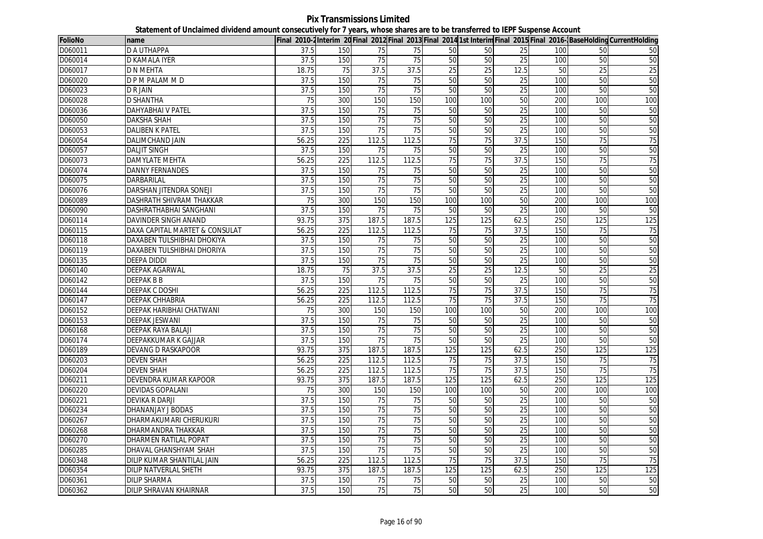# Pix Transmissions Limited

## Statement of Unclaimed dividend amount consecutively for 7 years, whose shares are to be transferred to IEPF Suspense Account

| FolioNo | name | Final 2010-2 | Interim 20 | Final 2012 | Final 2013 | Final 2014 | 1st Interim | Final 2015 | Final 2016- | BaseHolding | CurrentHolding |
|---|---|---|---|---|---|---|---|---|---|---|---|
| D060011 | D A UTHAPPA | 37.5 | 150 | 75 | 75 | 50 | 50 | 25 | 100 | 50 | 50 |
| D060014 | D KAMALA IYER | 37.5 | 150 | 75 | 75 | 50 | 50 | 25 | 100 | 50 | 50 |
| D060017 | D N MEHTA | 18.75 | 75 | 37.5 | 37.5 | 25 | 25 | 12.5 | 50 | 25 | 25 |
| D060020 | D P M PALAM M D | 37.5 | 150 | 75 | 75 | 50 | 50 | 25 | 100 | 50 | 50 |
| D060023 | D R JAIN | 37.5 | 150 | 75 | 75 | 50 | 50 | 25 | 100 | 50 | 50 |
| D060028 | D SHANTHA | 75 | 300 | 150 | 150 | 100 | 100 | 50 | 200 | 100 | 100 |
| D060036 | DAHYABHAI V PATEL | 37.5 | 150 | 75 | 75 | 50 | 50 | 25 | 100 | 50 | 50 |
| D060050 | DAKSHA SHAH | 37.5 | 150 | 75 | 75 | 50 | 50 | 25 | 100 | 50 | 50 |
| D060053 | DALIBEN K PATEL | 37.5 | 150 | 75 | 75 | 50 | 50 | 25 | 100 | 50 | 50 |
| D060054 | DALIMCHAND JAIN | 56.25 | 225 | 112.5 | 112.5 | 75 | 75 | 37.5 | 150 | 75 | 75 |
| D060057 | DALJIT SINGH | 37.5 | 150 | 75 | 75 | 50 | 50 | 25 | 100 | 50 | 50 |
| D060073 | DAMYLATE MEHTA | 56.25 | 225 | 112.5 | 112.5 | 75 | 75 | 37.5 | 150 | 75 | 75 |
| D060074 | DANNY FERNANDES | 37.5 | 150 | 75 | 75 | 50 | 50 | 25 | 100 | 50 | 50 |
| D060075 | DARBARILAL | 37.5 | 150 | 75 | 75 | 50 | 50 | 25 | 100 | 50 | 50 |
| D060076 | DARSHAN JITENDRA SONEJI | 37.5 | 150 | 75 | 75 | 50 | 50 | 25 | 100 | 50 | 50 |
| D060089 | DASHRATH SHIVRAM THAKKAR | 75 | 300 | 150 | 150 | 100 | 100 | 50 | 200 | 100 | 100 |
| D060090 | DASHRATHABHAI SANGHANI | 37.5 | 150 | 75 | 75 | 50 | 50 | 25 | 100 | 50 | 50 |
| D060114 | DAVINDER SINGH ANAND | 93.75 | 375 | 187.5 | 187.5 | 125 | 125 | 62.5 | 250 | 125 | 125 |
| D060115 | DAXA CAPITAL MARTET & CONSULAT | 56.25 | 225 | 112.5 | 112.5 | 75 | 75 | 37.5 | 150 | 75 | 75 |
| D060118 | DAXABEN TULSHIBHAI DHOKIYA | 37.5 | 150 | 75 | 75 | 50 | 50 | 25 | 100 | 50 | 50 |
| D060119 | DAXABEN TULSHIBHAI DHORIYA | 37.5 | 150 | 75 | 75 | 50 | 50 | 25 | 100 | 50 | 50 |
| D060135 | DEEPA DIDDI | 37.5 | 150 | 75 | 75 | 50 | 50 | 25 | 100 | 50 | 50 |
| D060140 | DEEPAK AGARWAL | 18.75 | 75 | 37.5 | 37.5 | 25 | 25 | 12.5 | 50 | 25 | 25 |
| D060142 | DEEPAK B B | 37.5 | 150 | 75 | 75 | 50 | 50 | 25 | 100 | 50 | 50 |
| D060144 | DEEPAK C DOSHI | 56.25 | 225 | 112.5 | 112.5 | 75 | 75 | 37.5 | 150 | 75 | 75 |
| D060147 | DEEPAK CHHABRIA | 56.25 | 225 | 112.5 | 112.5 | 75 | 75 | 37.5 | 150 | 75 | 75 |
| D060152 | DEEPAK HARIBHAI CHATWANI | 75 | 300 | 150 | 150 | 100 | 100 | 50 | 200 | 100 | 100 |
| D060153 | DEEPAK JESWANI | 37.5 | 150 | 75 | 75 | 50 | 50 | 25 | 100 | 50 | 50 |
| D060168 | DEEPAK RAYA BALAJI | 37.5 | 150 | 75 | 75 | 50 | 50 | 25 | 100 | 50 | 50 |
| D060174 | DEEPAKKUMAR K GAJJAR | 37.5 | 150 | 75 | 75 | 50 | 50 | 25 | 100 | 50 | 50 |
| D060189 | DEVANG D RASKAPOOR | 93.75 | 375 | 187.5 | 187.5 | 125 | 125 | 62.5 | 250 | 125 | 125 |
| D060203 | DEVEN SHAH | 56.25 | 225 | 112.5 | 112.5 | 75 | 75 | 37.5 | 150 | 75 | 75 |
| D060204 | DEVEN SHAH | 56.25 | 225 | 112.5 | 112.5 | 75 | 75 | 37.5 | 150 | 75 | 75 |
| D060211 | DEVENDRA KUMAR KAPOOR | 93.75 | 375 | 187.5 | 187.5 | 125 | 125 | 62.5 | 250 | 125 | 125 |
| D060220 | DEVIDAS GOPALANI | 75 | 300 | 150 | 150 | 100 | 100 | 50 | 200 | 100 | 100 |
| D060221 | DEVIKA R DARJI | 37.5 | 150 | 75 | 75 | 50 | 50 | 25 | 100 | 50 | 50 |
| D060234 | DHANANJAY J BODAS | 37.5 | 150 | 75 | 75 | 50 | 50 | 25 | 100 | 50 | 50 |
| D060267 | DHARMAKUMARI CHERUKURI | 37.5 | 150 | 75 | 75 | 50 | 50 | 25 | 100 | 50 | 50 |
| D060268 | DHARMANDRA THAKKAR | 37.5 | 150 | 75 | 75 | 50 | 50 | 25 | 100 | 50 | 50 |
| D060270 | DHARMEN RATILAL POPAT | 37.5 | 150 | 75 | 75 | 50 | 50 | 25 | 100 | 50 | 50 |
| D060285 | DHAVAL GHANSHYAM SHAH | 37.5 | 150 | 75 | 75 | 50 | 50 | 25 | 100 | 50 | 50 |
| D060348 | DILIP KUMAR SHANTILAL JAIN | 56.25 | 225 | 112.5 | 112.5 | 75 | 75 | 37.5 | 150 | 75 | 75 |
| D060354 | DILIP NATVERLAL SHETH | 93.75 | 375 | 187.5 | 187.5 | 125 | 125 | 62.5 | 250 | 125 | 125 |
| D060361 | DILIP SHARMA | 37.5 | 150 | 75 | 75 | 50 | 50 | 25 | 100 | 50 | 50 |
| D060362 | DILIP SHRAVAN KHAIRNAR | 37.5 | 150 | 75 | 75 | 50 | 50 | 25 | 100 | 50 | 50 |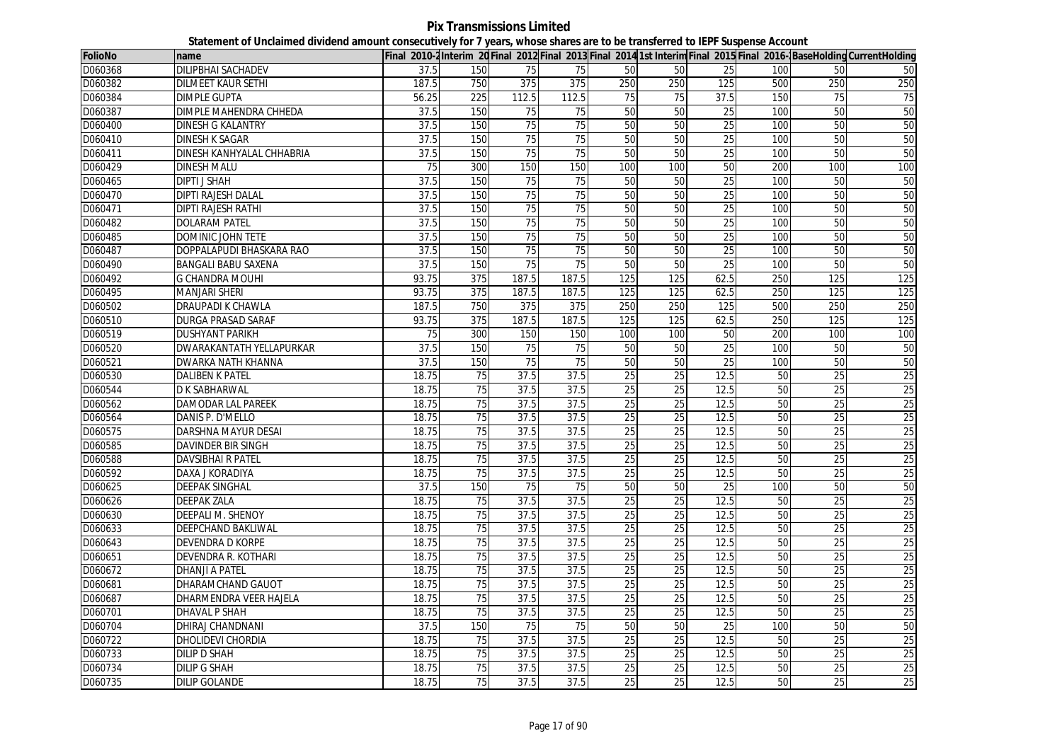**Pix Transmissions Limited**

**Statement of Unclaimed dividend amount consecutively for 7 years, whose shares are to be transferred to IEPF Suspense Account**

| FolioNo | name | Final 2010-2 | Interim 20 | Final 2012 | Final 2013 | Final 2014 | 1st Interim | Final 2015 | Final 2016- | BaseHolding | CurrentHolding |
|---|---|---|---|---|---|---|---|---|---|---|---|
| D060368 | DILIPBHAI SACHADEV | 37.5 | 150 | 75 | 75 | 50 | 50 | 25 | 100 | 50 | 50 |
| D060382 | DILMEET KAUR SETHI | 187.5 | 750 | 375 | 375 | 250 | 250 | 125 | 500 | 250 | 250 |
| D060384 | DIMPLE GUPTA | 56.25 | 225 | 112.5 | 112.5 | 75 | 75 | 37.5 | 150 | 75 | 75 |
| D060387 | DIMPLE MAHENDRA CHHEDA | 37.5 | 150 | 75 | 75 | 50 | 50 | 25 | 100 | 50 | 50 |
| D060400 | DINESH G KALANTRY | 37.5 | 150 | 75 | 75 | 50 | 50 | 25 | 100 | 50 | 50 |
| D060410 | DINESH K SAGAR | 37.5 | 150 | 75 | 75 | 50 | 50 | 25 | 100 | 50 | 50 |
| D060411 | DINESH KANHYALAL CHHABRIA | 37.5 | 150 | 75 | 75 | 50 | 50 | 25 | 100 | 50 | 50 |
| D060429 | DINESH MALU | 75 | 300 | 150 | 150 | 100 | 100 | 50 | 200 | 100 | 100 |
| D060465 | DIPTI J SHAH | 37.5 | 150 | 75 | 75 | 50 | 50 | 25 | 100 | 50 | 50 |
| D060470 | DIPTI RAJESH DALAL | 37.5 | 150 | 75 | 75 | 50 | 50 | 25 | 100 | 50 | 50 |
| D060471 | DIPTI RAJESH RATHI | 37.5 | 150 | 75 | 75 | 50 | 50 | 25 | 100 | 50 | 50 |
| D060482 | DOLARAM PATEL | 37.5 | 150 | 75 | 75 | 50 | 50 | 25 | 100 | 50 | 50 |
| D060485 | DOMINIC JOHN TETE | 37.5 | 150 | 75 | 75 | 50 | 50 | 25 | 100 | 50 | 50 |
| D060487 | DOPPALAPUDI BHASKARA RAO | 37.5 | 150 | 75 | 75 | 50 | 50 | 25 | 100 | 50 | 50 |
| D060490 | BANGALI BABU SAXENA | 37.5 | 150 | 75 | 75 | 50 | 50 | 25 | 100 | 50 | 50 |
| D060492 | G CHANDRA MOUHI | 93.75 | 375 | 187.5 | 187.5 | 125 | 125 | 62.5 | 250 | 125 | 125 |
| D060495 | MANJARI SHERI | 93.75 | 375 | 187.5 | 187.5 | 125 | 125 | 62.5 | 250 | 125 | 125 |
| D060502 | DRAUPADI K CHAWLA | 187.5 | 750 | 375 | 375 | 250 | 250 | 125 | 500 | 250 | 250 |
| D060510 | DURGA PRASAD SARAF | 93.75 | 375 | 187.5 | 187.5 | 125 | 125 | 62.5 | 250 | 125 | 125 |
| D060519 | DUSHYANT PARIKH | 75 | 300 | 150 | 150 | 100 | 100 | 50 | 200 | 100 | 100 |
| D060520 | DWARAKANTATH YELLAPURKAR | 37.5 | 150 | 75 | 75 | 50 | 50 | 25 | 100 | 50 | 50 |
| D060521 | DWARKA NATH KHANNA | 37.5 | 150 | 75 | 75 | 50 | 50 | 25 | 100 | 50 | 50 |
| D060530 | DALIBEN K PATEL | 18.75 | 75 | 37.5 | 37.5 | 25 | 25 | 12.5 | 50 | 25 | 25 |
| D060544 | D K SABHARWAL | 18.75 | 75 | 37.5 | 37.5 | 25 | 25 | 12.5 | 50 | 25 | 25 |
| D060562 | DAMODAR LAL PAREEK | 18.75 | 75 | 37.5 | 37.5 | 25 | 25 | 12.5 | 50 | 25 | 25 |
| D060564 | DANIS P. D'MELLO | 18.75 | 75 | 37.5 | 37.5 | 25 | 25 | 12.5 | 50 | 25 | 25 |
| D060575 | DARSHNA MAYUR DESAI | 18.75 | 75 | 37.5 | 37.5 | 25 | 25 | 12.5 | 50 | 25 | 25 |
| D060585 | DAVINDER BIR SINGH | 18.75 | 75 | 37.5 | 37.5 | 25 | 25 | 12.5 | 50 | 25 | 25 |
| D060588 | DAVSIBHAI R PATEL | 18.75 | 75 | 37.5 | 37.5 | 25 | 25 | 12.5 | 50 | 25 | 25 |
| D060592 | DAXA J KORADIYA | 18.75 | 75 | 37.5 | 37.5 | 25 | 25 | 12.5 | 50 | 25 | 25 |
| D060625 | DEEPAK SINGHAL | 37.5 | 150 | 75 | 75 | 50 | 50 | 25 | 100 | 50 | 50 |
| D060626 | DEEPAK ZALA | 18.75 | 75 | 37.5 | 37.5 | 25 | 25 | 12.5 | 50 | 25 | 25 |
| D060630 | DEEPALI M. SHENOY | 18.75 | 75 | 37.5 | 37.5 | 25 | 25 | 12.5 | 50 | 25 | 25 |
| D060633 | DEEPCHAND BAKLIWAL | 18.75 | 75 | 37.5 | 37.5 | 25 | 25 | 12.5 | 50 | 25 | 25 |
| D060643 | DEVENDRA D KORPE | 18.75 | 75 | 37.5 | 37.5 | 25 | 25 | 12.5 | 50 | 25 | 25 |
| D060651 | DEVENDRA R. KOTHARI | 18.75 | 75 | 37.5 | 37.5 | 25 | 25 | 12.5 | 50 | 25 | 25 |
| D060672 | DHANJI A PATEL | 18.75 | 75 | 37.5 | 37.5 | 25 | 25 | 12.5 | 50 | 25 | 25 |
| D060681 | DHARAMCHAND GAUOT | 18.75 | 75 | 37.5 | 37.5 | 25 | 25 | 12.5 | 50 | 25 | 25 |
| D060687 | DHARMENDRA VEER HAJELA | 18.75 | 75 | 37.5 | 37.5 | 25 | 25 | 12.5 | 50 | 25 | 25 |
| D060701 | DHAVAL P SHAH | 18.75 | 75 | 37.5 | 37.5 | 25 | 25 | 12.5 | 50 | 25 | 25 |
| D060704 | DHIRAJ CHANDNANI | 37.5 | 150 | 75 | 75 | 50 | 50 | 25 | 100 | 50 | 50 |
| D060722 | DHOLIDEVI CHORDIA | 18.75 | 75 | 37.5 | 37.5 | 25 | 25 | 12.5 | 50 | 25 | 25 |
| D060733 | DILIP D SHAH | 18.75 | 75 | 37.5 | 37.5 | 25 | 25 | 12.5 | 50 | 25 | 25 |
| D060734 | DILIP G SHAH | 18.75 | 75 | 37.5 | 37.5 | 25 | 25 | 12.5 | 50 | 25 | 25 |
| D060735 | DILIP GOLANDE | 18.75 | 75 | 37.5 | 37.5 | 25 | 25 | 12.5 | 50 | 25 | 25 |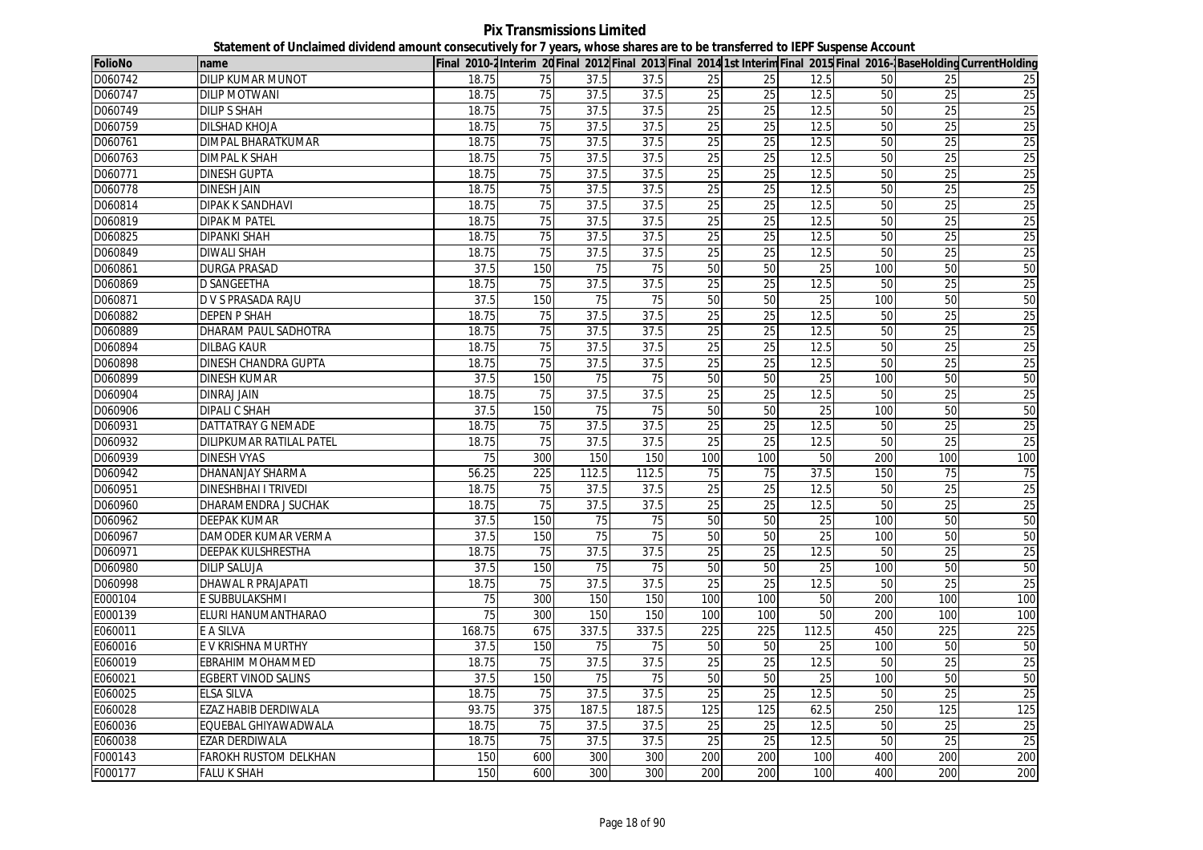# Pix Transmissions Limited

## Statement of Unclaimed dividend amount consecutively for 7 years, whose shares are to be transferred to IEPF Suspense Account

| FolioNo | name | Final 2010-2 | Interim 20 | Final 2012 | Final 2013 | Final 2014 | 1st Interim | Final 2015 | Final 2016- | BaseHolding | CurrentHolding |
|---|---|---|---|---|---|---|---|---|---|---|---|
| D060742 | DILIP KUMAR MUNOT | 18.75 | 75 | 37.5 | 37.5 | 25 | 25 | 12.5 | 50 | 25 | 25 |
| D060747 | DILIP MOTWANI | 18.75 | 75 | 37.5 | 37.5 | 25 | 25 | 12.5 | 50 | 25 | 25 |
| D060749 | DILIP S SHAH | 18.75 | 75 | 37.5 | 37.5 | 25 | 25 | 12.5 | 50 | 25 | 25 |
| D060759 | DILSHAD KHOJA | 18.75 | 75 | 37.5 | 37.5 | 25 | 25 | 12.5 | 50 | 25 | 25 |
| D060761 | DIMPAL BHARATKUMAR | 18.75 | 75 | 37.5 | 37.5 | 25 | 25 | 12.5 | 50 | 25 | 25 |
| D060763 | DIMPAL K SHAH | 18.75 | 75 | 37.5 | 37.5 | 25 | 25 | 12.5 | 50 | 25 | 25 |
| D060771 | DINESH GUPTA | 18.75 | 75 | 37.5 | 37.5 | 25 | 25 | 12.5 | 50 | 25 | 25 |
| D060778 | DINESH JAIN | 18.75 | 75 | 37.5 | 37.5 | 25 | 25 | 12.5 | 50 | 25 | 25 |
| D060814 | DIPAK K SANDHAVI | 18.75 | 75 | 37.5 | 37.5 | 25 | 25 | 12.5 | 50 | 25 | 25 |
| D060819 | DIPAK M PATEL | 18.75 | 75 | 37.5 | 37.5 | 25 | 25 | 12.5 | 50 | 25 | 25 |
| D060825 | DIPANKI SHAH | 18.75 | 75 | 37.5 | 37.5 | 25 | 25 | 12.5 | 50 | 25 | 25 |
| D060849 | DIWALI SHAH | 18.75 | 75 | 37.5 | 37.5 | 25 | 25 | 12.5 | 50 | 25 | 25 |
| D060861 | DURGA PRASAD | 37.5 | 150 | 75 | 75 | 50 | 50 | 25 | 100 | 50 | 50 |
| D060869 | D SANGEETHA | 18.75 | 75 | 37.5 | 37.5 | 25 | 25 | 12.5 | 50 | 25 | 25 |
| D060871 | D V S PRASADA RAJU | 37.5 | 150 | 75 | 75 | 50 | 50 | 25 | 100 | 50 | 50 |
| D060882 | DEPEN P SHAH | 18.75 | 75 | 37.5 | 37.5 | 25 | 25 | 12.5 | 50 | 25 | 25 |
| D060889 | DHARAM PAUL SADHOTRA | 18.75 | 75 | 37.5 | 37.5 | 25 | 25 | 12.5 | 50 | 25 | 25 |
| D060894 | DILBAG KAUR | 18.75 | 75 | 37.5 | 37.5 | 25 | 25 | 12.5 | 50 | 25 | 25 |
| D060898 | DINESH CHANDRA GUPTA | 18.75 | 75 | 37.5 | 37.5 | 25 | 25 | 12.5 | 50 | 25 | 25 |
| D060899 | DINESH KUMAR | 37.5 | 150 | 75 | 75 | 50 | 50 | 25 | 100 | 50 | 50 |
| D060904 | DINRAJ JAIN | 18.75 | 75 | 37.5 | 37.5 | 25 | 25 | 12.5 | 50 | 25 | 25 |
| D060906 | DIPALI C SHAH | 37.5 | 150 | 75 | 75 | 50 | 50 | 25 | 100 | 50 | 50 |
| D060931 | DATTATRAY G NEMADE | 18.75 | 75 | 37.5 | 37.5 | 25 | 25 | 12.5 | 50 | 25 | 25 |
| D060932 | DILIPKUMAR RATILAL PATEL | 18.75 | 75 | 37.5 | 37.5 | 25 | 25 | 12.5 | 50 | 25 | 25 |
| D060939 | DINESH VYAS | 75 | 300 | 150 | 150 | 100 | 100 | 50 | 200 | 100 | 100 |
| D060942 | DHANANJAY SHARMA | 56.25 | 225 | 112.5 | 112.5 | 75 | 75 | 37.5 | 150 | 75 | 75 |
| D060951 | DINESHBHAI I TRIVEDI | 18.75 | 75 | 37.5 | 37.5 | 25 | 25 | 12.5 | 50 | 25 | 25 |
| D060960 | DHARAMENDRA J SUCHAK | 18.75 | 75 | 37.5 | 37.5 | 25 | 25 | 12.5 | 50 | 25 | 25 |
| D060962 | DEEPAK KUMAR | 37.5 | 150 | 75 | 75 | 50 | 50 | 25 | 100 | 50 | 50 |
| D060967 | DAMODER KUMAR VERMA | 37.5 | 150 | 75 | 75 | 50 | 50 | 25 | 100 | 50 | 50 |
| D060971 | DEEPAK KULSHRESTHA | 18.75 | 75 | 37.5 | 37.5 | 25 | 25 | 12.5 | 50 | 25 | 25 |
| D060980 | DILIP SALUJA | 37.5 | 150 | 75 | 75 | 50 | 50 | 25 | 100 | 50 | 50 |
| D060998 | DHAWAL R PRAJAPATI | 18.75 | 75 | 37.5 | 37.5 | 25 | 25 | 12.5 | 50 | 25 | 25 |
| E000104 | E SUBBULAKSHMI | 75 | 300 | 150 | 150 | 100 | 100 | 50 | 200 | 100 | 100 |
| E000139 | ELURI HANUMANTHARAO | 75 | 300 | 150 | 150 | 100 | 100 | 50 | 200 | 100 | 100 |
| E060011 | E A SILVA | 168.75 | 675 | 337.5 | 337.5 | 225 | 225 | 112.5 | 450 | 225 | 225 |
| E060016 | E V KRISHNA MURTHY | 37.5 | 150 | 75 | 75 | 50 | 50 | 25 | 100 | 50 | 50 |
| E060019 | EBRAHIM MOHAMMED | 18.75 | 75 | 37.5 | 37.5 | 25 | 25 | 12.5 | 50 | 25 | 25 |
| E060021 | EGBERT VINOD SALINS | 37.5 | 150 | 75 | 75 | 50 | 50 | 25 | 100 | 50 | 50 |
| E060025 | ELSA SILVA | 18.75 | 75 | 37.5 | 37.5 | 25 | 25 | 12.5 | 50 | 25 | 25 |
| E060028 | EZAZ HABIB DERDIWALA | 93.75 | 375 | 187.5 | 187.5 | 125 | 125 | 62.5 | 250 | 125 | 125 |
| E060036 | EQUEBAL GHIYAWADWALA | 18.75 | 75 | 37.5 | 37.5 | 25 | 25 | 12.5 | 50 | 25 | 25 |
| E060038 | EZAR DERDIWALA | 18.75 | 75 | 37.5 | 37.5 | 25 | 25 | 12.5 | 50 | 25 | 25 |
| F000143 | FAROKH RUSTOM DELKHAN | 150 | 600 | 300 | 300 | 200 | 200 | 100 | 400 | 200 | 200 |
| F000177 | FALU K SHAH | 150 | 600 | 300 | 300 | 200 | 200 | 100 | 400 | 200 | 200 |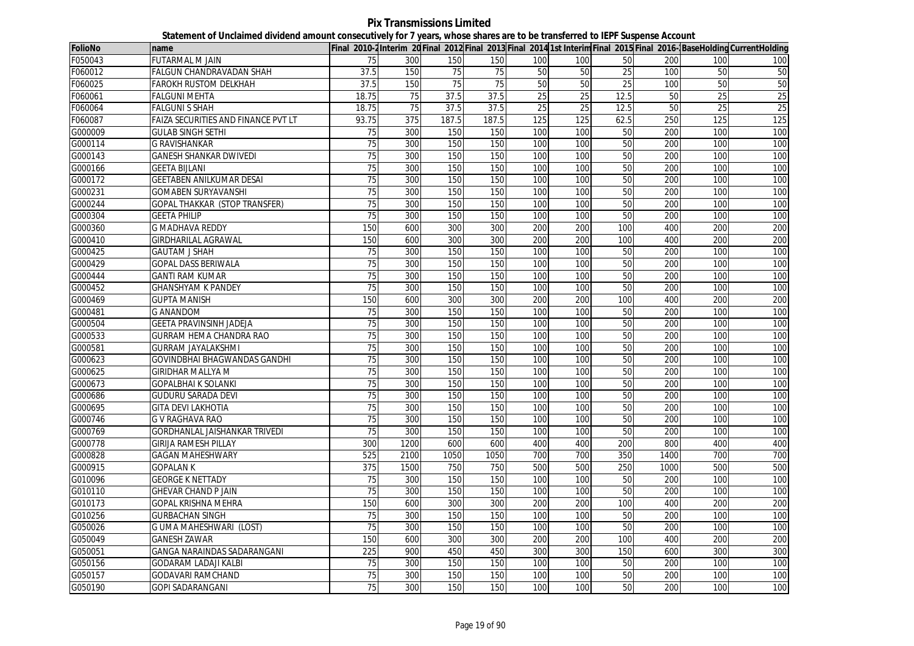**Pix Transmissions Limited**

**Statement of Unclaimed dividend amount consecutively for 7 years, whose shares are to be transferred to IEPF Suspense Account**

| FolioNo | name | Final 2010-2 | Interim 20 | Final 2012 | Final 2013 | Final 2014 | 1st Interim | Final 2015 | Final 2016-1 | BaseHolding | CurrentHolding |
|---|---|---|---|---|---|---|---|---|---|---|---|
| F050043 | FUTARMAL M JAIN | 75 | 300 | 150 | 150 | 100 | 100 | 50 | 200 | 100 | 100 |
| F060012 | FALGUN CHANDRAVADAN SHAH | 37.5 | 150 | 75 | 75 | 50 | 50 | 25 | 100 | 50 | 50 |
| F060025 | FAROKH RUSTOM DELKHAH | 37.5 | 150 | 75 | 75 | 50 | 50 | 25 | 100 | 50 | 50 |
| F060061 | FALGUNI MEHTA | 18.75 | 75 | 37.5 | 37.5 | 25 | 25 | 12.5 | 50 | 25 | 25 |
| F060064 | FALGUNI S SHAH | 18.75 | 75 | 37.5 | 37.5 | 25 | 25 | 12.5 | 50 | 25 | 25 |
| F060087 | FAIZA SECURITIES AND FINANCE PVT LT | 93.75 | 375 | 187.5 | 187.5 | 125 | 125 | 62.5 | 250 | 125 | 125 |
| G000009 | GULAB SINGH SETHI | 75 | 300 | 150 | 150 | 100 | 100 | 50 | 200 | 100 | 100 |
| G000114 | G RAVISHANKAR | 75 | 300 | 150 | 150 | 100 | 100 | 50 | 200 | 100 | 100 |
| G000143 | GANESH SHANKAR DWIVEDI | 75 | 300 | 150 | 150 | 100 | 100 | 50 | 200 | 100 | 100 |
| G000166 | GEETA BIJLANI | 75 | 300 | 150 | 150 | 100 | 100 | 50 | 200 | 100 | 100 |
| G000172 | GEETABEN ANILKUMAR DESAI | 75 | 300 | 150 | 150 | 100 | 100 | 50 | 200 | 100 | 100 |
| G000231 | GOMABEN SURYAVANSHI | 75 | 300 | 150 | 150 | 100 | 100 | 50 | 200 | 100 | 100 |
| G000244 | GOPAL THAKKAR (STOP TRANSFER) | 75 | 300 | 150 | 150 | 100 | 100 | 50 | 200 | 100 | 100 |
| G000304 | GEETA PHILIP | 75 | 300 | 150 | 150 | 100 | 100 | 50 | 200 | 100 | 100 |
| G000360 | G MADHAVA REDDY | 150 | 600 | 300 | 300 | 200 | 200 | 100 | 400 | 200 | 200 |
| G000410 | GIRDHARILAL AGRAWAL | 150 | 600 | 300 | 300 | 200 | 200 | 100 | 400 | 200 | 200 |
| G000425 | GAUTAM J SHAH | 75 | 300 | 150 | 150 | 100 | 100 | 50 | 200 | 100 | 100 |
| G000429 | GOPAL DASS BERIWALA | 75 | 300 | 150 | 150 | 100 | 100 | 50 | 200 | 100 | 100 |
| G000444 | GANTI RAM KUMAR | 75 | 300 | 150 | 150 | 100 | 100 | 50 | 200 | 100 | 100 |
| G000452 | GHANSHYAM K PANDEY | 75 | 300 | 150 | 150 | 100 | 100 | 50 | 200 | 100 | 100 |
| G000469 | GUPTA MANISH | 150 | 600 | 300 | 300 | 200 | 200 | 100 | 400 | 200 | 200 |
| G000481 | G ANANDOM | 75 | 300 | 150 | 150 | 100 | 100 | 50 | 200 | 100 | 100 |
| G000504 | GEETA PRAVINSINH JADEJA | 75 | 300 | 150 | 150 | 100 | 100 | 50 | 200 | 100 | 100 |
| G000533 | GURRAM HEMA CHANDRA RAO | 75 | 300 | 150 | 150 | 100 | 100 | 50 | 200 | 100 | 100 |
| G000581 | GURRAM JAYALAKSHMI | 75 | 300 | 150 | 150 | 100 | 100 | 50 | 200 | 100 | 100 |
| G000623 | GOVINDBHAI BHAGWANDAS GANDHI | 75 | 300 | 150 | 150 | 100 | 100 | 50 | 200 | 100 | 100 |
| G000625 | GIRIDHAR MALLYA M | 75 | 300 | 150 | 150 | 100 | 100 | 50 | 200 | 100 | 100 |
| G000673 | GOPALBHAI K SOLANKI | 75 | 300 | 150 | 150 | 100 | 100 | 50 | 200 | 100 | 100 |
| G000686 | GUDURU SARADA DEVI | 75 | 300 | 150 | 150 | 100 | 100 | 50 | 200 | 100 | 100 |
| G000695 | GITA DEVI LAKHOTIA | 75 | 300 | 150 | 150 | 100 | 100 | 50 | 200 | 100 | 100 |
| G000746 | G V RAGHAVA RAO | 75 | 300 | 150 | 150 | 100 | 100 | 50 | 200 | 100 | 100 |
| G000769 | GORDHANLAL JAISHANKAR TRIVEDI | 75 | 300 | 150 | 150 | 100 | 100 | 50 | 200 | 100 | 100 |
| G000778 | GIRIJA RAMESH PILLAY | 300 | 1200 | 600 | 600 | 400 | 400 | 200 | 800 | 400 | 400 |
| G000828 | GAGAN MAHESHWARY | 525 | 2100 | 1050 | 1050 | 700 | 700 | 350 | 1400 | 700 | 700 |
| G000915 | GOPALAN K | 375 | 1500 | 750 | 750 | 500 | 500 | 250 | 1000 | 500 | 500 |
| G010096 | GEORGE K NETTADY | 75 | 300 | 150 | 150 | 100 | 100 | 50 | 200 | 100 | 100 |
| G010110 | GHEVAR CHAND P JAIN | 75 | 300 | 150 | 150 | 100 | 100 | 50 | 200 | 100 | 100 |
| G010173 | GOPAL KRISHNA MEHRA | 150 | 600 | 300 | 300 | 200 | 200 | 100 | 400 | 200 | 200 |
| G010256 | GURBACHAN SINGH | 75 | 300 | 150 | 150 | 100 | 100 | 50 | 200 | 100 | 100 |
| G050026 | G UMA MAHESHWARI (LOST) | 75 | 300 | 150 | 150 | 100 | 100 | 50 | 200 | 100 | 100 |
| G050049 | GANESH ZAWAR | 150 | 600 | 300 | 300 | 200 | 200 | 100 | 400 | 200 | 200 |
| G050051 | GANGA NARAINDAS SADARANGANI | 225 | 900 | 450 | 450 | 300 | 300 | 150 | 600 | 300 | 300 |
| G050156 | GODARAM LADAJI KALBI | 75 | 300 | 150 | 150 | 100 | 100 | 50 | 200 | 100 | 100 |
| G050157 | GODAVARI RAMCHAND | 75 | 300 | 150 | 150 | 100 | 100 | 50 | 200 | 100 | 100 |
| G050190 | GOPI SADARANGANI | 75 | 300 | 150 | 150 | 100 | 100 | 50 | 200 | 100 | 100 |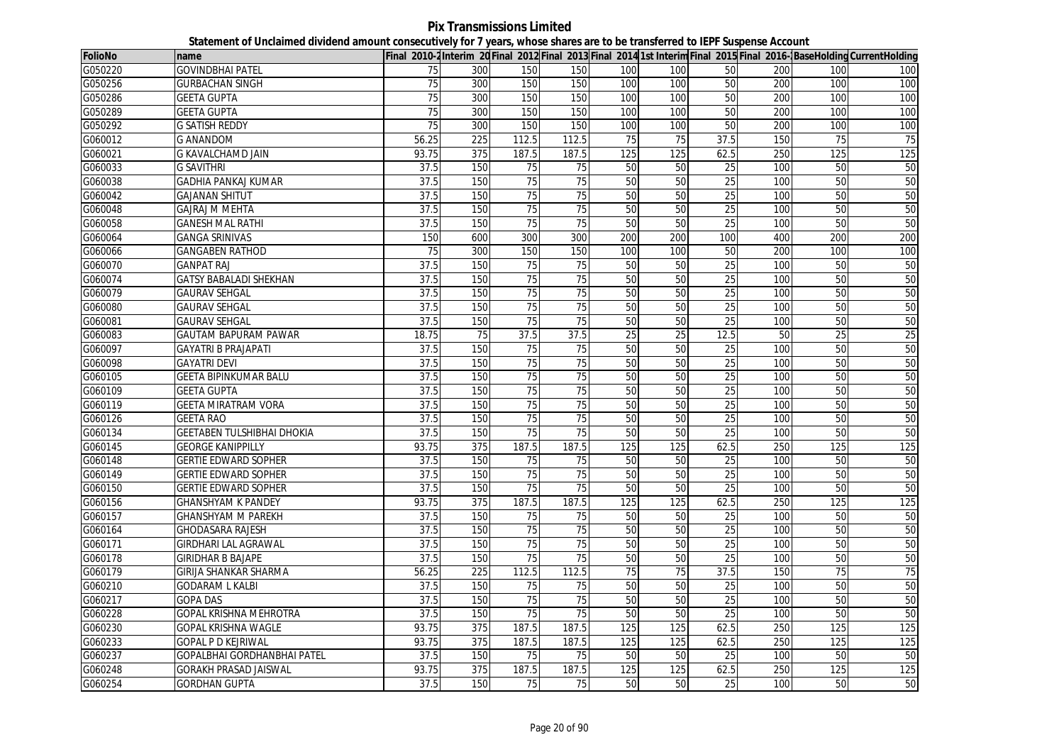**Pix Transmissions Limited**

**Statement of Unclaimed dividend amount consecutively for 7 years, whose shares are to be transferred to IEPF Suspense Account**

| FolioNo | name | Final 2010-2 | Interim 20 | Final 2012 | Final 2013 | Final 2014 | 1st Interim | Final 2015 | Final 2016- | BaseHolding | CurrentHolding |
|---|---|---|---|---|---|---|---|---|---|---|---|
| G050220 | GOVINDBHAI PATEL | 75 | 300 | 150 | 150 | 100 | 100 | 50 | 200 | 100 | 100 |
| G050256 | GURBACHAN SINGH | 75 | 300 | 150 | 150 | 100 | 100 | 50 | 200 | 100 | 100 |
| G050286 | GEETA GUPTA | 75 | 300 | 150 | 150 | 100 | 100 | 50 | 200 | 100 | 100 |
| G050289 | GEETA GUPTA | 75 | 300 | 150 | 150 | 100 | 100 | 50 | 200 | 100 | 100 |
| G050292 | G SATISH REDDY | 75 | 300 | 150 | 150 | 100 | 100 | 50 | 200 | 100 | 100 |
| G060012 | G ANANDOM | 56.25 | 225 | 112.5 | 112.5 | 75 | 75 | 37.5 | 150 | 75 | 75 |
| G060021 | G KAVALCHAMD JAIN | 93.75 | 375 | 187.5 | 187.5 | 125 | 125 | 62.5 | 250 | 125 | 125 |
| G060033 | G SAVITHRI | 37.5 | 150 | 75 | 75 | 50 | 50 | 25 | 100 | 50 | 50 |
| G060038 | GADHIA PANKAJ KUMAR | 37.5 | 150 | 75 | 75 | 50 | 50 | 25 | 100 | 50 | 50 |
| G060042 | GAJANAN SHITUT | 37.5 | 150 | 75 | 75 | 50 | 50 | 25 | 100 | 50 | 50 |
| G060048 | GAJRAJ M MEHTA | 37.5 | 150 | 75 | 75 | 50 | 50 | 25 | 100 | 50 | 50 |
| G060058 | GANESH MAL RATHI | 37.5 | 150 | 75 | 75 | 50 | 50 | 25 | 100 | 50 | 50 |
| G060064 | GANGA SRINIVAS | 150 | 600 | 300 | 300 | 200 | 200 | 100 | 400 | 200 | 200 |
| G060066 | GANGABEN RATHOD | 75 | 300 | 150 | 150 | 100 | 100 | 50 | 200 | 100 | 100 |
| G060070 | GANPAT RAJ | 37.5 | 150 | 75 | 75 | 50 | 50 | 25 | 100 | 50 | 50 |
| G060074 | GATSY BABALADI SHEKHAN | 37.5 | 150 | 75 | 75 | 50 | 50 | 25 | 100 | 50 | 50 |
| G060079 | GAURAV SEHGAL | 37.5 | 150 | 75 | 75 | 50 | 50 | 25 | 100 | 50 | 50 |
| G060080 | GAURAV SEHGAL | 37.5 | 150 | 75 | 75 | 50 | 50 | 25 | 100 | 50 | 50 |
| G060081 | GAURAV SEHGAL | 37.5 | 150 | 75 | 75 | 50 | 50 | 25 | 100 | 50 | 50 |
| G060083 | GAUTAM BAPURAM PAWAR | 18.75 | 75 | 37.5 | 37.5 | 25 | 25 | 12.5 | 50 | 25 | 25 |
| G060097 | GAYATRI B PRAJAPATI | 37.5 | 150 | 75 | 75 | 50 | 50 | 25 | 100 | 50 | 50 |
| G060098 | GAYATRI DEVI | 37.5 | 150 | 75 | 75 | 50 | 50 | 25 | 100 | 50 | 50 |
| G060105 | GEETA BIPINKUMAR BALU | 37.5 | 150 | 75 | 75 | 50 | 50 | 25 | 100 | 50 | 50 |
| G060109 | GEETA GUPTA | 37.5 | 150 | 75 | 75 | 50 | 50 | 25 | 100 | 50 | 50 |
| G060119 | GEETA MIRATRAM VORA | 37.5 | 150 | 75 | 75 | 50 | 50 | 25 | 100 | 50 | 50 |
| G060126 | GEETA RAO | 37.5 | 150 | 75 | 75 | 50 | 50 | 25 | 100 | 50 | 50 |
| G060134 | GEETABEN TULSHIBHAI DHOKIA | 37.5 | 150 | 75 | 75 | 50 | 50 | 25 | 100 | 50 | 50 |
| G060145 | GEORGE KANIPPILLY | 93.75 | 375 | 187.5 | 187.5 | 125 | 125 | 62.5 | 250 | 125 | 125 |
| G060148 | GERTIE EDWARD SOPHER | 37.5 | 150 | 75 | 75 | 50 | 50 | 25 | 100 | 50 | 50 |
| G060149 | GERTIE EDWARD SOPHER | 37.5 | 150 | 75 | 75 | 50 | 50 | 25 | 100 | 50 | 50 |
| G060150 | GERTIE EDWARD SOPHER | 37.5 | 150 | 75 | 75 | 50 | 50 | 25 | 100 | 50 | 50 |
| G060156 | GHANSHYAM K PANDEY | 93.75 | 375 | 187.5 | 187.5 | 125 | 125 | 62.5 | 250 | 125 | 125 |
| G060157 | GHANSHYAM M PAREKH | 37.5 | 150 | 75 | 75 | 50 | 50 | 25 | 100 | 50 | 50 |
| G060164 | GHODASARA RAJESH | 37.5 | 150 | 75 | 75 | 50 | 50 | 25 | 100 | 50 | 50 |
| G060171 | GIRDHARI LAL AGRAWAL | 37.5 | 150 | 75 | 75 | 50 | 50 | 25 | 100 | 50 | 50 |
| G060178 | GIRIDHAR B BAJAPE | 37.5 | 150 | 75 | 75 | 50 | 50 | 25 | 100 | 50 | 50 |
| G060179 | GIRIJA SHANKAR SHARMA | 56.25 | 225 | 112.5 | 112.5 | 75 | 75 | 37.5 | 150 | 75 | 75 |
| G060210 | GODARAM L KALBI | 37.5 | 150 | 75 | 75 | 50 | 50 | 25 | 100 | 50 | 50 |
| G060217 | GOPA DAS | 37.5 | 150 | 75 | 75 | 50 | 50 | 25 | 100 | 50 | 50 |
| G060228 | GOPAL KRISHNA MEHROTRA | 37.5 | 150 | 75 | 75 | 50 | 50 | 25 | 100 | 50 | 50 |
| G060230 | GOPAL KRISHNA WAGLE | 93.75 | 375 | 187.5 | 187.5 | 125 | 125 | 62.5 | 250 | 125 | 125 |
| G060233 | GOPAL P D KEJRIWAL | 93.75 | 375 | 187.5 | 187.5 | 125 | 125 | 62.5 | 250 | 125 | 125 |
| G060237 | GOPALBHAI GORDHANBHAI PATEL | 37.5 | 150 | 75 | 75 | 50 | 50 | 25 | 100 | 50 | 50 |
| G060248 | GORAKH PRASAD JAISWAL | 93.75 | 375 | 187.5 | 187.5 | 125 | 125 | 62.5 | 250 | 125 | 125 |
| G060254 | GORDHAN GUPTA | 37.5 | 150 | 75 | 75 | 50 | 50 | 25 | 100 | 50 | 50 |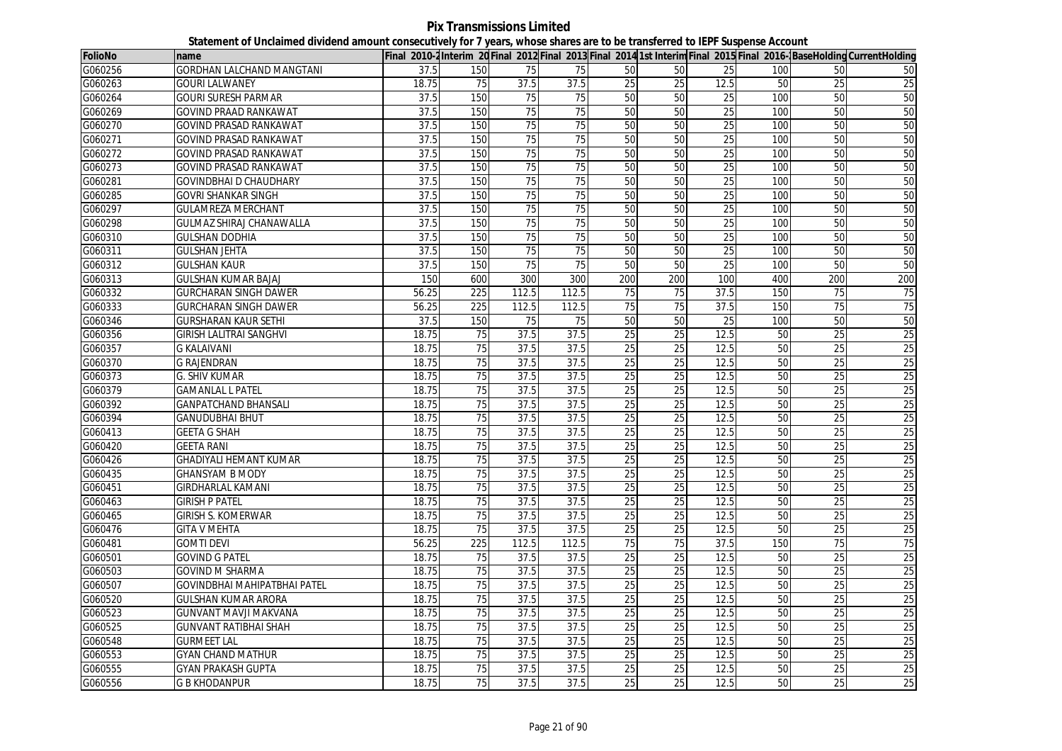# Pix Transmissions Limited

## Statement of Unclaimed dividend amount consecutively for 7 years, whose shares are to be transferred to IEPF Suspense Account

| FolioNo | name | Final 2010-2 | Interim 20 | Final 2012 | Final 2013 | Final 2014 | 1st Interim | Final 2015 | Final 2016-1 | BaseHolding | CurrentHolding |
|---|---|---|---|---|---|---|---|---|---|---|---|
| G060256 | GORDHAN LALCHAND MANGTANI | 37.5 | 150 | 75 | 75 | 50 | 50 | 25 | 100 | 50 | 50 |
| G060263 | GOURI LALWANEY | 18.75 | 75 | 37.5 | 37.5 | 25 | 25 | 12.5 | 50 | 25 | 25 |
| G060264 | GOURI SURESH PARMAR | 37.5 | 150 | 75 | 75 | 50 | 50 | 25 | 100 | 50 | 50 |
| G060269 | GOVIND PRAAD RANKAWAT | 37.5 | 150 | 75 | 75 | 50 | 50 | 25 | 100 | 50 | 50 |
| G060270 | GOVIND PRASAD RANKAWAT | 37.5 | 150 | 75 | 75 | 50 | 50 | 25 | 100 | 50 | 50 |
| G060271 | GOVIND PRASAD RANKAWAT | 37.5 | 150 | 75 | 75 | 50 | 50 | 25 | 100 | 50 | 50 |
| G060272 | GOVIND PRASAD RANKAWAT | 37.5 | 150 | 75 | 75 | 50 | 50 | 25 | 100 | 50 | 50 |
| G060273 | GOVIND PRASAD RANKAWAT | 37.5 | 150 | 75 | 75 | 50 | 50 | 25 | 100 | 50 | 50 |
| G060281 | GOVINDBHAI D CHAUDHARY | 37.5 | 150 | 75 | 75 | 50 | 50 | 25 | 100 | 50 | 50 |
| G060285 | GOVRI SHANKAR SINGH | 37.5 | 150 | 75 | 75 | 50 | 50 | 25 | 100 | 50 | 50 |
| G060297 | GULAMREZA MERCHANT | 37.5 | 150 | 75 | 75 | 50 | 50 | 25 | 100 | 50 | 50 |
| G060298 | GULMAZ SHIRAJ CHANAWALLA | 37.5 | 150 | 75 | 75 | 50 | 50 | 25 | 100 | 50 | 50 |
| G060310 | GULSHAN DODHIA | 37.5 | 150 | 75 | 75 | 50 | 50 | 25 | 100 | 50 | 50 |
| G060311 | GULSHAN JEHTA | 37.5 | 150 | 75 | 75 | 50 | 50 | 25 | 100 | 50 | 50 |
| G060312 | GULSHAN KAUR | 37.5 | 150 | 75 | 75 | 50 | 50 | 25 | 100 | 50 | 50 |
| G060313 | GULSHAN KUMAR BAJAJ | 150 | 600 | 300 | 300 | 200 | 200 | 100 | 400 | 200 | 200 |
| G060332 | GURCHARAN SINGH DAWER | 56.25 | 225 | 112.5 | 112.5 | 75 | 75 | 37.5 | 150 | 75 | 75 |
| G060333 | GURCHARAN SINGH DAWER | 56.25 | 225 | 112.5 | 112.5 | 75 | 75 | 37.5 | 150 | 75 | 75 |
| G060346 | GURSHARAN KAUR SETHI | 37.5 | 150 | 75 | 75 | 50 | 50 | 25 | 100 | 50 | 50 |
| G060356 | GIRISH LALITRAI SANGHVI | 18.75 | 75 | 37.5 | 37.5 | 25 | 25 | 12.5 | 50 | 25 | 25 |
| G060357 | G KALAIVANI | 18.75 | 75 | 37.5 | 37.5 | 25 | 25 | 12.5 | 50 | 25 | 25 |
| G060370 | G RAJENDRAN | 18.75 | 75 | 37.5 | 37.5 | 25 | 25 | 12.5 | 50 | 25 | 25 |
| G060373 | G. SHIV KUMAR | 18.75 | 75 | 37.5 | 37.5 | 25 | 25 | 12.5 | 50 | 25 | 25 |
| G060379 | GAMANLAL L PATEL | 18.75 | 75 | 37.5 | 37.5 | 25 | 25 | 12.5 | 50 | 25 | 25 |
| G060392 | GANPATCHAND BHANSALI | 18.75 | 75 | 37.5 | 37.5 | 25 | 25 | 12.5 | 50 | 25 | 25 |
| G060394 | GANUDUBHAI BHUT | 18.75 | 75 | 37.5 | 37.5 | 25 | 25 | 12.5 | 50 | 25 | 25 |
| G060413 | GEETA G SHAH | 18.75 | 75 | 37.5 | 37.5 | 25 | 25 | 12.5 | 50 | 25 | 25 |
| G060420 | GEETA RANI | 18.75 | 75 | 37.5 | 37.5 | 25 | 25 | 12.5 | 50 | 25 | 25 |
| G060426 | GHADIYALI HEMANT KUMAR | 18.75 | 75 | 37.5 | 37.5 | 25 | 25 | 12.5 | 50 | 25 | 25 |
| G060435 | GHANSYAM B MODY | 18.75 | 75 | 37.5 | 37.5 | 25 | 25 | 12.5 | 50 | 25 | 25 |
| G060451 | GIRDHARLAL KAMANI | 18.75 | 75 | 37.5 | 37.5 | 25 | 25 | 12.5 | 50 | 25 | 25 |
| G060463 | GIRISH P PATEL | 18.75 | 75 | 37.5 | 37.5 | 25 | 25 | 12.5 | 50 | 25 | 25 |
| G060465 | GIRISH S. KOMERWAR | 18.75 | 75 | 37.5 | 37.5 | 25 | 25 | 12.5 | 50 | 25 | 25 |
| G060476 | GITA V MEHTA | 18.75 | 75 | 37.5 | 37.5 | 25 | 25 | 12.5 | 50 | 25 | 25 |
| G060481 | GOMTI DEVI | 56.25 | 225 | 112.5 | 112.5 | 75 | 75 | 37.5 | 150 | 75 | 75 |
| G060501 | GOVIND G PATEL | 18.75 | 75 | 37.5 | 37.5 | 25 | 25 | 12.5 | 50 | 25 | 25 |
| G060503 | GOVIND M SHARMA | 18.75 | 75 | 37.5 | 37.5 | 25 | 25 | 12.5 | 50 | 25 | 25 |
| G060507 | GOVINDBHAI MAHIPATBHAI PATEL | 18.75 | 75 | 37.5 | 37.5 | 25 | 25 | 12.5 | 50 | 25 | 25 |
| G060520 | GULSHAN KUMAR ARORA | 18.75 | 75 | 37.5 | 37.5 | 25 | 25 | 12.5 | 50 | 25 | 25 |
| G060523 | GUNVANT MAVJI MAKVANA | 18.75 | 75 | 37.5 | 37.5 | 25 | 25 | 12.5 | 50 | 25 | 25 |
| G060525 | GUNVANT RATIBHAI SHAH | 18.75 | 75 | 37.5 | 37.5 | 25 | 25 | 12.5 | 50 | 25 | 25 |
| G060548 | GURMEET LAL | 18.75 | 75 | 37.5 | 37.5 | 25 | 25 | 12.5 | 50 | 25 | 25 |
| G060553 | GYAN CHAND MATHUR | 18.75 | 75 | 37.5 | 37.5 | 25 | 25 | 12.5 | 50 | 25 | 25 |
| G060555 | GYAN PRAKASH GUPTA | 18.75 | 75 | 37.5 | 37.5 | 25 | 25 | 12.5 | 50 | 25 | 25 |
| G060556 | G B KHODANPUR | 18.75 | 75 | 37.5 | 37.5 | 25 | 25 | 12.5 | 50 | 25 | 25 |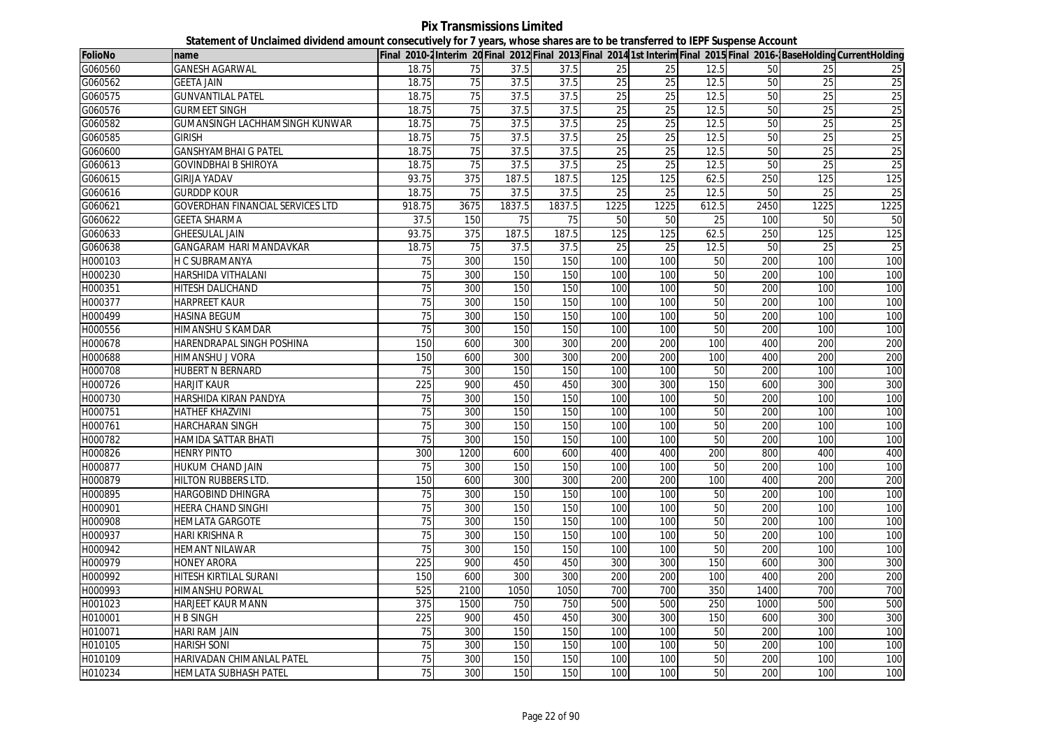# Pix Transmissions Limited

## Statement of Unclaimed dividend amount consecutively for 7 years, whose shares are to be transferred to IEPF Suspense Account

| FolioNo | name | Final 2010-2 | Interim 20 | Final 2012 | Final 2013 | Final 2014 | 1st Interim | Final 2015 | Final 2016- | BaseHolding | CurrentHolding |
|---|---|---|---|---|---|---|---|---|---|---|---|
| G060560 | GANESH AGARWAL | 18.75 | 75 | 37.5 | 37.5 | 25 | 25 | 12.5 | 50 | 25 | 25 |
| G060562 | GEETA JAIN | 18.75 | 75 | 37.5 | 37.5 | 25 | 25 | 12.5 | 50 | 25 | 25 |
| G060575 | GUNVANTILAL PATEL | 18.75 | 75 | 37.5 | 37.5 | 25 | 25 | 12.5 | 50 | 25 | 25 |
| G060576 | GURMEET SINGH | 18.75 | 75 | 37.5 | 37.5 | 25 | 25 | 12.5 | 50 | 25 | 25 |
| G060582 | GUMANSINGH LACHHAMSINGH KUNWAR | 18.75 | 75 | 37.5 | 37.5 | 25 | 25 | 12.5 | 50 | 25 | 25 |
| G060585 | GIRISH | 18.75 | 75 | 37.5 | 37.5 | 25 | 25 | 12.5 | 50 | 25 | 25 |
| G060600 | GANSHYAMBHAI G PATEL | 18.75 | 75 | 37.5 | 37.5 | 25 | 25 | 12.5 | 50 | 25 | 25 |
| G060613 | GOVINDBHAI B SHIROYA | 18.75 | 75 | 37.5 | 37.5 | 25 | 25 | 12.5 | 50 | 25 | 25 |
| G060615 | GIRIJA YADAV | 93.75 | 375 | 187.5 | 187.5 | 125 | 125 | 62.5 | 250 | 125 | 125 |
| G060616 | GURDDP KOUR | 18.75 | 75 | 37.5 | 37.5 | 25 | 25 | 12.5 | 50 | 25 | 25 |
| G060621 | GOVERDHAN FINANCIAL SERVICES LTD | 918.75 | 3675 | 1837.5 | 1837.5 | 1225 | 1225 | 612.5 | 2450 | 1225 | 1225 |
| G060622 | GEETA SHARMA | 37.5 | 150 | 75 | 75 | 50 | 50 | 25 | 100 | 50 | 50 |
| G060633 | GHEESULAL JAIN | 93.75 | 375 | 187.5 | 187.5 | 125 | 125 | 62.5 | 250 | 125 | 125 |
| G060638 | GANGARAM HARI MANDAVKAR | 18.75 | 75 | 37.5 | 37.5 | 25 | 25 | 12.5 | 50 | 25 | 25 |
| H000103 | H C SUBRAMANYA | 75 | 300 | 150 | 150 | 100 | 100 | 50 | 200 | 100 | 100 |
| H000230 | HARSHIDA VITHALANI | 75 | 300 | 150 | 150 | 100 | 100 | 50 | 200 | 100 | 100 |
| H000351 | HITESH DALICHAND | 75 | 300 | 150 | 150 | 100 | 100 | 50 | 200 | 100 | 100 |
| H000377 | HARPREET KAUR | 75 | 300 | 150 | 150 | 100 | 100 | 50 | 200 | 100 | 100 |
| H000499 | HASINA BEGUM | 75 | 300 | 150 | 150 | 100 | 100 | 50 | 200 | 100 | 100 |
| H000556 | HIMANSHU S KAMDAR | 75 | 300 | 150 | 150 | 100 | 100 | 50 | 200 | 100 | 100 |
| H000678 | HARENDRAPAL SINGH POSHINA | 150 | 600 | 300 | 300 | 200 | 200 | 100 | 400 | 200 | 200 |
| H000688 | HIMANSHU J VORA | 150 | 600 | 300 | 300 | 200 | 200 | 100 | 400 | 200 | 200 |
| H000708 | HUBERT N BERNARD | 75 | 300 | 150 | 150 | 100 | 100 | 50 | 200 | 100 | 100 |
| H000726 | HARJIT KAUR | 225 | 900 | 450 | 450 | 300 | 300 | 150 | 600 | 300 | 300 |
| H000730 | HARSHIDA KIRAN PANDYA | 75 | 300 | 150 | 150 | 100 | 100 | 50 | 200 | 100 | 100 |
| H000751 | HATHEF KHAZVINI | 75 | 300 | 150 | 150 | 100 | 100 | 50 | 200 | 100 | 100 |
| H000761 | HARCHARAN SINGH | 75 | 300 | 150 | 150 | 100 | 100 | 50 | 200 | 100 | 100 |
| H000782 | HAMIDA SATTAR BHATI | 75 | 300 | 150 | 150 | 100 | 100 | 50 | 200 | 100 | 100 |
| H000826 | HENRY PINTO | 300 | 1200 | 600 | 600 | 400 | 400 | 200 | 800 | 400 | 400 |
| H000877 | HUKUM CHAND JAIN | 75 | 300 | 150 | 150 | 100 | 100 | 50 | 200 | 100 | 100 |
| H000879 | HILTON RUBBERS LTD. | 150 | 600 | 300 | 300 | 200 | 200 | 100 | 400 | 200 | 200 |
| H000895 | HARGOBIND DHINGRA | 75 | 300 | 150 | 150 | 100 | 100 | 50 | 200 | 100 | 100 |
| H000901 | HEERA CHAND SINGHI | 75 | 300 | 150 | 150 | 100 | 100 | 50 | 200 | 100 | 100 |
| H000908 | HEMLATA GARGOTE | 75 | 300 | 150 | 150 | 100 | 100 | 50 | 200 | 100 | 100 |
| H000937 | HARI KRISHNA R | 75 | 300 | 150 | 150 | 100 | 100 | 50 | 200 | 100 | 100 |
| H000942 | HEMANT NILAWAR | 75 | 300 | 150 | 150 | 100 | 100 | 50 | 200 | 100 | 100 |
| H000979 | HONEY ARORA | 225 | 900 | 450 | 450 | 300 | 300 | 150 | 600 | 300 | 300 |
| H000992 | HITESH KIRTILAL SURANI | 150 | 600 | 300 | 300 | 200 | 200 | 100 | 400 | 200 | 200 |
| H000993 | HIMANSHU PORWAL | 525 | 2100 | 1050 | 1050 | 700 | 700 | 350 | 1400 | 700 | 700 |
| H001023 | HARJEET KAUR MANN | 375 | 1500 | 750 | 750 | 500 | 500 | 250 | 1000 | 500 | 500 |
| H010001 | H B SINGH | 225 | 900 | 450 | 450 | 300 | 300 | 150 | 600 | 300 | 300 |
| H010071 | HARI RAM JAIN | 75 | 300 | 150 | 150 | 100 | 100 | 50 | 200 | 100 | 100 |
| H010105 | HARISH SONI | 75 | 300 | 150 | 150 | 100 | 100 | 50 | 200 | 100 | 100 |
| H010109 | HARIVADAN CHIMANLAL PATEL | 75 | 300 | 150 | 150 | 100 | 100 | 50 | 200 | 100 | 100 |
| H010234 | HEMLATA SUBHASH PATEL | 75 | 300 | 150 | 150 | 100 | 100 | 50 | 200 | 100 | 100 |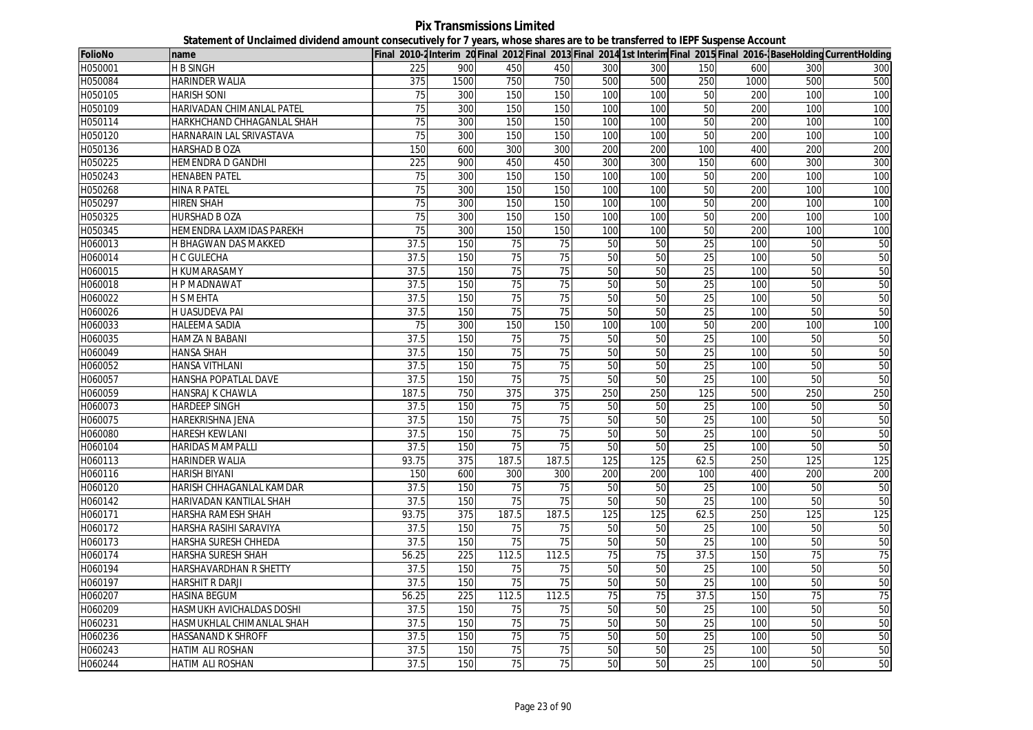# Pix Transmissions Limited

**Statement of Unclaimed dividend amount consecutively for 7 years, whose shares are to be transferred to IEPF Suspense Account**

| FolioNo | name | Final 2010-2 | Interim 20 | Final 2012 | Final 2013 | Final 2014 | 1st Interim | Final 2015 | Final 2016- | BaseHolding | CurrentHolding |
|---|---|---|---|---|---|---|---|---|---|---|---|
| H050001 | H B SINGH | 225 | 900 | 450 | 450 | 300 | 300 | 150 | 600 | 300 | 300 |
| H050084 | HARINDER WALIA | 375 | 1500 | 750 | 750 | 500 | 500 | 250 | 1000 | 500 | 500 |
| H050105 | HARISH SONI | 75 | 300 | 150 | 150 | 100 | 100 | 50 | 200 | 100 | 100 |
| H050109 | HARIVADAN CHIMANLAL PATEL | 75 | 300 | 150 | 150 | 100 | 100 | 50 | 200 | 100 | 100 |
| H050114 | HARKHCHAND CHHAGANLAL SHAH | 75 | 300 | 150 | 150 | 100 | 100 | 50 | 200 | 100 | 100 |
| H050120 | HARNARAIN LAL SRIVASTAVA | 75 | 300 | 150 | 150 | 100 | 100 | 50 | 200 | 100 | 100 |
| H050136 | HARSHAD B OZA | 150 | 600 | 300 | 300 | 200 | 200 | 100 | 400 | 200 | 200 |
| H050225 | HEMENDRA D GANDHI | 225 | 900 | 450 | 450 | 300 | 300 | 150 | 600 | 300 | 300 |
| H050243 | HENABEN PATEL | 75 | 300 | 150 | 150 | 100 | 100 | 50 | 200 | 100 | 100 |
| H050268 | HINA R PATEL | 75 | 300 | 150 | 150 | 100 | 100 | 50 | 200 | 100 | 100 |
| H050297 | HIREN SHAH | 75 | 300 | 150 | 150 | 100 | 100 | 50 | 200 | 100 | 100 |
| H050325 | HURSHAD B OZA | 75 | 300 | 150 | 150 | 100 | 100 | 50 | 200 | 100 | 100 |
| H050345 | HEMENDRA LAXMIDAS PAREKH | 75 | 300 | 150 | 150 | 100 | 100 | 50 | 200 | 100 | 100 |
| H060013 | H BHAGWAN DAS MAKKED | 37.5 | 150 | 75 | 75 | 50 | 50 | 25 | 100 | 50 | 50 |
| H060014 | H C GULECHA | 37.5 | 150 | 75 | 75 | 50 | 50 | 25 | 100 | 50 | 50 |
| H060015 | H KUMARASAMY | 37.5 | 150 | 75 | 75 | 50 | 50 | 25 | 100 | 50 | 50 |
| H060018 | H P MADNAWAT | 37.5 | 150 | 75 | 75 | 50 | 50 | 25 | 100 | 50 | 50 |
| H060022 | H S MEHTA | 37.5 | 150 | 75 | 75 | 50 | 50 | 25 | 100 | 50 | 50 |
| H060026 | H UASUDEVA PAI | 37.5 | 150 | 75 | 75 | 50 | 50 | 25 | 100 | 50 | 50 |
| H060033 | HALEEMA SADIA | 75 | 300 | 150 | 150 | 100 | 100 | 50 | 200 | 100 | 100 |
| H060035 | HAMZA N BABANI | 37.5 | 150 | 75 | 75 | 50 | 50 | 25 | 100 | 50 | 50 |
| H060049 | HANSA SHAH | 37.5 | 150 | 75 | 75 | 50 | 50 | 25 | 100 | 50 | 50 |
| H060052 | HANSA VITHLANI | 37.5 | 150 | 75 | 75 | 50 | 50 | 25 | 100 | 50 | 50 |
| H060057 | HANSHA POPATLAL DAVE | 37.5 | 150 | 75 | 75 | 50 | 50 | 25 | 100 | 50 | 50 |
| H060059 | HANSRAJ K CHAWLA | 187.5 | 750 | 375 | 375 | 250 | 250 | 125 | 500 | 250 | 250 |
| H060073 | HARDEEP SINGH | 37.5 | 150 | 75 | 75 | 50 | 50 | 25 | 100 | 50 | 50 |
| H060075 | HAREKRISHNA JENA | 37.5 | 150 | 75 | 75 | 50 | 50 | 25 | 100 | 50 | 50 |
| H060080 | HARESH KEWLANI | 37.5 | 150 | 75 | 75 | 50 | 50 | 25 | 100 | 50 | 50 |
| H060104 | HARIDAS MAMPALLI | 37.5 | 150 | 75 | 75 | 50 | 50 | 25 | 100 | 50 | 50 |
| H060113 | HARINDER WALIA | 93.75 | 375 | 187.5 | 187.5 | 125 | 125 | 62.5 | 250 | 125 | 125 |
| H060116 | HARISH BIYANI | 150 | 600 | 300 | 300 | 200 | 200 | 100 | 400 | 200 | 200 |
| H060120 | HARISH CHHAGANLAL KAMDAR | 37.5 | 150 | 75 | 75 | 50 | 50 | 25 | 100 | 50 | 50 |
| H060142 | HARIVADAN KANTILAL SHAH | 37.5 | 150 | 75 | 75 | 50 | 50 | 25 | 100 | 50 | 50 |
| H060171 | HARSHA RAMESH SHAH | 93.75 | 375 | 187.5 | 187.5 | 125 | 125 | 62.5 | 250 | 125 | 125 |
| H060172 | HARSHA RASIHI SARAVIYA | 37.5 | 150 | 75 | 75 | 50 | 50 | 25 | 100 | 50 | 50 |
| H060173 | HARSHA SURESH CHHEDA | 37.5 | 150 | 75 | 75 | 50 | 50 | 25 | 100 | 50 | 50 |
| H060174 | HARSHA SURESH SHAH | 56.25 | 225 | 112.5 | 112.5 | 75 | 75 | 37.5 | 150 | 75 | 75 |
| H060194 | HARSHAVARDHAN R SHETTY | 37.5 | 150 | 75 | 75 | 50 | 50 | 25 | 100 | 50 | 50 |
| H060197 | HARSHIT R DARJI | 37.5 | 150 | 75 | 75 | 50 | 50 | 25 | 100 | 50 | 50 |
| H060207 | HASINA BEGUM | 56.25 | 225 | 112.5 | 112.5 | 75 | 75 | 37.5 | 150 | 75 | 75 |
| H060209 | HASMUKH AVICHALDAS DOSHI | 37.5 | 150 | 75 | 75 | 50 | 50 | 25 | 100 | 50 | 50 |
| H060231 | HASMUKHLAL CHIMANLAL SHAH | 37.5 | 150 | 75 | 75 | 50 | 50 | 25 | 100 | 50 | 50 |
| H060236 | HASSANAND K SHROFF | 37.5 | 150 | 75 | 75 | 50 | 50 | 25 | 100 | 50 | 50 |
| H060243 | HATIM ALI ROSHAN | 37.5 | 150 | 75 | 75 | 50 | 50 | 25 | 100 | 50 | 50 |
| H060244 | HATIM ALI ROSHAN | 37.5 | 150 | 75 | 75 | 50 | 50 | 25 | 100 | 50 | 50 |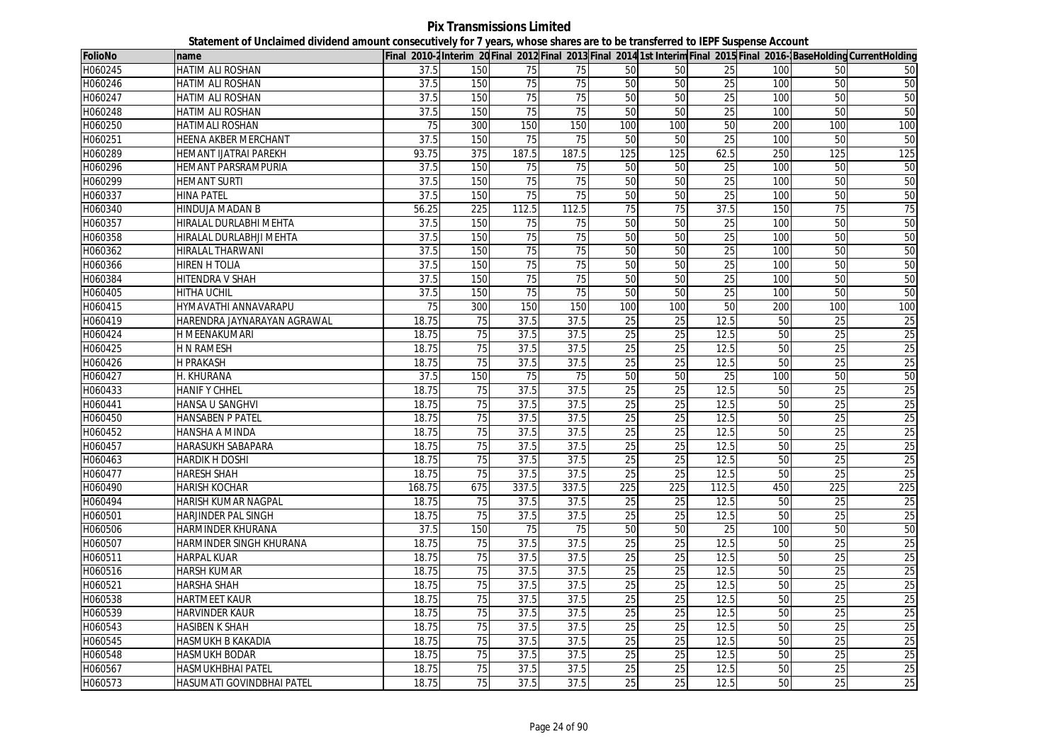# Pix Transmissions Limited

## Statement of Unclaimed dividend amount consecutively for 7 years, whose shares are to be transferred to IEPF Suspense Account

| FolioNo | name | Final 2010-2 | Interim 20 | Final 2012 | Final 2013 | Final 2014 | 1st Interim | Final 2015 | Final 2016-1 | BaseHolding | CurrentHolding |
|---|---|---|---|---|---|---|---|---|---|---|---|
| H060245 | HATIM ALI ROSHAN | 37.5 | 150 | 75 | 75 | 50 | 50 | 25 | 100 | 50 | 50 |
| H060246 | HATIM ALI ROSHAN | 37.5 | 150 | 75 | 75 | 50 | 50 | 25 | 100 | 50 | 50 |
| H060247 | HATIM ALI ROSHAN | 37.5 | 150 | 75 | 75 | 50 | 50 | 25 | 100 | 50 | 50 |
| H060248 | HATIM ALI ROSHAN | 37.5 | 150 | 75 | 75 | 50 | 50 | 25 | 100 | 50 | 50 |
| H060250 | HATIMALI ROSHAN | 75 | 300 | 150 | 150 | 100 | 100 | 50 | 200 | 100 | 100 |
| H060251 | HEENA AKBER MERCHANT | 37.5 | 150 | 75 | 75 | 50 | 50 | 25 | 100 | 50 | 50 |
| H060289 | HEMANT IJATRAI PAREKH | 93.75 | 375 | 187.5 | 187.5 | 125 | 125 | 62.5 | 250 | 125 | 125 |
| H060296 | HEMANT PARSRAMPURIA | 37.5 | 150 | 75 | 75 | 50 | 50 | 25 | 100 | 50 | 50 |
| H060299 | HEMANT SURTI | 37.5 | 150 | 75 | 75 | 50 | 50 | 25 | 100 | 50 | 50 |
| H060337 | HINA PATEL | 37.5 | 150 | 75 | 75 | 50 | 50 | 25 | 100 | 50 | 50 |
| H060340 | HINDUJA MADAN B | 56.25 | 225 | 112.5 | 112.5 | 75 | 75 | 37.5 | 150 | 75 | 75 |
| H060357 | HIRALAL DURLABHI MEHTA | 37.5 | 150 | 75 | 75 | 50 | 50 | 25 | 100 | 50 | 50 |
| H060358 | HIRALAL DURLABHJI MEHTA | 37.5 | 150 | 75 | 75 | 50 | 50 | 25 | 100 | 50 | 50 |
| H060362 | HIRALAL THARWANI | 37.5 | 150 | 75 | 75 | 50 | 50 | 25 | 100 | 50 | 50 |
| H060366 | HIREN H TOLIA | 37.5 | 150 | 75 | 75 | 50 | 50 | 25 | 100 | 50 | 50 |
| H060384 | HITENDRA V SHAH | 37.5 | 150 | 75 | 75 | 50 | 50 | 25 | 100 | 50 | 50 |
| H060405 | HITHA UCHIL | 37.5 | 150 | 75 | 75 | 50 | 50 | 25 | 100 | 50 | 50 |
| H060415 | HYMAVATHI ANNAVARAPU | 75 | 300 | 150 | 150 | 100 | 100 | 50 | 200 | 100 | 100 |
| H060419 | HARENDRA JAYNARAYAN AGRAWAL | 18.75 | 75 | 37.5 | 37.5 | 25 | 25 | 12.5 | 50 | 25 | 25 |
| H060424 | H MEENAKUMARI | 18.75 | 75 | 37.5 | 37.5 | 25 | 25 | 12.5 | 50 | 25 | 25 |
| H060425 | H N RAMESH | 18.75 | 75 | 37.5 | 37.5 | 25 | 25 | 12.5 | 50 | 25 | 25 |
| H060426 | H PRAKASH | 18.75 | 75 | 37.5 | 37.5 | 25 | 25 | 12.5 | 50 | 25 | 25 |
| H060427 | H. KHURANA | 37.5 | 150 | 75 | 75 | 50 | 50 | 25 | 100 | 50 | 50 |
| H060433 | HANIF Y CHHEL | 18.75 | 75 | 37.5 | 37.5 | 25 | 25 | 12.5 | 50 | 25 | 25 |
| H060441 | HANSA U SANGHVI | 18.75 | 75 | 37.5 | 37.5 | 25 | 25 | 12.5 | 50 | 25 | 25 |
| H060450 | HANSABEN P PATEL | 18.75 | 75 | 37.5 | 37.5 | 25 | 25 | 12.5 | 50 | 25 | 25 |
| H060452 | HANSHA A MINDA | 18.75 | 75 | 37.5 | 37.5 | 25 | 25 | 12.5 | 50 | 25 | 25 |
| H060457 | HARASUKH SABAPARA | 18.75 | 75 | 37.5 | 37.5 | 25 | 25 | 12.5 | 50 | 25 | 25 |
| H060463 | HARDIK H DOSHI | 18.75 | 75 | 37.5 | 37.5 | 25 | 25 | 12.5 | 50 | 25 | 25 |
| H060477 | HARESH SHAH | 18.75 | 75 | 37.5 | 37.5 | 25 | 25 | 12.5 | 50 | 25 | 25 |
| H060490 | HARISH KOCHAR | 168.75 | 675 | 337.5 | 337.5 | 225 | 225 | 112.5 | 450 | 225 | 225 |
| H060494 | HARISH KUMAR NAGPAL | 18.75 | 75 | 37.5 | 37.5 | 25 | 25 | 12.5 | 50 | 25 | 25 |
| H060501 | HARJINDER PAL SINGH | 18.75 | 75 | 37.5 | 37.5 | 25 | 25 | 12.5 | 50 | 25 | 25 |
| H060506 | HARMINDER KHURANA | 37.5 | 150 | 75 | 75 | 50 | 50 | 25 | 100 | 50 | 50 |
| H060507 | HARMINDER SINGH KHURANA | 18.75 | 75 | 37.5 | 37.5 | 25 | 25 | 12.5 | 50 | 25 | 25 |
| H060511 | HARPAL KUAR | 18.75 | 75 | 37.5 | 37.5 | 25 | 25 | 12.5 | 50 | 25 | 25 |
| H060516 | HARSH KUMAR | 18.75 | 75 | 37.5 | 37.5 | 25 | 25 | 12.5 | 50 | 25 | 25 |
| H060521 | HARSHA SHAH | 18.75 | 75 | 37.5 | 37.5 | 25 | 25 | 12.5 | 50 | 25 | 25 |
| H060538 | HARTMEET KAUR | 18.75 | 75 | 37.5 | 37.5 | 25 | 25 | 12.5 | 50 | 25 | 25 |
| H060539 | HARVINDER KAUR | 18.75 | 75 | 37.5 | 37.5 | 25 | 25 | 12.5 | 50 | 25 | 25 |
| H060543 | HASIBEN K SHAH | 18.75 | 75 | 37.5 | 37.5 | 25 | 25 | 12.5 | 50 | 25 | 25 |
| H060545 | HASMUKH B KAKADIA | 18.75 | 75 | 37.5 | 37.5 | 25 | 25 | 12.5 | 50 | 25 | 25 |
| H060548 | HASMUKH BODAR | 18.75 | 75 | 37.5 | 37.5 | 25 | 25 | 12.5 | 50 | 25 | 25 |
| H060567 | HASMUKHBHAI PATEL | 18.75 | 75 | 37.5 | 37.5 | 25 | 25 | 12.5 | 50 | 25 | 25 |
| H060573 | HASUMATI GOVINDBHAI PATEL | 18.75 | 75 | 37.5 | 37.5 | 25 | 25 | 12.5 | 50 | 25 | 25 |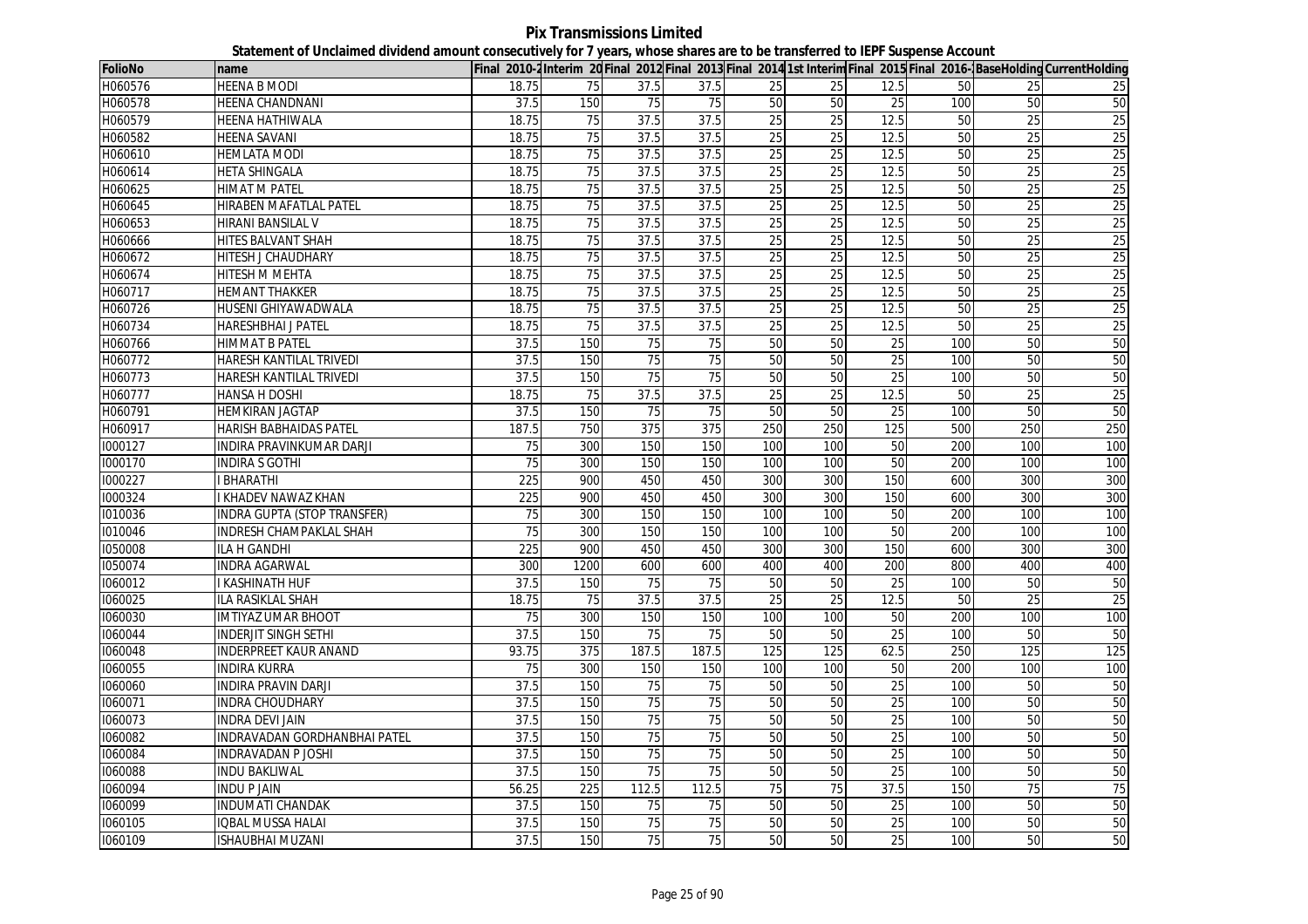**Pix Transmissions Limited**

**Statement of Unclaimed dividend amount consecutively for 7 years, whose shares are to be transferred to IEPF Suspense Account**

| FolioNo | name | Final 2010-2 | Interim 20 | Final 2012 | Final 2013 | Final 2014 | 1st Interim | Final 2015 | Final 2016- | BaseHolding | CurrentHolding |
|---|---|---|---|---|---|---|---|---|---|---|---|
| H060576 | HEENA B MODI | 18.75 | 75 | 37.5 | 37.5 | 25 | 25 | 12.5 | 50 | 25 | 25 |
| H060578 | HEENA CHANDNANI | 37.5 | 150 | 75 | 75 | 50 | 50 | 25 | 100 | 50 | 50 |
| H060579 | HEENA HATHIWALA | 18.75 | 75 | 37.5 | 37.5 | 25 | 25 | 12.5 | 50 | 25 | 25 |
| H060582 | HEENA SAVANI | 18.75 | 75 | 37.5 | 37.5 | 25 | 25 | 12.5 | 50 | 25 | 25 |
| H060610 | HEMLATA MODI | 18.75 | 75 | 37.5 | 37.5 | 25 | 25 | 12.5 | 50 | 25 | 25 |
| H060614 | HETA SHINGALA | 18.75 | 75 | 37.5 | 37.5 | 25 | 25 | 12.5 | 50 | 25 | 25 |
| H060625 | HIMAT M PATEL | 18.75 | 75 | 37.5 | 37.5 | 25 | 25 | 12.5 | 50 | 25 | 25 |
| H060645 | HIRABEN MAFATLAL PATEL | 18.75 | 75 | 37.5 | 37.5 | 25 | 25 | 12.5 | 50 | 25 | 25 |
| H060653 | HIRANI BANSILAL V | 18.75 | 75 | 37.5 | 37.5 | 25 | 25 | 12.5 | 50 | 25 | 25 |
| H060666 | HITES BALVANT SHAH | 18.75 | 75 | 37.5 | 37.5 | 25 | 25 | 12.5 | 50 | 25 | 25 |
| H060672 | HITESH J CHAUDHARY | 18.75 | 75 | 37.5 | 37.5 | 25 | 25 | 12.5 | 50 | 25 | 25 |
| H060674 | HITESH M MEHTA | 18.75 | 75 | 37.5 | 37.5 | 25 | 25 | 12.5 | 50 | 25 | 25 |
| H060717 | HEMANT THAKKER | 18.75 | 75 | 37.5 | 37.5 | 25 | 25 | 12.5 | 50 | 25 | 25 |
| H060726 | HUSENI GHIYAWADWALA | 18.75 | 75 | 37.5 | 37.5 | 25 | 25 | 12.5 | 50 | 25 | 25 |
| H060734 | HARESHBHAI J PATEL | 18.75 | 75 | 37.5 | 37.5 | 25 | 25 | 12.5 | 50 | 25 | 25 |
| H060766 | HIMMAT B PATEL | 37.5 | 150 | 75 | 75 | 50 | 50 | 25 | 100 | 50 | 50 |
| H060772 | HARESH KANTILAL TRIVEDI | 37.5 | 150 | 75 | 75 | 50 | 50 | 25 | 100 | 50 | 50 |
| H060773 | HARESH KANTILAL TRIVEDI | 37.5 | 150 | 75 | 75 | 50 | 50 | 25 | 100 | 50 | 50 |
| H060777 | HANSA H DOSHI | 18.75 | 75 | 37.5 | 37.5 | 25 | 25 | 12.5 | 50 | 25 | 25 |
| H060791 | HEMKIRAN JAGTAP | 37.5 | 150 | 75 | 75 | 50 | 50 | 25 | 100 | 50 | 50 |
| H060917 | HARISH BABHAIDAS PATEL | 187.5 | 750 | 375 | 375 | 250 | 250 | 125 | 500 | 250 | 250 |
| I000127 | INDIRA PRAVINKUMAR DARJI | 75 | 300 | 150 | 150 | 100 | 100 | 50 | 200 | 100 | 100 |
| I000170 | INDIRA S GOTHI | 75 | 300 | 150 | 150 | 100 | 100 | 50 | 200 | 100 | 100 |
| I000227 | I BHARATHI | 225 | 900 | 450 | 450 | 300 | 300 | 150 | 600 | 300 | 300 |
| I000324 | I KHADEV NAWAZ KHAN | 225 | 900 | 450 | 450 | 300 | 300 | 150 | 600 | 300 | 300 |
| I010036 | INDRA GUPTA (STOP TRANSFER) | 75 | 300 | 150 | 150 | 100 | 100 | 50 | 200 | 100 | 100 |
| I010046 | INDRESH CHAMPAKLAL SHAH | 75 | 300 | 150 | 150 | 100 | 100 | 50 | 200 | 100 | 100 |
| I050008 | ILA H GANDHI | 225 | 900 | 450 | 450 | 300 | 300 | 150 | 600 | 300 | 300 |
| I050074 | INDRA AGARWAL | 300 | 1200 | 600 | 600 | 400 | 400 | 200 | 800 | 400 | 400 |
| I060012 | I KASHINATH HUF | 37.5 | 150 | 75 | 75 | 50 | 50 | 25 | 100 | 50 | 50 |
| I060025 | ILA RASIKLAL SHAH | 18.75 | 75 | 37.5 | 37.5 | 25 | 25 | 12.5 | 50 | 25 | 25 |
| I060030 | IMTIYAZ UMAR BHOOT | 75 | 300 | 150 | 150 | 100 | 100 | 50 | 200 | 100 | 100 |
| I060044 | INDERJIT SINGH SETHI | 37.5 | 150 | 75 | 75 | 50 | 50 | 25 | 100 | 50 | 50 |
| I060048 | INDERPREET KAUR ANAND | 93.75 | 375 | 187.5 | 187.5 | 125 | 125 | 62.5 | 250 | 125 | 125 |
| I060055 | INDIRA KURRA | 75 | 300 | 150 | 150 | 100 | 100 | 50 | 200 | 100 | 100 |
| I060060 | INDIRA PRAVIN DARJI | 37.5 | 150 | 75 | 75 | 50 | 50 | 25 | 100 | 50 | 50 |
| I060071 | INDRA CHOUDHARY | 37.5 | 150 | 75 | 75 | 50 | 50 | 25 | 100 | 50 | 50 |
| I060073 | INDRA DEVI JAIN | 37.5 | 150 | 75 | 75 | 50 | 50 | 25 | 100 | 50 | 50 |
| I060082 | INDRAVADAN GORDHANBHAI PATEL | 37.5 | 150 | 75 | 75 | 50 | 50 | 25 | 100 | 50 | 50 |
| I060084 | INDRAVADAN P JOSHI | 37.5 | 150 | 75 | 75 | 50 | 50 | 25 | 100 | 50 | 50 |
| I060088 | INDU BAKLIWAL | 37.5 | 150 | 75 | 75 | 50 | 50 | 25 | 100 | 50 | 50 |
| I060094 | INDU P JAIN | 56.25 | 225 | 112.5 | 112.5 | 75 | 75 | 37.5 | 150 | 75 | 75 |
| I060099 | INDUMATI CHANDAK | 37.5 | 150 | 75 | 75 | 50 | 50 | 25 | 100 | 50 | 50 |
| I060105 | IQBAL MUSSA HALAI | 37.5 | 150 | 75 | 75 | 50 | 50 | 25 | 100 | 50 | 50 |
| I060109 | ISHAUBHAI MUZANI | 37.5 | 150 | 75 | 75 | 50 | 50 | 25 | 100 | 50 | 50 |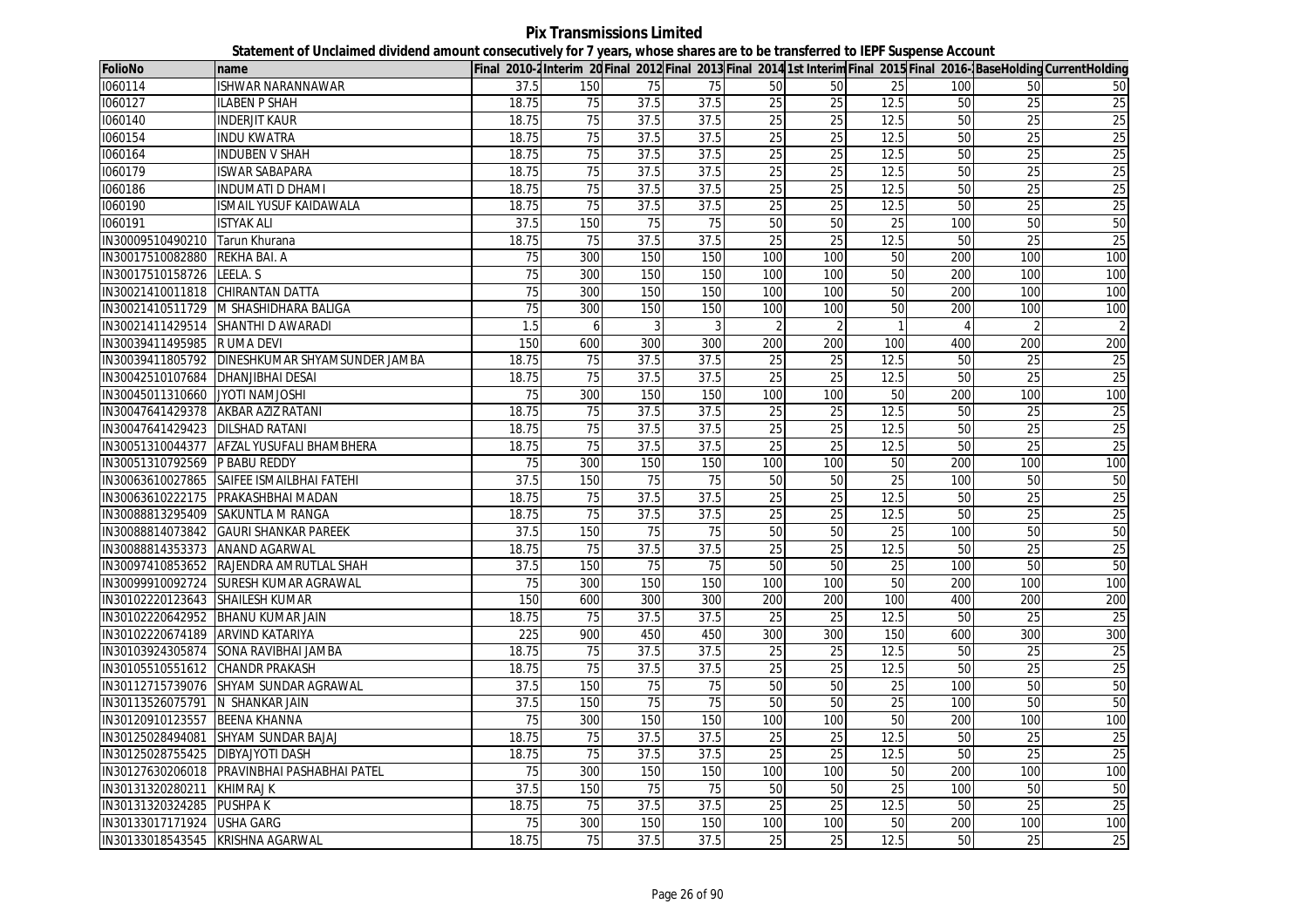**Pix Transmissions Limited**

**Statement of Unclaimed dividend amount consecutively for 7 years, whose shares are to be transferred to IEPF Suspense Account**

| FolioNo | name | Final 2010-2 | Interim 20 | Final 2012 | Final 2013 | Final 2014 | 1st Interim | Final 2015 | Final 2016- | BaseHolding | CurrentHolding |
|---|---|---|---|---|---|---|---|---|---|---|---|
| I060114 | ISHWAR NARANNAWAR | 37.5 | 150 | 75 | 75 | 50 | 50 | 25 | 100 | 50 | 50 |
| I060127 | ILABEN P SHAH | 18.75 | 75 | 37.5 | 37.5 | 25 | 25 | 12.5 | 50 | 25 | 25 |
| I060140 | INDERJIT KAUR | 18.75 | 75 | 37.5 | 37.5 | 25 | 25 | 12.5 | 50 | 25 | 25 |
| I060154 | INDU KWATRA | 18.75 | 75 | 37.5 | 37.5 | 25 | 25 | 12.5 | 50 | 25 | 25 |
| I060164 | INDUBEN V SHAH | 18.75 | 75 | 37.5 | 37.5 | 25 | 25 | 12.5 | 50 | 25 | 25 |
| I060179 | ISWAR SABAPARA | 18.75 | 75 | 37.5 | 37.5 | 25 | 25 | 12.5 | 50 | 25 | 25 |
| I060186 | INDUMATI D DHAMI | 18.75 | 75 | 37.5 | 37.5 | 25 | 25 | 12.5 | 50 | 25 | 25 |
| I060190 | ISMAIL YUSUF KAIDAWALA | 18.75 | 75 | 37.5 | 37.5 | 25 | 25 | 12.5 | 50 | 25 | 25 |
| I060191 | ISTYAK ALI | 37.5 | 150 | 75 | 75 | 50 | 50 | 25 | 100 | 50 | 50 |
| IN30009510490210 | Tarun Khurana | 18.75 | 75 | 37.5 | 37.5 | 25 | 25 | 12.5 | 50 | 25 | 25 |
| IN30017510082880 | REKHA BAI. A | 75 | 300 | 150 | 150 | 100 | 100 | 50 | 200 | 100 | 100 |
| IN30017510158726 | LEELA. S | 75 | 300 | 150 | 150 | 100 | 100 | 50 | 200 | 100 | 100 |
| IN30021410011818 | CHIRANTAN DATTA | 75 | 300 | 150 | 150 | 100 | 100 | 50 | 200 | 100 | 100 |
| IN30021410511729 | M SHASHIDHARA BALIGA | 75 | 300 | 150 | 150 | 100 | 100 | 50 | 200 | 100 | 100 |
| IN30021411429514 | SHANTHI D AWARADI | 1.5 | 6 | 3 | 3 | 2 | 2 | 1 | 4 | 2 | 2 |
| IN30039411495985 | R UMA DEVI | 150 | 600 | 300 | 300 | 200 | 200 | 100 | 400 | 200 | 200 |
| IN30039411805792 | DINESHKUMAR SHYAMSUNDER JAMBA | 18.75 | 75 | 37.5 | 37.5 | 25 | 25 | 12.5 | 50 | 25 | 25 |
| IN30042510107684 | DHANJIBHAI DESAI | 18.75 | 75 | 37.5 | 37.5 | 25 | 25 | 12.5 | 50 | 25 | 25 |
| IN30045011310660 | JYOTI NAMJOSHI | 75 | 300 | 150 | 150 | 100 | 100 | 50 | 200 | 100 | 100 |
| IN30047641429378 | AKBAR AZIZ RATANI | 18.75 | 75 | 37.5 | 37.5 | 25 | 25 | 12.5 | 50 | 25 | 25 |
| IN30047641429423 | DILSHAD RATANI | 18.75 | 75 | 37.5 | 37.5 | 25 | 25 | 12.5 | 50 | 25 | 25 |
| IN30051310044377 | AFZAL YUSUFALI BHAMBHERA | 18.75 | 75 | 37.5 | 37.5 | 25 | 25 | 12.5 | 50 | 25 | 25 |
| IN30051310792569 | P BABU REDDY | 75 | 300 | 150 | 150 | 100 | 100 | 50 | 200 | 100 | 100 |
| IN30063610027865 | SAIFEE ISMAILBHAI FATEHI | 37.5 | 150 | 75 | 75 | 50 | 50 | 25 | 100 | 50 | 50 |
| IN30063610222175 | PRAKASHBHAI MADAN | 18.75 | 75 | 37.5 | 37.5 | 25 | 25 | 12.5 | 50 | 25 | 25 |
| IN30088813295409 | SAKUNTLA M RANGA | 18.75 | 75 | 37.5 | 37.5 | 25 | 25 | 12.5 | 50 | 25 | 25 |
| IN30088814073842 | GAURI SHANKAR PAREEK | 37.5 | 150 | 75 | 75 | 50 | 50 | 25 | 100 | 50 | 50 |
| IN30088814353373 | ANAND AGARWAL | 18.75 | 75 | 37.5 | 37.5 | 25 | 25 | 12.5 | 50 | 25 | 25 |
| IN30097410853652 | RAJENDRA AMRUTLAL SHAH | 37.5 | 150 | 75 | 75 | 50 | 50 | 25 | 100 | 50 | 50 |
| IN30099910092724 | SURESH KUMAR AGRAWAL | 75 | 300 | 150 | 150 | 100 | 100 | 50 | 200 | 100 | 100 |
| IN30102220123643 | SHAILESH KUMAR | 150 | 600 | 300 | 300 | 200 | 200 | 100 | 400 | 200 | 200 |
| IN30102220642952 | BHANU KUMAR JAIN | 18.75 | 75 | 37.5 | 37.5 | 25 | 25 | 12.5 | 50 | 25 | 25 |
| IN30102220674189 | ARVIND KATARIYA | 225 | 900 | 450 | 450 | 300 | 300 | 150 | 600 | 300 | 300 |
| IN30103924305874 | SONA RAVIBHAI JAMBA | 18.75 | 75 | 37.5 | 37.5 | 25 | 25 | 12.5 | 50 | 25 | 25 |
| IN30105510551612 | CHANDR PRAKASH | 18.75 | 75 | 37.5 | 37.5 | 25 | 25 | 12.5 | 50 | 25 | 25 |
| IN30112715739076 | SHYAM SUNDAR AGRAWAL | 37.5 | 150 | 75 | 75 | 50 | 50 | 25 | 100 | 50 | 50 |
| IN30113526075791 | N SHANKAR JAIN | 37.5 | 150 | 75 | 75 | 50 | 50 | 25 | 100 | 50 | 50 |
| IN30120910123557 | BEENA KHANNA | 75 | 300 | 150 | 150 | 100 | 100 | 50 | 200 | 100 | 100 |
| IN30125028494081 | SHYAM SUNDAR BAJAJ | 18.75 | 75 | 37.5 | 37.5 | 25 | 25 | 12.5 | 50 | 25 | 25 |
| IN30125028755425 | DIBYAJYOTI DASH | 18.75 | 75 | 37.5 | 37.5 | 25 | 25 | 12.5 | 50 | 25 | 25 |
| IN30127630206018 | PRAVINBHAI PASHABHAI PATEL | 75 | 300 | 150 | 150 | 100 | 100 | 50 | 200 | 100 | 100 |
| IN30131320280211 | KHIMRAJ K | 37.5 | 150 | 75 | 75 | 50 | 50 | 25 | 100 | 50 | 50 |
| IN30131320324285 | PUSHPA K | 18.75 | 75 | 37.5 | 37.5 | 25 | 25 | 12.5 | 50 | 25 | 25 |
| IN30133017171924 | USHA GARG | 75 | 300 | 150 | 150 | 100 | 100 | 50 | 200 | 100 | 100 |
| IN30133018543545 | KRISHNA AGARWAL | 18.75 | 75 | 37.5 | 37.5 | 25 | 25 | 12.5 | 50 | 25 | 25 |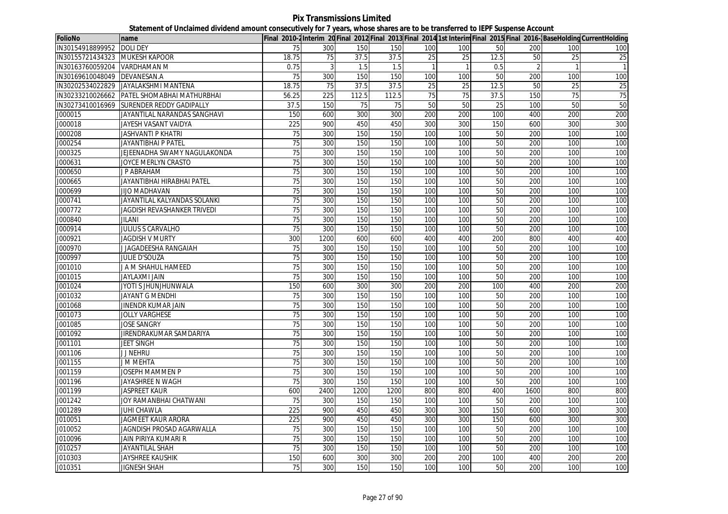**Pix Transmissions Limited**

**Statement of Unclaimed dividend amount consecutively for 7 years, whose shares are to be transferred to IEPF Suspense Account**

| FolioNo | name | Final 2010-2 | Interim 20 | Final 2012 | Final 2013 | Final 2014 | 1st Interim | Final 2015 | Final 2016- | BaseHolding | CurrentHolding |
|---|---|---|---|---|---|---|---|---|---|---|---|
| IN30154918899952 | DOLI DEY | 75 | 300 | 150 | 150 | 100 | 100 | 50 | 200 | 100 | 100 |
| IN30155721434323 | MUKESH KAPOOR | 18.75 | 75 | 37.5 | 37.5 | 25 | 25 | 12.5 | 50 | 25 | 25 |
| IN30163760059204 | VARDHAMAN M | 0.75 | 3 | 1.5 | 1.5 | 1 | 1 | 0.5 | 2 | 1 | 1 |
| IN30169610048049 | DEVANESAN.A | 75 | 300 | 150 | 150 | 100 | 100 | 50 | 200 | 100 | 100 |
| IN30202534022829 | JAYALAKSHMI MANTENA | 18.75 | 75 | 37.5 | 37.5 | 25 | 25 | 12.5 | 50 | 25 | 25 |
| IN30233210026662 | PATEL SHOMABHAI MATHURBHAI | 56.25 | 225 | 112.5 | 112.5 | 75 | 75 | 37.5 | 150 | 75 | 75 |
| IN30273410016969 | SURENDER REDDY GADIPALLY | 37.5 | 150 | 75 | 75 | 50 | 50 | 25 | 100 | 50 | 50 |
| J000015 | JAYANTILAL NARANDAS SANGHAVI | 150 | 600 | 300 | 300 | 200 | 200 | 100 | 400 | 200 | 200 |
| J000018 | JAYESH VASANT VAIDYA | 225 | 900 | 450 | 450 | 300 | 300 | 150 | 600 | 300 | 300 |
| J000208 | JASHVANTI P KHATRI | 75 | 300 | 150 | 150 | 100 | 100 | 50 | 200 | 100 | 100 |
| J000254 | JAYANTIBHAI P PATEL | 75 | 300 | 150 | 150 | 100 | 100 | 50 | 200 | 100 | 100 |
| J000325 | JEJEENADHA SWAMY NAGULAKONDA | 75 | 300 | 150 | 150 | 100 | 100 | 50 | 200 | 100 | 100 |
| J000631 | JOYCE MERLYN CRASTO | 75 | 300 | 150 | 150 | 100 | 100 | 50 | 200 | 100 | 100 |
| J000650 | J P ABRAHAM | 75 | 300 | 150 | 150 | 100 | 100 | 50 | 200 | 100 | 100 |
| J000665 | JAYANTIBHAI HIRABHAI PATEL | 75 | 300 | 150 | 150 | 100 | 100 | 50 | 200 | 100 | 100 |
| J000699 | JIJO MADHAVAN | 75 | 300 | 150 | 150 | 100 | 100 | 50 | 200 | 100 | 100 |
| J000741 | JAYANTILAL KALYANDAS SOLANKI | 75 | 300 | 150 | 150 | 100 | 100 | 50 | 200 | 100 | 100 |
| J000772 | JAGDISH REVASHANKER TRIVEDI | 75 | 300 | 150 | 150 | 100 | 100 | 50 | 200 | 100 | 100 |
| J000840 | JILANI | 75 | 300 | 150 | 150 | 100 | 100 | 50 | 200 | 100 | 100 |
| J000914 | JULIUS S CARVALHO | 75 | 300 | 150 | 150 | 100 | 100 | 50 | 200 | 100 | 100 |
| J000921 | JAGDISH V MURTY | 300 | 1200 | 600 | 600 | 400 | 400 | 200 | 800 | 400 | 400 |
| J000970 | J JAGADEESHA RANGAIAH | 75 | 300 | 150 | 150 | 100 | 100 | 50 | 200 | 100 | 100 |
| J000997 | JULIE D'SOUZA | 75 | 300 | 150 | 150 | 100 | 100 | 50 | 200 | 100 | 100 |
| J001010 | J A M SHAHUL HAMEED | 75 | 300 | 150 | 150 | 100 | 100 | 50 | 200 | 100 | 100 |
| J001015 | JAYLAXMI JAIN | 75 | 300 | 150 | 150 | 100 | 100 | 50 | 200 | 100 | 100 |
| J001024 | JYOTI S JHUNJHUNWALA | 150 | 600 | 300 | 300 | 200 | 200 | 100 | 400 | 200 | 200 |
| J001032 | JAYANT G MENDHI | 75 | 300 | 150 | 150 | 100 | 100 | 50 | 200 | 100 | 100 |
| J001068 | JINENDR KUMAR JAIN | 75 | 300 | 150 | 150 | 100 | 100 | 50 | 200 | 100 | 100 |
| J001073 | JOLLY VARGHESE | 75 | 300 | 150 | 150 | 100 | 100 | 50 | 200 | 100 | 100 |
| J001085 | JOSE SANGRY | 75 | 300 | 150 | 150 | 100 | 100 | 50 | 200 | 100 | 100 |
| J001092 | JIRENDRAKUMAR SAMDARIYA | 75 | 300 | 150 | 150 | 100 | 100 | 50 | 200 | 100 | 100 |
| J001101 | JEET SINGH | 75 | 300 | 150 | 150 | 100 | 100 | 50 | 200 | 100 | 100 |
| J001106 | J J NEHRU | 75 | 300 | 150 | 150 | 100 | 100 | 50 | 200 | 100 | 100 |
| J001155 | J M MEHTA | 75 | 300 | 150 | 150 | 100 | 100 | 50 | 200 | 100 | 100 |
| J001159 | JOSEPH MAMMEN P | 75 | 300 | 150 | 150 | 100 | 100 | 50 | 200 | 100 | 100 |
| J001196 | JAYASHREE N WAGH | 75 | 300 | 150 | 150 | 100 | 100 | 50 | 200 | 100 | 100 |
| J001199 | JASPREET KAUR | 600 | 2400 | 1200 | 1200 | 800 | 800 | 400 | 1600 | 800 | 800 |
| J001242 | JOY RAMANBHAI CHATWANI | 75 | 300 | 150 | 150 | 100 | 100 | 50 | 200 | 100 | 100 |
| J001289 | JUHI CHAWLA | 225 | 900 | 450 | 450 | 300 | 300 | 150 | 600 | 300 | 300 |
| J010051 | JAGMEET KAUR ARORA | 225 | 900 | 450 | 450 | 300 | 300 | 150 | 600 | 300 | 300 |
| J010052 | JAGNDISH PROSAD AGARWALLA | 75 | 300 | 150 | 150 | 100 | 100 | 50 | 200 | 100 | 100 |
| J010096 | JAIN PIRIYA KUMARI R | 75 | 300 | 150 | 150 | 100 | 100 | 50 | 200 | 100 | 100 |
| J010257 | JAYANTILAL SHAH | 75 | 300 | 150 | 150 | 100 | 100 | 50 | 200 | 100 | 100 |
| J010303 | JAYSHREE KAUSHIK | 150 | 600 | 300 | 300 | 200 | 200 | 100 | 400 | 200 | 200 |
| J010351 | JIGNESH SHAH | 75 | 300 | 150 | 150 | 100 | 100 | 50 | 200 | 100 | 100 |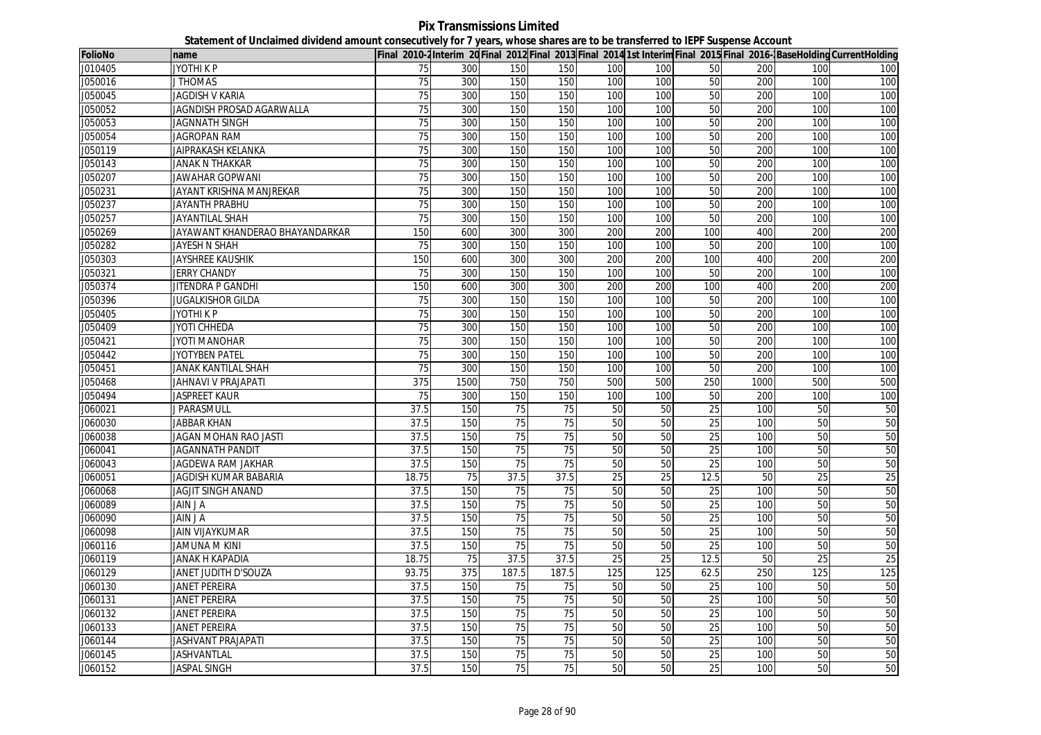**Pix Transmissions Limited**

**Statement of Unclaimed dividend amount consecutively for 7 years, whose shares are to be transferred to IEPF Suspense Account**

| FolioNo | name | Final 2010-2 | Interim 20 | Final 2012 | Final 2013 | Final 2014 | 1st Interim | Final 2015 | Final 2016- | BaseHolding | CurrentHolding |
|---|---|---|---|---|---|---|---|---|---|---|---|
| J010405 | JYOTHI K P | 75 | 300 | 150 | 150 | 100 | 100 | 50 | 200 | 100 | 100 |
| J050016 | J THOMAS | 75 | 300 | 150 | 150 | 100 | 100 | 50 | 200 | 100 | 100 |
| J050045 | JAGDISH V KARIA | 75 | 300 | 150 | 150 | 100 | 100 | 50 | 200 | 100 | 100 |
| J050052 | JAGNDISH PROSAD AGARWALLA | 75 | 300 | 150 | 150 | 100 | 100 | 50 | 200 | 100 | 100 |
| J050053 | JAGNNATH SINGH | 75 | 300 | 150 | 150 | 100 | 100 | 50 | 200 | 100 | 100 |
| J050054 | JAGROPAN RAM | 75 | 300 | 150 | 150 | 100 | 100 | 50 | 200 | 100 | 100 |
| J050119 | JAIPRAKASH KELANKA | 75 | 300 | 150 | 150 | 100 | 100 | 50 | 200 | 100 | 100 |
| J050143 | JANAK N THAKKAR | 75 | 300 | 150 | 150 | 100 | 100 | 50 | 200 | 100 | 100 |
| J050207 | JAWAHAR GOPWANI | 75 | 300 | 150 | 150 | 100 | 100 | 50 | 200 | 100 | 100 |
| J050231 | JAYANT KRISHNA MANJREKAR | 75 | 300 | 150 | 150 | 100 | 100 | 50 | 200 | 100 | 100 |
| J050237 | JAYANTH PRABHU | 75 | 300 | 150 | 150 | 100 | 100 | 50 | 200 | 100 | 100 |
| J050257 | JAYANTILAL SHAH | 75 | 300 | 150 | 150 | 100 | 100 | 50 | 200 | 100 | 100 |
| J050269 | JAYAWANT KHANDERAO BHAYANDARKAR | 150 | 600 | 300 | 300 | 200 | 200 | 100 | 400 | 200 | 200 |
| J050282 | JAYESH N SHAH | 75 | 300 | 150 | 150 | 100 | 100 | 50 | 200 | 100 | 100 |
| J050303 | JAYSHREE KAUSHIK | 150 | 600 | 300 | 300 | 200 | 200 | 100 | 400 | 200 | 200 |
| J050321 | JERRY CHANDY | 75 | 300 | 150 | 150 | 100 | 100 | 50 | 200 | 100 | 100 |
| J050374 | JITENDRA P GANDHI | 150 | 600 | 300 | 300 | 200 | 200 | 100 | 400 | 200 | 200 |
| J050396 | JUGALKISHOR GILDA | 75 | 300 | 150 | 150 | 100 | 100 | 50 | 200 | 100 | 100 |
| J050405 | JYOTHI K P | 75 | 300 | 150 | 150 | 100 | 100 | 50 | 200 | 100 | 100 |
| J050409 | JYOTI CHHEDA | 75 | 300 | 150 | 150 | 100 | 100 | 50 | 200 | 100 | 100 |
| J050421 | JYOTI MANOHAR | 75 | 300 | 150 | 150 | 100 | 100 | 50 | 200 | 100 | 100 |
| J050442 | JYOTYBEN PATEL | 75 | 300 | 150 | 150 | 100 | 100 | 50 | 200 | 100 | 100 |
| J050451 | JANAK KANTILAL SHAH | 75 | 300 | 150 | 150 | 100 | 100 | 50 | 200 | 100 | 100 |
| J050468 | JAHNAVI V PRAJAPATI | 375 | 1500 | 750 | 750 | 500 | 500 | 250 | 1000 | 500 | 500 |
| J050494 | JASPREET KAUR | 75 | 300 | 150 | 150 | 100 | 100 | 50 | 200 | 100 | 100 |
| J060021 | J PARASMULL | 37.5 | 150 | 75 | 75 | 50 | 50 | 25 | 100 | 50 | 50 |
| J060030 | JABBAR KHAN | 37.5 | 150 | 75 | 75 | 50 | 50 | 25 | 100 | 50 | 50 |
| J060038 | JAGAN MOHAN RAO JASTI | 37.5 | 150 | 75 | 75 | 50 | 50 | 25 | 100 | 50 | 50 |
| J060041 | JAGANNATH PANDIT | 37.5 | 150 | 75 | 75 | 50 | 50 | 25 | 100 | 50 | 50 |
| J060043 | JAGDEWA RAM JAKHAR | 37.5 | 150 | 75 | 75 | 50 | 50 | 25 | 100 | 50 | 50 |
| J060051 | JAGDISH KUMAR BABARIA | 18.75 | 75 | 37.5 | 37.5 | 25 | 25 | 12.5 | 50 | 25 | 25 |
| J060068 | JAGJIT SINGH ANAND | 37.5 | 150 | 75 | 75 | 50 | 50 | 25 | 100 | 50 | 50 |
| J060089 | JAIN J A | 37.5 | 150 | 75 | 75 | 50 | 50 | 25 | 100 | 50 | 50 |
| J060090 | JAIN J A | 37.5 | 150 | 75 | 75 | 50 | 50 | 25 | 100 | 50 | 50 |
| J060098 | JAIN VIJAYKUMAR | 37.5 | 150 | 75 | 75 | 50 | 50 | 25 | 100 | 50 | 50 |
| J060116 | JAMUNA M KINI | 37.5 | 150 | 75 | 75 | 50 | 50 | 25 | 100 | 50 | 50 |
| J060119 | JANAK H KAPADIA | 18.75 | 75 | 37.5 | 37.5 | 25 | 25 | 12.5 | 50 | 25 | 25 |
| J060129 | JANET JUDITH D'SOUZA | 93.75 | 375 | 187.5 | 187.5 | 125 | 125 | 62.5 | 250 | 125 | 125 |
| J060130 | JANET PEREIRA | 37.5 | 150 | 75 | 75 | 50 | 50 | 25 | 100 | 50 | 50 |
| J060131 | JANET PEREIRA | 37.5 | 150 | 75 | 75 | 50 | 50 | 25 | 100 | 50 | 50 |
| J060132 | JANET PEREIRA | 37.5 | 150 | 75 | 75 | 50 | 50 | 25 | 100 | 50 | 50 |
| J060133 | JANET PEREIRA | 37.5 | 150 | 75 | 75 | 50 | 50 | 25 | 100 | 50 | 50 |
| J060144 | JASHVANT PRAJAPATI | 37.5 | 150 | 75 | 75 | 50 | 50 | 25 | 100 | 50 | 50 |
| J060145 | JASHVANTLAL | 37.5 | 150 | 75 | 75 | 50 | 50 | 25 | 100 | 50 | 50 |
| J060152 | JASPAL SINGH | 37.5 | 150 | 75 | 75 | 50 | 50 | 25 | 100 | 50 | 50 |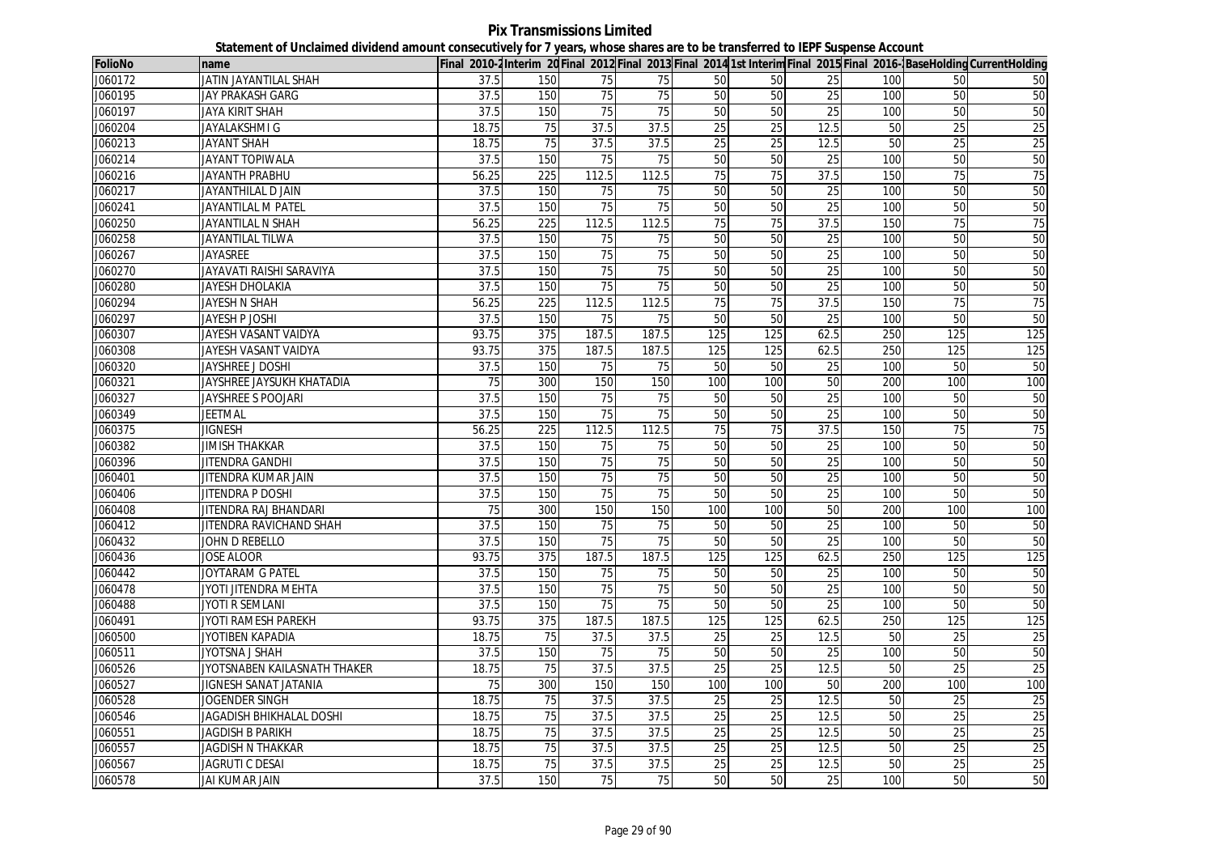# Pix Transmissions Limited

## Statement of Unclaimed dividend amount consecutively for 7 years, whose shares are to be transferred to IEPF Suspense Account

| FolioNo | name | Final 2010-2 | Interim 20 | Final 2012 | Final 2013 | Final 2014 | 1st Interim | Final 2015 | Final 2016-1 | BaseHolding | CurrentHolding |
|---|---|---|---|---|---|---|---|---|---|---|---|
| J060172 | JATIN JAYANTILAL SHAH | 37.5 | 150 | 75 | 75 | 50 | 50 | 25 | 100 | 50 | 50 |
| J060195 | JAY PRAKASH GARG | 37.5 | 150 | 75 | 75 | 50 | 50 | 25 | 100 | 50 | 50 |
| J060197 | JAYA KIRIT SHAH | 37.5 | 150 | 75 | 75 | 50 | 50 | 25 | 100 | 50 | 50 |
| J060204 | JAYALAKSHMI G | 18.75 | 75 | 37.5 | 37.5 | 25 | 25 | 12.5 | 50 | 25 | 25 |
| J060213 | JAYANT SHAH | 18.75 | 75 | 37.5 | 37.5 | 25 | 25 | 12.5 | 50 | 25 | 25 |
| J060214 | JAYANT TOPIWALA | 37.5 | 150 | 75 | 75 | 50 | 50 | 25 | 100 | 50 | 50 |
| J060216 | JAYANTH PRABHU | 56.25 | 225 | 112.5 | 112.5 | 75 | 75 | 37.5 | 150 | 75 | 75 |
| J060217 | JAYANTHILAL D JAIN | 37.5 | 150 | 75 | 75 | 50 | 50 | 25 | 100 | 50 | 50 |
| J060241 | JAYANTILAL M PATEL | 37.5 | 150 | 75 | 75 | 50 | 50 | 25 | 100 | 50 | 50 |
| J060250 | JAYANTILAL N SHAH | 56.25 | 225 | 112.5 | 112.5 | 75 | 75 | 37.5 | 150 | 75 | 75 |
| J060258 | JAYANTILAL TILWA | 37.5 | 150 | 75 | 75 | 50 | 50 | 25 | 100 | 50 | 50 |
| J060267 | JAYASREE | 37.5 | 150 | 75 | 75 | 50 | 50 | 25 | 100 | 50 | 50 |
| J060270 | JAYAVATI RAISHI SARAVIYA | 37.5 | 150 | 75 | 75 | 50 | 50 | 25 | 100 | 50 | 50 |
| J060280 | JAYESH DHOLAKIA | 37.5 | 150 | 75 | 75 | 50 | 50 | 25 | 100 | 50 | 50 |
| J060294 | JAYESH N SHAH | 56.25 | 225 | 112.5 | 112.5 | 75 | 75 | 37.5 | 150 | 75 | 75 |
| J060297 | JAYESH P JOSHI | 37.5 | 150 | 75 | 75 | 50 | 50 | 25 | 100 | 50 | 50 |
| J060307 | JAYESH VASANT VAIDYA | 93.75 | 375 | 187.5 | 187.5 | 125 | 125 | 62.5 | 250 | 125 | 125 |
| J060308 | JAYESH VASANT VAIDYA | 93.75 | 375 | 187.5 | 187.5 | 125 | 125 | 62.5 | 250 | 125 | 125 |
| J060320 | JAYSHREE J DOSHI | 37.5 | 150 | 75 | 75 | 50 | 50 | 25 | 100 | 50 | 50 |
| J060321 | JAYSHREE JAYSUKH KHATADIA | 75 | 300 | 150 | 150 | 100 | 100 | 50 | 200 | 100 | 100 |
| J060327 | JAYSHREE S POOJARI | 37.5 | 150 | 75 | 75 | 50 | 50 | 25 | 100 | 50 | 50 |
| J060349 | JEETMAL | 37.5 | 150 | 75 | 75 | 50 | 50 | 25 | 100 | 50 | 50 |
| J060375 | JIGNESH | 56.25 | 225 | 112.5 | 112.5 | 75 | 75 | 37.5 | 150 | 75 | 75 |
| J060382 | JIMISH THAKKAR | 37.5 | 150 | 75 | 75 | 50 | 50 | 25 | 100 | 50 | 50 |
| J060396 | JITENDRA GANDHI | 37.5 | 150 | 75 | 75 | 50 | 50 | 25 | 100 | 50 | 50 |
| J060401 | JITENDRA KUMAR JAIN | 37.5 | 150 | 75 | 75 | 50 | 50 | 25 | 100 | 50 | 50 |
| J060406 | JITENDRA P DOSHI | 37.5 | 150 | 75 | 75 | 50 | 50 | 25 | 100 | 50 | 50 |
| J060408 | JITENDRA RAJ BHANDARI | 75 | 300 | 150 | 150 | 100 | 100 | 50 | 200 | 100 | 100 |
| J060412 | JITENDRA RAVICHAND SHAH | 37.5 | 150 | 75 | 75 | 50 | 50 | 25 | 100 | 50 | 50 |
| J060432 | JOHN D REBELLO | 37.5 | 150 | 75 | 75 | 50 | 50 | 25 | 100 | 50 | 50 |
| J060436 | JOSE ALOOR | 93.75 | 375 | 187.5 | 187.5 | 125 | 125 | 62.5 | 250 | 125 | 125 |
| J060442 | JOYTARAM G PATEL | 37.5 | 150 | 75 | 75 | 50 | 50 | 25 | 100 | 50 | 50 |
| J060478 | JYOTI JITENDRA MEHTA | 37.5 | 150 | 75 | 75 | 50 | 50 | 25 | 100 | 50 | 50 |
| J060488 | JYOTI R SEMLANI | 37.5 | 150 | 75 | 75 | 50 | 50 | 25 | 100 | 50 | 50 |
| J060491 | JYOTI RAMESH PAREKH | 93.75 | 375 | 187.5 | 187.5 | 125 | 125 | 62.5 | 250 | 125 | 125 |
| J060500 | JYOTIBEN KAPADIA | 18.75 | 75 | 37.5 | 37.5 | 25 | 25 | 12.5 | 50 | 25 | 25 |
| J060511 | JYOTSNA J SHAH | 37.5 | 150 | 75 | 75 | 50 | 50 | 25 | 100 | 50 | 50 |
| J060526 | JYOTSNABEN KAILASNATH THAKER | 18.75 | 75 | 37.5 | 37.5 | 25 | 25 | 12.5 | 50 | 25 | 25 |
| J060527 | JIGNESH SANAT JATANIA | 75 | 300 | 150 | 150 | 100 | 100 | 50 | 200 | 100 | 100 |
| J060528 | JOGENDER SINGH | 18.75 | 75 | 37.5 | 37.5 | 25 | 25 | 12.5 | 50 | 25 | 25 |
| J060546 | JAGADISH BHIKHALAL DOSHI | 18.75 | 75 | 37.5 | 37.5 | 25 | 25 | 12.5 | 50 | 25 | 25 |
| J060551 | JAGDISH B PARIKH | 18.75 | 75 | 37.5 | 37.5 | 25 | 25 | 12.5 | 50 | 25 | 25 |
| J060557 | JAGDISH N THAKKAR | 18.75 | 75 | 37.5 | 37.5 | 25 | 25 | 12.5 | 50 | 25 | 25 |
| J060567 | JAGRUTI C DESAI | 18.75 | 75 | 37.5 | 37.5 | 25 | 25 | 12.5 | 50 | 25 | 25 |
| J060578 | JAI KUMAR JAIN | 37.5 | 150 | 75 | 75 | 50 | 50 | 25 | 100 | 50 | 50 |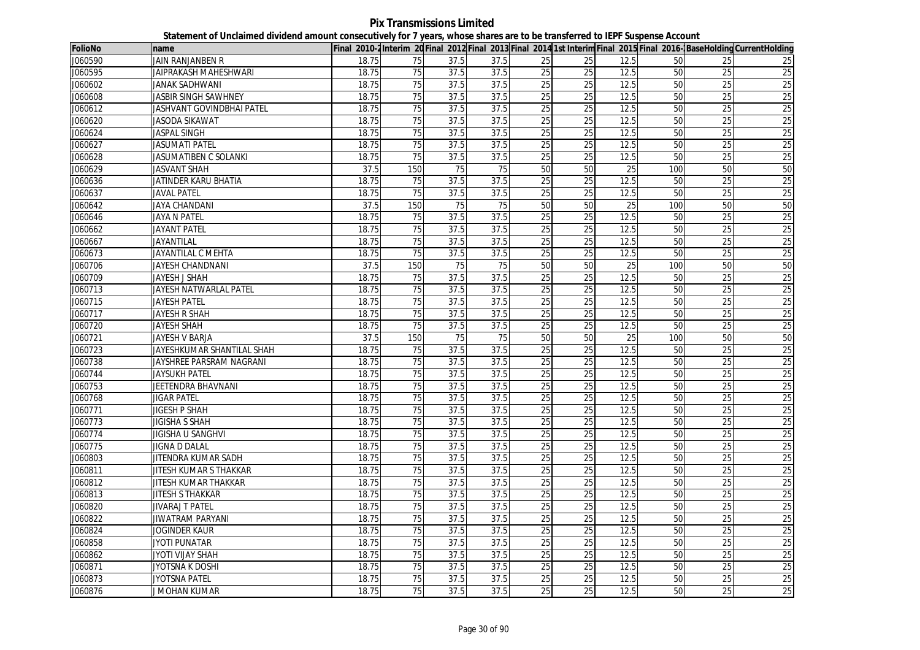# Pix Transmissions Limited

**Statement of Unclaimed dividend amount consecutively for 7 years, whose shares are to be transferred to IEPF Suspense Account**

| FolioNo | name | Final 2010-2 | Interim 20 | Final 2012 | Final 2013 | Final 2014 | 1st Interim | Final 2015 | Final 2016- | BaseHolding | CurrentHolding |
|---|---|---|---|---|---|---|---|---|---|---|---|
| J060590 | JAIN RANJANBEN R | 18.75 | 75 | 37.5 | 37.5 | 25 | 25 | 12.5 | 50 | 25 | 25 |
| J060595 | JAIPRAKASH MAHESHWARI | 18.75 | 75 | 37.5 | 37.5 | 25 | 25 | 12.5 | 50 | 25 | 25 |
| J060602 | JANAK SADHWANI | 18.75 | 75 | 37.5 | 37.5 | 25 | 25 | 12.5 | 50 | 25 | 25 |
| J060608 | JASBIR SINGH SAWHNEY | 18.75 | 75 | 37.5 | 37.5 | 25 | 25 | 12.5 | 50 | 25 | 25 |
| J060612 | JASHVANT GOVINDBHAI PATEL | 18.75 | 75 | 37.5 | 37.5 | 25 | 25 | 12.5 | 50 | 25 | 25 |
| J060620 | JASODA SIKAWAT | 18.75 | 75 | 37.5 | 37.5 | 25 | 25 | 12.5 | 50 | 25 | 25 |
| J060624 | JASPAL SINGH | 18.75 | 75 | 37.5 | 37.5 | 25 | 25 | 12.5 | 50 | 25 | 25 |
| J060627 | JASUMATI PATEL | 18.75 | 75 | 37.5 | 37.5 | 25 | 25 | 12.5 | 50 | 25 | 25 |
| J060628 | JASUMATIBEN C SOLANKI | 18.75 | 75 | 37.5 | 37.5 | 25 | 25 | 12.5 | 50 | 25 | 25 |
| J060629 | JASVANT SHAH | 37.5 | 150 | 75 | 75 | 50 | 50 | 25 | 100 | 50 | 50 |
| J060636 | JATINDER KARU BHATIA | 18.75 | 75 | 37.5 | 37.5 | 25 | 25 | 12.5 | 50 | 25 | 25 |
| J060637 | JAVAL PATEL | 18.75 | 75 | 37.5 | 37.5 | 25 | 25 | 12.5 | 50 | 25 | 25 |
| J060642 | JAYA CHANDANI | 37.5 | 150 | 75 | 75 | 50 | 50 | 25 | 100 | 50 | 50 |
| J060646 | JAYA N PATEL | 18.75 | 75 | 37.5 | 37.5 | 25 | 25 | 12.5 | 50 | 25 | 25 |
| J060662 | JAYANT PATEL | 18.75 | 75 | 37.5 | 37.5 | 25 | 25 | 12.5 | 50 | 25 | 25 |
| J060667 | JAYANTILAL | 18.75 | 75 | 37.5 | 37.5 | 25 | 25 | 12.5 | 50 | 25 | 25 |
| J060673 | JAYANTILAL C MEHTA | 18.75 | 75 | 37.5 | 37.5 | 25 | 25 | 12.5 | 50 | 25 | 25 |
| J060706 | JAYESH CHANDNANI | 37.5 | 150 | 75 | 75 | 50 | 50 | 25 | 100 | 50 | 50 |
| J060709 | JAYESH J SHAH | 18.75 | 75 | 37.5 | 37.5 | 25 | 25 | 12.5 | 50 | 25 | 25 |
| J060713 | JAYESH NATWARLAL PATEL | 18.75 | 75 | 37.5 | 37.5 | 25 | 25 | 12.5 | 50 | 25 | 25 |
| J060715 | JAYESH PATEL | 18.75 | 75 | 37.5 | 37.5 | 25 | 25 | 12.5 | 50 | 25 | 25 |
| J060717 | JAYESH R SHAH | 18.75 | 75 | 37.5 | 37.5 | 25 | 25 | 12.5 | 50 | 25 | 25 |
| J060720 | JAYESH SHAH | 18.75 | 75 | 37.5 | 37.5 | 25 | 25 | 12.5 | 50 | 25 | 25 |
| J060721 | JAYESH V BARJA | 37.5 | 150 | 75 | 75 | 50 | 50 | 25 | 100 | 50 | 50 |
| J060723 | JAYESHKUMAR SHANTILAL SHAH | 18.75 | 75 | 37.5 | 37.5 | 25 | 25 | 12.5 | 50 | 25 | 25 |
| J060738 | JAYSHREE PARSRAM NAGRANI | 18.75 | 75 | 37.5 | 37.5 | 25 | 25 | 12.5 | 50 | 25 | 25 |
| J060744 | JAYSUKH PATEL | 18.75 | 75 | 37.5 | 37.5 | 25 | 25 | 12.5 | 50 | 25 | 25 |
| J060753 | JEETENDRA BHAVNANI | 18.75 | 75 | 37.5 | 37.5 | 25 | 25 | 12.5 | 50 | 25 | 25 |
| J060768 | JIGAR PATEL | 18.75 | 75 | 37.5 | 37.5 | 25 | 25 | 12.5 | 50 | 25 | 25 |
| J060771 | JIGESH P SHAH | 18.75 | 75 | 37.5 | 37.5 | 25 | 25 | 12.5 | 50 | 25 | 25 |
| J060773 | JIGISHA S SHAH | 18.75 | 75 | 37.5 | 37.5 | 25 | 25 | 12.5 | 50 | 25 | 25 |
| J060774 | JIGISHA U SANGHVI | 18.75 | 75 | 37.5 | 37.5 | 25 | 25 | 12.5 | 50 | 25 | 25 |
| J060775 | JIGNA D DALAL | 18.75 | 75 | 37.5 | 37.5 | 25 | 25 | 12.5 | 50 | 25 | 25 |
| J060803 | JITENDRA KUMAR SADH | 18.75 | 75 | 37.5 | 37.5 | 25 | 25 | 12.5 | 50 | 25 | 25 |
| J060811 | JITESH KUMAR S THAKKAR | 18.75 | 75 | 37.5 | 37.5 | 25 | 25 | 12.5 | 50 | 25 | 25 |
| J060812 | JITESH KUMAR THAKKAR | 18.75 | 75 | 37.5 | 37.5 | 25 | 25 | 12.5 | 50 | 25 | 25 |
| J060813 | JITESH S THAKKAR | 18.75 | 75 | 37.5 | 37.5 | 25 | 25 | 12.5 | 50 | 25 | 25 |
| J060820 | JIVARAJ T PATEL | 18.75 | 75 | 37.5 | 37.5 | 25 | 25 | 12.5 | 50 | 25 | 25 |
| J060822 | JIWATRAM PARYANI | 18.75 | 75 | 37.5 | 37.5 | 25 | 25 | 12.5 | 50 | 25 | 25 |
| J060824 | JOGINDER KAUR | 18.75 | 75 | 37.5 | 37.5 | 25 | 25 | 12.5 | 50 | 25 | 25 |
| J060858 | JYOTI PUNATAR | 18.75 | 75 | 37.5 | 37.5 | 25 | 25 | 12.5 | 50 | 25 | 25 |
| J060862 | JYOTI VIJAY SHAH | 18.75 | 75 | 37.5 | 37.5 | 25 | 25 | 12.5 | 50 | 25 | 25 |
| J060871 | JYOTSNA K DOSHI | 18.75 | 75 | 37.5 | 37.5 | 25 | 25 | 12.5 | 50 | 25 | 25 |
| J060873 | JYOTSNA PATEL | 18.75 | 75 | 37.5 | 37.5 | 25 | 25 | 12.5 | 50 | 25 | 25 |
| J060876 | J MOHAN KUMAR | 18.75 | 75 | 37.5 | 37.5 | 25 | 25 | 12.5 | 50 | 25 | 25 |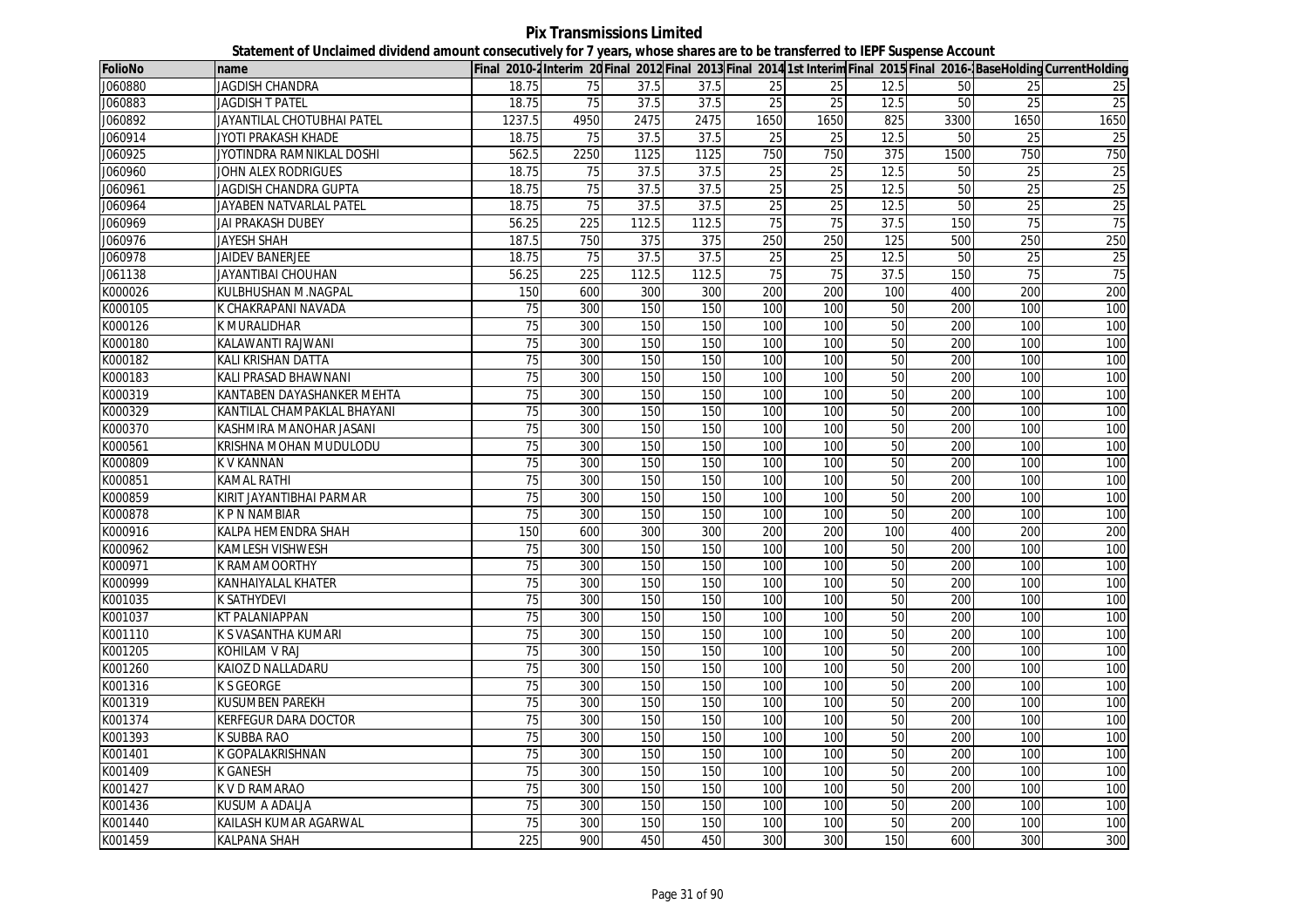**Pix Transmissions Limited**

**Statement of Unclaimed dividend amount consecutively for 7 years, whose shares are to be transferred to IEPF Suspense Account**

| FolioNo | name | Final 2010-2 | Interim 20 | Final 2012 | Final 2013 | Final 2014 | 1st Interim | Final 2015 | Final 2016- | BaseHolding | CurrentHolding |
|---|---|---|---|---|---|---|---|---|---|---|---|
| J060880 | JAGDISH CHANDRA | 18.75 | 75 | 37.5 | 37.5 | 25 | 25 | 12.5 | 50 | 25 | 25 |
| J060883 | JAGDISH T PATEL | 18.75 | 75 | 37.5 | 37.5 | 25 | 25 | 12.5 | 50 | 25 | 25 |
| J060892 | JAYANTILAL CHOTUBHAI PATEL | 1237.5 | 4950 | 2475 | 2475 | 1650 | 1650 | 825 | 3300 | 1650 | 1650 |
| J060914 | JYOTI PRAKASH KHADE | 18.75 | 75 | 37.5 | 37.5 | 25 | 25 | 12.5 | 50 | 25 | 25 |
| J060925 | JYOTINDRA RAMNIKLAL DOSHI | 562.5 | 2250 | 1125 | 1125 | 750 | 750 | 375 | 1500 | 750 | 750 |
| J060960 | JOHN ALEX RODRIGUES | 18.75 | 75 | 37.5 | 37.5 | 25 | 25 | 12.5 | 50 | 25 | 25 |
| J060961 | JAGDISH CHANDRA GUPTA | 18.75 | 75 | 37.5 | 37.5 | 25 | 25 | 12.5 | 50 | 25 | 25 |
| J060964 | JAYABEN NATVARLAL PATEL | 18.75 | 75 | 37.5 | 37.5 | 25 | 25 | 12.5 | 50 | 25 | 25 |
| J060969 | JAI PRAKASH DUBEY | 56.25 | 225 | 112.5 | 112.5 | 75 | 75 | 37.5 | 150 | 75 | 75 |
| J060976 | JAYESH SHAH | 187.5 | 750 | 375 | 375 | 250 | 250 | 125 | 500 | 250 | 250 |
| J060978 | JAIDEV BANERJEE | 18.75 | 75 | 37.5 | 37.5 | 25 | 25 | 12.5 | 50 | 25 | 25 |
| J061138 | JAYANTIBAI CHOUHAN | 56.25 | 225 | 112.5 | 112.5 | 75 | 75 | 37.5 | 150 | 75 | 75 |
| K000026 | KULBHUSHAN M.NAGPAL | 150 | 600 | 300 | 300 | 200 | 200 | 100 | 400 | 200 | 200 |
| K000105 | K CHAKRAPANI NAVADA | 75 | 300 | 150 | 150 | 100 | 100 | 50 | 200 | 100 | 100 |
| K000126 | K MURALIDHAR | 75 | 300 | 150 | 150 | 100 | 100 | 50 | 200 | 100 | 100 |
| K000180 | KALAWANTI RAJWANI | 75 | 300 | 150 | 150 | 100 | 100 | 50 | 200 | 100 | 100 |
| K000182 | KALI KRISHAN DATTA | 75 | 300 | 150 | 150 | 100 | 100 | 50 | 200 | 100 | 100 |
| K000183 | KALI PRASAD BHAWNANI | 75 | 300 | 150 | 150 | 100 | 100 | 50 | 200 | 100 | 100 |
| K000319 | KANTABEN DAYASHANKER MEHTA | 75 | 300 | 150 | 150 | 100 | 100 | 50 | 200 | 100 | 100 |
| K000329 | KANTILAL CHAMPAKLAL BHAYANI | 75 | 300 | 150 | 150 | 100 | 100 | 50 | 200 | 100 | 100 |
| K000370 | KASHMIRA MANOHAR JASANI | 75 | 300 | 150 | 150 | 100 | 100 | 50 | 200 | 100 | 100 |
| K000561 | KRISHNA MOHAN MUDULODU | 75 | 300 | 150 | 150 | 100 | 100 | 50 | 200 | 100 | 100 |
| K000809 | K V KANNAN | 75 | 300 | 150 | 150 | 100 | 100 | 50 | 200 | 100 | 100 |
| K000851 | KAMAL RATHI | 75 | 300 | 150 | 150 | 100 | 100 | 50 | 200 | 100 | 100 |
| K000859 | KIRIT JAYANTIBHAI PARMAR | 75 | 300 | 150 | 150 | 100 | 100 | 50 | 200 | 100 | 100 |
| K000878 | K P N NAMBIAR | 75 | 300 | 150 | 150 | 100 | 100 | 50 | 200 | 100 | 100 |
| K000916 | KALPA HEMENDRA SHAH | 150 | 600 | 300 | 300 | 200 | 200 | 100 | 400 | 200 | 200 |
| K000962 | KAMLESH VISHWESH | 75 | 300 | 150 | 150 | 100 | 100 | 50 | 200 | 100 | 100 |
| K000971 | K RAMAMOORTHY | 75 | 300 | 150 | 150 | 100 | 100 | 50 | 200 | 100 | 100 |
| K000999 | KANHAIYALAL KHATER | 75 | 300 | 150 | 150 | 100 | 100 | 50 | 200 | 100 | 100 |
| K001035 | K SATHYDEVI | 75 | 300 | 150 | 150 | 100 | 100 | 50 | 200 | 100 | 100 |
| K001037 | KT PALANIAPPAN | 75 | 300 | 150 | 150 | 100 | 100 | 50 | 200 | 100 | 100 |
| K001110 | K S VASANTHA KUMARI | 75 | 300 | 150 | 150 | 100 | 100 | 50 | 200 | 100 | 100 |
| K001205 | KOHILAM V RAJ | 75 | 300 | 150 | 150 | 100 | 100 | 50 | 200 | 100 | 100 |
| K001260 | KAIOZ D NALLADARU | 75 | 300 | 150 | 150 | 100 | 100 | 50 | 200 | 100 | 100 |
| K001316 | K S GEORGE | 75 | 300 | 150 | 150 | 100 | 100 | 50 | 200 | 100 | 100 |
| K001319 | KUSUMBEN PAREKH | 75 | 300 | 150 | 150 | 100 | 100 | 50 | 200 | 100 | 100 |
| K001374 | KERFEGUR DARA DOCTOR | 75 | 300 | 150 | 150 | 100 | 100 | 50 | 200 | 100 | 100 |
| K001393 | K SUBBA RAO | 75 | 300 | 150 | 150 | 100 | 100 | 50 | 200 | 100 | 100 |
| K001401 | K GOPALAKRISHNAN | 75 | 300 | 150 | 150 | 100 | 100 | 50 | 200 | 100 | 100 |
| K001409 | K GANESH | 75 | 300 | 150 | 150 | 100 | 100 | 50 | 200 | 100 | 100 |
| K001427 | K V D RAMARAO | 75 | 300 | 150 | 150 | 100 | 100 | 50 | 200 | 100 | 100 |
| K001436 | KUSUM A ADALJA | 75 | 300 | 150 | 150 | 100 | 100 | 50 | 200 | 100 | 100 |
| K001440 | KAILASH KUMAR AGARWAL | 75 | 300 | 150 | 150 | 100 | 100 | 50 | 200 | 100 | 100 |
| K001459 | KALPANA SHAH | 225 | 900 | 450 | 450 | 300 | 300 | 150 | 600 | 300 | 300 |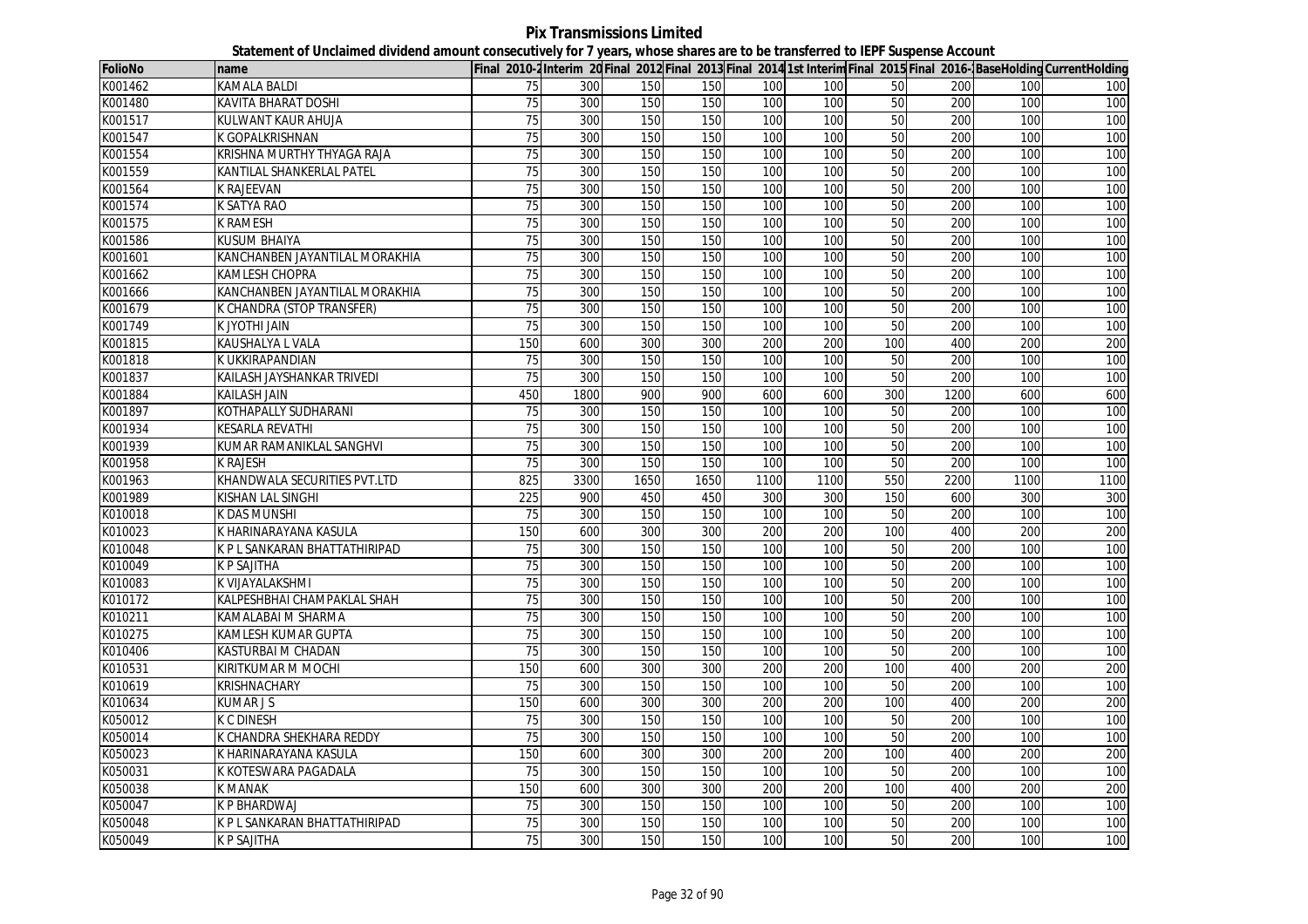**Pix Transmissions Limited**

**Statement of Unclaimed dividend amount consecutively for 7 years, whose shares are to be transferred to IEPF Suspense Account**

| FolioNo | name | Final 2010-2 | Interim 20 | Final 2012 | Final 2013 | Final 2014 | 1st Interim | Final 2015 | Final 2016- | BaseHolding | CurrentHolding |
|---|---|---|---|---|---|---|---|---|---|---|---|
| K001462 | KAMALA BALDI | 75 | 300 | 150 | 150 | 100 | 100 | 50 | 200 | 100 | 100 |
| K001480 | KAVITA BHARAT DOSHI | 75 | 300 | 150 | 150 | 100 | 100 | 50 | 200 | 100 | 100 |
| K001517 | KULWANT KAUR AHUJA | 75 | 300 | 150 | 150 | 100 | 100 | 50 | 200 | 100 | 100 |
| K001547 | K GOPALKRISHNAN | 75 | 300 | 150 | 150 | 100 | 100 | 50 | 200 | 100 | 100 |
| K001554 | KRISHNA MURTHY THYAGA RAJA | 75 | 300 | 150 | 150 | 100 | 100 | 50 | 200 | 100 | 100 |
| K001559 | KANTILAL SHANKERLAL PATEL | 75 | 300 | 150 | 150 | 100 | 100 | 50 | 200 | 100 | 100 |
| K001564 | K RAJEEVAN | 75 | 300 | 150 | 150 | 100 | 100 | 50 | 200 | 100 | 100 |
| K001574 | K SATYA RAO | 75 | 300 | 150 | 150 | 100 | 100 | 50 | 200 | 100 | 100 |
| K001575 | K RAMESH | 75 | 300 | 150 | 150 | 100 | 100 | 50 | 200 | 100 | 100 |
| K001586 | KUSUM BHAIYA | 75 | 300 | 150 | 150 | 100 | 100 | 50 | 200 | 100 | 100 |
| K001601 | KANCHANBEN JAYANTILAL MORAKHIA | 75 | 300 | 150 | 150 | 100 | 100 | 50 | 200 | 100 | 100 |
| K001662 | KAMLESH CHOPRA | 75 | 300 | 150 | 150 | 100 | 100 | 50 | 200 | 100 | 100 |
| K001666 | KANCHANBEN JAYANTILAL MORAKHIA | 75 | 300 | 150 | 150 | 100 | 100 | 50 | 200 | 100 | 100 |
| K001679 | K CHANDRA (STOP TRANSFER) | 75 | 300 | 150 | 150 | 100 | 100 | 50 | 200 | 100 | 100 |
| K001749 | K JYOTHI JAIN | 75 | 300 | 150 | 150 | 100 | 100 | 50 | 200 | 100 | 100 |
| K001815 | KAUSHALYA L VALA | 150 | 600 | 300 | 300 | 200 | 200 | 100 | 400 | 200 | 200 |
| K001818 | K UKKIRAPANDIAN | 75 | 300 | 150 | 150 | 100 | 100 | 50 | 200 | 100 | 100 |
| K001837 | KAILASH JAYSHANKAR TRIVEDI | 75 | 300 | 150 | 150 | 100 | 100 | 50 | 200 | 100 | 100 |
| K001884 | KAILASH JAIN | 450 | 1800 | 900 | 900 | 600 | 600 | 300 | 1200 | 600 | 600 |
| K001897 | KOTHAPALLY SUDHARANI | 75 | 300 | 150 | 150 | 100 | 100 | 50 | 200 | 100 | 100 |
| K001934 | KESARLA REVATHI | 75 | 300 | 150 | 150 | 100 | 100 | 50 | 200 | 100 | 100 |
| K001939 | KUMAR RAMANIKLAL SANGHVI | 75 | 300 | 150 | 150 | 100 | 100 | 50 | 200 | 100 | 100 |
| K001958 | K RAJESH | 75 | 300 | 150 | 150 | 100 | 100 | 50 | 200 | 100 | 100 |
| K001963 | KHANDWALA SECURITIES PVT.LTD | 825 | 3300 | 1650 | 1650 | 1100 | 1100 | 550 | 2200 | 1100 | 1100 |
| K001989 | KISHAN LAL SINGHI | 225 | 900 | 450 | 450 | 300 | 300 | 150 | 600 | 300 | 300 |
| K010018 | K DAS MUNSHI | 75 | 300 | 150 | 150 | 100 | 100 | 50 | 200 | 100 | 100 |
| K010023 | K HARINARAYANA KASULA | 150 | 600 | 300 | 300 | 200 | 200 | 100 | 400 | 200 | 200 |
| K010048 | K P L SANKARAN BHATTATHIRIPAD | 75 | 300 | 150 | 150 | 100 | 100 | 50 | 200 | 100 | 100 |
| K010049 | K P SAJITHA | 75 | 300 | 150 | 150 | 100 | 100 | 50 | 200 | 100 | 100 |
| K010083 | K VIJAYALAKSHMI | 75 | 300 | 150 | 150 | 100 | 100 | 50 | 200 | 100 | 100 |
| K010172 | KALPESHBHAI CHAMPAKLAL SHAH | 75 | 300 | 150 | 150 | 100 | 100 | 50 | 200 | 100 | 100 |
| K010211 | KAMALABAI M SHARMA | 75 | 300 | 150 | 150 | 100 | 100 | 50 | 200 | 100 | 100 |
| K010275 | KAMLESH KUMAR GUPTA | 75 | 300 | 150 | 150 | 100 | 100 | 50 | 200 | 100 | 100 |
| K010406 | KASTURBAI M CHADAN | 75 | 300 | 150 | 150 | 100 | 100 | 50 | 200 | 100 | 100 |
| K010531 | KIRITKUMAR M MOCHI | 150 | 600 | 300 | 300 | 200 | 200 | 100 | 400 | 200 | 200 |
| K010619 | KRISHNACHARY | 75 | 300 | 150 | 150 | 100 | 100 | 50 | 200 | 100 | 100 |
| K010634 | KUMAR J S | 150 | 600 | 300 | 300 | 200 | 200 | 100 | 400 | 200 | 200 |
| K050012 | K C DINESH | 75 | 300 | 150 | 150 | 100 | 100 | 50 | 200 | 100 | 100 |
| K050014 | K CHANDRA SHEKHARA REDDY | 75 | 300 | 150 | 150 | 100 | 100 | 50 | 200 | 100 | 100 |
| K050023 | K HARINARAYANA KASULA | 150 | 600 | 300 | 300 | 200 | 200 | 100 | 400 | 200 | 200 |
| K050031 | K KOTESWARA PAGADALA | 75 | 300 | 150 | 150 | 100 | 100 | 50 | 200 | 100 | 100 |
| K050038 | K MANAK | 150 | 600 | 300 | 300 | 200 | 200 | 100 | 400 | 200 | 200 |
| K050047 | K P BHARDWAJ | 75 | 300 | 150 | 150 | 100 | 100 | 50 | 200 | 100 | 100 |
| K050048 | K P L SANKARAN BHATTATHIRIPAD | 75 | 300 | 150 | 150 | 100 | 100 | 50 | 200 | 100 | 100 |
| K050049 | K P SAJITHA | 75 | 300 | 150 | 150 | 100 | 100 | 50 | 200 | 100 | 100 |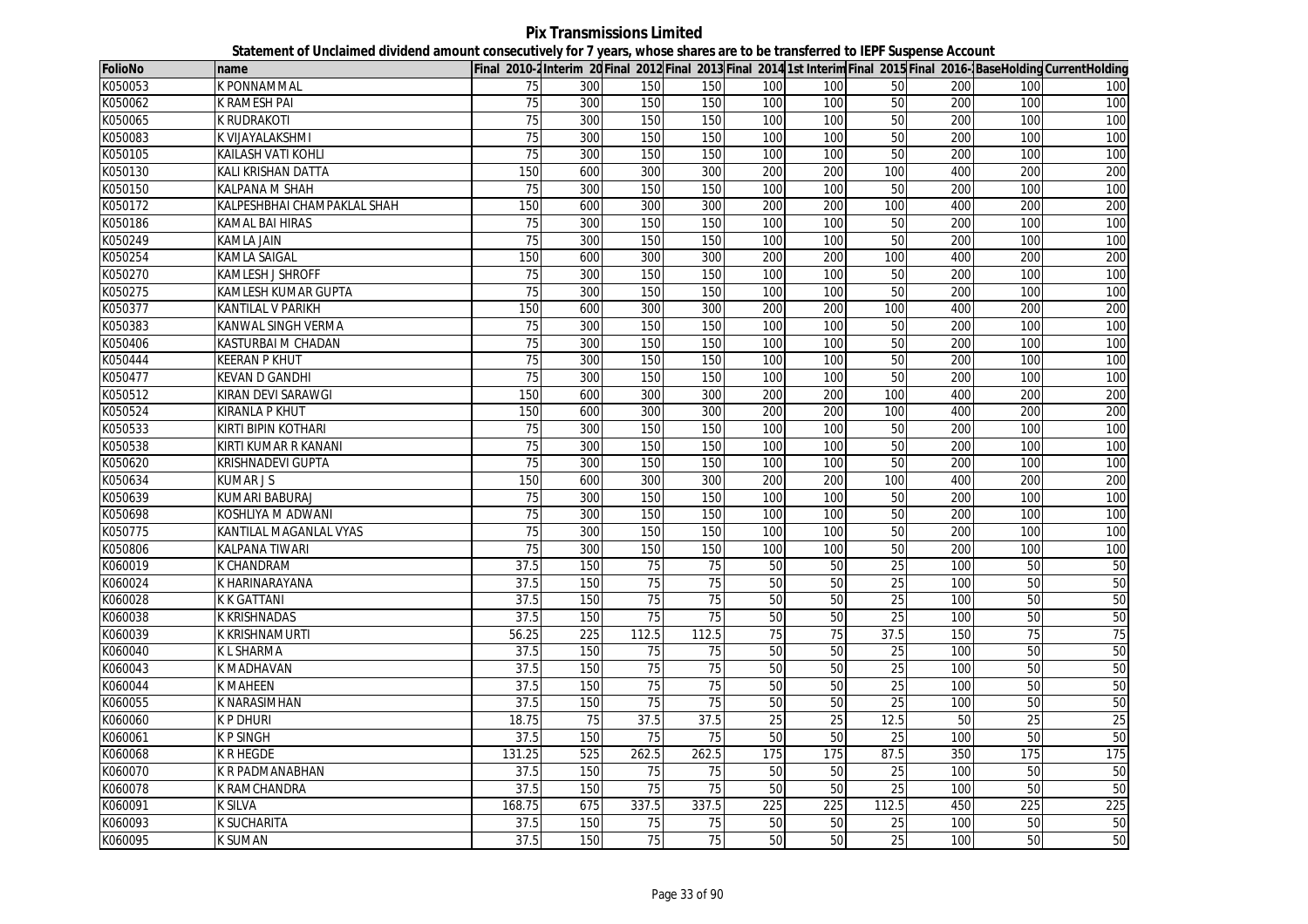# Pix Transmissions Limited

## Statement of Unclaimed dividend amount consecutively for 7 years, whose shares are to be transferred to IEPF Suspense Account

| FolioNo | name | Final 2010-2 | Interim 20 | Final 2012 | Final 2013 | Final 2014 | 1st Interim | Final 2015 | Final 2016- | BaseHolding | CurrentHolding |
|---|---|---|---|---|---|---|---|---|---|---|---|
| K050053 | K PONNAMMAL | 75 | 300 | 150 | 150 | 100 | 100 | 50 | 200 | 100 | 100 |
| K050062 | K RAMESH PAI | 75 | 300 | 150 | 150 | 100 | 100 | 50 | 200 | 100 | 100 |
| K050065 | K RUDRAKOTI | 75 | 300 | 150 | 150 | 100 | 100 | 50 | 200 | 100 | 100 |
| K050083 | K VIJAYALAKSHMI | 75 | 300 | 150 | 150 | 100 | 100 | 50 | 200 | 100 | 100 |
| K050105 | KAILASH VATI KOHLI | 75 | 300 | 150 | 150 | 100 | 100 | 50 | 200 | 100 | 100 |
| K050130 | KALI KRISHAN DATTA | 150 | 600 | 300 | 300 | 200 | 200 | 100 | 400 | 200 | 200 |
| K050150 | KALPANA M SHAH | 75 | 300 | 150 | 150 | 100 | 100 | 50 | 200 | 100 | 100 |
| K050172 | KALPESHBHAI CHAMPAKLAL SHAH | 150 | 600 | 300 | 300 | 200 | 200 | 100 | 400 | 200 | 200 |
| K050186 | KAMAL BAI HIRAS | 75 | 300 | 150 | 150 | 100 | 100 | 50 | 200 | 100 | 100 |
| K050249 | KAMLA JAIN | 75 | 300 | 150 | 150 | 100 | 100 | 50 | 200 | 100 | 100 |
| K050254 | KAMLA SAIGAL | 150 | 600 | 300 | 300 | 200 | 200 | 100 | 400 | 200 | 200 |
| K050270 | KAMLESH J SHROFF | 75 | 300 | 150 | 150 | 100 | 100 | 50 | 200 | 100 | 100 |
| K050275 | KAMLESH KUMAR GUPTA | 75 | 300 | 150 | 150 | 100 | 100 | 50 | 200 | 100 | 100 |
| K050377 | KANTILAL V PARIKH | 150 | 600 | 300 | 300 | 200 | 200 | 100 | 400 | 200 | 200 |
| K050383 | KANWAL SINGH VERMA | 75 | 300 | 150 | 150 | 100 | 100 | 50 | 200 | 100 | 100 |
| K050406 | KASTURBAI M CHADAN | 75 | 300 | 150 | 150 | 100 | 100 | 50 | 200 | 100 | 100 |
| K050444 | KEERAN P KHUT | 75 | 300 | 150 | 150 | 100 | 100 | 50 | 200 | 100 | 100 |
| K050477 | KEVAN D GANDHI | 75 | 300 | 150 | 150 | 100 | 100 | 50 | 200 | 100 | 100 |
| K050512 | KIRAN DEVI SARAWGI | 150 | 600 | 300 | 300 | 200 | 200 | 100 | 400 | 200 | 200 |
| K050524 | KIRANLA P KHUT | 150 | 600 | 300 | 300 | 200 | 200 | 100 | 400 | 200 | 200 |
| K050533 | KIRTI BIPIN KOTHARI | 75 | 300 | 150 | 150 | 100 | 100 | 50 | 200 | 100 | 100 |
| K050538 | KIRTI KUMAR R KANANI | 75 | 300 | 150 | 150 | 100 | 100 | 50 | 200 | 100 | 100 |
| K050620 | KRISHNADEVI GUPTA | 75 | 300 | 150 | 150 | 100 | 100 | 50 | 200 | 100 | 100 |
| K050634 | KUMAR J S | 150 | 600 | 300 | 300 | 200 | 200 | 100 | 400 | 200 | 200 |
| K050639 | KUMARI BABURAJ | 75 | 300 | 150 | 150 | 100 | 100 | 50 | 200 | 100 | 100 |
| K050698 | KOSHLIYA M ADWANI | 75 | 300 | 150 | 150 | 100 | 100 | 50 | 200 | 100 | 100 |
| K050775 | KANTILAL MAGANLAL VYAS | 75 | 300 | 150 | 150 | 100 | 100 | 50 | 200 | 100 | 100 |
| K050806 | KALPANA TIWARI | 75 | 300 | 150 | 150 | 100 | 100 | 50 | 200 | 100 | 100 |
| K060019 | K CHANDRAM | 37.5 | 150 | 75 | 75 | 50 | 50 | 25 | 100 | 50 | 50 |
| K060024 | K HARINARAYANA | 37.5 | 150 | 75 | 75 | 50 | 50 | 25 | 100 | 50 | 50 |
| K060028 | K K GATTANI | 37.5 | 150 | 75 | 75 | 50 | 50 | 25 | 100 | 50 | 50 |
| K060038 | K KRISHNADAS | 37.5 | 150 | 75 | 75 | 50 | 50 | 25 | 100 | 50 | 50 |
| K060039 | K KRISHNAMURTI | 56.25 | 225 | 112.5 | 112.5 | 75 | 75 | 37.5 | 150 | 75 | 75 |
| K060040 | K L SHARMA | 37.5 | 150 | 75 | 75 | 50 | 50 | 25 | 100 | 50 | 50 |
| K060043 | K MADHAVAN | 37.5 | 150 | 75 | 75 | 50 | 50 | 25 | 100 | 50 | 50 |
| K060044 | K MAHEEN | 37.5 | 150 | 75 | 75 | 50 | 50 | 25 | 100 | 50 | 50 |
| K060055 | K NARASIMHAN | 37.5 | 150 | 75 | 75 | 50 | 50 | 25 | 100 | 50 | 50 |
| K060060 | K P DHURI | 18.75 | 75 | 37.5 | 37.5 | 25 | 25 | 12.5 | 50 | 25 | 25 |
| K060061 | K P SINGH | 37.5 | 150 | 75 | 75 | 50 | 50 | 25 | 100 | 50 | 50 |
| K060068 | K R HEGDE | 131.25 | 525 | 262.5 | 262.5 | 175 | 175 | 87.5 | 350 | 175 | 175 |
| K060070 | K R PADMANABHAN | 37.5 | 150 | 75 | 75 | 50 | 50 | 25 | 100 | 50 | 50 |
| K060078 | K RAMCHANDRA | 37.5 | 150 | 75 | 75 | 50 | 50 | 25 | 100 | 50 | 50 |
| K060091 | K SILVA | 168.75 | 675 | 337.5 | 337.5 | 225 | 225 | 112.5 | 450 | 225 | 225 |
| K060093 | K SUCHARITA | 37.5 | 150 | 75 | 75 | 50 | 50 | 25 | 100 | 50 | 50 |
| K060095 | K SUMAN | 37.5 | 150 | 75 | 75 | 50 | 50 | 25 | 100 | 50 | 50 |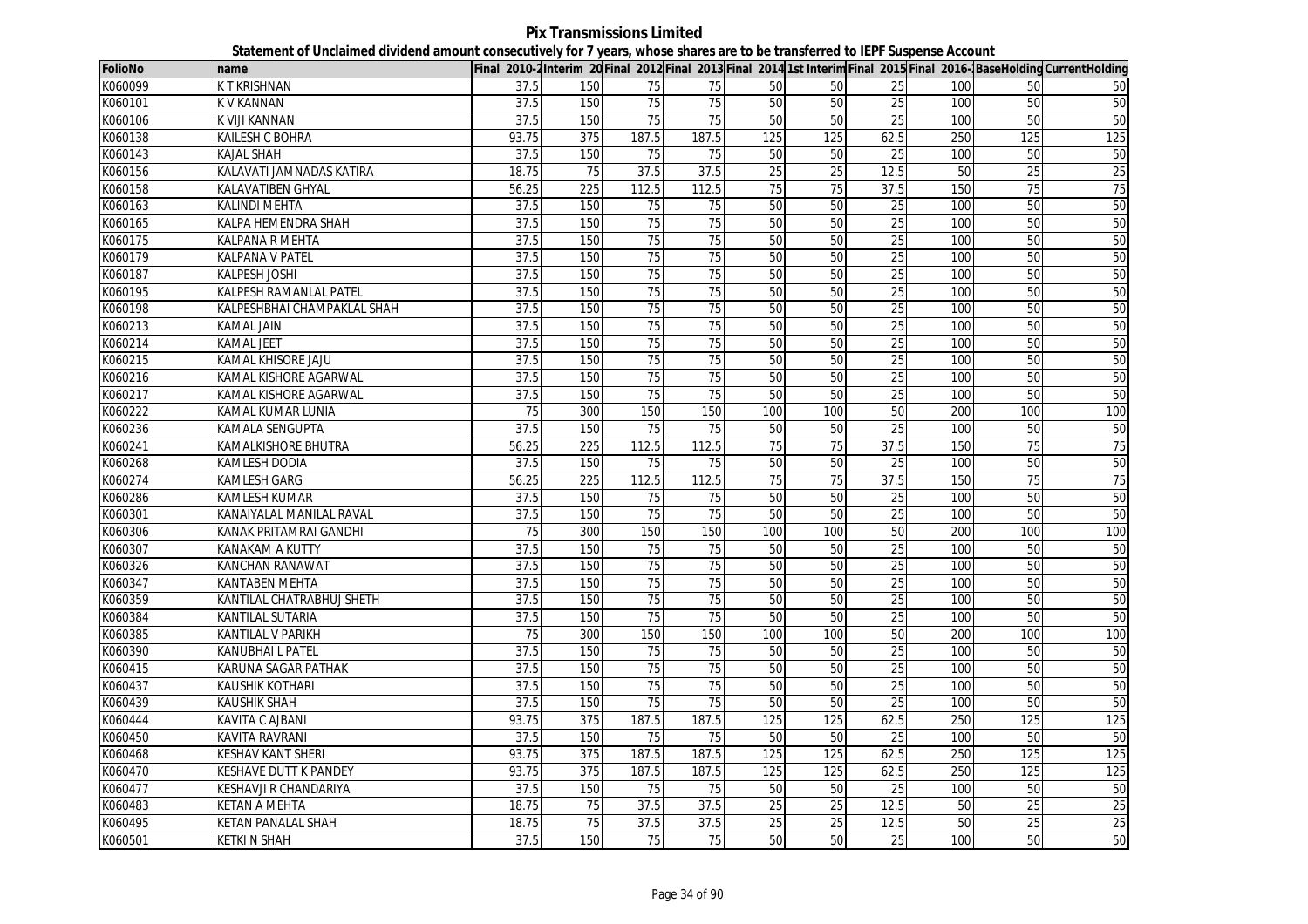# Pix Transmissions Limited

## Statement of Unclaimed dividend amount consecutively for 7 years, whose shares are to be transferred to IEPF Suspense Account

| FolioNo | name | Final 2010-2 | Interim 20 | Final 2012 | Final 2013 | Final 2014 | 1st Interim | Final 2015 | Final 2016- | BaseHolding | CurrentHolding |
|---|---|---|---|---|---|---|---|---|---|---|---|
| K060099 | K T KRISHNAN | 37.5 | 150 | 75 | 75 | 50 | 50 | 25 | 100 | 50 | 50 |
| K060101 | K V KANNAN | 37.5 | 150 | 75 | 75 | 50 | 50 | 25 | 100 | 50 | 50 |
| K060106 | K VIJI KANNAN | 37.5 | 150 | 75 | 75 | 50 | 50 | 25 | 100 | 50 | 50 |
| K060138 | KAILESH C BOHRA | 93.75 | 375 | 187.5 | 187.5 | 125 | 125 | 62.5 | 250 | 125 | 125 |
| K060143 | KAJAL SHAH | 37.5 | 150 | 75 | 75 | 50 | 50 | 25 | 100 | 50 | 50 |
| K060156 | KALAVATI JAMNADAS KATIRA | 18.75 | 75 | 37.5 | 37.5 | 25 | 25 | 12.5 | 50 | 25 | 25 |
| K060158 | KALAVATIBEN GHYAL | 56.25 | 225 | 112.5 | 112.5 | 75 | 75 | 37.5 | 150 | 75 | 75 |
| K060163 | KALINDI MEHTA | 37.5 | 150 | 75 | 75 | 50 | 50 | 25 | 100 | 50 | 50 |
| K060165 | KALPA HEMENDRA SHAH | 37.5 | 150 | 75 | 75 | 50 | 50 | 25 | 100 | 50 | 50 |
| K060175 | KALPANA R MEHTA | 37.5 | 150 | 75 | 75 | 50 | 50 | 25 | 100 | 50 | 50 |
| K060179 | KALPANA V PATEL | 37.5 | 150 | 75 | 75 | 50 | 50 | 25 | 100 | 50 | 50 |
| K060187 | KALPESH JOSHI | 37.5 | 150 | 75 | 75 | 50 | 50 | 25 | 100 | 50 | 50 |
| K060195 | KALPESH RAMANLAL PATEL | 37.5 | 150 | 75 | 75 | 50 | 50 | 25 | 100 | 50 | 50 |
| K060198 | KALPESHBHAI CHAMPAKLAL SHAH | 37.5 | 150 | 75 | 75 | 50 | 50 | 25 | 100 | 50 | 50 |
| K060213 | KAMAL JAIN | 37.5 | 150 | 75 | 75 | 50 | 50 | 25 | 100 | 50 | 50 |
| K060214 | KAMAL JEET | 37.5 | 150 | 75 | 75 | 50 | 50 | 25 | 100 | 50 | 50 |
| K060215 | KAMAL KHISORE JAJU | 37.5 | 150 | 75 | 75 | 50 | 50 | 25 | 100 | 50 | 50 |
| K060216 | KAMAL KISHORE AGARWAL | 37.5 | 150 | 75 | 75 | 50 | 50 | 25 | 100 | 50 | 50 |
| K060217 | KAMAL KISHORE AGARWAL | 37.5 | 150 | 75 | 75 | 50 | 50 | 25 | 100 | 50 | 50 |
| K060222 | KAMAL KUMAR LUNIA | 75 | 300 | 150 | 150 | 100 | 100 | 50 | 200 | 100 | 100 |
| K060236 | KAMALA SENGUPTA | 37.5 | 150 | 75 | 75 | 50 | 50 | 25 | 100 | 50 | 50 |
| K060241 | KAMALKISHORE BHUTRA | 56.25 | 225 | 112.5 | 112.5 | 75 | 75 | 37.5 | 150 | 75 | 75 |
| K060268 | KAMLESH DODIA | 37.5 | 150 | 75 | 75 | 50 | 50 | 25 | 100 | 50 | 50 |
| K060274 | KAMLESH GARG | 56.25 | 225 | 112.5 | 112.5 | 75 | 75 | 37.5 | 150 | 75 | 75 |
| K060286 | KAMLESH KUMAR | 37.5 | 150 | 75 | 75 | 50 | 50 | 25 | 100 | 50 | 50 |
| K060301 | KANAIYALAL MANILAL RAVAL | 37.5 | 150 | 75 | 75 | 50 | 50 | 25 | 100 | 50 | 50 |
| K060306 | KANAK PRITAMRAI GANDHI | 75 | 300 | 150 | 150 | 100 | 100 | 50 | 200 | 100 | 100 |
| K060307 | KANAKAM A KUTTY | 37.5 | 150 | 75 | 75 | 50 | 50 | 25 | 100 | 50 | 50 |
| K060326 | KANCHAN RANAWAT | 37.5 | 150 | 75 | 75 | 50 | 50 | 25 | 100 | 50 | 50 |
| K060347 | KANTABEN MEHTA | 37.5 | 150 | 75 | 75 | 50 | 50 | 25 | 100 | 50 | 50 |
| K060359 | KANTILAL CHATRABHUJ SHETH | 37.5 | 150 | 75 | 75 | 50 | 50 | 25 | 100 | 50 | 50 |
| K060384 | KANTILAL SUTARIA | 37.5 | 150 | 75 | 75 | 50 | 50 | 25 | 100 | 50 | 50 |
| K060385 | KANTILAL V PARIKH | 75 | 300 | 150 | 150 | 100 | 100 | 50 | 200 | 100 | 100 |
| K060390 | KANUBHAI L PATEL | 37.5 | 150 | 75 | 75 | 50 | 50 | 25 | 100 | 50 | 50 |
| K060415 | KARUNA SAGAR PATHAK | 37.5 | 150 | 75 | 75 | 50 | 50 | 25 | 100 | 50 | 50 |
| K060437 | KAUSHIK KOTHARI | 37.5 | 150 | 75 | 75 | 50 | 50 | 25 | 100 | 50 | 50 |
| K060439 | KAUSHIK SHAH | 37.5 | 150 | 75 | 75 | 50 | 50 | 25 | 100 | 50 | 50 |
| K060444 | KAVITA C AJBANI | 93.75 | 375 | 187.5 | 187.5 | 125 | 125 | 62.5 | 250 | 125 | 125 |
| K060450 | KAVITA RAVRANI | 37.5 | 150 | 75 | 75 | 50 | 50 | 25 | 100 | 50 | 50 |
| K060468 | KESHAV KANT SHERI | 93.75 | 375 | 187.5 | 187.5 | 125 | 125 | 62.5 | 250 | 125 | 125 |
| K060470 | KESHAVE DUTT K PANDEY | 93.75 | 375 | 187.5 | 187.5 | 125 | 125 | 62.5 | 250 | 125 | 125 |
| K060477 | KESHAVJI R CHANDARIYA | 37.5 | 150 | 75 | 75 | 50 | 50 | 25 | 100 | 50 | 50 |
| K060483 | KETAN A MEHTA | 18.75 | 75 | 37.5 | 37.5 | 25 | 25 | 12.5 | 50 | 25 | 25 |
| K060495 | KETAN PANALAL SHAH | 18.75 | 75 | 37.5 | 37.5 | 25 | 25 | 12.5 | 50 | 25 | 25 |
| K060501 | KETKI N SHAH | 37.5 | 150 | 75 | 75 | 50 | 50 | 25 | 100 | 50 | 50 |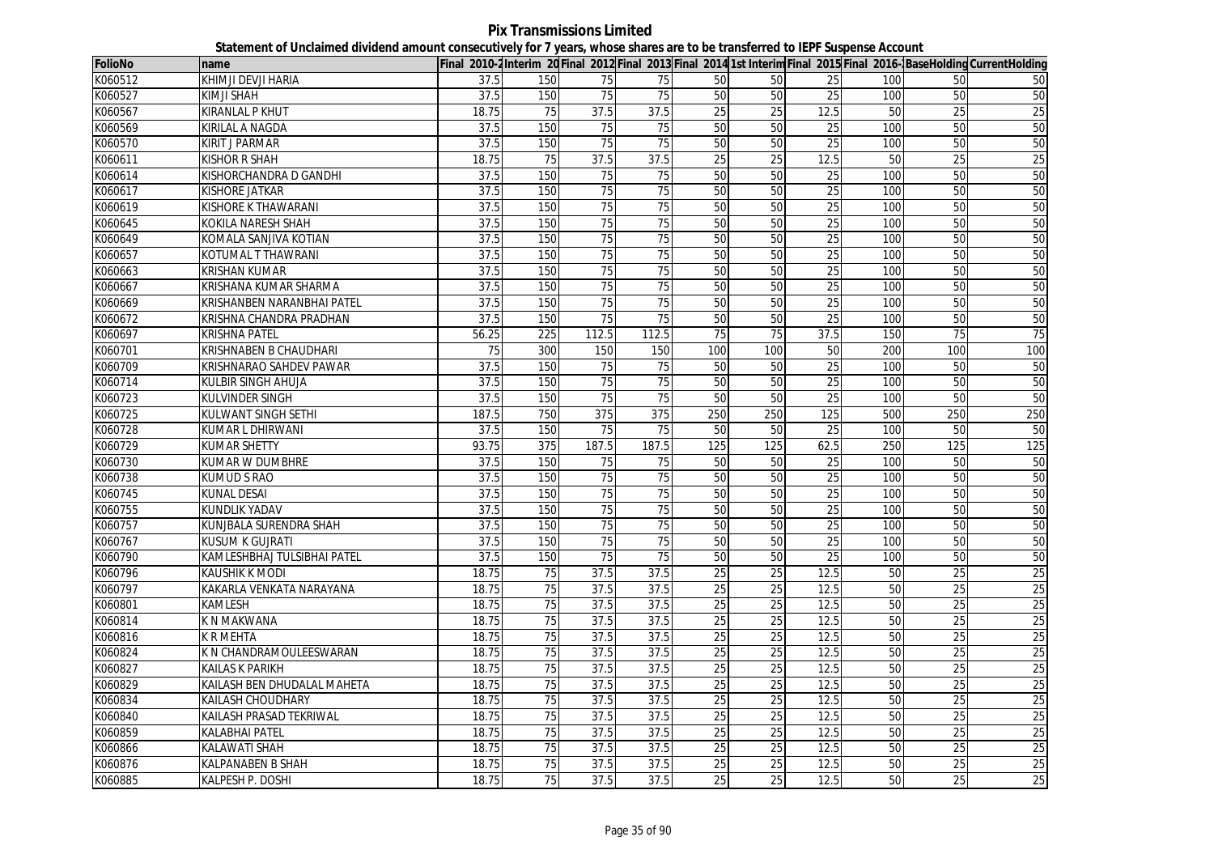# Pix Transmissions Limited

## Statement of Unclaimed dividend amount consecutively for 7 years, whose shares are to be transferred to IEPF Suspense Account

| FolioNo | name | Final 2010-2 | Interim 20 | Final 2012 | Final 2013 | Final 2014 | 1st Interim | Final 2015 | Final 2016- | BaseHolding | CurrentHolding |
|---|---|---|---|---|---|---|---|---|---|---|---|
| K060512 | KHIMJI DEVJI HARIA | 37.5 | 150 | 75 | 75 | 50 | 50 | 25 | 100 | 50 | 50 |
| K060527 | KIMJI SHAH | 37.5 | 150 | 75 | 75 | 50 | 50 | 25 | 100 | 50 | 50 |
| K060567 | KIRANLAL P KHUT | 18.75 | 75 | 37.5 | 37.5 | 25 | 25 | 12.5 | 50 | 25 | 25 |
| K060569 | KIRILAL A NAGDA | 37.5 | 150 | 75 | 75 | 50 | 50 | 25 | 100 | 50 | 50 |
| K060570 | KIRIT J PARMAR | 37.5 | 150 | 75 | 75 | 50 | 50 | 25 | 100 | 50 | 50 |
| K060611 | KISHOR R SHAH | 18.75 | 75 | 37.5 | 37.5 | 25 | 25 | 12.5 | 50 | 25 | 25 |
| K060614 | KISHORCHANDRA D GANDHI | 37.5 | 150 | 75 | 75 | 50 | 50 | 25 | 100 | 50 | 50 |
| K060617 | KISHORE JATKAR | 37.5 | 150 | 75 | 75 | 50 | 50 | 25 | 100 | 50 | 50 |
| K060619 | KISHORE K THAWARANI | 37.5 | 150 | 75 | 75 | 50 | 50 | 25 | 100 | 50 | 50 |
| K060645 | KOKILA NARESH SHAH | 37.5 | 150 | 75 | 75 | 50 | 50 | 25 | 100 | 50 | 50 |
| K060649 | KOMALA SANJIVA KOTIAN | 37.5 | 150 | 75 | 75 | 50 | 50 | 25 | 100 | 50 | 50 |
| K060657 | KOTUMAL T THAWRANI | 37.5 | 150 | 75 | 75 | 50 | 50 | 25 | 100 | 50 | 50 |
| K060663 | KRISHAN KUMAR | 37.5 | 150 | 75 | 75 | 50 | 50 | 25 | 100 | 50 | 50 |
| K060667 | KRISHANA KUMAR SHARMA | 37.5 | 150 | 75 | 75 | 50 | 50 | 25 | 100 | 50 | 50 |
| K060669 | KRISHANBEN NARANBHAI PATEL | 37.5 | 150 | 75 | 75 | 50 | 50 | 25 | 100 | 50 | 50 |
| K060672 | KRISHNA CHANDRA PRADHAN | 37.5 | 150 | 75 | 75 | 50 | 50 | 25 | 100 | 50 | 50 |
| K060697 | KRISHNA PATEL | 56.25 | 225 | 112.5 | 112.5 | 75 | 75 | 37.5 | 150 | 75 | 75 |
| K060701 | KRISHNABEN B CHAUDHARI | 75 | 300 | 150 | 150 | 100 | 100 | 50 | 200 | 100 | 100 |
| K060709 | KRISHNARAO SAHDEV PAWAR | 37.5 | 150 | 75 | 75 | 50 | 50 | 25 | 100 | 50 | 50 |
| K060714 | KULBIR SINGH AHUJA | 37.5 | 150 | 75 | 75 | 50 | 50 | 25 | 100 | 50 | 50 |
| K060723 | KULVINDER SINGH | 37.5 | 150 | 75 | 75 | 50 | 50 | 25 | 100 | 50 | 50 |
| K060725 | KULWANT SINGH SETHI | 187.5 | 750 | 375 | 375 | 250 | 250 | 125 | 500 | 250 | 250 |
| K060728 | KUMAR L DHIRWANI | 37.5 | 150 | 75 | 75 | 50 | 50 | 25 | 100 | 50 | 50 |
| K060729 | KUMAR SHETTY | 93.75 | 375 | 187.5 | 187.5 | 125 | 125 | 62.5 | 250 | 125 | 125 |
| K060730 | KUMAR W DUMBHRE | 37.5 | 150 | 75 | 75 | 50 | 50 | 25 | 100 | 50 | 50 |
| K060738 | KUMUD S RAO | 37.5 | 150 | 75 | 75 | 50 | 50 | 25 | 100 | 50 | 50 |
| K060745 | KUNAL DESAI | 37.5 | 150 | 75 | 75 | 50 | 50 | 25 | 100 | 50 | 50 |
| K060755 | KUNDLIK YADAV | 37.5 | 150 | 75 | 75 | 50 | 50 | 25 | 100 | 50 | 50 |
| K060757 | KUNJBALA SURENDRA SHAH | 37.5 | 150 | 75 | 75 | 50 | 50 | 25 | 100 | 50 | 50 |
| K060767 | KUSUM K GUJRATI | 37.5 | 150 | 75 | 75 | 50 | 50 | 25 | 100 | 50 | 50 |
| K060790 | KAMLESHBHAJ TULSIBHAI PATEL | 37.5 | 150 | 75 | 75 | 50 | 50 | 25 | 100 | 50 | 50 |
| K060796 | KAUSHIK K MODI | 18.75 | 75 | 37.5 | 37.5 | 25 | 25 | 12.5 | 50 | 25 | 25 |
| K060797 | KAKARLA VENKATA NARAYANA | 18.75 | 75 | 37.5 | 37.5 | 25 | 25 | 12.5 | 50 | 25 | 25 |
| K060801 | KAMLESH | 18.75 | 75 | 37.5 | 37.5 | 25 | 25 | 12.5 | 50 | 25 | 25 |
| K060814 | K N MAKWANA | 18.75 | 75 | 37.5 | 37.5 | 25 | 25 | 12.5 | 50 | 25 | 25 |
| K060816 | K R MEHTA | 18.75 | 75 | 37.5 | 37.5 | 25 | 25 | 12.5 | 50 | 25 | 25 |
| K060824 | K N CHANDRAMOULEESWARAN | 18.75 | 75 | 37.5 | 37.5 | 25 | 25 | 12.5 | 50 | 25 | 25 |
| K060827 | KAILAS K PARIKH | 18.75 | 75 | 37.5 | 37.5 | 25 | 25 | 12.5 | 50 | 25 | 25 |
| K060829 | KAILASH BEN DHUDALAL MAHETA | 18.75 | 75 | 37.5 | 37.5 | 25 | 25 | 12.5 | 50 | 25 | 25 |
| K060834 | KAILASH CHOUDHARY | 18.75 | 75 | 37.5 | 37.5 | 25 | 25 | 12.5 | 50 | 25 | 25 |
| K060840 | KAILASH PRASAD TEKRIWAL | 18.75 | 75 | 37.5 | 37.5 | 25 | 25 | 12.5 | 50 | 25 | 25 |
| K060859 | KALABHAI PATEL | 18.75 | 75 | 37.5 | 37.5 | 25 | 25 | 12.5 | 50 | 25 | 25 |
| K060866 | KALAWATI SHAH | 18.75 | 75 | 37.5 | 37.5 | 25 | 25 | 12.5 | 50 | 25 | 25 |
| K060876 | KALPANABEN B SHAH | 18.75 | 75 | 37.5 | 37.5 | 25 | 25 | 12.5 | 50 | 25 | 25 |
| K060885 | KALPESH P. DOSHI | 18.75 | 75 | 37.5 | 37.5 | 25 | 25 | 12.5 | 50 | 25 | 25 |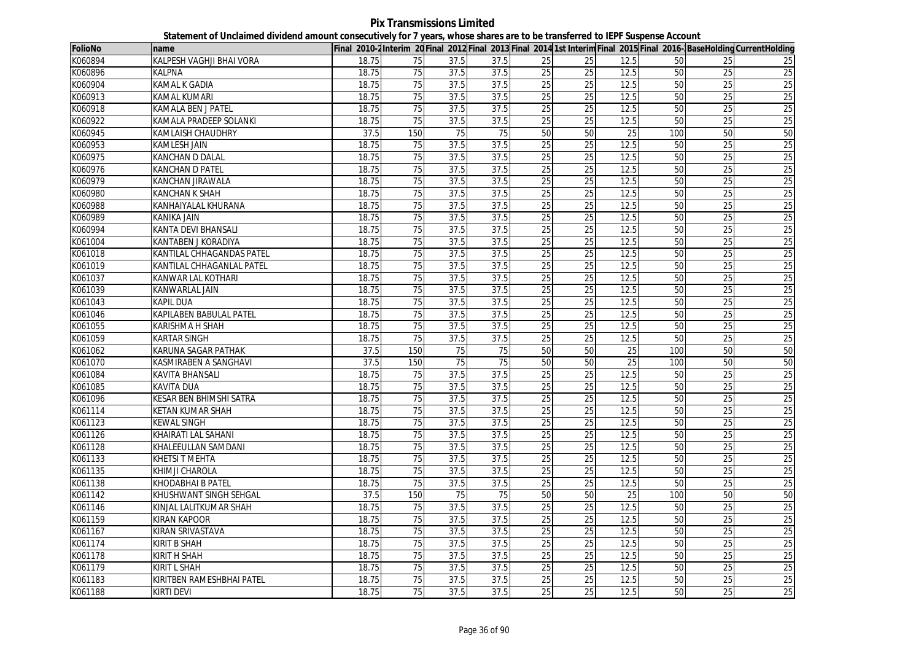# Pix Transmissions Limited

## Statement of Unclaimed dividend amount consecutively for 7 years, whose shares are to be transferred to IEPF Suspense Account

| FolioNo | name | Final 2010-2 | Interim 20 | Final 2012 | Final 2013 | Final 2014 | 1st Interim | Final 2015 | Final 2016- | BaseHolding | CurrentHolding |
|---|---|---|---|---|---|---|---|---|---|---|---|
| K060894 | KALPESH VAGHJI BHAI VORA | 18.75 | 75 | 37.5 | 37.5 | 25 | 25 | 12.5 | 50 | 25 | 25 |
| K060896 | KALPNA | 18.75 | 75 | 37.5 | 37.5 | 25 | 25 | 12.5 | 50 | 25 | 25 |
| K060904 | KAMAL K GADIA | 18.75 | 75 | 37.5 | 37.5 | 25 | 25 | 12.5 | 50 | 25 | 25 |
| K060913 | KAMAL KUMARI | 18.75 | 75 | 37.5 | 37.5 | 25 | 25 | 12.5 | 50 | 25 | 25 |
| K060918 | KAMALA BEN J PATEL | 18.75 | 75 | 37.5 | 37.5 | 25 | 25 | 12.5 | 50 | 25 | 25 |
| K060922 | KAMALA PRADEEP SOLANKI | 18.75 | 75 | 37.5 | 37.5 | 25 | 25 | 12.5 | 50 | 25 | 25 |
| K060945 | KAMLAISH CHAUDHRY | 37.5 | 150 | 75 | 75 | 50 | 50 | 25 | 100 | 50 | 50 |
| K060953 | KAMLESH JAIN | 18.75 | 75 | 37.5 | 37.5 | 25 | 25 | 12.5 | 50 | 25 | 25 |
| K060975 | KANCHAN D DALAL | 18.75 | 75 | 37.5 | 37.5 | 25 | 25 | 12.5 | 50 | 25 | 25 |
| K060976 | KANCHAN D PATEL | 18.75 | 75 | 37.5 | 37.5 | 25 | 25 | 12.5 | 50 | 25 | 25 |
| K060979 | KANCHAN JIRAWALA | 18.75 | 75 | 37.5 | 37.5 | 25 | 25 | 12.5 | 50 | 25 | 25 |
| K060980 | KANCHAN K SHAH | 18.75 | 75 | 37.5 | 37.5 | 25 | 25 | 12.5 | 50 | 25 | 25 |
| K060988 | KANHAIYALAL KHURANA | 18.75 | 75 | 37.5 | 37.5 | 25 | 25 | 12.5 | 50 | 25 | 25 |
| K060989 | KANIKA JAIN | 18.75 | 75 | 37.5 | 37.5 | 25 | 25 | 12.5 | 50 | 25 | 25 |
| K060994 | KANTA DEVI BHANSALI | 18.75 | 75 | 37.5 | 37.5 | 25 | 25 | 12.5 | 50 | 25 | 25 |
| K061004 | KANTABEN J KORADIYA | 18.75 | 75 | 37.5 | 37.5 | 25 | 25 | 12.5 | 50 | 25 | 25 |
| K061018 | KANTILAL CHHAGANDAS PATEL | 18.75 | 75 | 37.5 | 37.5 | 25 | 25 | 12.5 | 50 | 25 | 25 |
| K061019 | KANTILAL CHHAGANLAL PATEL | 18.75 | 75 | 37.5 | 37.5 | 25 | 25 | 12.5 | 50 | 25 | 25 |
| K061037 | KANWAR LAL KOTHARI | 18.75 | 75 | 37.5 | 37.5 | 25 | 25 | 12.5 | 50 | 25 | 25 |
| K061039 | KANWARLAL JAIN | 18.75 | 75 | 37.5 | 37.5 | 25 | 25 | 12.5 | 50 | 25 | 25 |
| K061043 | KAPIL DUA | 18.75 | 75 | 37.5 | 37.5 | 25 | 25 | 12.5 | 50 | 25 | 25 |
| K061046 | KAPILABEN BABULAL PATEL | 18.75 | 75 | 37.5 | 37.5 | 25 | 25 | 12.5 | 50 | 25 | 25 |
| K061055 | KARISHMA H SHAH | 18.75 | 75 | 37.5 | 37.5 | 25 | 25 | 12.5 | 50 | 25 | 25 |
| K061059 | KARTAR SINGH | 18.75 | 75 | 37.5 | 37.5 | 25 | 25 | 12.5 | 50 | 25 | 25 |
| K061062 | KARUNA SAGAR PATHAK | 37.5 | 150 | 75 | 75 | 50 | 50 | 25 | 100 | 50 | 50 |
| K061070 | KASMIRABEN A SANGHAVI | 37.5 | 150 | 75 | 75 | 50 | 50 | 25 | 100 | 50 | 50 |
| K061084 | KAVITA BHANSALI | 18.75 | 75 | 37.5 | 37.5 | 25 | 25 | 12.5 | 50 | 25 | 25 |
| K061085 | KAVITA DUA | 18.75 | 75 | 37.5 | 37.5 | 25 | 25 | 12.5 | 50 | 25 | 25 |
| K061096 | KESAR BEN BHIMSHI SATRA | 18.75 | 75 | 37.5 | 37.5 | 25 | 25 | 12.5 | 50 | 25 | 25 |
| K061114 | KETAN KUMAR SHAH | 18.75 | 75 | 37.5 | 37.5 | 25 | 25 | 12.5 | 50 | 25 | 25 |
| K061123 | KEWAL SINGH | 18.75 | 75 | 37.5 | 37.5 | 25 | 25 | 12.5 | 50 | 25 | 25 |
| K061126 | KHAIRATI LAL SAHANI | 18.75 | 75 | 37.5 | 37.5 | 25 | 25 | 12.5 | 50 | 25 | 25 |
| K061128 | KHALEEULLAN SAMDANI | 18.75 | 75 | 37.5 | 37.5 | 25 | 25 | 12.5 | 50 | 25 | 25 |
| K061133 | KHETSI T MEHTA | 18.75 | 75 | 37.5 | 37.5 | 25 | 25 | 12.5 | 50 | 25 | 25 |
| K061135 | KHIMJI CHAROLA | 18.75 | 75 | 37.5 | 37.5 | 25 | 25 | 12.5 | 50 | 25 | 25 |
| K061138 | KHODABHAI B PATEL | 18.75 | 75 | 37.5 | 37.5 | 25 | 25 | 12.5 | 50 | 25 | 25 |
| K061142 | KHUSHWANT SINGH SEHGAL | 37.5 | 150 | 75 | 75 | 50 | 50 | 25 | 100 | 50 | 50 |
| K061146 | KINJAL LALITKUMAR SHAH | 18.75 | 75 | 37.5 | 37.5 | 25 | 25 | 12.5 | 50 | 25 | 25 |
| K061159 | KIRAN KAPOOR | 18.75 | 75 | 37.5 | 37.5 | 25 | 25 | 12.5 | 50 | 25 | 25 |
| K061167 | KIRAN SRIVASTAVA | 18.75 | 75 | 37.5 | 37.5 | 25 | 25 | 12.5 | 50 | 25 | 25 |
| K061174 | KIRIT B SHAH | 18.75 | 75 | 37.5 | 37.5 | 25 | 25 | 12.5 | 50 | 25 | 25 |
| K061178 | KIRIT H SHAH | 18.75 | 75 | 37.5 | 37.5 | 25 | 25 | 12.5 | 50 | 25 | 25 |
| K061179 | KIRIT L SHAH | 18.75 | 75 | 37.5 | 37.5 | 25 | 25 | 12.5 | 50 | 25 | 25 |
| K061183 | KIRITBEN RAMESHBHAI PATEL | 18.75 | 75 | 37.5 | 37.5 | 25 | 25 | 12.5 | 50 | 25 | 25 |
| K061188 | KIRTI DEVI | 18.75 | 75 | 37.5 | 37.5 | 25 | 25 | 12.5 | 50 | 25 | 25 |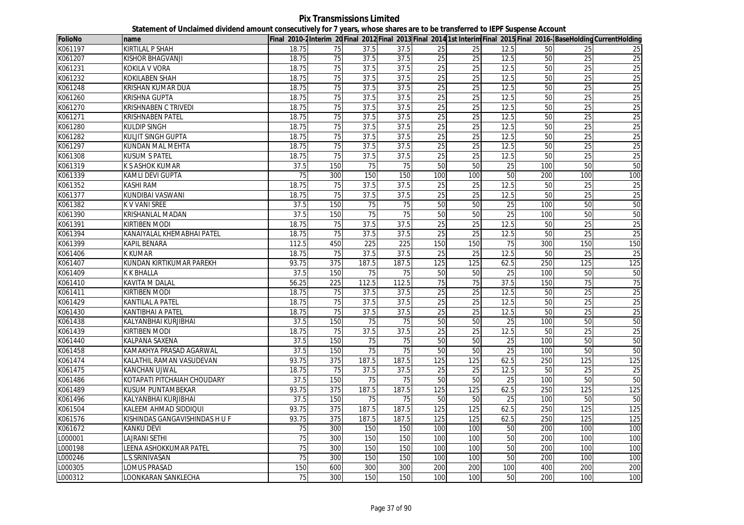# Pix Transmissions Limited

## Statement of Unclaimed dividend amount consecutively for 7 years, whose shares are to be transferred to IEPF Suspense Account

| FolioNo | name | Final 2010-2 | Interim 20 | Final 2012 | Final 2013 | Final 2014 | 1st Interim | Final 2015 | Final 2016- | BaseHolding | CurrentHolding |
|---|---|---|---|---|---|---|---|---|---|---|---|
| K061197 | KIRTILAL P SHAH | 18.75 | 75 | 37.5 | 37.5 | 25 | 25 | 12.5 | 50 | 25 | 25 |
| K061207 | KISHOR BHAGVANJI | 18.75 | 75 | 37.5 | 37.5 | 25 | 25 | 12.5 | 50 | 25 | 25 |
| K061231 | KOKILA V VORA | 18.75 | 75 | 37.5 | 37.5 | 25 | 25 | 12.5 | 50 | 25 | 25 |
| K061232 | KOKILABEN SHAH | 18.75 | 75 | 37.5 | 37.5 | 25 | 25 | 12.5 | 50 | 25 | 25 |
| K061248 | KRISHAN KUMAR DUA | 18.75 | 75 | 37.5 | 37.5 | 25 | 25 | 12.5 | 50 | 25 | 25 |
| K061260 | KRISHNA GUPTA | 18.75 | 75 | 37.5 | 37.5 | 25 | 25 | 12.5 | 50 | 25 | 25 |
| K061270 | KRISHNABEN C TRIVEDI | 18.75 | 75 | 37.5 | 37.5 | 25 | 25 | 12.5 | 50 | 25 | 25 |
| K061271 | KRISHNABEN PATEL | 18.75 | 75 | 37.5 | 37.5 | 25 | 25 | 12.5 | 50 | 25 | 25 |
| K061280 | KULDIP SINGH | 18.75 | 75 | 37.5 | 37.5 | 25 | 25 | 12.5 | 50 | 25 | 25 |
| K061282 | KULJIT SINGH GUPTA | 18.75 | 75 | 37.5 | 37.5 | 25 | 25 | 12.5 | 50 | 25 | 25 |
| K061297 | KUNDAN MAL MEHTA | 18.75 | 75 | 37.5 | 37.5 | 25 | 25 | 12.5 | 50 | 25 | 25 |
| K061308 | KUSUM S PATEL | 18.75 | 75 | 37.5 | 37.5 | 25 | 25 | 12.5 | 50 | 25 | 25 |
| K061319 | K S ASHOK KUMAR | 37.5 | 150 | 75 | 75 | 50 | 50 | 25 | 100 | 50 | 50 |
| K061339 | KAMLI DEVI GUPTA | 75 | 300 | 150 | 150 | 100 | 100 | 50 | 200 | 100 | 100 |
| K061352 | KASHI RAM | 18.75 | 75 | 37.5 | 37.5 | 25 | 25 | 12.5 | 50 | 25 | 25 |
| K061377 | KUNDIBAI VASWANI | 18.75 | 75 | 37.5 | 37.5 | 25 | 25 | 12.5 | 50 | 25 | 25 |
| K061382 | K V VANI SREE | 37.5 | 150 | 75 | 75 | 50 | 50 | 25 | 100 | 50 | 50 |
| K061390 | KRISHANLAL MADAN | 37.5 | 150 | 75 | 75 | 50 | 50 | 25 | 100 | 50 | 50 |
| K061391 | KIRTIBEN MODI | 18.75 | 75 | 37.5 | 37.5 | 25 | 25 | 12.5 | 50 | 25 | 25 |
| K061394 | KANAIYALAL KHEMABHAI PATEL | 18.75 | 75 | 37.5 | 37.5 | 25 | 25 | 12.5 | 50 | 25 | 25 |
| K061399 | KAPIL BENARA | 112.5 | 450 | 225 | 225 | 150 | 150 | 75 | 300 | 150 | 150 |
| K061406 | K KUMAR | 18.75 | 75 | 37.5 | 37.5 | 25 | 25 | 12.5 | 50 | 25 | 25 |
| K061407 | KUNDAN KIRTIKUMAR PAREKH | 93.75 | 375 | 187.5 | 187.5 | 125 | 125 | 62.5 | 250 | 125 | 125 |
| K061409 | K K BHALLA | 37.5 | 150 | 75 | 75 | 50 | 50 | 25 | 100 | 50 | 50 |
| K061410 | KAVITA M DALAL | 56.25 | 225 | 112.5 | 112.5 | 75 | 75 | 37.5 | 150 | 75 | 75 |
| K061411 | KIRTIBEN MODI | 18.75 | 75 | 37.5 | 37.5 | 25 | 25 | 12.5 | 50 | 25 | 25 |
| K061429 | KANTILAL A PATEL | 18.75 | 75 | 37.5 | 37.5 | 25 | 25 | 12.5 | 50 | 25 | 25 |
| K061430 | KANTIBHAI A PATEL | 18.75 | 75 | 37.5 | 37.5 | 25 | 25 | 12.5 | 50 | 25 | 25 |
| K061438 | KALYANBHAI KURJIBHAI | 37.5 | 150 | 75 | 75 | 50 | 50 | 25 | 100 | 50 | 50 |
| K061439 | KIRTIBEN MODI | 18.75 | 75 | 37.5 | 37.5 | 25 | 25 | 12.5 | 50 | 25 | 25 |
| K061440 | KALPANA SAXENA | 37.5 | 150 | 75 | 75 | 50 | 50 | 25 | 100 | 50 | 50 |
| K061458 | KAMAKHYA PRASAD AGARWAL | 37.5 | 150 | 75 | 75 | 50 | 50 | 25 | 100 | 50 | 50 |
| K061474 | KALATHIL RAMAN VASUDEVAN | 93.75 | 375 | 187.5 | 187.5 | 125 | 125 | 62.5 | 250 | 125 | 125 |
| K061475 | KANCHAN UJWAL | 18.75 | 75 | 37.5 | 37.5 | 25 | 25 | 12.5 | 50 | 25 | 25 |
| K061486 | KOTAPATI PITCHAIAH CHOUDARY | 37.5 | 150 | 75 | 75 | 50 | 50 | 25 | 100 | 50 | 50 |
| K061489 | KUSUM PUNTAMBEKAR | 93.75 | 375 | 187.5 | 187.5 | 125 | 125 | 62.5 | 250 | 125 | 125 |
| K061496 | KALYANBHAI KURJIBHAI | 37.5 | 150 | 75 | 75 | 50 | 50 | 25 | 100 | 50 | 50 |
| K061504 | KALEEM AHMAD SIDDIQUI | 93.75 | 375 | 187.5 | 187.5 | 125 | 125 | 62.5 | 250 | 125 | 125 |
| K061576 | KISHINDAS GANGAVISHINDAS H U F | 93.75 | 375 | 187.5 | 187.5 | 125 | 125 | 62.5 | 250 | 125 | 125 |
| K061672 | KANKU DEVI | 75 | 300 | 150 | 150 | 100 | 100 | 50 | 200 | 100 | 100 |
| L000001 | LAJRANI SETHI | 75 | 300 | 150 | 150 | 100 | 100 | 50 | 200 | 100 | 100 |
| L000198 | LEENA ASHOKKUMAR PATEL | 75 | 300 | 150 | 150 | 100 | 100 | 50 | 200 | 100 | 100 |
| L000246 | L.S.SRINIVASAN | 75 | 300 | 150 | 150 | 100 | 100 | 50 | 200 | 100 | 100 |
| L000305 | LOMUS PRASAD | 150 | 600 | 300 | 300 | 200 | 200 | 100 | 400 | 200 | 200 |
| L000312 | LOONKARAN SANKLECHA | 75 | 300 | 150 | 150 | 100 | 100 | 50 | 200 | 100 | 100 |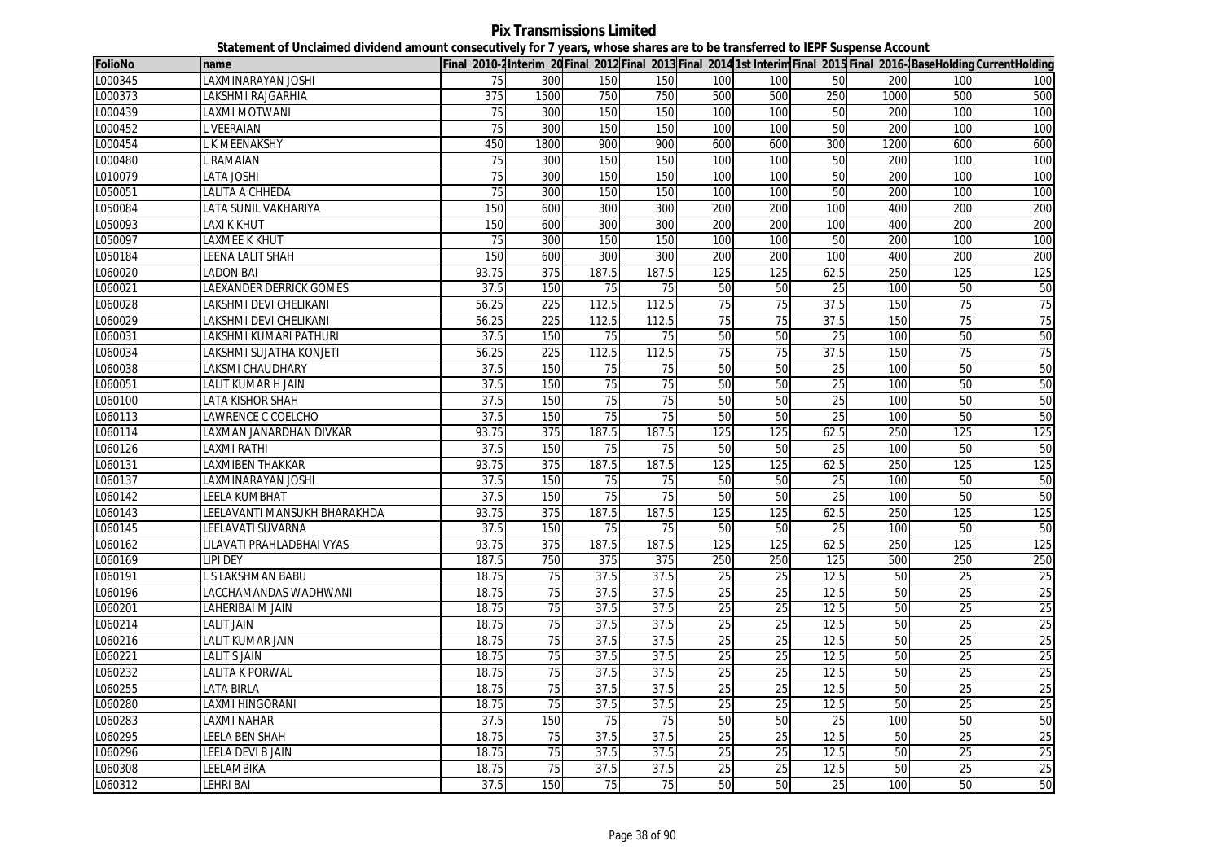**Pix Transmissions Limited**

**Statement of Unclaimed dividend amount consecutively for 7 years, whose shares are to be transferred to IEPF Suspense Account**

| FolioNo | name | Final 2010-2 | Interim 20 | Final 2012 | Final 2013 | Final 2014 | 1st Interim | Final 2015 | Final 2016- | BaseHolding | CurrentHolding |
|---|---|---|---|---|---|---|---|---|---|---|---|
| L000345 | LAXMINARAYAN JOSHI | 75 | 300 | 150 | 150 | 100 | 100 | 50 | 200 | 100 | 100 |
| L000373 | LAKSHMI RAJGARHIA | 375 | 1500 | 750 | 750 | 500 | 500 | 250 | 1000 | 500 | 500 |
| L000439 | LAXMI MOTWANI | 75 | 300 | 150 | 150 | 100 | 100 | 50 | 200 | 100 | 100 |
| L000452 | L VEERAIAN | 75 | 300 | 150 | 150 | 100 | 100 | 50 | 200 | 100 | 100 |
| L000454 | L K MEENAKSHY | 450 | 1800 | 900 | 900 | 600 | 600 | 300 | 1200 | 600 | 600 |
| L000480 | L RAMAIAN | 75 | 300 | 150 | 150 | 100 | 100 | 50 | 200 | 100 | 100 |
| L010079 | LATA JOSHI | 75 | 300 | 150 | 150 | 100 | 100 | 50 | 200 | 100 | 100 |
| L050051 | LALITA A CHHEDA | 75 | 300 | 150 | 150 | 100 | 100 | 50 | 200 | 100 | 100 |
| L050084 | LATA SUNIL VAKHARIYA | 150 | 600 | 300 | 300 | 200 | 200 | 100 | 400 | 200 | 200 |
| L050093 | LAXI K KHUT | 150 | 600 | 300 | 300 | 200 | 200 | 100 | 400 | 200 | 200 |
| L050097 | LAXMEE K KHUT | 75 | 300 | 150 | 150 | 100 | 100 | 50 | 200 | 100 | 100 |
| L050184 | LEENA LALIT SHAH | 150 | 600 | 300 | 300 | 200 | 200 | 100 | 400 | 200 | 200 |
| L060020 | LADON BAI | 93.75 | 375 | 187.5 | 187.5 | 125 | 125 | 62.5 | 250 | 125 | 125 |
| L060021 | LAEXANDER DERRICK GOMES | 37.5 | 150 | 75 | 75 | 50 | 50 | 25 | 100 | 50 | 50 |
| L060028 | LAKSHMI DEVI CHELIKANI | 56.25 | 225 | 112.5 | 112.5 | 75 | 75 | 37.5 | 150 | 75 | 75 |
| L060029 | LAKSHMI DEVI CHELIKANI | 56.25 | 225 | 112.5 | 112.5 | 75 | 75 | 37.5 | 150 | 75 | 75 |
| L060031 | LAKSHMI KUMARI PATHURI | 37.5 | 150 | 75 | 75 | 50 | 50 | 25 | 100 | 50 | 50 |
| L060034 | LAKSHMI SUJATHA KONJETI | 56.25 | 225 | 112.5 | 112.5 | 75 | 75 | 37.5 | 150 | 75 | 75 |
| L060038 | LAKSMI CHAUDHARY | 37.5 | 150 | 75 | 75 | 50 | 50 | 25 | 100 | 50 | 50 |
| L060051 | LALIT KUMAR H JAIN | 37.5 | 150 | 75 | 75 | 50 | 50 | 25 | 100 | 50 | 50 |
| L060100 | LATA KISHOR SHAH | 37.5 | 150 | 75 | 75 | 50 | 50 | 25 | 100 | 50 | 50 |
| L060113 | LAWRENCE C COELCHO | 37.5 | 150 | 75 | 75 | 50 | 50 | 25 | 100 | 50 | 50 |
| L060114 | LAXMAN JANARDHAN DIVKAR | 93.75 | 375 | 187.5 | 187.5 | 125 | 125 | 62.5 | 250 | 125 | 125 |
| L060126 | LAXMI RATHI | 37.5 | 150 | 75 | 75 | 50 | 50 | 25 | 100 | 50 | 50 |
| L060131 | LAXMIBEN THAKKAR | 93.75 | 375 | 187.5 | 187.5 | 125 | 125 | 62.5 | 250 | 125 | 125 |
| L060137 | LAXMINARAYAN JOSHI | 37.5 | 150 | 75 | 75 | 50 | 50 | 25 | 100 | 50 | 50 |
| L060142 | LEELA KUMBHAT | 37.5 | 150 | 75 | 75 | 50 | 50 | 25 | 100 | 50 | 50 |
| L060143 | LEELAVANTI MANSUKH BHARAKHDA | 93.75 | 375 | 187.5 | 187.5 | 125 | 125 | 62.5 | 250 | 125 | 125 |
| L060145 | LEELAVATI SUVARNA | 37.5 | 150 | 75 | 75 | 50 | 50 | 25 | 100 | 50 | 50 |
| L060162 | LILAVATI PRAHLADBHAI VYAS | 93.75 | 375 | 187.5 | 187.5 | 125 | 125 | 62.5 | 250 | 125 | 125 |
| L060169 | LIPI DEY | 187.5 | 750 | 375 | 375 | 250 | 250 | 125 | 500 | 250 | 250 |
| L060191 | L S LAKSHMAN BABU | 18.75 | 75 | 37.5 | 37.5 | 25 | 25 | 12.5 | 50 | 25 | 25 |
| L060196 | LACCHAMANDAS WADHWANI | 18.75 | 75 | 37.5 | 37.5 | 25 | 25 | 12.5 | 50 | 25 | 25 |
| L060201 | LAHERIBAI M JAIN | 18.75 | 75 | 37.5 | 37.5 | 25 | 25 | 12.5 | 50 | 25 | 25 |
| L060214 | LALIT JAIN | 18.75 | 75 | 37.5 | 37.5 | 25 | 25 | 12.5 | 50 | 25 | 25 |
| L060216 | LALIT KUMAR JAIN | 18.75 | 75 | 37.5 | 37.5 | 25 | 25 | 12.5 | 50 | 25 | 25 |
| L060221 | LALIT S JAIN | 18.75 | 75 | 37.5 | 37.5 | 25 | 25 | 12.5 | 50 | 25 | 25 |
| L060232 | LALITA K PORWAL | 18.75 | 75 | 37.5 | 37.5 | 25 | 25 | 12.5 | 50 | 25 | 25 |
| L060255 | LATA BIRLA | 18.75 | 75 | 37.5 | 37.5 | 25 | 25 | 12.5 | 50 | 25 | 25 |
| L060280 | LAXMI HINGORANI | 18.75 | 75 | 37.5 | 37.5 | 25 | 25 | 12.5 | 50 | 25 | 25 |
| L060283 | LAXMI NAHAR | 37.5 | 150 | 75 | 75 | 50 | 50 | 25 | 100 | 50 | 50 |
| L060295 | LEELA BEN SHAH | 18.75 | 75 | 37.5 | 37.5 | 25 | 25 | 12.5 | 50 | 25 | 25 |
| L060296 | LEELA DEVI B JAIN | 18.75 | 75 | 37.5 | 37.5 | 25 | 25 | 12.5 | 50 | 25 | 25 |
| L060308 | LEELAMBIKA | 18.75 | 75 | 37.5 | 37.5 | 25 | 25 | 12.5 | 50 | 25 | 25 |
| L060312 | LEHRI BAI | 37.5 | 150 | 75 | 75 | 50 | 50 | 25 | 100 | 50 | 50 |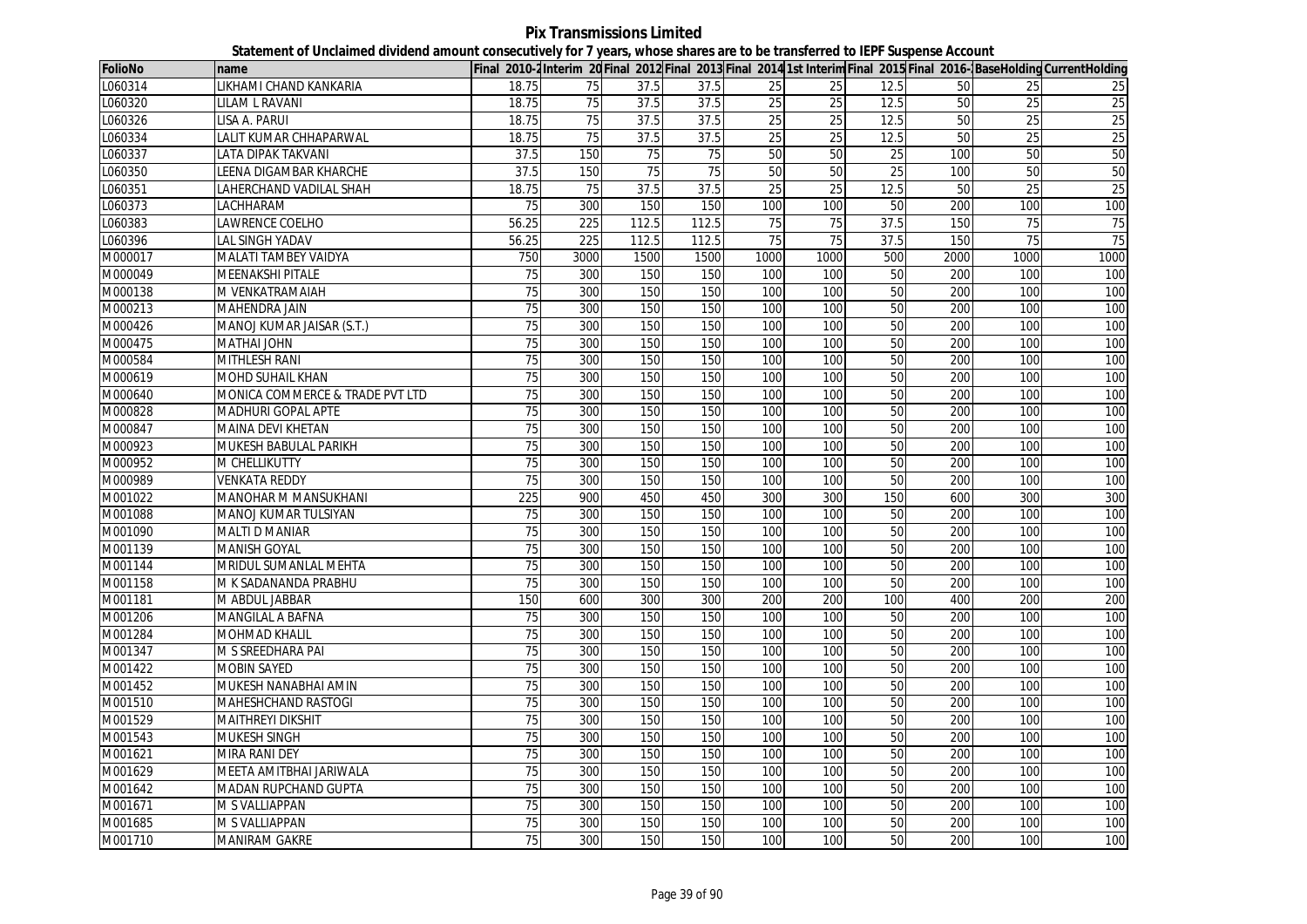# Pix Transmissions Limited

## Statement of Unclaimed dividend amount consecutively for 7 years, whose shares are to be transferred to IEPF Suspense Account

| FolioNo | name | Final 2010-2 | Interim 20 | Final 2012 | Final 2013 | Final 2014 | 1st Interim | Final 2015 | Final 2016- | BaseHolding | CurrentHolding |
|---|---|---|---|---|---|---|---|---|---|---|---|
| L060314 | LIKHAMI CHAND KANKARIA | 18.75 | 75 | 37.5 | 37.5 | 25 | 25 | 12.5 | 50 | 25 | 25 |
| L060320 | LILAM L RAVANI | 18.75 | 75 | 37.5 | 37.5 | 25 | 25 | 12.5 | 50 | 25 | 25 |
| L060326 | LISA A. PARUI | 18.75 | 75 | 37.5 | 37.5 | 25 | 25 | 12.5 | 50 | 25 | 25 |
| L060334 | LALIT KUMAR CHHAPARWAL | 18.75 | 75 | 37.5 | 37.5 | 25 | 25 | 12.5 | 50 | 25 | 25 |
| L060337 | LATA DIPAK TAKVANI | 37.5 | 150 | 75 | 75 | 50 | 50 | 25 | 100 | 50 | 50 |
| L060350 | LEENA DIGAMBAR KHARCHE | 37.5 | 150 | 75 | 75 | 50 | 50 | 25 | 100 | 50 | 50 |
| L060351 | LAHERCHAND VADILAL SHAH | 18.75 | 75 | 37.5 | 37.5 | 25 | 25 | 12.5 | 50 | 25 | 25 |
| L060373 | LACHHARAM | 75 | 300 | 150 | 150 | 100 | 100 | 50 | 200 | 100 | 100 |
| L060383 | LAWRENCE COELHO | 56.25 | 225 | 112.5 | 112.5 | 75 | 75 | 37.5 | 150 | 75 | 75 |
| L060396 | LAL SINGH YADAV | 56.25 | 225 | 112.5 | 112.5 | 75 | 75 | 37.5 | 150 | 75 | 75 |
| M000017 | MALATI TAMBEY VAIDYA | 750 | 3000 | 1500 | 1500 | 1000 | 1000 | 500 | 2000 | 1000 | 1000 |
| M000049 | MEENAKSHI PITALE | 75 | 300 | 150 | 150 | 100 | 100 | 50 | 200 | 100 | 100 |
| M000138 | M VENKATRAMAIAH | 75 | 300 | 150 | 150 | 100 | 100 | 50 | 200 | 100 | 100 |
| M000213 | MAHENDRA JAIN | 75 | 300 | 150 | 150 | 100 | 100 | 50 | 200 | 100 | 100 |
| M000426 | MANOJ KUMAR JAISAR (S.T.) | 75 | 300 | 150 | 150 | 100 | 100 | 50 | 200 | 100 | 100 |
| M000475 | MATHAI JOHN | 75 | 300 | 150 | 150 | 100 | 100 | 50 | 200 | 100 | 100 |
| M000584 | MITHLESH RANI | 75 | 300 | 150 | 150 | 100 | 100 | 50 | 200 | 100 | 100 |
| M000619 | MOHD SUHAIL KHAN | 75 | 300 | 150 | 150 | 100 | 100 | 50 | 200 | 100 | 100 |
| M000640 | MONICA COMMERCE & TRADE PVT LTD | 75 | 300 | 150 | 150 | 100 | 100 | 50 | 200 | 100 | 100 |
| M000828 | MADHURI GOPAL APTE | 75 | 300 | 150 | 150 | 100 | 100 | 50 | 200 | 100 | 100 |
| M000847 | MAINA DEVI KHETAN | 75 | 300 | 150 | 150 | 100 | 100 | 50 | 200 | 100 | 100 |
| M000923 | MUKESH BABULAL PARIKH | 75 | 300 | 150 | 150 | 100 | 100 | 50 | 200 | 100 | 100 |
| M000952 | M CHELLIKUTTY | 75 | 300 | 150 | 150 | 100 | 100 | 50 | 200 | 100 | 100 |
| M000989 | VENKATA REDDY | 75 | 300 | 150 | 150 | 100 | 100 | 50 | 200 | 100 | 100 |
| M001022 | MANOHAR M MANSUKHANI | 225 | 900 | 450 | 450 | 300 | 300 | 150 | 600 | 300 | 300 |
| M001088 | MANOJ KUMAR TULSIYAN | 75 | 300 | 150 | 150 | 100 | 100 | 50 | 200 | 100 | 100 |
| M001090 | MALTI D MANIAR | 75 | 300 | 150 | 150 | 100 | 100 | 50 | 200 | 100 | 100 |
| M001139 | MANISH GOYAL | 75 | 300 | 150 | 150 | 100 | 100 | 50 | 200 | 100 | 100 |
| M001144 | MRIDUL SUMANLAL MEHTA | 75 | 300 | 150 | 150 | 100 | 100 | 50 | 200 | 100 | 100 |
| M001158 | M K SADANANDA PRABHU | 75 | 300 | 150 | 150 | 100 | 100 | 50 | 200 | 100 | 100 |
| M001181 | M ABDUL JABBAR | 150 | 600 | 300 | 300 | 200 | 200 | 100 | 400 | 200 | 200 |
| M001206 | MANGILAL A BAFNA | 75 | 300 | 150 | 150 | 100 | 100 | 50 | 200 | 100 | 100 |
| M001284 | MOHMAD KHALIL | 75 | 300 | 150 | 150 | 100 | 100 | 50 | 200 | 100 | 100 |
| M001347 | M S SREEDHARA PAI | 75 | 300 | 150 | 150 | 100 | 100 | 50 | 200 | 100 | 100 |
| M001422 | MOBIN SAYED | 75 | 300 | 150 | 150 | 100 | 100 | 50 | 200 | 100 | 100 |
| M001452 | MUKESH NANABHAI AMIN | 75 | 300 | 150 | 150 | 100 | 100 | 50 | 200 | 100 | 100 |
| M001510 | MAHESHCHAND RASTOGI | 75 | 300 | 150 | 150 | 100 | 100 | 50 | 200 | 100 | 100 |
| M001529 | MAITHREYI DIKSHIT | 75 | 300 | 150 | 150 | 100 | 100 | 50 | 200 | 100 | 100 |
| M001543 | MUKESH SINGH | 75 | 300 | 150 | 150 | 100 | 100 | 50 | 200 | 100 | 100 |
| M001621 | MIRA RANI DEY | 75 | 300 | 150 | 150 | 100 | 100 | 50 | 200 | 100 | 100 |
| M001629 | MEETA AMITBHAI JARIWALA | 75 | 300 | 150 | 150 | 100 | 100 | 50 | 200 | 100 | 100 |
| M001642 | MADAN RUPCHAND GUPTA | 75 | 300 | 150 | 150 | 100 | 100 | 50 | 200 | 100 | 100 |
| M001671 | M S VALLIAPPAN | 75 | 300 | 150 | 150 | 100 | 100 | 50 | 200 | 100 | 100 |
| M001685 | M S VALLIAPPAN | 75 | 300 | 150 | 150 | 100 | 100 | 50 | 200 | 100 | 100 |
| M001710 | MANIRAM GAKRE | 75 | 300 | 150 | 150 | 100 | 100 | 50 | 200 | 100 | 100 |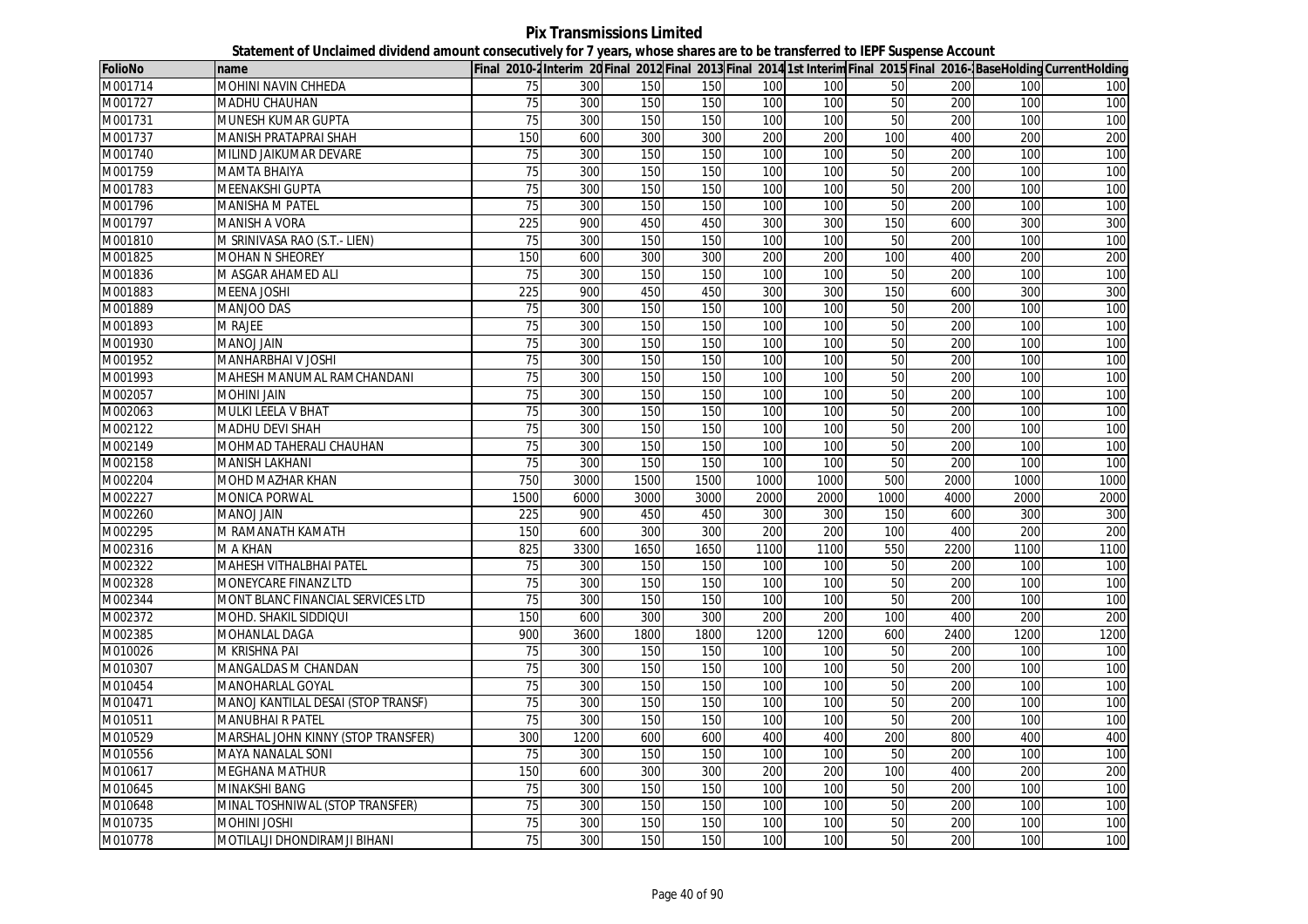# Pix Transmissions Limited

## Statement of Unclaimed dividend amount consecutively for 7 years, whose shares are to be transferred to IEPF Suspense Account

| FolioNo | name | Final 2010-2 | Interim 20 | Final 2012 | Final 2013 | Final 2014 | 1st Interim | Final 2015 | Final 2016- | BaseHolding | CurrentHolding |
|---|---|---|---|---|---|---|---|---|---|---|---|
| M001714 | MOHINI NAVIN CHHEDA | 75 | 300 | 150 | 150 | 100 | 100 | 50 | 200 | 100 | 100 |
| M001727 | MADHU CHAUHAN | 75 | 300 | 150 | 150 | 100 | 100 | 50 | 200 | 100 | 100 |
| M001731 | MUNESH KUMAR GUPTA | 75 | 300 | 150 | 150 | 100 | 100 | 50 | 200 | 100 | 100 |
| M001737 | MANISH PRATAPRAI SHAH | 150 | 600 | 300 | 300 | 200 | 200 | 100 | 400 | 200 | 200 |
| M001740 | MILIND JAIKUMAR DEVARE | 75 | 300 | 150 | 150 | 100 | 100 | 50 | 200 | 100 | 100 |
| M001759 | MAMTA BHAIYA | 75 | 300 | 150 | 150 | 100 | 100 | 50 | 200 | 100 | 100 |
| M001783 | MEENAKSHI GUPTA | 75 | 300 | 150 | 150 | 100 | 100 | 50 | 200 | 100 | 100 |
| M001796 | MANISHA M PATEL | 75 | 300 | 150 | 150 | 100 | 100 | 50 | 200 | 100 | 100 |
| M001797 | MANISH A VORA | 225 | 900 | 450 | 450 | 300 | 300 | 150 | 600 | 300 | 300 |
| M001810 | M SRINIVASA RAO (S.T.- LIEN) | 75 | 300 | 150 | 150 | 100 | 100 | 50 | 200 | 100 | 100 |
| M001825 | MOHAN N SHEOREY | 150 | 600 | 300 | 300 | 200 | 200 | 100 | 400 | 200 | 200 |
| M001836 | M ASGAR AHAMED ALI | 75 | 300 | 150 | 150 | 100 | 100 | 50 | 200 | 100 | 100 |
| M001883 | MEENA JOSHI | 225 | 900 | 450 | 450 | 300 | 300 | 150 | 600 | 300 | 300 |
| M001889 | MANJOO DAS | 75 | 300 | 150 | 150 | 100 | 100 | 50 | 200 | 100 | 100 |
| M001893 | M RAJEE | 75 | 300 | 150 | 150 | 100 | 100 | 50 | 200 | 100 | 100 |
| M001930 | MANOJ JAIN | 75 | 300 | 150 | 150 | 100 | 100 | 50 | 200 | 100 | 100 |
| M001952 | MANHARBHAI V JOSHI | 75 | 300 | 150 | 150 | 100 | 100 | 50 | 200 | 100 | 100 |
| M001993 | MAHESH MANUMAL RAMCHANDANI | 75 | 300 | 150 | 150 | 100 | 100 | 50 | 200 | 100 | 100 |
| M002057 | MOHINI JAIN | 75 | 300 | 150 | 150 | 100 | 100 | 50 | 200 | 100 | 100 |
| M002063 | MULKI LEELA V BHAT | 75 | 300 | 150 | 150 | 100 | 100 | 50 | 200 | 100 | 100 |
| M002122 | MADHU DEVI SHAH | 75 | 300 | 150 | 150 | 100 | 100 | 50 | 200 | 100 | 100 |
| M002149 | MOHMAD TAHERALI CHAUHAN | 75 | 300 | 150 | 150 | 100 | 100 | 50 | 200 | 100 | 100 |
| M002158 | MANISH LAKHANI | 75 | 300 | 150 | 150 | 100 | 100 | 50 | 200 | 100 | 100 |
| M002204 | MOHD MAZHAR KHAN | 750 | 3000 | 1500 | 1500 | 1000 | 1000 | 500 | 2000 | 1000 | 1000 |
| M002227 | MONICA PORWAL | 1500 | 6000 | 3000 | 3000 | 2000 | 2000 | 1000 | 4000 | 2000 | 2000 |
| M002260 | MANOJ JAIN | 225 | 900 | 450 | 450 | 300 | 300 | 150 | 600 | 300 | 300 |
| M002295 | M RAMANATH KAMATH | 150 | 600 | 300 | 300 | 200 | 200 | 100 | 400 | 200 | 200 |
| M002316 | M A KHAN | 825 | 3300 | 1650 | 1650 | 1100 | 1100 | 550 | 2200 | 1100 | 1100 |
| M002322 | MAHESH VITHALBHAI PATEL | 75 | 300 | 150 | 150 | 100 | 100 | 50 | 200 | 100 | 100 |
| M002328 | MONEYCARE FINANZ LTD | 75 | 300 | 150 | 150 | 100 | 100 | 50 | 200 | 100 | 100 |
| M002344 | MONT BLANC FINANCIAL SERVICES LTD | 75 | 300 | 150 | 150 | 100 | 100 | 50 | 200 | 100 | 100 |
| M002372 | MOHD. SHAKIL SIDDIQUI | 150 | 600 | 300 | 300 | 200 | 200 | 100 | 400 | 200 | 200 |
| M002385 | MOHANLAL DAGA | 900 | 3600 | 1800 | 1800 | 1200 | 1200 | 600 | 2400 | 1200 | 1200 |
| M010026 | M KRISHNA PAI | 75 | 300 | 150 | 150 | 100 | 100 | 50 | 200 | 100 | 100 |
| M010307 | MANGALDAS M CHANDAN | 75 | 300 | 150 | 150 | 100 | 100 | 50 | 200 | 100 | 100 |
| M010454 | MANOHARLAL GOYAL | 75 | 300 | 150 | 150 | 100 | 100 | 50 | 200 | 100 | 100 |
| M010471 | MANOJ KANTILAL DESAI (STOP TRANSF) | 75 | 300 | 150 | 150 | 100 | 100 | 50 | 200 | 100 | 100 |
| M010511 | MANUBHAI R PATEL | 75 | 300 | 150 | 150 | 100 | 100 | 50 | 200 | 100 | 100 |
| M010529 | MARSHAL JOHN KINNY (STOP TRANSFER) | 300 | 1200 | 600 | 600 | 400 | 400 | 200 | 800 | 400 | 400 |
| M010556 | MAYA NANALAL SONI | 75 | 300 | 150 | 150 | 100 | 100 | 50 | 200 | 100 | 100 |
| M010617 | MEGHANA MATHUR | 150 | 600 | 300 | 300 | 200 | 200 | 100 | 400 | 200 | 200 |
| M010645 | MINAKSHI BANG | 75 | 300 | 150 | 150 | 100 | 100 | 50 | 200 | 100 | 100 |
| M010648 | MINAL TOSHNIWAL (STOP TRANSFER) | 75 | 300 | 150 | 150 | 100 | 100 | 50 | 200 | 100 | 100 |
| M010735 | MOHINI JOSHI | 75 | 300 | 150 | 150 | 100 | 100 | 50 | 200 | 100 | 100 |
| M010778 | MOTILALJI DHONDIRAMJI BIHANI | 75 | 300 | 150 | 150 | 100 | 100 | 50 | 200 | 100 | 100 |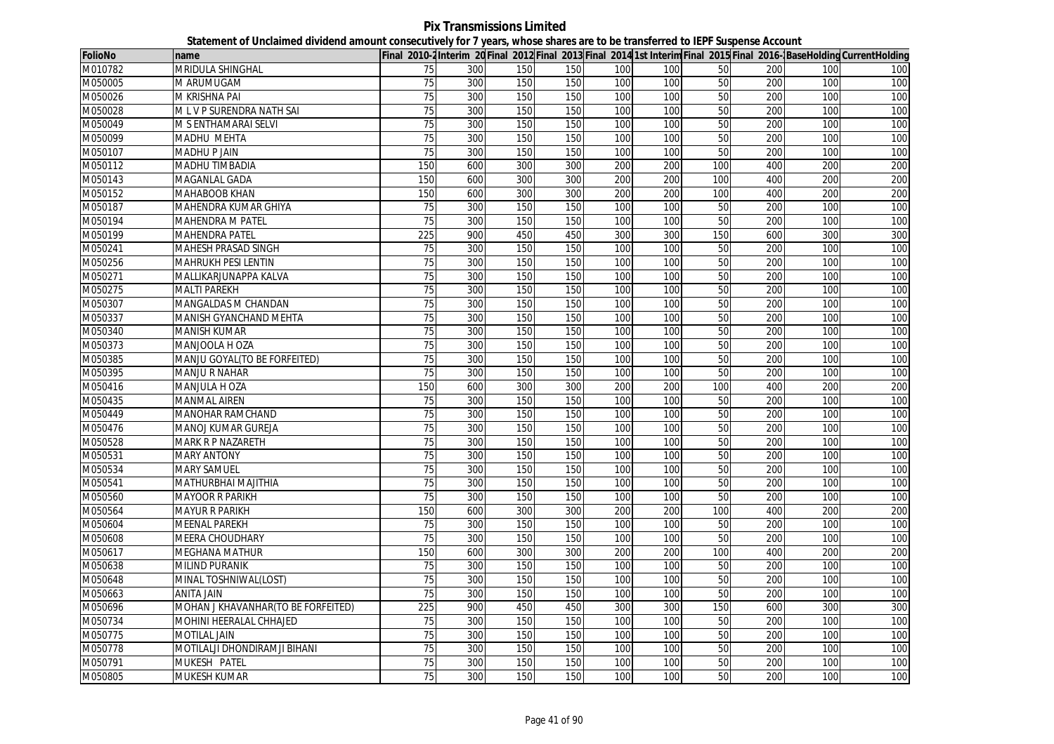**Pix Transmissions Limited**

**Statement of Unclaimed dividend amount consecutively for 7 years, whose shares are to be transferred to IEPF Suspense Account**

| FolioNo | name | Final 2010-2 | Interim 20 | Final 2012 | Final 2013 | Final 2014 | 1st Interim | Final 2015 | Final 2016-1 | BaseHolding | CurrentHolding |
|---|---|---|---|---|---|---|---|---|---|---|---|
| M010782 | MRIDULA SHINGHAL | 75 | 300 | 150 | 150 | 100 | 100 | 50 | 200 | 100 | 100 |
| M050005 | M ARUMUGAM | 75 | 300 | 150 | 150 | 100 | 100 | 50 | 200 | 100 | 100 |
| M050026 | M KRISHNA PAI | 75 | 300 | 150 | 150 | 100 | 100 | 50 | 200 | 100 | 100 |
| M050028 | M L V P SURENDRA NATH SAI | 75 | 300 | 150 | 150 | 100 | 100 | 50 | 200 | 100 | 100 |
| M050049 | M S ENTHAMARAI SELVI | 75 | 300 | 150 | 150 | 100 | 100 | 50 | 200 | 100 | 100 |
| M050099 | MADHU MEHTA | 75 | 300 | 150 | 150 | 100 | 100 | 50 | 200 | 100 | 100 |
| M050107 | MADHU P JAIN | 75 | 300 | 150 | 150 | 100 | 100 | 50 | 200 | 100 | 100 |
| M050112 | MADHU TIMBADIA | 150 | 600 | 300 | 300 | 200 | 200 | 100 | 400 | 200 | 200 |
| M050143 | MAGANLAL GADA | 150 | 600 | 300 | 300 | 200 | 200 | 100 | 400 | 200 | 200 |
| M050152 | MAHABOOB KHAN | 150 | 600 | 300 | 300 | 200 | 200 | 100 | 400 | 200 | 200 |
| M050187 | MAHENDRA KUMAR GHIYA | 75 | 300 | 150 | 150 | 100 | 100 | 50 | 200 | 100 | 100 |
| M050194 | MAHENDRA M PATEL | 75 | 300 | 150 | 150 | 100 | 100 | 50 | 200 | 100 | 100 |
| M050199 | MAHENDRA PATEL | 225 | 900 | 450 | 450 | 300 | 300 | 150 | 600 | 300 | 300 |
| M050241 | MAHESH PRASAD SINGH | 75 | 300 | 150 | 150 | 100 | 100 | 50 | 200 | 100 | 100 |
| M050256 | MAHRUKH PESI LENTIN | 75 | 300 | 150 | 150 | 100 | 100 | 50 | 200 | 100 | 100 |
| M050271 | MALLIKARJUNAPPA KALVA | 75 | 300 | 150 | 150 | 100 | 100 | 50 | 200 | 100 | 100 |
| M050275 | MALTI PAREKH | 75 | 300 | 150 | 150 | 100 | 100 | 50 | 200 | 100 | 100 |
| M050307 | MANGALDAS M CHANDAN | 75 | 300 | 150 | 150 | 100 | 100 | 50 | 200 | 100 | 100 |
| M050337 | MANISH GYANCHAND MEHTA | 75 | 300 | 150 | 150 | 100 | 100 | 50 | 200 | 100 | 100 |
| M050340 | MANISH KUMAR | 75 | 300 | 150 | 150 | 100 | 100 | 50 | 200 | 100 | 100 |
| M050373 | MANJOOLA H OZA | 75 | 300 | 150 | 150 | 100 | 100 | 50 | 200 | 100 | 100 |
| M050385 | MANJU GOYAL(TO BE FORFEITED) | 75 | 300 | 150 | 150 | 100 | 100 | 50 | 200 | 100 | 100 |
| M050395 | MANJU R NAHAR | 75 | 300 | 150 | 150 | 100 | 100 | 50 | 200 | 100 | 100 |
| M050416 | MANJULA H OZA | 150 | 600 | 300 | 300 | 200 | 200 | 100 | 400 | 200 | 200 |
| M050435 | MANMAL AIREN | 75 | 300 | 150 | 150 | 100 | 100 | 50 | 200 | 100 | 100 |
| M050449 | MANOHAR RAMCHAND | 75 | 300 | 150 | 150 | 100 | 100 | 50 | 200 | 100 | 100 |
| M050476 | MANOJ KUMAR GUREJA | 75 | 300 | 150 | 150 | 100 | 100 | 50 | 200 | 100 | 100 |
| M050528 | MARK R P NAZARETH | 75 | 300 | 150 | 150 | 100 | 100 | 50 | 200 | 100 | 100 |
| M050531 | MARY ANTONY | 75 | 300 | 150 | 150 | 100 | 100 | 50 | 200 | 100 | 100 |
| M050534 | MARY SAMUEL | 75 | 300 | 150 | 150 | 100 | 100 | 50 | 200 | 100 | 100 |
| M050541 | MATHURBHAI MAJITHIA | 75 | 300 | 150 | 150 | 100 | 100 | 50 | 200 | 100 | 100 |
| M050560 | MAYOOR R PARIKH | 75 | 300 | 150 | 150 | 100 | 100 | 50 | 200 | 100 | 100 |
| M050564 | MAYUR R PARIKH | 150 | 600 | 300 | 300 | 200 | 200 | 100 | 400 | 200 | 200 |
| M050604 | MEENAL PAREKH | 75 | 300 | 150 | 150 | 100 | 100 | 50 | 200 | 100 | 100 |
| M050608 | MEERA CHOUDHARY | 75 | 300 | 150 | 150 | 100 | 100 | 50 | 200 | 100 | 100 |
| M050617 | MEGHANA MATHUR | 150 | 600 | 300 | 300 | 200 | 200 | 100 | 400 | 200 | 200 |
| M050638 | MILIND PURANIK | 75 | 300 | 150 | 150 | 100 | 100 | 50 | 200 | 100 | 100 |
| M050648 | MINAL TOSHNIWAL(LOST) | 75 | 300 | 150 | 150 | 100 | 100 | 50 | 200 | 100 | 100 |
| M050663 | ANITA JAIN | 75 | 300 | 150 | 150 | 100 | 100 | 50 | 200 | 100 | 100 |
| M050696 | MOHAN J KHAVANHAR(TO BE FORFEITED) | 225 | 900 | 450 | 450 | 300 | 300 | 150 | 600 | 300 | 300 |
| M050734 | MOHINI HEERALAL CHHAJED | 75 | 300 | 150 | 150 | 100 | 100 | 50 | 200 | 100 | 100 |
| M050775 | MOTILAL JAIN | 75 | 300 | 150 | 150 | 100 | 100 | 50 | 200 | 100 | 100 |
| M050778 | MOTILALJI DHONDIRAMJI BIHANI | 75 | 300 | 150 | 150 | 100 | 100 | 50 | 200 | 100 | 100 |
| M050791 | MUKESH PATEL | 75 | 300 | 150 | 150 | 100 | 100 | 50 | 200 | 100 | 100 |
| M050805 | MUKESH KUMAR | 75 | 300 | 150 | 150 | 100 | 100 | 50 | 200 | 100 | 100 |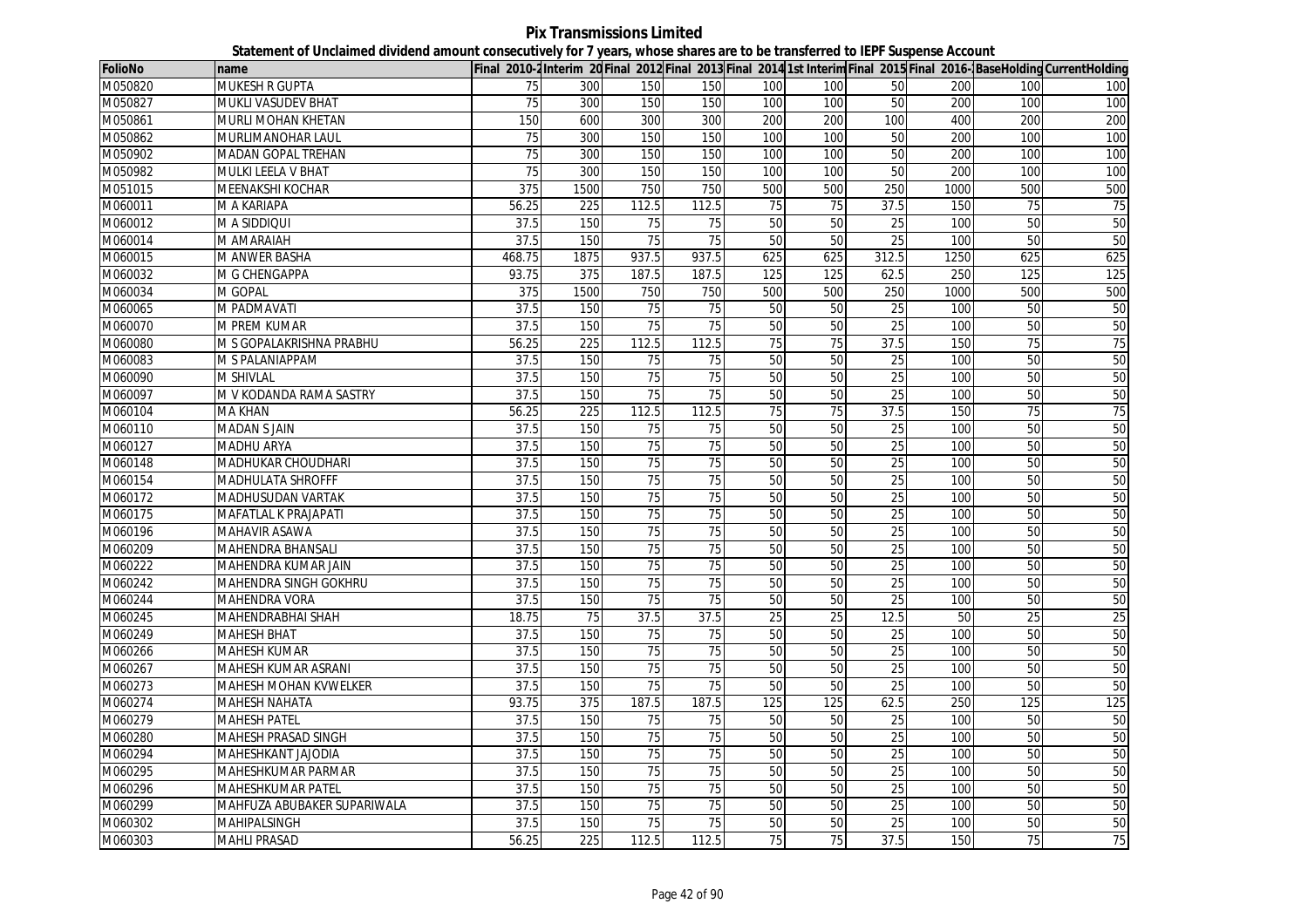**Pix Transmissions Limited**

**Statement of Unclaimed dividend amount consecutively for 7 years, whose shares are to be transferred to IEPF Suspense Account**

| FolioNo | name | Final 2010-2 | Interim 20 | Final 2012 | Final 2013 | Final 2014 | 1st Interim | Final 2015 | Final 2016- | BaseHolding | CurrentHolding |
|---|---|---|---|---|---|---|---|---|---|---|---|
| M050820 | MUKESH R GUPTA | 75 | 300 | 150 | 150 | 100 | 100 | 50 | 200 | 100 | 100 |
| M050827 | MUKLI VASUDEV BHAT | 75 | 300 | 150 | 150 | 100 | 100 | 50 | 200 | 100 | 100 |
| M050861 | MURLI MOHAN KHETAN | 150 | 600 | 300 | 300 | 200 | 200 | 100 | 400 | 200 | 200 |
| M050862 | MURLIMANOHAR LAUL | 75 | 300 | 150 | 150 | 100 | 100 | 50 | 200 | 100 | 100 |
| M050902 | MADAN GOPAL TREHAN | 75 | 300 | 150 | 150 | 100 | 100 | 50 | 200 | 100 | 100 |
| M050982 | MULKI LEELA V BHAT | 75 | 300 | 150 | 150 | 100 | 100 | 50 | 200 | 100 | 100 |
| M051015 | MEENAKSHI KOCHAR | 375 | 1500 | 750 | 750 | 500 | 500 | 250 | 1000 | 500 | 500 |
| M060011 | M A KARIAPA | 56.25 | 225 | 112.5 | 112.5 | 75 | 75 | 37.5 | 150 | 75 | 75 |
| M060012 | M A SIDDIQUI | 37.5 | 150 | 75 | 75 | 50 | 50 | 25 | 100 | 50 | 50 |
| M060014 | M AMARAIAH | 37.5 | 150 | 75 | 75 | 50 | 50 | 25 | 100 | 50 | 50 |
| M060015 | M ANWER BASHA | 468.75 | 1875 | 937.5 | 937.5 | 625 | 625 | 312.5 | 1250 | 625 | 625 |
| M060032 | M G CHENGAPPA | 93.75 | 375 | 187.5 | 187.5 | 125 | 125 | 62.5 | 250 | 125 | 125 |
| M060034 | M GOPAL | 375 | 1500 | 750 | 750 | 500 | 500 | 250 | 1000 | 500 | 500 |
| M060065 | M PADMAVATI | 37.5 | 150 | 75 | 75 | 50 | 50 | 25 | 100 | 50 | 50 |
| M060070 | M PREM KUMAR | 37.5 | 150 | 75 | 75 | 50 | 50 | 25 | 100 | 50 | 50 |
| M060080 | M S GOPALAKRISHNA PRABHU | 56.25 | 225 | 112.5 | 112.5 | 75 | 75 | 37.5 | 150 | 75 | 75 |
| M060083 | M S PALANIAPPAM | 37.5 | 150 | 75 | 75 | 50 | 50 | 25 | 100 | 50 | 50 |
| M060090 | M SHIVLAL | 37.5 | 150 | 75 | 75 | 50 | 50 | 25 | 100 | 50 | 50 |
| M060097 | M V KODANDA RAMA SASTRY | 37.5 | 150 | 75 | 75 | 50 | 50 | 25 | 100 | 50 | 50 |
| M060104 | MA KHAN | 56.25 | 225 | 112.5 | 112.5 | 75 | 75 | 37.5 | 150 | 75 | 75 |
| M060110 | MADAN S JAIN | 37.5 | 150 | 75 | 75 | 50 | 50 | 25 | 100 | 50 | 50 |
| M060127 | MADHU ARYA | 37.5 | 150 | 75 | 75 | 50 | 50 | 25 | 100 | 50 | 50 |
| M060148 | MADHUKAR CHOUDHARI | 37.5 | 150 | 75 | 75 | 50 | 50 | 25 | 100 | 50 | 50 |
| M060154 | MADHULATA SHROFFF | 37.5 | 150 | 75 | 75 | 50 | 50 | 25 | 100 | 50 | 50 |
| M060172 | MADHUSUDAN VARTAK | 37.5 | 150 | 75 | 75 | 50 | 50 | 25 | 100 | 50 | 50 |
| M060175 | MAFATLAL K PRAJAPATI | 37.5 | 150 | 75 | 75 | 50 | 50 | 25 | 100 | 50 | 50 |
| M060196 | MAHAVIR ASAWA | 37.5 | 150 | 75 | 75 | 50 | 50 | 25 | 100 | 50 | 50 |
| M060209 | MAHENDRA BHANSALI | 37.5 | 150 | 75 | 75 | 50 | 50 | 25 | 100 | 50 | 50 |
| M060222 | MAHENDRA KUMAR JAIN | 37.5 | 150 | 75 | 75 | 50 | 50 | 25 | 100 | 50 | 50 |
| M060242 | MAHENDRA SINGH GOKHRU | 37.5 | 150 | 75 | 75 | 50 | 50 | 25 | 100 | 50 | 50 |
| M060244 | MAHENDRA VORA | 37.5 | 150 | 75 | 75 | 50 | 50 | 25 | 100 | 50 | 50 |
| M060245 | MAHENDRABHAI SHAH | 18.75 | 75 | 37.5 | 37.5 | 25 | 25 | 12.5 | 50 | 25 | 25 |
| M060249 | MAHESH BHAT | 37.5 | 150 | 75 | 75 | 50 | 50 | 25 | 100 | 50 | 50 |
| M060266 | MAHESH KUMAR | 37.5 | 150 | 75 | 75 | 50 | 50 | 25 | 100 | 50 | 50 |
| M060267 | MAHESH KUMAR ASRANI | 37.5 | 150 | 75 | 75 | 50 | 50 | 25 | 100 | 50 | 50 |
| M060273 | MAHESH MOHAN KVWELKER | 37.5 | 150 | 75 | 75 | 50 | 50 | 25 | 100 | 50 | 50 |
| M060274 | MAHESH NAHATA | 93.75 | 375 | 187.5 | 187.5 | 125 | 125 | 62.5 | 250 | 125 | 125 |
| M060279 | MAHESH PATEL | 37.5 | 150 | 75 | 75 | 50 | 50 | 25 | 100 | 50 | 50 |
| M060280 | MAHESH PRASAD SINGH | 37.5 | 150 | 75 | 75 | 50 | 50 | 25 | 100 | 50 | 50 |
| M060294 | MAHESHKANT JAJODIA | 37.5 | 150 | 75 | 75 | 50 | 50 | 25 | 100 | 50 | 50 |
| M060295 | MAHESHKUMAR PARMAR | 37.5 | 150 | 75 | 75 | 50 | 50 | 25 | 100 | 50 | 50 |
| M060296 | MAHESHKUMAR PATEL | 37.5 | 150 | 75 | 75 | 50 | 50 | 25 | 100 | 50 | 50 |
| M060299 | MAHFUZA ABUBAKER SUPARIWALA | 37.5 | 150 | 75 | 75 | 50 | 50 | 25 | 100 | 50 | 50 |
| M060302 | MAHIPALSINGH | 37.5 | 150 | 75 | 75 | 50 | 50 | 25 | 100 | 50 | 50 |
| M060303 | MAHLI PRASAD | 56.25 | 225 | 112.5 | 112.5 | 75 | 75 | 37.5 | 150 | 75 | 75 |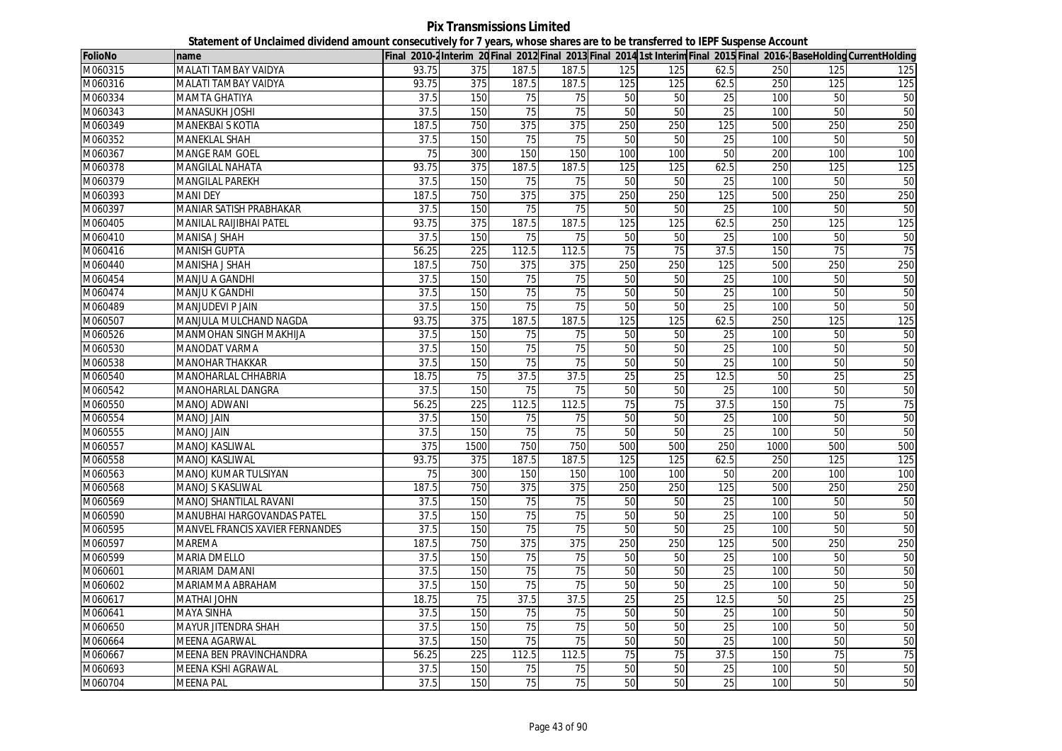**Pix Transmissions Limited**

**Statement of Unclaimed dividend amount consecutively for 7 years, whose shares are to be transferred to IEPF Suspense Account**

| FolioNo | name | Final 2010-2 | Interim 20 | Final 2012 | Final 2013 | Final 2014 | 1st Interim | Final 2015 | Final 2016-1 | BaseHolding | CurrentHolding |
|---|---|---|---|---|---|---|---|---|---|---|---|
| M060315 | MALATI TAMBAY VAIDYA | 93.75 | 375 | 187.5 | 187.5 | 125 | 125 | 62.5 | 250 | 125 | 125 |
| M060316 | MALATI TAMBAY VAIDYA | 93.75 | 375 | 187.5 | 187.5 | 125 | 125 | 62.5 | 250 | 125 | 125 |
| M060334 | MAMTA GHATIYA | 37.5 | 150 | 75 | 75 | 50 | 50 | 25 | 100 | 50 | 50 |
| M060343 | MANASUKH JOSHI | 37.5 | 150 | 75 | 75 | 50 | 50 | 25 | 100 | 50 | 50 |
| M060349 | MANEKBAI S KOTIA | 187.5 | 750 | 375 | 375 | 250 | 250 | 125 | 500 | 250 | 250 |
| M060352 | MANEKLAL SHAH | 37.5 | 150 | 75 | 75 | 50 | 50 | 25 | 100 | 50 | 50 |
| M060367 | MANGE RAM GOEL | 75 | 300 | 150 | 150 | 100 | 100 | 50 | 200 | 100 | 100 |
| M060378 | MANGILAL NAHATA | 93.75 | 375 | 187.5 | 187.5 | 125 | 125 | 62.5 | 250 | 125 | 125 |
| M060379 | MANGILAL PAREKH | 37.5 | 150 | 75 | 75 | 50 | 50 | 25 | 100 | 50 | 50 |
| M060393 | MANI DEY | 187.5 | 750 | 375 | 375 | 250 | 250 | 125 | 500 | 250 | 250 |
| M060397 | MANIAR SATISH PRABHAKAR | 37.5 | 150 | 75 | 75 | 50 | 50 | 25 | 100 | 50 | 50 |
| M060405 | MANILAL RAIJIBHAI PATEL | 93.75 | 375 | 187.5 | 187.5 | 125 | 125 | 62.5 | 250 | 125 | 125 |
| M060410 | MANISA J SHAH | 37.5 | 150 | 75 | 75 | 50 | 50 | 25 | 100 | 50 | 50 |
| M060416 | MANISH GUPTA | 56.25 | 225 | 112.5 | 112.5 | 75 | 75 | 37.5 | 150 | 75 | 75 |
| M060440 | MANISHA J SHAH | 187.5 | 750 | 375 | 375 | 250 | 250 | 125 | 500 | 250 | 250 |
| M060454 | MANJU A GANDHI | 37.5 | 150 | 75 | 75 | 50 | 50 | 25 | 100 | 50 | 50 |
| M060474 | MANJU K GANDHI | 37.5 | 150 | 75 | 75 | 50 | 50 | 25 | 100 | 50 | 50 |
| M060489 | MANJUDEVI P JAIN | 37.5 | 150 | 75 | 75 | 50 | 50 | 25 | 100 | 50 | 50 |
| M060507 | MANJULA MULCHAND NAGDA | 93.75 | 375 | 187.5 | 187.5 | 125 | 125 | 62.5 | 250 | 125 | 125 |
| M060526 | MANMOHAN SINGH MAKHIJA | 37.5 | 150 | 75 | 75 | 50 | 50 | 25 | 100 | 50 | 50 |
| M060530 | MANODAT VARMA | 37.5 | 150 | 75 | 75 | 50 | 50 | 25 | 100 | 50 | 50 |
| M060538 | MANOHAR THAKKAR | 37.5 | 150 | 75 | 75 | 50 | 50 | 25 | 100 | 50 | 50 |
| M060540 | MANOHARLAL CHHABRIA | 18.75 | 75 | 37.5 | 37.5 | 25 | 25 | 12.5 | 50 | 25 | 25 |
| M060542 | MANOHARLAL DANGRA | 37.5 | 150 | 75 | 75 | 50 | 50 | 25 | 100 | 50 | 50 |
| M060550 | MANOJ ADWANI | 56.25 | 225 | 112.5 | 112.5 | 75 | 75 | 37.5 | 150 | 75 | 75 |
| M060554 | MANOJ JAIN | 37.5 | 150 | 75 | 75 | 50 | 50 | 25 | 100 | 50 | 50 |
| M060555 | MANOJ JAIN | 37.5 | 150 | 75 | 75 | 50 | 50 | 25 | 100 | 50 | 50 |
| M060557 | MANOJ KASLIWAL | 375 | 1500 | 750 | 750 | 500 | 500 | 250 | 1000 | 500 | 500 |
| M060558 | MANOJ KASLIWAL | 93.75 | 375 | 187.5 | 187.5 | 125 | 125 | 62.5 | 250 | 125 | 125 |
| M060563 | MANOJ KUMAR TULSIYAN | 75 | 300 | 150 | 150 | 100 | 100 | 50 | 200 | 100 | 100 |
| M060568 | MANOJ S KASLIWAL | 187.5 | 750 | 375 | 375 | 250 | 250 | 125 | 500 | 250 | 250 |
| M060569 | MANOJ SHANTILAL RAVANI | 37.5 | 150 | 75 | 75 | 50 | 50 | 25 | 100 | 50 | 50 |
| M060590 | MANUBHAI HARGOVANDAS PATEL | 37.5 | 150 | 75 | 75 | 50 | 50 | 25 | 100 | 50 | 50 |
| M060595 | MANVEL FRANCIS XAVIER FERNANDES | 37.5 | 150 | 75 | 75 | 50 | 50 | 25 | 100 | 50 | 50 |
| M060597 | MAREMA | 187.5 | 750 | 375 | 375 | 250 | 250 | 125 | 500 | 250 | 250 |
| M060599 | MARIA DMELLO | 37.5 | 150 | 75 | 75 | 50 | 50 | 25 | 100 | 50 | 50 |
| M060601 | MARIAM DAMANI | 37.5 | 150 | 75 | 75 | 50 | 50 | 25 | 100 | 50 | 50 |
| M060602 | MARIAMMA ABRAHAM | 37.5 | 150 | 75 | 75 | 50 | 50 | 25 | 100 | 50 | 50 |
| M060617 | MATHAI JOHN | 18.75 | 75 | 37.5 | 37.5 | 25 | 25 | 12.5 | 50 | 25 | 25 |
| M060641 | MAYA SINHA | 37.5 | 150 | 75 | 75 | 50 | 50 | 25 | 100 | 50 | 50 |
| M060650 | MAYUR JITENDRA SHAH | 37.5 | 150 | 75 | 75 | 50 | 50 | 25 | 100 | 50 | 50 |
| M060664 | MEENA AGARWAL | 37.5 | 150 | 75 | 75 | 50 | 50 | 25 | 100 | 50 | 50 |
| M060667 | MEENA BEN PRAVINCHANDRA | 56.25 | 225 | 112.5 | 112.5 | 75 | 75 | 37.5 | 150 | 75 | 75 |
| M060693 | MEENA KSHI AGRAWAL | 37.5 | 150 | 75 | 75 | 50 | 50 | 25 | 100 | 50 | 50 |
| M060704 | MEENA PAL | 37.5 | 150 | 75 | 75 | 50 | 50 | 25 | 100 | 50 | 50 |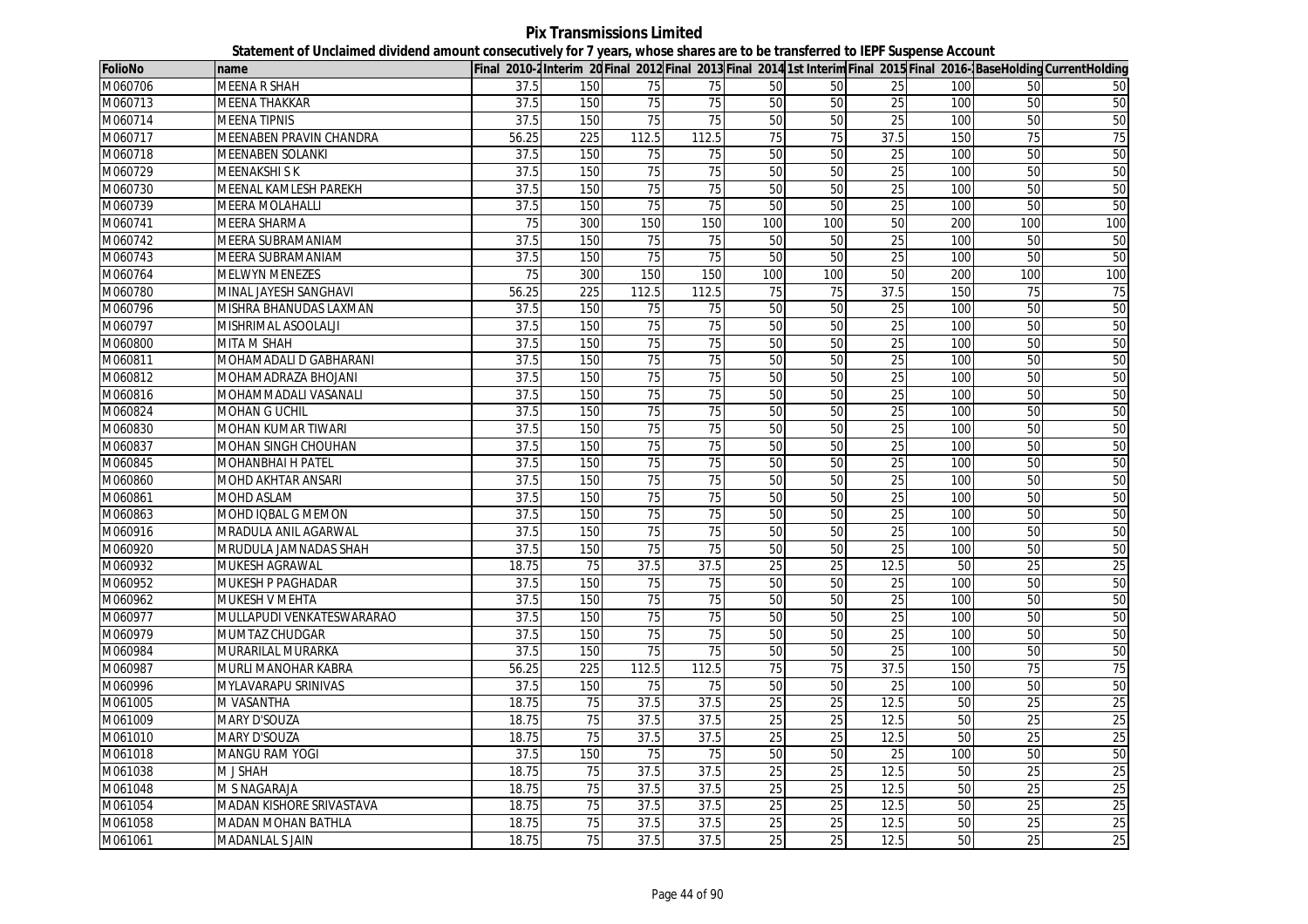**Pix Transmissions Limited**

**Statement of Unclaimed dividend amount consecutively for 7 years, whose shares are to be transferred to IEPF Suspense Account**

| FolioNo | name | Final 2010-2 | Interim 20 | Final 2012 | Final 2013 | Final 2014 | 1st Interim | Final 2015 | Final 2016- | BaseHolding | CurrentHolding |
|---|---|---|---|---|---|---|---|---|---|---|---|
| M060706 | MEENA R SHAH | 37.5 | 150 | 75 | 75 | 50 | 50 | 25 | 100 | 50 | 50 |
| M060713 | MEENA THAKKAR | 37.5 | 150 | 75 | 75 | 50 | 50 | 25 | 100 | 50 | 50 |
| M060714 | MEENA TIPNIS | 37.5 | 150 | 75 | 75 | 50 | 50 | 25 | 100 | 50 | 50 |
| M060717 | MEENABEN PRAVIN CHANDRA | 56.25 | 225 | 112.5 | 112.5 | 75 | 75 | 37.5 | 150 | 75 | 75 |
| M060718 | MEENABEN SOLANKI | 37.5 | 150 | 75 | 75 | 50 | 50 | 25 | 100 | 50 | 50 |
| M060729 | MEENAKSHI S K | 37.5 | 150 | 75 | 75 | 50 | 50 | 25 | 100 | 50 | 50 |
| M060730 | MEENAL KAMLESH PAREKH | 37.5 | 150 | 75 | 75 | 50 | 50 | 25 | 100 | 50 | 50 |
| M060739 | MEERA MOLAHALLI | 37.5 | 150 | 75 | 75 | 50 | 50 | 25 | 100 | 50 | 50 |
| M060741 | MEERA SHARMA | 75 | 300 | 150 | 150 | 100 | 100 | 50 | 200 | 100 | 100 |
| M060742 | MEERA SUBRAMANIAM | 37.5 | 150 | 75 | 75 | 50 | 50 | 25 | 100 | 50 | 50 |
| M060743 | MEERA SUBRAMANIAM | 37.5 | 150 | 75 | 75 | 50 | 50 | 25 | 100 | 50 | 50 |
| M060764 | MELWYN MENEZES | 75 | 300 | 150 | 150 | 100 | 100 | 50 | 200 | 100 | 100 |
| M060780 | MINAL JAYESH SANGHAVI | 56.25 | 225 | 112.5 | 112.5 | 75 | 75 | 37.5 | 150 | 75 | 75 |
| M060796 | MISHRA BHANUDAS LAXMAN | 37.5 | 150 | 75 | 75 | 50 | 50 | 25 | 100 | 50 | 50 |
| M060797 | MISHRIMAL ASOOLALJI | 37.5 | 150 | 75 | 75 | 50 | 50 | 25 | 100 | 50 | 50 |
| M060800 | MITA M SHAH | 37.5 | 150 | 75 | 75 | 50 | 50 | 25 | 100 | 50 | 50 |
| M060811 | MOHAMADALI D GABHARANI | 37.5 | 150 | 75 | 75 | 50 | 50 | 25 | 100 | 50 | 50 |
| M060812 | MOHAMADRAZA BHOJANI | 37.5 | 150 | 75 | 75 | 50 | 50 | 25 | 100 | 50 | 50 |
| M060816 | MOHAMMADALI VASANALI | 37.5 | 150 | 75 | 75 | 50 | 50 | 25 | 100 | 50 | 50 |
| M060824 | MOHAN G UCHIL | 37.5 | 150 | 75 | 75 | 50 | 50 | 25 | 100 | 50 | 50 |
| M060830 | MOHAN KUMAR TIWARI | 37.5 | 150 | 75 | 75 | 50 | 50 | 25 | 100 | 50 | 50 |
| M060837 | MOHAN SINGH CHOUHAN | 37.5 | 150 | 75 | 75 | 50 | 50 | 25 | 100 | 50 | 50 |
| M060845 | MOHANBHAI H PATEL | 37.5 | 150 | 75 | 75 | 50 | 50 | 25 | 100 | 50 | 50 |
| M060860 | MOHD AKHTAR ANSARI | 37.5 | 150 | 75 | 75 | 50 | 50 | 25 | 100 | 50 | 50 |
| M060861 | MOHD ASLAM | 37.5 | 150 | 75 | 75 | 50 | 50 | 25 | 100 | 50 | 50 |
| M060863 | MOHD IQBAL G MEMON | 37.5 | 150 | 75 | 75 | 50 | 50 | 25 | 100 | 50 | 50 |
| M060916 | MRADULA ANIL AGARWAL | 37.5 | 150 | 75 | 75 | 50 | 50 | 25 | 100 | 50 | 50 |
| M060920 | MRUDULA JAMNADAS SHAH | 37.5 | 150 | 75 | 75 | 50 | 50 | 25 | 100 | 50 | 50 |
| M060932 | MUKESH AGRAWAL | 18.75 | 75 | 37.5 | 37.5 | 25 | 25 | 12.5 | 50 | 25 | 25 |
| M060952 | MUKESH P PAGHADAR | 37.5 | 150 | 75 | 75 | 50 | 50 | 25 | 100 | 50 | 50 |
| M060962 | MUKESH V MEHTA | 37.5 | 150 | 75 | 75 | 50 | 50 | 25 | 100 | 50 | 50 |
| M060977 | MULLAPUDI VENKATESWARARAO | 37.5 | 150 | 75 | 75 | 50 | 50 | 25 | 100 | 50 | 50 |
| M060979 | MUMTAZ CHUDGAR | 37.5 | 150 | 75 | 75 | 50 | 50 | 25 | 100 | 50 | 50 |
| M060984 | MURARILAL MURARKA | 37.5 | 150 | 75 | 75 | 50 | 50 | 25 | 100 | 50 | 50 |
| M060987 | MURLI MANOHAR KABRA | 56.25 | 225 | 112.5 | 112.5 | 75 | 75 | 37.5 | 150 | 75 | 75 |
| M060996 | MYLAVARAPU SRINIVAS | 37.5 | 150 | 75 | 75 | 50 | 50 | 25 | 100 | 50 | 50 |
| M061005 | M VASANTHA | 18.75 | 75 | 37.5 | 37.5 | 25 | 25 | 12.5 | 50 | 25 | 25 |
| M061009 | MARY D'SOUZA | 18.75 | 75 | 37.5 | 37.5 | 25 | 25 | 12.5 | 50 | 25 | 25 |
| M061010 | MARY D'SOUZA | 18.75 | 75 | 37.5 | 37.5 | 25 | 25 | 12.5 | 50 | 25 | 25 |
| M061018 | MANGU RAM YOGI | 37.5 | 150 | 75 | 75 | 50 | 50 | 25 | 100 | 50 | 50 |
| M061038 | M J SHAH | 18.75 | 75 | 37.5 | 37.5 | 25 | 25 | 12.5 | 50 | 25 | 25 |
| M061048 | M S NAGARAJA | 18.75 | 75 | 37.5 | 37.5 | 25 | 25 | 12.5 | 50 | 25 | 25 |
| M061054 | MADAN KISHORE SRIVASTAVA | 18.75 | 75 | 37.5 | 37.5 | 25 | 25 | 12.5 | 50 | 25 | 25 |
| M061058 | MADAN MOHAN BATHLA | 18.75 | 75 | 37.5 | 37.5 | 25 | 25 | 12.5 | 50 | 25 | 25 |
| M061061 | MADANLAL S JAIN | 18.75 | 75 | 37.5 | 37.5 | 25 | 25 | 12.5 | 50 | 25 | 25 |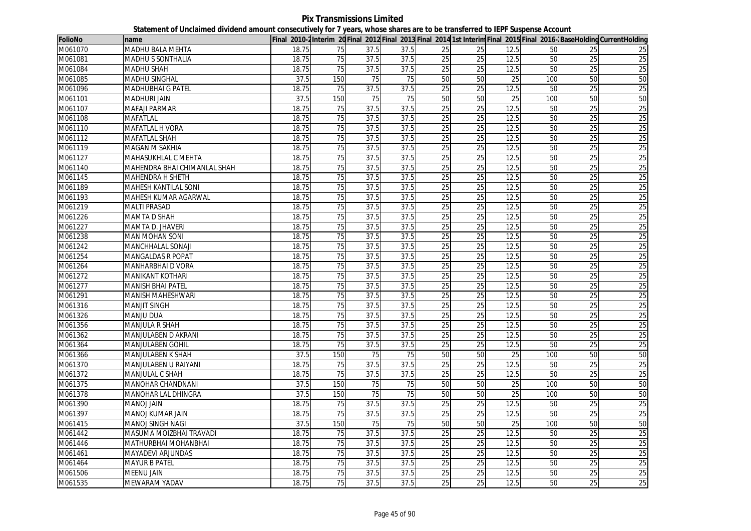# Pix Transmissions Limited

## Statement of Unclaimed dividend amount consecutively for 7 years, whose shares are to be transferred to IEPF Suspense Account

| FolioNo | name | Final 2010-2 | Interim 20 | Final 2012 | Final 2013 | Final 2014 | 1st Interim | Final 2015 | Final 2016- | BaseHolding | CurrentHolding |
|---|---|---|---|---|---|---|---|---|---|---|---|
| M061070 | MADHU BALA MEHTA | 18.75 | 75 | 37.5 | 37.5 | 25 | 25 | 12.5 | 50 | 25 | 25 |
| M061081 | MADHU S SONTHALIA | 18.75 | 75 | 37.5 | 37.5 | 25 | 25 | 12.5 | 50 | 25 | 25 |
| M061084 | MADHU SHAH | 18.75 | 75 | 37.5 | 37.5 | 25 | 25 | 12.5 | 50 | 25 | 25 |
| M061085 | MADHU SINGHAL | 37.5 | 150 | 75 | 75 | 50 | 50 | 25 | 100 | 50 | 50 |
| M061096 | MADHUBHAI G PATEL | 18.75 | 75 | 37.5 | 37.5 | 25 | 25 | 12.5 | 50 | 25 | 25 |
| M061101 | MADHURI JAIN | 37.5 | 150 | 75 | 75 | 50 | 50 | 25 | 100 | 50 | 50 |
| M061107 | MAFAJI PARMAR | 18.75 | 75 | 37.5 | 37.5 | 25 | 25 | 12.5 | 50 | 25 | 25 |
| M061108 | MAFATLAL | 18.75 | 75 | 37.5 | 37.5 | 25 | 25 | 12.5 | 50 | 25 | 25 |
| M061110 | MAFATLAL H VORA | 18.75 | 75 | 37.5 | 37.5 | 25 | 25 | 12.5 | 50 | 25 | 25 |
| M061112 | MAFATLAL SHAH | 18.75 | 75 | 37.5 | 37.5 | 25 | 25 | 12.5 | 50 | 25 | 25 |
| M061119 | MAGAN M SAKHIA | 18.75 | 75 | 37.5 | 37.5 | 25 | 25 | 12.5 | 50 | 25 | 25 |
| M061127 | MAHASUKHLAL C MEHTA | 18.75 | 75 | 37.5 | 37.5 | 25 | 25 | 12.5 | 50 | 25 | 25 |
| M061140 | MAHENDRA BHAI CHIMANLAL SHAH | 18.75 | 75 | 37.5 | 37.5 | 25 | 25 | 12.5 | 50 | 25 | 25 |
| M061145 | MAHENDRA H SHETH | 18.75 | 75 | 37.5 | 37.5 | 25 | 25 | 12.5 | 50 | 25 | 25 |
| M061189 | MAHESH KANTILAL SONI | 18.75 | 75 | 37.5 | 37.5 | 25 | 25 | 12.5 | 50 | 25 | 25 |
| M061193 | MAHESH KUMAR AGARWAL | 18.75 | 75 | 37.5 | 37.5 | 25 | 25 | 12.5 | 50 | 25 | 25 |
| M061219 | MALTI PRASAD | 18.75 | 75 | 37.5 | 37.5 | 25 | 25 | 12.5 | 50 | 25 | 25 |
| M061226 | MAMTA D SHAH | 18.75 | 75 | 37.5 | 37.5 | 25 | 25 | 12.5 | 50 | 25 | 25 |
| M061227 | MAMTA D. JHAVERI | 18.75 | 75 | 37.5 | 37.5 | 25 | 25 | 12.5 | 50 | 25 | 25 |
| M061238 | MAN MOHAN SONI | 18.75 | 75 | 37.5 | 37.5 | 25 | 25 | 12.5 | 50 | 25 | 25 |
| M061242 | MANCHHALAL SONAJI | 18.75 | 75 | 37.5 | 37.5 | 25 | 25 | 12.5 | 50 | 25 | 25 |
| M061254 | MANGALDAS R POPAT | 18.75 | 75 | 37.5 | 37.5 | 25 | 25 | 12.5 | 50 | 25 | 25 |
| M061264 | MANHARBHAI D VORA | 18.75 | 75 | 37.5 | 37.5 | 25 | 25 | 12.5 | 50 | 25 | 25 |
| M061272 | MANIKANT KOTHARI | 18.75 | 75 | 37.5 | 37.5 | 25 | 25 | 12.5 | 50 | 25 | 25 |
| M061277 | MANISH BHAI PATEL | 18.75 | 75 | 37.5 | 37.5 | 25 | 25 | 12.5 | 50 | 25 | 25 |
| M061291 | MANISH MAHESHWARI | 18.75 | 75 | 37.5 | 37.5 | 25 | 25 | 12.5 | 50 | 25 | 25 |
| M061316 | MANJIT SINGH | 18.75 | 75 | 37.5 | 37.5 | 25 | 25 | 12.5 | 50 | 25 | 25 |
| M061326 | MANJU DUA | 18.75 | 75 | 37.5 | 37.5 | 25 | 25 | 12.5 | 50 | 25 | 25 |
| M061356 | MANJULA R SHAH | 18.75 | 75 | 37.5 | 37.5 | 25 | 25 | 12.5 | 50 | 25 | 25 |
| M061362 | MANJULABEN D AKRANI | 18.75 | 75 | 37.5 | 37.5 | 25 | 25 | 12.5 | 50 | 25 | 25 |
| M061364 | MANJULABEN GOHIL | 18.75 | 75 | 37.5 | 37.5 | 25 | 25 | 12.5 | 50 | 25 | 25 |
| M061366 | MANJULABEN K SHAH | 37.5 | 150 | 75 | 75 | 50 | 50 | 25 | 100 | 50 | 50 |
| M061370 | MANJULABEN U RAIYANI | 18.75 | 75 | 37.5 | 37.5 | 25 | 25 | 12.5 | 50 | 25 | 25 |
| M061372 | MANJULAL C SHAH | 18.75 | 75 | 37.5 | 37.5 | 25 | 25 | 12.5 | 50 | 25 | 25 |
| M061375 | MANOHAR CHANDNANI | 37.5 | 150 | 75 | 75 | 50 | 50 | 25 | 100 | 50 | 50 |
| M061378 | MANOHAR LAL DHINGRA | 37.5 | 150 | 75 | 75 | 50 | 50 | 25 | 100 | 50 | 50 |
| M061390 | MANOJ JAIN | 18.75 | 75 | 37.5 | 37.5 | 25 | 25 | 12.5 | 50 | 25 | 25 |
| M061397 | MANOJ KUMAR JAIN | 18.75 | 75 | 37.5 | 37.5 | 25 | 25 | 12.5 | 50 | 25 | 25 |
| M061415 | MANOJ SINGH NAGI | 37.5 | 150 | 75 | 75 | 50 | 50 | 25 | 100 | 50 | 50 |
| M061442 | MASUMA MOIZBHAI TRAVADI | 18.75 | 75 | 37.5 | 37.5 | 25 | 25 | 12.5 | 50 | 25 | 25 |
| M061446 | MATHURBHAI MOHANBHAI | 18.75 | 75 | 37.5 | 37.5 | 25 | 25 | 12.5 | 50 | 25 | 25 |
| M061461 | MAYADEVI ARJUNDAS | 18.75 | 75 | 37.5 | 37.5 | 25 | 25 | 12.5 | 50 | 25 | 25 |
| M061464 | MAYUR B PATEL | 18.75 | 75 | 37.5 | 37.5 | 25 | 25 | 12.5 | 50 | 25 | 25 |
| M061506 | MEENU JAIN | 18.75 | 75 | 37.5 | 37.5 | 25 | 25 | 12.5 | 50 | 25 | 25 |
| M061535 | MEWARAM YADAV | 18.75 | 75 | 37.5 | 37.5 | 25 | 25 | 12.5 | 50 | 25 | 25 |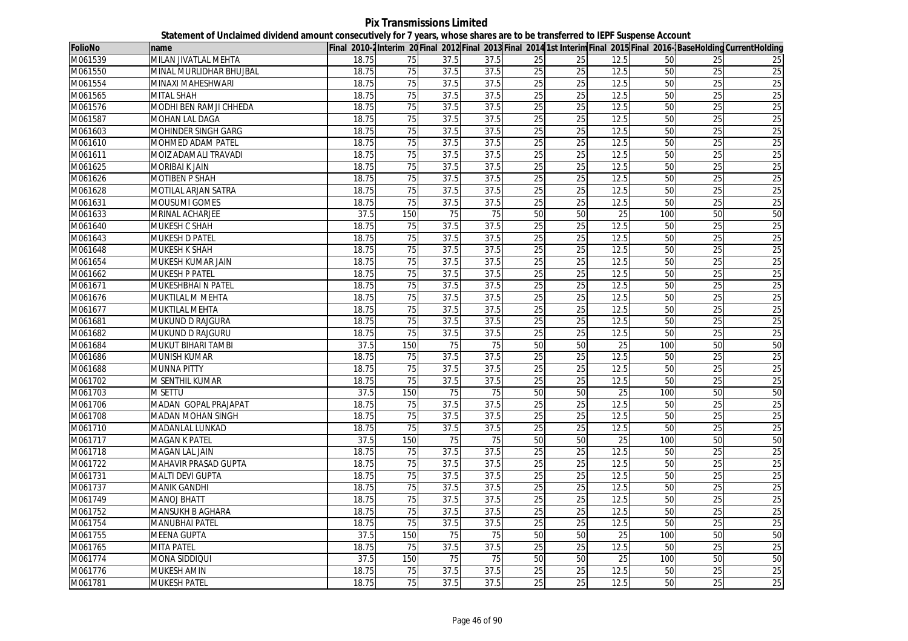**Pix Transmissions Limited**

**Statement of Unclaimed dividend amount consecutively for 7 years, whose shares are to be transferred to IEPF Suspense Account**

| FolioNo | name | Final 2010-2 | Interim 20 | Final 2012 | Final 2013 | Final 2014 | 1st Interim | Final 2015 | Final 2016-1 | BaseHolding | CurrentHolding |
|---|---|---|---|---|---|---|---|---|---|---|---|
| M061539 | MILAN JIVATLAL MEHTA | 18.75 | 75 | 37.5 | 37.5 | 25 | 25 | 12.5 | 50 | 25 | 25 |
| M061550 | MINAL MURLIDHAR BHUJBAL | 18.75 | 75 | 37.5 | 37.5 | 25 | 25 | 12.5 | 50 | 25 | 25 |
| M061554 | MINAXI MAHESHWARI | 18.75 | 75 | 37.5 | 37.5 | 25 | 25 | 12.5 | 50 | 25 | 25 |
| M061565 | MITAL SHAH | 18.75 | 75 | 37.5 | 37.5 | 25 | 25 | 12.5 | 50 | 25 | 25 |
| M061576 | MODHI BEN RAMJI CHHEDA | 18.75 | 75 | 37.5 | 37.5 | 25 | 25 | 12.5 | 50 | 25 | 25 |
| M061587 | MOHAN LAL DAGA | 18.75 | 75 | 37.5 | 37.5 | 25 | 25 | 12.5 | 50 | 25 | 25 |
| M061603 | MOHINDER SINGH GARG | 18.75 | 75 | 37.5 | 37.5 | 25 | 25 | 12.5 | 50 | 25 | 25 |
| M061610 | MOHMED ADAM PATEL | 18.75 | 75 | 37.5 | 37.5 | 25 | 25 | 12.5 | 50 | 25 | 25 |
| M061611 | MOIZ ADAMALI TRAVADI | 18.75 | 75 | 37.5 | 37.5 | 25 | 25 | 12.5 | 50 | 25 | 25 |
| M061625 | MORIBAI K JAIN | 18.75 | 75 | 37.5 | 37.5 | 25 | 25 | 12.5 | 50 | 25 | 25 |
| M061626 | MOTIBEN P SHAH | 18.75 | 75 | 37.5 | 37.5 | 25 | 25 | 12.5 | 50 | 25 | 25 |
| M061628 | MOTILAL ARJAN SATRA | 18.75 | 75 | 37.5 | 37.5 | 25 | 25 | 12.5 | 50 | 25 | 25 |
| M061631 | MOUSUMI GOMES | 18.75 | 75 | 37.5 | 37.5 | 25 | 25 | 12.5 | 50 | 25 | 25 |
| M061633 | MRINAL ACHARJEE | 37.5 | 150 | 75 | 75 | 50 | 50 | 25 | 100 | 50 | 50 |
| M061640 | MUKESH C SHAH | 18.75 | 75 | 37.5 | 37.5 | 25 | 25 | 12.5 | 50 | 25 | 25 |
| M061643 | MUKESH D PATEL | 18.75 | 75 | 37.5 | 37.5 | 25 | 25 | 12.5 | 50 | 25 | 25 |
| M061648 | MUKESH K SHAH | 18.75 | 75 | 37.5 | 37.5 | 25 | 25 | 12.5 | 50 | 25 | 25 |
| M061654 | MUKESH KUMAR JAIN | 18.75 | 75 | 37.5 | 37.5 | 25 | 25 | 12.5 | 50 | 25 | 25 |
| M061662 | MUKESH P PATEL | 18.75 | 75 | 37.5 | 37.5 | 25 | 25 | 12.5 | 50 | 25 | 25 |
| M061671 | MUKESHBHAI N PATEL | 18.75 | 75 | 37.5 | 37.5 | 25 | 25 | 12.5 | 50 | 25 | 25 |
| M061676 | MUKTILAL M MEHTA | 18.75 | 75 | 37.5 | 37.5 | 25 | 25 | 12.5 | 50 | 25 | 25 |
| M061677 | MUKTILAL MEHTA | 18.75 | 75 | 37.5 | 37.5 | 25 | 25 | 12.5 | 50 | 25 | 25 |
| M061681 | MUKUND D RAJGURA | 18.75 | 75 | 37.5 | 37.5 | 25 | 25 | 12.5 | 50 | 25 | 25 |
| M061682 | MUKUND D RAJGURU | 18.75 | 75 | 37.5 | 37.5 | 25 | 25 | 12.5 | 50 | 25 | 25 |
| M061684 | MUKUT BIHARI TAMBI | 37.5 | 150 | 75 | 75 | 50 | 50 | 25 | 100 | 50 | 50 |
| M061686 | MUNISH KUMAR | 18.75 | 75 | 37.5 | 37.5 | 25 | 25 | 12.5 | 50 | 25 | 25 |
| M061688 | MUNNA PITTY | 18.75 | 75 | 37.5 | 37.5 | 25 | 25 | 12.5 | 50 | 25 | 25 |
| M061702 | M SENTHIL KUMAR | 18.75 | 75 | 37.5 | 37.5 | 25 | 25 | 12.5 | 50 | 25 | 25 |
| M061703 | M SETTU | 37.5 | 150 | 75 | 75 | 50 | 50 | 25 | 100 | 50 | 50 |
| M061706 | MADAN GOPAL PRAJAPAT | 18.75 | 75 | 37.5 | 37.5 | 25 | 25 | 12.5 | 50 | 25 | 25 |
| M061708 | MADAN MOHAN SINGH | 18.75 | 75 | 37.5 | 37.5 | 25 | 25 | 12.5 | 50 | 25 | 25 |
| M061710 | MADANLAL LUNKAD | 18.75 | 75 | 37.5 | 37.5 | 25 | 25 | 12.5 | 50 | 25 | 25 |
| M061717 | MAGAN K PATEL | 37.5 | 150 | 75 | 75 | 50 | 50 | 25 | 100 | 50 | 50 |
| M061718 | MAGAN LAL JAIN | 18.75 | 75 | 37.5 | 37.5 | 25 | 25 | 12.5 | 50 | 25 | 25 |
| M061722 | MAHAVIR PRASAD GUPTA | 18.75 | 75 | 37.5 | 37.5 | 25 | 25 | 12.5 | 50 | 25 | 25 |
| M061731 | MALTI DEVI GUPTA | 18.75 | 75 | 37.5 | 37.5 | 25 | 25 | 12.5 | 50 | 25 | 25 |
| M061737 | MANIK GANDHI | 18.75 | 75 | 37.5 | 37.5 | 25 | 25 | 12.5 | 50 | 25 | 25 |
| M061749 | MANOJ BHATT | 18.75 | 75 | 37.5 | 37.5 | 25 | 25 | 12.5 | 50 | 25 | 25 |
| M061752 | MANSUKH B AGHARA | 18.75 | 75 | 37.5 | 37.5 | 25 | 25 | 12.5 | 50 | 25 | 25 |
| M061754 | MANUBHAI PATEL | 18.75 | 75 | 37.5 | 37.5 | 25 | 25 | 12.5 | 50 | 25 | 25 |
| M061755 | MEENA GUPTA | 37.5 | 150 | 75 | 75 | 50 | 50 | 25 | 100 | 50 | 50 |
| M061765 | MITA PATEL | 18.75 | 75 | 37.5 | 37.5 | 25 | 25 | 12.5 | 50 | 25 | 25 |
| M061774 | MONA SIDDIQUI | 37.5 | 150 | 75 | 75 | 50 | 50 | 25 | 100 | 50 | 50 |
| M061776 | MUKESH AMIN | 18.75 | 75 | 37.5 | 37.5 | 25 | 25 | 12.5 | 50 | 25 | 25 |
| M061781 | MUKESH PATEL | 18.75 | 75 | 37.5 | 37.5 | 25 | 25 | 12.5 | 50 | 25 | 25 |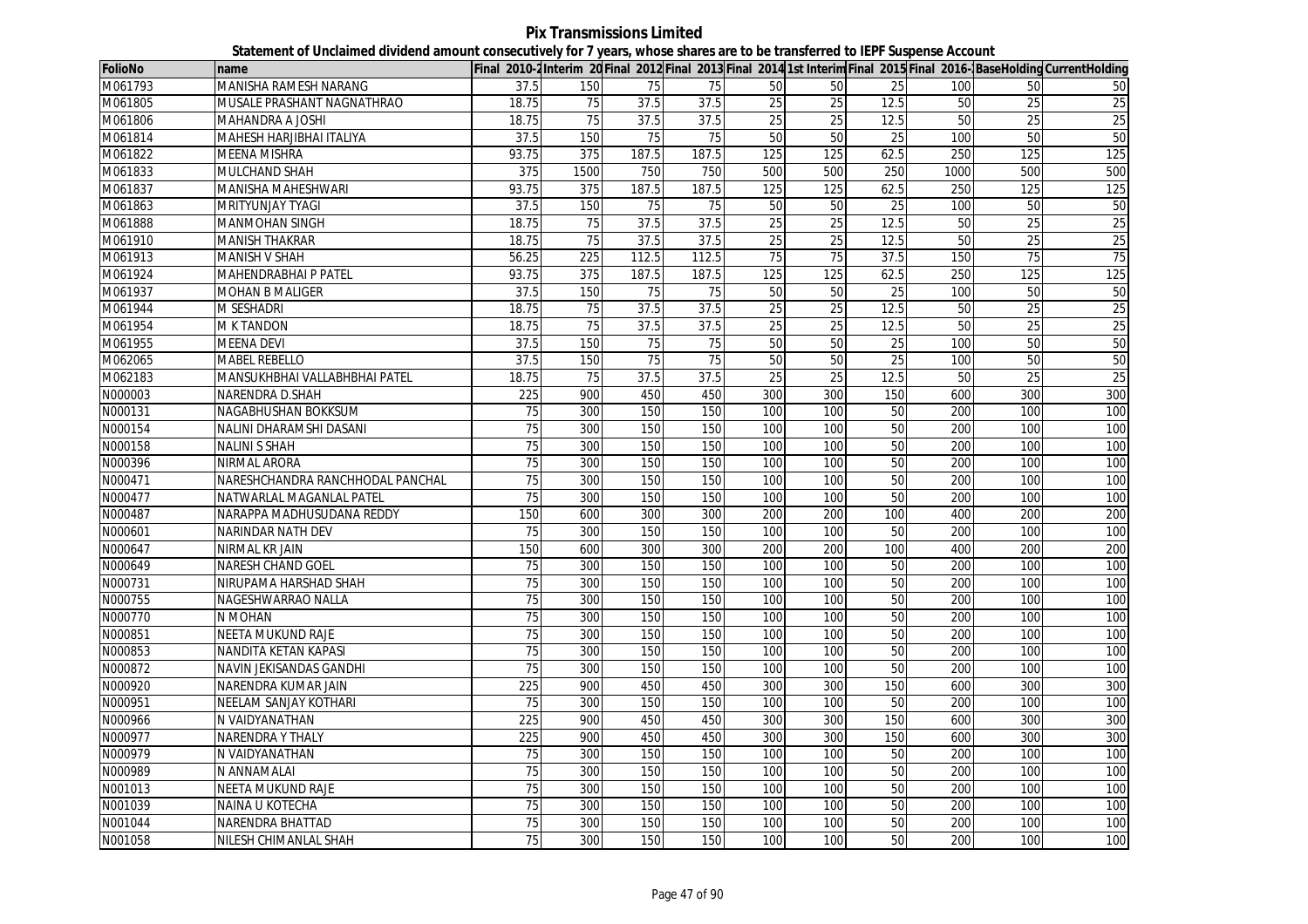# Pix Transmissions Limited

**Statement of Unclaimed dividend amount consecutively for 7 years, whose shares are to be transferred to IEPF Suspense Account**

| FolioNo | name | Final 2010-2 | Interim 20 | Final 2012 | Final 2013 | Final 2014 | 1st Interim | Final 2015 | Final 2016- | BaseHolding | CurrentHolding |
|---|---|---|---|---|---|---|---|---|---|---|---|
| M061793 | MANISHA RAMESH NARANG | 37.5 | 150 | 75 | 75 | 50 | 50 | 25 | 100 | 50 | 50 |
| M061805 | MUSALE PRASHANT NAGNATHRAO | 18.75 | 75 | 37.5 | 37.5 | 25 | 25 | 12.5 | 50 | 25 | 25 |
| M061806 | MAHANDRA A JOSHI | 18.75 | 75 | 37.5 | 37.5 | 25 | 25 | 12.5 | 50 | 25 | 25 |
| M061814 | MAHESH HARJIBHAI ITALIYA | 37.5 | 150 | 75 | 75 | 50 | 50 | 25 | 100 | 50 | 50 |
| M061822 | MEENA MISHRA | 93.75 | 375 | 187.5 | 187.5 | 125 | 125 | 62.5 | 250 | 125 | 125 |
| M061833 | MULCHAND SHAH | 375 | 1500 | 750 | 750 | 500 | 500 | 250 | 1000 | 500 | 500 |
| M061837 | MANISHA MAHESHWARI | 93.75 | 375 | 187.5 | 187.5 | 125 | 125 | 62.5 | 250 | 125 | 125 |
| M061863 | MRITYUNJAY TYAGI | 37.5 | 150 | 75 | 75 | 50 | 50 | 25 | 100 | 50 | 50 |
| M061888 | MANMOHAN SINGH | 18.75 | 75 | 37.5 | 37.5 | 25 | 25 | 12.5 | 50 | 25 | 25 |
| M061910 | MANISH THAKRAR | 18.75 | 75 | 37.5 | 37.5 | 25 | 25 | 12.5 | 50 | 25 | 25 |
| M061913 | MANISH V SHAH | 56.25 | 225 | 112.5 | 112.5 | 75 | 75 | 37.5 | 150 | 75 | 75 |
| M061924 | MAHENDRABHAI P PATEL | 93.75 | 375 | 187.5 | 187.5 | 125 | 125 | 62.5 | 250 | 125 | 125 |
| M061937 | MOHAN B MALIGER | 37.5 | 150 | 75 | 75 | 50 | 50 | 25 | 100 | 50 | 50 |
| M061944 | M SESHADRI | 18.75 | 75 | 37.5 | 37.5 | 25 | 25 | 12.5 | 50 | 25 | 25 |
| M061954 | M K TANDON | 18.75 | 75 | 37.5 | 37.5 | 25 | 25 | 12.5 | 50 | 25 | 25 |
| M061955 | MEENA DEVI | 37.5 | 150 | 75 | 75 | 50 | 50 | 25 | 100 | 50 | 50 |
| M062065 | MABEL REBELLO | 37.5 | 150 | 75 | 75 | 50 | 50 | 25 | 100 | 50 | 50 |
| M062183 | MANSUKHBHAI VALLABHBHAI PATEL | 18.75 | 75 | 37.5 | 37.5 | 25 | 25 | 12.5 | 50 | 25 | 25 |
| N000003 | NARENDRA D.SHAH | 225 | 900 | 450 | 450 | 300 | 300 | 150 | 600 | 300 | 300 |
| N000131 | NAGABHUSHAN BOKKSUM | 75 | 300 | 150 | 150 | 100 | 100 | 50 | 200 | 100 | 100 |
| N000154 | NALINI DHARAMSHI DASANI | 75 | 300 | 150 | 150 | 100 | 100 | 50 | 200 | 100 | 100 |
| N000158 | NALINI S SHAH | 75 | 300 | 150 | 150 | 100 | 100 | 50 | 200 | 100 | 100 |
| N000396 | NIRMAL ARORA | 75 | 300 | 150 | 150 | 100 | 100 | 50 | 200 | 100 | 100 |
| N000471 | NARESHCHANDRA RANCHHODAL PANCHAL | 75 | 300 | 150 | 150 | 100 | 100 | 50 | 200 | 100 | 100 |
| N000477 | NATWARLAL MAGANLAL PATEL | 75 | 300 | 150 | 150 | 100 | 100 | 50 | 200 | 100 | 100 |
| N000487 | NARAPPA MADHUSUDANA REDDY | 150 | 600 | 300 | 300 | 200 | 200 | 100 | 400 | 200 | 200 |
| N000601 | NARINDAR NATH DEV | 75 | 300 | 150 | 150 | 100 | 100 | 50 | 200 | 100 | 100 |
| N000647 | NIRMAL KR JAIN | 150 | 600 | 300 | 300 | 200 | 200 | 100 | 400 | 200 | 200 |
| N000649 | NARESH CHAND GOEL | 75 | 300 | 150 | 150 | 100 | 100 | 50 | 200 | 100 | 100 |
| N000731 | NIRUPAMA HARSHAD SHAH | 75 | 300 | 150 | 150 | 100 | 100 | 50 | 200 | 100 | 100 |
| N000755 | NAGESHWARRAO NALLA | 75 | 300 | 150 | 150 | 100 | 100 | 50 | 200 | 100 | 100 |
| N000770 | N MOHAN | 75 | 300 | 150 | 150 | 100 | 100 | 50 | 200 | 100 | 100 |
| N000851 | NEETA MUKUND RAJE | 75 | 300 | 150 | 150 | 100 | 100 | 50 | 200 | 100 | 100 |
| N000853 | NANDITA KETAN KAPASI | 75 | 300 | 150 | 150 | 100 | 100 | 50 | 200 | 100 | 100 |
| N000872 | NAVIN JEKISANDAS GANDHI | 75 | 300 | 150 | 150 | 100 | 100 | 50 | 200 | 100 | 100 |
| N000920 | NARENDRA KUMAR JAIN | 225 | 900 | 450 | 450 | 300 | 300 | 150 | 600 | 300 | 300 |
| N000951 | NEELAM SANJAY KOTHARI | 75 | 300 | 150 | 150 | 100 | 100 | 50 | 200 | 100 | 100 |
| N000966 | N VAIDYANATHAN | 225 | 900 | 450 | 450 | 300 | 300 | 150 | 600 | 300 | 300 |
| N000977 | NARENDRA Y THALY | 225 | 900 | 450 | 450 | 300 | 300 | 150 | 600 | 300 | 300 |
| N000979 | N VAIDYANATHAN | 75 | 300 | 150 | 150 | 100 | 100 | 50 | 200 | 100 | 100 |
| N000989 | N ANNAMALAI | 75 | 300 | 150 | 150 | 100 | 100 | 50 | 200 | 100 | 100 |
| N001013 | NEETA MUKUND RAJE | 75 | 300 | 150 | 150 | 100 | 100 | 50 | 200 | 100 | 100 |
| N001039 | NAINA U KOTECHA | 75 | 300 | 150 | 150 | 100 | 100 | 50 | 200 | 100 | 100 |
| N001044 | NARENDRA BHATTAD | 75 | 300 | 150 | 150 | 100 | 100 | 50 | 200 | 100 | 100 |
| N001058 | NILESH CHIMANLAL SHAH | 75 | 300 | 150 | 150 | 100 | 100 | 50 | 200 | 100 | 100 |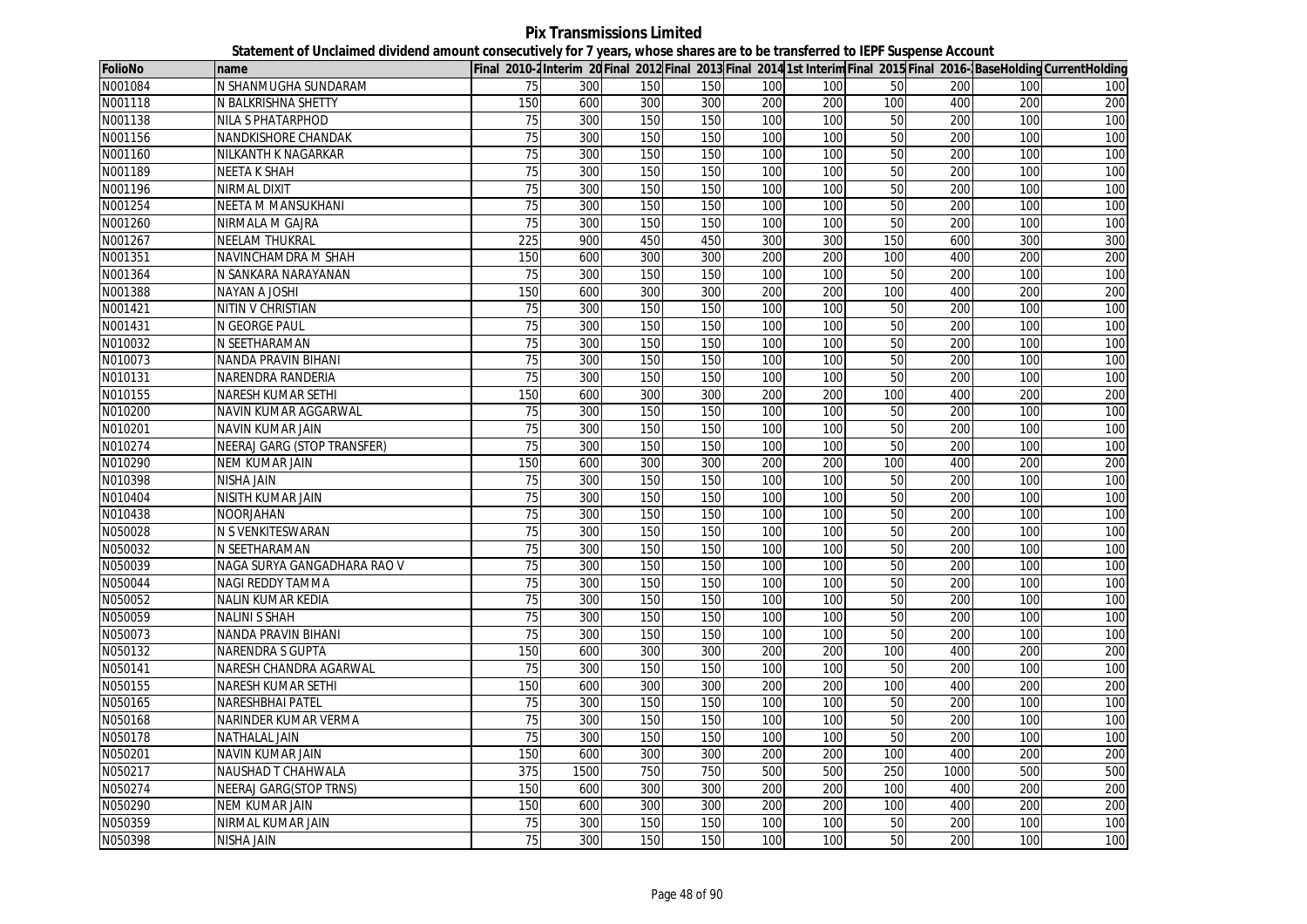# Pix Transmissions Limited

**Statement of Unclaimed dividend amount consecutively for 7 years, whose shares are to be transferred to IEPF Suspense Account**

| FolioNo | name | Final 2010-2 | Interim 20 | Final 2012 | Final 2013 | Final 2014 | 1st Interim | Final 2015 | Final 2016- | BaseHolding | CurrentHolding |
|---|---|---|---|---|---|---|---|---|---|---|---|
| N001084 | N SHANMUGHA SUNDARAM | 75 | 300 | 150 | 150 | 100 | 100 | 50 | 200 | 100 | 100 |
| N001118 | N BALKRISHNA SHETTY | 150 | 600 | 300 | 300 | 200 | 200 | 100 | 400 | 200 | 200 |
| N001138 | NILA S PHATARPHOD | 75 | 300 | 150 | 150 | 100 | 100 | 50 | 200 | 100 | 100 |
| N001156 | NANDKISHORE CHANDAK | 75 | 300 | 150 | 150 | 100 | 100 | 50 | 200 | 100 | 100 |
| N001160 | NILKANTH K NAGARKAR | 75 | 300 | 150 | 150 | 100 | 100 | 50 | 200 | 100 | 100 |
| N001189 | NEETA K SHAH | 75 | 300 | 150 | 150 | 100 | 100 | 50 | 200 | 100 | 100 |
| N001196 | NIRMAL DIXIT | 75 | 300 | 150 | 150 | 100 | 100 | 50 | 200 | 100 | 100 |
| N001254 | NEETA M MANSUKHANI | 75 | 300 | 150 | 150 | 100 | 100 | 50 | 200 | 100 | 100 |
| N001260 | NIRMALA M GAJRA | 75 | 300 | 150 | 150 | 100 | 100 | 50 | 200 | 100 | 100 |
| N001267 | NEELAM THUKRAL | 225 | 900 | 450 | 450 | 300 | 300 | 150 | 600 | 300 | 300 |
| N001351 | NAVINCHAMDRA M SHAH | 150 | 600 | 300 | 300 | 200 | 200 | 100 | 400 | 200 | 200 |
| N001364 | N SANKARA NARAYANAN | 75 | 300 | 150 | 150 | 100 | 100 | 50 | 200 | 100 | 100 |
| N001388 | NAYAN A JOSHI | 150 | 600 | 300 | 300 | 200 | 200 | 100 | 400 | 200 | 200 |
| N001421 | NITIN V CHRISTIAN | 75 | 300 | 150 | 150 | 100 | 100 | 50 | 200 | 100 | 100 |
| N001431 | N GEORGE PAUL | 75 | 300 | 150 | 150 | 100 | 100 | 50 | 200 | 100 | 100 |
| N010032 | N SEETHARAMAN | 75 | 300 | 150 | 150 | 100 | 100 | 50 | 200 | 100 | 100 |
| N010073 | NANDA PRAVIN BIHANI | 75 | 300 | 150 | 150 | 100 | 100 | 50 | 200 | 100 | 100 |
| N010131 | NARENDRA RANDERIA | 75 | 300 | 150 | 150 | 100 | 100 | 50 | 200 | 100 | 100 |
| N010155 | NARESH KUMAR SETHI | 150 | 600 | 300 | 300 | 200 | 200 | 100 | 400 | 200 | 200 |
| N010200 | NAVIN KUMAR AGGARWAL | 75 | 300 | 150 | 150 | 100 | 100 | 50 | 200 | 100 | 100 |
| N010201 | NAVIN KUMAR JAIN | 75 | 300 | 150 | 150 | 100 | 100 | 50 | 200 | 100 | 100 |
| N010274 | NEERAJ GARG (STOP TRANSFER) | 75 | 300 | 150 | 150 | 100 | 100 | 50 | 200 | 100 | 100 |
| N010290 | NEM KUMAR JAIN | 150 | 600 | 300 | 300 | 200 | 200 | 100 | 400 | 200 | 200 |
| N010398 | NISHA JAIN | 75 | 300 | 150 | 150 | 100 | 100 | 50 | 200 | 100 | 100 |
| N010404 | NISITH KUMAR JAIN | 75 | 300 | 150 | 150 | 100 | 100 | 50 | 200 | 100 | 100 |
| N010438 | NOORJAHAN | 75 | 300 | 150 | 150 | 100 | 100 | 50 | 200 | 100 | 100 |
| N050028 | N S VENKITESWARAN | 75 | 300 | 150 | 150 | 100 | 100 | 50 | 200 | 100 | 100 |
| N050032 | N SEETHARAMAN | 75 | 300 | 150 | 150 | 100 | 100 | 50 | 200 | 100 | 100 |
| N050039 | NAGA SURYA GANGADHARA RAO V | 75 | 300 | 150 | 150 | 100 | 100 | 50 | 200 | 100 | 100 |
| N050044 | NAGI REDDY TAMMA | 75 | 300 | 150 | 150 | 100 | 100 | 50 | 200 | 100 | 100 |
| N050052 | NALIN KUMAR KEDIA | 75 | 300 | 150 | 150 | 100 | 100 | 50 | 200 | 100 | 100 |
| N050059 | NALINI S SHAH | 75 | 300 | 150 | 150 | 100 | 100 | 50 | 200 | 100 | 100 |
| N050073 | NANDA PRAVIN BIHANI | 75 | 300 | 150 | 150 | 100 | 100 | 50 | 200 | 100 | 100 |
| N050132 | NARENDRA S GUPTA | 150 | 600 | 300 | 300 | 200 | 200 | 100 | 400 | 200 | 200 |
| N050141 | NARESH CHANDRA AGARWAL | 75 | 300 | 150 | 150 | 100 | 100 | 50 | 200 | 100 | 100 |
| N050155 | NARESH KUMAR SETHI | 150 | 600 | 300 | 300 | 200 | 200 | 100 | 400 | 200 | 200 |
| N050165 | NARESHBHAI PATEL | 75 | 300 | 150 | 150 | 100 | 100 | 50 | 200 | 100 | 100 |
| N050168 | NARINDER KUMAR VERMA | 75 | 300 | 150 | 150 | 100 | 100 | 50 | 200 | 100 | 100 |
| N050178 | NATHALAL JAIN | 75 | 300 | 150 | 150 | 100 | 100 | 50 | 200 | 100 | 100 |
| N050201 | NAVIN KUMAR JAIN | 150 | 600 | 300 | 300 | 200 | 200 | 100 | 400 | 200 | 200 |
| N050217 | NAUSHAD T CHAHWALA | 375 | 1500 | 750 | 750 | 500 | 500 | 250 | 1000 | 500 | 500 |
| N050274 | NEERAJ GARG(STOP TRNS) | 150 | 600 | 300 | 300 | 200 | 200 | 100 | 400 | 200 | 200 |
| N050290 | NEM KUMAR JAIN | 150 | 600 | 300 | 300 | 200 | 200 | 100 | 400 | 200 | 200 |
| N050359 | NIRMAL KUMAR JAIN | 75 | 300 | 150 | 150 | 100 | 100 | 50 | 200 | 100 | 100 |
| N050398 | NISHA JAIN | 75 | 300 | 150 | 150 | 100 | 100 | 50 | 200 | 100 | 100 |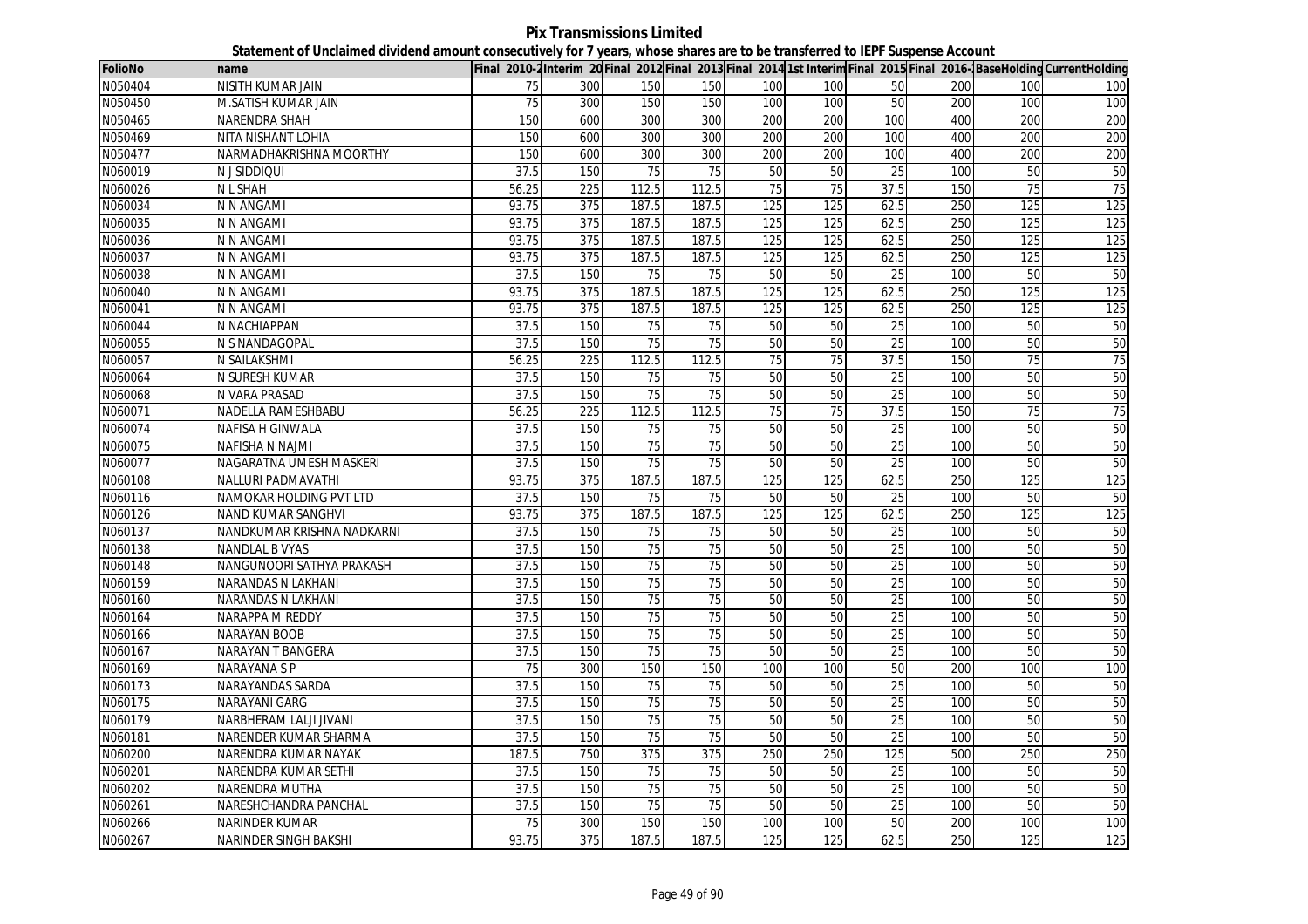# Pix Transmissions Limited

## Statement of Unclaimed dividend amount consecutively for 7 years, whose shares are to be transferred to IEPF Suspense Account

| FolioNo | name | Final 2010-2 | Interim 20 | Final 2012 | Final 2013 | Final 2014 | 1st Interim | Final 2015 | Final 2016-1 | BaseHolding | CurrentHolding |
|---|---|---|---|---|---|---|---|---|---|---|---|
| N050404 | NISITH KUMAR JAIN | 75 | 300 | 150 | 150 | 100 | 100 | 50 | 200 | 100 | 100 |
| N050450 | M.SATISH KUMAR JAIN | 75 | 300 | 150 | 150 | 100 | 100 | 50 | 200 | 100 | 100 |
| N050465 | NARENDRA SHAH | 150 | 600 | 300 | 300 | 200 | 200 | 100 | 400 | 200 | 200 |
| N050469 | NITA NISHANT LOHIA | 150 | 600 | 300 | 300 | 200 | 200 | 100 | 400 | 200 | 200 |
| N050477 | NARMADHAKRISHNA MOORTHY | 150 | 600 | 300 | 300 | 200 | 200 | 100 | 400 | 200 | 200 |
| N060019 | N J SIDDIQUI | 37.5 | 150 | 75 | 75 | 50 | 50 | 25 | 100 | 50 | 50 |
| N060026 | N L SHAH | 56.25 | 225 | 112.5 | 112.5 | 75 | 75 | 37.5 | 150 | 75 | 75 |
| N060034 | N N ANGAMI | 93.75 | 375 | 187.5 | 187.5 | 125 | 125 | 62.5 | 250 | 125 | 125 |
| N060035 | N N ANGAMI | 93.75 | 375 | 187.5 | 187.5 | 125 | 125 | 62.5 | 250 | 125 | 125 |
| N060036 | N N ANGAMI | 93.75 | 375 | 187.5 | 187.5 | 125 | 125 | 62.5 | 250 | 125 | 125 |
| N060037 | N N ANGAMI | 93.75 | 375 | 187.5 | 187.5 | 125 | 125 | 62.5 | 250 | 125 | 125 |
| N060038 | N N ANGAMI | 37.5 | 150 | 75 | 75 | 50 | 50 | 25 | 100 | 50 | 50 |
| N060040 | N N ANGAMI | 93.75 | 375 | 187.5 | 187.5 | 125 | 125 | 62.5 | 250 | 125 | 125 |
| N060041 | N N ANGAMI | 93.75 | 375 | 187.5 | 187.5 | 125 | 125 | 62.5 | 250 | 125 | 125 |
| N060044 | N NACHIAPPAN | 37.5 | 150 | 75 | 75 | 50 | 50 | 25 | 100 | 50 | 50 |
| N060055 | N S NANDAGOPAL | 37.5 | 150 | 75 | 75 | 50 | 50 | 25 | 100 | 50 | 50 |
| N060057 | N SAILAKSHMI | 56.25 | 225 | 112.5 | 112.5 | 75 | 75 | 37.5 | 150 | 75 | 75 |
| N060064 | N SURESH KUMAR | 37.5 | 150 | 75 | 75 | 50 | 50 | 25 | 100 | 50 | 50 |
| N060068 | N VARA PRASAD | 37.5 | 150 | 75 | 75 | 50 | 50 | 25 | 100 | 50 | 50 |
| N060071 | NADELLA RAMESHBABU | 56.25 | 225 | 112.5 | 112.5 | 75 | 75 | 37.5 | 150 | 75 | 75 |
| N060074 | NAFISA H GINWALA | 37.5 | 150 | 75 | 75 | 50 | 50 | 25 | 100 | 50 | 50 |
| N060075 | NAFISHA N NAJMI | 37.5 | 150 | 75 | 75 | 50 | 50 | 25 | 100 | 50 | 50 |
| N060077 | NAGARATNA UMESH MASKERI | 37.5 | 150 | 75 | 75 | 50 | 50 | 25 | 100 | 50 | 50 |
| N060108 | NALLURI PADMAVATHI | 93.75 | 375 | 187.5 | 187.5 | 125 | 125 | 62.5 | 250 | 125 | 125 |
| N060116 | NAMOKAR HOLDING PVT LTD | 37.5 | 150 | 75 | 75 | 50 | 50 | 25 | 100 | 50 | 50 |
| N060126 | NAND KUMAR SANGHVI | 93.75 | 375 | 187.5 | 187.5 | 125 | 125 | 62.5 | 250 | 125 | 125 |
| N060137 | NANDKUMAR KRISHNA NADKARNI | 37.5 | 150 | 75 | 75 | 50 | 50 | 25 | 100 | 50 | 50 |
| N060138 | NANDLAL B VYAS | 37.5 | 150 | 75 | 75 | 50 | 50 | 25 | 100 | 50 | 50 |
| N060148 | NANGUNOORI SATHYA PRAKASH | 37.5 | 150 | 75 | 75 | 50 | 50 | 25 | 100 | 50 | 50 |
| N060159 | NARANDAS N LAKHANI | 37.5 | 150 | 75 | 75 | 50 | 50 | 25 | 100 | 50 | 50 |
| N060160 | NARANDAS N LAKHANI | 37.5 | 150 | 75 | 75 | 50 | 50 | 25 | 100 | 50 | 50 |
| N060164 | NARAPPA M REDDY | 37.5 | 150 | 75 | 75 | 50 | 50 | 25 | 100 | 50 | 50 |
| N060166 | NARAYAN BOOB | 37.5 | 150 | 75 | 75 | 50 | 50 | 25 | 100 | 50 | 50 |
| N060167 | NARAYAN T BANGERA | 37.5 | 150 | 75 | 75 | 50 | 50 | 25 | 100 | 50 | 50 |
| N060169 | NARAYANA S P | 75 | 300 | 150 | 150 | 100 | 100 | 50 | 200 | 100 | 100 |
| N060173 | NARAYANDAS SARDA | 37.5 | 150 | 75 | 75 | 50 | 50 | 25 | 100 | 50 | 50 |
| N060175 | NARAYANI GARG | 37.5 | 150 | 75 | 75 | 50 | 50 | 25 | 100 | 50 | 50 |
| N060179 | NARBHERAM LALJI JIVANI | 37.5 | 150 | 75 | 75 | 50 | 50 | 25 | 100 | 50 | 50 |
| N060181 | NARENDER KUMAR SHARMA | 37.5 | 150 | 75 | 75 | 50 | 50 | 25 | 100 | 50 | 50 |
| N060200 | NARENDRA KUMAR NAYAK | 187.5 | 750 | 375 | 375 | 250 | 250 | 125 | 500 | 250 | 250 |
| N060201 | NARENDRA KUMAR SETHI | 37.5 | 150 | 75 | 75 | 50 | 50 | 25 | 100 | 50 | 50 |
| N060202 | NARENDRA MUTHA | 37.5 | 150 | 75 | 75 | 50 | 50 | 25 | 100 | 50 | 50 |
| N060261 | NARESHCHANDRA PANCHAL | 37.5 | 150 | 75 | 75 | 50 | 50 | 25 | 100 | 50 | 50 |
| N060266 | NARINDER KUMAR | 75 | 300 | 150 | 150 | 100 | 100 | 50 | 200 | 100 | 100 |
| N060267 | NARINDER SINGH BAKSHI | 93.75 | 375 | 187.5 | 187.5 | 125 | 125 | 62.5 | 250 | 125 | 125 |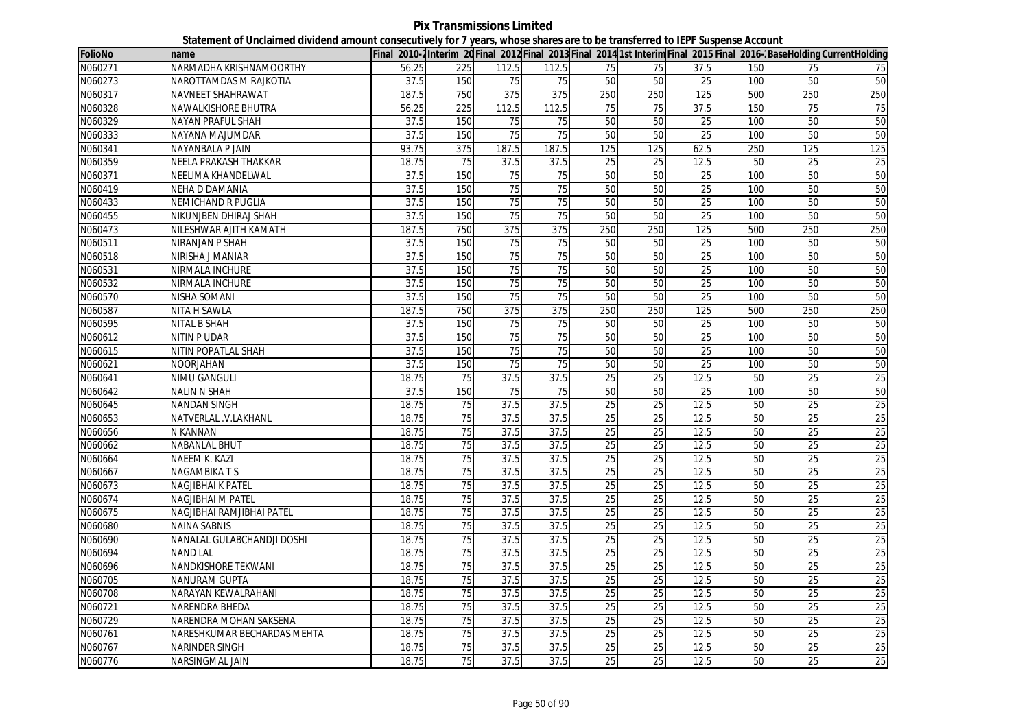# Pix Transmissions Limited

## Statement of Unclaimed dividend amount consecutively for 7 years, whose shares are to be transferred to IEPF Suspense Account

| FolioNo | name | Final 2010-2 | Interim 20 | Final 2012 | Final 2013 | Final 2014 | 1st Interim | Final 2015 | Final 2016-1 | BaseHolding | CurrentHolding |
|---|---|---|---|---|---|---|---|---|---|---|---|
| N060271 | NARMADHA KRISHNAMOORTHY | 56.25 | 225 | 112.5 | 112.5 | 75 | 75 | 37.5 | 150 | 75 | 75 |
| N060273 | NAROTTAMDAS M RAJKOTIA | 37.5 | 150 | 75 | 75 | 50 | 50 | 25 | 100 | 50 | 50 |
| N060317 | NAVNEET SHAHRAWAT | 187.5 | 750 | 375 | 375 | 250 | 250 | 125 | 500 | 250 | 250 |
| N060328 | NAWALKISHORE BHUTRA | 56.25 | 225 | 112.5 | 112.5 | 75 | 75 | 37.5 | 150 | 75 | 75 |
| N060329 | NAYAN PRAFUL SHAH | 37.5 | 150 | 75 | 75 | 50 | 50 | 25 | 100 | 50 | 50 |
| N060333 | NAYANA MAJUMDAR | 37.5 | 150 | 75 | 75 | 50 | 50 | 25 | 100 | 50 | 50 |
| N060341 | NAYANBALA P JAIN | 93.75 | 375 | 187.5 | 187.5 | 125 | 125 | 62.5 | 250 | 125 | 125 |
| N060359 | NEELA PRAKASH THAKKAR | 18.75 | 75 | 37.5 | 37.5 | 25 | 25 | 12.5 | 50 | 25 | 25 |
| N060371 | NEELIMA KHANDELWAL | 37.5 | 150 | 75 | 75 | 50 | 50 | 25 | 100 | 50 | 50 |
| N060419 | NEHA D DAMANIA | 37.5 | 150 | 75 | 75 | 50 | 50 | 25 | 100 | 50 | 50 |
| N060433 | NEMICHAND R PUGLIA | 37.5 | 150 | 75 | 75 | 50 | 50 | 25 | 100 | 50 | 50 |
| N060455 | NIKUNJBEN DHIRAJ SHAH | 37.5 | 150 | 75 | 75 | 50 | 50 | 25 | 100 | 50 | 50 |
| N060473 | NILESHWAR AJITH KAMATH | 187.5 | 750 | 375 | 375 | 250 | 250 | 125 | 500 | 250 | 250 |
| N060511 | NIRANJAN P SHAH | 37.5 | 150 | 75 | 75 | 50 | 50 | 25 | 100 | 50 | 50 |
| N060518 | NIRISHA J MANIAR | 37.5 | 150 | 75 | 75 | 50 | 50 | 25 | 100 | 50 | 50 |
| N060531 | NIRMALA INCHURE | 37.5 | 150 | 75 | 75 | 50 | 50 | 25 | 100 | 50 | 50 |
| N060532 | NIRMALA INCHURE | 37.5 | 150 | 75 | 75 | 50 | 50 | 25 | 100 | 50 | 50 |
| N060570 | NISHA SOMANI | 37.5 | 150 | 75 | 75 | 50 | 50 | 25 | 100 | 50 | 50 |
| N060587 | NITA H SAWLA | 187.5 | 750 | 375 | 375 | 250 | 250 | 125 | 500 | 250 | 250 |
| N060595 | NITAL B SHAH | 37.5 | 150 | 75 | 75 | 50 | 50 | 25 | 100 | 50 | 50 |
| N060612 | NITIN P UDAR | 37.5 | 150 | 75 | 75 | 50 | 50 | 25 | 100 | 50 | 50 |
| N060615 | NITIN POPATLAL SHAH | 37.5 | 150 | 75 | 75 | 50 | 50 | 25 | 100 | 50 | 50 |
| N060621 | NOORJAHAN | 37.5 | 150 | 75 | 75 | 50 | 50 | 25 | 100 | 50 | 50 |
| N060641 | NIMU GANGULI | 18.75 | 75 | 37.5 | 37.5 | 25 | 25 | 12.5 | 50 | 25 | 25 |
| N060642 | NALIN N SHAH | 37.5 | 150 | 75 | 75 | 50 | 50 | 25 | 100 | 50 | 50 |
| N060645 | NANDAN SINGH | 18.75 | 75 | 37.5 | 37.5 | 25 | 25 | 12.5 | 50 | 25 | 25 |
| N060653 | NATVERLAL .V.LAKHANL | 18.75 | 75 | 37.5 | 37.5 | 25 | 25 | 12.5 | 50 | 25 | 25 |
| N060656 | N KANNAN | 18.75 | 75 | 37.5 | 37.5 | 25 | 25 | 12.5 | 50 | 25 | 25 |
| N060662 | NABANLAL BHUT | 18.75 | 75 | 37.5 | 37.5 | 25 | 25 | 12.5 | 50 | 25 | 25 |
| N060664 | NAEEM K. KAZI | 18.75 | 75 | 37.5 | 37.5 | 25 | 25 | 12.5 | 50 | 25 | 25 |
| N060667 | NAGAMBIKA T S | 18.75 | 75 | 37.5 | 37.5 | 25 | 25 | 12.5 | 50 | 25 | 25 |
| N060673 | NAGJIBHAI K PATEL | 18.75 | 75 | 37.5 | 37.5 | 25 | 25 | 12.5 | 50 | 25 | 25 |
| N060674 | NAGJIBHAI M PATEL | 18.75 | 75 | 37.5 | 37.5 | 25 | 25 | 12.5 | 50 | 25 | 25 |
| N060675 | NAGJIBHAI RAMJIBHAI PATEL | 18.75 | 75 | 37.5 | 37.5 | 25 | 25 | 12.5 | 50 | 25 | 25 |
| N060680 | NAINA SABNIS | 18.75 | 75 | 37.5 | 37.5 | 25 | 25 | 12.5 | 50 | 25 | 25 |
| N060690 | NANALAL GULABCHANDJI DOSHI | 18.75 | 75 | 37.5 | 37.5 | 25 | 25 | 12.5 | 50 | 25 | 25 |
| N060694 | NAND LAL | 18.75 | 75 | 37.5 | 37.5 | 25 | 25 | 12.5 | 50 | 25 | 25 |
| N060696 | NANDKISHORE TEKWANI | 18.75 | 75 | 37.5 | 37.5 | 25 | 25 | 12.5 | 50 | 25 | 25 |
| N060705 | NANURAM GUPTA | 18.75 | 75 | 37.5 | 37.5 | 25 | 25 | 12.5 | 50 | 25 | 25 |
| N060708 | NARAYAN KEWALRAHANI | 18.75 | 75 | 37.5 | 37.5 | 25 | 25 | 12.5 | 50 | 25 | 25 |
| N060721 | NARENDRA BHEDA | 18.75 | 75 | 37.5 | 37.5 | 25 | 25 | 12.5 | 50 | 25 | 25 |
| N060729 | NARENDRA MOHAN SAKSENA | 18.75 | 75 | 37.5 | 37.5 | 25 | 25 | 12.5 | 50 | 25 | 25 |
| N060761 | NARESHKUMAR BECHARDAS MEHTA | 18.75 | 75 | 37.5 | 37.5 | 25 | 25 | 12.5 | 50 | 25 | 25 |
| N060767 | NARINDER SINGH | 18.75 | 75 | 37.5 | 37.5 | 25 | 25 | 12.5 | 50 | 25 | 25 |
| N060776 | NARSINGMAL JAIN | 18.75 | 75 | 37.5 | 37.5 | 25 | 25 | 12.5 | 50 | 25 | 25 |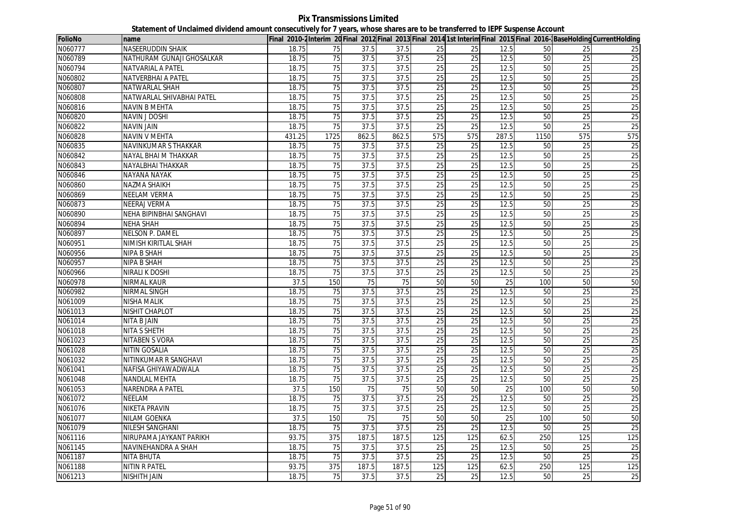# Pix Transmissions Limited

## Statement of Unclaimed dividend amount consecutively for 7 years, whose shares are to be transferred to IEPF Suspense Account

| FolioNo | name | Final 2010-2 | Interim 20 | Final 2012 | Final 2013 | Final 2014 | 1st Interim | Final 2015 | Final 2016-1 | BaseHolding | CurrentHolding |
|---|---|---|---|---|---|---|---|---|---|---|---|
| N060777 | NASEERUDDIN SHAIK | 18.75 | 75 | 37.5 | 37.5 | 25 | 25 | 12.5 | 50 | 25 | 25 |
| N060789 | NATHURAM GUNAJI GHOSALKAR | 18.75 | 75 | 37.5 | 37.5 | 25 | 25 | 12.5 | 50 | 25 | 25 |
| N060794 | NATVARIAL A PATEL | 18.75 | 75 | 37.5 | 37.5 | 25 | 25 | 12.5 | 50 | 25 | 25 |
| N060802 | NATVERBHAI A PATEL | 18.75 | 75 | 37.5 | 37.5 | 25 | 25 | 12.5 | 50 | 25 | 25 |
| N060807 | NATWARLAL SHAH | 18.75 | 75 | 37.5 | 37.5 | 25 | 25 | 12.5 | 50 | 25 | 25 |
| N060808 | NATWARLAL SHIVABHAI PATEL | 18.75 | 75 | 37.5 | 37.5 | 25 | 25 | 12.5 | 50 | 25 | 25 |
| N060816 | NAVIN B MEHTA | 18.75 | 75 | 37.5 | 37.5 | 25 | 25 | 12.5 | 50 | 25 | 25 |
| N060820 | NAVIN J DOSHI | 18.75 | 75 | 37.5 | 37.5 | 25 | 25 | 12.5 | 50 | 25 | 25 |
| N060822 | NAVIN JAIN | 18.75 | 75 | 37.5 | 37.5 | 25 | 25 | 12.5 | 50 | 25 | 25 |
| N060828 | NAVIN V MEHTA | 431.25 | 1725 | 862.5 | 862.5 | 575 | 575 | 287.5 | 1150 | 575 | 575 |
| N060835 | NAVINKUMAR S THAKKAR | 18.75 | 75 | 37.5 | 37.5 | 25 | 25 | 12.5 | 50 | 25 | 25 |
| N060842 | NAYAL BHAI M THAKKAR | 18.75 | 75 | 37.5 | 37.5 | 25 | 25 | 12.5 | 50 | 25 | 25 |
| N060843 | NAYALBHAI THAKKAR | 18.75 | 75 | 37.5 | 37.5 | 25 | 25 | 12.5 | 50 | 25 | 25 |
| N060846 | NAYANA NAYAK | 18.75 | 75 | 37.5 | 37.5 | 25 | 25 | 12.5 | 50 | 25 | 25 |
| N060860 | NAZMA SHAIKH | 18.75 | 75 | 37.5 | 37.5 | 25 | 25 | 12.5 | 50 | 25 | 25 |
| N060869 | NEELAM VERMA | 18.75 | 75 | 37.5 | 37.5 | 25 | 25 | 12.5 | 50 | 25 | 25 |
| N060873 | NEERAJ VERMA | 18.75 | 75 | 37.5 | 37.5 | 25 | 25 | 12.5 | 50 | 25 | 25 |
| N060890 | NEHA BIPINBHAI SANGHAVI | 18.75 | 75 | 37.5 | 37.5 | 25 | 25 | 12.5 | 50 | 25 | 25 |
| N060894 | NEHA SHAH | 18.75 | 75 | 37.5 | 37.5 | 25 | 25 | 12.5 | 50 | 25 | 25 |
| N060897 | NELSON P. DAMEL | 18.75 | 75 | 37.5 | 37.5 | 25 | 25 | 12.5 | 50 | 25 | 25 |
| N060951 | NIMISH KIRITLAL SHAH | 18.75 | 75 | 37.5 | 37.5 | 25 | 25 | 12.5 | 50 | 25 | 25 |
| N060956 | NIPA B SHAH | 18.75 | 75 | 37.5 | 37.5 | 25 | 25 | 12.5 | 50 | 25 | 25 |
| N060957 | NIPA B SHAH | 18.75 | 75 | 37.5 | 37.5 | 25 | 25 | 12.5 | 50 | 25 | 25 |
| N060966 | NIRALI K DOSHI | 18.75 | 75 | 37.5 | 37.5 | 25 | 25 | 12.5 | 50 | 25 | 25 |
| N060978 | NIRMAL KAUR | 37.5 | 150 | 75 | 75 | 50 | 50 | 25 | 100 | 50 | 50 |
| N060982 | NIRMAL SINGH | 18.75 | 75 | 37.5 | 37.5 | 25 | 25 | 12.5 | 50 | 25 | 25 |
| N061009 | NISHA MALIK | 18.75 | 75 | 37.5 | 37.5 | 25 | 25 | 12.5 | 50 | 25 | 25 |
| N061013 | NISHIT CHAPLOT | 18.75 | 75 | 37.5 | 37.5 | 25 | 25 | 12.5 | 50 | 25 | 25 |
| N061014 | NITA B JAIN | 18.75 | 75 | 37.5 | 37.5 | 25 | 25 | 12.5 | 50 | 25 | 25 |
| N061018 | NITA S SHETH | 18.75 | 75 | 37.5 | 37.5 | 25 | 25 | 12.5 | 50 | 25 | 25 |
| N061023 | NITABEN S VORA | 18.75 | 75 | 37.5 | 37.5 | 25 | 25 | 12.5 | 50 | 25 | 25 |
| N061028 | NITIN GOSALIA | 18.75 | 75 | 37.5 | 37.5 | 25 | 25 | 12.5 | 50 | 25 | 25 |
| N061032 | NITINKUMAR R SANGHAVI | 18.75 | 75 | 37.5 | 37.5 | 25 | 25 | 12.5 | 50 | 25 | 25 |
| N061041 | NAFISA GHIYAWADWALA | 18.75 | 75 | 37.5 | 37.5 | 25 | 25 | 12.5 | 50 | 25 | 25 |
| N061048 | NANDLAL MEHTA | 18.75 | 75 | 37.5 | 37.5 | 25 | 25 | 12.5 | 50 | 25 | 25 |
| N061053 | NARENDRA A PATEL | 37.5 | 150 | 75 | 75 | 50 | 50 | 25 | 100 | 50 | 50 |
| N061072 | NEELAM | 18.75 | 75 | 37.5 | 37.5 | 25 | 25 | 12.5 | 50 | 25 | 25 |
| N061076 | NIKETA PRAVIN | 18.75 | 75 | 37.5 | 37.5 | 25 | 25 | 12.5 | 50 | 25 | 25 |
| N061077 | NILAM GOENKA | 37.5 | 150 | 75 | 75 | 50 | 50 | 25 | 100 | 50 | 50 |
| N061079 | NILESH SANGHANI | 18.75 | 75 | 37.5 | 37.5 | 25 | 25 | 12.5 | 50 | 25 | 25 |
| N061116 | NIRUPAMA JAYKANT PARIKH | 93.75 | 375 | 187.5 | 187.5 | 125 | 125 | 62.5 | 250 | 125 | 125 |
| N061145 | NAVINEHANDRA A SHAH | 18.75 | 75 | 37.5 | 37.5 | 25 | 25 | 12.5 | 50 | 25 | 25 |
| N061187 | NITA BHUTA | 18.75 | 75 | 37.5 | 37.5 | 25 | 25 | 12.5 | 50 | 25 | 25 |
| N061188 | NITIN R PATEL | 93.75 | 375 | 187.5 | 187.5 | 125 | 125 | 62.5 | 250 | 125 | 125 |
| N061213 | NISHITH JAIN | 18.75 | 75 | 37.5 | 37.5 | 25 | 25 | 12.5 | 50 | 25 | 25 |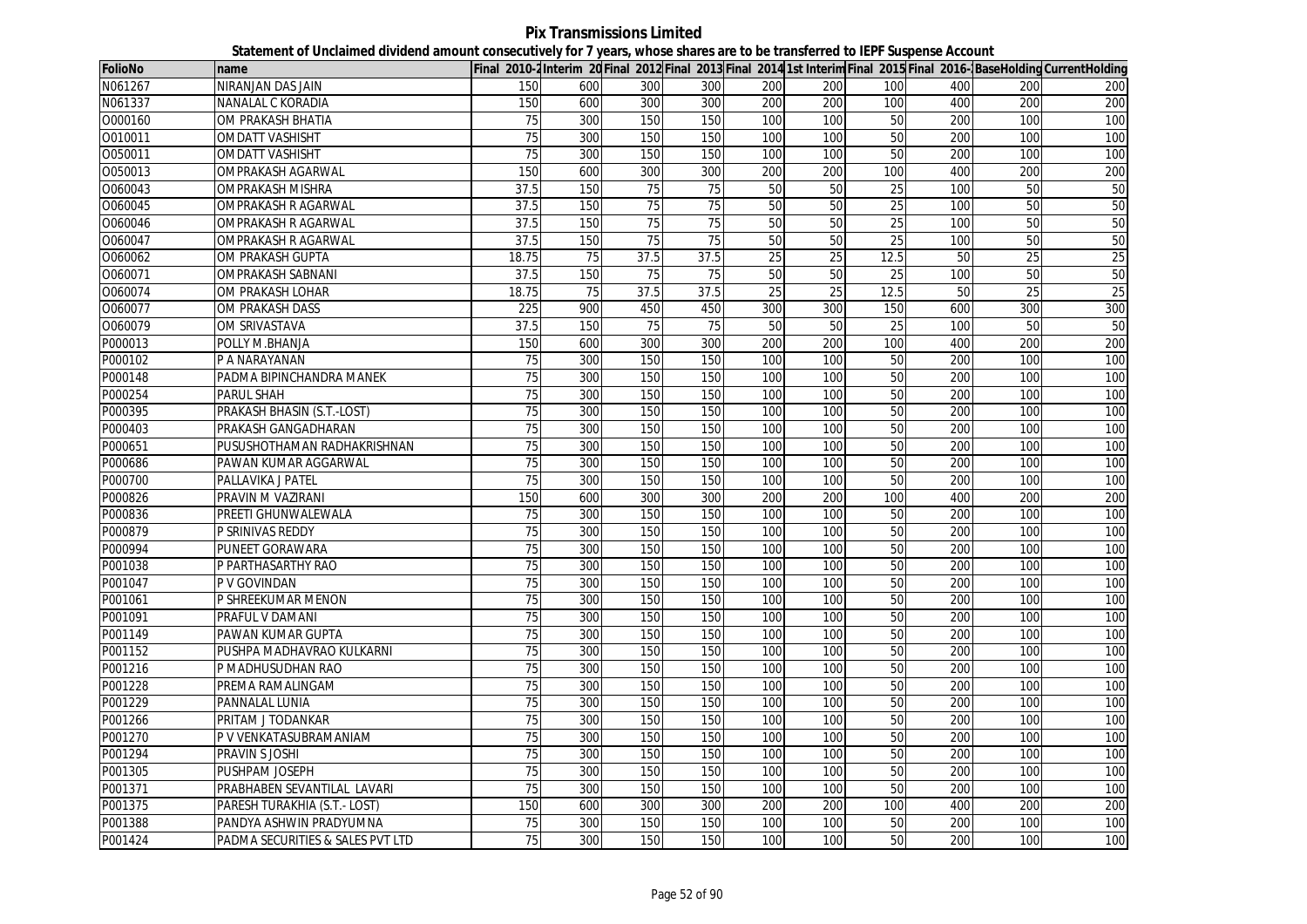# Pix Transmissions Limited

## Statement of Unclaimed dividend amount consecutively for 7 years, whose shares are to be transferred to IEPF Suspense Account

| FolioNo | name | Final 2010-2 | Interim 20 | Final 2012 | Final 2013 | Final 2014 | 1st Interim | Final 2015 | Final 2016- | BaseHolding | CurrentHolding |
|---|---|---|---|---|---|---|---|---|---|---|---|
| N061267 | NIRANJAN DAS JAIN | 150 | 600 | 300 | 300 | 200 | 200 | 100 | 400 | 200 | 200 |
| N061337 | NANALAL C KORADIA | 150 | 600 | 300 | 300 | 200 | 200 | 100 | 400 | 200 | 200 |
| O000160 | OM PRAKASH BHATIA | 75 | 300 | 150 | 150 | 100 | 100 | 50 | 200 | 100 | 100 |
| O010011 | OMDATT VASHISHT | 75 | 300 | 150 | 150 | 100 | 100 | 50 | 200 | 100 | 100 |
| O050011 | OMDATT VASHISHT | 75 | 300 | 150 | 150 | 100 | 100 | 50 | 200 | 100 | 100 |
| O050013 | OMPRAKASH AGARWAL | 150 | 600 | 300 | 300 | 200 | 200 | 100 | 400 | 200 | 200 |
| O060043 | OMPRAKASH MISHRA | 37.5 | 150 | 75 | 75 | 50 | 50 | 25 | 100 | 50 | 50 |
| O060045 | OMPRAKASH R AGARWAL | 37.5 | 150 | 75 | 75 | 50 | 50 | 25 | 100 | 50 | 50 |
| O060046 | OMPRAKASH R AGARWAL | 37.5 | 150 | 75 | 75 | 50 | 50 | 25 | 100 | 50 | 50 |
| O060047 | OMPRAKASH R AGARWAL | 37.5 | 150 | 75 | 75 | 50 | 50 | 25 | 100 | 50 | 50 |
| O060062 | OM PRAKASH GUPTA | 18.75 | 75 | 37.5 | 37.5 | 25 | 25 | 12.5 | 50 | 25 | 25 |
| O060071 | OMPRAKASH SABNANI | 37.5 | 150 | 75 | 75 | 50 | 50 | 25 | 100 | 50 | 50 |
| O060074 | OM PRAKASH LOHAR | 18.75 | 75 | 37.5 | 37.5 | 25 | 25 | 12.5 | 50 | 25 | 25 |
| O060077 | OM PRAKASH DASS | 225 | 900 | 450 | 450 | 300 | 300 | 150 | 600 | 300 | 300 |
| O060079 | OM SRIVASTAVA | 37.5 | 150 | 75 | 75 | 50 | 50 | 25 | 100 | 50 | 50 |
| P000013 | POLLY M.BHANJA | 150 | 600 | 300 | 300 | 200 | 200 | 100 | 400 | 200 | 200 |
| P000102 | P A NARAYANAN | 75 | 300 | 150 | 150 | 100 | 100 | 50 | 200 | 100 | 100 |
| P000148 | PADMA BIPINCHANDRA MANEK | 75 | 300 | 150 | 150 | 100 | 100 | 50 | 200 | 100 | 100 |
| P000254 | PARUL SHAH | 75 | 300 | 150 | 150 | 100 | 100 | 50 | 200 | 100 | 100 |
| P000395 | PRAKASH BHASIN (S.T.-LOST) | 75 | 300 | 150 | 150 | 100 | 100 | 50 | 200 | 100 | 100 |
| P000403 | PRAKASH GANGADHARAN | 75 | 300 | 150 | 150 | 100 | 100 | 50 | 200 | 100 | 100 |
| P000651 | PUSUSHOTHAMAN RADHAKRISHNAN | 75 | 300 | 150 | 150 | 100 | 100 | 50 | 200 | 100 | 100 |
| P000686 | PAWAN KUMAR AGGARWAL | 75 | 300 | 150 | 150 | 100 | 100 | 50 | 200 | 100 | 100 |
| P000700 | PALLAVIKA J PATEL | 75 | 300 | 150 | 150 | 100 | 100 | 50 | 200 | 100 | 100 |
| P000826 | PRAVIN M VAZIRANI | 150 | 600 | 300 | 300 | 200 | 200 | 100 | 400 | 200 | 200 |
| P000836 | PREETI GHUNWALEWALA | 75 | 300 | 150 | 150 | 100 | 100 | 50 | 200 | 100 | 100 |
| P000879 | P SRINIVAS REDDY | 75 | 300 | 150 | 150 | 100 | 100 | 50 | 200 | 100 | 100 |
| P000994 | PUNEET GORAWARA | 75 | 300 | 150 | 150 | 100 | 100 | 50 | 200 | 100 | 100 |
| P001038 | P PARTHASARTHY RAO | 75 | 300 | 150 | 150 | 100 | 100 | 50 | 200 | 100 | 100 |
| P001047 | P V GOVINDAN | 75 | 300 | 150 | 150 | 100 | 100 | 50 | 200 | 100 | 100 |
| P001061 | P SHREEKUMAR MENON | 75 | 300 | 150 | 150 | 100 | 100 | 50 | 200 | 100 | 100 |
| P001091 | PRAFUL V DAMANI | 75 | 300 | 150 | 150 | 100 | 100 | 50 | 200 | 100 | 100 |
| P001149 | PAWAN KUMAR GUPTA | 75 | 300 | 150 | 150 | 100 | 100 | 50 | 200 | 100 | 100 |
| P001152 | PUSHPA MADHAVRAO KULKARNI | 75 | 300 | 150 | 150 | 100 | 100 | 50 | 200 | 100 | 100 |
| P001216 | P MADHUSUDHAN RAO | 75 | 300 | 150 | 150 | 100 | 100 | 50 | 200 | 100 | 100 |
| P001228 | PREMA RAMALINGAM | 75 | 300 | 150 | 150 | 100 | 100 | 50 | 200 | 100 | 100 |
| P001229 | PANNALAL LUNIA | 75 | 300 | 150 | 150 | 100 | 100 | 50 | 200 | 100 | 100 |
| P001266 | PRITAM J TODANKAR | 75 | 300 | 150 | 150 | 100 | 100 | 50 | 200 | 100 | 100 |
| P001270 | P V VENKATASUBRAMANIAM | 75 | 300 | 150 | 150 | 100 | 100 | 50 | 200 | 100 | 100 |
| P001294 | PRAVIN S JOSHI | 75 | 300 | 150 | 150 | 100 | 100 | 50 | 200 | 100 | 100 |
| P001305 | PUSHPAM JOSEPH | 75 | 300 | 150 | 150 | 100 | 100 | 50 | 200 | 100 | 100 |
| P001371 | PRABHABEN SEVANTILAL LAVARI | 75 | 300 | 150 | 150 | 100 | 100 | 50 | 200 | 100 | 100 |
| P001375 | PARESH TURAKHIA (S.T.- LOST) | 150 | 600 | 300 | 300 | 200 | 200 | 100 | 400 | 200 | 200 |
| P001388 | PANDYA ASHWIN PRADYUMNA | 75 | 300 | 150 | 150 | 100 | 100 | 50 | 200 | 100 | 100 |
| P001424 | PADMA SECURITIES & SALES PVT LTD | 75 | 300 | 150 | 150 | 100 | 100 | 50 | 200 | 100 | 100 |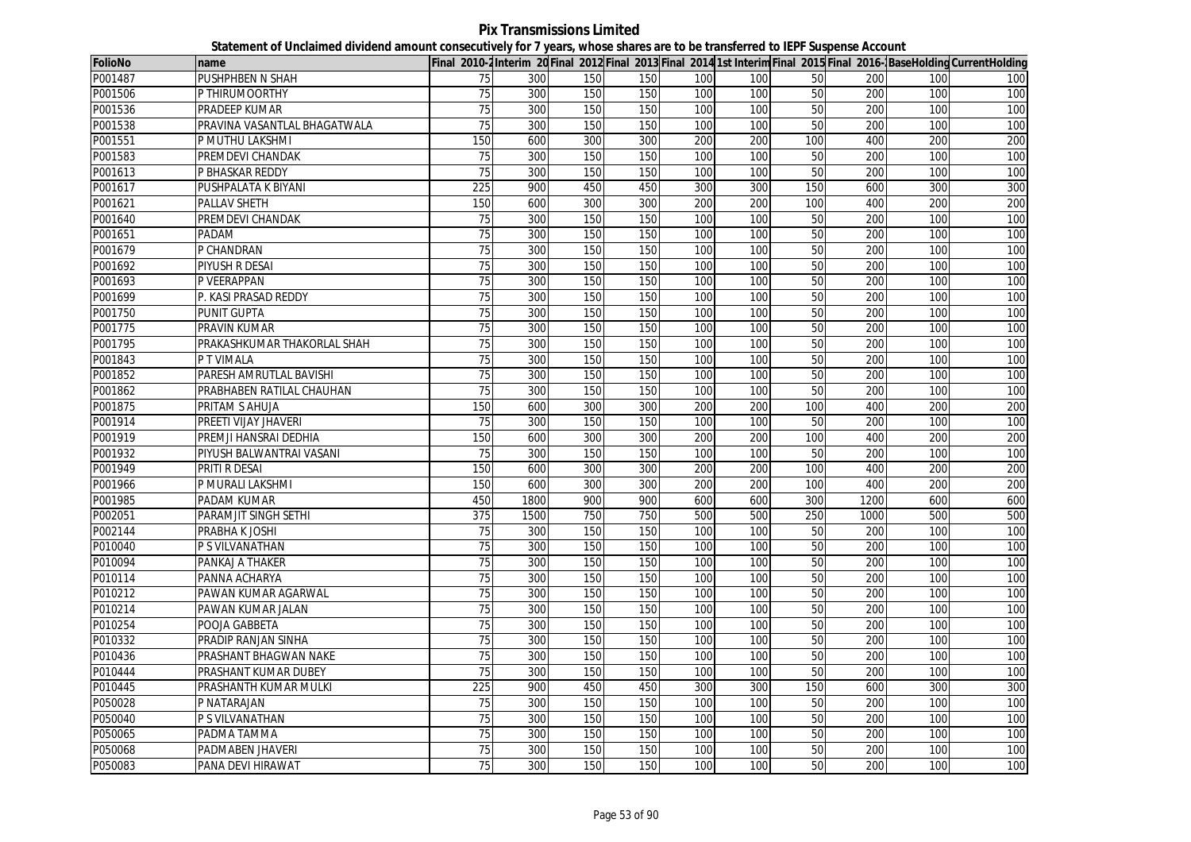**Pix Transmissions Limited**

**Statement of Unclaimed dividend amount consecutively for 7 years, whose shares are to be transferred to IEPF Suspense Account**

| FolioNo | name | Final 2010-2 | Interim 20 | Final 2012 | Final 2013 | Final 2014 | 1st Interim | Final 2015 | Final 2016- | BaseHolding | CurrentHolding |
|---|---|---|---|---|---|---|---|---|---|---|---|
| P001487 | PUSHPHBEN N SHAH | 75 | 300 | 150 | 150 | 100 | 100 | 50 | 200 | 100 | 100 |
| P001506 | P THIRUMOORTHY | 75 | 300 | 150 | 150 | 100 | 100 | 50 | 200 | 100 | 100 |
| P001536 | PRADEEP KUMAR | 75 | 300 | 150 | 150 | 100 | 100 | 50 | 200 | 100 | 100 |
| P001538 | PRAVINA VASANTLAL BHAGATWALA | 75 | 300 | 150 | 150 | 100 | 100 | 50 | 200 | 100 | 100 |
| P001551 | P MUTHU LAKSHMI | 150 | 600 | 300 | 300 | 200 | 200 | 100 | 400 | 200 | 200 |
| P001583 | PREMDEVI CHANDAK | 75 | 300 | 150 | 150 | 100 | 100 | 50 | 200 | 100 | 100 |
| P001613 | P BHASKAR REDDY | 75 | 300 | 150 | 150 | 100 | 100 | 50 | 200 | 100 | 100 |
| P001617 | PUSHPALATA K BIYANI | 225 | 900 | 450 | 450 | 300 | 300 | 150 | 600 | 300 | 300 |
| P001621 | PALLAV SHETH | 150 | 600 | 300 | 300 | 200 | 200 | 100 | 400 | 200 | 200 |
| P001640 | PREMDEVI CHANDAK | 75 | 300 | 150 | 150 | 100 | 100 | 50 | 200 | 100 | 100 |
| P001651 | PADAM | 75 | 300 | 150 | 150 | 100 | 100 | 50 | 200 | 100 | 100 |
| P001679 | P CHANDRAN | 75 | 300 | 150 | 150 | 100 | 100 | 50 | 200 | 100 | 100 |
| P001692 | PIYUSH R DESAI | 75 | 300 | 150 | 150 | 100 | 100 | 50 | 200 | 100 | 100 |
| P001693 | P VEERAPPAN | 75 | 300 | 150 | 150 | 100 | 100 | 50 | 200 | 100 | 100 |
| P001699 | P. KASI PRASAD REDDY | 75 | 300 | 150 | 150 | 100 | 100 | 50 | 200 | 100 | 100 |
| P001750 | PUNIT GUPTA | 75 | 300 | 150 | 150 | 100 | 100 | 50 | 200 | 100 | 100 |
| P001775 | PRAVIN KUMAR | 75 | 300 | 150 | 150 | 100 | 100 | 50 | 200 | 100 | 100 |
| P001795 | PRAKASHKUMAR THAKORLAL SHAH | 75 | 300 | 150 | 150 | 100 | 100 | 50 | 200 | 100 | 100 |
| P001843 | P T VIMALA | 75 | 300 | 150 | 150 | 100 | 100 | 50 | 200 | 100 | 100 |
| P001852 | PARESH AMRUTLAL BAVISHI | 75 | 300 | 150 | 150 | 100 | 100 | 50 | 200 | 100 | 100 |
| P001862 | PRABHABEN RATILAL CHAUHAN | 75 | 300 | 150 | 150 | 100 | 100 | 50 | 200 | 100 | 100 |
| P001875 | PRITAM S AHUJA | 150 | 600 | 300 | 300 | 200 | 200 | 100 | 400 | 200 | 200 |
| P001914 | PREETI VIJAY JHAVERI | 75 | 300 | 150 | 150 | 100 | 100 | 50 | 200 | 100 | 100 |
| P001919 | PREMJI HANSRAI DEDHIA | 150 | 600 | 300 | 300 | 200 | 200 | 100 | 400 | 200 | 200 |
| P001932 | PIYUSH BALWANTRAI VASANI | 75 | 300 | 150 | 150 | 100 | 100 | 50 | 200 | 100 | 100 |
| P001949 | PRITI R DESAI | 150 | 600 | 300 | 300 | 200 | 200 | 100 | 400 | 200 | 200 |
| P001966 | P MURALI LAKSHMI | 150 | 600 | 300 | 300 | 200 | 200 | 100 | 400 | 200 | 200 |
| P001985 | PADAM KUMAR | 450 | 1800 | 900 | 900 | 600 | 600 | 300 | 1200 | 600 | 600 |
| P002051 | PARAMJIT SINGH SETHI | 375 | 1500 | 750 | 750 | 500 | 500 | 250 | 1000 | 500 | 500 |
| P002144 | PRABHA K JOSHI | 75 | 300 | 150 | 150 | 100 | 100 | 50 | 200 | 100 | 100 |
| P010040 | P S VILVANATHAN | 75 | 300 | 150 | 150 | 100 | 100 | 50 | 200 | 100 | 100 |
| P010094 | PANKAJ A THAKER | 75 | 300 | 150 | 150 | 100 | 100 | 50 | 200 | 100 | 100 |
| P010114 | PANNA ACHARYA | 75 | 300 | 150 | 150 | 100 | 100 | 50 | 200 | 100 | 100 |
| P010212 | PAWAN KUMAR AGARWAL | 75 | 300 | 150 | 150 | 100 | 100 | 50 | 200 | 100 | 100 |
| P010214 | PAWAN KUMAR JALAN | 75 | 300 | 150 | 150 | 100 | 100 | 50 | 200 | 100 | 100 |
| P010254 | POOJA GABBETA | 75 | 300 | 150 | 150 | 100 | 100 | 50 | 200 | 100 | 100 |
| P010332 | PRADIP RANJAN SINHA | 75 | 300 | 150 | 150 | 100 | 100 | 50 | 200 | 100 | 100 |
| P010436 | PRASHANT BHAGWAN NAKE | 75 | 300 | 150 | 150 | 100 | 100 | 50 | 200 | 100 | 100 |
| P010444 | PRASHANT KUMAR DUBEY | 75 | 300 | 150 | 150 | 100 | 100 | 50 | 200 | 100 | 100 |
| P010445 | PRASHANTH KUMAR MULKI | 225 | 900 | 450 | 450 | 300 | 300 | 150 | 600 | 300 | 300 |
| P050028 | P NATARAJAN | 75 | 300 | 150 | 150 | 100 | 100 | 50 | 200 | 100 | 100 |
| P050040 | P S VILVANATHAN | 75 | 300 | 150 | 150 | 100 | 100 | 50 | 200 | 100 | 100 |
| P050065 | PADMA TAMMA | 75 | 300 | 150 | 150 | 100 | 100 | 50 | 200 | 100 | 100 |
| P050068 | PADMABEN JHAVERI | 75 | 300 | 150 | 150 | 100 | 100 | 50 | 200 | 100 | 100 |
| P050083 | PANA DEVI HIRAWAT | 75 | 300 | 150 | 150 | 100 | 100 | 50 | 200 | 100 | 100 |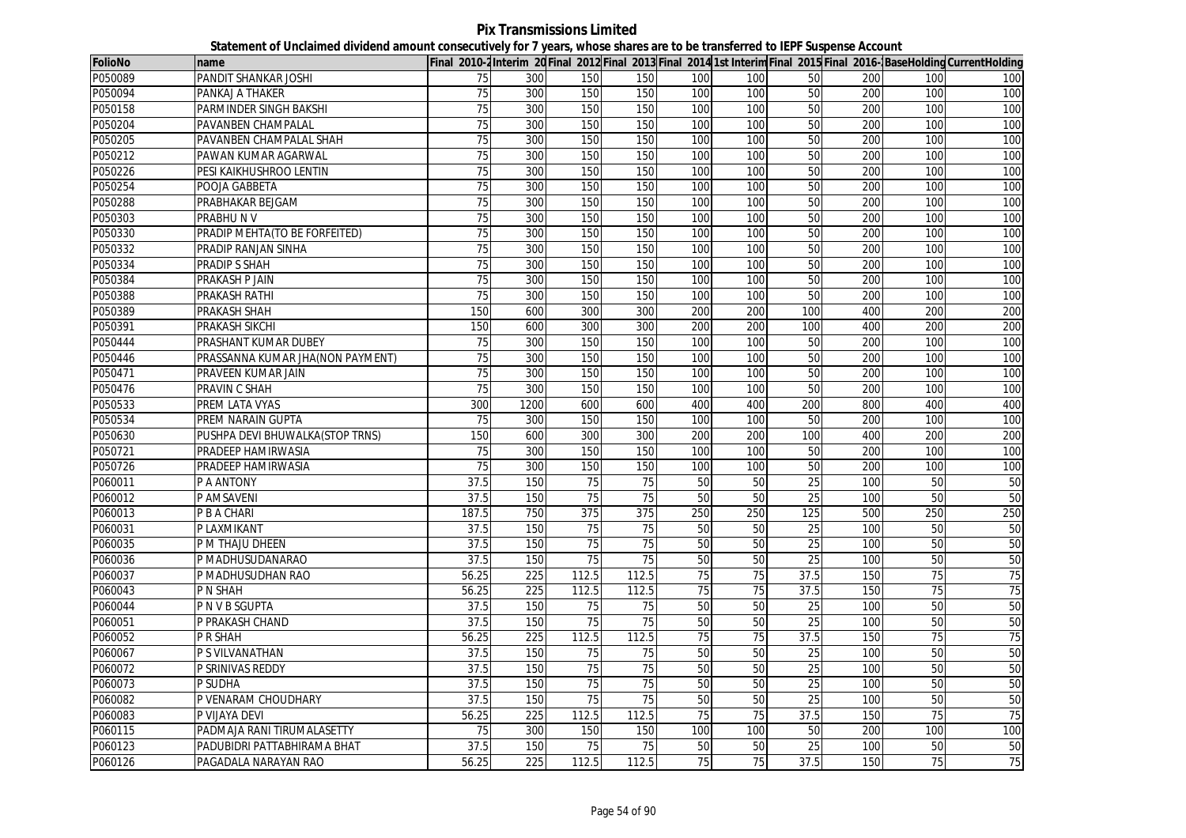**Pix Transmissions Limited**

**Statement of Unclaimed dividend amount consecutively for 7 years, whose shares are to be transferred to IEPF Suspense Account**

| FolioNo | name | Final 2010-2 | Interim 20 | Final 2012 | Final 2013 | Final 2014 | 1st Interim | Final 2015 | Final 2016- | BaseHolding | CurrentHolding |
|---|---|---|---|---|---|---|---|---|---|---|---|
| P050089 | PANDIT SHANKAR JOSHI | 75 | 300 | 150 | 150 | 100 | 100 | 50 | 200 | 100 | 100 |
| P050094 | PANKAJ A THAKER | 75 | 300 | 150 | 150 | 100 | 100 | 50 | 200 | 100 | 100 |
| P050158 | PARMINDER SINGH BAKSHI | 75 | 300 | 150 | 150 | 100 | 100 | 50 | 200 | 100 | 100 |
| P050204 | PAVANBEN CHAMPALAL | 75 | 300 | 150 | 150 | 100 | 100 | 50 | 200 | 100 | 100 |
| P050205 | PAVANBEN CHAMPALAL SHAH | 75 | 300 | 150 | 150 | 100 | 100 | 50 | 200 | 100 | 100 |
| P050212 | PAWAN KUMAR AGARWAL | 75 | 300 | 150 | 150 | 100 | 100 | 50 | 200 | 100 | 100 |
| P050226 | PESI KAIKHUSHROO LENTIN | 75 | 300 | 150 | 150 | 100 | 100 | 50 | 200 | 100 | 100 |
| P050254 | POOJA GABBETA | 75 | 300 | 150 | 150 | 100 | 100 | 50 | 200 | 100 | 100 |
| P050288 | PRABHAKAR BEJGAM | 75 | 300 | 150 | 150 | 100 | 100 | 50 | 200 | 100 | 100 |
| P050303 | PRABHU N V | 75 | 300 | 150 | 150 | 100 | 100 | 50 | 200 | 100 | 100 |
| P050330 | PRADIP MEHTA(TO BE FORFEITED) | 75 | 300 | 150 | 150 | 100 | 100 | 50 | 200 | 100 | 100 |
| P050332 | PRADIP RANJAN SINHA | 75 | 300 | 150 | 150 | 100 | 100 | 50 | 200 | 100 | 100 |
| P050334 | PRADIP S SHAH | 75 | 300 | 150 | 150 | 100 | 100 | 50 | 200 | 100 | 100 |
| P050384 | PRAKASH P JAIN | 75 | 300 | 150 | 150 | 100 | 100 | 50 | 200 | 100 | 100 |
| P050388 | PRAKASH RATHI | 75 | 300 | 150 | 150 | 100 | 100 | 50 | 200 | 100 | 100 |
| P050389 | PRAKASH SHAH | 150 | 600 | 300 | 300 | 200 | 200 | 100 | 400 | 200 | 200 |
| P050391 | PRAKASH SIKCHI | 150 | 600 | 300 | 300 | 200 | 200 | 100 | 400 | 200 | 200 |
| P050444 | PRASHANT KUMAR DUBEY | 75 | 300 | 150 | 150 | 100 | 100 | 50 | 200 | 100 | 100 |
| P050446 | PRASSANNA KUMAR JHA(NON PAYMENT) | 75 | 300 | 150 | 150 | 100 | 100 | 50 | 200 | 100 | 100 |
| P050471 | PRAVEEN KUMAR JAIN | 75 | 300 | 150 | 150 | 100 | 100 | 50 | 200 | 100 | 100 |
| P050476 | PRAVIN C SHAH | 75 | 300 | 150 | 150 | 100 | 100 | 50 | 200 | 100 | 100 |
| P050533 | PREM LATA VYAS | 300 | 1200 | 600 | 600 | 400 | 400 | 200 | 800 | 400 | 400 |
| P050534 | PREM NARAIN GUPTA | 75 | 300 | 150 | 150 | 100 | 100 | 50 | 200 | 100 | 100 |
| P050630 | PUSHPA DEVI BHUWALKA(STOP TRNS) | 150 | 600 | 300 | 300 | 200 | 200 | 100 | 400 | 200 | 200 |
| P050721 | PRADEEP HAMIRWASIA | 75 | 300 | 150 | 150 | 100 | 100 | 50 | 200 | 100 | 100 |
| P050726 | PRADEEP HAMIRWASIA | 75 | 300 | 150 | 150 | 100 | 100 | 50 | 200 | 100 | 100 |
| P060011 | P A ANTONY | 37.5 | 150 | 75 | 75 | 50 | 50 | 25 | 100 | 50 | 50 |
| P060012 | P AMSAVENI | 37.5 | 150 | 75 | 75 | 50 | 50 | 25 | 100 | 50 | 50 |
| P060013 | P B A CHARI | 187.5 | 750 | 375 | 375 | 250 | 250 | 125 | 500 | 250 | 250 |
| P060031 | P LAXMIKANT | 37.5 | 150 | 75 | 75 | 50 | 50 | 25 | 100 | 50 | 50 |
| P060035 | P M THAJU DHEEN | 37.5 | 150 | 75 | 75 | 50 | 50 | 25 | 100 | 50 | 50 |
| P060036 | P MADHUSUDANARAO | 37.5 | 150 | 75 | 75 | 50 | 50 | 25 | 100 | 50 | 50 |
| P060037 | P MADHUSUDHAN RAO | 56.25 | 225 | 112.5 | 112.5 | 75 | 75 | 37.5 | 150 | 75 | 75 |
| P060043 | P N SHAH | 56.25 | 225 | 112.5 | 112.5 | 75 | 75 | 37.5 | 150 | 75 | 75 |
| P060044 | P N V B SGUPTA | 37.5 | 150 | 75 | 75 | 50 | 50 | 25 | 100 | 50 | 50 |
| P060051 | P PRAKASH CHAND | 37.5 | 150 | 75 | 75 | 50 | 50 | 25 | 100 | 50 | 50 |
| P060052 | P R SHAH | 56.25 | 225 | 112.5 | 112.5 | 75 | 75 | 37.5 | 150 | 75 | 75 |
| P060067 | P S VILVANATHAN | 37.5 | 150 | 75 | 75 | 50 | 50 | 25 | 100 | 50 | 50 |
| P060072 | P SRINIVAS REDDY | 37.5 | 150 | 75 | 75 | 50 | 50 | 25 | 100 | 50 | 50 |
| P060073 | P SUDHA | 37.5 | 150 | 75 | 75 | 50 | 50 | 25 | 100 | 50 | 50 |
| P060082 | P VENARAM CHOUDHARY | 37.5 | 150 | 75 | 75 | 50 | 50 | 25 | 100 | 50 | 50 |
| P060083 | P VIJAYA DEVI | 56.25 | 225 | 112.5 | 112.5 | 75 | 75 | 37.5 | 150 | 75 | 75 |
| P060115 | PADMAJA RANI TIRUMALASETTY | 75 | 300 | 150 | 150 | 100 | 100 | 50 | 200 | 100 | 100 |
| P060123 | PADUBIDRI PATTABHIRAMA BHAT | 37.5 | 150 | 75 | 75 | 50 | 50 | 25 | 100 | 50 | 50 |
| P060126 | PAGADALA NARAYAN RAO | 56.25 | 225 | 112.5 | 112.5 | 75 | 75 | 37.5 | 150 | 75 | 75 |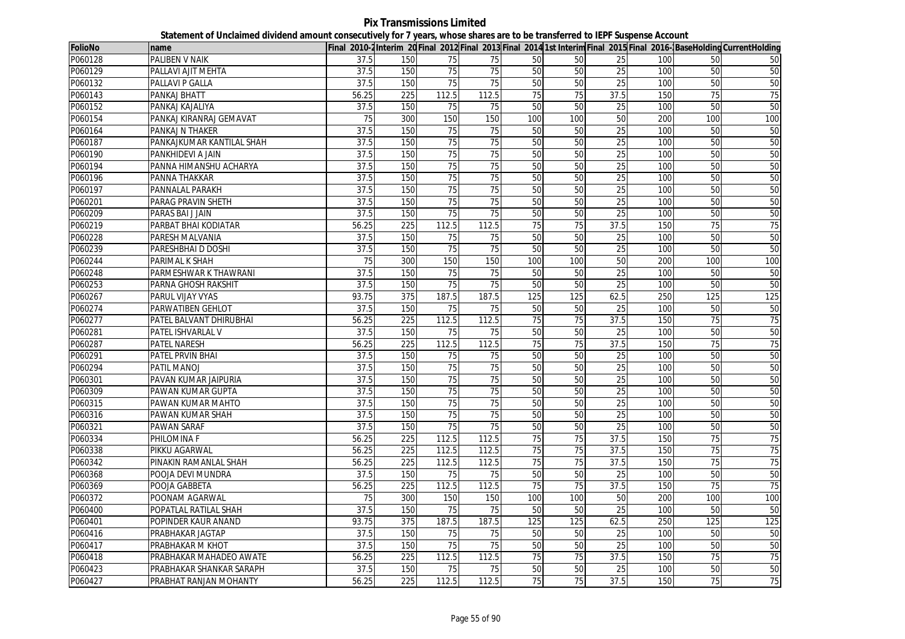# Pix Transmissions Limited

## Statement of Unclaimed dividend amount consecutively for 7 years, whose shares are to be transferred to IEPF Suspense Account

| FolioNo | name | Final 2010-2 | Interim 20 | Final 2012 | Final 2013 | Final 2014 | 1st Interim | Final 2015 | Final 2016- | BaseHolding | CurrentHolding |
|---|---|---|---|---|---|---|---|---|---|---|---|
| P060128 | PALIBEN V NAIK | 37.5 | 150 | 75 | 75 | 50 | 50 | 25 | 100 | 50 | 50 |
| P060129 | PALLAVI AJIT MEHTA | 37.5 | 150 | 75 | 75 | 50 | 50 | 25 | 100 | 50 | 50 |
| P060132 | PALLAVI P GALLA | 37.5 | 150 | 75 | 75 | 50 | 50 | 25 | 100 | 50 | 50 |
| P060143 | PANKAJ BHATT | 56.25 | 225 | 112.5 | 112.5 | 75 | 75 | 37.5 | 150 | 75 | 75 |
| P060152 | PANKAJ KAJALIYA | 37.5 | 150 | 75 | 75 | 50 | 50 | 25 | 100 | 50 | 50 |
| P060154 | PANKAJ KIRANRAJ GEMAVAT | 75 | 300 | 150 | 150 | 100 | 100 | 50 | 200 | 100 | 100 |
| P060164 | PANKAJ N THAKER | 37.5 | 150 | 75 | 75 | 50 | 50 | 25 | 100 | 50 | 50 |
| P060187 | PANKAJKUMAR KANTILAL SHAH | 37.5 | 150 | 75 | 75 | 50 | 50 | 25 | 100 | 50 | 50 |
| P060190 | PANKHIDEVI A JAIN | 37.5 | 150 | 75 | 75 | 50 | 50 | 25 | 100 | 50 | 50 |
| P060194 | PANNA HIMANSHU ACHARYA | 37.5 | 150 | 75 | 75 | 50 | 50 | 25 | 100 | 50 | 50 |
| P060196 | PANNA THAKKAR | 37.5 | 150 | 75 | 75 | 50 | 50 | 25 | 100 | 50 | 50 |
| P060197 | PANNALAL PARAKH | 37.5 | 150 | 75 | 75 | 50 | 50 | 25 | 100 | 50 | 50 |
| P060201 | PARAG PRAVIN SHETH | 37.5 | 150 | 75 | 75 | 50 | 50 | 25 | 100 | 50 | 50 |
| P060209 | PARAS BAI J JAIN | 37.5 | 150 | 75 | 75 | 50 | 50 | 25 | 100 | 50 | 50 |
| P060219 | PARBAT BHAI KODIATAR | 56.25 | 225 | 112.5 | 112.5 | 75 | 75 | 37.5 | 150 | 75 | 75 |
| P060228 | PARESH MALVANIA | 37.5 | 150 | 75 | 75 | 50 | 50 | 25 | 100 | 50 | 50 |
| P060239 | PARESHBHAI D DOSHI | 37.5 | 150 | 75 | 75 | 50 | 50 | 25 | 100 | 50 | 50 |
| P060244 | PARIMAL K SHAH | 75 | 300 | 150 | 150 | 100 | 100 | 50 | 200 | 100 | 100 |
| P060248 | PARMESHWAR K THAWRANI | 37.5 | 150 | 75 | 75 | 50 | 50 | 25 | 100 | 50 | 50 |
| P060253 | PARNA GHOSH RAKSHIT | 37.5 | 150 | 75 | 75 | 50 | 50 | 25 | 100 | 50 | 50 |
| P060267 | PARUL VIJAY VYAS | 93.75 | 375 | 187.5 | 187.5 | 125 | 125 | 62.5 | 250 | 125 | 125 |
| P060274 | PARWATIBEN GEHLOT | 37.5 | 150 | 75 | 75 | 50 | 50 | 25 | 100 | 50 | 50 |
| P060277 | PATEL BALVANT DHIRUBHAI | 56.25 | 225 | 112.5 | 112.5 | 75 | 75 | 37.5 | 150 | 75 | 75 |
| P060281 | PATEL ISHVARLAL V | 37.5 | 150 | 75 | 75 | 50 | 50 | 25 | 100 | 50 | 50 |
| P060287 | PATEL NARESH | 56.25 | 225 | 112.5 | 112.5 | 75 | 75 | 37.5 | 150 | 75 | 75 |
| P060291 | PATEL PRVIN BHAI | 37.5 | 150 | 75 | 75 | 50 | 50 | 25 | 100 | 50 | 50 |
| P060294 | PATIL MANOJ | 37.5 | 150 | 75 | 75 | 50 | 50 | 25 | 100 | 50 | 50 |
| P060301 | PAVAN KUMAR JAIPURIA | 37.5 | 150 | 75 | 75 | 50 | 50 | 25 | 100 | 50 | 50 |
| P060309 | PAWAN KUMAR GUPTA | 37.5 | 150 | 75 | 75 | 50 | 50 | 25 | 100 | 50 | 50 |
| P060315 | PAWAN KUMAR MAHTO | 37.5 | 150 | 75 | 75 | 50 | 50 | 25 | 100 | 50 | 50 |
| P060316 | PAWAN KUMAR SHAH | 37.5 | 150 | 75 | 75 | 50 | 50 | 25 | 100 | 50 | 50 |
| P060321 | PAWAN SARAF | 37.5 | 150 | 75 | 75 | 50 | 50 | 25 | 100 | 50 | 50 |
| P060334 | PHILOMINA F | 56.25 | 225 | 112.5 | 112.5 | 75 | 75 | 37.5 | 150 | 75 | 75 |
| P060338 | PIKKU AGARWAL | 56.25 | 225 | 112.5 | 112.5 | 75 | 75 | 37.5 | 150 | 75 | 75 |
| P060342 | PINAKIN RAMANLAL SHAH | 56.25 | 225 | 112.5 | 112.5 | 75 | 75 | 37.5 | 150 | 75 | 75 |
| P060368 | POOJA DEVI MUNDRA | 37.5 | 150 | 75 | 75 | 50 | 50 | 25 | 100 | 50 | 50 |
| P060369 | POOJA GABBETA | 56.25 | 225 | 112.5 | 112.5 | 75 | 75 | 37.5 | 150 | 75 | 75 |
| P060372 | POONAM AGARWAL | 75 | 300 | 150 | 150 | 100 | 100 | 50 | 200 | 100 | 100 |
| P060400 | POPATLAL RATILAL SHAH | 37.5 | 150 | 75 | 75 | 50 | 50 | 25 | 100 | 50 | 50 |
| P060401 | POPINDER KAUR ANAND | 93.75 | 375 | 187.5 | 187.5 | 125 | 125 | 62.5 | 250 | 125 | 125 |
| P060416 | PRABHAKAR JAGTAP | 37.5 | 150 | 75 | 75 | 50 | 50 | 25 | 100 | 50 | 50 |
| P060417 | PRABHAKAR M KHOT | 37.5 | 150 | 75 | 75 | 50 | 50 | 25 | 100 | 50 | 50 |
| P060418 | PRABHAKAR MAHADEO AWATE | 56.25 | 225 | 112.5 | 112.5 | 75 | 75 | 37.5 | 150 | 75 | 75 |
| P060423 | PRABHAKAR SHANKAR SARAPH | 37.5 | 150 | 75 | 75 | 50 | 50 | 25 | 100 | 50 | 50 |
| P060427 | PRABHAT RANJAN MOHANTY | 56.25 | 225 | 112.5 | 112.5 | 75 | 75 | 37.5 | 150 | 75 | 75 |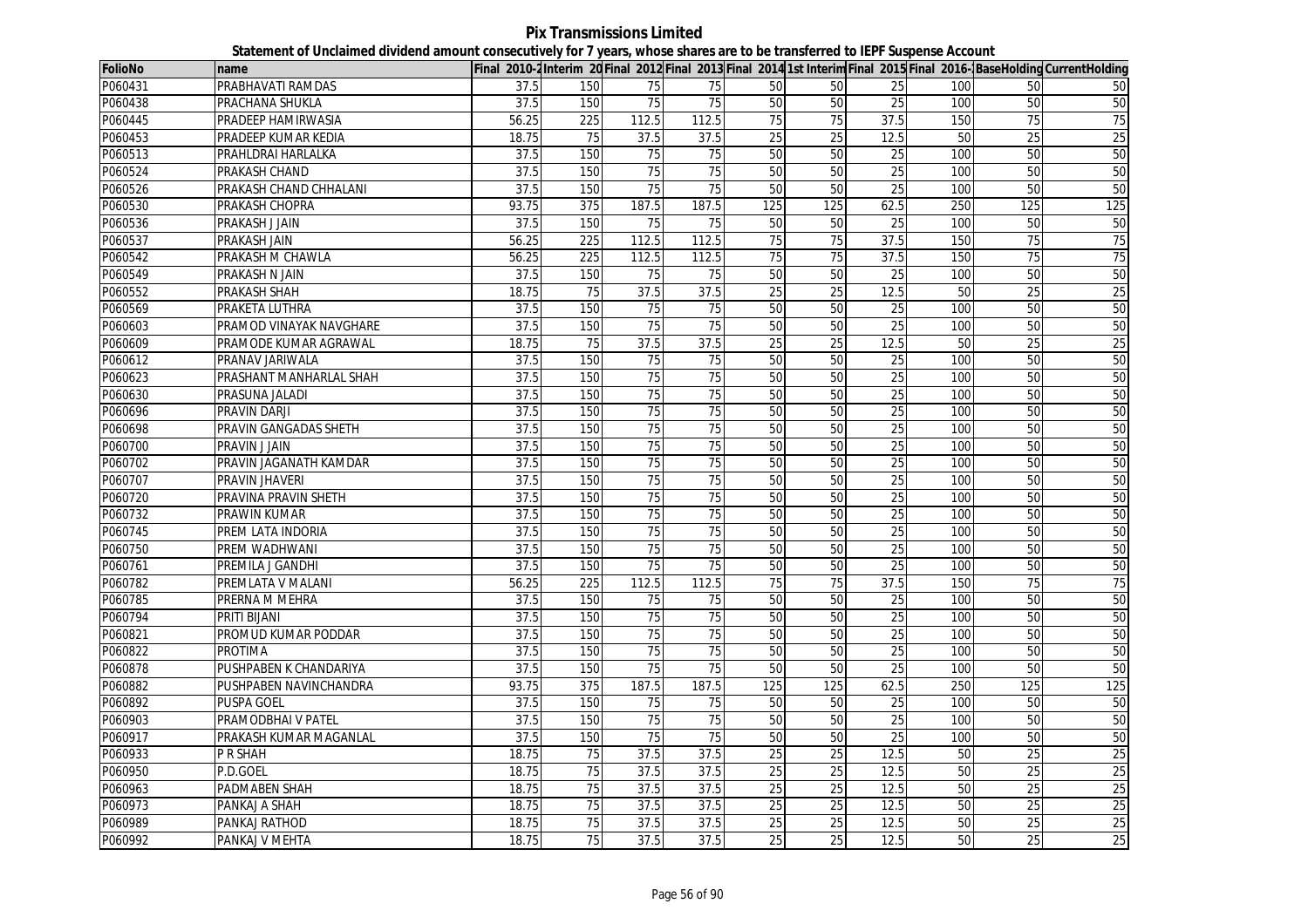# Pix Transmissions Limited

## Statement of Unclaimed dividend amount consecutively for 7 years, whose shares are to be transferred to IEPF Suspense Account

| FolioNo | name | Final 2010-2 | Interim 20 | Final 2012 | Final 2013 | Final 2014 | 1st Interim | Final 2015 | Final 2016- | BaseHolding | CurrentHolding |
|---|---|---|---|---|---|---|---|---|---|---|---|
| P060431 | PRABHAVATI RAMDAS | 37.5 | 150 | 75 | 75 | 50 | 50 | 25 | 100 | 50 | 50 |
| P060438 | PRACHANA SHUKLA | 37.5 | 150 | 75 | 75 | 50 | 50 | 25 | 100 | 50 | 50 |
| P060445 | PRADEEP HAMIRWASIA | 56.25 | 225 | 112.5 | 112.5 | 75 | 75 | 37.5 | 150 | 75 | 75 |
| P060453 | PRADEEP KUMAR KEDIA | 18.75 | 75 | 37.5 | 37.5 | 25 | 25 | 12.5 | 50 | 25 | 25 |
| P060513 | PRAHLDRAI HARLALKA | 37.5 | 150 | 75 | 75 | 50 | 50 | 25 | 100 | 50 | 50 |
| P060524 | PRAKASH CHAND | 37.5 | 150 | 75 | 75 | 50 | 50 | 25 | 100 | 50 | 50 |
| P060526 | PRAKASH CHAND CHHALANI | 37.5 | 150 | 75 | 75 | 50 | 50 | 25 | 100 | 50 | 50 |
| P060530 | PRAKASH CHOPRA | 93.75 | 375 | 187.5 | 187.5 | 125 | 125 | 62.5 | 250 | 125 | 125 |
| P060536 | PRAKASH J JAIN | 37.5 | 150 | 75 | 75 | 50 | 50 | 25 | 100 | 50 | 50 |
| P060537 | PRAKASH JAIN | 56.25 | 225 | 112.5 | 112.5 | 75 | 75 | 37.5 | 150 | 75 | 75 |
| P060542 | PRAKASH M CHAWLA | 56.25 | 225 | 112.5 | 112.5 | 75 | 75 | 37.5 | 150 | 75 | 75 |
| P060549 | PRAKASH N JAIN | 37.5 | 150 | 75 | 75 | 50 | 50 | 25 | 100 | 50 | 50 |
| P060552 | PRAKASH SHAH | 18.75 | 75 | 37.5 | 37.5 | 25 | 25 | 12.5 | 50 | 25 | 25 |
| P060569 | PRAKETA LUTHRA | 37.5 | 150 | 75 | 75 | 50 | 50 | 25 | 100 | 50 | 50 |
| P060603 | PRAMOD VINAYAK NAVGHARE | 37.5 | 150 | 75 | 75 | 50 | 50 | 25 | 100 | 50 | 50 |
| P060609 | PRAMODE KUMAR AGRAWAL | 18.75 | 75 | 37.5 | 37.5 | 25 | 25 | 12.5 | 50 | 25 | 25 |
| P060612 | PRANAV JARIWALA | 37.5 | 150 | 75 | 75 | 50 | 50 | 25 | 100 | 50 | 50 |
| P060623 | PRASHANT MANHARLAL SHAH | 37.5 | 150 | 75 | 75 | 50 | 50 | 25 | 100 | 50 | 50 |
| P060630 | PRASUNA JALADI | 37.5 | 150 | 75 | 75 | 50 | 50 | 25 | 100 | 50 | 50 |
| P060696 | PRAVIN DARJI | 37.5 | 150 | 75 | 75 | 50 | 50 | 25 | 100 | 50 | 50 |
| P060698 | PRAVIN GANGADAS SHETH | 37.5 | 150 | 75 | 75 | 50 | 50 | 25 | 100 | 50 | 50 |
| P060700 | PRAVIN J JAIN | 37.5 | 150 | 75 | 75 | 50 | 50 | 25 | 100 | 50 | 50 |
| P060702 | PRAVIN JAGANATH KAMDAR | 37.5 | 150 | 75 | 75 | 50 | 50 | 25 | 100 | 50 | 50 |
| P060707 | PRAVIN JHAVERI | 37.5 | 150 | 75 | 75 | 50 | 50 | 25 | 100 | 50 | 50 |
| P060720 | PRAVINA PRAVIN SHETH | 37.5 | 150 | 75 | 75 | 50 | 50 | 25 | 100 | 50 | 50 |
| P060732 | PRAWIN KUMAR | 37.5 | 150 | 75 | 75 | 50 | 50 | 25 | 100 | 50 | 50 |
| P060745 | PREM LATA INDORIA | 37.5 | 150 | 75 | 75 | 50 | 50 | 25 | 100 | 50 | 50 |
| P060750 | PREM WADHWANI | 37.5 | 150 | 75 | 75 | 50 | 50 | 25 | 100 | 50 | 50 |
| P060761 | PREMILA J GANDHI | 37.5 | 150 | 75 | 75 | 50 | 50 | 25 | 100 | 50 | 50 |
| P060782 | PREMLATA V MALANI | 56.25 | 225 | 112.5 | 112.5 | 75 | 75 | 37.5 | 150 | 75 | 75 |
| P060785 | PRERNA M MEHRA | 37.5 | 150 | 75 | 75 | 50 | 50 | 25 | 100 | 50 | 50 |
| P060794 | PRITI BIJANI | 37.5 | 150 | 75 | 75 | 50 | 50 | 25 | 100 | 50 | 50 |
| P060821 | PROMUD KUMAR PODDAR | 37.5 | 150 | 75 | 75 | 50 | 50 | 25 | 100 | 50 | 50 |
| P060822 | PROTIMA | 37.5 | 150 | 75 | 75 | 50 | 50 | 25 | 100 | 50 | 50 |
| P060878 | PUSHPABEN K CHANDARIYA | 37.5 | 150 | 75 | 75 | 50 | 50 | 25 | 100 | 50 | 50 |
| P060882 | PUSHPABEN NAVINCHANDRA | 93.75 | 375 | 187.5 | 187.5 | 125 | 125 | 62.5 | 250 | 125 | 125 |
| P060892 | PUSPA GOEL | 37.5 | 150 | 75 | 75 | 50 | 50 | 25 | 100 | 50 | 50 |
| P060903 | PRAMODBHAI V PATEL | 37.5 | 150 | 75 | 75 | 50 | 50 | 25 | 100 | 50 | 50 |
| P060917 | PRAKASH KUMAR MAGANLAL | 37.5 | 150 | 75 | 75 | 50 | 50 | 25 | 100 | 50 | 50 |
| P060933 | P R SHAH | 18.75 | 75 | 37.5 | 37.5 | 25 | 25 | 12.5 | 50 | 25 | 25 |
| P060950 | P.D.GOEL | 18.75 | 75 | 37.5 | 37.5 | 25 | 25 | 12.5 | 50 | 25 | 25 |
| P060963 | PADMABEN SHAH | 18.75 | 75 | 37.5 | 37.5 | 25 | 25 | 12.5 | 50 | 25 | 25 |
| P060973 | PANKAJ A SHAH | 18.75 | 75 | 37.5 | 37.5 | 25 | 25 | 12.5 | 50 | 25 | 25 |
| P060989 | PANKAJ RATHOD | 18.75 | 75 | 37.5 | 37.5 | 25 | 25 | 12.5 | 50 | 25 | 25 |
| P060992 | PANKAJ V MEHTA | 18.75 | 75 | 37.5 | 37.5 | 25 | 25 | 12.5 | 50 | 25 | 25 |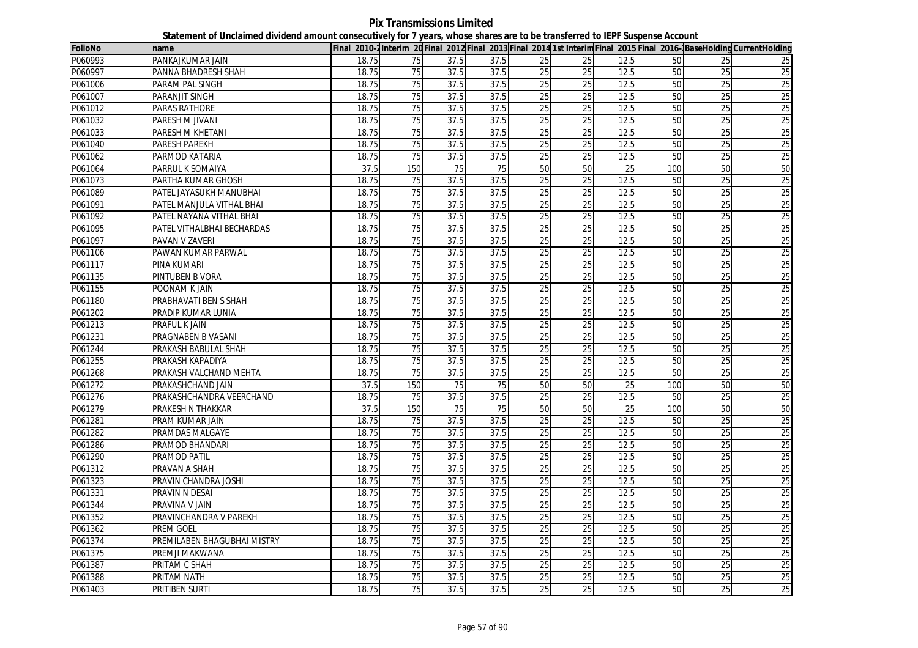**Pix Transmissions Limited**

**Statement of Unclaimed dividend amount consecutively for 7 years, whose shares are to be transferred to IEPF Suspense Account**

| FolioNo | name | Final 2010-2 | Interim 20 | Final 2012 | Final 2013 | Final 2014 | 1st Interim | Final 2015 | Final 2016-1 | BaseHolding | CurrentHolding |
|---|---|---|---|---|---|---|---|---|---|---|---|
| P060993 | PANKAJKUMAR JAIN | 18.75 | 75 | 37.5 | 37.5 | 25 | 25 | 12.5 | 50 | 25 | 25 |
| P060997 | PANNA BHADRESH SHAH | 18.75 | 75 | 37.5 | 37.5 | 25 | 25 | 12.5 | 50 | 25 | 25 |
| P061006 | PARAM PAL SINGH | 18.75 | 75 | 37.5 | 37.5 | 25 | 25 | 12.5 | 50 | 25 | 25 |
| P061007 | PARANJIT SINGH | 18.75 | 75 | 37.5 | 37.5 | 25 | 25 | 12.5 | 50 | 25 | 25 |
| P061012 | PARAS RATHORE | 18.75 | 75 | 37.5 | 37.5 | 25 | 25 | 12.5 | 50 | 25 | 25 |
| P061032 | PARESH M JIVANI | 18.75 | 75 | 37.5 | 37.5 | 25 | 25 | 12.5 | 50 | 25 | 25 |
| P061033 | PARESH M KHETANI | 18.75 | 75 | 37.5 | 37.5 | 25 | 25 | 12.5 | 50 | 25 | 25 |
| P061040 | PARESH PAREKH | 18.75 | 75 | 37.5 | 37.5 | 25 | 25 | 12.5 | 50 | 25 | 25 |
| P061062 | PARMOD KATARIA | 18.75 | 75 | 37.5 | 37.5 | 25 | 25 | 12.5 | 50 | 25 | 25 |
| P061064 | PARRUL K SOMAIYA | 37.5 | 150 | 75 | 75 | 50 | 50 | 25 | 100 | 50 | 50 |
| P061073 | PARTHA KUMAR GHOSH | 18.75 | 75 | 37.5 | 37.5 | 25 | 25 | 12.5 | 50 | 25 | 25 |
| P061089 | PATEL JAYASUKH MANUBHAI | 18.75 | 75 | 37.5 | 37.5 | 25 | 25 | 12.5 | 50 | 25 | 25 |
| P061091 | PATEL MANJULA VITHAL BHAI | 18.75 | 75 | 37.5 | 37.5 | 25 | 25 | 12.5 | 50 | 25 | 25 |
| P061092 | PATEL NAYANA VITHAL BHAI | 18.75 | 75 | 37.5 | 37.5 | 25 | 25 | 12.5 | 50 | 25 | 25 |
| P061095 | PATEL VITHALBHAI BECHARDAS | 18.75 | 75 | 37.5 | 37.5 | 25 | 25 | 12.5 | 50 | 25 | 25 |
| P061097 | PAVAN V ZAVERI | 18.75 | 75 | 37.5 | 37.5 | 25 | 25 | 12.5 | 50 | 25 | 25 |
| P061106 | PAWAN KUMAR PARWAL | 18.75 | 75 | 37.5 | 37.5 | 25 | 25 | 12.5 | 50 | 25 | 25 |
| P061117 | PINA KUMARI | 18.75 | 75 | 37.5 | 37.5 | 25 | 25 | 12.5 | 50 | 25 | 25 |
| P061135 | PINTUBEN B VORA | 18.75 | 75 | 37.5 | 37.5 | 25 | 25 | 12.5 | 50 | 25 | 25 |
| P061155 | POONAM K JAIN | 18.75 | 75 | 37.5 | 37.5 | 25 | 25 | 12.5 | 50 | 25 | 25 |
| P061180 | PRABHAVATI BEN S SHAH | 18.75 | 75 | 37.5 | 37.5 | 25 | 25 | 12.5 | 50 | 25 | 25 |
| P061202 | PRADIP KUMAR LUNIA | 18.75 | 75 | 37.5 | 37.5 | 25 | 25 | 12.5 | 50 | 25 | 25 |
| P061213 | PRAFUL K JAIN | 18.75 | 75 | 37.5 | 37.5 | 25 | 25 | 12.5 | 50 | 25 | 25 |
| P061231 | PRAGNABEN B VASANI | 18.75 | 75 | 37.5 | 37.5 | 25 | 25 | 12.5 | 50 | 25 | 25 |
| P061244 | PRAKASH BABULAL SHAH | 18.75 | 75 | 37.5 | 37.5 | 25 | 25 | 12.5 | 50 | 25 | 25 |
| P061255 | PRAKASH KAPADIYA | 18.75 | 75 | 37.5 | 37.5 | 25 | 25 | 12.5 | 50 | 25 | 25 |
| P061268 | PRAKASH VALCHAND MEHTA | 18.75 | 75 | 37.5 | 37.5 | 25 | 25 | 12.5 | 50 | 25 | 25 |
| P061272 | PRAKASHCHAND JAIN | 37.5 | 150 | 75 | 75 | 50 | 50 | 25 | 100 | 50 | 50 |
| P061276 | PRAKASHCHANDRA VEERCHAND | 18.75 | 75 | 37.5 | 37.5 | 25 | 25 | 12.5 | 50 | 25 | 25 |
| P061279 | PRAKESH N THAKKAR | 37.5 | 150 | 75 | 75 | 50 | 50 | 25 | 100 | 50 | 50 |
| P061281 | PRAM KUMAR JAIN | 18.75 | 75 | 37.5 | 37.5 | 25 | 25 | 12.5 | 50 | 25 | 25 |
| P061282 | PRAMDAS MALGAYE | 18.75 | 75 | 37.5 | 37.5 | 25 | 25 | 12.5 | 50 | 25 | 25 |
| P061286 | PRAMOD BHANDARI | 18.75 | 75 | 37.5 | 37.5 | 25 | 25 | 12.5 | 50 | 25 | 25 |
| P061290 | PRAMOD PATIL | 18.75 | 75 | 37.5 | 37.5 | 25 | 25 | 12.5 | 50 | 25 | 25 |
| P061312 | PRAVAN A SHAH | 18.75 | 75 | 37.5 | 37.5 | 25 | 25 | 12.5 | 50 | 25 | 25 |
| P061323 | PRAVIN CHANDRA JOSHI | 18.75 | 75 | 37.5 | 37.5 | 25 | 25 | 12.5 | 50 | 25 | 25 |
| P061331 | PRAVIN N DESAI | 18.75 | 75 | 37.5 | 37.5 | 25 | 25 | 12.5 | 50 | 25 | 25 |
| P061344 | PRAVINA V JAIN | 18.75 | 75 | 37.5 | 37.5 | 25 | 25 | 12.5 | 50 | 25 | 25 |
| P061352 | PRAVINCHANDRA V PAREKH | 18.75 | 75 | 37.5 | 37.5 | 25 | 25 | 12.5 | 50 | 25 | 25 |
| P061362 | PREM GOEL | 18.75 | 75 | 37.5 | 37.5 | 25 | 25 | 12.5 | 50 | 25 | 25 |
| P061374 | PREMILABEN BHAGUBHAI MISTRY | 18.75 | 75 | 37.5 | 37.5 | 25 | 25 | 12.5 | 50 | 25 | 25 |
| P061375 | PREMJI MAKWANA | 18.75 | 75 | 37.5 | 37.5 | 25 | 25 | 12.5 | 50 | 25 | 25 |
| P061387 | PRITAM C SHAH | 18.75 | 75 | 37.5 | 37.5 | 25 | 25 | 12.5 | 50 | 25 | 25 |
| P061388 | PRITAM NATH | 18.75 | 75 | 37.5 | 37.5 | 25 | 25 | 12.5 | 50 | 25 | 25 |
| P061403 | PRITIBEN SURTI | 18.75 | 75 | 37.5 | 37.5 | 25 | 25 | 12.5 | 50 | 25 | 25 |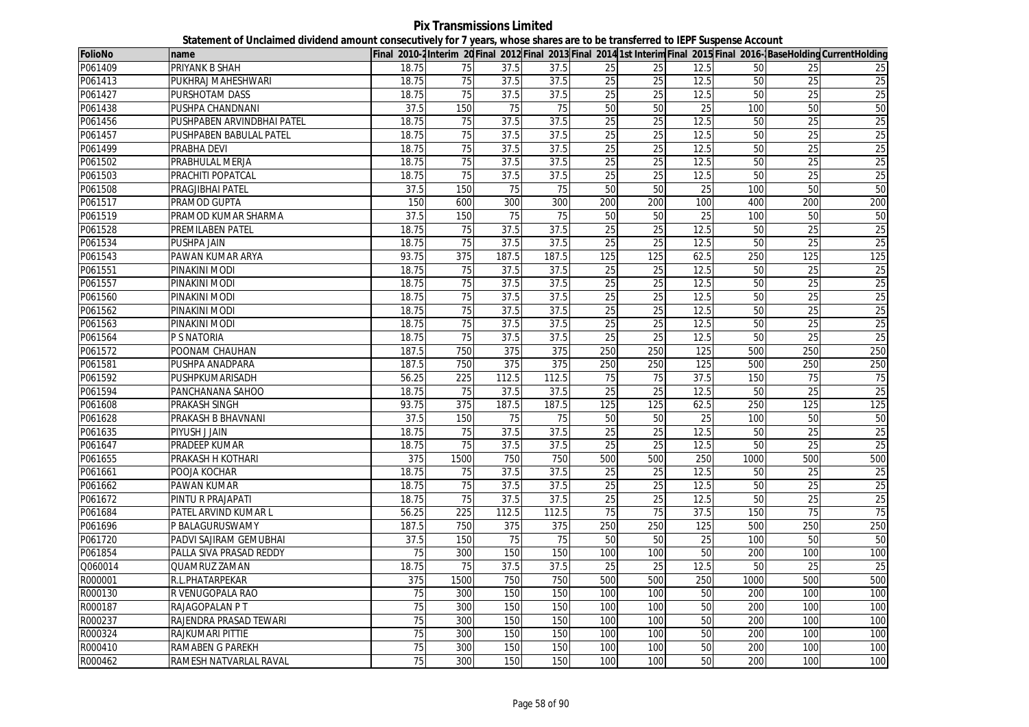# Pix Transmissions Limited

## Statement of Unclaimed dividend amount consecutively for 7 years, whose shares are to be transferred to IEPF Suspense Account

| FolioNo | name | Final 2010-2 | Interim 20 | Final 2012 | Final 2013 | Final 2014 | 1st Interim | Final 2015 | Final 2016- | BaseHolding | CurrentHolding |
|---|---|---|---|---|---|---|---|---|---|---|---|
| P061409 | PRIYANK B SHAH | 18.75 | 75 | 37.5 | 37.5 | 25 | 25 | 12.5 | 50 | 25 | 25 |
| P061413 | PUKHRAJ MAHESHWARI | 18.75 | 75 | 37.5 | 37.5 | 25 | 25 | 12.5 | 50 | 25 | 25 |
| P061427 | PURSHOTAM DASS | 18.75 | 75 | 37.5 | 37.5 | 25 | 25 | 12.5 | 50 | 25 | 25 |
| P061438 | PUSHPA CHANDNANI | 37.5 | 150 | 75 | 75 | 50 | 50 | 25 | 100 | 50 | 50 |
| P061456 | PUSHPABEN ARVINDBHAI PATEL | 18.75 | 75 | 37.5 | 37.5 | 25 | 25 | 12.5 | 50 | 25 | 25 |
| P061457 | PUSHPABEN BABULAL PATEL | 18.75 | 75 | 37.5 | 37.5 | 25 | 25 | 12.5 | 50 | 25 | 25 |
| P061499 | PRABHA DEVI | 18.75 | 75 | 37.5 | 37.5 | 25 | 25 | 12.5 | 50 | 25 | 25 |
| P061502 | PRABHULAL MERJA | 18.75 | 75 | 37.5 | 37.5 | 25 | 25 | 12.5 | 50 | 25 | 25 |
| P061503 | PRACHITI POPATCAL | 18.75 | 75 | 37.5 | 37.5 | 25 | 25 | 12.5 | 50 | 25 | 25 |
| P061508 | PRAGJIBHAI PATEL | 37.5 | 150 | 75 | 75 | 50 | 50 | 25 | 100 | 50 | 50 |
| P061517 | PRAMOD GUPTA | 150 | 600 | 300 | 300 | 200 | 200 | 100 | 400 | 200 | 200 |
| P061519 | PRAMOD KUMAR SHARMA | 37.5 | 150 | 75 | 75 | 50 | 50 | 25 | 100 | 50 | 50 |
| P061528 | PREMILABEN PATEL | 18.75 | 75 | 37.5 | 37.5 | 25 | 25 | 12.5 | 50 | 25 | 25 |
| P061534 | PUSHPA JAIN | 18.75 | 75 | 37.5 | 37.5 | 25 | 25 | 12.5 | 50 | 25 | 25 |
| P061543 | PAWAN KUMAR ARYA | 93.75 | 375 | 187.5 | 187.5 | 125 | 125 | 62.5 | 250 | 125 | 125 |
| P061551 | PINAKINI MODI | 18.75 | 75 | 37.5 | 37.5 | 25 | 25 | 12.5 | 50 | 25 | 25 |
| P061557 | PINAKINI MODI | 18.75 | 75 | 37.5 | 37.5 | 25 | 25 | 12.5 | 50 | 25 | 25 |
| P061560 | PINAKINI MODI | 18.75 | 75 | 37.5 | 37.5 | 25 | 25 | 12.5 | 50 | 25 | 25 |
| P061562 | PINAKINI MODI | 18.75 | 75 | 37.5 | 37.5 | 25 | 25 | 12.5 | 50 | 25 | 25 |
| P061563 | PINAKINI MODI | 18.75 | 75 | 37.5 | 37.5 | 25 | 25 | 12.5 | 50 | 25 | 25 |
| P061564 | P S NATORIA | 18.75 | 75 | 37.5 | 37.5 | 25 | 25 | 12.5 | 50 | 25 | 25 |
| P061572 | POONAM CHAUHAN | 187.5 | 750 | 375 | 375 | 250 | 250 | 125 | 500 | 250 | 250 |
| P061581 | PUSHPA ANADPARA | 187.5 | 750 | 375 | 375 | 250 | 250 | 125 | 500 | 250 | 250 |
| P061592 | PUSHPKUMARISADH | 56.25 | 225 | 112.5 | 112.5 | 75 | 75 | 37.5 | 150 | 75 | 75 |
| P061594 | PANCHANANA SAHOO | 18.75 | 75 | 37.5 | 37.5 | 25 | 25 | 12.5 | 50 | 25 | 25 |
| P061608 | PRAKASH SINGH | 93.75 | 375 | 187.5 | 187.5 | 125 | 125 | 62.5 | 250 | 125 | 125 |
| P061628 | PRAKASH B BHAVNANI | 37.5 | 150 | 75 | 75 | 50 | 50 | 25 | 100 | 50 | 50 |
| P061635 | PIYUSH J JAIN | 18.75 | 75 | 37.5 | 37.5 | 25 | 25 | 12.5 | 50 | 25 | 25 |
| P061647 | PRADEEP KUMAR | 18.75 | 75 | 37.5 | 37.5 | 25 | 25 | 12.5 | 50 | 25 | 25 |
| P061655 | PRAKASH H KOTHARI | 375 | 1500 | 750 | 750 | 500 | 500 | 250 | 1000 | 500 | 500 |
| P061661 | POOJA KOCHAR | 18.75 | 75 | 37.5 | 37.5 | 25 | 25 | 12.5 | 50 | 25 | 25 |
| P061662 | PAWAN KUMAR | 18.75 | 75 | 37.5 | 37.5 | 25 | 25 | 12.5 | 50 | 25 | 25 |
| P061672 | PINTU R PRAJAPATI | 18.75 | 75 | 37.5 | 37.5 | 25 | 25 | 12.5 | 50 | 25 | 25 |
| P061684 | PATEL ARVIND KUMAR L | 56.25 | 225 | 112.5 | 112.5 | 75 | 75 | 37.5 | 150 | 75 | 75 |
| P061696 | P BALAGURUSWAMY | 187.5 | 750 | 375 | 375 | 250 | 250 | 125 | 500 | 250 | 250 |
| P061720 | PADVI SAJIRAM GEMUBHAI | 37.5 | 150 | 75 | 75 | 50 | 50 | 25 | 100 | 50 | 50 |
| P061854 | PALLA SIVA PRASAD REDDY | 75 | 300 | 150 | 150 | 100 | 100 | 50 | 200 | 100 | 100 |
| Q060014 | QUAMRUZ ZAMAN | 18.75 | 75 | 37.5 | 37.5 | 25 | 25 | 12.5 | 50 | 25 | 25 |
| R000001 | R.L.PHATARPEKAR | 375 | 1500 | 750 | 750 | 500 | 500 | 250 | 1000 | 500 | 500 |
| R000130 | R VENUGOPALA RAO | 75 | 300 | 150 | 150 | 100 | 100 | 50 | 200 | 100 | 100 |
| R000187 | RAJAGOPALAN P T | 75 | 300 | 150 | 150 | 100 | 100 | 50 | 200 | 100 | 100 |
| R000237 | RAJENDRA PRASAD TEWARI | 75 | 300 | 150 | 150 | 100 | 100 | 50 | 200 | 100 | 100 |
| R000324 | RAJKUMARI PITTIE | 75 | 300 | 150 | 150 | 100 | 100 | 50 | 200 | 100 | 100 |
| R000410 | RAMABEN G PAREKH | 75 | 300 | 150 | 150 | 100 | 100 | 50 | 200 | 100 | 100 |
| R000462 | RAMESH NATVARLAL RAVAL | 75 | 300 | 150 | 150 | 100 | 100 | 50 | 200 | 100 | 100 |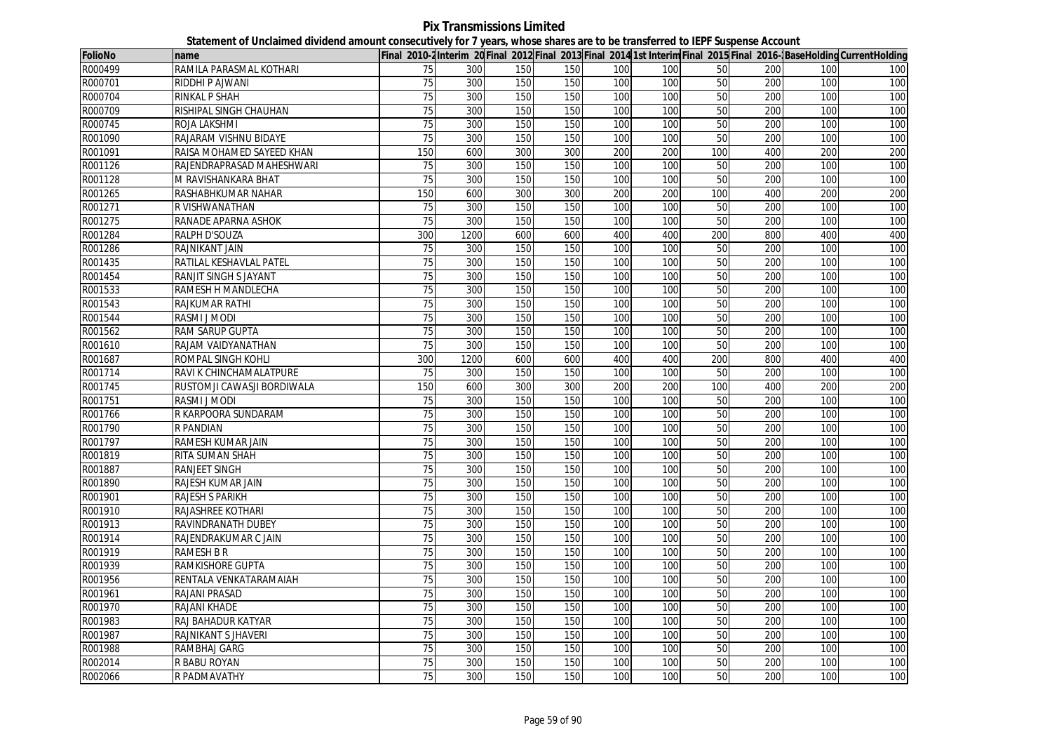**Pix Transmissions Limited**

**Statement of Unclaimed dividend amount consecutively for 7 years, whose shares are to be transferred to IEPF Suspense Account**

| FolioNo | name | Final 2010-2 | Interim 20 | Final 2012 | Final 2013 | Final 2014 | 1st Interim | Final 2015 | Final 2016- | BaseHolding | CurrentHolding |
|---|---|---|---|---|---|---|---|---|---|---|---|
| R000499 | RAMILA PARASMAL KOTHARI | 75 | 300 | 150 | 150 | 100 | 100 | 50 | 200 | 100 | 100 |
| R000701 | RIDDHI P AJWANI | 75 | 300 | 150 | 150 | 100 | 100 | 50 | 200 | 100 | 100 |
| R000704 | RINKAL P SHAH | 75 | 300 | 150 | 150 | 100 | 100 | 50 | 200 | 100 | 100 |
| R000709 | RISHIPAL SINGH CHAUHAN | 75 | 300 | 150 | 150 | 100 | 100 | 50 | 200 | 100 | 100 |
| R000745 | ROJA LAKSHMI | 75 | 300 | 150 | 150 | 100 | 100 | 50 | 200 | 100 | 100 |
| R001090 | RAJARAM VISHNU BIDAYE | 75 | 300 | 150 | 150 | 100 | 100 | 50 | 200 | 100 | 100 |
| R001091 | RAISA MOHAMED SAYEED KHAN | 150 | 600 | 300 | 300 | 200 | 200 | 100 | 400 | 200 | 200 |
| R001126 | RAJENDRAPRASAD MAHESHWARI | 75 | 300 | 150 | 150 | 100 | 100 | 50 | 200 | 100 | 100 |
| R001128 | M RAVISHANKARA BHAT | 75 | 300 | 150 | 150 | 100 | 100 | 50 | 200 | 100 | 100 |
| R001265 | RASHABHKUMAR NAHAR | 150 | 600 | 300 | 300 | 200 | 200 | 100 | 400 | 200 | 200 |
| R001271 | R VISHWANATHAN | 75 | 300 | 150 | 150 | 100 | 100 | 50 | 200 | 100 | 100 |
| R001275 | RANADE APARNA ASHOK | 75 | 300 | 150 | 150 | 100 | 100 | 50 | 200 | 100 | 100 |
| R001284 | RALPH D'SOUZA | 300 | 1200 | 600 | 600 | 400 | 400 | 200 | 800 | 400 | 400 |
| R001286 | RAJNIKANT JAIN | 75 | 300 | 150 | 150 | 100 | 100 | 50 | 200 | 100 | 100 |
| R001435 | RATILAL KESHAVLAL PATEL | 75 | 300 | 150 | 150 | 100 | 100 | 50 | 200 | 100 | 100 |
| R001454 | RANJIT SINGH S JAYANT | 75 | 300 | 150 | 150 | 100 | 100 | 50 | 200 | 100 | 100 |
| R001533 | RAMESH H MANDLECHA | 75 | 300 | 150 | 150 | 100 | 100 | 50 | 200 | 100 | 100 |
| R001543 | RAJKUMAR RATHI | 75 | 300 | 150 | 150 | 100 | 100 | 50 | 200 | 100 | 100 |
| R001544 | RASMI J MODI | 75 | 300 | 150 | 150 | 100 | 100 | 50 | 200 | 100 | 100 |
| R001562 | RAM SARUP GUPTA | 75 | 300 | 150 | 150 | 100 | 100 | 50 | 200 | 100 | 100 |
| R001610 | RAJAM VAIDYANATHAN | 75 | 300 | 150 | 150 | 100 | 100 | 50 | 200 | 100 | 100 |
| R001687 | ROMPAL SINGH KOHLI | 300 | 1200 | 600 | 600 | 400 | 400 | 200 | 800 | 400 | 400 |
| R001714 | RAVI K CHINCHAMALATPURE | 75 | 300 | 150 | 150 | 100 | 100 | 50 | 200 | 100 | 100 |
| R001745 | RUSTOMJI CAWASJI BORDIWALA | 150 | 600 | 300 | 300 | 200 | 200 | 100 | 400 | 200 | 200 |
| R001751 | RASMI J MODI | 75 | 300 | 150 | 150 | 100 | 100 | 50 | 200 | 100 | 100 |
| R001766 | R KARPOORA SUNDARAM | 75 | 300 | 150 | 150 | 100 | 100 | 50 | 200 | 100 | 100 |
| R001790 | R PANDIAN | 75 | 300 | 150 | 150 | 100 | 100 | 50 | 200 | 100 | 100 |
| R001797 | RAMESH KUMAR JAIN | 75 | 300 | 150 | 150 | 100 | 100 | 50 | 200 | 100 | 100 |
| R001819 | RITA SUMAN SHAH | 75 | 300 | 150 | 150 | 100 | 100 | 50 | 200 | 100 | 100 |
| R001887 | RANJEET SINGH | 75 | 300 | 150 | 150 | 100 | 100 | 50 | 200 | 100 | 100 |
| R001890 | RAJESH KUMAR JAIN | 75 | 300 | 150 | 150 | 100 | 100 | 50 | 200 | 100 | 100 |
| R001901 | RAJESH S PARIKH | 75 | 300 | 150 | 150 | 100 | 100 | 50 | 200 | 100 | 100 |
| R001910 | RAJASHREE KOTHARI | 75 | 300 | 150 | 150 | 100 | 100 | 50 | 200 | 100 | 100 |
| R001913 | RAVINDRANATH DUBEY | 75 | 300 | 150 | 150 | 100 | 100 | 50 | 200 | 100 | 100 |
| R001914 | RAJENDRAKUMAR C JAIN | 75 | 300 | 150 | 150 | 100 | 100 | 50 | 200 | 100 | 100 |
| R001919 | RAMESH B R | 75 | 300 | 150 | 150 | 100 | 100 | 50 | 200 | 100 | 100 |
| R001939 | RAMKISHORE GUPTA | 75 | 300 | 150 | 150 | 100 | 100 | 50 | 200 | 100 | 100 |
| R001956 | RENTALA VENKATARAMAIAH | 75 | 300 | 150 | 150 | 100 | 100 | 50 | 200 | 100 | 100 |
| R001961 | RAJANI PRASAD | 75 | 300 | 150 | 150 | 100 | 100 | 50 | 200 | 100 | 100 |
| R001970 | RAJANI KHADE | 75 | 300 | 150 | 150 | 100 | 100 | 50 | 200 | 100 | 100 |
| R001983 | RAJ BAHADUR KATYAR | 75 | 300 | 150 | 150 | 100 | 100 | 50 | 200 | 100 | 100 |
| R001987 | RAJNIKANT S JHAVERI | 75 | 300 | 150 | 150 | 100 | 100 | 50 | 200 | 100 | 100 |
| R001988 | RAMBHAJ GARG | 75 | 300 | 150 | 150 | 100 | 100 | 50 | 200 | 100 | 100 |
| R002014 | R BABU ROYAN | 75 | 300 | 150 | 150 | 100 | 100 | 50 | 200 | 100 | 100 |
| R002066 | R PADMAVATHY | 75 | 300 | 150 | 150 | 100 | 100 | 50 | 200 | 100 | 100 |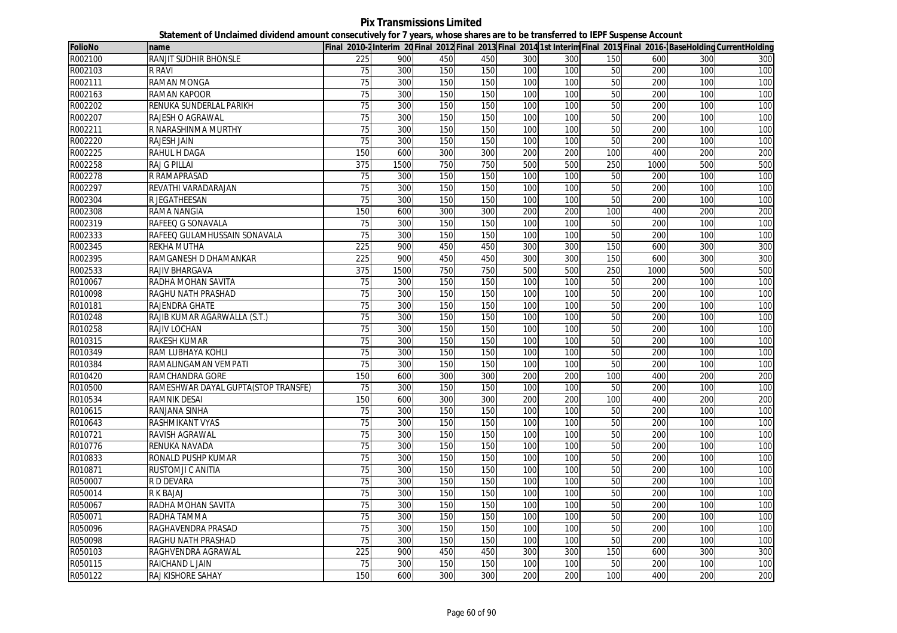# Pix Transmissions Limited

**Statement of Unclaimed dividend amount consecutively for 7 years, whose shares are to be transferred to IEPF Suspense Account**

| FolioNo | name | Final 2010-2 | Interim 20 | Final 2012 | Final 2013 | Final 2014 | 1st Interim | Final 2015 | Final 2016- | BaseHolding | CurrentHolding |
|---|---|---|---|---|---|---|---|---|---|---|---|
| R002100 | RANJIT SUDHIR BHONSLE | 225 | 900 | 450 | 450 | 300 | 300 | 150 | 600 | 300 | 300 |
| R002103 | R RAVI | 75 | 300 | 150 | 150 | 100 | 100 | 50 | 200 | 100 | 100 |
| R002111 | RAMAN MONGA | 75 | 300 | 150 | 150 | 100 | 100 | 50 | 200 | 100 | 100 |
| R002163 | RAMAN KAPOOR | 75 | 300 | 150 | 150 | 100 | 100 | 50 | 200 | 100 | 100 |
| R002202 | RENUKA SUNDERLAL PARIKH | 75 | 300 | 150 | 150 | 100 | 100 | 50 | 200 | 100 | 100 |
| R002207 | RAJESH O AGRAWAL | 75 | 300 | 150 | 150 | 100 | 100 | 50 | 200 | 100 | 100 |
| R002211 | R NARASHINMA MURTHY | 75 | 300 | 150 | 150 | 100 | 100 | 50 | 200 | 100 | 100 |
| R002220 | RAJESH JAIN | 75 | 300 | 150 | 150 | 100 | 100 | 50 | 200 | 100 | 100 |
| R002225 | RAHUL H DAGA | 150 | 600 | 300 | 300 | 200 | 200 | 100 | 400 | 200 | 200 |
| R002258 | RAJ G PILLAI | 375 | 1500 | 750 | 750 | 500 | 500 | 250 | 1000 | 500 | 500 |
| R002278 | R RAMAPRASAD | 75 | 300 | 150 | 150 | 100 | 100 | 50 | 200 | 100 | 100 |
| R002297 | REVATHI VARADARAJAN | 75 | 300 | 150 | 150 | 100 | 100 | 50 | 200 | 100 | 100 |
| R002304 | R JEGATHEESAN | 75 | 300 | 150 | 150 | 100 | 100 | 50 | 200 | 100 | 100 |
| R002308 | RAMA NANGIA | 150 | 600 | 300 | 300 | 200 | 200 | 100 | 400 | 200 | 200 |
| R002319 | RAFEEQ G SONAVALA | 75 | 300 | 150 | 150 | 100 | 100 | 50 | 200 | 100 | 100 |
| R002333 | RAFEEQ GULAMHUSSAIN SONAVALA | 75 | 300 | 150 | 150 | 100 | 100 | 50 | 200 | 100 | 100 |
| R002345 | REKHA MUTHA | 225 | 900 | 450 | 450 | 300 | 300 | 150 | 600 | 300 | 300 |
| R002395 | RAMGANESH D DHAMANKAR | 225 | 900 | 450 | 450 | 300 | 300 | 150 | 600 | 300 | 300 |
| R002533 | RAJIV BHARGAVA | 375 | 1500 | 750 | 750 | 500 | 500 | 250 | 1000 | 500 | 500 |
| R010067 | RADHA MOHAN SAVITA | 75 | 300 | 150 | 150 | 100 | 100 | 50 | 200 | 100 | 100 |
| R010098 | RAGHU NATH PRASHAD | 75 | 300 | 150 | 150 | 100 | 100 | 50 | 200 | 100 | 100 |
| R010181 | RAJENDRA GHATE | 75 | 300 | 150 | 150 | 100 | 100 | 50 | 200 | 100 | 100 |
| R010248 | RAJIB KUMAR AGARWALLA (S.T.) | 75 | 300 | 150 | 150 | 100 | 100 | 50 | 200 | 100 | 100 |
| R010258 | RAJIV LOCHAN | 75 | 300 | 150 | 150 | 100 | 100 | 50 | 200 | 100 | 100 |
| R010315 | RAKESH KUMAR | 75 | 300 | 150 | 150 | 100 | 100 | 50 | 200 | 100 | 100 |
| R010349 | RAM LUBHAYA KOHLI | 75 | 300 | 150 | 150 | 100 | 100 | 50 | 200 | 100 | 100 |
| R010384 | RAMALINGAMAN VEMPATI | 75 | 300 | 150 | 150 | 100 | 100 | 50 | 200 | 100 | 100 |
| R010420 | RAMCHANDRA GORE | 150 | 600 | 300 | 300 | 200 | 200 | 100 | 400 | 200 | 200 |
| R010500 | RAMESHWAR DAYAL GUPTA(STOP TRANSFE) | 75 | 300 | 150 | 150 | 100 | 100 | 50 | 200 | 100 | 100 |
| R010534 | RAMNIK DESAI | 150 | 600 | 300 | 300 | 200 | 200 | 100 | 400 | 200 | 200 |
| R010615 | RANJANA SINHA | 75 | 300 | 150 | 150 | 100 | 100 | 50 | 200 | 100 | 100 |
| R010643 | RASHMIKANT VYAS | 75 | 300 | 150 | 150 | 100 | 100 | 50 | 200 | 100 | 100 |
| R010721 | RAVISH AGRAWAL | 75 | 300 | 150 | 150 | 100 | 100 | 50 | 200 | 100 | 100 |
| R010776 | RENUKA NAVADA | 75 | 300 | 150 | 150 | 100 | 100 | 50 | 200 | 100 | 100 |
| R010833 | RONALD PUSHP KUMAR | 75 | 300 | 150 | 150 | 100 | 100 | 50 | 200 | 100 | 100 |
| R010871 | RUSTOMJI C ANITIA | 75 | 300 | 150 | 150 | 100 | 100 | 50 | 200 | 100 | 100 |
| R050007 | R D DEVARA | 75 | 300 | 150 | 150 | 100 | 100 | 50 | 200 | 100 | 100 |
| R050014 | R K BAJAJ | 75 | 300 | 150 | 150 | 100 | 100 | 50 | 200 | 100 | 100 |
| R050067 | RADHA MOHAN SAVITA | 75 | 300 | 150 | 150 | 100 | 100 | 50 | 200 | 100 | 100 |
| R050071 | RADHA TAMMA | 75 | 300 | 150 | 150 | 100 | 100 | 50 | 200 | 100 | 100 |
| R050096 | RAGHAVENDRA PRASAD | 75 | 300 | 150 | 150 | 100 | 100 | 50 | 200 | 100 | 100 |
| R050098 | RAGHU NATH PRASHAD | 75 | 300 | 150 | 150 | 100 | 100 | 50 | 200 | 100 | 100 |
| R050103 | RAGHVENDRA AGRAWAL | 225 | 900 | 450 | 450 | 300 | 300 | 150 | 600 | 300 | 300 |
| R050115 | RAICHAND L JAIN | 75 | 300 | 150 | 150 | 100 | 100 | 50 | 200 | 100 | 100 |
| R050122 | RAJ KISHORE SAHAY | 150 | 600 | 300 | 300 | 200 | 200 | 100 | 400 | 200 | 200 |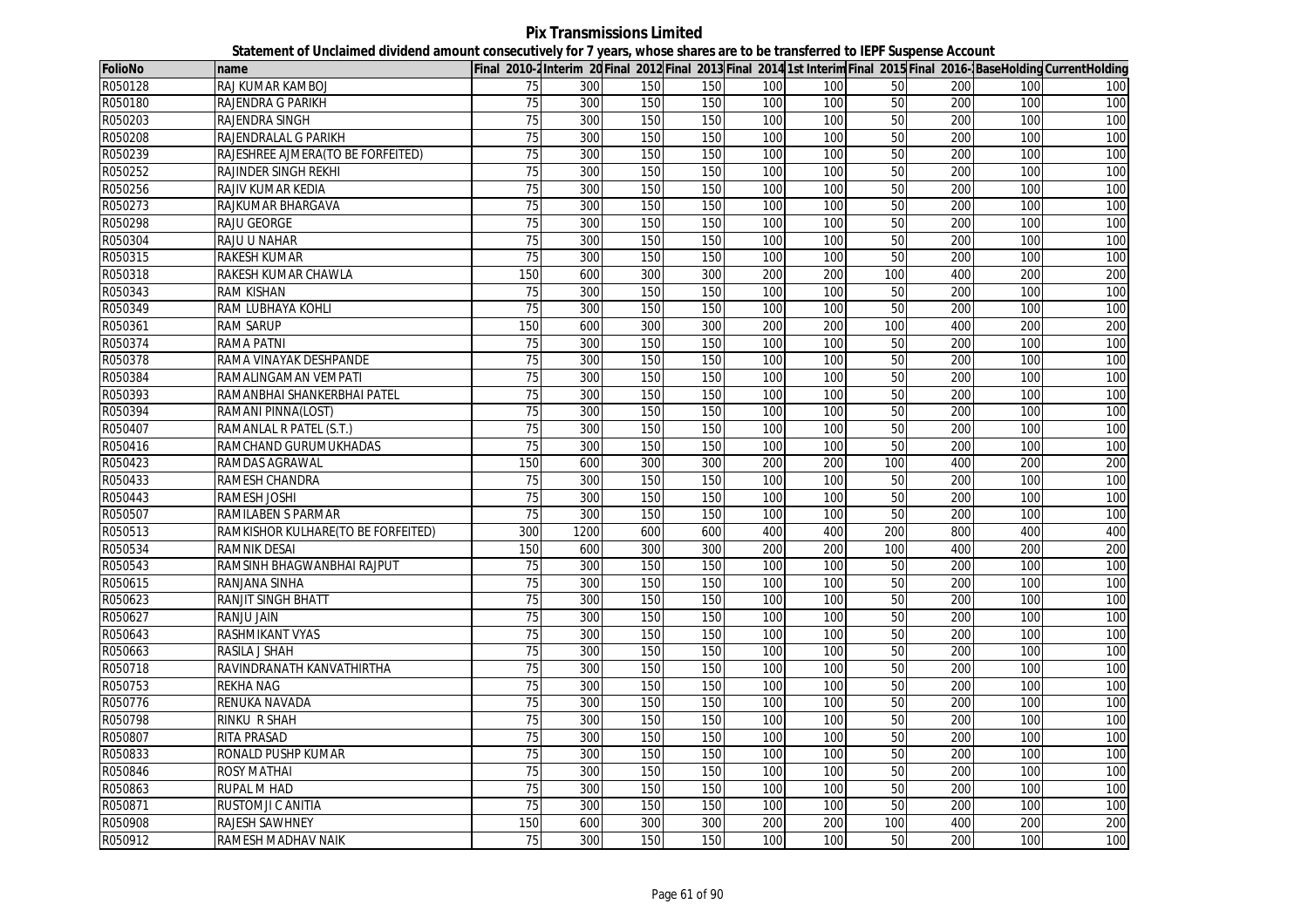# Pix Transmissions Limited

## Statement of Unclaimed dividend amount consecutively for 7 years, whose shares are to be transferred to IEPF Suspense Account

| FolioNo | name | Final 2010-2 | Interim 20 | Final 2012 | Final 2013 | Final 2014 | 1st Interim | Final 2015 | Final 2016- | BaseHolding | CurrentHolding |
|---|---|---|---|---|---|---|---|---|---|---|---|
| R050128 | RAJ KUMAR KAMBOJ | 75 | 300 | 150 | 150 | 100 | 100 | 50 | 200 | 100 | 100 |
| R050180 | RAJENDRA G PARIKH | 75 | 300 | 150 | 150 | 100 | 100 | 50 | 200 | 100 | 100 |
| R050203 | RAJENDRA SINGH | 75 | 300 | 150 | 150 | 100 | 100 | 50 | 200 | 100 | 100 |
| R050208 | RAJENDRALAL G PARIKH | 75 | 300 | 150 | 150 | 100 | 100 | 50 | 200 | 100 | 100 |
| R050239 | RAJESHREE AJMERA(TO BE FORFEITED) | 75 | 300 | 150 | 150 | 100 | 100 | 50 | 200 | 100 | 100 |
| R050252 | RAJINDER SINGH REKHI | 75 | 300 | 150 | 150 | 100 | 100 | 50 | 200 | 100 | 100 |
| R050256 | RAJIV KUMAR KEDIA | 75 | 300 | 150 | 150 | 100 | 100 | 50 | 200 | 100 | 100 |
| R050273 | RAJKUMAR BHARGAVA | 75 | 300 | 150 | 150 | 100 | 100 | 50 | 200 | 100 | 100 |
| R050298 | RAJU GEORGE | 75 | 300 | 150 | 150 | 100 | 100 | 50 | 200 | 100 | 100 |
| R050304 | RAJU U NAHAR | 75 | 300 | 150 | 150 | 100 | 100 | 50 | 200 | 100 | 100 |
| R050315 | RAKESH KUMAR | 75 | 300 | 150 | 150 | 100 | 100 | 50 | 200 | 100 | 100 |
| R050318 | RAKESH KUMAR CHAWLA | 150 | 600 | 300 | 300 | 200 | 200 | 100 | 400 | 200 | 200 |
| R050343 | RAM KISHAN | 75 | 300 | 150 | 150 | 100 | 100 | 50 | 200 | 100 | 100 |
| R050349 | RAM LUBHAYA KOHLI | 75 | 300 | 150 | 150 | 100 | 100 | 50 | 200 | 100 | 100 |
| R050361 | RAM SARUP | 150 | 600 | 300 | 300 | 200 | 200 | 100 | 400 | 200 | 200 |
| R050374 | RAMA PATNI | 75 | 300 | 150 | 150 | 100 | 100 | 50 | 200 | 100 | 100 |
| R050378 | RAMA VINAYAK DESHPANDE | 75 | 300 | 150 | 150 | 100 | 100 | 50 | 200 | 100 | 100 |
| R050384 | RAMALINGAMAN VEMPATI | 75 | 300 | 150 | 150 | 100 | 100 | 50 | 200 | 100 | 100 |
| R050393 | RAMANBHAI SHANKERBHAI PATEL | 75 | 300 | 150 | 150 | 100 | 100 | 50 | 200 | 100 | 100 |
| R050394 | RAMANI PINNA(LOST) | 75 | 300 | 150 | 150 | 100 | 100 | 50 | 200 | 100 | 100 |
| R050407 | RAMANLAL R PATEL (S.T.) | 75 | 300 | 150 | 150 | 100 | 100 | 50 | 200 | 100 | 100 |
| R050416 | RAMCHAND GURUMUKHADAS | 75 | 300 | 150 | 150 | 100 | 100 | 50 | 200 | 100 | 100 |
| R050423 | RAMDAS AGRAWAL | 150 | 600 | 300 | 300 | 200 | 200 | 100 | 400 | 200 | 200 |
| R050433 | RAMESH CHANDRA | 75 | 300 | 150 | 150 | 100 | 100 | 50 | 200 | 100 | 100 |
| R050443 | RAMESH JOSHI | 75 | 300 | 150 | 150 | 100 | 100 | 50 | 200 | 100 | 100 |
| R050507 | RAMILABEN S PARMAR | 75 | 300 | 150 | 150 | 100 | 100 | 50 | 200 | 100 | 100 |
| R050513 | RAMKISHOR KULHARE(TO BE FORFEITED) | 300 | 1200 | 600 | 600 | 400 | 400 | 200 | 800 | 400 | 400 |
| R050534 | RAMNIK DESAI | 150 | 600 | 300 | 300 | 200 | 200 | 100 | 400 | 200 | 200 |
| R050543 | RAMSINH BHAGWANBHAI RAJPUT | 75 | 300 | 150 | 150 | 100 | 100 | 50 | 200 | 100 | 100 |
| R050615 | RANJANA SINHA | 75 | 300 | 150 | 150 | 100 | 100 | 50 | 200 | 100 | 100 |
| R050623 | RANJIT SINGH BHATT | 75 | 300 | 150 | 150 | 100 | 100 | 50 | 200 | 100 | 100 |
| R050627 | RANJU JAIN | 75 | 300 | 150 | 150 | 100 | 100 | 50 | 200 | 100 | 100 |
| R050643 | RASHMIKANT VYAS | 75 | 300 | 150 | 150 | 100 | 100 | 50 | 200 | 100 | 100 |
| R050663 | RASILA J SHAH | 75 | 300 | 150 | 150 | 100 | 100 | 50 | 200 | 100 | 100 |
| R050718 | RAVINDRANATH KANVATHIRTHA | 75 | 300 | 150 | 150 | 100 | 100 | 50 | 200 | 100 | 100 |
| R050753 | REKHA NAG | 75 | 300 | 150 | 150 | 100 | 100 | 50 | 200 | 100 | 100 |
| R050776 | RENUKA NAVADA | 75 | 300 | 150 | 150 | 100 | 100 | 50 | 200 | 100 | 100 |
| R050798 | RINKU R SHAH | 75 | 300 | 150 | 150 | 100 | 100 | 50 | 200 | 100 | 100 |
| R050807 | RITA PRASAD | 75 | 300 | 150 | 150 | 100 | 100 | 50 | 200 | 100 | 100 |
| R050833 | RONALD PUSHP KUMAR | 75 | 300 | 150 | 150 | 100 | 100 | 50 | 200 | 100 | 100 |
| R050846 | ROSY MATHAI | 75 | 300 | 150 | 150 | 100 | 100 | 50 | 200 | 100 | 100 |
| R050863 | RUPAL M HAD | 75 | 300 | 150 | 150 | 100 | 100 | 50 | 200 | 100 | 100 |
| R050871 | RUSTOMJI C ANITIA | 75 | 300 | 150 | 150 | 100 | 100 | 50 | 200 | 100 | 100 |
| R050908 | RAJESH SAWHNEY | 150 | 600 | 300 | 300 | 200 | 200 | 100 | 400 | 200 | 200 |
| R050912 | RAMESH MADHAV NAIK | 75 | 300 | 150 | 150 | 100 | 100 | 50 | 200 | 100 | 100 |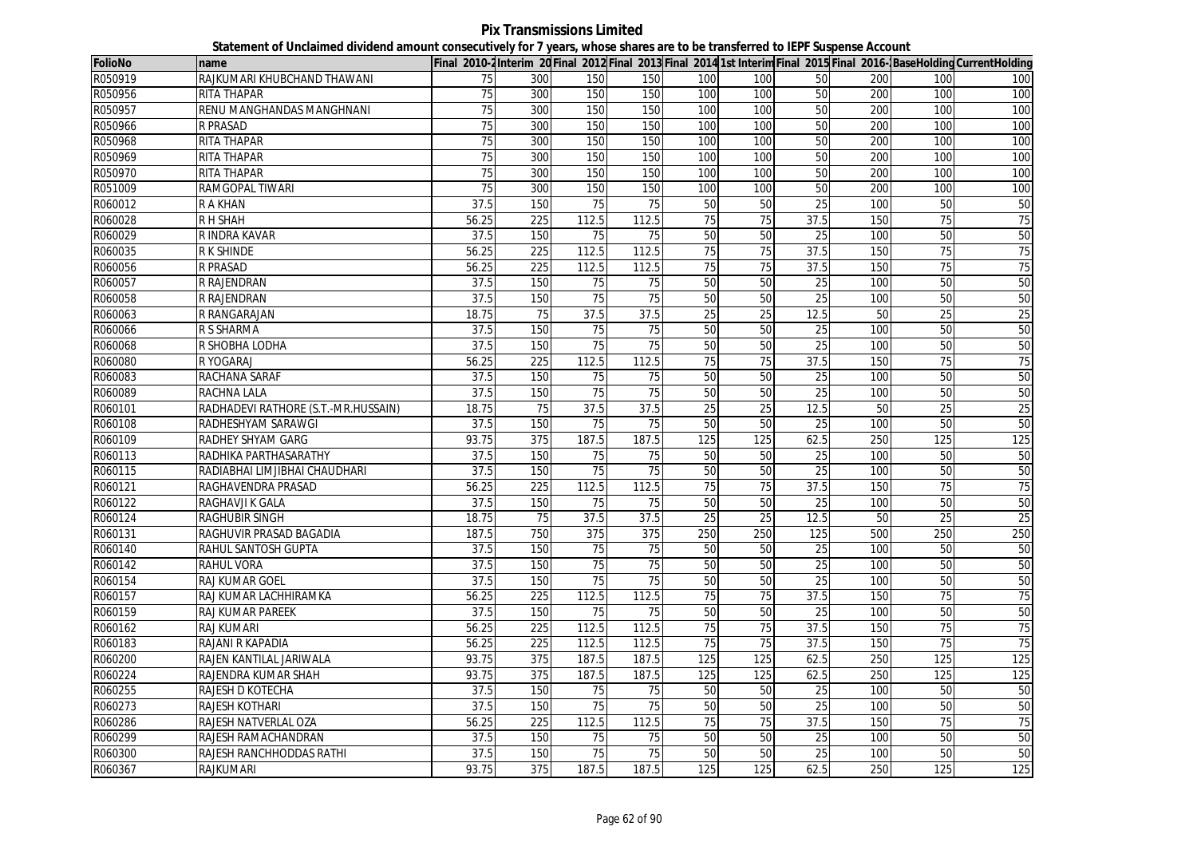**Pix Transmissions Limited**

**Statement of Unclaimed dividend amount consecutively for 7 years, whose shares are to be transferred to IEPF Suspense Account**

| FolioNo | name | Final 2010-2 | Interim 20 | Final 2012 | Final 2013 | Final 2014 | 1st Interim | Final 2015 | Final 2016- | BaseHolding | CurrentHolding |
|---|---|---|---|---|---|---|---|---|---|---|---|
| R050919 | RAJKUMARI KHUBCHAND THAWANI | 75 | 300 | 150 | 150 | 100 | 100 | 50 | 200 | 100 | 100 |
| R050956 | RITA THAPAR | 75 | 300 | 150 | 150 | 100 | 100 | 50 | 200 | 100 | 100 |
| R050957 | RENU MANGHANDAS MANGHNANI | 75 | 300 | 150 | 150 | 100 | 100 | 50 | 200 | 100 | 100 |
| R050966 | R PRASAD | 75 | 300 | 150 | 150 | 100 | 100 | 50 | 200 | 100 | 100 |
| R050968 | RITA THAPAR | 75 | 300 | 150 | 150 | 100 | 100 | 50 | 200 | 100 | 100 |
| R050969 | RITA THAPAR | 75 | 300 | 150 | 150 | 100 | 100 | 50 | 200 | 100 | 100 |
| R050970 | RITA THAPAR | 75 | 300 | 150 | 150 | 100 | 100 | 50 | 200 | 100 | 100 |
| R051009 | RAMGOPAL TIWARI | 75 | 300 | 150 | 150 | 100 | 100 | 50 | 200 | 100 | 100 |
| R060012 | R A KHAN | 37.5 | 150 | 75 | 75 | 50 | 50 | 25 | 100 | 50 | 50 |
| R060028 | R H SHAH | 56.25 | 225 | 112.5 | 112.5 | 75 | 75 | 37.5 | 150 | 75 | 75 |
| R060029 | R INDRA KAVAR | 37.5 | 150 | 75 | 75 | 50 | 50 | 25 | 100 | 50 | 50 |
| R060035 | R K SHINDE | 56.25 | 225 | 112.5 | 112.5 | 75 | 75 | 37.5 | 150 | 75 | 75 |
| R060056 | R PRASAD | 56.25 | 225 | 112.5 | 112.5 | 75 | 75 | 37.5 | 150 | 75 | 75 |
| R060057 | R RAJENDRAN | 37.5 | 150 | 75 | 75 | 50 | 50 | 25 | 100 | 50 | 50 |
| R060058 | R RAJENDRAN | 37.5 | 150 | 75 | 75 | 50 | 50 | 25 | 100 | 50 | 50 |
| R060063 | R RANGARAJAN | 18.75 | 75 | 37.5 | 37.5 | 25 | 25 | 12.5 | 50 | 25 | 25 |
| R060066 | R S SHARMA | 37.5 | 150 | 75 | 75 | 50 | 50 | 25 | 100 | 50 | 50 |
| R060068 | R SHOBHA LODHA | 37.5 | 150 | 75 | 75 | 50 | 50 | 25 | 100 | 50 | 50 |
| R060080 | R YOGARAJ | 56.25 | 225 | 112.5 | 112.5 | 75 | 75 | 37.5 | 150 | 75 | 75 |
| R060083 | RACHANA SARAF | 37.5 | 150 | 75 | 75 | 50 | 50 | 25 | 100 | 50 | 50 |
| R060089 | RACHNA LALA | 37.5 | 150 | 75 | 75 | 50 | 50 | 25 | 100 | 50 | 50 |
| R060101 | RADHADEVI RATHORE (S.T.-MR.HUSSAIN) | 18.75 | 75 | 37.5 | 37.5 | 25 | 25 | 12.5 | 50 | 25 | 25 |
| R060108 | RADHESHYAM SARAWGI | 37.5 | 150 | 75 | 75 | 50 | 50 | 25 | 100 | 50 | 50 |
| R060109 | RADHEY SHYAM GARG | 93.75 | 375 | 187.5 | 187.5 | 125 | 125 | 62.5 | 250 | 125 | 125 |
| R060113 | RADHIKA PARTHASARATHY | 37.5 | 150 | 75 | 75 | 50 | 50 | 25 | 100 | 50 | 50 |
| R060115 | RADIABHAI LIMJIBHAI CHAUDHARI | 37.5 | 150 | 75 | 75 | 50 | 50 | 25 | 100 | 50 | 50 |
| R060121 | RAGHAVENDRA PRASAD | 56.25 | 225 | 112.5 | 112.5 | 75 | 75 | 37.5 | 150 | 75 | 75 |
| R060122 | RAGHAVJI K GALA | 37.5 | 150 | 75 | 75 | 50 | 50 | 25 | 100 | 50 | 50 |
| R060124 | RAGHUBIR SINGH | 18.75 | 75 | 37.5 | 37.5 | 25 | 25 | 12.5 | 50 | 25 | 25 |
| R060131 | RAGHUVIR PRASAD BAGADIA | 187.5 | 750 | 375 | 375 | 250 | 250 | 125 | 500 | 250 | 250 |
| R060140 | RAHUL SANTOSH GUPTA | 37.5 | 150 | 75 | 75 | 50 | 50 | 25 | 100 | 50 | 50 |
| R060142 | RAHUL VORA | 37.5 | 150 | 75 | 75 | 50 | 50 | 25 | 100 | 50 | 50 |
| R060154 | RAJ KUMAR GOEL | 37.5 | 150 | 75 | 75 | 50 | 50 | 25 | 100 | 50 | 50 |
| R060157 | RAJ KUMAR LACHHIRAMKA | 56.25 | 225 | 112.5 | 112.5 | 75 | 75 | 37.5 | 150 | 75 | 75 |
| R060159 | RAJ KUMAR PAREEK | 37.5 | 150 | 75 | 75 | 50 | 50 | 25 | 100 | 50 | 50 |
| R060162 | RAJ KUMARI | 56.25 | 225 | 112.5 | 112.5 | 75 | 75 | 37.5 | 150 | 75 | 75 |
| R060183 | RAJANI R KAPADIA | 56.25 | 225 | 112.5 | 112.5 | 75 | 75 | 37.5 | 150 | 75 | 75 |
| R060200 | RAJEN KANTILAL JARIWALA | 93.75 | 375 | 187.5 | 187.5 | 125 | 125 | 62.5 | 250 | 125 | 125 |
| R060224 | RAJENDRA KUMAR SHAH | 93.75 | 375 | 187.5 | 187.5 | 125 | 125 | 62.5 | 250 | 125 | 125 |
| R060255 | RAJESH D KOTECHA | 37.5 | 150 | 75 | 75 | 50 | 50 | 25 | 100 | 50 | 50 |
| R060273 | RAJESH KOTHARI | 37.5 | 150 | 75 | 75 | 50 | 50 | 25 | 100 | 50 | 50 |
| R060286 | RAJESH NATVERLAL OZA | 56.25 | 225 | 112.5 | 112.5 | 75 | 75 | 37.5 | 150 | 75 | 75 |
| R060299 | RAJESH RAMACHANDRAN | 37.5 | 150 | 75 | 75 | 50 | 50 | 25 | 100 | 50 | 50 |
| R060300 | RAJESH RANCHHODDAS RATHI | 37.5 | 150 | 75 | 75 | 50 | 50 | 25 | 100 | 50 | 50 |
| R060367 | RAJKUMARI | 93.75 | 375 | 187.5 | 187.5 | 125 | 125 | 62.5 | 250 | 125 | 125 |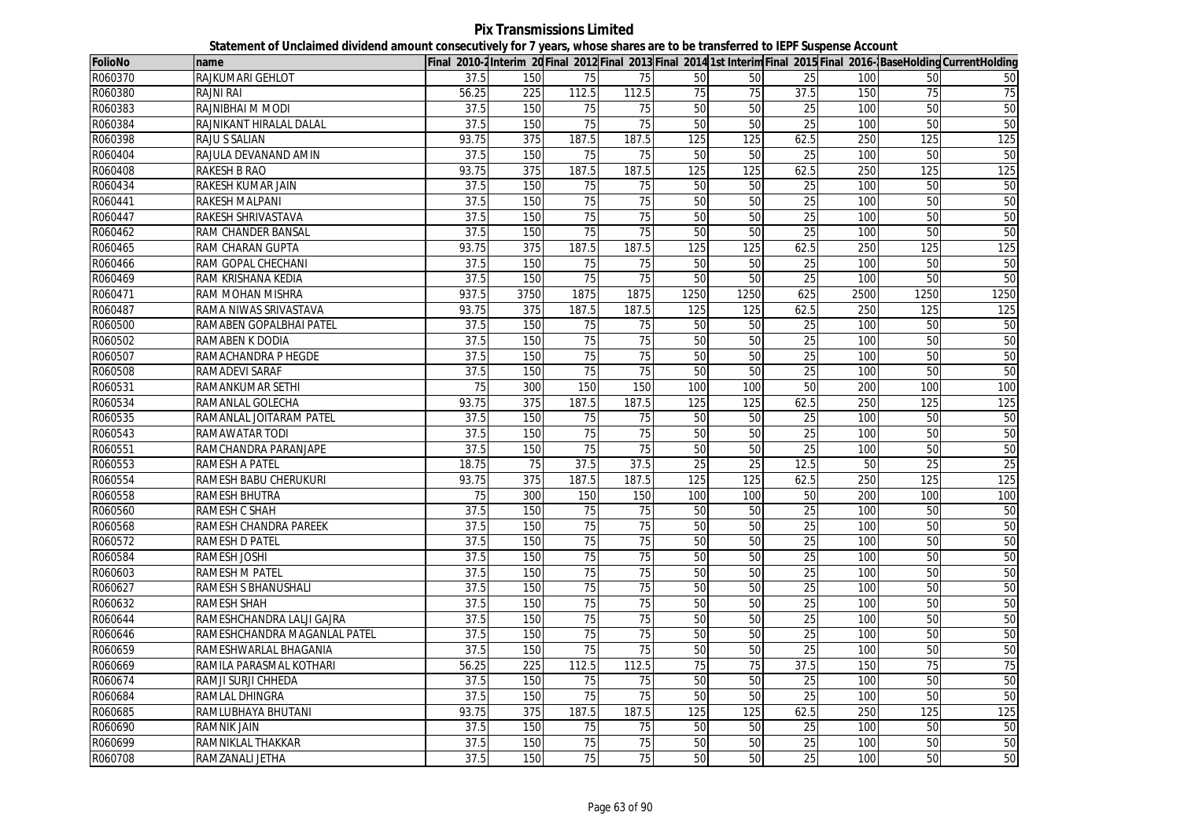**Pix Transmissions Limited**

**Statement of Unclaimed dividend amount consecutively for 7 years, whose shares are to be transferred to IEPF Suspense Account**

| FolioNo | name | Final 2010-2 | Interim 20 | Final 2012 | Final 2013 | Final 2014 | 1st Interim | Final 2015 | Final 2016- | BaseHolding | CurrentHolding |
|---|---|---|---|---|---|---|---|---|---|---|---|
| R060370 | RAJKUMARI GEHLOT | 37.5 | 150 | 75 | 75 | 50 | 50 | 25 | 100 | 50 | 50 |
| R060380 | RAJNI RAI | 56.25 | 225 | 112.5 | 112.5 | 75 | 75 | 37.5 | 150 | 75 | 75 |
| R060383 | RAJNIBHAI M MODI | 37.5 | 150 | 75 | 75 | 50 | 50 | 25 | 100 | 50 | 50 |
| R060384 | RAJNIKANT HIRALAL DALAL | 37.5 | 150 | 75 | 75 | 50 | 50 | 25 | 100 | 50 | 50 |
| R060398 | RAJU S SALIAN | 93.75 | 375 | 187.5 | 187.5 | 125 | 125 | 62.5 | 250 | 125 | 125 |
| R060404 | RAJULA DEVANAND AMIN | 37.5 | 150 | 75 | 75 | 50 | 50 | 25 | 100 | 50 | 50 |
| R060408 | RAKESH B RAO | 93.75 | 375 | 187.5 | 187.5 | 125 | 125 | 62.5 | 250 | 125 | 125 |
| R060434 | RAKESH KUMAR JAIN | 37.5 | 150 | 75 | 75 | 50 | 50 | 25 | 100 | 50 | 50 |
| R060441 | RAKESH MALPANI | 37.5 | 150 | 75 | 75 | 50 | 50 | 25 | 100 | 50 | 50 |
| R060447 | RAKESH SHRIVASTAVA | 37.5 | 150 | 75 | 75 | 50 | 50 | 25 | 100 | 50 | 50 |
| R060462 | RAM CHANDER BANSAL | 37.5 | 150 | 75 | 75 | 50 | 50 | 25 | 100 | 50 | 50 |
| R060465 | RAM CHARAN GUPTA | 93.75 | 375 | 187.5 | 187.5 | 125 | 125 | 62.5 | 250 | 125 | 125 |
| R060466 | RAM GOPAL CHECHANI | 37.5 | 150 | 75 | 75 | 50 | 50 | 25 | 100 | 50 | 50 |
| R060469 | RAM KRISHANA KEDIA | 37.5 | 150 | 75 | 75 | 50 | 50 | 25 | 100 | 50 | 50 |
| R060471 | RAM MOHAN MISHRA | 937.5 | 3750 | 1875 | 1875 | 1250 | 1250 | 625 | 2500 | 1250 | 1250 |
| R060487 | RAMA NIWAS SRIVASTAVA | 93.75 | 375 | 187.5 | 187.5 | 125 | 125 | 62.5 | 250 | 125 | 125 |
| R060500 | RAMABEN GOPALBHAI PATEL | 37.5 | 150 | 75 | 75 | 50 | 50 | 25 | 100 | 50 | 50 |
| R060502 | RAMABEN K DODIA | 37.5 | 150 | 75 | 75 | 50 | 50 | 25 | 100 | 50 | 50 |
| R060507 | RAMACHANDRA P HEGDE | 37.5 | 150 | 75 | 75 | 50 | 50 | 25 | 100 | 50 | 50 |
| R060508 | RAMADEVI SARAF | 37.5 | 150 | 75 | 75 | 50 | 50 | 25 | 100 | 50 | 50 |
| R060531 | RAMANKUMAR SETHI | 75 | 300 | 150 | 150 | 100 | 100 | 50 | 200 | 100 | 100 |
| R060534 | RAMANLAL GOLECHA | 93.75 | 375 | 187.5 | 187.5 | 125 | 125 | 62.5 | 250 | 125 | 125 |
| R060535 | RAMANLAL JOITARAM PATEL | 37.5 | 150 | 75 | 75 | 50 | 50 | 25 | 100 | 50 | 50 |
| R060543 | RAMAWATAR TODI | 37.5 | 150 | 75 | 75 | 50 | 50 | 25 | 100 | 50 | 50 |
| R060551 | RAMCHANDRA PARANJAPE | 37.5 | 150 | 75 | 75 | 50 | 50 | 25 | 100 | 50 | 50 |
| R060553 | RAMESH A PATEL | 18.75 | 75 | 37.5 | 37.5 | 25 | 25 | 12.5 | 50 | 25 | 25 |
| R060554 | RAMESH BABU CHERUKURI | 93.75 | 375 | 187.5 | 187.5 | 125 | 125 | 62.5 | 250 | 125 | 125 |
| R060558 | RAMESH BHUTRA | 75 | 300 | 150 | 150 | 100 | 100 | 50 | 200 | 100 | 100 |
| R060560 | RAMESH C SHAH | 37.5 | 150 | 75 | 75 | 50 | 50 | 25 | 100 | 50 | 50 |
| R060568 | RAMESH CHANDRA PAREEK | 37.5 | 150 | 75 | 75 | 50 | 50 | 25 | 100 | 50 | 50 |
| R060572 | RAMESH D PATEL | 37.5 | 150 | 75 | 75 | 50 | 50 | 25 | 100 | 50 | 50 |
| R060584 | RAMESH JOSHI | 37.5 | 150 | 75 | 75 | 50 | 50 | 25 | 100 | 50 | 50 |
| R060603 | RAMESH M PATEL | 37.5 | 150 | 75 | 75 | 50 | 50 | 25 | 100 | 50 | 50 |
| R060627 | RAMESH S BHANUSHALI | 37.5 | 150 | 75 | 75 | 50 | 50 | 25 | 100 | 50 | 50 |
| R060632 | RAMESH SHAH | 37.5 | 150 | 75 | 75 | 50 | 50 | 25 | 100 | 50 | 50 |
| R060644 | RAMESHCHANDRA LALJI GAJRA | 37.5 | 150 | 75 | 75 | 50 | 50 | 25 | 100 | 50 | 50 |
| R060646 | RAMESHCHANDRA MAGANLAL PATEL | 37.5 | 150 | 75 | 75 | 50 | 50 | 25 | 100 | 50 | 50 |
| R060659 | RAMESHWARLAL BHAGANIA | 37.5 | 150 | 75 | 75 | 50 | 50 | 25 | 100 | 50 | 50 |
| R060669 | RAMILA PARASMAL KOTHARI | 56.25 | 225 | 112.5 | 112.5 | 75 | 75 | 37.5 | 150 | 75 | 75 |
| R060674 | RAMJI SURJI CHHEDA | 37.5 | 150 | 75 | 75 | 50 | 50 | 25 | 100 | 50 | 50 |
| R060684 | RAMLAL DHINGRA | 37.5 | 150 | 75 | 75 | 50 | 50 | 25 | 100 | 50 | 50 |
| R060685 | RAMLUBHAYA BHUTANI | 93.75 | 375 | 187.5 | 187.5 | 125 | 125 | 62.5 | 250 | 125 | 125 |
| R060690 | RAMNIK JAIN | 37.5 | 150 | 75 | 75 | 50 | 50 | 25 | 100 | 50 | 50 |
| R060699 | RAMNIKLAL THAKKAR | 37.5 | 150 | 75 | 75 | 50 | 50 | 25 | 100 | 50 | 50 |
| R060708 | RAMZANALI JETHA | 37.5 | 150 | 75 | 75 | 50 | 50 | 25 | 100 | 50 | 50 |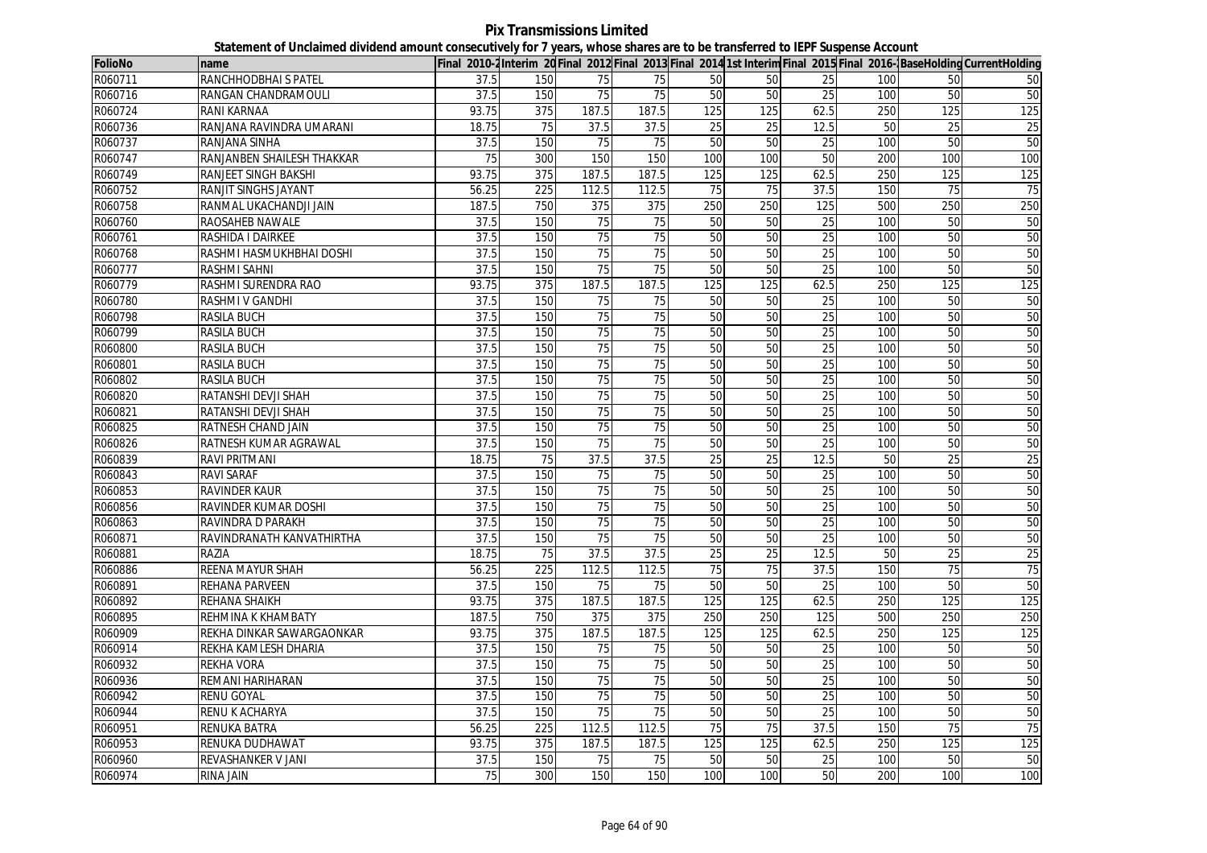# Pix Transmissions Limited

## Statement of Unclaimed dividend amount consecutively for 7 years, whose shares are to be transferred to IEPF Suspense Account

| FolioNo | name | Final 2010-2 | Interim 20 | Final 2012 | Final 2013 | Final 2014 | 1st Interim | Final 2015 | Final 2016- | BaseHolding | CurrentHolding |
|---|---|---|---|---|---|---|---|---|---|---|---|
| R060711 | RANCHHODBHAI S PATEL | 37.5 | 150 | 75 | 75 | 50 | 50 | 25 | 100 | 50 | 50 |
| R060716 | RANGAN CHANDRAMOULI | 37.5 | 150 | 75 | 75 | 50 | 50 | 25 | 100 | 50 | 50 |
| R060724 | RANI KARNAA | 93.75 | 375 | 187.5 | 187.5 | 125 | 125 | 62.5 | 250 | 125 | 125 |
| R060736 | RANJANA RAVINDRA UMARANI | 18.75 | 75 | 37.5 | 37.5 | 25 | 25 | 12.5 | 50 | 25 | 25 |
| R060737 | RANJANA SINHA | 37.5 | 150 | 75 | 75 | 50 | 50 | 25 | 100 | 50 | 50 |
| R060747 | RANJANBEN SHAILESH THAKKAR | 75 | 300 | 150 | 150 | 100 | 100 | 50 | 200 | 100 | 100 |
| R060749 | RANJEET SINGH BAKSHI | 93.75 | 375 | 187.5 | 187.5 | 125 | 125 | 62.5 | 250 | 125 | 125 |
| R060752 | RANJIT SINGHS JAYANT | 56.25 | 225 | 112.5 | 112.5 | 75 | 75 | 37.5 | 150 | 75 | 75 |
| R060758 | RANMAL UKACHANDJI JAIN | 187.5 | 750 | 375 | 375 | 250 | 250 | 125 | 500 | 250 | 250 |
| R060760 | RAOSAHEB NAWALE | 37.5 | 150 | 75 | 75 | 50 | 50 | 25 | 100 | 50 | 50 |
| R060761 | RASHIDA I DAIRKEE | 37.5 | 150 | 75 | 75 | 50 | 50 | 25 | 100 | 50 | 50 |
| R060768 | RASHMI HASMUKHBHAI DOSHI | 37.5 | 150 | 75 | 75 | 50 | 50 | 25 | 100 | 50 | 50 |
| R060777 | RASHMI SAHNI | 37.5 | 150 | 75 | 75 | 50 | 50 | 25 | 100 | 50 | 50 |
| R060779 | RASHMI SURENDRA RAO | 93.75 | 375 | 187.5 | 187.5 | 125 | 125 | 62.5 | 250 | 125 | 125 |
| R060780 | RASHMI V GANDHI | 37.5 | 150 | 75 | 75 | 50 | 50 | 25 | 100 | 50 | 50 |
| R060798 | RASILA BUCH | 37.5 | 150 | 75 | 75 | 50 | 50 | 25 | 100 | 50 | 50 |
| R060799 | RASILA BUCH | 37.5 | 150 | 75 | 75 | 50 | 50 | 25 | 100 | 50 | 50 |
| R060800 | RASILA BUCH | 37.5 | 150 | 75 | 75 | 50 | 50 | 25 | 100 | 50 | 50 |
| R060801 | RASILA BUCH | 37.5 | 150 | 75 | 75 | 50 | 50 | 25 | 100 | 50 | 50 |
| R060802 | RASILA BUCH | 37.5 | 150 | 75 | 75 | 50 | 50 | 25 | 100 | 50 | 50 |
| R060820 | RATANSHI DEVJI SHAH | 37.5 | 150 | 75 | 75 | 50 | 50 | 25 | 100 | 50 | 50 |
| R060821 | RATANSHI DEVJI SHAH | 37.5 | 150 | 75 | 75 | 50 | 50 | 25 | 100 | 50 | 50 |
| R060825 | RATNESH CHAND JAIN | 37.5 | 150 | 75 | 75 | 50 | 50 | 25 | 100 | 50 | 50 |
| R060826 | RATNESH KUMAR AGRAWAL | 37.5 | 150 | 75 | 75 | 50 | 50 | 25 | 100 | 50 | 50 |
| R060839 | RAVI PRITMANI | 18.75 | 75 | 37.5 | 37.5 | 25 | 25 | 12.5 | 50 | 25 | 25 |
| R060843 | RAVI SARAF | 37.5 | 150 | 75 | 75 | 50 | 50 | 25 | 100 | 50 | 50 |
| R060853 | RAVINDER KAUR | 37.5 | 150 | 75 | 75 | 50 | 50 | 25 | 100 | 50 | 50 |
| R060856 | RAVINDER KUMAR DOSHI | 37.5 | 150 | 75 | 75 | 50 | 50 | 25 | 100 | 50 | 50 |
| R060863 | RAVINDRA D PARAKH | 37.5 | 150 | 75 | 75 | 50 | 50 | 25 | 100 | 50 | 50 |
| R060871 | RAVINDRANATH KANVATHIRTHA | 37.5 | 150 | 75 | 75 | 50 | 50 | 25 | 100 | 50 | 50 |
| R060881 | RAZIA | 18.75 | 75 | 37.5 | 37.5 | 25 | 25 | 12.5 | 50 | 25 | 25 |
| R060886 | REENA MAYUR SHAH | 56.25 | 225 | 112.5 | 112.5 | 75 | 75 | 37.5 | 150 | 75 | 75 |
| R060891 | REHANA PARVEEN | 37.5 | 150 | 75 | 75 | 50 | 50 | 25 | 100 | 50 | 50 |
| R060892 | REHANA SHAIKH | 93.75 | 375 | 187.5 | 187.5 | 125 | 125 | 62.5 | 250 | 125 | 125 |
| R060895 | REHMINA K KHAMBATY | 187.5 | 750 | 375 | 375 | 250 | 250 | 125 | 500 | 250 | 250 |
| R060909 | REKHA DINKAR SAWARGAONKAR | 93.75 | 375 | 187.5 | 187.5 | 125 | 125 | 62.5 | 250 | 125 | 125 |
| R060914 | REKHA KAMLESH DHARIA | 37.5 | 150 | 75 | 75 | 50 | 50 | 25 | 100 | 50 | 50 |
| R060932 | REKHA VORA | 37.5 | 150 | 75 | 75 | 50 | 50 | 25 | 100 | 50 | 50 |
| R060936 | REMANI HARIHARAN | 37.5 | 150 | 75 | 75 | 50 | 50 | 25 | 100 | 50 | 50 |
| R060942 | RENU GOYAL | 37.5 | 150 | 75 | 75 | 50 | 50 | 25 | 100 | 50 | 50 |
| R060944 | RENU K ACHARYA | 37.5 | 150 | 75 | 75 | 50 | 50 | 25 | 100 | 50 | 50 |
| R060951 | RENUKA BATRA | 56.25 | 225 | 112.5 | 112.5 | 75 | 75 | 37.5 | 150 | 75 | 75 |
| R060953 | RENUKA DUDHAWAT | 93.75 | 375 | 187.5 | 187.5 | 125 | 125 | 62.5 | 250 | 125 | 125 |
| R060960 | REVASHANKER V JANI | 37.5 | 150 | 75 | 75 | 50 | 50 | 25 | 100 | 50 | 50 |
| R060974 | RINA JAIN | 75 | 300 | 150 | 150 | 100 | 100 | 50 | 200 | 100 | 100 |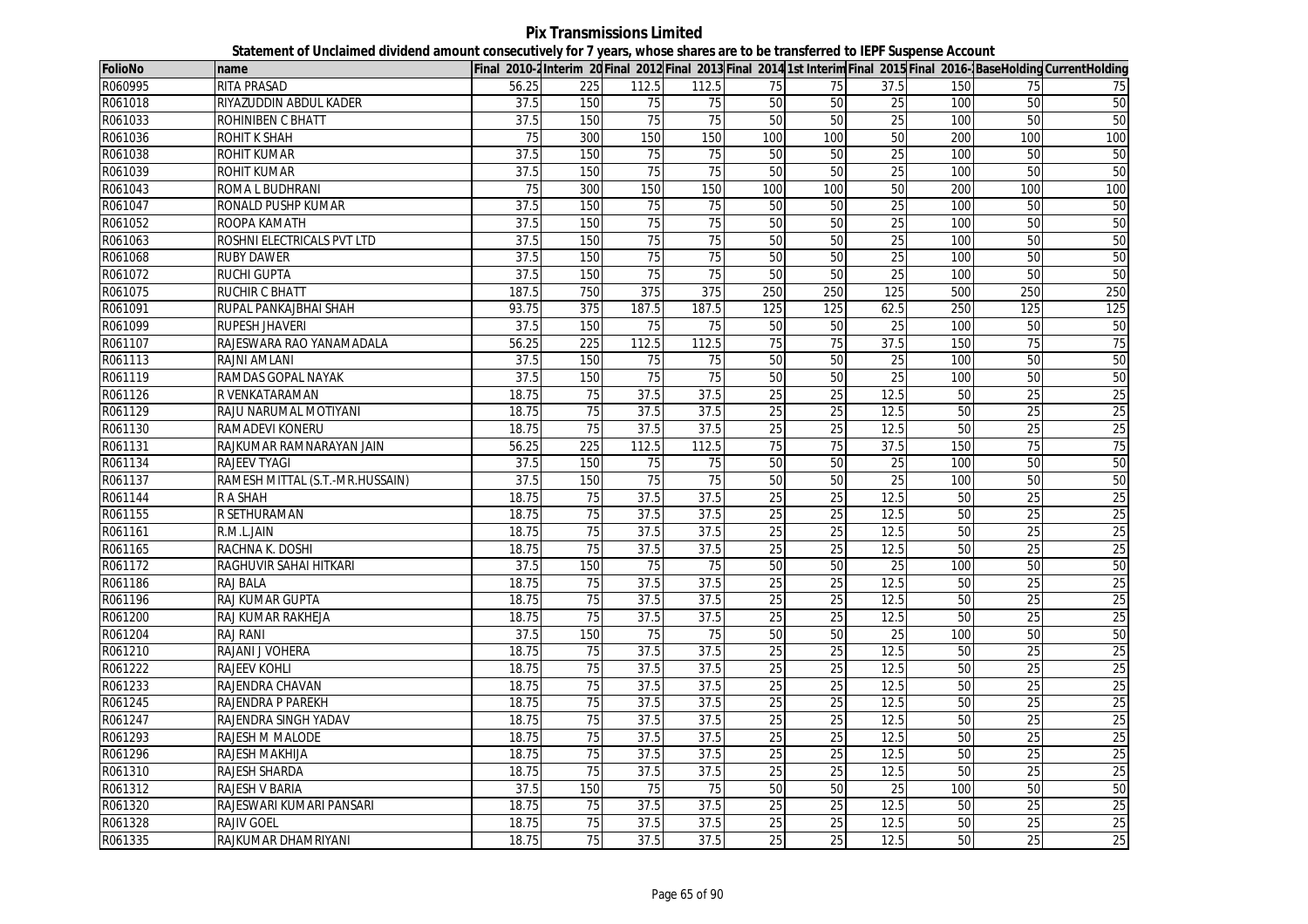# Pix Transmissions Limited

## Statement of Unclaimed dividend amount consecutively for 7 years, whose shares are to be transferred to IEPF Suspense Account

| FolioNo | name | Final 2010-2 | Interim 20 | Final 2012 | Final 2013 | Final 2014 | 1st Interim | Final 2015 | Final 2016- | BaseHolding | CurrentHolding |
|---|---|---|---|---|---|---|---|---|---|---|---|
| R060995 | RITA PRASAD | 56.25 | 225 | 112.5 | 112.5 | 75 | 75 | 37.5 | 150 | 75 | 75 |
| R061018 | RIYAZUDDIN ABDUL KADER | 37.5 | 150 | 75 | 75 | 50 | 50 | 25 | 100 | 50 | 50 |
| R061033 | ROHINIBEN C BHATT | 37.5 | 150 | 75 | 75 | 50 | 50 | 25 | 100 | 50 | 50 |
| R061036 | ROHIT K SHAH | 75 | 300 | 150 | 150 | 100 | 100 | 50 | 200 | 100 | 100 |
| R061038 | ROHIT KUMAR | 37.5 | 150 | 75 | 75 | 50 | 50 | 25 | 100 | 50 | 50 |
| R061039 | ROHIT KUMAR | 37.5 | 150 | 75 | 75 | 50 | 50 | 25 | 100 | 50 | 50 |
| R061043 | ROMA L BUDHRANI | 75 | 300 | 150 | 150 | 100 | 100 | 50 | 200 | 100 | 100 |
| R061047 | RONALD PUSHP KUMAR | 37.5 | 150 | 75 | 75 | 50 | 50 | 25 | 100 | 50 | 50 |
| R061052 | ROOPA KAMATH | 37.5 | 150 | 75 | 75 | 50 | 50 | 25 | 100 | 50 | 50 |
| R061063 | ROSHNI ELECTRICALS PVT LTD | 37.5 | 150 | 75 | 75 | 50 | 50 | 25 | 100 | 50 | 50 |
| R061068 | RUBY DAWER | 37.5 | 150 | 75 | 75 | 50 | 50 | 25 | 100 | 50 | 50 |
| R061072 | RUCHI GUPTA | 37.5 | 150 | 75 | 75 | 50 | 50 | 25 | 100 | 50 | 50 |
| R061075 | RUCHIR C BHATT | 187.5 | 750 | 375 | 375 | 250 | 250 | 125 | 500 | 250 | 250 |
| R061091 | RUPAL PANKAJBHAI SHAH | 93.75 | 375 | 187.5 | 187.5 | 125 | 125 | 62.5 | 250 | 125 | 125 |
| R061099 | RUPESH JHAVERI | 37.5 | 150 | 75 | 75 | 50 | 50 | 25 | 100 | 50 | 50 |
| R061107 | RAJESWARA RAO YANAMADALA | 56.25 | 225 | 112.5 | 112.5 | 75 | 75 | 37.5 | 150 | 75 | 75 |
| R061113 | RAJNI AMLANI | 37.5 | 150 | 75 | 75 | 50 | 50 | 25 | 100 | 50 | 50 |
| R061119 | RAMDAS GOPAL NAYAK | 37.5 | 150 | 75 | 75 | 50 | 50 | 25 | 100 | 50 | 50 |
| R061126 | R VENKATARAMAN | 18.75 | 75 | 37.5 | 37.5 | 25 | 25 | 12.5 | 50 | 25 | 25 |
| R061129 | RAJU NARUMAL MOTIYANI | 18.75 | 75 | 37.5 | 37.5 | 25 | 25 | 12.5 | 50 | 25 | 25 |
| R061130 | RAMADEVI KONERU | 18.75 | 75 | 37.5 | 37.5 | 25 | 25 | 12.5 | 50 | 25 | 25 |
| R061131 | RAJKUMAR RAMNARAYAN JAIN | 56.25 | 225 | 112.5 | 112.5 | 75 | 75 | 37.5 | 150 | 75 | 75 |
| R061134 | RAJEEV TYAGI | 37.5 | 150 | 75 | 75 | 50 | 50 | 25 | 100 | 50 | 50 |
| R061137 | RAMESH MITTAL (S.T.-MR.HUSSAIN) | 37.5 | 150 | 75 | 75 | 50 | 50 | 25 | 100 | 50 | 50 |
| R061144 | R A SHAH | 18.75 | 75 | 37.5 | 37.5 | 25 | 25 | 12.5 | 50 | 25 | 25 |
| R061155 | R SETHURAMAN | 18.75 | 75 | 37.5 | 37.5 | 25 | 25 | 12.5 | 50 | 25 | 25 |
| R061161 | R.M.L.JAIN | 18.75 | 75 | 37.5 | 37.5 | 25 | 25 | 12.5 | 50 | 25 | 25 |
| R061165 | RACHNA K. DOSHI | 18.75 | 75 | 37.5 | 37.5 | 25 | 25 | 12.5 | 50 | 25 | 25 |
| R061172 | RAGHUVIR SAHAI HITKARI | 37.5 | 150 | 75 | 75 | 50 | 50 | 25 | 100 | 50 | 50 |
| R061186 | RAJ BALA | 18.75 | 75 | 37.5 | 37.5 | 25 | 25 | 12.5 | 50 | 25 | 25 |
| R061196 | RAJ KUMAR GUPTA | 18.75 | 75 | 37.5 | 37.5 | 25 | 25 | 12.5 | 50 | 25 | 25 |
| R061200 | RAJ KUMAR RAKHEJA | 18.75 | 75 | 37.5 | 37.5 | 25 | 25 | 12.5 | 50 | 25 | 25 |
| R061204 | RAJ RANI | 37.5 | 150 | 75 | 75 | 50 | 50 | 25 | 100 | 50 | 50 |
| R061210 | RAJANI J VOHERA | 18.75 | 75 | 37.5 | 37.5 | 25 | 25 | 12.5 | 50 | 25 | 25 |
| R061222 | RAJEEV KOHLI | 18.75 | 75 | 37.5 | 37.5 | 25 | 25 | 12.5 | 50 | 25 | 25 |
| R061233 | RAJENDRA CHAVAN | 18.75 | 75 | 37.5 | 37.5 | 25 | 25 | 12.5 | 50 | 25 | 25 |
| R061245 | RAJENDRA P PAREKH | 18.75 | 75 | 37.5 | 37.5 | 25 | 25 | 12.5 | 50 | 25 | 25 |
| R061247 | RAJENDRA SINGH YADAV | 18.75 | 75 | 37.5 | 37.5 | 25 | 25 | 12.5 | 50 | 25 | 25 |
| R061293 | RAJESH M MALODE | 18.75 | 75 | 37.5 | 37.5 | 25 | 25 | 12.5 | 50 | 25 | 25 |
| R061296 | RAJESH MAKHIJA | 18.75 | 75 | 37.5 | 37.5 | 25 | 25 | 12.5 | 50 | 25 | 25 |
| R061310 | RAJESH SHARDA | 18.75 | 75 | 37.5 | 37.5 | 25 | 25 | 12.5 | 50 | 25 | 25 |
| R061312 | RAJESH V BARIA | 37.5 | 150 | 75 | 75 | 50 | 50 | 25 | 100 | 50 | 50 |
| R061320 | RAJESWARI KUMARI PANSARI | 18.75 | 75 | 37.5 | 37.5 | 25 | 25 | 12.5 | 50 | 25 | 25 |
| R061328 | RAJIV GOEL | 18.75 | 75 | 37.5 | 37.5 | 25 | 25 | 12.5 | 50 | 25 | 25 |
| R061335 | RAJKUMAR DHAMRIYANI | 18.75 | 75 | 37.5 | 37.5 | 25 | 25 | 12.5 | 50 | 25 | 25 |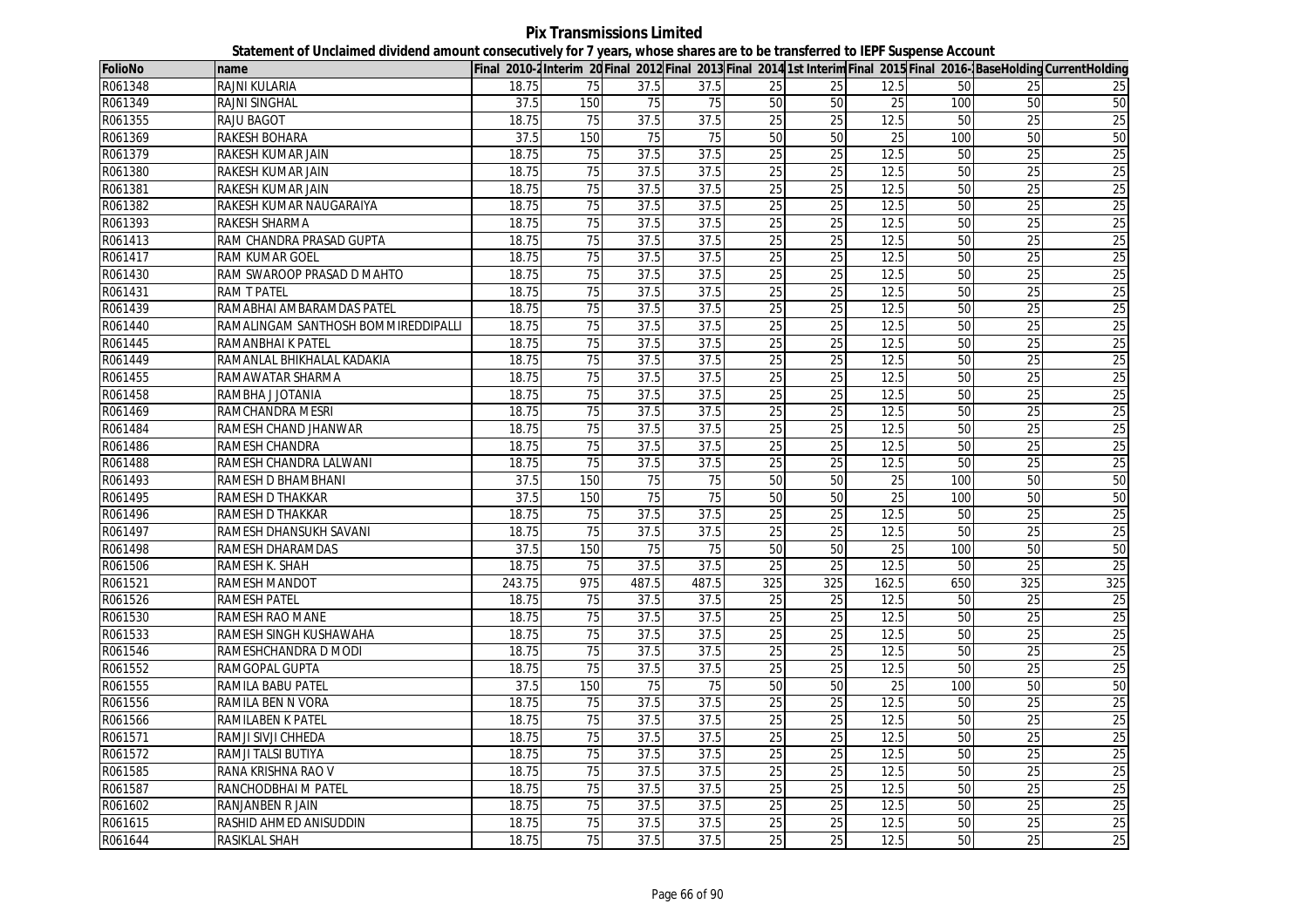# Pix Transmissions Limited

## Statement of Unclaimed dividend amount consecutively for 7 years, whose shares are to be transferred to IEPF Suspense Account

| FolioNo | name | Final 2010-2 | Interim 20 | Final 2012 | Final 2013 | Final 2014 | 1st Interim | Final 2015 | Final 2016-1 | BaseHolding | CurrentHolding |
|---|---|---|---|---|---|---|---|---|---|---|---|
| R061348 | RAJNI KULARIA | 18.75 | 75 | 37.5 | 37.5 | 25 | 25 | 12.5 | 50 | 25 | 25 |
| R061349 | RAJNI SINGHAL | 37.5 | 150 | 75 | 75 | 50 | 50 | 25 | 100 | 50 | 50 |
| R061355 | RAJU BAGOT | 18.75 | 75 | 37.5 | 37.5 | 25 | 25 | 12.5 | 50 | 25 | 25 |
| R061369 | RAKESH BOHARA | 37.5 | 150 | 75 | 75 | 50 | 50 | 25 | 100 | 50 | 50 |
| R061379 | RAKESH KUMAR JAIN | 18.75 | 75 | 37.5 | 37.5 | 25 | 25 | 12.5 | 50 | 25 | 25 |
| R061380 | RAKESH KUMAR JAIN | 18.75 | 75 | 37.5 | 37.5 | 25 | 25 | 12.5 | 50 | 25 | 25 |
| R061381 | RAKESH KUMAR JAIN | 18.75 | 75 | 37.5 | 37.5 | 25 | 25 | 12.5 | 50 | 25 | 25 |
| R061382 | RAKESH KUMAR NAUGARAIYA | 18.75 | 75 | 37.5 | 37.5 | 25 | 25 | 12.5 | 50 | 25 | 25 |
| R061393 | RAKESH SHARMA | 18.75 | 75 | 37.5 | 37.5 | 25 | 25 | 12.5 | 50 | 25 | 25 |
| R061413 | RAM CHANDRA PRASAD GUPTA | 18.75 | 75 | 37.5 | 37.5 | 25 | 25 | 12.5 | 50 | 25 | 25 |
| R061417 | RAM KUMAR GOEL | 18.75 | 75 | 37.5 | 37.5 | 25 | 25 | 12.5 | 50 | 25 | 25 |
| R061430 | RAM SWAROOP PRASAD D MAHTO | 18.75 | 75 | 37.5 | 37.5 | 25 | 25 | 12.5 | 50 | 25 | 25 |
| R061431 | RAM T PATEL | 18.75 | 75 | 37.5 | 37.5 | 25 | 25 | 12.5 | 50 | 25 | 25 |
| R061439 | RAMABHAI AMBARAMDAS PATEL | 18.75 | 75 | 37.5 | 37.5 | 25 | 25 | 12.5 | 50 | 25 | 25 |
| R061440 | RAMALINGAM SANTHOSH BOMMIREDDIPALLI | 18.75 | 75 | 37.5 | 37.5 | 25 | 25 | 12.5 | 50 | 25 | 25 |
| R061445 | RAMANBHAI K PATEL | 18.75 | 75 | 37.5 | 37.5 | 25 | 25 | 12.5 | 50 | 25 | 25 |
| R061449 | RAMANLAL BHIKHALAL KADAKIA | 18.75 | 75 | 37.5 | 37.5 | 25 | 25 | 12.5 | 50 | 25 | 25 |
| R061455 | RAMAWATAR SHARMA | 18.75 | 75 | 37.5 | 37.5 | 25 | 25 | 12.5 | 50 | 25 | 25 |
| R061458 | RAMBHA J JOTANIA | 18.75 | 75 | 37.5 | 37.5 | 25 | 25 | 12.5 | 50 | 25 | 25 |
| R061469 | RAMCHANDRA MESRI | 18.75 | 75 | 37.5 | 37.5 | 25 | 25 | 12.5 | 50 | 25 | 25 |
| R061484 | RAMESH CHAND JHANWAR | 18.75 | 75 | 37.5 | 37.5 | 25 | 25 | 12.5 | 50 | 25 | 25 |
| R061486 | RAMESH CHANDRA | 18.75 | 75 | 37.5 | 37.5 | 25 | 25 | 12.5 | 50 | 25 | 25 |
| R061488 | RAMESH CHANDRA LALWANI | 18.75 | 75 | 37.5 | 37.5 | 25 | 25 | 12.5 | 50 | 25 | 25 |
| R061493 | RAMESH D BHAMBHANI | 37.5 | 150 | 75 | 75 | 50 | 50 | 25 | 100 | 50 | 50 |
| R061495 | RAMESH D THAKKAR | 37.5 | 150 | 75 | 75 | 50 | 50 | 25 | 100 | 50 | 50 |
| R061496 | RAMESH D THAKKAR | 18.75 | 75 | 37.5 | 37.5 | 25 | 25 | 12.5 | 50 | 25 | 25 |
| R061497 | RAMESH DHANSUKH SAVANI | 18.75 | 75 | 37.5 | 37.5 | 25 | 25 | 12.5 | 50 | 25 | 25 |
| R061498 | RAMESH DHARAMDAS | 37.5 | 150 | 75 | 75 | 50 | 50 | 25 | 100 | 50 | 50 |
| R061506 | RAMESH K. SHAH | 18.75 | 75 | 37.5 | 37.5 | 25 | 25 | 12.5 | 50 | 25 | 25 |
| R061521 | RAMESH MANDOT | 243.75 | 975 | 487.5 | 487.5 | 325 | 325 | 162.5 | 650 | 325 | 325 |
| R061526 | RAMESH PATEL | 18.75 | 75 | 37.5 | 37.5 | 25 | 25 | 12.5 | 50 | 25 | 25 |
| R061530 | RAMESH RAO MANE | 18.75 | 75 | 37.5 | 37.5 | 25 | 25 | 12.5 | 50 | 25 | 25 |
| R061533 | RAMESH SINGH KUSHAWAHA | 18.75 | 75 | 37.5 | 37.5 | 25 | 25 | 12.5 | 50 | 25 | 25 |
| R061546 | RAMESHCHANDRA D MODI | 18.75 | 75 | 37.5 | 37.5 | 25 | 25 | 12.5 | 50 | 25 | 25 |
| R061552 | RAMGOPAL GUPTA | 18.75 | 75 | 37.5 | 37.5 | 25 | 25 | 12.5 | 50 | 25 | 25 |
| R061555 | RAMILA BABU PATEL | 37.5 | 150 | 75 | 75 | 50 | 50 | 25 | 100 | 50 | 50 |
| R061556 | RAMILA BEN N VORA | 18.75 | 75 | 37.5 | 37.5 | 25 | 25 | 12.5 | 50 | 25 | 25 |
| R061566 | RAMILABEN K PATEL | 18.75 | 75 | 37.5 | 37.5 | 25 | 25 | 12.5 | 50 | 25 | 25 |
| R061571 | RAMJI SIVJI CHHEDA | 18.75 | 75 | 37.5 | 37.5 | 25 | 25 | 12.5 | 50 | 25 | 25 |
| R061572 | RAMJI TALSI BUTIYA | 18.75 | 75 | 37.5 | 37.5 | 25 | 25 | 12.5 | 50 | 25 | 25 |
| R061585 | RANA KRISHNA RAO V | 18.75 | 75 | 37.5 | 37.5 | 25 | 25 | 12.5 | 50 | 25 | 25 |
| R061587 | RANCHODBHAI M PATEL | 18.75 | 75 | 37.5 | 37.5 | 25 | 25 | 12.5 | 50 | 25 | 25 |
| R061602 | RANJANBEN R JAIN | 18.75 | 75 | 37.5 | 37.5 | 25 | 25 | 12.5 | 50 | 25 | 25 |
| R061615 | RASHID AHMED ANISUDDIN | 18.75 | 75 | 37.5 | 37.5 | 25 | 25 | 12.5 | 50 | 25 | 25 |
| R061644 | RASIKLAL SHAH | 18.75 | 75 | 37.5 | 37.5 | 25 | 25 | 12.5 | 50 | 25 | 25 |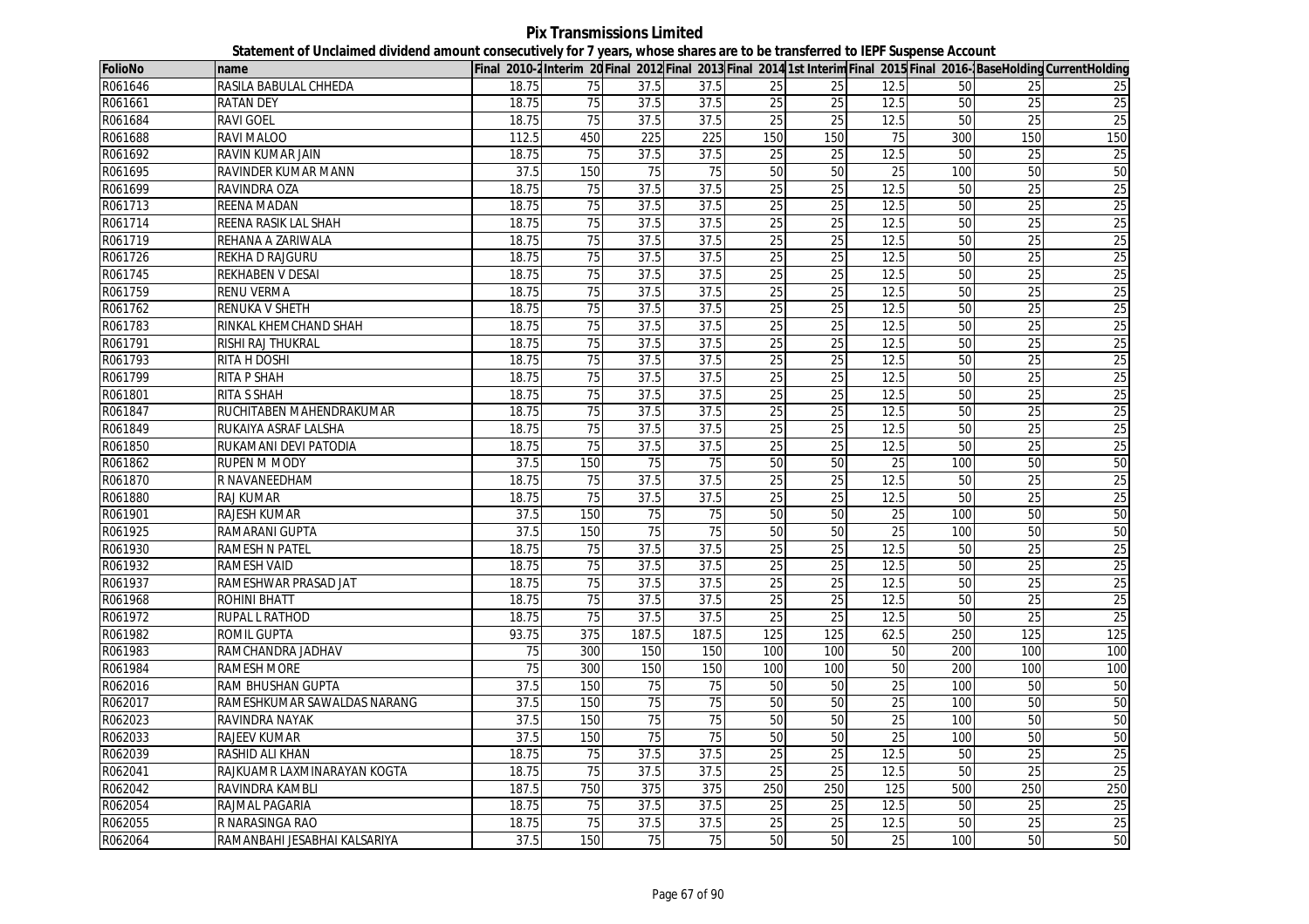**Pix Transmissions Limited**

**Statement of Unclaimed dividend amount consecutively for 7 years, whose shares are to be transferred to IEPF Suspense Account**

| FolioNo | name | Final 2010-2 | Interim 20 | Final 2012 | Final 2013 | Final 2014 | 1st Interim | Final 2015 | Final 2016- | BaseHolding | CurrentHolding |
|---|---|---|---|---|---|---|---|---|---|---|---|
| R061646 | RASILA BABULAL CHHEDA | 18.75 | 75 | 37.5 | 37.5 | 25 | 25 | 12.5 | 50 | 25 | 25 |
| R061661 | RATAN DEY | 18.75 | 75 | 37.5 | 37.5 | 25 | 25 | 12.5 | 50 | 25 | 25 |
| R061684 | RAVI GOEL | 18.75 | 75 | 37.5 | 37.5 | 25 | 25 | 12.5 | 50 | 25 | 25 |
| R061688 | RAVI MALOO | 112.5 | 450 | 225 | 225 | 150 | 150 | 75 | 300 | 150 | 150 |
| R061692 | RAVIN KUMAR JAIN | 18.75 | 75 | 37.5 | 37.5 | 25 | 25 | 12.5 | 50 | 25 | 25 |
| R061695 | RAVINDER KUMAR MANN | 37.5 | 150 | 75 | 75 | 50 | 50 | 25 | 100 | 50 | 50 |
| R061699 | RAVINDRA OZA | 18.75 | 75 | 37.5 | 37.5 | 25 | 25 | 12.5 | 50 | 25 | 25 |
| R061713 | REENA MADAN | 18.75 | 75 | 37.5 | 37.5 | 25 | 25 | 12.5 | 50 | 25 | 25 |
| R061714 | REENA RASIK LAL SHAH | 18.75 | 75 | 37.5 | 37.5 | 25 | 25 | 12.5 | 50 | 25 | 25 |
| R061719 | REHANA A ZARIWALA | 18.75 | 75 | 37.5 | 37.5 | 25 | 25 | 12.5 | 50 | 25 | 25 |
| R061726 | REKHA D RAJGURU | 18.75 | 75 | 37.5 | 37.5 | 25 | 25 | 12.5 | 50 | 25 | 25 |
| R061745 | REKHABEN V DESAI | 18.75 | 75 | 37.5 | 37.5 | 25 | 25 | 12.5 | 50 | 25 | 25 |
| R061759 | RENU VERMA | 18.75 | 75 | 37.5 | 37.5 | 25 | 25 | 12.5 | 50 | 25 | 25 |
| R061762 | RENUKA V SHETH | 18.75 | 75 | 37.5 | 37.5 | 25 | 25 | 12.5 | 50 | 25 | 25 |
| R061783 | RINKAL KHEMCHAND SHAH | 18.75 | 75 | 37.5 | 37.5 | 25 | 25 | 12.5 | 50 | 25 | 25 |
| R061791 | RISHI RAJ THUKRAL | 18.75 | 75 | 37.5 | 37.5 | 25 | 25 | 12.5 | 50 | 25 | 25 |
| R061793 | RITA H DOSHI | 18.75 | 75 | 37.5 | 37.5 | 25 | 25 | 12.5 | 50 | 25 | 25 |
| R061799 | RITA P SHAH | 18.75 | 75 | 37.5 | 37.5 | 25 | 25 | 12.5 | 50 | 25 | 25 |
| R061801 | RITA S SHAH | 18.75 | 75 | 37.5 | 37.5 | 25 | 25 | 12.5 | 50 | 25 | 25 |
| R061847 | RUCHITABEN MAHENDRAKUMAR | 18.75 | 75 | 37.5 | 37.5 | 25 | 25 | 12.5 | 50 | 25 | 25 |
| R061849 | RUKAIYA ASRAF LALSHA | 18.75 | 75 | 37.5 | 37.5 | 25 | 25 | 12.5 | 50 | 25 | 25 |
| R061850 | RUKAMANI DEVI PATODIA | 18.75 | 75 | 37.5 | 37.5 | 25 | 25 | 12.5 | 50 | 25 | 25 |
| R061862 | RUPEN M MODY | 37.5 | 150 | 75 | 75 | 50 | 50 | 25 | 100 | 50 | 50 |
| R061870 | R NAVANEEDHAM | 18.75 | 75 | 37.5 | 37.5 | 25 | 25 | 12.5 | 50 | 25 | 25 |
| R061880 | RAJ KUMAR | 18.75 | 75 | 37.5 | 37.5 | 25 | 25 | 12.5 | 50 | 25 | 25 |
| R061901 | RAJESH KUMAR | 37.5 | 150 | 75 | 75 | 50 | 50 | 25 | 100 | 50 | 50 |
| R061925 | RAMARANI GUPTA | 37.5 | 150 | 75 | 75 | 50 | 50 | 25 | 100 | 50 | 50 |
| R061930 | RAMESH N PATEL | 18.75 | 75 | 37.5 | 37.5 | 25 | 25 | 12.5 | 50 | 25 | 25 |
| R061932 | RAMESH VAID | 18.75 | 75 | 37.5 | 37.5 | 25 | 25 | 12.5 | 50 | 25 | 25 |
| R061937 | RAMESHWAR PRASAD JAT | 18.75 | 75 | 37.5 | 37.5 | 25 | 25 | 12.5 | 50 | 25 | 25 |
| R061968 | ROHINI BHATT | 18.75 | 75 | 37.5 | 37.5 | 25 | 25 | 12.5 | 50 | 25 | 25 |
| R061972 | RUPAL L RATHOD | 18.75 | 75 | 37.5 | 37.5 | 25 | 25 | 12.5 | 50 | 25 | 25 |
| R061982 | ROMIL GUPTA | 93.75 | 375 | 187.5 | 187.5 | 125 | 125 | 62.5 | 250 | 125 | 125 |
| R061983 | RAMCHANDRA JADHAV | 75 | 300 | 150 | 150 | 100 | 100 | 50 | 200 | 100 | 100 |
| R061984 | RAMESH MORE | 75 | 300 | 150 | 150 | 100 | 100 | 50 | 200 | 100 | 100 |
| R062016 | RAM BHUSHAN GUPTA | 37.5 | 150 | 75 | 75 | 50 | 50 | 25 | 100 | 50 | 50 |
| R062017 | RAMESHKUMAR SAWALDAS NARANG | 37.5 | 150 | 75 | 75 | 50 | 50 | 25 | 100 | 50 | 50 |
| R062023 | RAVINDRA NAYAK | 37.5 | 150 | 75 | 75 | 50 | 50 | 25 | 100 | 50 | 50 |
| R062033 | RAJEEV KUMAR | 37.5 | 150 | 75 | 75 | 50 | 50 | 25 | 100 | 50 | 50 |
| R062039 | RASHID ALI KHAN | 18.75 | 75 | 37.5 | 37.5 | 25 | 25 | 12.5 | 50 | 25 | 25 |
| R062041 | RAJKUAMR LAXMINARAYAN KOGTA | 18.75 | 75 | 37.5 | 37.5 | 25 | 25 | 12.5 | 50 | 25 | 25 |
| R062042 | RAVINDRA KAMBLI | 187.5 | 750 | 375 | 375 | 250 | 250 | 125 | 500 | 250 | 250 |
| R062054 | RAJMAL PAGARIA | 18.75 | 75 | 37.5 | 37.5 | 25 | 25 | 12.5 | 50 | 25 | 25 |
| R062055 | R NARASINGA RAO | 18.75 | 75 | 37.5 | 37.5 | 25 | 25 | 12.5 | 50 | 25 | 25 |
| R062064 | RAMANBAHI JESABHAI KALSARIYA | 37.5 | 150 | 75 | 75 | 50 | 50 | 25 | 100 | 50 | 50 |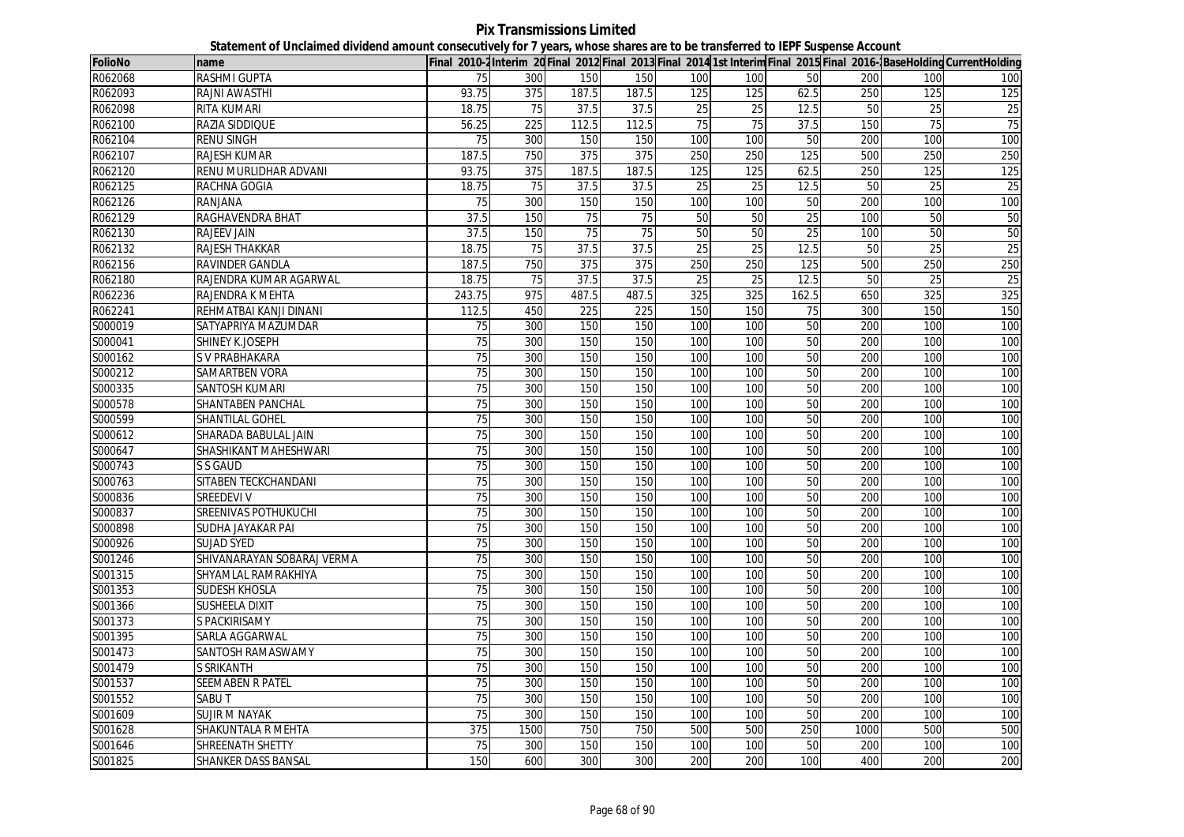**Pix Transmissions Limited**

**Statement of Unclaimed dividend amount consecutively for 7 years, whose shares are to be transferred to IEPF Suspense Account**

| FolioNo | name | Final 2010-2 | Interim 20 | Final 2012 | Final 2013 | Final 2014 | 1st Interim | Final 2015 | Final 2016- | BaseHolding | CurrentHolding |
|---|---|---|---|---|---|---|---|---|---|---|---|
| R062068 | RASHMI GUPTA | 75 | 300 | 150 | 150 | 100 | 100 | 50 | 200 | 100 | 100 |
| R062093 | RAJNI AWASTHI | 93.75 | 375 | 187.5 | 187.5 | 125 | 125 | 62.5 | 250 | 125 | 125 |
| R062098 | RITA KUMARI | 18.75 | 75 | 37.5 | 37.5 | 25 | 25 | 12.5 | 50 | 25 | 25 |
| R062100 | RAZIA SIDDIQUE | 56.25 | 225 | 112.5 | 112.5 | 75 | 75 | 37.5 | 150 | 75 | 75 |
| R062104 | RENU SINGH | 75 | 300 | 150 | 150 | 100 | 100 | 50 | 200 | 100 | 100 |
| R062107 | RAJESH KUMAR | 187.5 | 750 | 375 | 375 | 250 | 250 | 125 | 500 | 250 | 250 |
| R062120 | RENU MURLIDHAR ADVANI | 93.75 | 375 | 187.5 | 187.5 | 125 | 125 | 62.5 | 250 | 125 | 125 |
| R062125 | RACHNA GOGIA | 18.75 | 75 | 37.5 | 37.5 | 25 | 25 | 12.5 | 50 | 25 | 25 |
| R062126 | RANJANA | 75 | 300 | 150 | 150 | 100 | 100 | 50 | 200 | 100 | 100 |
| R062129 | RAGHAVENDRA BHAT | 37.5 | 150 | 75 | 75 | 50 | 50 | 25 | 100 | 50 | 50 |
| R062130 | RAJEEV JAIN | 37.5 | 150 | 75 | 75 | 50 | 50 | 25 | 100 | 50 | 50 |
| R062132 | RAJESH THAKKAR | 18.75 | 75 | 37.5 | 37.5 | 25 | 25 | 12.5 | 50 | 25 | 25 |
| R062156 | RAVINDER GANDLA | 187.5 | 750 | 375 | 375 | 250 | 250 | 125 | 500 | 250 | 250 |
| R062180 | RAJENDRA KUMAR AGARWAL | 18.75 | 75 | 37.5 | 37.5 | 25 | 25 | 12.5 | 50 | 25 | 25 |
| R062236 | RAJENDRA K MEHTA | 243.75 | 975 | 487.5 | 487.5 | 325 | 325 | 162.5 | 650 | 325 | 325 |
| R062241 | REHMATBAI KANJI DINANI | 112.5 | 450 | 225 | 225 | 150 | 150 | 75 | 300 | 150 | 150 |
| S000019 | SATYAPRIYA MAZUMDAR | 75 | 300 | 150 | 150 | 100 | 100 | 50 | 200 | 100 | 100 |
| S000041 | SHINEY K.JOSEPH | 75 | 300 | 150 | 150 | 100 | 100 | 50 | 200 | 100 | 100 |
| S000162 | S V PRABHAKARA | 75 | 300 | 150 | 150 | 100 | 100 | 50 | 200 | 100 | 100 |
| S000212 | SAMARTBEN VORA | 75 | 300 | 150 | 150 | 100 | 100 | 50 | 200 | 100 | 100 |
| S000335 | SANTOSH KUMARI | 75 | 300 | 150 | 150 | 100 | 100 | 50 | 200 | 100 | 100 |
| S000578 | SHANTABEN PANCHAL | 75 | 300 | 150 | 150 | 100 | 100 | 50 | 200 | 100 | 100 |
| S000599 | SHANTILAL GOHEL | 75 | 300 | 150 | 150 | 100 | 100 | 50 | 200 | 100 | 100 |
| S000612 | SHARADA BABULAL JAIN | 75 | 300 | 150 | 150 | 100 | 100 | 50 | 200 | 100 | 100 |
| S000647 | SHASHIKANT MAHESHWARI | 75 | 300 | 150 | 150 | 100 | 100 | 50 | 200 | 100 | 100 |
| S000743 | S S GAUD | 75 | 300 | 150 | 150 | 100 | 100 | 50 | 200 | 100 | 100 |
| S000763 | SITABEN TECKCHANDANI | 75 | 300 | 150 | 150 | 100 | 100 | 50 | 200 | 100 | 100 |
| S000836 | SREEDEVI V | 75 | 300 | 150 | 150 | 100 | 100 | 50 | 200 | 100 | 100 |
| S000837 | SREENIVAS POTHUKUCHI | 75 | 300 | 150 | 150 | 100 | 100 | 50 | 200 | 100 | 100 |
| S000898 | SUDHA JAYAKAR PAI | 75 | 300 | 150 | 150 | 100 | 100 | 50 | 200 | 100 | 100 |
| S000926 | SUJAD SYED | 75 | 300 | 150 | 150 | 100 | 100 | 50 | 200 | 100 | 100 |
| S001246 | SHIVANARAYAN SOBARAJ VERMA | 75 | 300 | 150 | 150 | 100 | 100 | 50 | 200 | 100 | 100 |
| S001315 | SHYAMLAL RAMRAKHIYA | 75 | 300 | 150 | 150 | 100 | 100 | 50 | 200 | 100 | 100 |
| S001353 | SUDESH KHOSLA | 75 | 300 | 150 | 150 | 100 | 100 | 50 | 200 | 100 | 100 |
| S001366 | SUSHEELA DIXIT | 75 | 300 | 150 | 150 | 100 | 100 | 50 | 200 | 100 | 100 |
| S001373 | S PACKIRISAMY | 75 | 300 | 150 | 150 | 100 | 100 | 50 | 200 | 100 | 100 |
| S001395 | SARLA AGGARWAL | 75 | 300 | 150 | 150 | 100 | 100 | 50 | 200 | 100 | 100 |
| S001473 | SANTOSH RAMASWAMY | 75 | 300 | 150 | 150 | 100 | 100 | 50 | 200 | 100 | 100 |
| S001479 | S SRIKANTH | 75 | 300 | 150 | 150 | 100 | 100 | 50 | 200 | 100 | 100 |
| S001537 | SEEMABEN R PATEL | 75 | 300 | 150 | 150 | 100 | 100 | 50 | 200 | 100 | 100 |
| S001552 | SABU T | 75 | 300 | 150 | 150 | 100 | 100 | 50 | 200 | 100 | 100 |
| S001609 | SUJIR M NAYAK | 75 | 300 | 150 | 150 | 100 | 100 | 50 | 200 | 100 | 100 |
| S001628 | SHAKUNTALA R MEHTA | 375 | 1500 | 750 | 750 | 500 | 500 | 250 | 1000 | 500 | 500 |
| S001646 | SHREENATH SHETTY | 75 | 300 | 150 | 150 | 100 | 100 | 50 | 200 | 100 | 100 |
| S001825 | SHANKER DASS BANSAL | 150 | 600 | 300 | 300 | 200 | 200 | 100 | 400 | 200 | 200 |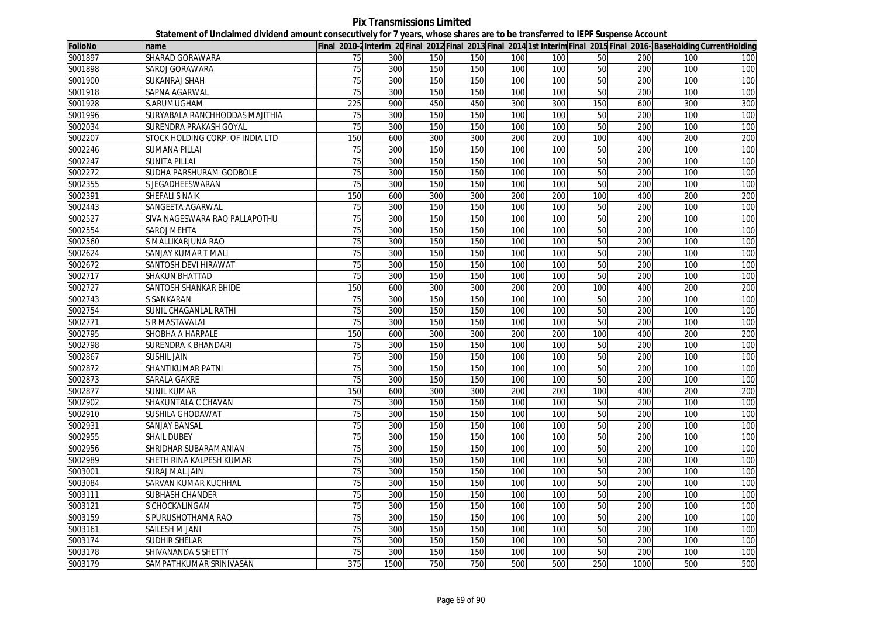**Pix Transmissions Limited**

**Statement of Unclaimed dividend amount consecutively for 7 years, whose shares are to be transferred to IEPF Suspense Account**

| FolioNo | name | Final 2010-2 | Interim 20 | Final 2012 | Final 2013 | Final 2014 | 1st Interim | Final 2015 | Final 2016- | BaseHolding | CurrentHolding |
|---|---|---|---|---|---|---|---|---|---|---|---|
| S001897 | SHARAD GORAWARA | 75 | 300 | 150 | 150 | 100 | 100 | 50 | 200 | 100 | 100 |
| S001898 | SAROJ GORAWARA | 75 | 300 | 150 | 150 | 100 | 100 | 50 | 200 | 100 | 100 |
| S001900 | SUKANRAJ SHAH | 75 | 300 | 150 | 150 | 100 | 100 | 50 | 200 | 100 | 100 |
| S001918 | SAPNA AGARWAL | 75 | 300 | 150 | 150 | 100 | 100 | 50 | 200 | 100 | 100 |
| S001928 | S.ARUMUGHAM | 225 | 900 | 450 | 450 | 300 | 300 | 150 | 600 | 300 | 300 |
| S001996 | SURYABALA RANCHHODDAS MAJITHIA | 75 | 300 | 150 | 150 | 100 | 100 | 50 | 200 | 100 | 100 |
| S002034 | SURENDRA PRAKASH GOYAL | 75 | 300 | 150 | 150 | 100 | 100 | 50 | 200 | 100 | 100 |
| S002207 | STOCK HOLDING CORP. OF INDIA LTD | 150 | 600 | 300 | 300 | 200 | 200 | 100 | 400 | 200 | 200 |
| S002246 | SUMANA PILLAI | 75 | 300 | 150 | 150 | 100 | 100 | 50 | 200 | 100 | 100 |
| S002247 | SUNITA PILLAI | 75 | 300 | 150 | 150 | 100 | 100 | 50 | 200 | 100 | 100 |
| S002272 | SUDHA PARSHURAM GODBOLE | 75 | 300 | 150 | 150 | 100 | 100 | 50 | 200 | 100 | 100 |
| S002355 | S JEGADHEESWARAN | 75 | 300 | 150 | 150 | 100 | 100 | 50 | 200 | 100 | 100 |
| S002391 | SHEFALI S NAIK | 150 | 600 | 300 | 300 | 200 | 200 | 100 | 400 | 200 | 200 |
| S002443 | SANGEETA AGARWAL | 75 | 300 | 150 | 150 | 100 | 100 | 50 | 200 | 100 | 100 |
| S002527 | SIVA NAGESWARA RAO PALLAPOTHU | 75 | 300 | 150 | 150 | 100 | 100 | 50 | 200 | 100 | 100 |
| S002554 | SAROJ MEHTA | 75 | 300 | 150 | 150 | 100 | 100 | 50 | 200 | 100 | 100 |
| S002560 | S MALLIKARJUNA RAO | 75 | 300 | 150 | 150 | 100 | 100 | 50 | 200 | 100 | 100 |
| S002624 | SANJAY KUMAR T MALI | 75 | 300 | 150 | 150 | 100 | 100 | 50 | 200 | 100 | 100 |
| S002672 | SANTOSH DEVI HIRAWAT | 75 | 300 | 150 | 150 | 100 | 100 | 50 | 200 | 100 | 100 |
| S002717 | SHAKUN BHATTAD | 75 | 300 | 150 | 150 | 100 | 100 | 50 | 200 | 100 | 100 |
| S002727 | SANTOSH SHANKAR BHIDE | 150 | 600 | 300 | 300 | 200 | 200 | 100 | 400 | 200 | 200 |
| S002743 | S SANKARAN | 75 | 300 | 150 | 150 | 100 | 100 | 50 | 200 | 100 | 100 |
| S002754 | SUNIL CHAGANLAL RATHI | 75 | 300 | 150 | 150 | 100 | 100 | 50 | 200 | 100 | 100 |
| S002771 | S R MASTAVALAI | 75 | 300 | 150 | 150 | 100 | 100 | 50 | 200 | 100 | 100 |
| S002795 | SHOBHA A HARPALE | 150 | 600 | 300 | 300 | 200 | 200 | 100 | 400 | 200 | 200 |
| S002798 | SURENDRA K BHANDARI | 75 | 300 | 150 | 150 | 100 | 100 | 50 | 200 | 100 | 100 |
| S002867 | SUSHIL JAIN | 75 | 300 | 150 | 150 | 100 | 100 | 50 | 200 | 100 | 100 |
| S002872 | SHANTIKUMAR PATNI | 75 | 300 | 150 | 150 | 100 | 100 | 50 | 200 | 100 | 100 |
| S002873 | SARALA GAKRE | 75 | 300 | 150 | 150 | 100 | 100 | 50 | 200 | 100 | 100 |
| S002877 | SUNIL KUMAR | 150 | 600 | 300 | 300 | 200 | 200 | 100 | 400 | 200 | 200 |
| S002902 | SHAKUNTALA C CHAVAN | 75 | 300 | 150 | 150 | 100 | 100 | 50 | 200 | 100 | 100 |
| S002910 | SUSHILA GHODAWAT | 75 | 300 | 150 | 150 | 100 | 100 | 50 | 200 | 100 | 100 |
| S002931 | SANJAY BANSAL | 75 | 300 | 150 | 150 | 100 | 100 | 50 | 200 | 100 | 100 |
| S002955 | SHAIL DUBEY | 75 | 300 | 150 | 150 | 100 | 100 | 50 | 200 | 100 | 100 |
| S002956 | SHRIDHAR SUBARAMANIAN | 75 | 300 | 150 | 150 | 100 | 100 | 50 | 200 | 100 | 100 |
| S002989 | SHETH RINA KALPESH KUMAR | 75 | 300 | 150 | 150 | 100 | 100 | 50 | 200 | 100 | 100 |
| S003001 | SURAJ MAL JAIN | 75 | 300 | 150 | 150 | 100 | 100 | 50 | 200 | 100 | 100 |
| S003084 | SARVAN KUMAR KUCHHAL | 75 | 300 | 150 | 150 | 100 | 100 | 50 | 200 | 100 | 100 |
| S003111 | SUBHASH CHANDER | 75 | 300 | 150 | 150 | 100 | 100 | 50 | 200 | 100 | 100 |
| S003121 | S CHOCKALINGAM | 75 | 300 | 150 | 150 | 100 | 100 | 50 | 200 | 100 | 100 |
| S003159 | S PURUSHOTHAMA RAO | 75 | 300 | 150 | 150 | 100 | 100 | 50 | 200 | 100 | 100 |
| S003161 | SAILESH M JANI | 75 | 300 | 150 | 150 | 100 | 100 | 50 | 200 | 100 | 100 |
| S003174 | SUDHIR SHELAR | 75 | 300 | 150 | 150 | 100 | 100 | 50 | 200 | 100 | 100 |
| S003178 | SHIVANANDA S SHETTY | 75 | 300 | 150 | 150 | 100 | 100 | 50 | 200 | 100 | 100 |
| S003179 | SAMPATHKUMAR SRINIVASAN | 375 | 1500 | 750 | 750 | 500 | 500 | 250 | 1000 | 500 | 500 |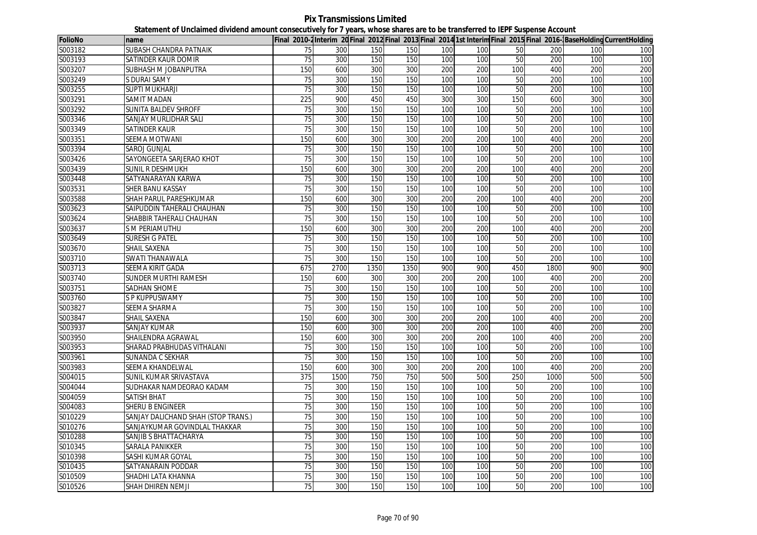**Pix Transmissions Limited**

**Statement of Unclaimed dividend amount consecutively for 7 years, whose shares are to be transferred to IEPF Suspense Account**

| FolioNo | name | Final 2010-2 | Interim 20 | Final 2012 | Final 2013 | Final 2014 | 1st Interim | Final 2015 | Final 2016- | BaseHolding | CurrentHolding |
|---|---|---|---|---|---|---|---|---|---|---|---|
| S003182 | SUBASH CHANDRA PATNAIK | 75 | 300 | 150 | 150 | 100 | 100 | 50 | 200 | 100 | 100 |
| S003193 | SATINDER KAUR DOMIR | 75 | 300 | 150 | 150 | 100 | 100 | 50 | 200 | 100 | 100 |
| S003207 | SUBHASH M JOBANPUTRA | 150 | 600 | 300 | 300 | 200 | 200 | 100 | 400 | 200 | 200 |
| S003249 | S DURAI SAMY | 75 | 300 | 150 | 150 | 100 | 100 | 50 | 200 | 100 | 100 |
| S003255 | SUPTI MUKHARJI | 75 | 300 | 150 | 150 | 100 | 100 | 50 | 200 | 100 | 100 |
| S003291 | SAMIT MADAN | 225 | 900 | 450 | 450 | 300 | 300 | 150 | 600 | 300 | 300 |
| S003292 | SUNITA BALDEV SHROFF | 75 | 300 | 150 | 150 | 100 | 100 | 50 | 200 | 100 | 100 |
| S003346 | SANJAY MURLIDHAR SALI | 75 | 300 | 150 | 150 | 100 | 100 | 50 | 200 | 100 | 100 |
| S003349 | SATINDER KAUR | 75 | 300 | 150 | 150 | 100 | 100 | 50 | 200 | 100 | 100 |
| S003351 | SEEMA MOTWANI | 150 | 600 | 300 | 300 | 200 | 200 | 100 | 400 | 200 | 200 |
| S003394 | SAROJ GUNJAL | 75 | 300 | 150 | 150 | 100 | 100 | 50 | 200 | 100 | 100 |
| S003426 | SAYONGEETA SARJERAO KHOT | 75 | 300 | 150 | 150 | 100 | 100 | 50 | 200 | 100 | 100 |
| S003439 | SUNIL R DESHMUKH | 150 | 600 | 300 | 300 | 200 | 200 | 100 | 400 | 200 | 200 |
| S003448 | SATYANARAYAN KARWA | 75 | 300 | 150 | 150 | 100 | 100 | 50 | 200 | 100 | 100 |
| S003531 | SHER BANU KASSAY | 75 | 300 | 150 | 150 | 100 | 100 | 50 | 200 | 100 | 100 |
| S003588 | SHAH PARUL PARESHKUMAR | 150 | 600 | 300 | 300 | 200 | 200 | 100 | 400 | 200 | 200 |
| S003623 | SAIPUDDIN TAHERALI CHAUHAN | 75 | 300 | 150 | 150 | 100 | 100 | 50 | 200 | 100 | 100 |
| S003624 | SHABBIR TAHERALI CHAUHAN | 75 | 300 | 150 | 150 | 100 | 100 | 50 | 200 | 100 | 100 |
| S003637 | S M PERIAMUTHU | 150 | 600 | 300 | 300 | 200 | 200 | 100 | 400 | 200 | 200 |
| S003649 | SURESH G PATEL | 75 | 300 | 150 | 150 | 100 | 100 | 50 | 200 | 100 | 100 |
| S003670 | SHAIL SAXENA | 75 | 300 | 150 | 150 | 100 | 100 | 50 | 200 | 100 | 100 |
| S003710 | SWATI THANAWALA | 75 | 300 | 150 | 150 | 100 | 100 | 50 | 200 | 100 | 100 |
| S003713 | SEEMA KIRIT GADA | 675 | 2700 | 1350 | 1350 | 900 | 900 | 450 | 1800 | 900 | 900 |
| S003740 | SUNDER MURTHI RAMESH | 150 | 600 | 300 | 300 | 200 | 200 | 100 | 400 | 200 | 200 |
| S003751 | SADHAN SHOME | 75 | 300 | 150 | 150 | 100 | 100 | 50 | 200 | 100 | 100 |
| S003760 | S P KUPPUSWAMY | 75 | 300 | 150 | 150 | 100 | 100 | 50 | 200 | 100 | 100 |
| S003827 | SEEMA SHARMA | 75 | 300 | 150 | 150 | 100 | 100 | 50 | 200 | 100 | 100 |
| S003847 | SHAIL SAXENA | 150 | 600 | 300 | 300 | 200 | 200 | 100 | 400 | 200 | 200 |
| S003937 | SANJAY KUMAR | 150 | 600 | 300 | 300 | 200 | 200 | 100 | 400 | 200 | 200 |
| S003950 | SHAILENDRA AGRAWAL | 150 | 600 | 300 | 300 | 200 | 200 | 100 | 400 | 200 | 200 |
| S003953 | SHARAD PRABHUDAS VITHALANI | 75 | 300 | 150 | 150 | 100 | 100 | 50 | 200 | 100 | 100 |
| S003961 | SUNANDA C SEKHAR | 75 | 300 | 150 | 150 | 100 | 100 | 50 | 200 | 100 | 100 |
| S003983 | SEEMA KHANDELWAL | 150 | 600 | 300 | 300 | 200 | 200 | 100 | 400 | 200 | 200 |
| S004015 | SUNIL KUMAR SRIVASTAVA | 375 | 1500 | 750 | 750 | 500 | 500 | 250 | 1000 | 500 | 500 |
| S004044 | SUDHAKAR NAMDEORAO KADAM | 75 | 300 | 150 | 150 | 100 | 100 | 50 | 200 | 100 | 100 |
| S004059 | SATISH BHAT | 75 | 300 | 150 | 150 | 100 | 100 | 50 | 200 | 100 | 100 |
| S004083 | SHERU B ENGINEER | 75 | 300 | 150 | 150 | 100 | 100 | 50 | 200 | 100 | 100 |
| S010229 | SANJAY DALICHAND SHAH (STOP TRANS.) | 75 | 300 | 150 | 150 | 100 | 100 | 50 | 200 | 100 | 100 |
| S010276 | SANJAYKUMAR GOVINDLAL THAKKAR | 75 | 300 | 150 | 150 | 100 | 100 | 50 | 200 | 100 | 100 |
| S010288 | SANJIB S BHATTACHARYA | 75 | 300 | 150 | 150 | 100 | 100 | 50 | 200 | 100 | 100 |
| S010345 | SARALA PANIKKER | 75 | 300 | 150 | 150 | 100 | 100 | 50 | 200 | 100 | 100 |
| S010398 | SASHI KUMAR GOYAL | 75 | 300 | 150 | 150 | 100 | 100 | 50 | 200 | 100 | 100 |
| S010435 | SATYANARAIN PODDAR | 75 | 300 | 150 | 150 | 100 | 100 | 50 | 200 | 100 | 100 |
| S010509 | SHADHI LATA KHANNA | 75 | 300 | 150 | 150 | 100 | 100 | 50 | 200 | 100 | 100 |
| S010526 | SHAH DHIREN NEMJI | 75 | 300 | 150 | 150 | 100 | 100 | 50 | 200 | 100 | 100 |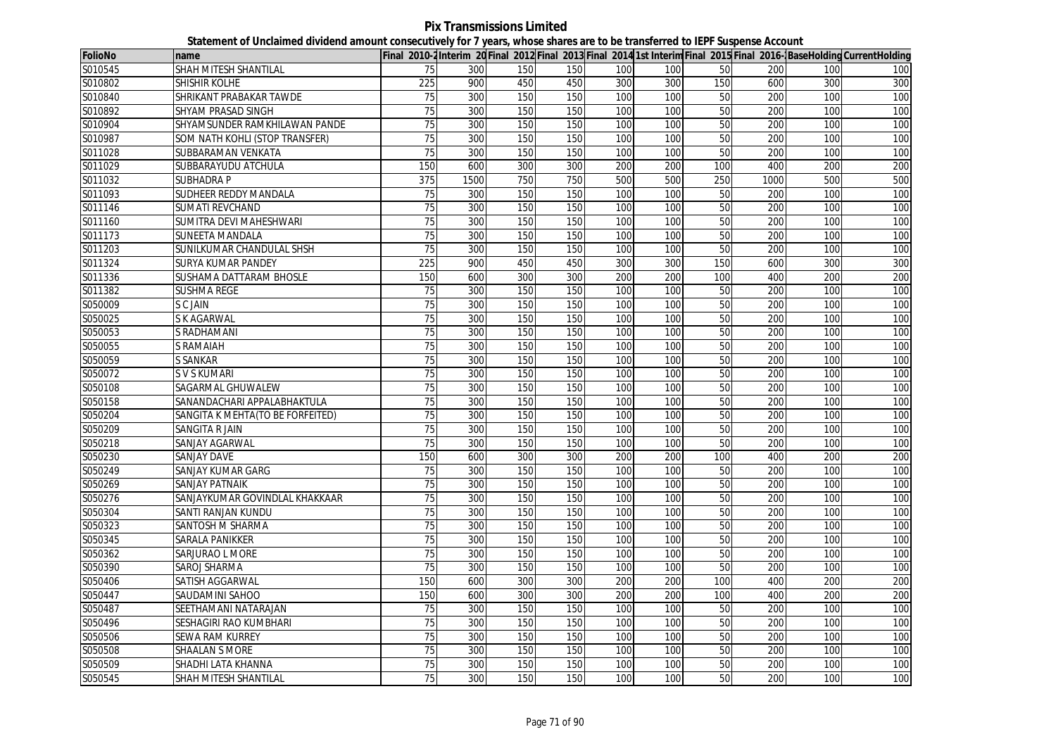# Pix Transmissions Limited

## Statement of Unclaimed dividend amount consecutively for 7 years, whose shares are to be transferred to IEPF Suspense Account

| FolioNo | name | Final 2010-2 | Interim 20 | Final 2012 | Final 2013 | Final 2014 | 1st Interim | Final 2015 | Final 2016- | BaseHolding | CurrentHolding |
|---|---|---|---|---|---|---|---|---|---|---|---|
| S010545 | SHAH MITESH SHANTILAL | 75 | 300 | 150 | 150 | 100 | 100 | 50 | 200 | 100 | 100 |
| S010802 | SHISHIR KOLHE | 225 | 900 | 450 | 450 | 300 | 300 | 150 | 600 | 300 | 300 |
| S010840 | SHRIKANT PRABAKAR TAWDE | 75 | 300 | 150 | 150 | 100 | 100 | 50 | 200 | 100 | 100 |
| S010892 | SHYAM PRASAD SINGH | 75 | 300 | 150 | 150 | 100 | 100 | 50 | 200 | 100 | 100 |
| S010904 | SHYAMSUNDER RAMKHILAWAN PANDE | 75 | 300 | 150 | 150 | 100 | 100 | 50 | 200 | 100 | 100 |
| S010987 | SOM NATH KOHLI (STOP TRANSFER) | 75 | 300 | 150 | 150 | 100 | 100 | 50 | 200 | 100 | 100 |
| S011028 | SUBBARAMAN VENKATA | 75 | 300 | 150 | 150 | 100 | 100 | 50 | 200 | 100 | 100 |
| S011029 | SUBBARAYUDU ATCHULA | 150 | 600 | 300 | 300 | 200 | 200 | 100 | 400 | 200 | 200 |
| S011032 | SUBHADRA P | 375 | 1500 | 750 | 750 | 500 | 500 | 250 | 1000 | 500 | 500 |
| S011093 | SUDHEER REDDY MANDALA | 75 | 300 | 150 | 150 | 100 | 100 | 50 | 200 | 100 | 100 |
| S011146 | SUMATI REVCHAND | 75 | 300 | 150 | 150 | 100 | 100 | 50 | 200 | 100 | 100 |
| S011160 | SUMITRA DEVI MAHESHWARI | 75 | 300 | 150 | 150 | 100 | 100 | 50 | 200 | 100 | 100 |
| S011173 | SUNEETA MANDALA | 75 | 300 | 150 | 150 | 100 | 100 | 50 | 200 | 100 | 100 |
| S011203 | SUNILKUMAR CHANDULAL SHSH | 75 | 300 | 150 | 150 | 100 | 100 | 50 | 200 | 100 | 100 |
| S011324 | SURYA KUMAR PANDEY | 225 | 900 | 450 | 450 | 300 | 300 | 150 | 600 | 300 | 300 |
| S011336 | SUSHAMA DATTARAM BHOSLE | 150 | 600 | 300 | 300 | 200 | 200 | 100 | 400 | 200 | 200 |
| S011382 | SUSHMA REGE | 75 | 300 | 150 | 150 | 100 | 100 | 50 | 200 | 100 | 100 |
| S050009 | S C JAIN | 75 | 300 | 150 | 150 | 100 | 100 | 50 | 200 | 100 | 100 |
| S050025 | S K AGARWAL | 75 | 300 | 150 | 150 | 100 | 100 | 50 | 200 | 100 | 100 |
| S050053 | S RADHAMANI | 75 | 300 | 150 | 150 | 100 | 100 | 50 | 200 | 100 | 100 |
| S050055 | S RAMAIAH | 75 | 300 | 150 | 150 | 100 | 100 | 50 | 200 | 100 | 100 |
| S050059 | S SANKAR | 75 | 300 | 150 | 150 | 100 | 100 | 50 | 200 | 100 | 100 |
| S050072 | S V S KUMARI | 75 | 300 | 150 | 150 | 100 | 100 | 50 | 200 | 100 | 100 |
| S050108 | SAGARMAL GHUWALEW | 75 | 300 | 150 | 150 | 100 | 100 | 50 | 200 | 100 | 100 |
| S050158 | SANANDACHARI APPALABHAKTULA | 75 | 300 | 150 | 150 | 100 | 100 | 50 | 200 | 100 | 100 |
| S050204 | SANGITA K MEHTA(TO BE FORFEITED) | 75 | 300 | 150 | 150 | 100 | 100 | 50 | 200 | 100 | 100 |
| S050209 | SANGITA R JAIN | 75 | 300 | 150 | 150 | 100 | 100 | 50 | 200 | 100 | 100 |
| S050218 | SANJAY AGARWAL | 75 | 300 | 150 | 150 | 100 | 100 | 50 | 200 | 100 | 100 |
| S050230 | SANJAY DAVE | 150 | 600 | 300 | 300 | 200 | 200 | 100 | 400 | 200 | 200 |
| S050249 | SANJAY KUMAR GARG | 75 | 300 | 150 | 150 | 100 | 100 | 50 | 200 | 100 | 100 |
| S050269 | SANJAY PATNAIK | 75 | 300 | 150 | 150 | 100 | 100 | 50 | 200 | 100 | 100 |
| S050276 | SANJAYKUMAR GOVINDLAL KHAKKAAR | 75 | 300 | 150 | 150 | 100 | 100 | 50 | 200 | 100 | 100 |
| S050304 | SANTI RANJAN KUNDU | 75 | 300 | 150 | 150 | 100 | 100 | 50 | 200 | 100 | 100 |
| S050323 | SANTOSH M SHARMA | 75 | 300 | 150 | 150 | 100 | 100 | 50 | 200 | 100 | 100 |
| S050345 | SARALA PANIKKER | 75 | 300 | 150 | 150 | 100 | 100 | 50 | 200 | 100 | 100 |
| S050362 | SARJURAO L MORE | 75 | 300 | 150 | 150 | 100 | 100 | 50 | 200 | 100 | 100 |
| S050390 | SAROJ SHARMA | 75 | 300 | 150 | 150 | 100 | 100 | 50 | 200 | 100 | 100 |
| S050406 | SATISH AGGARWAL | 150 | 600 | 300 | 300 | 200 | 200 | 100 | 400 | 200 | 200 |
| S050447 | SAUDAMINI SAHOO | 150 | 600 | 300 | 300 | 200 | 200 | 100 | 400 | 200 | 200 |
| S050487 | SEETHAMANI NATARAJAN | 75 | 300 | 150 | 150 | 100 | 100 | 50 | 200 | 100 | 100 |
| S050496 | SESHAGIRI RAO KUMBHARI | 75 | 300 | 150 | 150 | 100 | 100 | 50 | 200 | 100 | 100 |
| S050506 | SEWA RAM KURREY | 75 | 300 | 150 | 150 | 100 | 100 | 50 | 200 | 100 | 100 |
| S050508 | SHAALAN S MORE | 75 | 300 | 150 | 150 | 100 | 100 | 50 | 200 | 100 | 100 |
| S050509 | SHADHI LATA KHANNA | 75 | 300 | 150 | 150 | 100 | 100 | 50 | 200 | 100 | 100 |
| S050545 | SHAH MITESH SHANTILAL | 75 | 300 | 150 | 150 | 100 | 100 | 50 | 200 | 100 | 100 |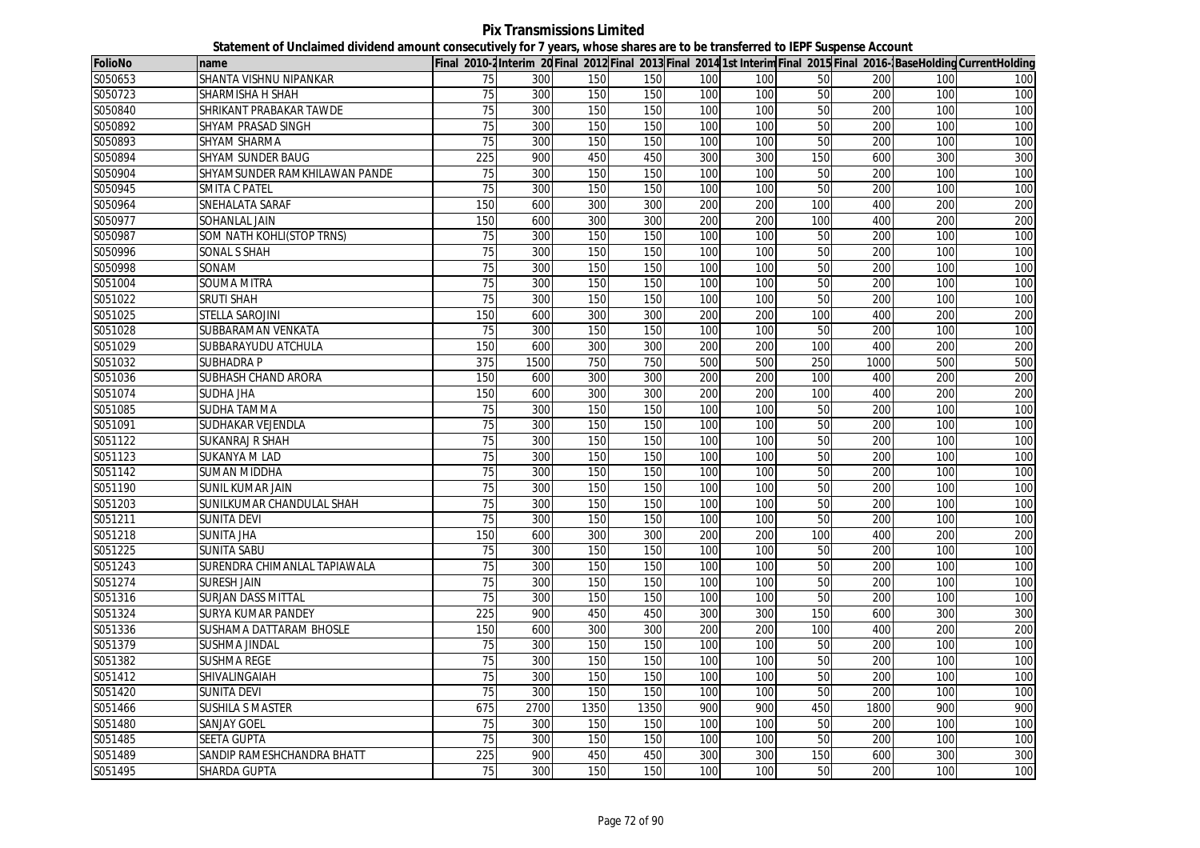# Pix Transmissions Limited

## Statement of Unclaimed dividend amount consecutively for 7 years, whose shares are to be transferred to IEPF Suspense Account

| FolioNo | name | Final 2010-2 | Interim 20 | Final 2012 | Final 2013 | Final 2014 | 1st Interim | Final 2015 | Final 2016- | BaseHolding | CurrentHolding |
|---|---|---|---|---|---|---|---|---|---|---|---|
| S050653 | SHANTA VISHNU NIPANKAR | 75 | 300 | 150 | 150 | 100 | 100 | 50 | 200 | 100 | 100 |
| S050723 | SHARMISHA H SHAH | 75 | 300 | 150 | 150 | 100 | 100 | 50 | 200 | 100 | 100 |
| S050840 | SHRIKANT PRABAKAR TAWDE | 75 | 300 | 150 | 150 | 100 | 100 | 50 | 200 | 100 | 100 |
| S050892 | SHYAM PRASAD SINGH | 75 | 300 | 150 | 150 | 100 | 100 | 50 | 200 | 100 | 100 |
| S050893 | SHYAM SHARMA | 75 | 300 | 150 | 150 | 100 | 100 | 50 | 200 | 100 | 100 |
| S050894 | SHYAM SUNDER BAUG | 225 | 900 | 450 | 450 | 300 | 300 | 150 | 600 | 300 | 300 |
| S050904 | SHYAMSUNDER RAMKHILAWAN PANDE | 75 | 300 | 150 | 150 | 100 | 100 | 50 | 200 | 100 | 100 |
| S050945 | SMITA C PATEL | 75 | 300 | 150 | 150 | 100 | 100 | 50 | 200 | 100 | 100 |
| S050964 | SNEHALATA SARAF | 150 | 600 | 300 | 300 | 200 | 200 | 100 | 400 | 200 | 200 |
| S050977 | SOHANLAL JAIN | 150 | 600 | 300 | 300 | 200 | 200 | 100 | 400 | 200 | 200 |
| S050987 | SOM NATH KOHLI(STOP TRNS) | 75 | 300 | 150 | 150 | 100 | 100 | 50 | 200 | 100 | 100 |
| S050996 | SONAL S SHAH | 75 | 300 | 150 | 150 | 100 | 100 | 50 | 200 | 100 | 100 |
| S050998 | SONAM | 75 | 300 | 150 | 150 | 100 | 100 | 50 | 200 | 100 | 100 |
| S051004 | SOUMA MITRA | 75 | 300 | 150 | 150 | 100 | 100 | 50 | 200 | 100 | 100 |
| S051022 | SRUTI SHAH | 75 | 300 | 150 | 150 | 100 | 100 | 50 | 200 | 100 | 100 |
| S051025 | STELLA SAROJINI | 150 | 600 | 300 | 300 | 200 | 200 | 100 | 400 | 200 | 200 |
| S051028 | SUBBARAMAN VENKATA | 75 | 300 | 150 | 150 | 100 | 100 | 50 | 200 | 100 | 100 |
| S051029 | SUBBARAYUDU ATCHULA | 150 | 600 | 300 | 300 | 200 | 200 | 100 | 400 | 200 | 200 |
| S051032 | SUBHADRA P | 375 | 1500 | 750 | 750 | 500 | 500 | 250 | 1000 | 500 | 500 |
| S051036 | SUBHASH CHAND ARORA | 150 | 600 | 300 | 300 | 200 | 200 | 100 | 400 | 200 | 200 |
| S051074 | SUDHA JHA | 150 | 600 | 300 | 300 | 200 | 200 | 100 | 400 | 200 | 200 |
| S051085 | SUDHA TAMMA | 75 | 300 | 150 | 150 | 100 | 100 | 50 | 200 | 100 | 100 |
| S051091 | SUDHAKAR VEJENDLA | 75 | 300 | 150 | 150 | 100 | 100 | 50 | 200 | 100 | 100 |
| S051122 | SUKANRAJ R SHAH | 75 | 300 | 150 | 150 | 100 | 100 | 50 | 200 | 100 | 100 |
| S051123 | SUKANYA M LAD | 75 | 300 | 150 | 150 | 100 | 100 | 50 | 200 | 100 | 100 |
| S051142 | SUMAN MIDDHA | 75 | 300 | 150 | 150 | 100 | 100 | 50 | 200 | 100 | 100 |
| S051190 | SUNIL KUMAR JAIN | 75 | 300 | 150 | 150 | 100 | 100 | 50 | 200 | 100 | 100 |
| S051203 | SUNILKUMAR CHANDULAL SHAH | 75 | 300 | 150 | 150 | 100 | 100 | 50 | 200 | 100 | 100 |
| S051211 | SUNITA DEVI | 75 | 300 | 150 | 150 | 100 | 100 | 50 | 200 | 100 | 100 |
| S051218 | SUNITA JHA | 150 | 600 | 300 | 300 | 200 | 200 | 100 | 400 | 200 | 200 |
| S051225 | SUNITA SABU | 75 | 300 | 150 | 150 | 100 | 100 | 50 | 200 | 100 | 100 |
| S051243 | SURENDRA CHIMANLAL TAPIAWALA | 75 | 300 | 150 | 150 | 100 | 100 | 50 | 200 | 100 | 100 |
| S051274 | SURESH JAIN | 75 | 300 | 150 | 150 | 100 | 100 | 50 | 200 | 100 | 100 |
| S051316 | SURJAN DASS MITTAL | 75 | 300 | 150 | 150 | 100 | 100 | 50 | 200 | 100 | 100 |
| S051324 | SURYA KUMAR PANDEY | 225 | 900 | 450 | 450 | 300 | 300 | 150 | 600 | 300 | 300 |
| S051336 | SUSHAMA DATTARAM BHOSLE | 150 | 600 | 300 | 300 | 200 | 200 | 100 | 400 | 200 | 200 |
| S051379 | SUSHMA JINDAL | 75 | 300 | 150 | 150 | 100 | 100 | 50 | 200 | 100 | 100 |
| S051382 | SUSHMA REGE | 75 | 300 | 150 | 150 | 100 | 100 | 50 | 200 | 100 | 100 |
| S051412 | SHIVALINGAIAH | 75 | 300 | 150 | 150 | 100 | 100 | 50 | 200 | 100 | 100 |
| S051420 | SUNITA DEVI | 75 | 300 | 150 | 150 | 100 | 100 | 50 | 200 | 100 | 100 |
| S051466 | SUSHILA S MASTER | 675 | 2700 | 1350 | 1350 | 900 | 900 | 450 | 1800 | 900 | 900 |
| S051480 | SANJAY GOEL | 75 | 300 | 150 | 150 | 100 | 100 | 50 | 200 | 100 | 100 |
| S051485 | SEETA GUPTA | 75 | 300 | 150 | 150 | 100 | 100 | 50 | 200 | 100 | 100 |
| S051489 | SANDIP RAMESHCHANDRA BHATT | 225 | 900 | 450 | 450 | 300 | 300 | 150 | 600 | 300 | 300 |
| S051495 | SHARDA GUPTA | 75 | 300 | 150 | 150 | 100 | 100 | 50 | 200 | 100 | 100 |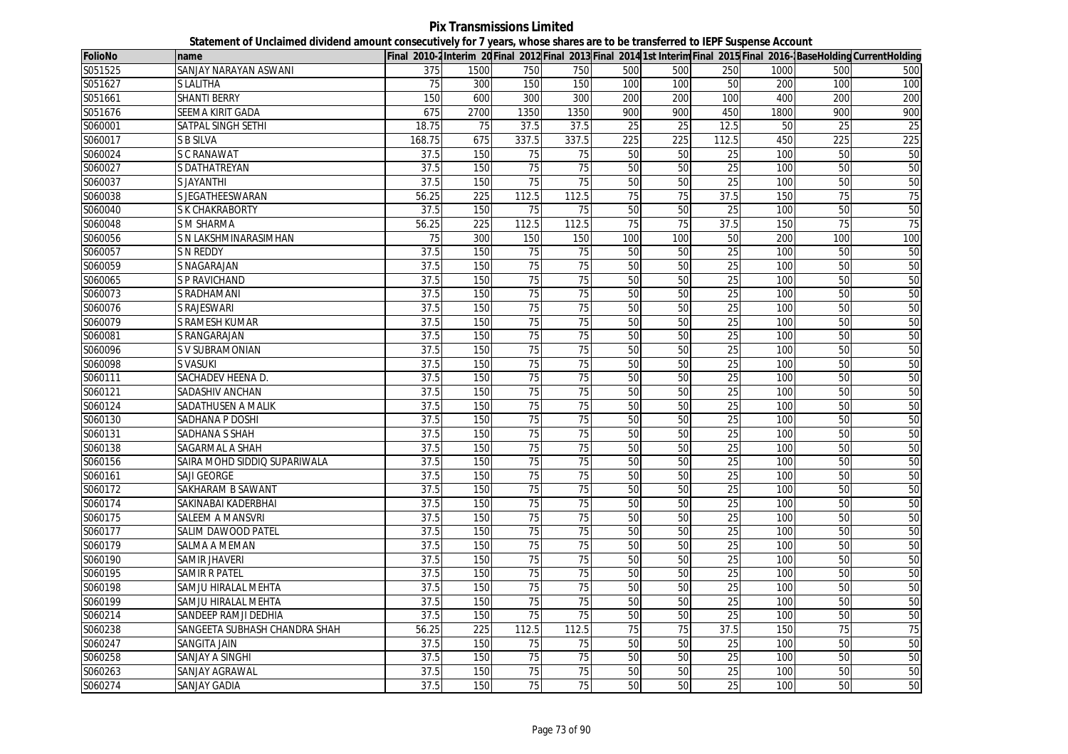# Pix Transmissions Limited

## Statement of Unclaimed dividend amount consecutively for 7 years, whose shares are to be transferred to IEPF Suspense Account

| FolioNo | name | Final 2010-2 | Interim 20 | Final 2012 | Final 2013 | Final 2014 | 1st Interim | Final 2015 | Final 2016- | BaseHolding | CurrentHolding |
|---|---|---|---|---|---|---|---|---|---|---|---|
| S051525 | SANJAY NARAYAN ASWANI | 375 | 1500 | 750 | 750 | 500 | 500 | 250 | 1000 | 500 | 500 |
| S051627 | S LALITHA | 75 | 300 | 150 | 150 | 100 | 100 | 50 | 200 | 100 | 100 |
| S051661 | SHANTI BERRY | 150 | 600 | 300 | 300 | 200 | 200 | 100 | 400 | 200 | 200 |
| S051676 | SEEMA KIRIT GADA | 675 | 2700 | 1350 | 1350 | 900 | 900 | 450 | 1800 | 900 | 900 |
| S060001 | SATPAL SINGH SETHI | 18.75 | 75 | 37.5 | 37.5 | 25 | 25 | 12.5 | 50 | 25 | 25 |
| S060017 | S B SILVA | 168.75 | 675 | 337.5 | 337.5 | 225 | 225 | 112.5 | 450 | 225 | 225 |
| S060024 | S C RANAWAT | 37.5 | 150 | 75 | 75 | 50 | 50 | 25 | 100 | 50 | 50 |
| S060027 | S DATHATREYAN | 37.5 | 150 | 75 | 75 | 50 | 50 | 25 | 100 | 50 | 50 |
| S060037 | S JAYANTHI | 37.5 | 150 | 75 | 75 | 50 | 50 | 25 | 100 | 50 | 50 |
| S060038 | S JEGATHEESWARAN | 56.25 | 225 | 112.5 | 112.5 | 75 | 75 | 37.5 | 150 | 75 | 75 |
| S060040 | S K CHAKRABORTY | 37.5 | 150 | 75 | 75 | 50 | 50 | 25 | 100 | 50 | 50 |
| S060048 | S M SHARMA | 56.25 | 225 | 112.5 | 112.5 | 75 | 75 | 37.5 | 150 | 75 | 75 |
| S060056 | S N LAKSHMINARASIMHAN | 75 | 300 | 150 | 150 | 100 | 100 | 50 | 200 | 100 | 100 |
| S060057 | S N REDDY | 37.5 | 150 | 75 | 75 | 50 | 50 | 25 | 100 | 50 | 50 |
| S060059 | S NAGARAJAN | 37.5 | 150 | 75 | 75 | 50 | 50 | 25 | 100 | 50 | 50 |
| S060065 | S P RAVICHAND | 37.5 | 150 | 75 | 75 | 50 | 50 | 25 | 100 | 50 | 50 |
| S060073 | S RADHAMANI | 37.5 | 150 | 75 | 75 | 50 | 50 | 25 | 100 | 50 | 50 |
| S060076 | S RAJESWARI | 37.5 | 150 | 75 | 75 | 50 | 50 | 25 | 100 | 50 | 50 |
| S060079 | S RAMESH KUMAR | 37.5 | 150 | 75 | 75 | 50 | 50 | 25 | 100 | 50 | 50 |
| S060081 | S RANGARAJAN | 37.5 | 150 | 75 | 75 | 50 | 50 | 25 | 100 | 50 | 50 |
| S060096 | S V SUBRAMONIAN | 37.5 | 150 | 75 | 75 | 50 | 50 | 25 | 100 | 50 | 50 |
| S060098 | S VASUKI | 37.5 | 150 | 75 | 75 | 50 | 50 | 25 | 100 | 50 | 50 |
| S060111 | SACHADEV HEENA D. | 37.5 | 150 | 75 | 75 | 50 | 50 | 25 | 100 | 50 | 50 |
| S060121 | SADASHIV ANCHAN | 37.5 | 150 | 75 | 75 | 50 | 50 | 25 | 100 | 50 | 50 |
| S060124 | SADATHUSEN A MALIK | 37.5 | 150 | 75 | 75 | 50 | 50 | 25 | 100 | 50 | 50 |
| S060130 | SADHANA P DOSHI | 37.5 | 150 | 75 | 75 | 50 | 50 | 25 | 100 | 50 | 50 |
| S060131 | SADHANA S SHAH | 37.5 | 150 | 75 | 75 | 50 | 50 | 25 | 100 | 50 | 50 |
| S060138 | SAGARMAL A SHAH | 37.5 | 150 | 75 | 75 | 50 | 50 | 25 | 100 | 50 | 50 |
| S060156 | SAIRA MOHD SIDDIQ SUPARIWALA | 37.5 | 150 | 75 | 75 | 50 | 50 | 25 | 100 | 50 | 50 |
| S060161 | SAJI GEORGE | 37.5 | 150 | 75 | 75 | 50 | 50 | 25 | 100 | 50 | 50 |
| S060172 | SAKHARAM B SAWANT | 37.5 | 150 | 75 | 75 | 50 | 50 | 25 | 100 | 50 | 50 |
| S060174 | SAKINABAI KADERBHAI | 37.5 | 150 | 75 | 75 | 50 | 50 | 25 | 100 | 50 | 50 |
| S060175 | SALEEM A MANSVRI | 37.5 | 150 | 75 | 75 | 50 | 50 | 25 | 100 | 50 | 50 |
| S060177 | SALIM DAWOOD PATEL | 37.5 | 150 | 75 | 75 | 50 | 50 | 25 | 100 | 50 | 50 |
| S060179 | SALMA A MEMAN | 37.5 | 150 | 75 | 75 | 50 | 50 | 25 | 100 | 50 | 50 |
| S060190 | SAMIR JHAVERI | 37.5 | 150 | 75 | 75 | 50 | 50 | 25 | 100 | 50 | 50 |
| S060195 | SAMIR R PATEL | 37.5 | 150 | 75 | 75 | 50 | 50 | 25 | 100 | 50 | 50 |
| S060198 | SAMJU HIRALAL MEHTA | 37.5 | 150 | 75 | 75 | 50 | 50 | 25 | 100 | 50 | 50 |
| S060199 | SAMJU HIRALAL MEHTA | 37.5 | 150 | 75 | 75 | 50 | 50 | 25 | 100 | 50 | 50 |
| S060214 | SANDEEP RAMJI DEDHIA | 37.5 | 150 | 75 | 75 | 50 | 50 | 25 | 100 | 50 | 50 |
| S060238 | SANGEETA SUBHASH CHANDRA SHAH | 56.25 | 225 | 112.5 | 112.5 | 75 | 75 | 37.5 | 150 | 75 | 75 |
| S060247 | SANGITA JAIN | 37.5 | 150 | 75 | 75 | 50 | 50 | 25 | 100 | 50 | 50 |
| S060258 | SANJAY A SINGHI | 37.5 | 150 | 75 | 75 | 50 | 50 | 25 | 100 | 50 | 50 |
| S060263 | SANJAY AGRAWAL | 37.5 | 150 | 75 | 75 | 50 | 50 | 25 | 100 | 50 | 50 |
| S060274 | SANJAY GADIA | 37.5 | 150 | 75 | 75 | 50 | 50 | 25 | 100 | 50 | 50 |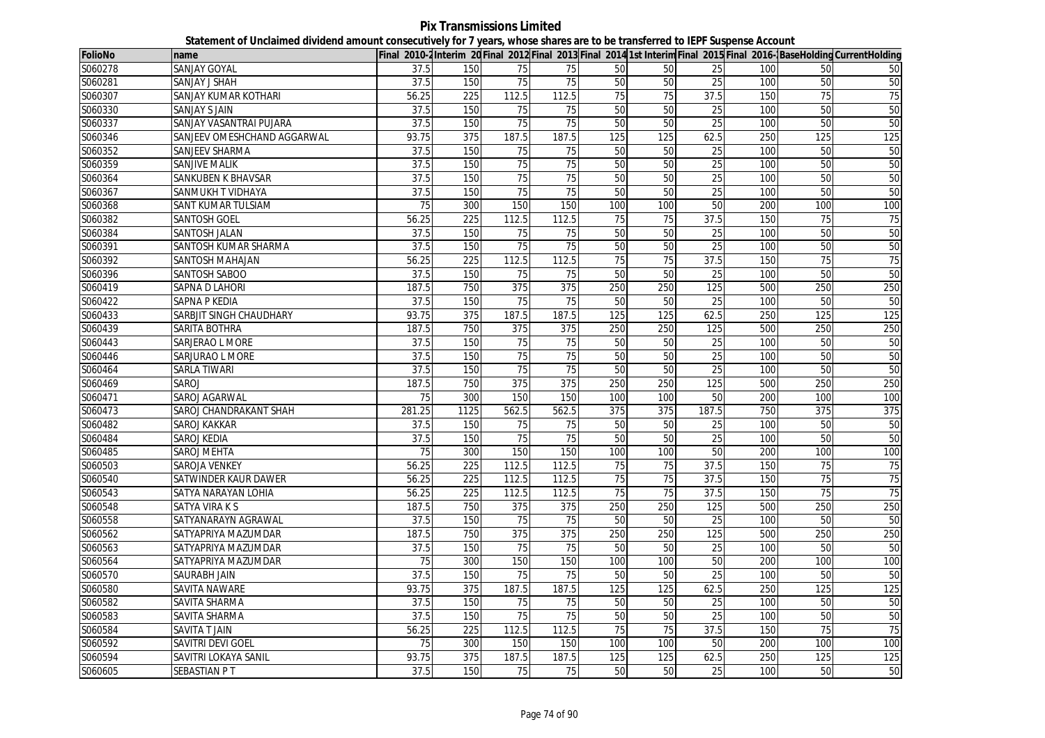**Pix Transmissions Limited**

**Statement of Unclaimed dividend amount consecutively for 7 years, whose shares are to be transferred to IEPF Suspense Account**

| FolioNo | name | Final 2010-2 | Interim 20 | Final 2012 | Final 2013 | Final 2014 | 1st Interim | Final 2015 | Final 2016- | BaseHolding | CurrentHolding |
|---|---|---|---|---|---|---|---|---|---|---|---|
| S060278 | SANJAY GOYAL | 37.5 | 150 | 75 | 75 | 50 | 50 | 25 | 100 | 50 | 50 |
| S060281 | SANJAY J SHAH | 37.5 | 150 | 75 | 75 | 50 | 50 | 25 | 100 | 50 | 50 |
| S060307 | SANJAY KUMAR KOTHARI | 56.25 | 225 | 112.5 | 112.5 | 75 | 75 | 37.5 | 150 | 75 | 75 |
| S060330 | SANJAY S JAIN | 37.5 | 150 | 75 | 75 | 50 | 50 | 25 | 100 | 50 | 50 |
| S060337 | SANJAY VASANTRAI PUJARA | 37.5 | 150 | 75 | 75 | 50 | 50 | 25 | 100 | 50 | 50 |
| S060346 | SANJEEV OMESHCHAND AGGARWAL | 93.75 | 375 | 187.5 | 187.5 | 125 | 125 | 62.5 | 250 | 125 | 125 |
| S060352 | SANJEEV SHARMA | 37.5 | 150 | 75 | 75 | 50 | 50 | 25 | 100 | 50 | 50 |
| S060359 | SANJIVE MALIK | 37.5 | 150 | 75 | 75 | 50 | 50 | 25 | 100 | 50 | 50 |
| S060364 | SANKUBEN K BHAVSAR | 37.5 | 150 | 75 | 75 | 50 | 50 | 25 | 100 | 50 | 50 |
| S060367 | SANMUKH T VIDHAYA | 37.5 | 150 | 75 | 75 | 50 | 50 | 25 | 100 | 50 | 50 |
| S060368 | SANT KUMAR TULSIAM | 75 | 300 | 150 | 150 | 100 | 100 | 50 | 200 | 100 | 100 |
| S060382 | SANTOSH GOEL | 56.25 | 225 | 112.5 | 112.5 | 75 | 75 | 37.5 | 150 | 75 | 75 |
| S060384 | SANTOSH JALAN | 37.5 | 150 | 75 | 75 | 50 | 50 | 25 | 100 | 50 | 50 |
| S060391 | SANTOSH KUMAR SHARMA | 37.5 | 150 | 75 | 75 | 50 | 50 | 25 | 100 | 50 | 50 |
| S060392 | SANTOSH MAHAJAN | 56.25 | 225 | 112.5 | 112.5 | 75 | 75 | 37.5 | 150 | 75 | 75 |
| S060396 | SANTOSH SABOO | 37.5 | 150 | 75 | 75 | 50 | 50 | 25 | 100 | 50 | 50 |
| S060419 | SAPNA D LAHORI | 187.5 | 750 | 375 | 375 | 250 | 250 | 125 | 500 | 250 | 250 |
| S060422 | SAPNA P KEDIA | 37.5 | 150 | 75 | 75 | 50 | 50 | 25 | 100 | 50 | 50 |
| S060433 | SARBJIT SINGH CHAUDHARY | 93.75 | 375 | 187.5 | 187.5 | 125 | 125 | 62.5 | 250 | 125 | 125 |
| S060439 | SARITA BOTHRA | 187.5 | 750 | 375 | 375 | 250 | 250 | 125 | 500 | 250 | 250 |
| S060443 | SARJERAO L MORE | 37.5 | 150 | 75 | 75 | 50 | 50 | 25 | 100 | 50 | 50 |
| S060446 | SARJURAO L MORE | 37.5 | 150 | 75 | 75 | 50 | 50 | 25 | 100 | 50 | 50 |
| S060464 | SARLA TIWARI | 37.5 | 150 | 75 | 75 | 50 | 50 | 25 | 100 | 50 | 50 |
| S060469 | SAROJ | 187.5 | 750 | 375 | 375 | 250 | 250 | 125 | 500 | 250 | 250 |
| S060471 | SAROJ AGARWAL | 75 | 300 | 150 | 150 | 100 | 100 | 50 | 200 | 100 | 100 |
| S060473 | SAROJ CHANDRAKANT SHAH | 281.25 | 1125 | 562.5 | 562.5 | 375 | 375 | 187.5 | 750 | 375 | 375 |
| S060482 | SAROJ KAKKAR | 37.5 | 150 | 75 | 75 | 50 | 50 | 25 | 100 | 50 | 50 |
| S060484 | SAROJ KEDIA | 37.5 | 150 | 75 | 75 | 50 | 50 | 25 | 100 | 50 | 50 |
| S060485 | SAROJ MEHTA | 75 | 300 | 150 | 150 | 100 | 100 | 50 | 200 | 100 | 100 |
| S060503 | SAROJA VENKEY | 56.25 | 225 | 112.5 | 112.5 | 75 | 75 | 37.5 | 150 | 75 | 75 |
| S060540 | SATWINDER KAUR DAWER | 56.25 | 225 | 112.5 | 112.5 | 75 | 75 | 37.5 | 150 | 75 | 75 |
| S060543 | SATYA NARAYAN LOHIA | 56.25 | 225 | 112.5 | 112.5 | 75 | 75 | 37.5 | 150 | 75 | 75 |
| S060548 | SATYA VIRA K S | 187.5 | 750 | 375 | 375 | 250 | 250 | 125 | 500 | 250 | 250 |
| S060558 | SATYANARAYN AGRAWAL | 37.5 | 150 | 75 | 75 | 50 | 50 | 25 | 100 | 50 | 50 |
| S060562 | SATYAPRIYA MAZUMDAR | 187.5 | 750 | 375 | 375 | 250 | 250 | 125 | 500 | 250 | 250 |
| S060563 | SATYAPRIYA MAZUMDAR | 37.5 | 150 | 75 | 75 | 50 | 50 | 25 | 100 | 50 | 50 |
| S060564 | SATYAPRIYA MAZUMDAR | 75 | 300 | 150 | 150 | 100 | 100 | 50 | 200 | 100 | 100 |
| S060570 | SAURABH JAIN | 37.5 | 150 | 75 | 75 | 50 | 50 | 25 | 100 | 50 | 50 |
| S060580 | SAVITA NAWARE | 93.75 | 375 | 187.5 | 187.5 | 125 | 125 | 62.5 | 250 | 125 | 125 |
| S060582 | SAVITA SHARMA | 37.5 | 150 | 75 | 75 | 50 | 50 | 25 | 100 | 50 | 50 |
| S060583 | SAVITA SHARMA | 37.5 | 150 | 75 | 75 | 50 | 50 | 25 | 100 | 50 | 50 |
| S060584 | SAVITA T JAIN | 56.25 | 225 | 112.5 | 112.5 | 75 | 75 | 37.5 | 150 | 75 | 75 |
| S060592 | SAVITRI DEVI GOEL | 75 | 300 | 150 | 150 | 100 | 100 | 50 | 200 | 100 | 100 |
| S060594 | SAVITRI LOKAYA SANIL | 93.75 | 375 | 187.5 | 187.5 | 125 | 125 | 62.5 | 250 | 125 | 125 |
| S060605 | SEBASTIAN P T | 37.5 | 150 | 75 | 75 | 50 | 50 | 25 | 100 | 50 | 50 |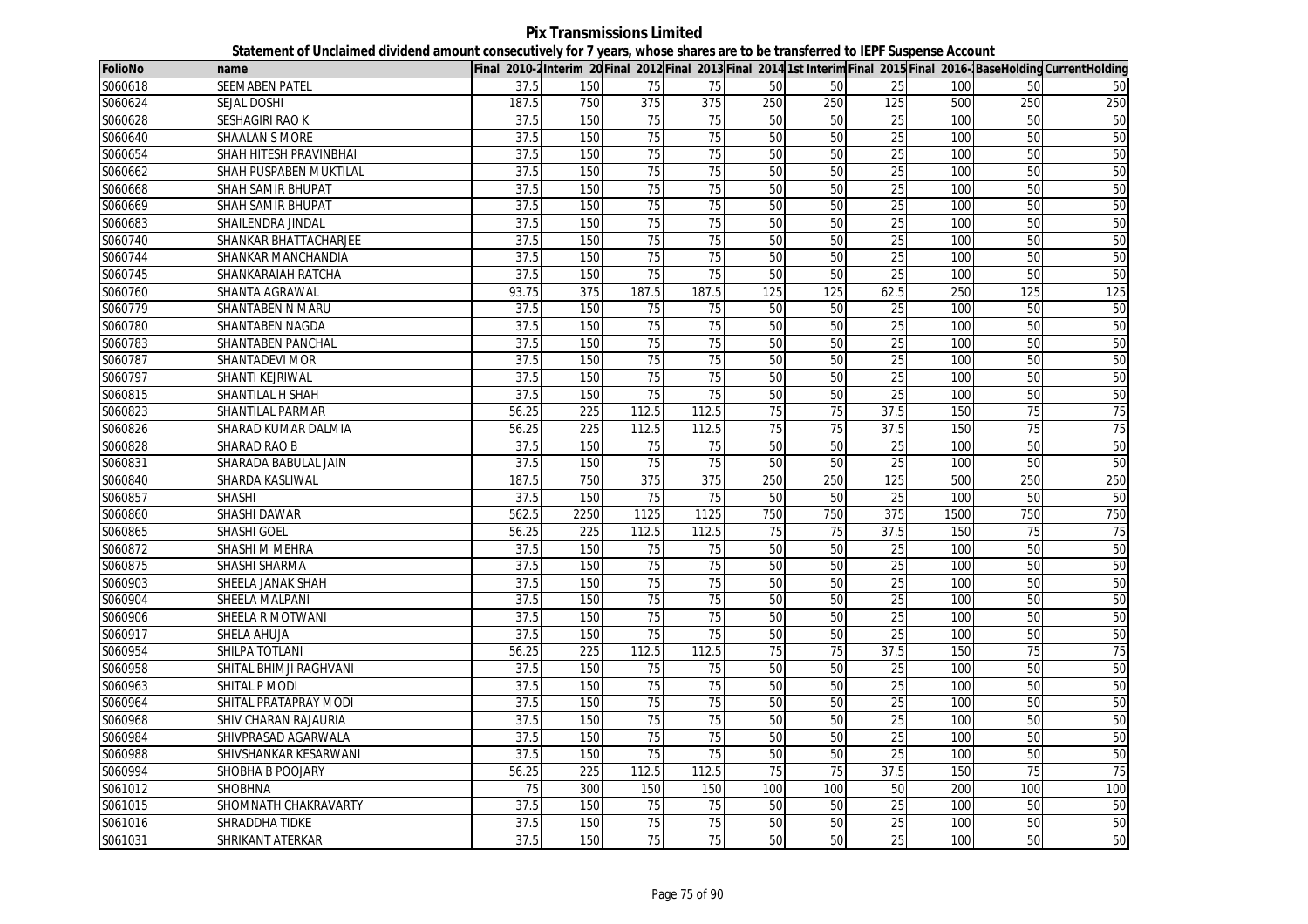# Pix Transmissions Limited

## Statement of Unclaimed dividend amount consecutively for 7 years, whose shares are to be transferred to IEPF Suspense Account

| FolioNo | name | Final 2010-2 | Interim 20 | Final 2012 | Final 2013 | Final 2014 | 1st Interim | Final 2015 | Final 2016-1 | BaseHolding | CurrentHolding |
|---|---|---|---|---|---|---|---|---|---|---|---|
| S060618 | SEEMABEN PATEL | 37.5 | 150 | 75 | 75 | 50 | 50 | 25 | 100 | 50 | 50 |
| S060624 | SEJAL DOSHI | 187.5 | 750 | 375 | 375 | 250 | 250 | 125 | 500 | 250 | 250 |
| S060628 | SESHAGIRI RAO K | 37.5 | 150 | 75 | 75 | 50 | 50 | 25 | 100 | 50 | 50 |
| S060640 | SHAALAN S MORE | 37.5 | 150 | 75 | 75 | 50 | 50 | 25 | 100 | 50 | 50 |
| S060654 | SHAH HITESH PRAVINBHAI | 37.5 | 150 | 75 | 75 | 50 | 50 | 25 | 100 | 50 | 50 |
| S060662 | SHAH PUSPABEN MUKTILAL | 37.5 | 150 | 75 | 75 | 50 | 50 | 25 | 100 | 50 | 50 |
| S060668 | SHAH SAMIR BHUPAT | 37.5 | 150 | 75 | 75 | 50 | 50 | 25 | 100 | 50 | 50 |
| S060669 | SHAH SAMIR BHUPAT | 37.5 | 150 | 75 | 75 | 50 | 50 | 25 | 100 | 50 | 50 |
| S060683 | SHAILENDRA JINDAL | 37.5 | 150 | 75 | 75 | 50 | 50 | 25 | 100 | 50 | 50 |
| S060740 | SHANKAR BHATTACHARJEE | 37.5 | 150 | 75 | 75 | 50 | 50 | 25 | 100 | 50 | 50 |
| S060744 | SHANKAR MANCHANDIA | 37.5 | 150 | 75 | 75 | 50 | 50 | 25 | 100 | 50 | 50 |
| S060745 | SHANKARAIAH RATCHA | 37.5 | 150 | 75 | 75 | 50 | 50 | 25 | 100 | 50 | 50 |
| S060760 | SHANTA AGRAWAL | 93.75 | 375 | 187.5 | 187.5 | 125 | 125 | 62.5 | 250 | 125 | 125 |
| S060779 | SHANTABEN N MARU | 37.5 | 150 | 75 | 75 | 50 | 50 | 25 | 100 | 50 | 50 |
| S060780 | SHANTABEN NAGDA | 37.5 | 150 | 75 | 75 | 50 | 50 | 25 | 100 | 50 | 50 |
| S060783 | SHANTABEN PANCHAL | 37.5 | 150 | 75 | 75 | 50 | 50 | 25 | 100 | 50 | 50 |
| S060787 | SHANTADEVI MOR | 37.5 | 150 | 75 | 75 | 50 | 50 | 25 | 100 | 50 | 50 |
| S060797 | SHANTI KEJRIWAL | 37.5 | 150 | 75 | 75 | 50 | 50 | 25 | 100 | 50 | 50 |
| S060815 | SHANTILAL H SHAH | 37.5 | 150 | 75 | 75 | 50 | 50 | 25 | 100 | 50 | 50 |
| S060823 | SHANTILAL PARMAR | 56.25 | 225 | 112.5 | 112.5 | 75 | 75 | 37.5 | 150 | 75 | 75 |
| S060826 | SHARAD KUMAR DALMIA | 56.25 | 225 | 112.5 | 112.5 | 75 | 75 | 37.5 | 150 | 75 | 75 |
| S060828 | SHARAD RAO B | 37.5 | 150 | 75 | 75 | 50 | 50 | 25 | 100 | 50 | 50 |
| S060831 | SHARADA BABULAL JAIN | 37.5 | 150 | 75 | 75 | 50 | 50 | 25 | 100 | 50 | 50 |
| S060840 | SHARDA KASLIWAL | 187.5 | 750 | 375 | 375 | 250 | 250 | 125 | 500 | 250 | 250 |
| S060857 | SHASHI | 37.5 | 150 | 75 | 75 | 50 | 50 | 25 | 100 | 50 | 50 |
| S060860 | SHASHI DAWAR | 562.5 | 2250 | 1125 | 1125 | 750 | 750 | 375 | 1500 | 750 | 750 |
| S060865 | SHASHI GOEL | 56.25 | 225 | 112.5 | 112.5 | 75 | 75 | 37.5 | 150 | 75 | 75 |
| S060872 | SHASHI M MEHRA | 37.5 | 150 | 75 | 75 | 50 | 50 | 25 | 100 | 50 | 50 |
| S060875 | SHASHI SHARMA | 37.5 | 150 | 75 | 75 | 50 | 50 | 25 | 100 | 50 | 50 |
| S060903 | SHEELA JANAK SHAH | 37.5 | 150 | 75 | 75 | 50 | 50 | 25 | 100 | 50 | 50 |
| S060904 | SHEELA MALPANI | 37.5 | 150 | 75 | 75 | 50 | 50 | 25 | 100 | 50 | 50 |
| S060906 | SHEELA R MOTWANI | 37.5 | 150 | 75 | 75 | 50 | 50 | 25 | 100 | 50 | 50 |
| S060917 | SHELA AHUJA | 37.5 | 150 | 75 | 75 | 50 | 50 | 25 | 100 | 50 | 50 |
| S060954 | SHILPA TOTLANI | 56.25 | 225 | 112.5 | 112.5 | 75 | 75 | 37.5 | 150 | 75 | 75 |
| S060958 | SHITAL BHIMJI RAGHVANI | 37.5 | 150 | 75 | 75 | 50 | 50 | 25 | 100 | 50 | 50 |
| S060963 | SHITAL P MODI | 37.5 | 150 | 75 | 75 | 50 | 50 | 25 | 100 | 50 | 50 |
| S060964 | SHITAL PRATAPRAY MODI | 37.5 | 150 | 75 | 75 | 50 | 50 | 25 | 100 | 50 | 50 |
| S060968 | SHIV CHARAN RAJAURIA | 37.5 | 150 | 75 | 75 | 50 | 50 | 25 | 100 | 50 | 50 |
| S060984 | SHIVPRASAD AGARWALA | 37.5 | 150 | 75 | 75 | 50 | 50 | 25 | 100 | 50 | 50 |
| S060988 | SHIVSHANKAR KESARWANI | 37.5 | 150 | 75 | 75 | 50 | 50 | 25 | 100 | 50 | 50 |
| S060994 | SHOBHA B POOJARY | 56.25 | 225 | 112.5 | 112.5 | 75 | 75 | 37.5 | 150 | 75 | 75 |
| S061012 | SHOBHNA | 75 | 300 | 150 | 150 | 100 | 100 | 50 | 200 | 100 | 100 |
| S061015 | SHOMNATH CHAKRAVARTY | 37.5 | 150 | 75 | 75 | 50 | 50 | 25 | 100 | 50 | 50 |
| S061016 | SHRADDHA TIDKE | 37.5 | 150 | 75 | 75 | 50 | 50 | 25 | 100 | 50 | 50 |
| S061031 | SHRIKANT ATERKAR | 37.5 | 150 | 75 | 75 | 50 | 50 | 25 | 100 | 50 | 50 |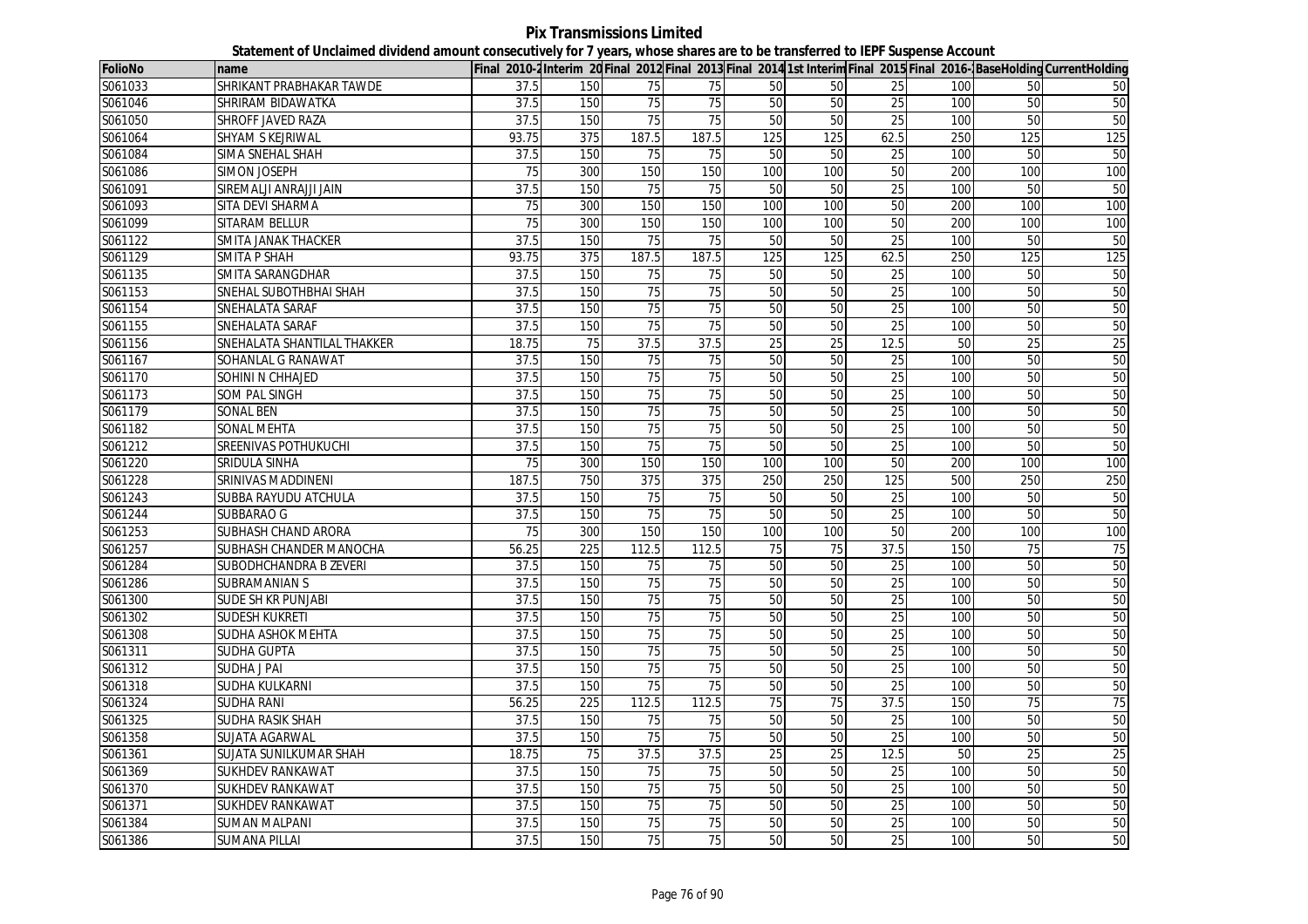**Pix Transmissions Limited**

**Statement of Unclaimed dividend amount consecutively for 7 years, whose shares are to be transferred to IEPF Suspense Account**

| FolioNo | name | Final 2010-2 | Interim 20 | Final 2012 | Final 2013 | Final 2014 | 1st Interim | Final 2015 | Final 2016-1 | BaseHolding | CurrentHolding |
|---|---|---|---|---|---|---|---|---|---|---|---|
| S061033 | SHRIKANT PRABHAKAR TAWDE | 37.5 | 150 | 75 | 75 | 50 | 50 | 25 | 100 | 50 | 50 |
| S061046 | SHRIRAM BIDAWATKA | 37.5 | 150 | 75 | 75 | 50 | 50 | 25 | 100 | 50 | 50 |
| S061050 | SHROFF JAVED RAZA | 37.5 | 150 | 75 | 75 | 50 | 50 | 25 | 100 | 50 | 50 |
| S061064 | SHYAM S KEJRIWAL | 93.75 | 375 | 187.5 | 187.5 | 125 | 125 | 62.5 | 250 | 125 | 125 |
| S061084 | SIMA SNEHAL SHAH | 37.5 | 150 | 75 | 75 | 50 | 50 | 25 | 100 | 50 | 50 |
| S061086 | SIMON JOSEPH | 75 | 300 | 150 | 150 | 100 | 100 | 50 | 200 | 100 | 100 |
| S061091 | SIREMALJI ANRAJJI JAIN | 37.5 | 150 | 75 | 75 | 50 | 50 | 25 | 100 | 50 | 50 |
| S061093 | SITA DEVI SHARMA | 75 | 300 | 150 | 150 | 100 | 100 | 50 | 200 | 100 | 100 |
| S061099 | SITARAM BELLUR | 75 | 300 | 150 | 150 | 100 | 100 | 50 | 200 | 100 | 100 |
| S061122 | SMITA JANAK THACKER | 37.5 | 150 | 75 | 75 | 50 | 50 | 25 | 100 | 50 | 50 |
| S061129 | SMITA P SHAH | 93.75 | 375 | 187.5 | 187.5 | 125 | 125 | 62.5 | 250 | 125 | 125 |
| S061135 | SMITA SARANGDHAR | 37.5 | 150 | 75 | 75 | 50 | 50 | 25 | 100 | 50 | 50 |
| S061153 | SNEHAL SUBOTHBHAI SHAH | 37.5 | 150 | 75 | 75 | 50 | 50 | 25 | 100 | 50 | 50 |
| S061154 | SNEHALATA SARAF | 37.5 | 150 | 75 | 75 | 50 | 50 | 25 | 100 | 50 | 50 |
| S061155 | SNEHALATA SARAF | 37.5 | 150 | 75 | 75 | 50 | 50 | 25 | 100 | 50 | 50 |
| S061156 | SNEHALATA SHANTILAL THAKKER | 18.75 | 75 | 37.5 | 37.5 | 25 | 25 | 12.5 | 50 | 25 | 25 |
| S061167 | SOHANLAL G RANAWAT | 37.5 | 150 | 75 | 75 | 50 | 50 | 25 | 100 | 50 | 50 |
| S061170 | SOHINI N CHHAJED | 37.5 | 150 | 75 | 75 | 50 | 50 | 25 | 100 | 50 | 50 |
| S061173 | SOM PAL SINGH | 37.5 | 150 | 75 | 75 | 50 | 50 | 25 | 100 | 50 | 50 |
| S061179 | SONAL BEN | 37.5 | 150 | 75 | 75 | 50 | 50 | 25 | 100 | 50 | 50 |
| S061182 | SONAL MEHTA | 37.5 | 150 | 75 | 75 | 50 | 50 | 25 | 100 | 50 | 50 |
| S061212 | SREENIVAS POTHUKUCHI | 37.5 | 150 | 75 | 75 | 50 | 50 | 25 | 100 | 50 | 50 |
| S061220 | SRIDULA SINHA | 75 | 300 | 150 | 150 | 100 | 100 | 50 | 200 | 100 | 100 |
| S061228 | SRINIVAS MADDINENI | 187.5 | 750 | 375 | 375 | 250 | 250 | 125 | 500 | 250 | 250 |
| S061243 | SUBBA RAYUDU ATCHULA | 37.5 | 150 | 75 | 75 | 50 | 50 | 25 | 100 | 50 | 50 |
| S061244 | SUBBARAO G | 37.5 | 150 | 75 | 75 | 50 | 50 | 25 | 100 | 50 | 50 |
| S061253 | SUBHASH CHAND ARORA | 75 | 300 | 150 | 150 | 100 | 100 | 50 | 200 | 100 | 100 |
| S061257 | SUBHASH CHANDER MANOCHA | 56.25 | 225 | 112.5 | 112.5 | 75 | 75 | 37.5 | 150 | 75 | 75 |
| S061284 | SUBODHCHANDRA B ZEVERI | 37.5 | 150 | 75 | 75 | 50 | 50 | 25 | 100 | 50 | 50 |
| S061286 | SUBRAMANIAN S | 37.5 | 150 | 75 | 75 | 50 | 50 | 25 | 100 | 50 | 50 |
| S061300 | SUDE SH KR PUNJABI | 37.5 | 150 | 75 | 75 | 50 | 50 | 25 | 100 | 50 | 50 |
| S061302 | SUDESH KUKRETI | 37.5 | 150 | 75 | 75 | 50 | 50 | 25 | 100 | 50 | 50 |
| S061308 | SUDHA ASHOK MEHTA | 37.5 | 150 | 75 | 75 | 50 | 50 | 25 | 100 | 50 | 50 |
| S061311 | SUDHA GUPTA | 37.5 | 150 | 75 | 75 | 50 | 50 | 25 | 100 | 50 | 50 |
| S061312 | SUDHA J PAI | 37.5 | 150 | 75 | 75 | 50 | 50 | 25 | 100 | 50 | 50 |
| S061318 | SUDHA KULKARNI | 37.5 | 150 | 75 | 75 | 50 | 50 | 25 | 100 | 50 | 50 |
| S061324 | SUDHA RANI | 56.25 | 225 | 112.5 | 112.5 | 75 | 75 | 37.5 | 150 | 75 | 75 |
| S061325 | SUDHA RASIK SHAH | 37.5 | 150 | 75 | 75 | 50 | 50 | 25 | 100 | 50 | 50 |
| S061358 | SUJATA AGARWAL | 37.5 | 150 | 75 | 75 | 50 | 50 | 25 | 100 | 50 | 50 |
| S061361 | SUJATA SUNILKUMAR SHAH | 18.75 | 75 | 37.5 | 37.5 | 25 | 25 | 12.5 | 50 | 25 | 25 |
| S061369 | SUKHDEV RANKAWAT | 37.5 | 150 | 75 | 75 | 50 | 50 | 25 | 100 | 50 | 50 |
| S061370 | SUKHDEV RANKAWAT | 37.5 | 150 | 75 | 75 | 50 | 50 | 25 | 100 | 50 | 50 |
| S061371 | SUKHDEV RANKAWAT | 37.5 | 150 | 75 | 75 | 50 | 50 | 25 | 100 | 50 | 50 |
| S061384 | SUMAN MALPANI | 37.5 | 150 | 75 | 75 | 50 | 50 | 25 | 100 | 50 | 50 |
| S061386 | SUMANA PILLAI | 37.5 | 150 | 75 | 75 | 50 | 50 | 25 | 100 | 50 | 50 |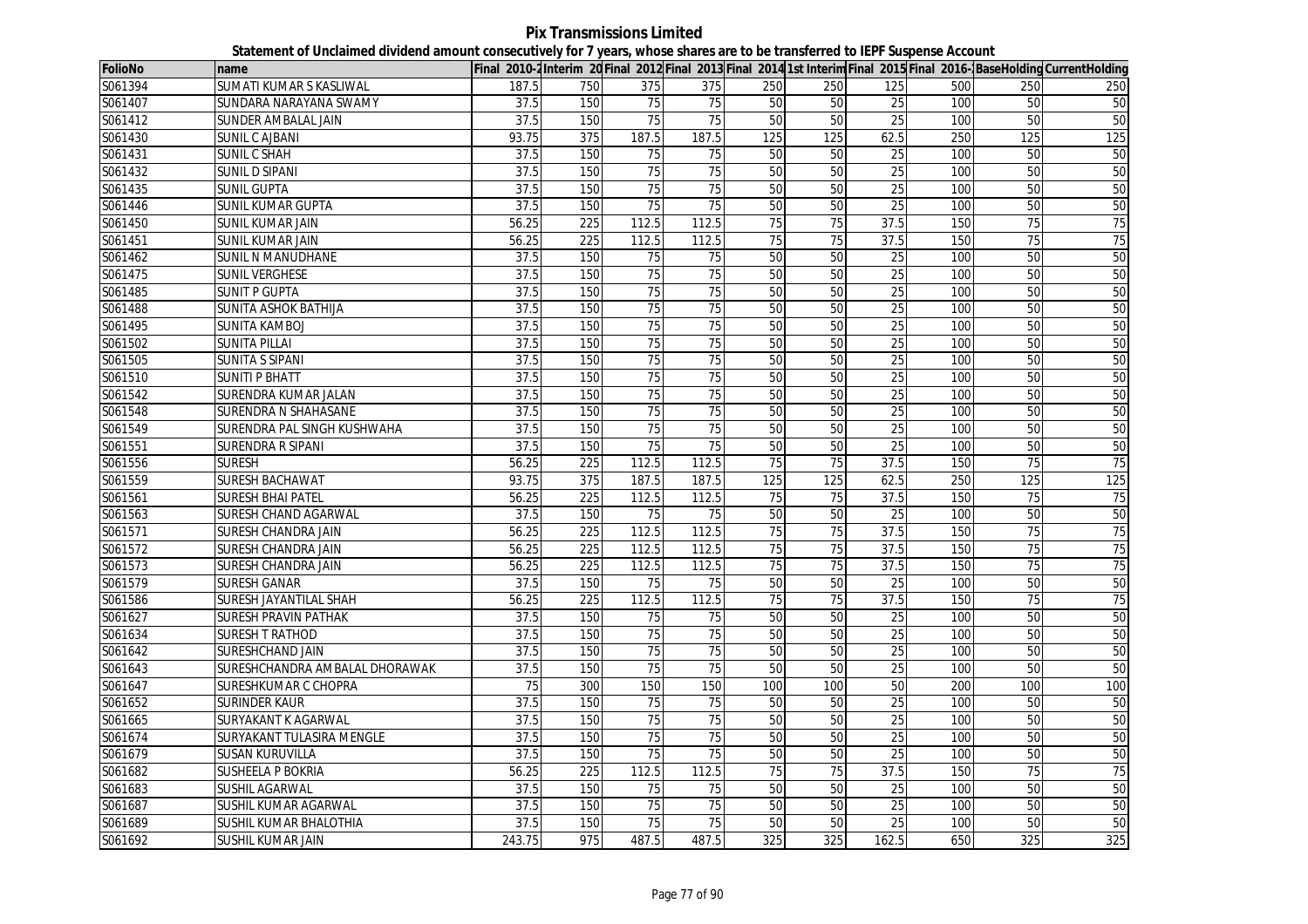# Pix Transmissions Limited

## Statement of Unclaimed dividend amount consecutively for 7 years, whose shares are to be transferred to IEPF Suspense Account

| FolioNo | name | Final 2010-2 | Interim 20 | Final 2012 | Final 2013 | Final 2014 | 1st Interim | Final 2015 | Final 2016- | BaseHolding | CurrentHolding |
|---|---|---|---|---|---|---|---|---|---|---|---|
| S061394 | SUMATI KUMAR S KASLIWAL | 187.5 | 750 | 375 | 375 | 250 | 250 | 125 | 500 | 250 | 250 |
| S061407 | SUNDARA NARAYANA SWAMY | 37.5 | 150 | 75 | 75 | 50 | 50 | 25 | 100 | 50 | 50 |
| S061412 | SUNDER AMBALAL JAIN | 37.5 | 150 | 75 | 75 | 50 | 50 | 25 | 100 | 50 | 50 |
| S061430 | SUNIL C AJBANI | 93.75 | 375 | 187.5 | 187.5 | 125 | 125 | 62.5 | 250 | 125 | 125 |
| S061431 | SUNIL C SHAH | 37.5 | 150 | 75 | 75 | 50 | 50 | 25 | 100 | 50 | 50 |
| S061432 | SUNIL D SIPANI | 37.5 | 150 | 75 | 75 | 50 | 50 | 25 | 100 | 50 | 50 |
| S061435 | SUNIL GUPTA | 37.5 | 150 | 75 | 75 | 50 | 50 | 25 | 100 | 50 | 50 |
| S061446 | SUNIL KUMAR GUPTA | 37.5 | 150 | 75 | 75 | 50 | 50 | 25 | 100 | 50 | 50 |
| S061450 | SUNIL KUMAR JAIN | 56.25 | 225 | 112.5 | 112.5 | 75 | 75 | 37.5 | 150 | 75 | 75 |
| S061451 | SUNIL KUMAR JAIN | 56.25 | 225 | 112.5 | 112.5 | 75 | 75 | 37.5 | 150 | 75 | 75 |
| S061462 | SUNIL N MANUDHANE | 37.5 | 150 | 75 | 75 | 50 | 50 | 25 | 100 | 50 | 50 |
| S061475 | SUNIL VERGHESE | 37.5 | 150 | 75 | 75 | 50 | 50 | 25 | 100 | 50 | 50 |
| S061485 | SUNIT P GUPTA | 37.5 | 150 | 75 | 75 | 50 | 50 | 25 | 100 | 50 | 50 |
| S061488 | SUNITA ASHOK BATHIJA | 37.5 | 150 | 75 | 75 | 50 | 50 | 25 | 100 | 50 | 50 |
| S061495 | SUNITA KAMBOJ | 37.5 | 150 | 75 | 75 | 50 | 50 | 25 | 100 | 50 | 50 |
| S061502 | SUNITA PILLAI | 37.5 | 150 | 75 | 75 | 50 | 50 | 25 | 100 | 50 | 50 |
| S061505 | SUNITA S SIPANI | 37.5 | 150 | 75 | 75 | 50 | 50 | 25 | 100 | 50 | 50 |
| S061510 | SUNITI P BHATT | 37.5 | 150 | 75 | 75 | 50 | 50 | 25 | 100 | 50 | 50 |
| S061542 | SURENDRA KUMAR JALAN | 37.5 | 150 | 75 | 75 | 50 | 50 | 25 | 100 | 50 | 50 |
| S061548 | SURENDRA N SHAHASANE | 37.5 | 150 | 75 | 75 | 50 | 50 | 25 | 100 | 50 | 50 |
| S061549 | SURENDRA PAL SINGH KUSHWAHA | 37.5 | 150 | 75 | 75 | 50 | 50 | 25 | 100 | 50 | 50 |
| S061551 | SURENDRA R SIPANI | 37.5 | 150 | 75 | 75 | 50 | 50 | 25 | 100 | 50 | 50 |
| S061556 | SURESH | 56.25 | 225 | 112.5 | 112.5 | 75 | 75 | 37.5 | 150 | 75 | 75 |
| S061559 | SURESH BACHAWAT | 93.75 | 375 | 187.5 | 187.5 | 125 | 125 | 62.5 | 250 | 125 | 125 |
| S061561 | SURESH BHAI PATEL | 56.25 | 225 | 112.5 | 112.5 | 75 | 75 | 37.5 | 150 | 75 | 75 |
| S061563 | SURESH CHAND AGARWAL | 37.5 | 150 | 75 | 75 | 50 | 50 | 25 | 100 | 50 | 50 |
| S061571 | SURESH CHANDRA JAIN | 56.25 | 225 | 112.5 | 112.5 | 75 | 75 | 37.5 | 150 | 75 | 75 |
| S061572 | SURESH CHANDRA JAIN | 56.25 | 225 | 112.5 | 112.5 | 75 | 75 | 37.5 | 150 | 75 | 75 |
| S061573 | SURESH CHANDRA JAIN | 56.25 | 225 | 112.5 | 112.5 | 75 | 75 | 37.5 | 150 | 75 | 75 |
| S061579 | SURESH GANAR | 37.5 | 150 | 75 | 75 | 50 | 50 | 25 | 100 | 50 | 50 |
| S061586 | SURESH JAYANTILAL SHAH | 56.25 | 225 | 112.5 | 112.5 | 75 | 75 | 37.5 | 150 | 75 | 75 |
| S061627 | SURESH PRAVIN PATHAK | 37.5 | 150 | 75 | 75 | 50 | 50 | 25 | 100 | 50 | 50 |
| S061634 | SURESH T RATHOD | 37.5 | 150 | 75 | 75 | 50 | 50 | 25 | 100 | 50 | 50 |
| S061642 | SURESHCHAND JAIN | 37.5 | 150 | 75 | 75 | 50 | 50 | 25 | 100 | 50 | 50 |
| S061643 | SURESHCHANDRA AMBALAL DHORAWAK | 37.5 | 150 | 75 | 75 | 50 | 50 | 25 | 100 | 50 | 50 |
| S061647 | SURESHKUMAR C CHOPRA | 75 | 300 | 150 | 150 | 100 | 100 | 50 | 200 | 100 | 100 |
| S061652 | SURINDER KAUR | 37.5 | 150 | 75 | 75 | 50 | 50 | 25 | 100 | 50 | 50 |
| S061665 | SURYAKANT K AGARWAL | 37.5 | 150 | 75 | 75 | 50 | 50 | 25 | 100 | 50 | 50 |
| S061674 | SURYAKANT TULASIRA MENGLE | 37.5 | 150 | 75 | 75 | 50 | 50 | 25 | 100 | 50 | 50 |
| S061679 | SUSAN KURUVILLA | 37.5 | 150 | 75 | 75 | 50 | 50 | 25 | 100 | 50 | 50 |
| S061682 | SUSHEELA P BOKRIA | 56.25 | 225 | 112.5 | 112.5 | 75 | 75 | 37.5 | 150 | 75 | 75 |
| S061683 | SUSHIL AGARWAL | 37.5 | 150 | 75 | 75 | 50 | 50 | 25 | 100 | 50 | 50 |
| S061687 | SUSHIL KUMAR AGARWAL | 37.5 | 150 | 75 | 75 | 50 | 50 | 25 | 100 | 50 | 50 |
| S061689 | SUSHIL KUMAR BHALOTHIA | 37.5 | 150 | 75 | 75 | 50 | 50 | 25 | 100 | 50 | 50 |
| S061692 | SUSHIL KUMAR JAIN | 243.75 | 975 | 487.5 | 487.5 | 325 | 325 | 162.5 | 650 | 325 | 325 |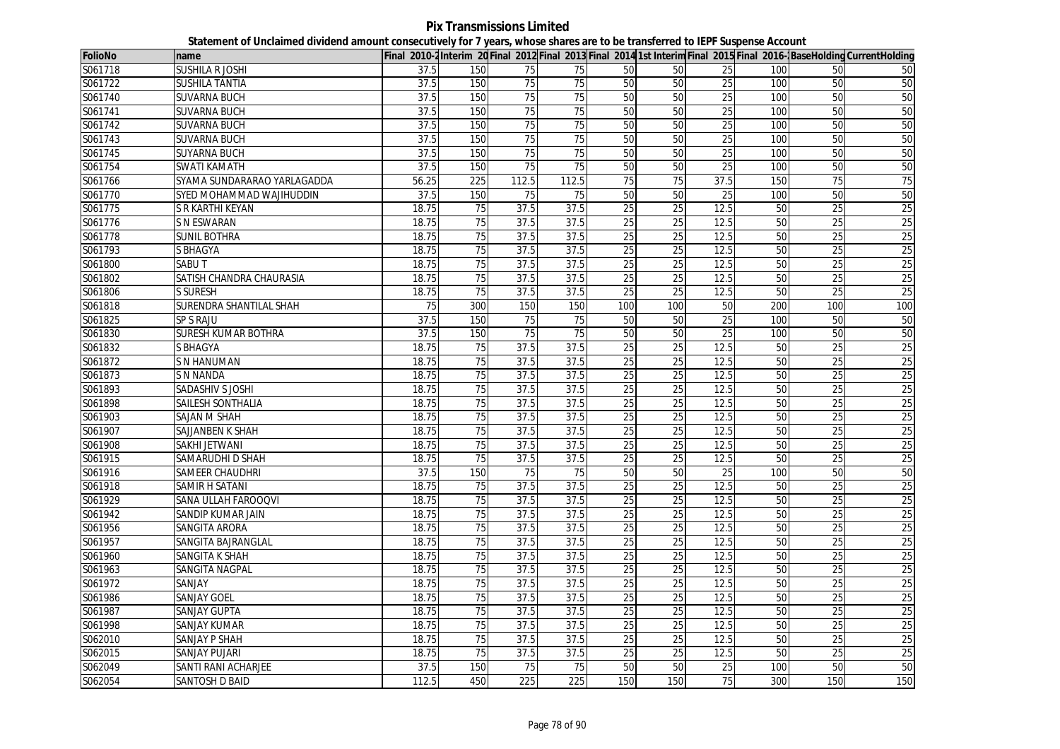# Pix Transmissions Limited

## Statement of Unclaimed dividend amount consecutively for 7 years, whose shares are to be transferred to IEPF Suspense Account

| FolioNo | name | Final 2010-2 | Interim 20 | Final 2012 | Final 2013 | Final 2014 | 1st Interim | Final 2015 | Final 2016- | BaseHolding | CurrentHolding |
|---|---|---|---|---|---|---|---|---|---|---|---|
| S061718 | SUSHILA R JOSHI | 37.5 | 150 | 75 | 75 | 50 | 50 | 25 | 100 | 50 | 50 |
| S061722 | SUSHILA TANTIA | 37.5 | 150 | 75 | 75 | 50 | 50 | 25 | 100 | 50 | 50 |
| S061740 | SUVARNA BUCH | 37.5 | 150 | 75 | 75 | 50 | 50 | 25 | 100 | 50 | 50 |
| S061741 | SUVARNA BUCH | 37.5 | 150 | 75 | 75 | 50 | 50 | 25 | 100 | 50 | 50 |
| S061742 | SUVARNA BUCH | 37.5 | 150 | 75 | 75 | 50 | 50 | 25 | 100 | 50 | 50 |
| S061743 | SUVARNA BUCH | 37.5 | 150 | 75 | 75 | 50 | 50 | 25 | 100 | 50 | 50 |
| S061745 | SUYARNA BUCH | 37.5 | 150 | 75 | 75 | 50 | 50 | 25 | 100 | 50 | 50 |
| S061754 | SWATI KAMATH | 37.5 | 150 | 75 | 75 | 50 | 50 | 25 | 100 | 50 | 50 |
| S061766 | SYAMA SUNDARARAO YARLAGADDA | 56.25 | 225 | 112.5 | 112.5 | 75 | 75 | 37.5 | 150 | 75 | 75 |
| S061770 | SYED MOHAMMAD WAJIHUDDIN | 37.5 | 150 | 75 | 75 | 50 | 50 | 25 | 100 | 50 | 50 |
| S061775 | S R KARTHI KEYAN | 18.75 | 75 | 37.5 | 37.5 | 25 | 25 | 12.5 | 50 | 25 | 25 |
| S061776 | S N ESWARAN | 18.75 | 75 | 37.5 | 37.5 | 25 | 25 | 12.5 | 50 | 25 | 25 |
| S061778 | SUNIL BOTHRA | 18.75 | 75 | 37.5 | 37.5 | 25 | 25 | 12.5 | 50 | 25 | 25 |
| S061793 | S BHAGYA | 18.75 | 75 | 37.5 | 37.5 | 25 | 25 | 12.5 | 50 | 25 | 25 |
| S061800 | SABU T | 18.75 | 75 | 37.5 | 37.5 | 25 | 25 | 12.5 | 50 | 25 | 25 |
| S061802 | SATISH CHANDRA CHAURASIA | 18.75 | 75 | 37.5 | 37.5 | 25 | 25 | 12.5 | 50 | 25 | 25 |
| S061806 | S SURESH | 18.75 | 75 | 37.5 | 37.5 | 25 | 25 | 12.5 | 50 | 25 | 25 |
| S061818 | SURENDRA SHANTILAL SHAH | 75 | 300 | 150 | 150 | 100 | 100 | 50 | 200 | 100 | 100 |
| S061825 | SP S RAJU | 37.5 | 150 | 75 | 75 | 50 | 50 | 25 | 100 | 50 | 50 |
| S061830 | SURESH KUMAR BOTHRA | 37.5 | 150 | 75 | 75 | 50 | 50 | 25 | 100 | 50 | 50 |
| S061832 | S BHAGYA | 18.75 | 75 | 37.5 | 37.5 | 25 | 25 | 12.5 | 50 | 25 | 25 |
| S061872 | S N HANUMAN | 18.75 | 75 | 37.5 | 37.5 | 25 | 25 | 12.5 | 50 | 25 | 25 |
| S061873 | S N NANDA | 18.75 | 75 | 37.5 | 37.5 | 25 | 25 | 12.5 | 50 | 25 | 25 |
| S061893 | SADASHIV S JOSHI | 18.75 | 75 | 37.5 | 37.5 | 25 | 25 | 12.5 | 50 | 25 | 25 |
| S061898 | SAILESH SONTHALIA | 18.75 | 75 | 37.5 | 37.5 | 25 | 25 | 12.5 | 50 | 25 | 25 |
| S061903 | SAJAN M SHAH | 18.75 | 75 | 37.5 | 37.5 | 25 | 25 | 12.5 | 50 | 25 | 25 |
| S061907 | SAJJANBEN K SHAH | 18.75 | 75 | 37.5 | 37.5 | 25 | 25 | 12.5 | 50 | 25 | 25 |
| S061908 | SAKHI JETWANI | 18.75 | 75 | 37.5 | 37.5 | 25 | 25 | 12.5 | 50 | 25 | 25 |
| S061915 | SAMARUDHI D SHAH | 18.75 | 75 | 37.5 | 37.5 | 25 | 25 | 12.5 | 50 | 25 | 25 |
| S061916 | SAMEER CHAUDHRI | 37.5 | 150 | 75 | 75 | 50 | 50 | 25 | 100 | 50 | 50 |
| S061918 | SAMIR H SATANI | 18.75 | 75 | 37.5 | 37.5 | 25 | 25 | 12.5 | 50 | 25 | 25 |
| S061929 | SANA ULLAH FAROOQVI | 18.75 | 75 | 37.5 | 37.5 | 25 | 25 | 12.5 | 50 | 25 | 25 |
| S061942 | SANDIP KUMAR JAIN | 18.75 | 75 | 37.5 | 37.5 | 25 | 25 | 12.5 | 50 | 25 | 25 |
| S061956 | SANGITA ARORA | 18.75 | 75 | 37.5 | 37.5 | 25 | 25 | 12.5 | 50 | 25 | 25 |
| S061957 | SANGITA BAJRANGLAL | 18.75 | 75 | 37.5 | 37.5 | 25 | 25 | 12.5 | 50 | 25 | 25 |
| S061960 | SANGITA K SHAH | 18.75 | 75 | 37.5 | 37.5 | 25 | 25 | 12.5 | 50 | 25 | 25 |
| S061963 | SANGITA NAGPAL | 18.75 | 75 | 37.5 | 37.5 | 25 | 25 | 12.5 | 50 | 25 | 25 |
| S061972 | SANJAY | 18.75 | 75 | 37.5 | 37.5 | 25 | 25 | 12.5 | 50 | 25 | 25 |
| S061986 | SANJAY GOEL | 18.75 | 75 | 37.5 | 37.5 | 25 | 25 | 12.5 | 50 | 25 | 25 |
| S061987 | SANJAY GUPTA | 18.75 | 75 | 37.5 | 37.5 | 25 | 25 | 12.5 | 50 | 25 | 25 |
| S061998 | SANJAY KUMAR | 18.75 | 75 | 37.5 | 37.5 | 25 | 25 | 12.5 | 50 | 25 | 25 |
| S062010 | SANJAY P SHAH | 18.75 | 75 | 37.5 | 37.5 | 25 | 25 | 12.5 | 50 | 25 | 25 |
| S062015 | SANJAY PUJARI | 18.75 | 75 | 37.5 | 37.5 | 25 | 25 | 12.5 | 50 | 25 | 25 |
| S062049 | SANTI RANI ACHARJEE | 37.5 | 150 | 75 | 75 | 50 | 50 | 25 | 100 | 50 | 50 |
| S062054 | SANTOSH D BAID | 112.5 | 450 | 225 | 225 | 150 | 150 | 75 | 300 | 150 | 150 |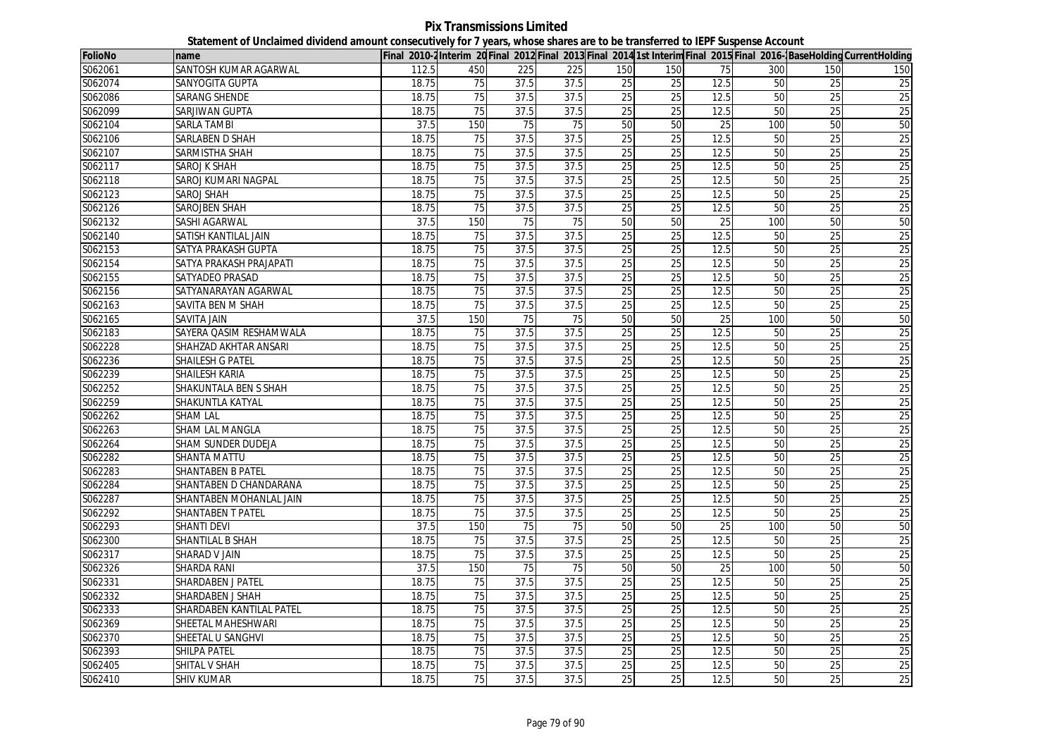# Pix Transmissions Limited

**Statement of Unclaimed dividend amount consecutively for 7 years, whose shares are to be transferred to IEPF Suspense Account**

| FolioNo | name | Final 2010-2 | Interim 20 | Final 2012 | Final 2013 | Final 2014 | 1st Interim | Final 2015 | Final 2016- | BaseHolding | CurrentHolding |
|---|---|---|---|---|---|---|---|---|---|---|---|
| S062061 | SANTOSH KUMAR AGARWAL | 112.5 | 450 | 225 | 225 | 150 | 150 | 75 | 300 | 150 | 150 |
| S062074 | SANYOGITA GUPTA | 18.75 | 75 | 37.5 | 37.5 | 25 | 25 | 12.5 | 50 | 25 | 25 |
| S062086 | SARANG SHENDE | 18.75 | 75 | 37.5 | 37.5 | 25 | 25 | 12.5 | 50 | 25 | 25 |
| S062099 | SARJIWAN GUPTA | 18.75 | 75 | 37.5 | 37.5 | 25 | 25 | 12.5 | 50 | 25 | 25 |
| S062104 | SARLA TAMBI | 37.5 | 150 | 75 | 75 | 50 | 50 | 25 | 100 | 50 | 50 |
| S062106 | SARLABEN D SHAH | 18.75 | 75 | 37.5 | 37.5 | 25 | 25 | 12.5 | 50 | 25 | 25 |
| S062107 | SARMISTHA SHAH | 18.75 | 75 | 37.5 | 37.5 | 25 | 25 | 12.5 | 50 | 25 | 25 |
| S062117 | SAROJ K SHAH | 18.75 | 75 | 37.5 | 37.5 | 25 | 25 | 12.5 | 50 | 25 | 25 |
| S062118 | SAROJ KUMARI NAGPAL | 18.75 | 75 | 37.5 | 37.5 | 25 | 25 | 12.5 | 50 | 25 | 25 |
| S062123 | SAROJ SHAH | 18.75 | 75 | 37.5 | 37.5 | 25 | 25 | 12.5 | 50 | 25 | 25 |
| S062126 | SAROJBEN SHAH | 18.75 | 75 | 37.5 | 37.5 | 25 | 25 | 12.5 | 50 | 25 | 25 |
| S062132 | SASHI AGARWAL | 37.5 | 150 | 75 | 75 | 50 | 50 | 25 | 100 | 50 | 50 |
| S062140 | SATISH KANTILAL JAIN | 18.75 | 75 | 37.5 | 37.5 | 25 | 25 | 12.5 | 50 | 25 | 25 |
| S062153 | SATYA PRAKASH GUPTA | 18.75 | 75 | 37.5 | 37.5 | 25 | 25 | 12.5 | 50 | 25 | 25 |
| S062154 | SATYA PRAKASH PRAJAPATI | 18.75 | 75 | 37.5 | 37.5 | 25 | 25 | 12.5 | 50 | 25 | 25 |
| S062155 | SATYADEO PRASAD | 18.75 | 75 | 37.5 | 37.5 | 25 | 25 | 12.5 | 50 | 25 | 25 |
| S062156 | SATYANARAYAN AGARWAL | 18.75 | 75 | 37.5 | 37.5 | 25 | 25 | 12.5 | 50 | 25 | 25 |
| S062163 | SAVITA BEN M SHAH | 18.75 | 75 | 37.5 | 37.5 | 25 | 25 | 12.5 | 50 | 25 | 25 |
| S062165 | SAVITA JAIN | 37.5 | 150 | 75 | 75 | 50 | 50 | 25 | 100 | 50 | 50 |
| S062183 | SAYERA QASIM RESHAMWALA | 18.75 | 75 | 37.5 | 37.5 | 25 | 25 | 12.5 | 50 | 25 | 25 |
| S062228 | SHAHZAD AKHTAR ANSARI | 18.75 | 75 | 37.5 | 37.5 | 25 | 25 | 12.5 | 50 | 25 | 25 |
| S062236 | SHAILESH G PATEL | 18.75 | 75 | 37.5 | 37.5 | 25 | 25 | 12.5 | 50 | 25 | 25 |
| S062239 | SHAILESH KARIA | 18.75 | 75 | 37.5 | 37.5 | 25 | 25 | 12.5 | 50 | 25 | 25 |
| S062252 | SHAKUNTALA BEN S SHAH | 18.75 | 75 | 37.5 | 37.5 | 25 | 25 | 12.5 | 50 | 25 | 25 |
| S062259 | SHAKUNTLA KATYAL | 18.75 | 75 | 37.5 | 37.5 | 25 | 25 | 12.5 | 50 | 25 | 25 |
| S062262 | SHAM LAL | 18.75 | 75 | 37.5 | 37.5 | 25 | 25 | 12.5 | 50 | 25 | 25 |
| S062263 | SHAM LAL MANGLA | 18.75 | 75 | 37.5 | 37.5 | 25 | 25 | 12.5 | 50 | 25 | 25 |
| S062264 | SHAM SUNDER DUDEJA | 18.75 | 75 | 37.5 | 37.5 | 25 | 25 | 12.5 | 50 | 25 | 25 |
| S062282 | SHANTA MATTU | 18.75 | 75 | 37.5 | 37.5 | 25 | 25 | 12.5 | 50 | 25 | 25 |
| S062283 | SHANTABEN B PATEL | 18.75 | 75 | 37.5 | 37.5 | 25 | 25 | 12.5 | 50 | 25 | 25 |
| S062284 | SHANTABEN D CHANDARANA | 18.75 | 75 | 37.5 | 37.5 | 25 | 25 | 12.5 | 50 | 25 | 25 |
| S062287 | SHANTABEN MOHANLAL JAIN | 18.75 | 75 | 37.5 | 37.5 | 25 | 25 | 12.5 | 50 | 25 | 25 |
| S062292 | SHANTABEN T PATEL | 18.75 | 75 | 37.5 | 37.5 | 25 | 25 | 12.5 | 50 | 25 | 25 |
| S062293 | SHANTI DEVI | 37.5 | 150 | 75 | 75 | 50 | 50 | 25 | 100 | 50 | 50 |
| S062300 | SHANTILAL B SHAH | 18.75 | 75 | 37.5 | 37.5 | 25 | 25 | 12.5 | 50 | 25 | 25 |
| S062317 | SHARAD V JAIN | 18.75 | 75 | 37.5 | 37.5 | 25 | 25 | 12.5 | 50 | 25 | 25 |
| S062326 | SHARDA RANI | 37.5 | 150 | 75 | 75 | 50 | 50 | 25 | 100 | 50 | 50 |
| S062331 | SHARDABEN J PATEL | 18.75 | 75 | 37.5 | 37.5 | 25 | 25 | 12.5 | 50 | 25 | 25 |
| S062332 | SHARDABEN J SHAH | 18.75 | 75 | 37.5 | 37.5 | 25 | 25 | 12.5 | 50 | 25 | 25 |
| S062333 | SHARDABEN KANTILAL PATEL | 18.75 | 75 | 37.5 | 37.5 | 25 | 25 | 12.5 | 50 | 25 | 25 |
| S062369 | SHEETAL MAHESHWARI | 18.75 | 75 | 37.5 | 37.5 | 25 | 25 | 12.5 | 50 | 25 | 25 |
| S062370 | SHEETAL U SANGHVI | 18.75 | 75 | 37.5 | 37.5 | 25 | 25 | 12.5 | 50 | 25 | 25 |
| S062393 | SHILPA PATEL | 18.75 | 75 | 37.5 | 37.5 | 25 | 25 | 12.5 | 50 | 25 | 25 |
| S062405 | SHITAL V SHAH | 18.75 | 75 | 37.5 | 37.5 | 25 | 25 | 12.5 | 50 | 25 | 25 |
| S062410 | SHIV KUMAR | 18.75 | 75 | 37.5 | 37.5 | 25 | 25 | 12.5 | 50 | 25 | 25 |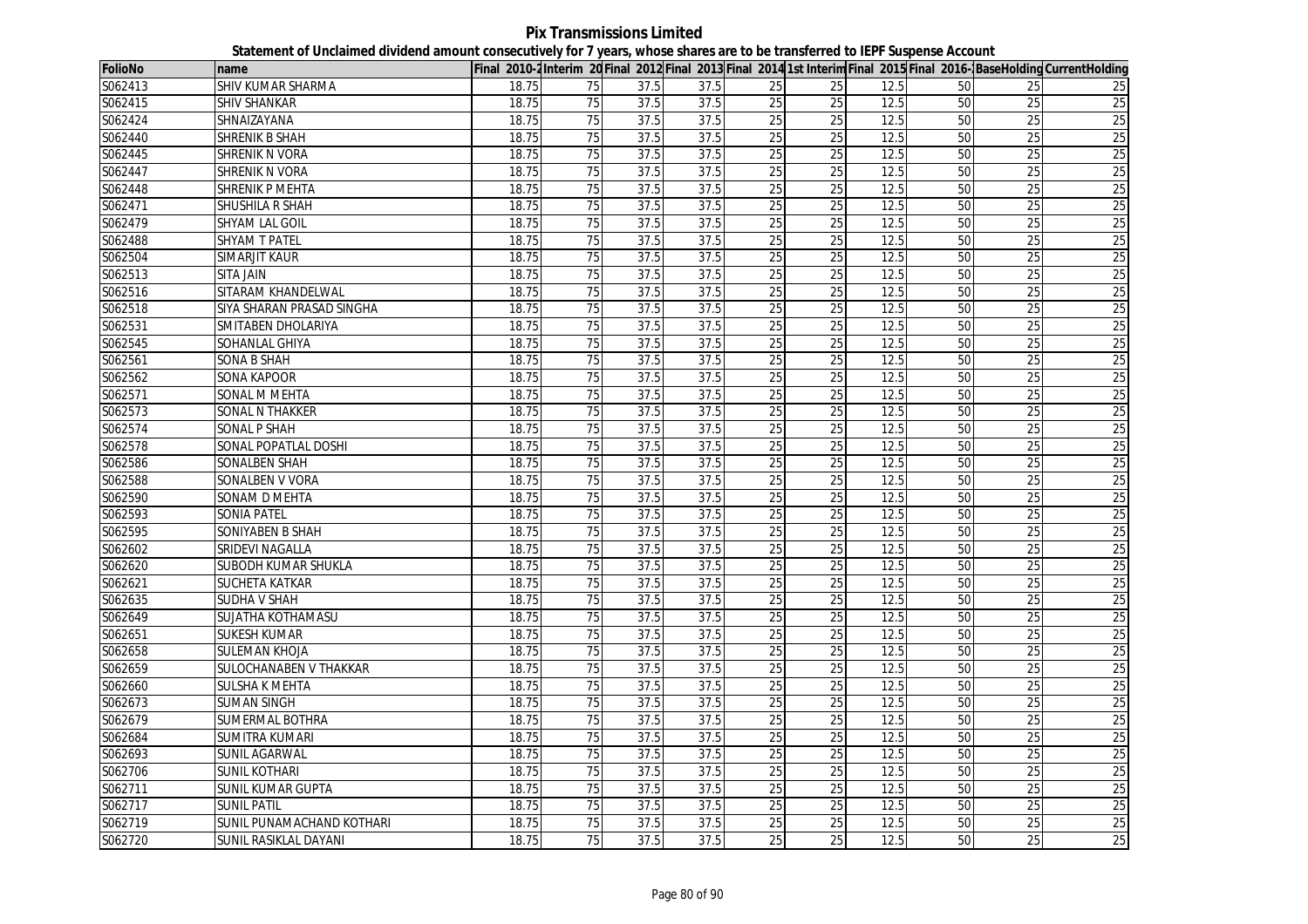# Pix Transmissions Limited

## Statement of Unclaimed dividend amount consecutively for 7 years, whose shares are to be transferred to IEPF Suspense Account

| FolioNo | name | Final 2010-2 | Interim 20 | Final 2012 | Final 2013 | Final 2014 | 1st Interim | Final 2015 | Final 2016- | BaseHolding | CurrentHolding |
|---|---|---|---|---|---|---|---|---|---|---|---|
| S062413 | SHIV KUMAR SHARMA | 18.75 | 75 | 37.5 | 37.5 | 25 | 25 | 12.5 | 50 | 25 | 25 |
| S062415 | SHIV SHANKAR | 18.75 | 75 | 37.5 | 37.5 | 25 | 25 | 12.5 | 50 | 25 | 25 |
| S062424 | SHNAIZAYANA | 18.75 | 75 | 37.5 | 37.5 | 25 | 25 | 12.5 | 50 | 25 | 25 |
| S062440 | SHRENIK B SHAH | 18.75 | 75 | 37.5 | 37.5 | 25 | 25 | 12.5 | 50 | 25 | 25 |
| S062445 | SHRENIK N VORA | 18.75 | 75 | 37.5 | 37.5 | 25 | 25 | 12.5 | 50 | 25 | 25 |
| S062447 | SHRENIK N VORA | 18.75 | 75 | 37.5 | 37.5 | 25 | 25 | 12.5 | 50 | 25 | 25 |
| S062448 | SHRENIK P MEHTA | 18.75 | 75 | 37.5 | 37.5 | 25 | 25 | 12.5 | 50 | 25 | 25 |
| S062471 | SHUSHILA R SHAH | 18.75 | 75 | 37.5 | 37.5 | 25 | 25 | 12.5 | 50 | 25 | 25 |
| S062479 | SHYAM LAL GOIL | 18.75 | 75 | 37.5 | 37.5 | 25 | 25 | 12.5 | 50 | 25 | 25 |
| S062488 | SHYAM T PATEL | 18.75 | 75 | 37.5 | 37.5 | 25 | 25 | 12.5 | 50 | 25 | 25 |
| S062504 | SIMARJIT KAUR | 18.75 | 75 | 37.5 | 37.5 | 25 | 25 | 12.5 | 50 | 25 | 25 |
| S062513 | SITA JAIN | 18.75 | 75 | 37.5 | 37.5 | 25 | 25 | 12.5 | 50 | 25 | 25 |
| S062516 | SITARAM KHANDELWAL | 18.75 | 75 | 37.5 | 37.5 | 25 | 25 | 12.5 | 50 | 25 | 25 |
| S062518 | SIYA SHARAN PRASAD SINGHA | 18.75 | 75 | 37.5 | 37.5 | 25 | 25 | 12.5 | 50 | 25 | 25 |
| S062531 | SMITABEN DHOLARIYA | 18.75 | 75 | 37.5 | 37.5 | 25 | 25 | 12.5 | 50 | 25 | 25 |
| S062545 | SOHANLAL GHIYA | 18.75 | 75 | 37.5 | 37.5 | 25 | 25 | 12.5 | 50 | 25 | 25 |
| S062561 | SONA B SHAH | 18.75 | 75 | 37.5 | 37.5 | 25 | 25 | 12.5 | 50 | 25 | 25 |
| S062562 | SONA KAPOOR | 18.75 | 75 | 37.5 | 37.5 | 25 | 25 | 12.5 | 50 | 25 | 25 |
| S062571 | SONAL M MEHTA | 18.75 | 75 | 37.5 | 37.5 | 25 | 25 | 12.5 | 50 | 25 | 25 |
| S062573 | SONAL N THAKKER | 18.75 | 75 | 37.5 | 37.5 | 25 | 25 | 12.5 | 50 | 25 | 25 |
| S062574 | SONAL P SHAH | 18.75 | 75 | 37.5 | 37.5 | 25 | 25 | 12.5 | 50 | 25 | 25 |
| S062578 | SONAL POPATLAL DOSHI | 18.75 | 75 | 37.5 | 37.5 | 25 | 25 | 12.5 | 50 | 25 | 25 |
| S062586 | SONALBEN SHAH | 18.75 | 75 | 37.5 | 37.5 | 25 | 25 | 12.5 | 50 | 25 | 25 |
| S062588 | SONALBEN V VORA | 18.75 | 75 | 37.5 | 37.5 | 25 | 25 | 12.5 | 50 | 25 | 25 |
| S062590 | SONAM D MEHTA | 18.75 | 75 | 37.5 | 37.5 | 25 | 25 | 12.5 | 50 | 25 | 25 |
| S062593 | SONIA PATEL | 18.75 | 75 | 37.5 | 37.5 | 25 | 25 | 12.5 | 50 | 25 | 25 |
| S062595 | SONIYABEN B SHAH | 18.75 | 75 | 37.5 | 37.5 | 25 | 25 | 12.5 | 50 | 25 | 25 |
| S062602 | SRIDEVI NAGALLA | 18.75 | 75 | 37.5 | 37.5 | 25 | 25 | 12.5 | 50 | 25 | 25 |
| S062620 | SUBODH KUMAR SHUKLA | 18.75 | 75 | 37.5 | 37.5 | 25 | 25 | 12.5 | 50 | 25 | 25 |
| S062621 | SUCHETA KATKAR | 18.75 | 75 | 37.5 | 37.5 | 25 | 25 | 12.5 | 50 | 25 | 25 |
| S062635 | SUDHA V SHAH | 18.75 | 75 | 37.5 | 37.5 | 25 | 25 | 12.5 | 50 | 25 | 25 |
| S062649 | SUJATHA KOTHAMASU | 18.75 | 75 | 37.5 | 37.5 | 25 | 25 | 12.5 | 50 | 25 | 25 |
| S062651 | SUKESH KUMAR | 18.75 | 75 | 37.5 | 37.5 | 25 | 25 | 12.5 | 50 | 25 | 25 |
| S062658 | SULEMAN KHOJA | 18.75 | 75 | 37.5 | 37.5 | 25 | 25 | 12.5 | 50 | 25 | 25 |
| S062659 | SULOCHANABEN V THAKKAR | 18.75 | 75 | 37.5 | 37.5 | 25 | 25 | 12.5 | 50 | 25 | 25 |
| S062660 | SULSHA K MEHTA | 18.75 | 75 | 37.5 | 37.5 | 25 | 25 | 12.5 | 50 | 25 | 25 |
| S062673 | SUMAN SINGH | 18.75 | 75 | 37.5 | 37.5 | 25 | 25 | 12.5 | 50 | 25 | 25 |
| S062679 | SUMERMAL BOTHRA | 18.75 | 75 | 37.5 | 37.5 | 25 | 25 | 12.5 | 50 | 25 | 25 |
| S062684 | SUMITRA KUMARI | 18.75 | 75 | 37.5 | 37.5 | 25 | 25 | 12.5 | 50 | 25 | 25 |
| S062693 | SUNIL AGARWAL | 18.75 | 75 | 37.5 | 37.5 | 25 | 25 | 12.5 | 50 | 25 | 25 |
| S062706 | SUNIL KOTHARI | 18.75 | 75 | 37.5 | 37.5 | 25 | 25 | 12.5 | 50 | 25 | 25 |
| S062711 | SUNIL KUMAR GUPTA | 18.75 | 75 | 37.5 | 37.5 | 25 | 25 | 12.5 | 50 | 25 | 25 |
| S062717 | SUNIL PATIL | 18.75 | 75 | 37.5 | 37.5 | 25 | 25 | 12.5 | 50 | 25 | 25 |
| S062719 | SUNIL PUNAMCHAND KOTHARI | 18.75 | 75 | 37.5 | 37.5 | 25 | 25 | 12.5 | 50 | 25 | 25 |
| S062720 | SUNIL RASIKLAL DAYANI | 18.75 | 75 | 37.5 | 37.5 | 25 | 25 | 12.5 | 50 | 25 | 25 |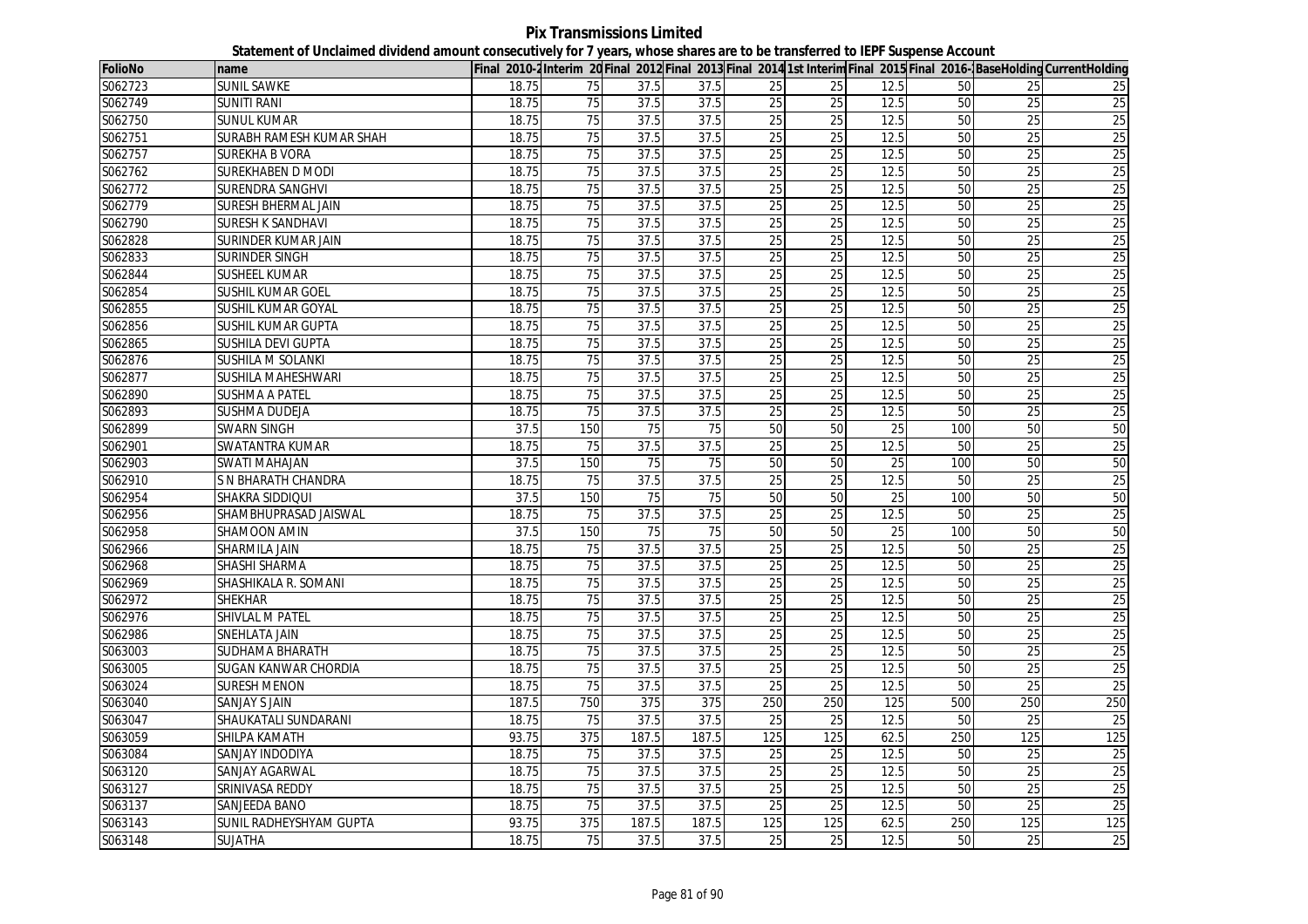**Pix Transmissions Limited**

**Statement of Unclaimed dividend amount consecutively for 7 years, whose shares are to be transferred to IEPF Suspense Account**

| FolioNo | name | Final 2010-2 | Interim 20 | Final 2012 | Final 2013 | Final 2014 | 1st Interim | Final 2015 | Final 2016- | BaseHolding | CurrentHolding |
|---|---|---|---|---|---|---|---|---|---|---|---|
| S062723 | SUNIL SAWKE | 18.75 | 75 | 37.5 | 37.5 | 25 | 25 | 12.5 | 50 | 25 | 25 |
| S062749 | SUNITI RANI | 18.75 | 75 | 37.5 | 37.5 | 25 | 25 | 12.5 | 50 | 25 | 25 |
| S062750 | SUNUL KUMAR | 18.75 | 75 | 37.5 | 37.5 | 25 | 25 | 12.5 | 50 | 25 | 25 |
| S062751 | SURABH RAMESH KUMAR SHAH | 18.75 | 75 | 37.5 | 37.5 | 25 | 25 | 12.5 | 50 | 25 | 25 |
| S062757 | SUREKHA B VORA | 18.75 | 75 | 37.5 | 37.5 | 25 | 25 | 12.5 | 50 | 25 | 25 |
| S062762 | SUREKHABEN D MODI | 18.75 | 75 | 37.5 | 37.5 | 25 | 25 | 12.5 | 50 | 25 | 25 |
| S062772 | SURENDRA SANGHVI | 18.75 | 75 | 37.5 | 37.5 | 25 | 25 | 12.5 | 50 | 25 | 25 |
| S062779 | SURESH BHERMAL JAIN | 18.75 | 75 | 37.5 | 37.5 | 25 | 25 | 12.5 | 50 | 25 | 25 |
| S062790 | SURESH K SANDHAVI | 18.75 | 75 | 37.5 | 37.5 | 25 | 25 | 12.5 | 50 | 25 | 25 |
| S062828 | SURINDER KUMAR JAIN | 18.75 | 75 | 37.5 | 37.5 | 25 | 25 | 12.5 | 50 | 25 | 25 |
| S062833 | SURINDER SINGH | 18.75 | 75 | 37.5 | 37.5 | 25 | 25 | 12.5 | 50 | 25 | 25 |
| S062844 | SUSHEEL KUMAR | 18.75 | 75 | 37.5 | 37.5 | 25 | 25 | 12.5 | 50 | 25 | 25 |
| S062854 | SUSHIL KUMAR GOEL | 18.75 | 75 | 37.5 | 37.5 | 25 | 25 | 12.5 | 50 | 25 | 25 |
| S062855 | SUSHIL KUMAR GOYAL | 18.75 | 75 | 37.5 | 37.5 | 25 | 25 | 12.5 | 50 | 25 | 25 |
| S062856 | SUSHIL KUMAR GUPTA | 18.75 | 75 | 37.5 | 37.5 | 25 | 25 | 12.5 | 50 | 25 | 25 |
| S062865 | SUSHILA DEVI GUPTA | 18.75 | 75 | 37.5 | 37.5 | 25 | 25 | 12.5 | 50 | 25 | 25 |
| S062876 | SUSHILA M SOLANKI | 18.75 | 75 | 37.5 | 37.5 | 25 | 25 | 12.5 | 50 | 25 | 25 |
| S062877 | SUSHILA MAHESHWARI | 18.75 | 75 | 37.5 | 37.5 | 25 | 25 | 12.5 | 50 | 25 | 25 |
| S062890 | SUSHMA A PATEL | 18.75 | 75 | 37.5 | 37.5 | 25 | 25 | 12.5 | 50 | 25 | 25 |
| S062893 | SUSHMA DUDEJA | 18.75 | 75 | 37.5 | 37.5 | 25 | 25 | 12.5 | 50 | 25 | 25 |
| S062899 | SWARN SINGH | 37.5 | 150 | 75 | 75 | 50 | 50 | 25 | 100 | 50 | 50 |
| S062901 | SWATANTRA KUMAR | 18.75 | 75 | 37.5 | 37.5 | 25 | 25 | 12.5 | 50 | 25 | 25 |
| S062903 | SWATI MAHAJAN | 37.5 | 150 | 75 | 75 | 50 | 50 | 25 | 100 | 50 | 50 |
| S062910 | S N BHARATH CHANDRA | 18.75 | 75 | 37.5 | 37.5 | 25 | 25 | 12.5 | 50 | 25 | 25 |
| S062954 | SHAKRA SIDDIQUI | 37.5 | 150 | 75 | 75 | 50 | 50 | 25 | 100 | 50 | 50 |
| S062956 | SHAMBHUPRASAD JAISWAL | 18.75 | 75 | 37.5 | 37.5 | 25 | 25 | 12.5 | 50 | 25 | 25 |
| S062958 | SHAMOON AMIN | 37.5 | 150 | 75 | 75 | 50 | 50 | 25 | 100 | 50 | 50 |
| S062966 | SHARMILA JAIN | 18.75 | 75 | 37.5 | 37.5 | 25 | 25 | 12.5 | 50 | 25 | 25 |
| S062968 | SHASHI SHARMA | 18.75 | 75 | 37.5 | 37.5 | 25 | 25 | 12.5 | 50 | 25 | 25 |
| S062969 | SHASHIKALA R. SOMANI | 18.75 | 75 | 37.5 | 37.5 | 25 | 25 | 12.5 | 50 | 25 | 25 |
| S062972 | SHEKHAR | 18.75 | 75 | 37.5 | 37.5 | 25 | 25 | 12.5 | 50 | 25 | 25 |
| S062976 | SHIVLAL M PATEL | 18.75 | 75 | 37.5 | 37.5 | 25 | 25 | 12.5 | 50 | 25 | 25 |
| S062986 | SNEHLATA JAIN | 18.75 | 75 | 37.5 | 37.5 | 25 | 25 | 12.5 | 50 | 25 | 25 |
| S063003 | SUDHAMA BHARATH | 18.75 | 75 | 37.5 | 37.5 | 25 | 25 | 12.5 | 50 | 25 | 25 |
| S063005 | SUGAN KANWAR CHORDIA | 18.75 | 75 | 37.5 | 37.5 | 25 | 25 | 12.5 | 50 | 25 | 25 |
| S063024 | SURESH MENON | 18.75 | 75 | 37.5 | 37.5 | 25 | 25 | 12.5 | 50 | 25 | 25 |
| S063040 | SANJAY S JAIN | 187.5 | 750 | 375 | 375 | 250 | 250 | 125 | 500 | 250 | 250 |
| S063047 | SHAUKATALI SUNDARANI | 18.75 | 75 | 37.5 | 37.5 | 25 | 25 | 12.5 | 50 | 25 | 25 |
| S063059 | SHILPA KAMATH | 93.75 | 375 | 187.5 | 187.5 | 125 | 125 | 62.5 | 250 | 125 | 125 |
| S063084 | SANJAY INDODIYA | 18.75 | 75 | 37.5 | 37.5 | 25 | 25 | 12.5 | 50 | 25 | 25 |
| S063120 | SANJAY AGARWAL | 18.75 | 75 | 37.5 | 37.5 | 25 | 25 | 12.5 | 50 | 25 | 25 |
| S063127 | SRINIVASA REDDY | 18.75 | 75 | 37.5 | 37.5 | 25 | 25 | 12.5 | 50 | 25 | 25 |
| S063137 | SANJEEDA BANO | 18.75 | 75 | 37.5 | 37.5 | 25 | 25 | 12.5 | 50 | 25 | 25 |
| S063143 | SUNIL RADHEYSHYAM GUPTA | 93.75 | 375 | 187.5 | 187.5 | 125 | 125 | 62.5 | 250 | 125 | 125 |
| S063148 | SUJATHA | 18.75 | 75 | 37.5 | 37.5 | 25 | 25 | 12.5 | 50 | 25 | 25 |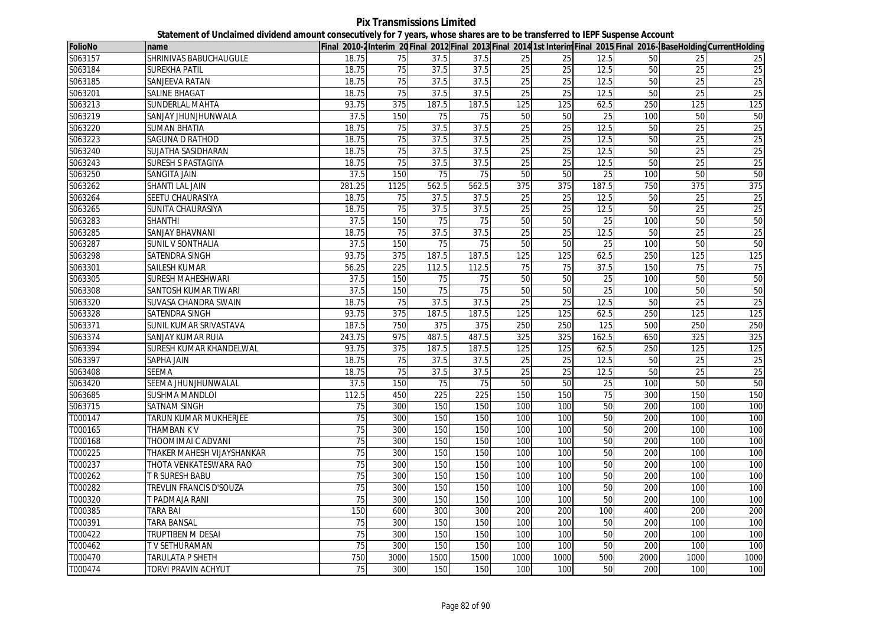# Pix Transmissions Limited

## Statement of Unclaimed dividend amount consecutively for 7 years, whose shares are to be transferred to IEPF Suspense Account

| FolioNo | name | Final 2010-2 | Interim 20 | Final 2012 | Final 2013 | Final 2014 | 1st Interim | Final 2015 | Final 2016- | BaseHolding | CurrentHolding |
|---|---|---|---|---|---|---|---|---|---|---|---|
| S063157 | SHRINIVAS BABUCHAUGULE | 18.75 | 75 | 37.5 | 37.5 | 25 | 25 | 12.5 | 50 | 25 | 25 |
| S063184 | SUREKHA PATIL | 18.75 | 75 | 37.5 | 37.5 | 25 | 25 | 12.5 | 50 | 25 | 25 |
| S063185 | SANJEEVA RATAN | 18.75 | 75 | 37.5 | 37.5 | 25 | 25 | 12.5 | 50 | 25 | 25 |
| S063201 | SALINE BHAGAT | 18.75 | 75 | 37.5 | 37.5 | 25 | 25 | 12.5 | 50 | 25 | 25 |
| S063213 | SUNDERLAL MAHTA | 93.75 | 375 | 187.5 | 187.5 | 125 | 125 | 62.5 | 250 | 125 | 125 |
| S063219 | SANJAY JHUNJHUNWALA | 37.5 | 150 | 75 | 75 | 50 | 50 | 25 | 100 | 50 | 50 |
| S063220 | SUMAN BHATIA | 18.75 | 75 | 37.5 | 37.5 | 25 | 25 | 12.5 | 50 | 25 | 25 |
| S063223 | SAGUNA D RATHOD | 18.75 | 75 | 37.5 | 37.5 | 25 | 25 | 12.5 | 50 | 25 | 25 |
| S063240 | SUJATHA SASIDHARAN | 18.75 | 75 | 37.5 | 37.5 | 25 | 25 | 12.5 | 50 | 25 | 25 |
| S063243 | SURESH S PASTAGIYA | 18.75 | 75 | 37.5 | 37.5 | 25 | 25 | 12.5 | 50 | 25 | 25 |
| S063250 | SANGITA JAIN | 37.5 | 150 | 75 | 75 | 50 | 50 | 25 | 100 | 50 | 50 |
| S063262 | SHANTI LAL JAIN | 281.25 | 1125 | 562.5 | 562.5 | 375 | 375 | 187.5 | 750 | 375 | 375 |
| S063264 | SEETU CHAURASIYA | 18.75 | 75 | 37.5 | 37.5 | 25 | 25 | 12.5 | 50 | 25 | 25 |
| S063265 | SUNITA CHAURASIYA | 18.75 | 75 | 37.5 | 37.5 | 25 | 25 | 12.5 | 50 | 25 | 25 |
| S063283 | SHANTHI | 37.5 | 150 | 75 | 75 | 50 | 50 | 25 | 100 | 50 | 50 |
| S063285 | SANJAY BHAVNANI | 18.75 | 75 | 37.5 | 37.5 | 25 | 25 | 12.5 | 50 | 25 | 25 |
| S063287 | SUNIL V SONTHALIA | 37.5 | 150 | 75 | 75 | 50 | 50 | 25 | 100 | 50 | 50 |
| S063298 | SATENDRA SINGH | 93.75 | 375 | 187.5 | 187.5 | 125 | 125 | 62.5 | 250 | 125 | 125 |
| S063301 | SAILESH KUMAR | 56.25 | 225 | 112.5 | 112.5 | 75 | 75 | 37.5 | 150 | 75 | 75 |
| S063305 | SURESH MAHESHWARI | 37.5 | 150 | 75 | 75 | 50 | 50 | 25 | 100 | 50 | 50 |
| S063308 | SANTOSH KUMAR TIWARI | 37.5 | 150 | 75 | 75 | 50 | 50 | 25 | 100 | 50 | 50 |
| S063320 | SUVASA CHANDRA SWAIN | 18.75 | 75 | 37.5 | 37.5 | 25 | 25 | 12.5 | 50 | 25 | 25 |
| S063328 | SATENDRA SINGH | 93.75 | 375 | 187.5 | 187.5 | 125 | 125 | 62.5 | 250 | 125 | 125 |
| S063371 | SUNIL KUMAR SRIVASTAVA | 187.5 | 750 | 375 | 375 | 250 | 250 | 125 | 500 | 250 | 250 |
| S063374 | SANJAY KUMAR RUIA | 243.75 | 975 | 487.5 | 487.5 | 325 | 325 | 162.5 | 650 | 325 | 325 |
| S063394 | SURESH KUMAR KHANDELWAL | 93.75 | 375 | 187.5 | 187.5 | 125 | 125 | 62.5 | 250 | 125 | 125 |
| S063397 | SAPHA JAIN | 18.75 | 75 | 37.5 | 37.5 | 25 | 25 | 12.5 | 50 | 25 | 25 |
| S063408 | SEEMA | 18.75 | 75 | 37.5 | 37.5 | 25 | 25 | 12.5 | 50 | 25 | 25 |
| S063420 | SEEMA JHUNJHUNWALAL | 37.5 | 150 | 75 | 75 | 50 | 50 | 25 | 100 | 50 | 50 |
| S063685 | SUSHMA MANDLOI | 112.5 | 450 | 225 | 225 | 150 | 150 | 75 | 300 | 150 | 150 |
| S063715 | SATNAM SINGH | 75 | 300 | 150 | 150 | 100 | 100 | 50 | 200 | 100 | 100 |
| T000147 | TARUN KUMAR MUKHERJEE | 75 | 300 | 150 | 150 | 100 | 100 | 50 | 200 | 100 | 100 |
| T000165 | THAMBAN K V | 75 | 300 | 150 | 150 | 100 | 100 | 50 | 200 | 100 | 100 |
| T000168 | THOOMIMAI C ADVANI | 75 | 300 | 150 | 150 | 100 | 100 | 50 | 200 | 100 | 100 |
| T000225 | THAKER MAHESH VIJAYSHANKAR | 75 | 300 | 150 | 150 | 100 | 100 | 50 | 200 | 100 | 100 |
| T000237 | THOTA VENKATESWARA RAO | 75 | 300 | 150 | 150 | 100 | 100 | 50 | 200 | 100 | 100 |
| T000262 | T R SURESH BABU | 75 | 300 | 150 | 150 | 100 | 100 | 50 | 200 | 100 | 100 |
| T000282 | TREVLIN FRANCIS D'SOUZA | 75 | 300 | 150 | 150 | 100 | 100 | 50 | 200 | 100 | 100 |
| T000320 | T PADMAJA RANI | 75 | 300 | 150 | 150 | 100 | 100 | 50 | 200 | 100 | 100 |
| T000385 | TARA BAI | 150 | 600 | 300 | 300 | 200 | 200 | 100 | 400 | 200 | 200 |
| T000391 | TARA BANSAL | 75 | 300 | 150 | 150 | 100 | 100 | 50 | 200 | 100 | 100 |
| T000422 | TRUPTIBEN M DESAI | 75 | 300 | 150 | 150 | 100 | 100 | 50 | 200 | 100 | 100 |
| T000462 | T V SETHURAMAN | 75 | 300 | 150 | 150 | 100 | 100 | 50 | 200 | 100 | 100 |
| T000470 | TARULATA P SHETH | 750 | 3000 | 1500 | 1500 | 1000 | 1000 | 500 | 2000 | 1000 | 1000 |
| T000474 | TORVI PRAVIN ACHYUT | 75 | 300 | 150 | 150 | 100 | 100 | 50 | 200 | 100 | 100 |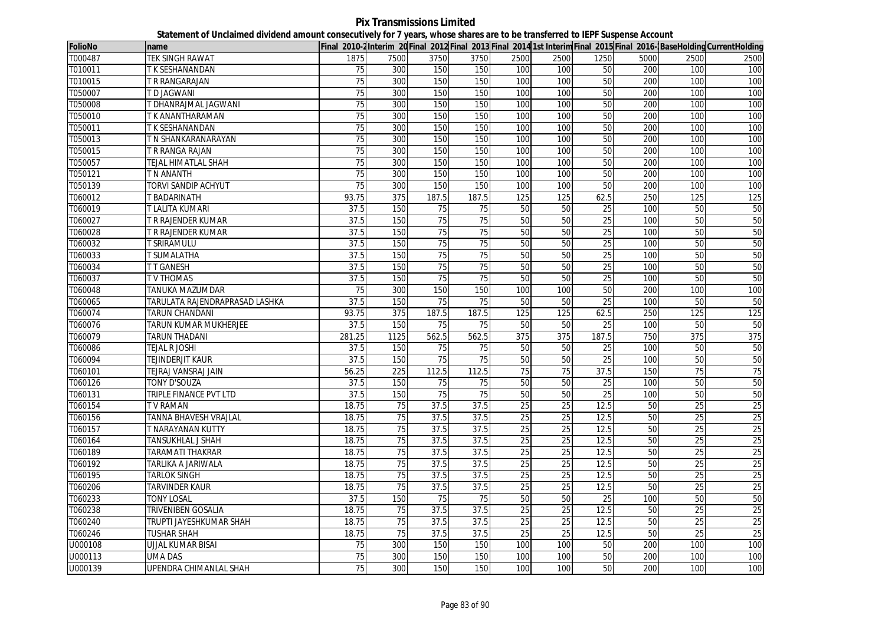# Pix Transmissions Limited

## Statement of Unclaimed dividend amount consecutively for 7 years, whose shares are to be transferred to IEPF Suspense Account

| FolioNo | name | Final 2010-2 | Interim 20 | Final 2012 | Final 2013 | Final 2014 | 1st Interim | Final 2015 | Final 2016- | BaseHolding | CurrentHolding |
|---|---|---|---|---|---|---|---|---|---|---|---|
| T000487 | TEK SINGH RAWAT | 1875 | 7500 | 3750 | 3750 | 2500 | 2500 | 1250 | 5000 | 2500 | 2500 |
| T010011 | T K SESHANANDAN | 75 | 300 | 150 | 150 | 100 | 100 | 50 | 200 | 100 | 100 |
| T010015 | T R RANGARAJAN | 75 | 300 | 150 | 150 | 100 | 100 | 50 | 200 | 100 | 100 |
| T050007 | T D JAGWANI | 75 | 300 | 150 | 150 | 100 | 100 | 50 | 200 | 100 | 100 |
| T050008 | T DHANRAJMAL JAGWANI | 75 | 300 | 150 | 150 | 100 | 100 | 50 | 200 | 100 | 100 |
| T050010 | T K ANANTHARAMAN | 75 | 300 | 150 | 150 | 100 | 100 | 50 | 200 | 100 | 100 |
| T050011 | T K SESHANANDAN | 75 | 300 | 150 | 150 | 100 | 100 | 50 | 200 | 100 | 100 |
| T050013 | T N SHANKARANARAYAN | 75 | 300 | 150 | 150 | 100 | 100 | 50 | 200 | 100 | 100 |
| T050015 | T R RANGA RAJAN | 75 | 300 | 150 | 150 | 100 | 100 | 50 | 200 | 100 | 100 |
| T050057 | TEJAL HIMATLAL SHAH | 75 | 300 | 150 | 150 | 100 | 100 | 50 | 200 | 100 | 100 |
| T050121 | T N ANANTH | 75 | 300 | 150 | 150 | 100 | 100 | 50 | 200 | 100 | 100 |
| T050139 | TORVI SANDIP ACHYUT | 75 | 300 | 150 | 150 | 100 | 100 | 50 | 200 | 100 | 100 |
| T060012 | T BADARINATH | 93.75 | 375 | 187.5 | 187.5 | 125 | 125 | 62.5 | 250 | 125 | 125 |
| T060019 | T LALITA KUMARI | 37.5 | 150 | 75 | 75 | 50 | 50 | 25 | 100 | 50 | 50 |
| T060027 | T R RAJENDER KUMAR | 37.5 | 150 | 75 | 75 | 50 | 50 | 25 | 100 | 50 | 50 |
| T060028 | T R RAJENDER KUMAR | 37.5 | 150 | 75 | 75 | 50 | 50 | 25 | 100 | 50 | 50 |
| T060032 | T SRIRAMULU | 37.5 | 150 | 75 | 75 | 50 | 50 | 25 | 100 | 50 | 50 |
| T060033 | T SUMALATHA | 37.5 | 150 | 75 | 75 | 50 | 50 | 25 | 100 | 50 | 50 |
| T060034 | T T GANESH | 37.5 | 150 | 75 | 75 | 50 | 50 | 25 | 100 | 50 | 50 |
| T060037 | T V THOMAS | 37.5 | 150 | 75 | 75 | 50 | 50 | 25 | 100 | 50 | 50 |
| T060048 | TANUKA MAZUMDAR | 75 | 300 | 150 | 150 | 100 | 100 | 50 | 200 | 100 | 100 |
| T060065 | TARULATA RAJENDRAPRASAD LASHKA | 37.5 | 150 | 75 | 75 | 50 | 50 | 25 | 100 | 50 | 50 |
| T060074 | TARUN CHANDANI | 93.75 | 375 | 187.5 | 187.5 | 125 | 125 | 62.5 | 250 | 125 | 125 |
| T060076 | TARUN KUMAR MUKHERJEE | 37.5 | 150 | 75 | 75 | 50 | 50 | 25 | 100 | 50 | 50 |
| T060079 | TARUN THADANI | 281.25 | 1125 | 562.5 | 562.5 | 375 | 375 | 187.5 | 750 | 375 | 375 |
| T060086 | TEJAL R JOSHI | 37.5 | 150 | 75 | 75 | 50 | 50 | 25 | 100 | 50 | 50 |
| T060094 | TEJINDERJIT KAUR | 37.5 | 150 | 75 | 75 | 50 | 50 | 25 | 100 | 50 | 50 |
| T060101 | TEJRAJ VANSRAJ JAIN | 56.25 | 225 | 112.5 | 112.5 | 75 | 75 | 37.5 | 150 | 75 | 75 |
| T060126 | TONY D'SOUZA | 37.5 | 150 | 75 | 75 | 50 | 50 | 25 | 100 | 50 | 50 |
| T060131 | TRIPLE FINANCE PVT LTD | 37.5 | 150 | 75 | 75 | 50 | 50 | 25 | 100 | 50 | 50 |
| T060154 | T V RAMAN | 18.75 | 75 | 37.5 | 37.5 | 25 | 25 | 12.5 | 50 | 25 | 25 |
| T060156 | TANNA BHAVESH VRAJLAL | 18.75 | 75 | 37.5 | 37.5 | 25 | 25 | 12.5 | 50 | 25 | 25 |
| T060157 | T NARAYANAN KUTTY | 18.75 | 75 | 37.5 | 37.5 | 25 | 25 | 12.5 | 50 | 25 | 25 |
| T060164 | TANSUKHLAL J SHAH | 18.75 | 75 | 37.5 | 37.5 | 25 | 25 | 12.5 | 50 | 25 | 25 |
| T060189 | TARAMATI THAKRAR | 18.75 | 75 | 37.5 | 37.5 | 25 | 25 | 12.5 | 50 | 25 | 25 |
| T060192 | TARLIKA A JARIWALA | 18.75 | 75 | 37.5 | 37.5 | 25 | 25 | 12.5 | 50 | 25 | 25 |
| T060195 | TARLOK SINGH | 18.75 | 75 | 37.5 | 37.5 | 25 | 25 | 12.5 | 50 | 25 | 25 |
| T060206 | TARVINDER KAUR | 18.75 | 75 | 37.5 | 37.5 | 25 | 25 | 12.5 | 50 | 25 | 25 |
| T060233 | TONY LOSAL | 37.5 | 150 | 75 | 75 | 50 | 50 | 25 | 100 | 50 | 50 |
| T060238 | TRIVENIBEN GOSALIA | 18.75 | 75 | 37.5 | 37.5 | 25 | 25 | 12.5 | 50 | 25 | 25 |
| T060240 | TRUPTI JAYESHKUMAR SHAH | 18.75 | 75 | 37.5 | 37.5 | 25 | 25 | 12.5 | 50 | 25 | 25 |
| T060246 | TUSHAR SHAH | 18.75 | 75 | 37.5 | 37.5 | 25 | 25 | 12.5 | 50 | 25 | 25 |
| U000108 | UJJAL KUMAR BISAI | 75 | 300 | 150 | 150 | 100 | 100 | 50 | 200 | 100 | 100 |
| U000113 | UMA DAS | 75 | 300 | 150 | 150 | 100 | 100 | 50 | 200 | 100 | 100 |
| U000139 | UPENDRA CHIMANLAL SHAH | 75 | 300 | 150 | 150 | 100 | 100 | 50 | 200 | 100 | 100 |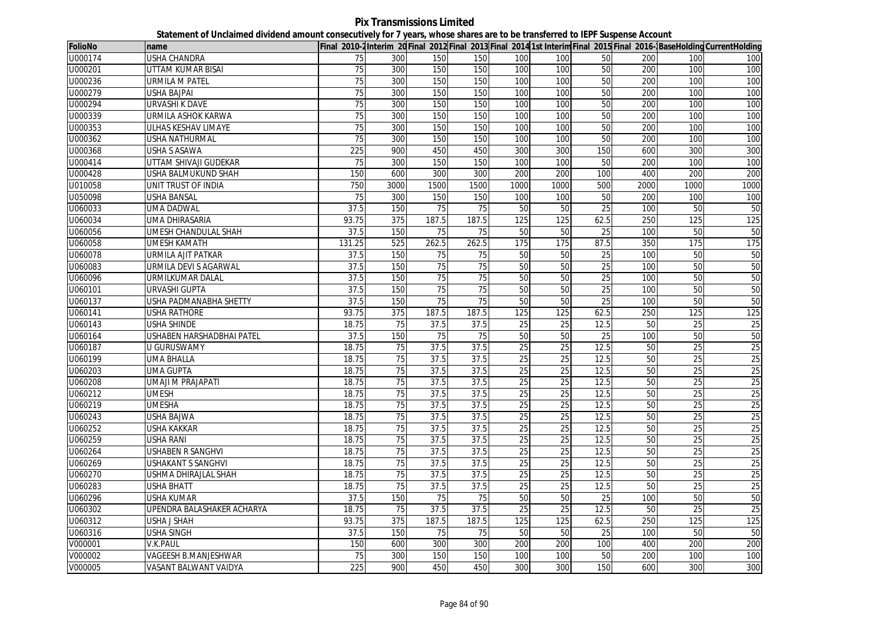**Pix Transmissions Limited**

**Statement of Unclaimed dividend amount consecutively for 7 years, whose shares are to be transferred to IEPF Suspense Account**

| FolioNo | name | Final 2010-2 | Interim 20 | Final 2012 | Final 2013 | Final 2014 | 1st Interim | Final 2015 | Final 2016- | BaseHolding | CurrentHolding |
|---|---|---|---|---|---|---|---|---|---|---|---|
| U000174 | USHA CHANDRA | 75 | 300 | 150 | 150 | 100 | 100 | 50 | 200 | 100 | 100 |
| U000201 | UTTAM KUMAR BISAI | 75 | 300 | 150 | 150 | 100 | 100 | 50 | 200 | 100 | 100 |
| U000236 | URMILA M PATEL | 75 | 300 | 150 | 150 | 100 | 100 | 50 | 200 | 100 | 100 |
| U000279 | USHA BAJPAI | 75 | 300 | 150 | 150 | 100 | 100 | 50 | 200 | 100 | 100 |
| U000294 | URVASHI K DAVE | 75 | 300 | 150 | 150 | 100 | 100 | 50 | 200 | 100 | 100 |
| U000339 | URMILA ASHOK KARWA | 75 | 300 | 150 | 150 | 100 | 100 | 50 | 200 | 100 | 100 |
| U000353 | ULHAS KESHAV LIMAYE | 75 | 300 | 150 | 150 | 100 | 100 | 50 | 200 | 100 | 100 |
| U000362 | USHA NATHURMAL | 75 | 300 | 150 | 150 | 100 | 100 | 50 | 200 | 100 | 100 |
| U000368 | USHA S ASAWA | 225 | 900 | 450 | 450 | 300 | 300 | 150 | 600 | 300 | 300 |
| U000414 | UTTAM SHIVAJI GUDEKAR | 75 | 300 | 150 | 150 | 100 | 100 | 50 | 200 | 100 | 100 |
| U000428 | USHA BALMUKUND SHAH | 150 | 600 | 300 | 300 | 200 | 200 | 100 | 400 | 200 | 200 |
| U010058 | UNIT TRUST OF INDIA | 750 | 3000 | 1500 | 1500 | 1000 | 1000 | 500 | 2000 | 1000 | 1000 |
| U050098 | USHA BANSAL | 75 | 300 | 150 | 150 | 100 | 100 | 50 | 200 | 100 | 100 |
| U060033 | UMA DADWAL | 37.5 | 150 | 75 | 75 | 50 | 50 | 25 | 100 | 50 | 50 |
| U060034 | UMA DHIRASARIA | 93.75 | 375 | 187.5 | 187.5 | 125 | 125 | 62.5 | 250 | 125 | 125 |
| U060056 | UMESH CHANDULAL SHAH | 37.5 | 150 | 75 | 75 | 50 | 50 | 25 | 100 | 50 | 50 |
| U060058 | UMESH KAMATH | 131.25 | 525 | 262.5 | 262.5 | 175 | 175 | 87.5 | 350 | 175 | 175 |
| U060078 | URMILA AJIT PATKAR | 37.5 | 150 | 75 | 75 | 50 | 50 | 25 | 100 | 50 | 50 |
| U060083 | URMILA DEVI S AGARWAL | 37.5 | 150 | 75 | 75 | 50 | 50 | 25 | 100 | 50 | 50 |
| U060096 | URMILKUMAR DALAL | 37.5 | 150 | 75 | 75 | 50 | 50 | 25 | 100 | 50 | 50 |
| U060101 | URVASHI GUPTA | 37.5 | 150 | 75 | 75 | 50 | 50 | 25 | 100 | 50 | 50 |
| U060137 | USHA PADMANABHA SHETTY | 37.5 | 150 | 75 | 75 | 50 | 50 | 25 | 100 | 50 | 50 |
| U060141 | USHA RATHORE | 93.75 | 375 | 187.5 | 187.5 | 125 | 125 | 62.5 | 250 | 125 | 125 |
| U060143 | USHA SHINDE | 18.75 | 75 | 37.5 | 37.5 | 25 | 25 | 12.5 | 50 | 25 | 25 |
| U060164 | USHABEN HARSHADBHAI PATEL | 37.5 | 150 | 75 | 75 | 50 | 50 | 25 | 100 | 50 | 50 |
| U060187 | U GURUSWAMY | 18.75 | 75 | 37.5 | 37.5 | 25 | 25 | 12.5 | 50 | 25 | 25 |
| U060199 | UMA BHALLA | 18.75 | 75 | 37.5 | 37.5 | 25 | 25 | 12.5 | 50 | 25 | 25 |
| U060203 | UMA GUPTA | 18.75 | 75 | 37.5 | 37.5 | 25 | 25 | 12.5 | 50 | 25 | 25 |
| U060208 | UMAJI M PRAJAPATI | 18.75 | 75 | 37.5 | 37.5 | 25 | 25 | 12.5 | 50 | 25 | 25 |
| U060212 | UMESH | 18.75 | 75 | 37.5 | 37.5 | 25 | 25 | 12.5 | 50 | 25 | 25 |
| U060219 | UMESHA | 18.75 | 75 | 37.5 | 37.5 | 25 | 25 | 12.5 | 50 | 25 | 25 |
| U060243 | USHA BAJWA | 18.75 | 75 | 37.5 | 37.5 | 25 | 25 | 12.5 | 50 | 25 | 25 |
| U060252 | USHA KAKKAR | 18.75 | 75 | 37.5 | 37.5 | 25 | 25 | 12.5 | 50 | 25 | 25 |
| U060259 | USHA RANI | 18.75 | 75 | 37.5 | 37.5 | 25 | 25 | 12.5 | 50 | 25 | 25 |
| U060264 | USHABEN R SANGHVI | 18.75 | 75 | 37.5 | 37.5 | 25 | 25 | 12.5 | 50 | 25 | 25 |
| U060269 | USHAKANT S SANGHVI | 18.75 | 75 | 37.5 | 37.5 | 25 | 25 | 12.5 | 50 | 25 | 25 |
| U060270 | USHMA DHIRAJLAL SHAH | 18.75 | 75 | 37.5 | 37.5 | 25 | 25 | 12.5 | 50 | 25 | 25 |
| U060283 | USHA BHATT | 18.75 | 75 | 37.5 | 37.5 | 25 | 25 | 12.5 | 50 | 25 | 25 |
| U060296 | USHA KUMAR | 37.5 | 150 | 75 | 75 | 50 | 50 | 25 | 100 | 50 | 50 |
| U060302 | UPENDRA BALASHAKER ACHARYA | 18.75 | 75 | 37.5 | 37.5 | 25 | 25 | 12.5 | 50 | 25 | 25 |
| U060312 | USHA J SHAH | 93.75 | 375 | 187.5 | 187.5 | 125 | 125 | 62.5 | 250 | 125 | 125 |
| U060316 | USHA SINGH | 37.5 | 150 | 75 | 75 | 50 | 50 | 25 | 100 | 50 | 50 |
| V000001 | V.K.PAUL | 150 | 600 | 300 | 300 | 200 | 200 | 100 | 400 | 200 | 200 |
| V000002 | VAGEESH B.MANJESHWAR | 75 | 300 | 150 | 150 | 100 | 100 | 50 | 200 | 100 | 100 |
| V000005 | VASANT BALWANT VAIDYA | 225 | 900 | 450 | 450 | 300 | 300 | 150 | 600 | 300 | 300 |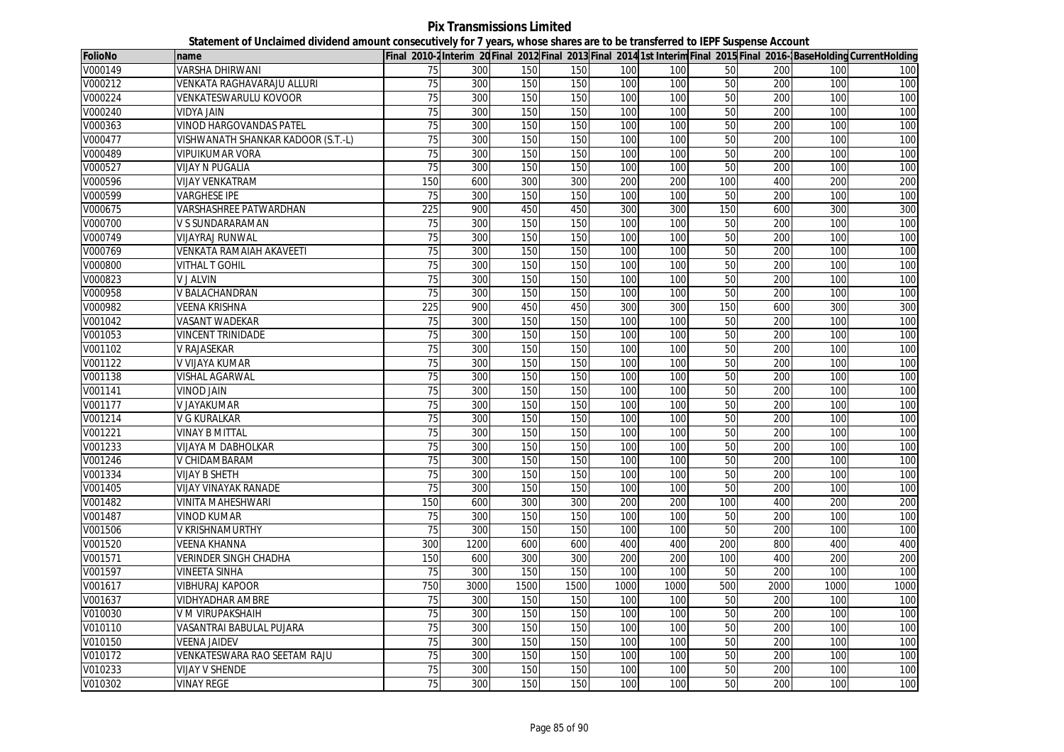# Pix Transmissions Limited

## Statement of Unclaimed dividend amount consecutively for 7 years, whose shares are to be transferred to IEPF Suspense Account

| FolioNo | name | Final 2010-2 | Interim 20 | Final 2012 | Final 2013 | Final 2014 | 1st Interim | Final 2015 | Final 2016- | BaseHolding | CurrentHolding |
|---|---|---|---|---|---|---|---|---|---|---|---|
| V000149 | VARSHA DHIRWANI | 75 | 300 | 150 | 150 | 100 | 100 | 50 | 200 | 100 | 100 |
| V000212 | VENKATA RAGHAVARAJU ALLURI | 75 | 300 | 150 | 150 | 100 | 100 | 50 | 200 | 100 | 100 |
| V000224 | VENKATESWARULU KOVOOR | 75 | 300 | 150 | 150 | 100 | 100 | 50 | 200 | 100 | 100 |
| V000240 | VIDYA JAIN | 75 | 300 | 150 | 150 | 100 | 100 | 50 | 200 | 100 | 100 |
| V000363 | VINOD HARGOVANDAS PATEL | 75 | 300 | 150 | 150 | 100 | 100 | 50 | 200 | 100 | 100 |
| V000477 | VISHWANATH SHANKAR KADOOR (S.T.-L) | 75 | 300 | 150 | 150 | 100 | 100 | 50 | 200 | 100 | 100 |
| V000489 | VIPUIKUMAR VORA | 75 | 300 | 150 | 150 | 100 | 100 | 50 | 200 | 100 | 100 |
| V000527 | VIJAY N PUGALIA | 75 | 300 | 150 | 150 | 100 | 100 | 50 | 200 | 100 | 100 |
| V000596 | VIJAY VENKATRAM | 150 | 600 | 300 | 300 | 200 | 200 | 100 | 400 | 200 | 200 |
| V000599 | VARGHESE IPE | 75 | 300 | 150 | 150 | 100 | 100 | 50 | 200 | 100 | 100 |
| V000675 | VARSHASHREE PATWARDHAN | 225 | 900 | 450 | 450 | 300 | 300 | 150 | 600 | 300 | 300 |
| V000700 | V S SUNDARARAMAN | 75 | 300 | 150 | 150 | 100 | 100 | 50 | 200 | 100 | 100 |
| V000749 | VIJAYRAJ RUNWAL | 75 | 300 | 150 | 150 | 100 | 100 | 50 | 200 | 100 | 100 |
| V000769 | VENKATA RAMAIAH AKAVEETI | 75 | 300 | 150 | 150 | 100 | 100 | 50 | 200 | 100 | 100 |
| V000800 | VITHAL T GOHIL | 75 | 300 | 150 | 150 | 100 | 100 | 50 | 200 | 100 | 100 |
| V000823 | V J ALVIN | 75 | 300 | 150 | 150 | 100 | 100 | 50 | 200 | 100 | 100 |
| V000958 | V BALACHANDRAN | 75 | 300 | 150 | 150 | 100 | 100 | 50 | 200 | 100 | 100 |
| V000982 | VEENA KRISHNA | 225 | 900 | 450 | 450 | 300 | 300 | 150 | 600 | 300 | 300 |
| V001042 | VASANT WADEKAR | 75 | 300 | 150 | 150 | 100 | 100 | 50 | 200 | 100 | 100 |
| V001053 | VINCENT TRINIDADE | 75 | 300 | 150 | 150 | 100 | 100 | 50 | 200 | 100 | 100 |
| V001102 | V RAJASEKAR | 75 | 300 | 150 | 150 | 100 | 100 | 50 | 200 | 100 | 100 |
| V001122 | V VIJAYA KUMAR | 75 | 300 | 150 | 150 | 100 | 100 | 50 | 200 | 100 | 100 |
| V001138 | VISHAL AGARWAL | 75 | 300 | 150 | 150 | 100 | 100 | 50 | 200 | 100 | 100 |
| V001141 | VINOD JAIN | 75 | 300 | 150 | 150 | 100 | 100 | 50 | 200 | 100 | 100 |
| V001177 | V JAYAKUMAR | 75 | 300 | 150 | 150 | 100 | 100 | 50 | 200 | 100 | 100 |
| V001214 | V G KURALKAR | 75 | 300 | 150 | 150 | 100 | 100 | 50 | 200 | 100 | 100 |
| V001221 | VINAY B MITTAL | 75 | 300 | 150 | 150 | 100 | 100 | 50 | 200 | 100 | 100 |
| V001233 | VIJAYA M DABHOLKAR | 75 | 300 | 150 | 150 | 100 | 100 | 50 | 200 | 100 | 100 |
| V001246 | V CHIDAMBARAM | 75 | 300 | 150 | 150 | 100 | 100 | 50 | 200 | 100 | 100 |
| V001334 | VIJAY B SHETH | 75 | 300 | 150 | 150 | 100 | 100 | 50 | 200 | 100 | 100 |
| V001405 | VIJAY VINAYAK RANADE | 75 | 300 | 150 | 150 | 100 | 100 | 50 | 200 | 100 | 100 |
| V001482 | VINITA MAHESHWARI | 150 | 600 | 300 | 300 | 200 | 200 | 100 | 400 | 200 | 200 |
| V001487 | VINOD KUMAR | 75 | 300 | 150 | 150 | 100 | 100 | 50 | 200 | 100 | 100 |
| V001506 | V KRISHNAMURTHY | 75 | 300 | 150 | 150 | 100 | 100 | 50 | 200 | 100 | 100 |
| V001520 | VEENA KHANNA | 300 | 1200 | 600 | 600 | 400 | 400 | 200 | 800 | 400 | 400 |
| V001571 | VERINDER SINGH CHADHA | 150 | 600 | 300 | 300 | 200 | 200 | 100 | 400 | 200 | 200 |
| V001597 | VINEETA SINHA | 75 | 300 | 150 | 150 | 100 | 100 | 50 | 200 | 100 | 100 |
| V001617 | VIBHURAJ KAPOOR | 750 | 3000 | 1500 | 1500 | 1000 | 1000 | 500 | 2000 | 1000 | 1000 |
| V001637 | VIDHYADHAR AMBRE | 75 | 300 | 150 | 150 | 100 | 100 | 50 | 200 | 100 | 100 |
| V010030 | V M VIRUPAKSHAIH | 75 | 300 | 150 | 150 | 100 | 100 | 50 | 200 | 100 | 100 |
| V010110 | VASANTRAI BABULAL PUJARA | 75 | 300 | 150 | 150 | 100 | 100 | 50 | 200 | 100 | 100 |
| V010150 | VEENA JAIDEV | 75 | 300 | 150 | 150 | 100 | 100 | 50 | 200 | 100 | 100 |
| V010172 | VENKATESWARA RAO SEETAM RAJU | 75 | 300 | 150 | 150 | 100 | 100 | 50 | 200 | 100 | 100 |
| V010233 | VIJAY V SHENDE | 75 | 300 | 150 | 150 | 100 | 100 | 50 | 200 | 100 | 100 |
| V010302 | VINAY REGE | 75 | 300 | 150 | 150 | 100 | 100 | 50 | 200 | 100 | 100 |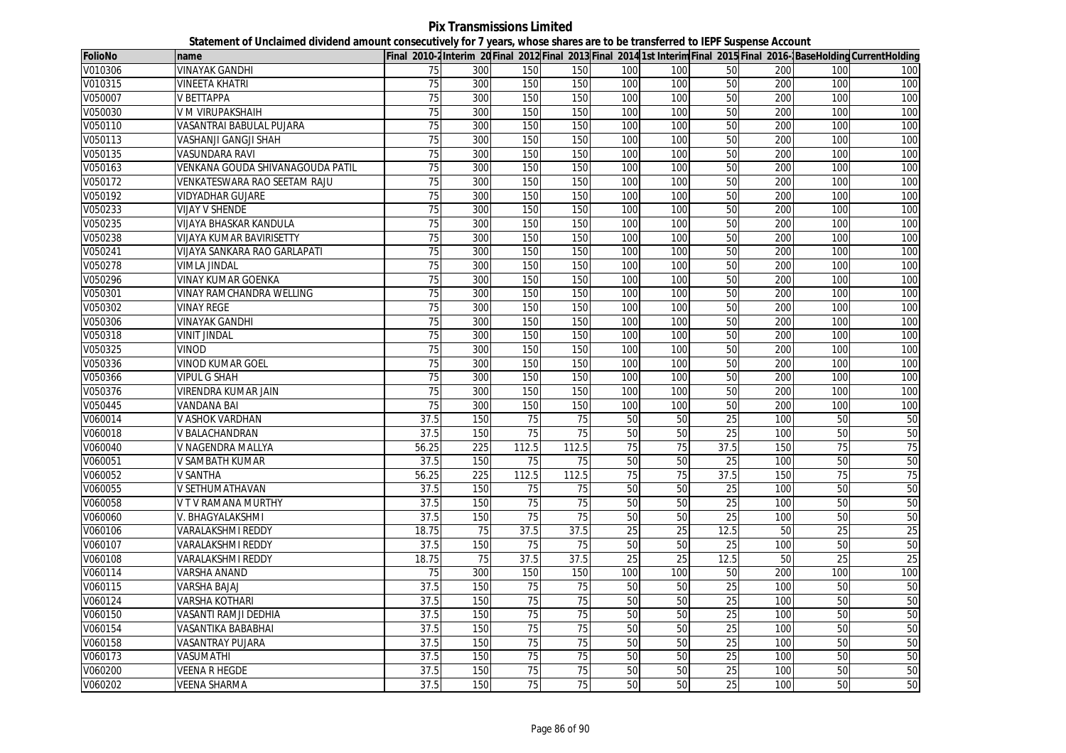# Pix Transmissions Limited

## Statement of Unclaimed dividend amount consecutively for 7 years, whose shares are to be transferred to IEPF Suspense Account

| FolioNo | name | Final 2010-2 | Interim 20 | Final 2012 | Final 2013 | Final 2014 | 1st Interim | Final 2015 | Final 2016- | BaseHolding | CurrentHolding |
|---|---|---|---|---|---|---|---|---|---|---|---|
| V010306 | VINAYAK GANDHI | 75 | 300 | 150 | 150 | 100 | 100 | 50 | 200 | 100 | 100 |
| V010315 | VINEETA KHATRI | 75 | 300 | 150 | 150 | 100 | 100 | 50 | 200 | 100 | 100 |
| V050007 | V BETTAPPA | 75 | 300 | 150 | 150 | 100 | 100 | 50 | 200 | 100 | 100 |
| V050030 | V M VIRUPAKSHAIH | 75 | 300 | 150 | 150 | 100 | 100 | 50 | 200 | 100 | 100 |
| V050110 | VASANTRAI BABULAL PUJARA | 75 | 300 | 150 | 150 | 100 | 100 | 50 | 200 | 100 | 100 |
| V050113 | VASHANJI GANGJI SHAH | 75 | 300 | 150 | 150 | 100 | 100 | 50 | 200 | 100 | 100 |
| V050135 | VASUNDARA RAVI | 75 | 300 | 150 | 150 | 100 | 100 | 50 | 200 | 100 | 100 |
| V050163 | VENKANA GOUDA SHIVANAGOUDA PATIL | 75 | 300 | 150 | 150 | 100 | 100 | 50 | 200 | 100 | 100 |
| V050172 | VENKATESWARA RAO SEETAM RAJU | 75 | 300 | 150 | 150 | 100 | 100 | 50 | 200 | 100 | 100 |
| V050192 | VIDYADHAR GUJARE | 75 | 300 | 150 | 150 | 100 | 100 | 50 | 200 | 100 | 100 |
| V050233 | VIJAY V SHENDE | 75 | 300 | 150 | 150 | 100 | 100 | 50 | 200 | 100 | 100 |
| V050235 | VIJAYA BHASKAR KANDULA | 75 | 300 | 150 | 150 | 100 | 100 | 50 | 200 | 100 | 100 |
| V050238 | VIJAYA KUMAR BAVIRISETTY | 75 | 300 | 150 | 150 | 100 | 100 | 50 | 200 | 100 | 100 |
| V050241 | VIJAYA SANKARA RAO GARLAPATI | 75 | 300 | 150 | 150 | 100 | 100 | 50 | 200 | 100 | 100 |
| V050278 | VIMLA JINDAL | 75 | 300 | 150 | 150 | 100 | 100 | 50 | 200 | 100 | 100 |
| V050296 | VINAY KUMAR GOENKA | 75 | 300 | 150 | 150 | 100 | 100 | 50 | 200 | 100 | 100 |
| V050301 | VINAY RAMCHANDRA WELLING | 75 | 300 | 150 | 150 | 100 | 100 | 50 | 200 | 100 | 100 |
| V050302 | VINAY REGE | 75 | 300 | 150 | 150 | 100 | 100 | 50 | 200 | 100 | 100 |
| V050306 | VINAYAK GANDHI | 75 | 300 | 150 | 150 | 100 | 100 | 50 | 200 | 100 | 100 |
| V050318 | VINIT JINDAL | 75 | 300 | 150 | 150 | 100 | 100 | 50 | 200 | 100 | 100 |
| V050325 | VINOD | 75 | 300 | 150 | 150 | 100 | 100 | 50 | 200 | 100 | 100 |
| V050336 | VINOD KUMAR GOEL | 75 | 300 | 150 | 150 | 100 | 100 | 50 | 200 | 100 | 100 |
| V050366 | VIPUL G SHAH | 75 | 300 | 150 | 150 | 100 | 100 | 50 | 200 | 100 | 100 |
| V050376 | VIRENDRA KUMAR JAIN | 75 | 300 | 150 | 150 | 100 | 100 | 50 | 200 | 100 | 100 |
| V050445 | VANDANA BAI | 75 | 300 | 150 | 150 | 100 | 100 | 50 | 200 | 100 | 100 |
| V060014 | V ASHOK VARDHAN | 37.5 | 150 | 75 | 75 | 50 | 50 | 25 | 100 | 50 | 50 |
| V060018 | V BALACHANDRAN | 37.5 | 150 | 75 | 75 | 50 | 50 | 25 | 100 | 50 | 50 |
| V060040 | V NAGENDRA MALLYA | 56.25 | 225 | 112.5 | 112.5 | 75 | 75 | 37.5 | 150 | 75 | 75 |
| V060051 | V SAMBATH KUMAR | 37.5 | 150 | 75 | 75 | 50 | 50 | 25 | 100 | 50 | 50 |
| V060052 | V SANTHA | 56.25 | 225 | 112.5 | 112.5 | 75 | 75 | 37.5 | 150 | 75 | 75 |
| V060055 | V SETHUMATHAVAN | 37.5 | 150 | 75 | 75 | 50 | 50 | 25 | 100 | 50 | 50 |
| V060058 | V T V RAMANA MURTHY | 37.5 | 150 | 75 | 75 | 50 | 50 | 25 | 100 | 50 | 50 |
| V060060 | V. BHAGYALAKSHMI | 37.5 | 150 | 75 | 75 | 50 | 50 | 25 | 100 | 50 | 50 |
| V060106 | VARALAKSHMI REDDY | 18.75 | 75 | 37.5 | 37.5 | 25 | 25 | 12.5 | 50 | 25 | 25 |
| V060107 | VARALAKSHMI REDDY | 37.5 | 150 | 75 | 75 | 50 | 50 | 25 | 100 | 50 | 50 |
| V060108 | VARALAKSHMI REDDY | 18.75 | 75 | 37.5 | 37.5 | 25 | 25 | 12.5 | 50 | 25 | 25 |
| V060114 | VARSHA ANAND | 75 | 300 | 150 | 150 | 100 | 100 | 50 | 200 | 100 | 100 |
| V060115 | VARSHA BAJAJ | 37.5 | 150 | 75 | 75 | 50 | 50 | 25 | 100 | 50 | 50 |
| V060124 | VARSHA KOTHARI | 37.5 | 150 | 75 | 75 | 50 | 50 | 25 | 100 | 50 | 50 |
| V060150 | VASANTI RAMJI DEDHIA | 37.5 | 150 | 75 | 75 | 50 | 50 | 25 | 100 | 50 | 50 |
| V060154 | VASANTIKA BABABHAI | 37.5 | 150 | 75 | 75 | 50 | 50 | 25 | 100 | 50 | 50 |
| V060158 | VASANTRAY PUJARA | 37.5 | 150 | 75 | 75 | 50 | 50 | 25 | 100 | 50 | 50 |
| V060173 | VASUMATHI | 37.5 | 150 | 75 | 75 | 50 | 50 | 25 | 100 | 50 | 50 |
| V060200 | VEENA R HEGDE | 37.5 | 150 | 75 | 75 | 50 | 50 | 25 | 100 | 50 | 50 |
| V060202 | VEENA SHARMA | 37.5 | 150 | 75 | 75 | 50 | 50 | 25 | 100 | 50 | 50 |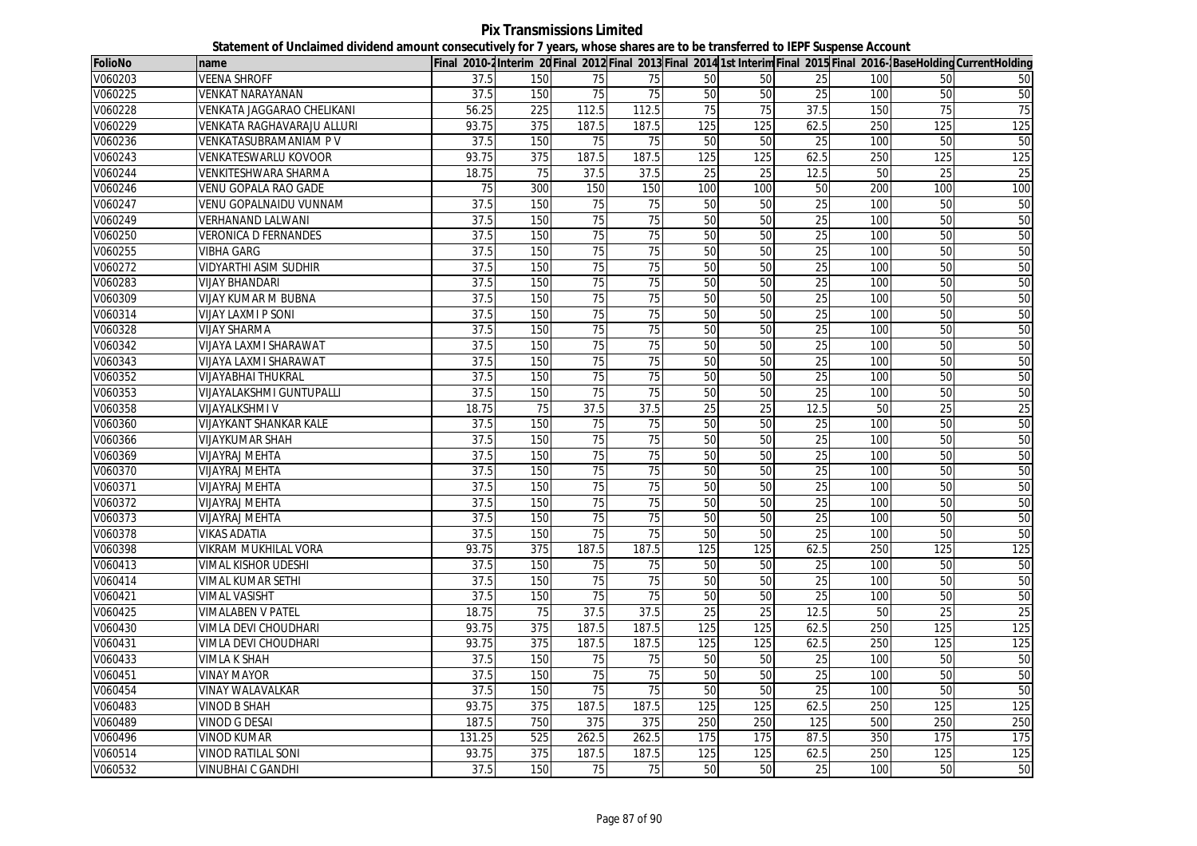# Pix Transmissions Limited

## Statement of Unclaimed dividend amount consecutively for 7 years, whose shares are to be transferred to IEPF Suspense Account

| FolioNo | name | Final 2010-2 | Interim 20 | Final 2012 | Final 2013 | Final 2014 | 1st Interim | Final 2015 | Final 2016- | BaseHolding | CurrentHolding |
|---|---|---|---|---|---|---|---|---|---|---|---|
| V060203 | VEENA SHROFF | 37.5 | 150 | 75 | 75 | 50 | 50 | 25 | 100 | 50 | 50 |
| V060225 | VENKAT NARAYANAN | 37.5 | 150 | 75 | 75 | 50 | 50 | 25 | 100 | 50 | 50 |
| V060228 | VENKATA JAGGARAO CHELIKANI | 56.25 | 225 | 112.5 | 112.5 | 75 | 75 | 37.5 | 150 | 75 | 75 |
| V060229 | VENKATA RAGHAVARAJU ALLURI | 93.75 | 375 | 187.5 | 187.5 | 125 | 125 | 62.5 | 250 | 125 | 125 |
| V060236 | VENKATASUBRAMANIAM P V | 37.5 | 150 | 75 | 75 | 50 | 50 | 25 | 100 | 50 | 50 |
| V060243 | VENKATESWARLU KOVOOR | 93.75 | 375 | 187.5 | 187.5 | 125 | 125 | 62.5 | 250 | 125 | 125 |
| V060244 | VENKITESHWARA SHARMA | 18.75 | 75 | 37.5 | 37.5 | 25 | 25 | 12.5 | 50 | 25 | 25 |
| V060246 | VENU GOPALA RAO GADE | 75 | 300 | 150 | 150 | 100 | 100 | 50 | 200 | 100 | 100 |
| V060247 | VENU GOPALNAIDU VUNNAM | 37.5 | 150 | 75 | 75 | 50 | 50 | 25 | 100 | 50 | 50 |
| V060249 | VERHANAND LALWANI | 37.5 | 150 | 75 | 75 | 50 | 50 | 25 | 100 | 50 | 50 |
| V060250 | VERONICA D FERNANDES | 37.5 | 150 | 75 | 75 | 50 | 50 | 25 | 100 | 50 | 50 |
| V060255 | VIBHA GARG | 37.5 | 150 | 75 | 75 | 50 | 50 | 25 | 100 | 50 | 50 |
| V060272 | VIDYARTHI ASIM SUDHIR | 37.5 | 150 | 75 | 75 | 50 | 50 | 25 | 100 | 50 | 50 |
| V060283 | VIJAY BHANDARI | 37.5 | 150 | 75 | 75 | 50 | 50 | 25 | 100 | 50 | 50 |
| V060309 | VIJAY KUMAR M BUBNA | 37.5 | 150 | 75 | 75 | 50 | 50 | 25 | 100 | 50 | 50 |
| V060314 | VIJAY LAXMI P SONI | 37.5 | 150 | 75 | 75 | 50 | 50 | 25 | 100 | 50 | 50 |
| V060328 | VIJAY SHARMA | 37.5 | 150 | 75 | 75 | 50 | 50 | 25 | 100 | 50 | 50 |
| V060342 | VIJAYA LAXMI SHARAWAT | 37.5 | 150 | 75 | 75 | 50 | 50 | 25 | 100 | 50 | 50 |
| V060343 | VIJAYA LAXMI SHARAWAT | 37.5 | 150 | 75 | 75 | 50 | 50 | 25 | 100 | 50 | 50 |
| V060352 | VIJAYABHAI THUKRAL | 37.5 | 150 | 75 | 75 | 50 | 50 | 25 | 100 | 50 | 50 |
| V060353 | VIJAYALAKSHMI GUNTUPALLI | 37.5 | 150 | 75 | 75 | 50 | 50 | 25 | 100 | 50 | 50 |
| V060358 | VIJAYALKSHMI V | 18.75 | 75 | 37.5 | 37.5 | 25 | 25 | 12.5 | 50 | 25 | 25 |
| V060360 | VIJAYKANT SHANKAR KALE | 37.5 | 150 | 75 | 75 | 50 | 50 | 25 | 100 | 50 | 50 |
| V060366 | VIJAYKUMAR SHAH | 37.5 | 150 | 75 | 75 | 50 | 50 | 25 | 100 | 50 | 50 |
| V060369 | VIJAYRAJ MEHTA | 37.5 | 150 | 75 | 75 | 50 | 50 | 25 | 100 | 50 | 50 |
| V060370 | VIJAYRAJ MEHTA | 37.5 | 150 | 75 | 75 | 50 | 50 | 25 | 100 | 50 | 50 |
| V060371 | VIJAYRAJ MEHTA | 37.5 | 150 | 75 | 75 | 50 | 50 | 25 | 100 | 50 | 50 |
| V060372 | VIJAYRAJ MEHTA | 37.5 | 150 | 75 | 75 | 50 | 50 | 25 | 100 | 50 | 50 |
| V060373 | VIJAYRAJ MEHTA | 37.5 | 150 | 75 | 75 | 50 | 50 | 25 | 100 | 50 | 50 |
| V060378 | VIKAS ADATIA | 37.5 | 150 | 75 | 75 | 50 | 50 | 25 | 100 | 50 | 50 |
| V060398 | VIKRAM MUKHILAL VORA | 93.75 | 375 | 187.5 | 187.5 | 125 | 125 | 62.5 | 250 | 125 | 125 |
| V060413 | VIMAL KISHOR UDESHI | 37.5 | 150 | 75 | 75 | 50 | 50 | 25 | 100 | 50 | 50 |
| V060414 | VIMAL KUMAR SETHI | 37.5 | 150 | 75 | 75 | 50 | 50 | 25 | 100 | 50 | 50 |
| V060421 | VIMAL VASISHT | 37.5 | 150 | 75 | 75 | 50 | 50 | 25 | 100 | 50 | 50 |
| V060425 | VIMALABEN V PATEL | 18.75 | 75 | 37.5 | 37.5 | 25 | 25 | 12.5 | 50 | 25 | 25 |
| V060430 | VIMLA DEVI CHOUDHARI | 93.75 | 375 | 187.5 | 187.5 | 125 | 125 | 62.5 | 250 | 125 | 125 |
| V060431 | VIMLA DEVI CHOUDHARI | 93.75 | 375 | 187.5 | 187.5 | 125 | 125 | 62.5 | 250 | 125 | 125 |
| V060433 | VIMLA K SHAH | 37.5 | 150 | 75 | 75 | 50 | 50 | 25 | 100 | 50 | 50 |
| V060451 | VINAY MAYOR | 37.5 | 150 | 75 | 75 | 50 | 50 | 25 | 100 | 50 | 50 |
| V060454 | VINAY WALAVALKAR | 37.5 | 150 | 75 | 75 | 50 | 50 | 25 | 100 | 50 | 50 |
| V060483 | VINOD B SHAH | 93.75 | 375 | 187.5 | 187.5 | 125 | 125 | 62.5 | 250 | 125 | 125 |
| V060489 | VINOD G DESAI | 187.5 | 750 | 375 | 375 | 250 | 250 | 125 | 500 | 250 | 250 |
| V060496 | VINOD KUMAR | 131.25 | 525 | 262.5 | 262.5 | 175 | 175 | 87.5 | 350 | 175 | 175 |
| V060514 | VINOD RATILAL SONI | 93.75 | 375 | 187.5 | 187.5 | 125 | 125 | 62.5 | 250 | 125 | 125 |
| V060532 | VINUBHAI C GANDHI | 37.5 | 150 | 75 | 75 | 50 | 50 | 25 | 100 | 50 | 50 |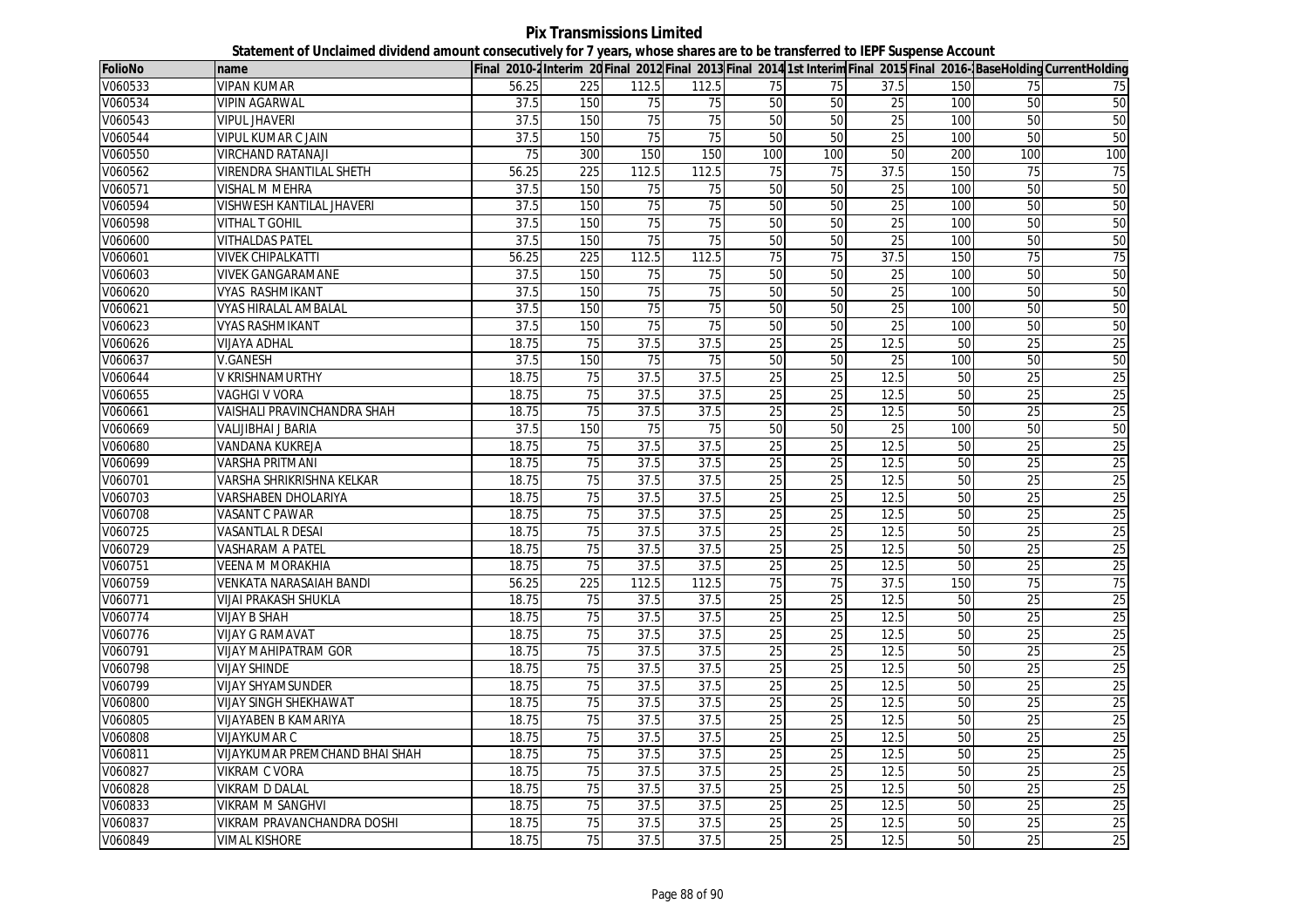**Pix Transmissions Limited**

**Statement of Unclaimed dividend amount consecutively for 7 years, whose shares are to be transferred to IEPF Suspense Account**

| FolioNo | name | Final 2010-2 | Interim 20 | Final 2012 | Final 2013 | Final 2014 | 1st Interim | Final 2015 | Final 2016- | BaseHolding | CurrentHolding |
|---|---|---|---|---|---|---|---|---|---|---|---|
| V060533 | VIPAN KUMAR | 56.25 | 225 | 112.5 | 112.5 | 75 | 75 | 37.5 | 150 | 75 | 75 |
| V060534 | VIPIN AGARWAL | 37.5 | 150 | 75 | 75 | 50 | 50 | 25 | 100 | 50 | 50 |
| V060543 | VIPUL JHAVERI | 37.5 | 150 | 75 | 75 | 50 | 50 | 25 | 100 | 50 | 50 |
| V060544 | VIPUL KUMAR C JAIN | 37.5 | 150 | 75 | 75 | 50 | 50 | 25 | 100 | 50 | 50 |
| V060550 | VIRCHAND RATANAJI | 75 | 300 | 150 | 150 | 100 | 100 | 50 | 200 | 100 | 100 |
| V060562 | VIRENDRA SHANTILAL SHETH | 56.25 | 225 | 112.5 | 112.5 | 75 | 75 | 37.5 | 150 | 75 | 75 |
| V060571 | VISHAL M MEHRA | 37.5 | 150 | 75 | 75 | 50 | 50 | 25 | 100 | 50 | 50 |
| V060594 | VISHWESH KANTILAL JHAVERI | 37.5 | 150 | 75 | 75 | 50 | 50 | 25 | 100 | 50 | 50 |
| V060598 | VITHAL T GOHIL | 37.5 | 150 | 75 | 75 | 50 | 50 | 25 | 100 | 50 | 50 |
| V060600 | VITHALDAS PATEL | 37.5 | 150 | 75 | 75 | 50 | 50 | 25 | 100 | 50 | 50 |
| V060601 | VIVEK CHIPALKATTI | 56.25 | 225 | 112.5 | 112.5 | 75 | 75 | 37.5 | 150 | 75 | 75 |
| V060603 | VIVEK GANGARAMANE | 37.5 | 150 | 75 | 75 | 50 | 50 | 25 | 100 | 50 | 50 |
| V060620 | VYAS RASHMIKANT | 37.5 | 150 | 75 | 75 | 50 | 50 | 25 | 100 | 50 | 50 |
| V060621 | VYAS HIRALAL AMBALAL | 37.5 | 150 | 75 | 75 | 50 | 50 | 25 | 100 | 50 | 50 |
| V060623 | VYAS RASHMIKANT | 37.5 | 150 | 75 | 75 | 50 | 50 | 25 | 100 | 50 | 50 |
| V060626 | VIJAYA ADHAL | 18.75 | 75 | 37.5 | 37.5 | 25 | 25 | 12.5 | 50 | 25 | 25 |
| V060637 | V.GANESH | 37.5 | 150 | 75 | 75 | 50 | 50 | 25 | 100 | 50 | 50 |
| V060644 | V KRISHNAMURTHY | 18.75 | 75 | 37.5 | 37.5 | 25 | 25 | 12.5 | 50 | 25 | 25 |
| V060655 | VAGHGI V VORA | 18.75 | 75 | 37.5 | 37.5 | 25 | 25 | 12.5 | 50 | 25 | 25 |
| V060661 | VAISHALI PRAVINCHANDRA SHAH | 18.75 | 75 | 37.5 | 37.5 | 25 | 25 | 12.5 | 50 | 25 | 25 |
| V060669 | VALIJIBHAI J BARIA | 37.5 | 150 | 75 | 75 | 50 | 50 | 25 | 100 | 50 | 50 |
| V060680 | VANDANA KUKREJA | 18.75 | 75 | 37.5 | 37.5 | 25 | 25 | 12.5 | 50 | 25 | 25 |
| V060699 | VARSHA PRITMANI | 18.75 | 75 | 37.5 | 37.5 | 25 | 25 | 12.5 | 50 | 25 | 25 |
| V060701 | VARSHA SHRIKRISHNA KELKAR | 18.75 | 75 | 37.5 | 37.5 | 25 | 25 | 12.5 | 50 | 25 | 25 |
| V060703 | VARSHABEN DHOLARIYA | 18.75 | 75 | 37.5 | 37.5 | 25 | 25 | 12.5 | 50 | 25 | 25 |
| V060708 | VASANT C PAWAR | 18.75 | 75 | 37.5 | 37.5 | 25 | 25 | 12.5 | 50 | 25 | 25 |
| V060725 | VASANTLAL R DESAI | 18.75 | 75 | 37.5 | 37.5 | 25 | 25 | 12.5 | 50 | 25 | 25 |
| V060729 | VASHARAM A PATEL | 18.75 | 75 | 37.5 | 37.5 | 25 | 25 | 12.5 | 50 | 25 | 25 |
| V060751 | VEENA M MORAKHIA | 18.75 | 75 | 37.5 | 37.5 | 25 | 25 | 12.5 | 50 | 25 | 25 |
| V060759 | VENKATA NARASAIAH BANDI | 56.25 | 225 | 112.5 | 112.5 | 75 | 75 | 37.5 | 150 | 75 | 75 |
| V060771 | VIJAI PRAKASH SHUKLA | 18.75 | 75 | 37.5 | 37.5 | 25 | 25 | 12.5 | 50 | 25 | 25 |
| V060774 | VIJAY B SHAH | 18.75 | 75 | 37.5 | 37.5 | 25 | 25 | 12.5 | 50 | 25 | 25 |
| V060776 | VIJAY G RAMAVAT | 18.75 | 75 | 37.5 | 37.5 | 25 | 25 | 12.5 | 50 | 25 | 25 |
| V060791 | VIJAY MAHIPATRAM GOR | 18.75 | 75 | 37.5 | 37.5 | 25 | 25 | 12.5 | 50 | 25 | 25 |
| V060798 | VIJAY SHINDE | 18.75 | 75 | 37.5 | 37.5 | 25 | 25 | 12.5 | 50 | 25 | 25 |
| V060799 | VIJAY SHYAMSUNDER | 18.75 | 75 | 37.5 | 37.5 | 25 | 25 | 12.5 | 50 | 25 | 25 |
| V060800 | VIJAY SINGH SHEKHAWAT | 18.75 | 75 | 37.5 | 37.5 | 25 | 25 | 12.5 | 50 | 25 | 25 |
| V060805 | VIJAYABEN B KAMARIYA | 18.75 | 75 | 37.5 | 37.5 | 25 | 25 | 12.5 | 50 | 25 | 25 |
| V060808 | VIJAYKUMAR C | 18.75 | 75 | 37.5 | 37.5 | 25 | 25 | 12.5 | 50 | 25 | 25 |
| V060811 | VIJAYKUMAR PREMCHAND BHAI SHAH | 18.75 | 75 | 37.5 | 37.5 | 25 | 25 | 12.5 | 50 | 25 | 25 |
| V060827 | VIKRAM C VORA | 18.75 | 75 | 37.5 | 37.5 | 25 | 25 | 12.5 | 50 | 25 | 25 |
| V060828 | VIKRAM D DALAL | 18.75 | 75 | 37.5 | 37.5 | 25 | 25 | 12.5 | 50 | 25 | 25 |
| V060833 | VIKRAM M SANGHVI | 18.75 | 75 | 37.5 | 37.5 | 25 | 25 | 12.5 | 50 | 25 | 25 |
| V060837 | VIKRAM PRAVANCHANDRA DOSHI | 18.75 | 75 | 37.5 | 37.5 | 25 | 25 | 12.5 | 50 | 25 | 25 |
| V060849 | VIMAL KISHORE | 18.75 | 75 | 37.5 | 37.5 | 25 | 25 | 12.5 | 50 | 25 | 25 |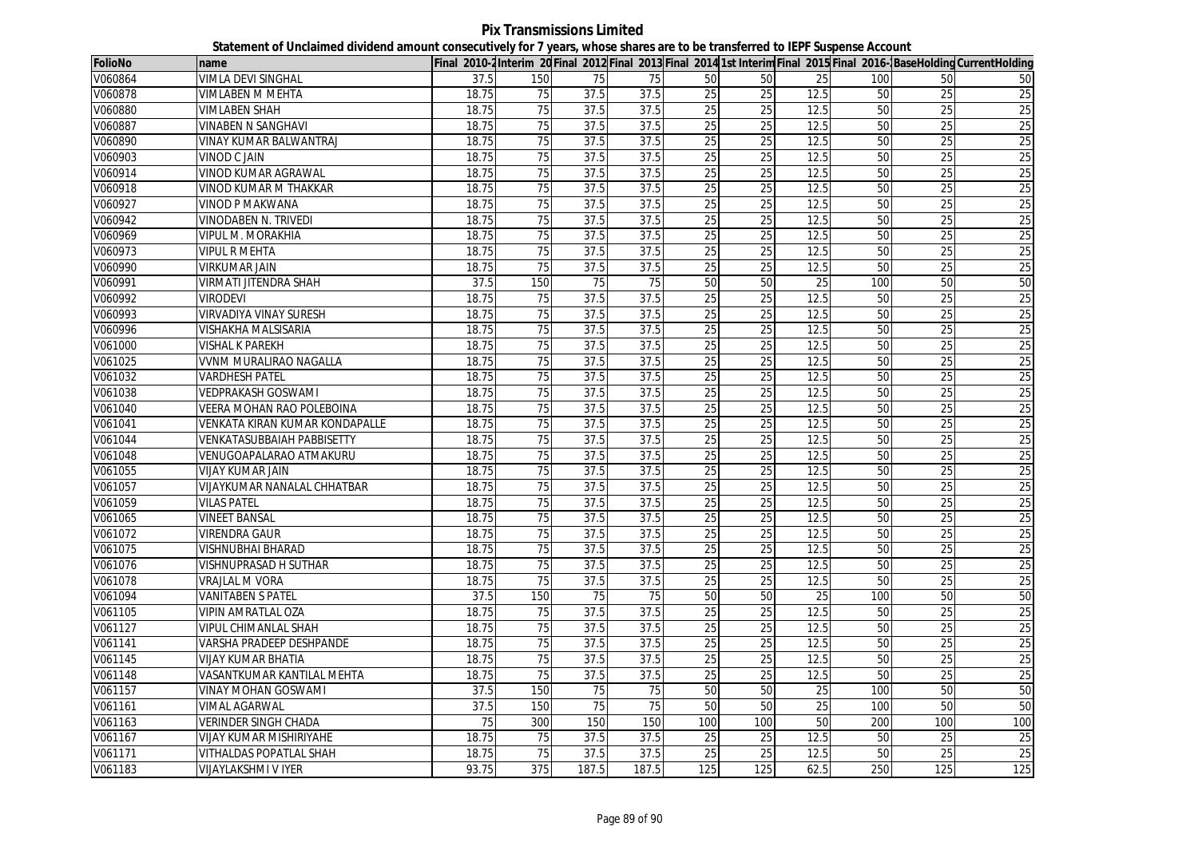# Pix Transmissions Limited

**Statement of Unclaimed dividend amount consecutively for 7 years, whose shares are to be transferred to IEPF Suspense Account**

| FolioNo | name | Final 2010-2 | Interim 20 | Final 2012 | Final 2013 | Final 2014 | 1st Interim | Final 2015 | Final 2016-1 | BaseHolding | CurrentHolding |
|---|---|---|---|---|---|---|---|---|---|---|---|
| V060864 | VIMLA DEVI SINGHAL | 37.5 | 150 | 75 | 75 | 50 | 50 | 25 | 100 | 50 | 50 |
| V060878 | VIMLABEN M MEHTA | 18.75 | 75 | 37.5 | 37.5 | 25 | 25 | 12.5 | 50 | 25 | 25 |
| V060880 | VIMLABEN SHAH | 18.75 | 75 | 37.5 | 37.5 | 25 | 25 | 12.5 | 50 | 25 | 25 |
| V060887 | VINABEN N SANGHAVI | 18.75 | 75 | 37.5 | 37.5 | 25 | 25 | 12.5 | 50 | 25 | 25 |
| V060890 | VINAY KUMAR BALWANTRAJ | 18.75 | 75 | 37.5 | 37.5 | 25 | 25 | 12.5 | 50 | 25 | 25 |
| V060903 | VINOD C JAIN | 18.75 | 75 | 37.5 | 37.5 | 25 | 25 | 12.5 | 50 | 25 | 25 |
| V060914 | VINOD KUMAR AGRAWAL | 18.75 | 75 | 37.5 | 37.5 | 25 | 25 | 12.5 | 50 | 25 | 25 |
| V060918 | VINOD KUMAR M THAKKAR | 18.75 | 75 | 37.5 | 37.5 | 25 | 25 | 12.5 | 50 | 25 | 25 |
| V060927 | VINOD P MAKWANA | 18.75 | 75 | 37.5 | 37.5 | 25 | 25 | 12.5 | 50 | 25 | 25 |
| V060942 | VINODABEN N. TRIVEDI | 18.75 | 75 | 37.5 | 37.5 | 25 | 25 | 12.5 | 50 | 25 | 25 |
| V060969 | VIPUL M. MORAKHIA | 18.75 | 75 | 37.5 | 37.5 | 25 | 25 | 12.5 | 50 | 25 | 25 |
| V060973 | VIPUL R MEHTA | 18.75 | 75 | 37.5 | 37.5 | 25 | 25 | 12.5 | 50 | 25 | 25 |
| V060990 | VIRKUMAR JAIN | 18.75 | 75 | 37.5 | 37.5 | 25 | 25 | 12.5 | 50 | 25 | 25 |
| V060991 | VIRMATI JITENDRA SHAH | 37.5 | 150 | 75 | 75 | 50 | 50 | 25 | 100 | 50 | 50 |
| V060992 | VIRODEVI | 18.75 | 75 | 37.5 | 37.5 | 25 | 25 | 12.5 | 50 | 25 | 25 |
| V060993 | VIRVADIYA VINAY SURESH | 18.75 | 75 | 37.5 | 37.5 | 25 | 25 | 12.5 | 50 | 25 | 25 |
| V060996 | VISHAKHA MALSISARIA | 18.75 | 75 | 37.5 | 37.5 | 25 | 25 | 12.5 | 50 | 25 | 25 |
| V061000 | VISHAL K PAREKH | 18.75 | 75 | 37.5 | 37.5 | 25 | 25 | 12.5 | 50 | 25 | 25 |
| V061025 | VVNM MURALIRAO NAGALLA | 18.75 | 75 | 37.5 | 37.5 | 25 | 25 | 12.5 | 50 | 25 | 25 |
| V061032 | VARDHESH PATEL | 18.75 | 75 | 37.5 | 37.5 | 25 | 25 | 12.5 | 50 | 25 | 25 |
| V061038 | VEDPRAKASH GOSWAMI | 18.75 | 75 | 37.5 | 37.5 | 25 | 25 | 12.5 | 50 | 25 | 25 |
| V061040 | VEERA MOHAN RAO POLEBOINA | 18.75 | 75 | 37.5 | 37.5 | 25 | 25 | 12.5 | 50 | 25 | 25 |
| V061041 | VENKATA KIRAN KUMAR KONDAPALLE | 18.75 | 75 | 37.5 | 37.5 | 25 | 25 | 12.5 | 50 | 25 | 25 |
| V061044 | VENKATASUBBAIAH PABBISETTY | 18.75 | 75 | 37.5 | 37.5 | 25 | 25 | 12.5 | 50 | 25 | 25 |
| V061048 | VENUGOAPALARAO ATMAKURU | 18.75 | 75 | 37.5 | 37.5 | 25 | 25 | 12.5 | 50 | 25 | 25 |
| V061055 | VIJAY KUMAR JAIN | 18.75 | 75 | 37.5 | 37.5 | 25 | 25 | 12.5 | 50 | 25 | 25 |
| V061057 | VIJAYKUMAR NANALAL CHHATBAR | 18.75 | 75 | 37.5 | 37.5 | 25 | 25 | 12.5 | 50 | 25 | 25 |
| V061059 | VILAS PATEL | 18.75 | 75 | 37.5 | 37.5 | 25 | 25 | 12.5 | 50 | 25 | 25 |
| V061065 | VINEET BANSAL | 18.75 | 75 | 37.5 | 37.5 | 25 | 25 | 12.5 | 50 | 25 | 25 |
| V061072 | VIRENDRA GAUR | 18.75 | 75 | 37.5 | 37.5 | 25 | 25 | 12.5 | 50 | 25 | 25 |
| V061075 | VISHNUBHAI BHARAD | 18.75 | 75 | 37.5 | 37.5 | 25 | 25 | 12.5 | 50 | 25 | 25 |
| V061076 | VISHNUPRASAD H SUTHAR | 18.75 | 75 | 37.5 | 37.5 | 25 | 25 | 12.5 | 50 | 25 | 25 |
| V061078 | VRAJLAL M VORA | 18.75 | 75 | 37.5 | 37.5 | 25 | 25 | 12.5 | 50 | 25 | 25 |
| V061094 | VANITABEN S PATEL | 37.5 | 150 | 75 | 75 | 50 | 50 | 25 | 100 | 50 | 50 |
| V061105 | VIPIN AMRATLAL OZA | 18.75 | 75 | 37.5 | 37.5 | 25 | 25 | 12.5 | 50 | 25 | 25 |
| V061127 | VIPUL CHIMANLAL SHAH | 18.75 | 75 | 37.5 | 37.5 | 25 | 25 | 12.5 | 50 | 25 | 25 |
| V061141 | VARSHA PRADEEP DESHPANDE | 18.75 | 75 | 37.5 | 37.5 | 25 | 25 | 12.5 | 50 | 25 | 25 |
| V061145 | VIJAY KUMAR BHATIA | 18.75 | 75 | 37.5 | 37.5 | 25 | 25 | 12.5 | 50 | 25 | 25 |
| V061148 | VASANTKUMAR KANTILAL MEHTA | 18.75 | 75 | 37.5 | 37.5 | 25 | 25 | 12.5 | 50 | 25 | 25 |
| V061157 | VINAY MOHAN GOSWAMI | 37.5 | 150 | 75 | 75 | 50 | 50 | 25 | 100 | 50 | 50 |
| V061161 | VIMAL AGARWAL | 37.5 | 150 | 75 | 75 | 50 | 50 | 25 | 100 | 50 | 50 |
| V061163 | VERINDER SINGH CHADA | 75 | 300 | 150 | 150 | 100 | 100 | 50 | 200 | 100 | 100 |
| V061167 | VIJAY KUMAR MISHIRIYAHE | 18.75 | 75 | 37.5 | 37.5 | 25 | 25 | 12.5 | 50 | 25 | 25 |
| V061171 | VITHALDAS POPATLAL SHAH | 18.75 | 75 | 37.5 | 37.5 | 25 | 25 | 12.5 | 50 | 25 | 25 |
| V061183 | VIJAYLAKSHMI V IYER | 93.75 | 375 | 187.5 | 187.5 | 125 | 125 | 62.5 | 250 | 125 | 125 |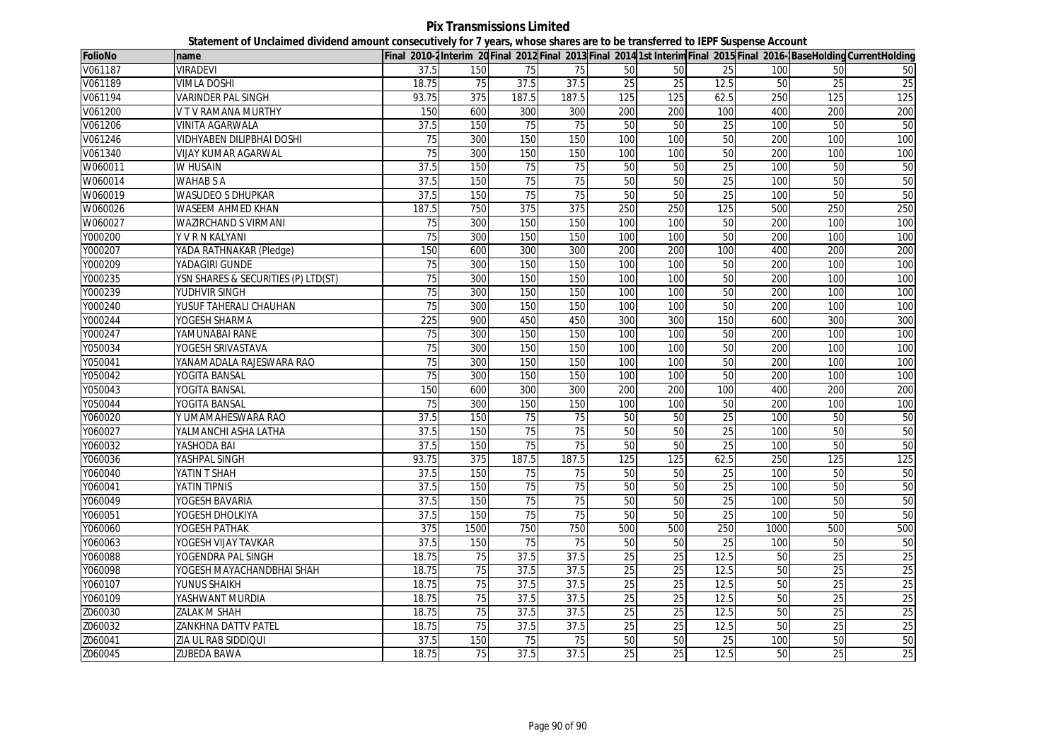**Pix Transmissions Limited**

**Statement of Unclaimed dividend amount consecutively for 7 years, whose shares are to be transferred to IEPF Suspense Account**

| FolioNo | name | Final 2010-2 | Interim 20 | Final 2012 | Final 2013 | Final 2014 | 1st Interim | Final 2015 | Final 2016- | BaseHolding | CurrentHolding |
|---|---|---|---|---|---|---|---|---|---|---|---|
| V061187 | VIRADEVI | 37.5 | 150 | 75 | 75 | 50 | 50 | 25 | 100 | 50 | 50 |
| V061189 | VIMLA DOSHI | 18.75 | 75 | 37.5 | 37.5 | 25 | 25 | 12.5 | 50 | 25 | 25 |
| V061194 | VARINDER PAL SINGH | 93.75 | 375 | 187.5 | 187.5 | 125 | 125 | 62.5 | 250 | 125 | 125 |
| V061200 | V T V RAMANA MURTHY | 150 | 600 | 300 | 300 | 200 | 200 | 100 | 400 | 200 | 200 |
| V061206 | VINITA AGARWALA | 37.5 | 150 | 75 | 75 | 50 | 50 | 25 | 100 | 50 | 50 |
| V061246 | VIDHYABEN DILIPBHAI DOSHI | 75 | 300 | 150 | 150 | 100 | 100 | 50 | 200 | 100 | 100 |
| V061340 | VIJAY KUMAR AGARWAL | 75 | 300 | 150 | 150 | 100 | 100 | 50 | 200 | 100 | 100 |
| W060011 | W HUSAIN | 37.5 | 150 | 75 | 75 | 50 | 50 | 25 | 100 | 50 | 50 |
| W060014 | WAHAB S A | 37.5 | 150 | 75 | 75 | 50 | 50 | 25 | 100 | 50 | 50 |
| W060019 | WASUDEO S DHUPKAR | 37.5 | 150 | 75 | 75 | 50 | 50 | 25 | 100 | 50 | 50 |
| W060026 | WASEEM AHMED KHAN | 187.5 | 750 | 375 | 375 | 250 | 250 | 125 | 500 | 250 | 250 |
| W060027 | WAZIRCHAND S VIRMANI | 75 | 300 | 150 | 150 | 100 | 100 | 50 | 200 | 100 | 100 |
| Y000200 | Y V R N KALYANI | 75 | 300 | 150 | 150 | 100 | 100 | 50 | 200 | 100 | 100 |
| Y000207 | YADA RATHNAKAR (Pledge) | 150 | 600 | 300 | 300 | 200 | 200 | 100 | 400 | 200 | 200 |
| Y000209 | YADAGIRI GUNDE | 75 | 300 | 150 | 150 | 100 | 100 | 50 | 200 | 100 | 100 |
| Y000235 | YSN SHARES & SECURITIES (P) LTD(ST) | 75 | 300 | 150 | 150 | 100 | 100 | 50 | 200 | 100 | 100 |
| Y000239 | YUDHVIR SINGH | 75 | 300 | 150 | 150 | 100 | 100 | 50 | 200 | 100 | 100 |
| Y000240 | YUSUF TAHERALI CHAUHAN | 75 | 300 | 150 | 150 | 100 | 100 | 50 | 200 | 100 | 100 |
| Y000244 | YOGESH SHARMA | 225 | 900 | 450 | 450 | 300 | 300 | 150 | 600 | 300 | 300 |
| Y000247 | YAMUNABAI RANE | 75 | 300 | 150 | 150 | 100 | 100 | 50 | 200 | 100 | 100 |
| Y050034 | YOGESH SRIVASTAVA | 75 | 300 | 150 | 150 | 100 | 100 | 50 | 200 | 100 | 100 |
| Y050041 | YANAMADALA RAJESWARA RAO | 75 | 300 | 150 | 150 | 100 | 100 | 50 | 200 | 100 | 100 |
| Y050042 | YOGITA BANSAL | 75 | 300 | 150 | 150 | 100 | 100 | 50 | 200 | 100 | 100 |
| Y050043 | YOGITA BANSAL | 150 | 600 | 300 | 300 | 200 | 200 | 100 | 400 | 200 | 200 |
| Y050044 | YOGITA BANSAL | 75 | 300 | 150 | 150 | 100 | 100 | 50 | 200 | 100 | 100 |
| Y060020 | Y UMAMAHESWARA RAO | 37.5 | 150 | 75 | 75 | 50 | 50 | 25 | 100 | 50 | 50 |
| Y060027 | YALMANCHI ASHA LATHA | 37.5 | 150 | 75 | 75 | 50 | 50 | 25 | 100 | 50 | 50 |
| Y060032 | YASHODA BAI | 37.5 | 150 | 75 | 75 | 50 | 50 | 25 | 100 | 50 | 50 |
| Y060036 | YASHPAL SINGH | 93.75 | 375 | 187.5 | 187.5 | 125 | 125 | 62.5 | 250 | 125 | 125 |
| Y060040 | YATIN T SHAH | 37.5 | 150 | 75 | 75 | 50 | 50 | 25 | 100 | 50 | 50 |
| Y060041 | YATIN TIPNIS | 37.5 | 150 | 75 | 75 | 50 | 50 | 25 | 100 | 50 | 50 |
| Y060049 | YOGESH BAVARIA | 37.5 | 150 | 75 | 75 | 50 | 50 | 25 | 100 | 50 | 50 |
| Y060051 | YOGESH DHOLKIYA | 37.5 | 150 | 75 | 75 | 50 | 50 | 25 | 100 | 50 | 50 |
| Y060060 | YOGESH PATHAK | 375 | 1500 | 750 | 750 | 500 | 500 | 250 | 1000 | 500 | 500 |
| Y060063 | YOGESH VIJAY TAVKAR | 37.5 | 150 | 75 | 75 | 50 | 50 | 25 | 100 | 50 | 50 |
| Y060088 | YOGENDRA PAL SINGH | 18.75 | 75 | 37.5 | 37.5 | 25 | 25 | 12.5 | 50 | 25 | 25 |
| Y060098 | YOGESH MAYACHANDBHAI SHAH | 18.75 | 75 | 37.5 | 37.5 | 25 | 25 | 12.5 | 50 | 25 | 25 |
| Y060107 | YUNUS SHAIKH | 18.75 | 75 | 37.5 | 37.5 | 25 | 25 | 12.5 | 50 | 25 | 25 |
| Y060109 | YASHWANT MURDIA | 18.75 | 75 | 37.5 | 37.5 | 25 | 25 | 12.5 | 50 | 25 | 25 |
| Z060030 | ZALAK M SHAH | 18.75 | 75 | 37.5 | 37.5 | 25 | 25 | 12.5 | 50 | 25 | 25 |
| Z060032 | ZANKHNA DATTV PATEL | 18.75 | 75 | 37.5 | 37.5 | 25 | 25 | 12.5 | 50 | 25 | 25 |
| Z060041 | ZIA UL RAB SIDDIQUI | 37.5 | 150 | 75 | 75 | 50 | 50 | 25 | 100 | 50 | 50 |
| Z060045 | ZUBEDA BAWA | 18.75 | 75 | 37.5 | 37.5 | 25 | 25 | 12.5 | 50 | 25 | 25 |